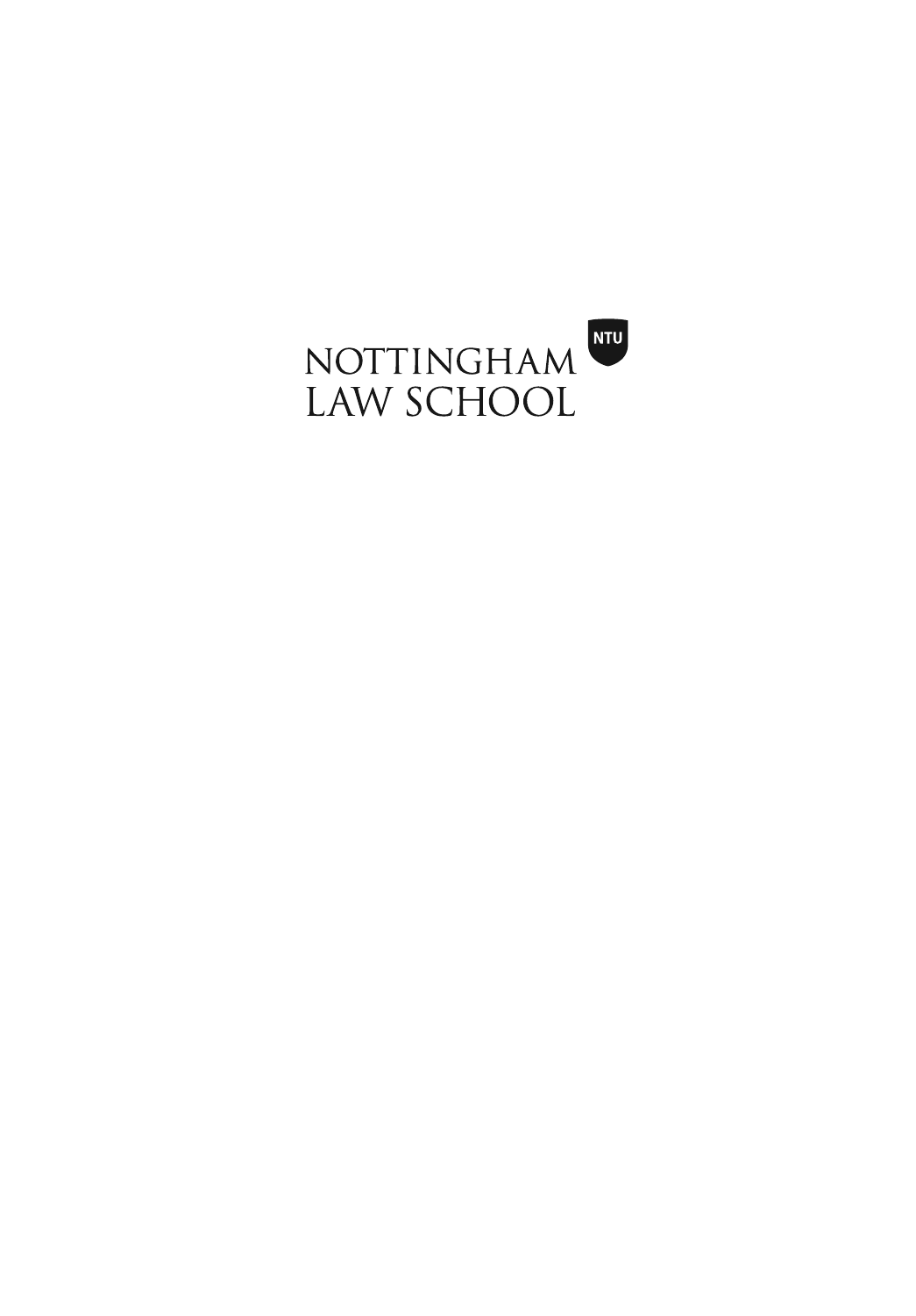NOTTINGHAM LAW SCHOOL

NTU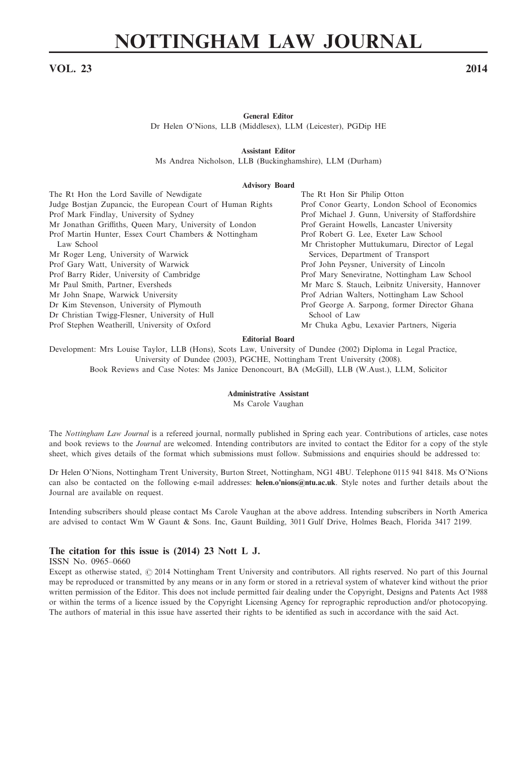# NOTTINGHAM LAW JOURNAL

**VOL. 23** **2014**

**General Editor**
Dr Helen O'Nions, LLB (Middlesex), LLM (Leicester), PGDip HE

**Assistant Editor**
Ms Andrea Nicholson, LLB (Buckinghamshire), LLM (Durham)

**Advisory Board**

The Rt Hon the Lord Saville of Newdigate
Judge Bostjan Zupancic, the European Court of Human Rights
Prof Mark Findlay, University of Sydney
Mr Jonathan Griffiths, Queen Mary, University of London
Prof Martin Hunter, Essex Court Chambers & Nottingham Law School
Mr Roger Leng, University of Warwick
Prof Gary Watt, University of Warwick
Prof Barry Rider, University of Cambridge
Mr Paul Smith, Partner, Eversheds
Mr John Snape, Warwick University
Dr Kim Stevenson, University of Plymouth
Dr Christian Twigg-Flesner, University of Hull
Prof Stephen Weatherill, University of Oxford
The Rt Hon Sir Philip Otton
Prof Conor Gearty, London School of Economics
Prof Michael J. Gunn, University of Staffordshire
Prof Geraint Howells, Lancaster University
Prof Robert G. Lee, Exeter Law School
Mr Christopher Muttukumaru, Director of Legal Services, Department of Transport
Prof John Peysner, University of Lincoln
Prof Mary Seneviratne, Nottingham Law School
Mr Marc S. Stauch, Leibnitz University, Hannover
Prof Adrian Walters, Nottingham Law School
Prof George A. Sarpong, former Director Ghana School of Law
Mr Chuka Agbu, Lexavier Partners, Nigeria

**Editorial Board**

Development: Mrs Louise Taylor, LLB (Hons), Scots Law, University of Dundee (2002) Diploma in Legal Practice, University of Dundee (2003), PGCHE, Nottingham Trent University (2008).
Book Reviews and Case Notes: Ms Janice Denoncourt, BA (McGill), LLB (W.Aust.), LLM, Solicitor

**Administrative Assistant**
Ms Carole Vaughan

The *Nottingham Law Journal* is a refereed journal, normally published in Spring each year. Contributions of articles, case notes and book reviews to the *Journal* are welcomed. Intending contributors are invited to contact the Editor for a copy of the style sheet, which gives details of the format which submissions must follow. Submissions and enquiries should be addressed to:

Dr Helen O'Nions, Nottingham Trent University, Burton Street, Nottingham, NG1 4BU. Telephone 0115 941 8418. Ms O'Nions can also be contacted on the following e-mail addresses: **helen.o'nions@ntu.ac.uk**. Style notes and further details about the Journal are available on request.

Intending subscribers should please contact Ms Carole Vaughan at the above address. Intending subscribers in North America are advised to contact Wm W Gaunt & Sons. Inc, Gaunt Building, 3011 Gulf Drive, Holmes Beach, Florida 3417 2199.

### The citation for this issue is (2014) 23 Nott L J.

ISSN No. 0965–0660

Except as otherwise stated, © 2014 Nottingham Trent University and contributors. All rights reserved. No part of this Journal may be reproduced or transmitted by any means or in any form or stored in a retrieval system of whatever kind without the prior written permission of the Editor. This does not include permitted fair dealing under the Copyright, Designs and Patents Act 1988 or within the terms of a licence issued by the Copyright Licensing Agency for reprographic reproduction and/or photocopying. The authors of material in this issue have asserted their rights to be identified as such in accordance with the said Act.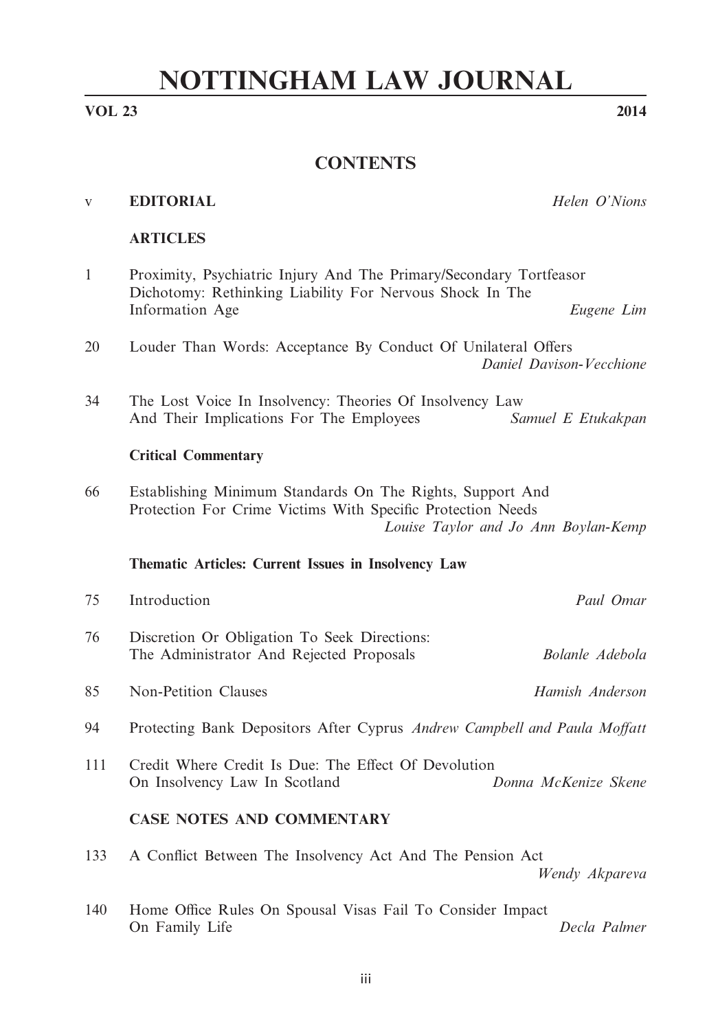# NOTTINGHAM LAW JOURNAL

**VOL 23** **2014**

## CONTENTS

v **EDITORIAL** *Helen O'Nions*

**ARTICLES**

1 Proximity, Psychiatric Injury And The Primary/Secondary Tortfeasor Dichotomy: Rethinking Liability For Nervous Shock In The Information Age *Eugene Lim*

20 Louder Than Words: Acceptance By Conduct Of Unilateral Offers *Daniel Davison-Vecchione*

34 The Lost Voice In Insolvency: Theories Of Insolvency Law And Their Implications For The Employees *Samuel E Etukakpan*

**Critical Commentary**

66 Establishing Minimum Standards On The Rights, Support And Protection For Crime Victims With Specific Protection Needs *Louise Taylor and Jo Ann Boylan-Kemp*

**Thematic Articles: Current Issues in Insolvency Law**

75 Introduction *Paul Omar*

76 Discretion Or Obligation To Seek Directions: The Administrator And Rejected Proposals *Bolanle Adebola*

85 Non-Petition Clauses *Hamish Anderson*

94 Protecting Bank Depositors After Cyprus *Andrew Campbell and Paula Moffatt*

111 Credit Where Credit Is Due: The Effect Of Devolution On Insolvency Law In Scotland *Donna McKenize Skene*

**CASE NOTES AND COMMENTARY**

133 A Conflict Between The Insolvency Act And The Pension Act *Wendy Akpareva*

140 Home Office Rules On Spousal Visas Fail To Consider Impact On Family Life *Decla Palmer*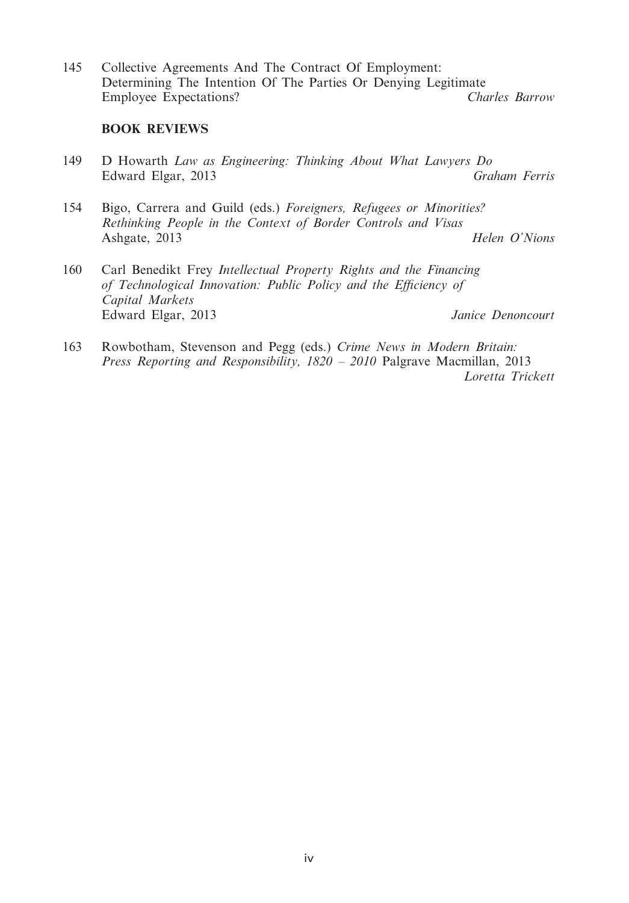145 Collective Agreements And The Contract Of Employment: Determining The Intention Of The Parties Or Denying Legitimate Employee Expectations? *Charles Barrow*

**BOOK REVIEWS**

149 D Howarth *Law as Engineering: Thinking About What Lawyers Do* Edward Elgar, 2013 *Graham Ferris*

154 Bigo, Carrera and Guild (eds.) *Foreigners, Refugees or Minorities? Rethinking People in the Context of Border Controls and Visas* Ashgate, 2013 *Helen O'Nions*

160 Carl Benedikt Frey *Intellectual Property Rights and the Financing of Technological Innovation: Public Policy and the Efficiency of Capital Markets* Edward Elgar, 2013 *Janice Denoncourt*

163 Rowbotham, Stevenson and Pegg (eds.) *Crime News in Modern Britain: Press Reporting and Responsibility, 1820 – 2010* Palgrave Macmillan, 2013 *Loretta Trickett*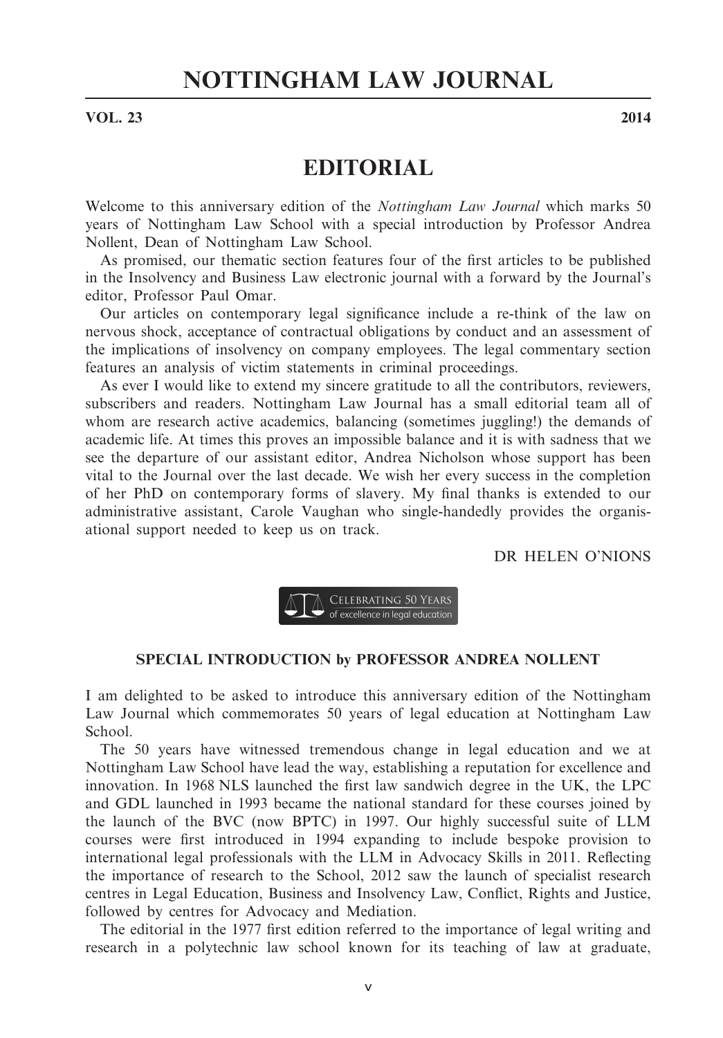# NOTTINGHAM LAW JOURNAL

**VOL. 23** **2014**

## EDITORIAL

Welcome to this anniversary edition of the *Nottingham Law Journal* which marks 50 years of Nottingham Law School with a special introduction by Professor Andrea Nollent, Dean of Nottingham Law School.

As promised, our thematic section features four of the first articles to be published in the Insolvency and Business Law electronic journal with a forward by the Journal's editor, Professor Paul Omar.

Our articles on contemporary legal significance include a re-think of the law on nervous shock, acceptance of contractual obligations by conduct and an assessment of the implications of insolvency on company employees. The legal commentary section features an analysis of victim statements in criminal proceedings.

As ever I would like to extend my sincere gratitude to all the contributors, reviewers, subscribers and readers. Nottingham Law Journal has a small editorial team all of whom are research active academics, balancing (sometimes juggling!) the demands of academic life. At times this proves an impossible balance and it is with sadness that we see the departure of our assistant editor, Andrea Nicholson whose support has been vital to the Journal over the last decade. We wish her every success in the completion of her PhD on contemporary forms of slavery. My final thanks is extended to our administrative assistant, Carole Vaughan who single-handedly provides the organisational support needed to keep us on track.

DR HELEN O'NIONS

CELEBRATING 50 YEARS of excellence in legal education

### SPECIAL INTRODUCTION by PROFESSOR ANDREA NOLLENT

I am delighted to be asked to introduce this anniversary edition of the Nottingham Law Journal which commemorates 50 years of legal education at Nottingham Law School.

The 50 years have witnessed tremendous change in legal education and we at Nottingham Law School have lead the way, establishing a reputation for excellence and innovation. In 1968 NLS launched the first law sandwich degree in the UK, the LPC and GDL launched in 1993 became the national standard for these courses joined by the launch of the BVC (now BPTC) in 1997. Our highly successful suite of LLM courses were first introduced in 1994 expanding to include bespoke provision to international legal professionals with the LLM in Advocacy Skills in 2011. Reflecting the importance of research to the School, 2012 saw the launch of specialist research centres in Legal Education, Business and Insolvency Law, Conflict, Rights and Justice, followed by centres for Advocacy and Mediation.

The editorial in the 1977 first edition referred to the importance of legal writing and research in a polytechnic law school known for its teaching of law at graduate,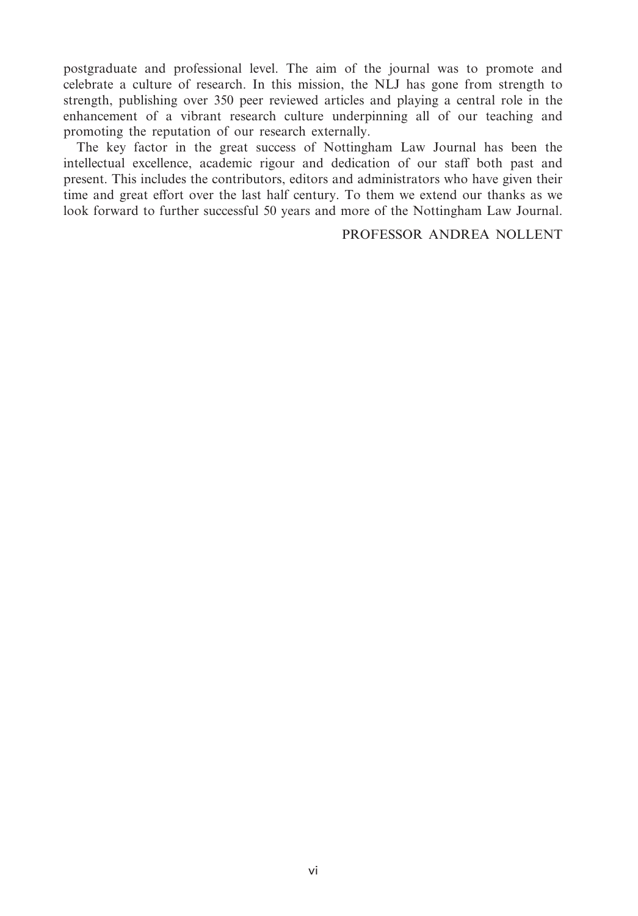postgraduate and professional level. The aim of the journal was to promote and celebrate a culture of research. In this mission, the NLJ has gone from strength to strength, publishing over 350 peer reviewed articles and playing a central role in the enhancement of a vibrant research culture underpinning all of our teaching and promoting the reputation of our research externally.

The key factor in the great success of Nottingham Law Journal has been the intellectual excellence, academic rigour and dedication of our staff both past and present. This includes the contributors, editors and administrators who have given their time and great effort over the last half century. To them we extend our thanks as we look forward to further successful 50 years and more of the Nottingham Law Journal.

PROFESSOR ANDREA NOLLENT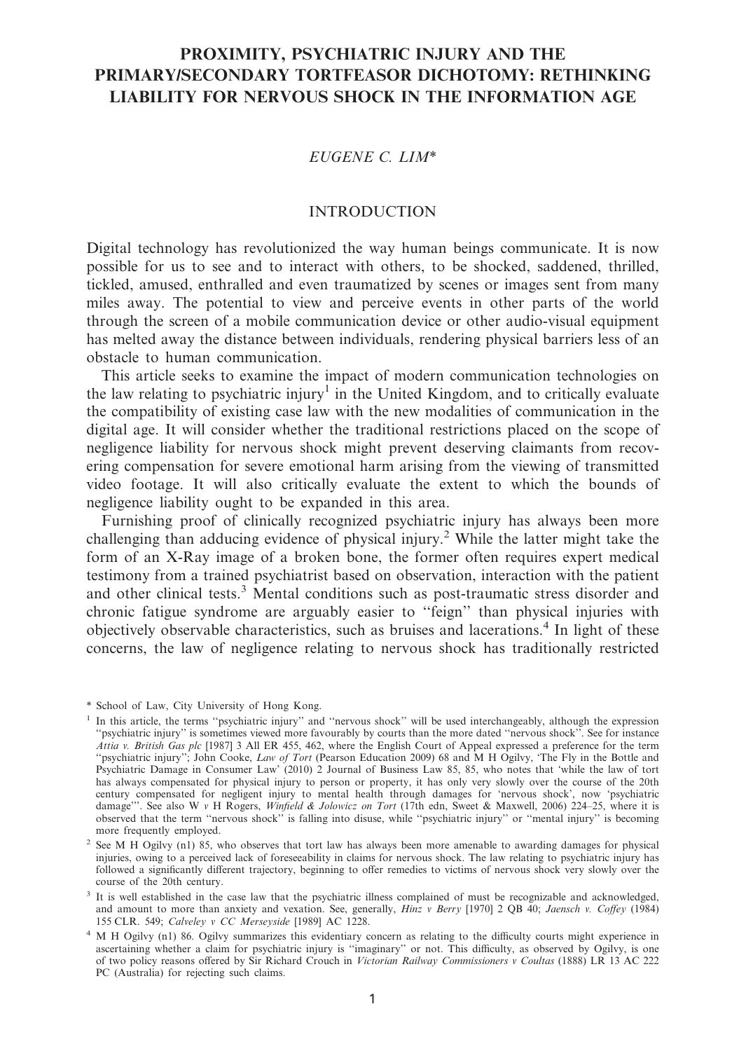# PROXIMITY, PSYCHIATRIC INJURY AND THE PRIMARY/SECONDARY TORTFEASOR DICHOTOMY: RETHINKING LIABILITY FOR NERVOUS SHOCK IN THE INFORMATION AGE

*EUGENE C. LIM\**

## INTRODUCTION

Digital technology has revolutionized the way human beings communicate. It is now possible for us to see and to interact with others, to be shocked, saddened, thrilled, tickled, amused, enthralled and even traumatized by scenes or images sent from many miles away. The potential to view and perceive events in other parts of the world through the screen of a mobile communication device or other audio-visual equipment has melted away the distance between individuals, rendering physical barriers less of an obstacle to human communication.

This article seeks to examine the impact of modern communication technologies on the law relating to psychiatric injury[1] in the United Kingdom, and to critically evaluate the compatibility of existing case law with the new modalities of communication in the digital age. It will consider whether the traditional restrictions placed on the scope of negligence liability for nervous shock might prevent deserving claimants from recovering compensation for severe emotional harm arising from the viewing of transmitted video footage. It will also critically evaluate the extent to which the bounds of negligence liability ought to be expanded in this area.

Furnishing proof of clinically recognized psychiatric injury has always been more challenging than adducing evidence of physical injury.[2] While the latter might take the form of an X-Ray image of a broken bone, the former often requires expert medical testimony from a trained psychiatrist based on observation, interaction with the patient and other clinical tests.[3] Mental conditions such as post-traumatic stress disorder and chronic fatigue syndrome are arguably easier to "feign" than physical injuries with objectively observable characteristics, such as bruises and lacerations.[4] In light of these concerns, the law of negligence relating to nervous shock has traditionally restricted

---

\* School of Law, City University of Hong Kong.

[1] In this article, the terms "psychiatric injury" and "nervous shock" will be used interchangeably, although the expression "psychiatric injury" is sometimes viewed more favourably by courts than the more dated "nervous shock". See for instance *Attia v. British Gas plc* [1987] 3 All ER 455, 462, where the English Court of Appeal expressed a preference for the term "psychiatric injury"; John Cooke, *Law of Tort* (Pearson Education 2009) 68 and M H Ogilvy, 'The Fly in the Bottle and Psychiatric Damage in Consumer Law' (2010) 2 Journal of Business Law 85, 85, who notes that 'while the law of tort has always compensated for physical injury to person or property, it has only very slowly over the course of the 20th century compensated for negligent injury to mental health through damages for 'nervous shock', now 'psychiatric damage''. See also W *v* H Rogers, *Winfield & Jolowicz on Tort* (17th edn, Sweet & Maxwell, 2006) 224–25, where it is observed that the term "nervous shock" is falling into disuse, while "psychiatric injury" or "mental injury" is becoming more frequently employed.

[2] See M H Ogilvy (n1) 85, who observes that tort law has always been more amenable to awarding damages for physical injuries, owing to a perceived lack of foreseeability in claims for nervous shock. The law relating to psychiatric injury has followed a significantly different trajectory, beginning to offer remedies to victims of nervous shock very slowly over the course of the 20th century.

[3] It is well established in the case law that the psychiatric illness complained of must be recognizable and acknowledged, and amount to more than anxiety and vexation. See, generally, *Hinz v Berry* [1970] 2 QB 40; *Jaensch v. Coffey* (1984) 155 CLR. 549; *Calveley v CC Merseyside* [1989] AC 1228.

[4] M H Ogilvy (n1) 86. Ogilvy summarizes this evidentiary concern as relating to the difficulty courts might experience in ascertaining whether a claim for psychiatric injury is "imaginary" or not. This difficulty, as observed by Ogilvy, is one of two policy reasons offered by Sir Richard Crouch in *Victorian Railway Commissioners v Coultas* (1888) LR 13 AC 222 PC (Australia) for rejecting such claims.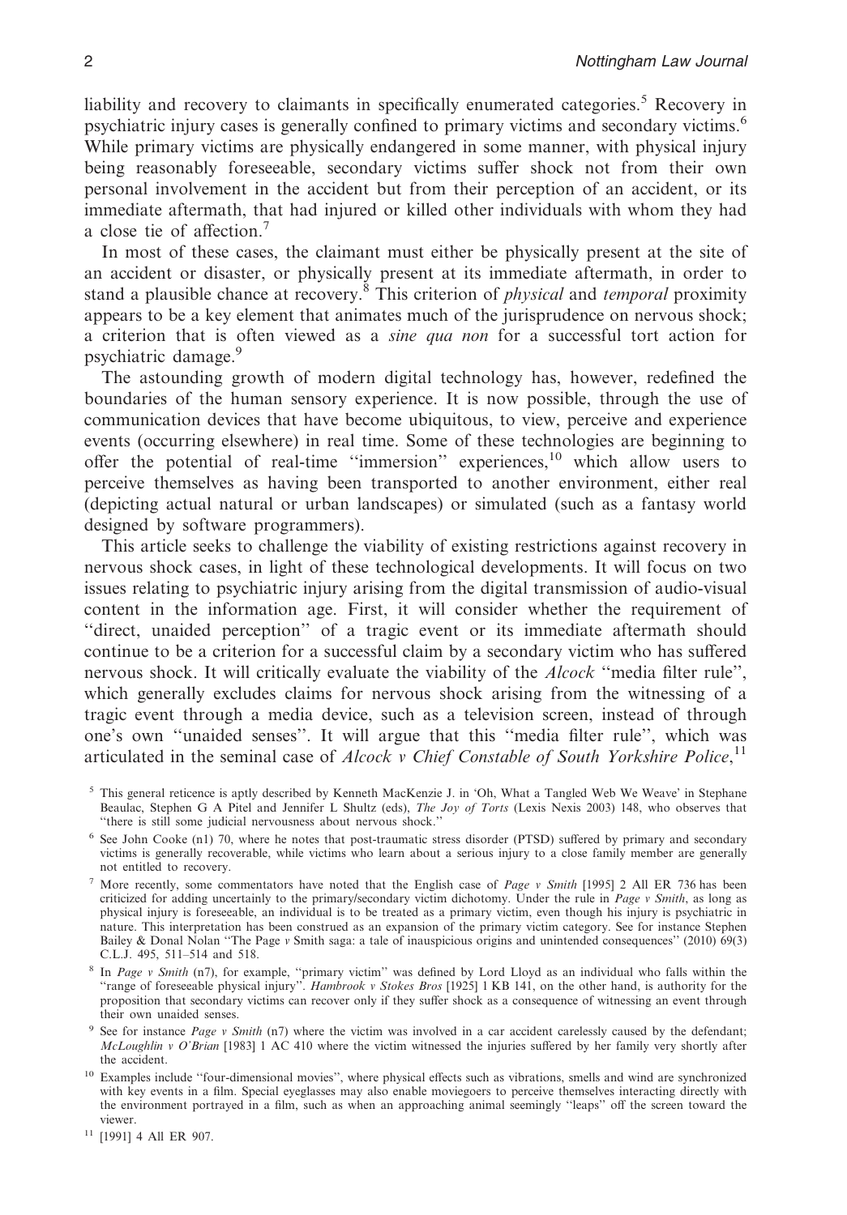liability and recovery to claimants in specifically enumerated categories.[5] Recovery in psychiatric injury cases is generally confined to primary victims and secondary victims.[6] While primary victims are physically endangered in some manner, with physical injury being reasonably foreseeable, secondary victims suffer shock not from their own personal involvement in the accident but from their perception of an accident, or its immediate aftermath, that had injured or killed other individuals with whom they had a close tie of affection.[7]

In most of these cases, the claimant must either be physically present at the site of an accident or disaster, or physically present at its immediate aftermath, in order to stand a plausible chance at recovery.[8] This criterion of *physical* and *temporal* proximity appears to be a key element that animates much of the jurisprudence on nervous shock; a criterion that is often viewed as a *sine qua non* for a successful tort action for psychiatric damage.[9]

The astounding growth of modern digital technology has, however, redefined the boundaries of the human sensory experience. It is now possible, through the use of communication devices that have become ubiquitous, to view, perceive and experience events (occurring elsewhere) in real time. Some of these technologies are beginning to offer the potential of real-time "immersion" experiences,[10] which allow users to perceive themselves as having been transported to another environment, either real (depicting actual natural or urban landscapes) or simulated (such as a fantasy world designed by software programmers).

This article seeks to challenge the viability of existing restrictions against recovery in nervous shock cases, in light of these technological developments. It will focus on two issues relating to psychiatric injury arising from the digital transmission of audio-visual content in the information age. First, it will consider whether the requirement of "direct, unaided perception" of a tragic event or its immediate aftermath should continue to be a criterion for a successful claim by a secondary victim who has suffered nervous shock. It will critically evaluate the viability of the *Alcock* "media filter rule", which generally excludes claims for nervous shock arising from the witnessing of a tragic event through a media device, such as a television screen, instead of through one's own "unaided senses". It will argue that this "media filter rule", which was articulated in the seminal case of *Alcock v Chief Constable of South Yorkshire Police*,[11]

[5] This general reticence is aptly described by Kenneth MacKenzie J. in 'Oh, What a Tangled Web We Weave' in Stephane Beaulac, Stephen G A Pitel and Jennifer L Shultz (eds), *The Joy of Torts* (Lexis Nexis 2003) 148, who observes that "there is still some judicial nervousness about nervous shock."

[6] See John Cooke (n1) 70, where he notes that post-traumatic stress disorder (PTSD) suffered by primary and secondary victims is generally recoverable, while victims who learn about a serious injury to a close family member are generally not entitled to recovery.

[7] More recently, some commentators have noted that the English case of *Page v Smith* [1995] 2 All ER 736 has been criticized for adding uncertainly to the primary/secondary victim dichotomy. Under the rule in *Page v Smith*, as long as physical injury is foreseeable, an individual is to be treated as a primary victim, even though his injury is psychiatric in nature. This interpretation has been construed as an expansion of the primary victim category. See for instance Stephen Bailey & Donal Nolan "The Page *v* Smith saga: a tale of inauspicious origins and unintended consequences" (2010) 69(3) C.L.J. 495, 511–514 and 518.

[8] In *Page v Smith* (n7), for example, "primary victim" was defined by Lord Lloyd as an individual who falls within the "range of foreseeable physical injury". *Hambrook v Stokes Bros* [1925] 1 KB 141, on the other hand, is authority for the proposition that secondary victims can recover only if they suffer shock as a consequence of witnessing an event through their own unaided senses.

[9] See for instance *Page v Smith* (n7) where the victim was involved in a car accident carelessly caused by the defendant; *McLoughlin v O'Brian* [1983] 1 AC 410 where the victim witnessed the injuries suffered by her family very shortly after the accident.

[10] Examples include "four-dimensional movies", where physical effects such as vibrations, smells and wind are synchronized with key events in a film. Special eyeglasses may also enable moviegoers to perceive themselves interacting directly with the environment portrayed in a film, such as when an approaching animal seemingly "leaps" off the screen toward the viewer.

[11] [1991] 4 All ER 907.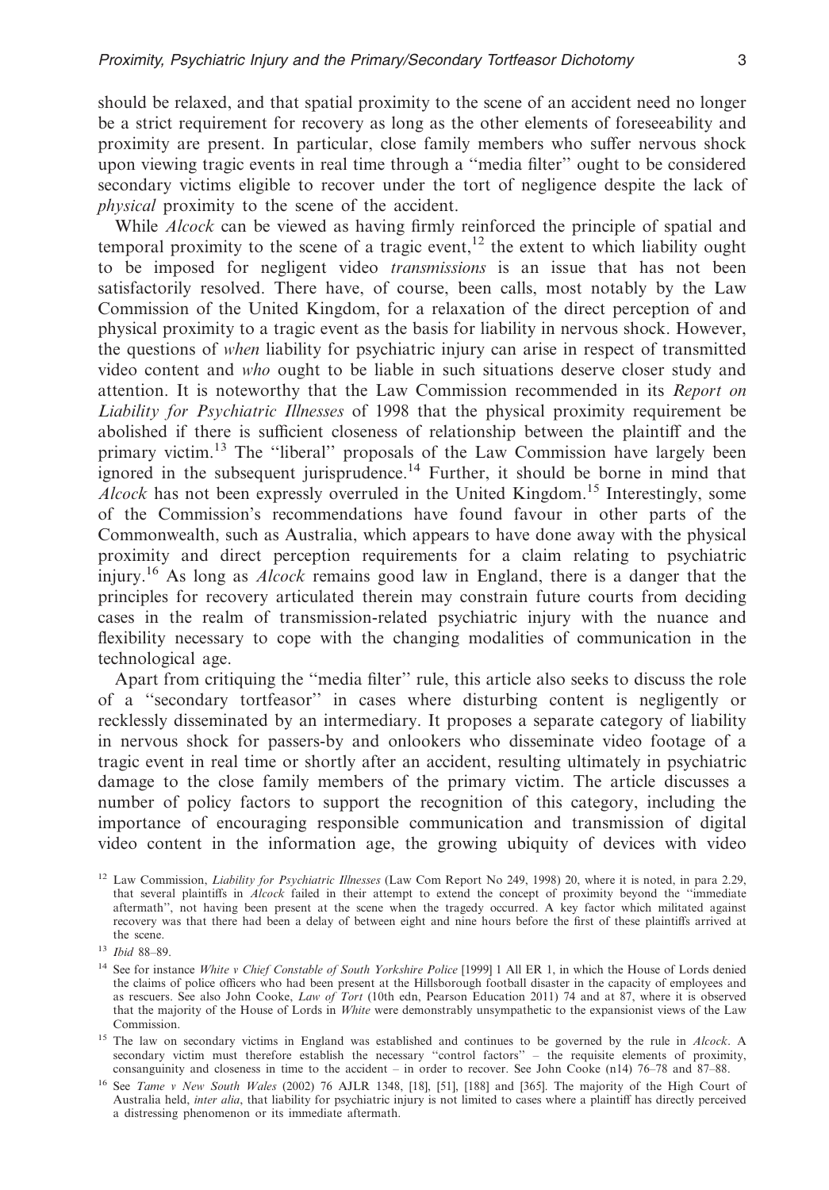should be relaxed, and that spatial proximity to the scene of an accident need no longer be a strict requirement for recovery as long as the other elements of foreseeability and proximity are present. In particular, close family members who suffer nervous shock upon viewing tragic events in real time through a "media filter" ought to be considered secondary victims eligible to recover under the tort of negligence despite the lack of *physical* proximity to the scene of the accident.

While *Alcock* can be viewed as having firmly reinforced the principle of spatial and temporal proximity to the scene of a tragic event,[12] the extent to which liability ought to be imposed for negligent video *transmissions* is an issue that has not been satisfactorily resolved. There have, of course, been calls, most notably by the Law Commission of the United Kingdom, for a relaxation of the direct perception of and physical proximity to a tragic event as the basis for liability in nervous shock. However, the questions of *when* liability for psychiatric injury can arise in respect of transmitted video content and *who* ought to be liable in such situations deserve closer study and attention. It is noteworthy that the Law Commission recommended in its *Report on Liability for Psychiatric Illnesses* of 1998 that the physical proximity requirement be abolished if there is sufficient closeness of relationship between the plaintiff and the primary victim.[13] The "liberal" proposals of the Law Commission have largely been ignored in the subsequent jurisprudence.[14] Further, it should be borne in mind that *Alcock* has not been expressly overruled in the United Kingdom.[15] Interestingly, some of the Commission's recommendations have found favour in other parts of the Commonwealth, such as Australia, which appears to have done away with the physical proximity and direct perception requirements for a claim relating to psychiatric injury.[16] As long as *Alcock* remains good law in England, there is a danger that the principles for recovery articulated therein may constrain future courts from deciding cases in the realm of transmission-related psychiatric injury with the nuance and flexibility necessary to cope with the changing modalities of communication in the technological age.

Apart from critiquing the "media filter" rule, this article also seeks to discuss the role of a "secondary tortfeasor" in cases where disturbing content is negligently or recklessly disseminated by an intermediary. It proposes a separate category of liability in nervous shock for passers-by and onlookers who disseminate video footage of a tragic event in real time or shortly after an accident, resulting ultimately in psychiatric damage to the close family members of the primary victim. The article discusses a number of policy factors to support the recognition of this category, including the importance of encouraging responsible communication and transmission of digital video content in the information age, the growing ubiquity of devices with video

---

[12] Law Commission, *Liability for Psychiatric Illnesses* (Law Com Report No 249, 1998) 20, where it is noted, in para 2.29, that several plaintiffs in *Alcock* failed in their attempt to extend the concept of proximity beyond the "immediate aftermath", not having been present at the scene when the tragedy occurred. A key factor which militated against recovery was that there had been a delay of between eight and nine hours before the first of these plaintiffs arrived at the scene.

[13] *Ibid* 88–89.

[14] See for instance *White v Chief Constable of South Yorkshire Police* [1999] 1 All ER 1, in which the House of Lords denied the claims of police officers who had been present at the Hillsborough football disaster in the capacity of employees and as rescuers. See also John Cooke, *Law of Tort* (10th edn, Pearson Education 2011) 74 and at 87, where it is observed that the majority of the House of Lords in *White* were demonstrably unsympathetic to the expansionist views of the Law Commission.

[15] The law on secondary victims in England was established and continues to be governed by the rule in *Alcock*. A secondary victim must therefore establish the necessary "control factors" – the requisite elements of proximity, consanguinity and closeness in time to the accident – in order to recover. See John Cooke (n14) 76–78 and 87–88.

[16] See *Tame v New South Wales* (2002) 76 AJLR 1348, [18], [51], [188] and [365]. The majority of the High Court of Australia held, *inter alia*, that liability for psychiatric injury is not limited to cases where a plaintiff has directly perceived a distressing phenomenon or its immediate aftermath.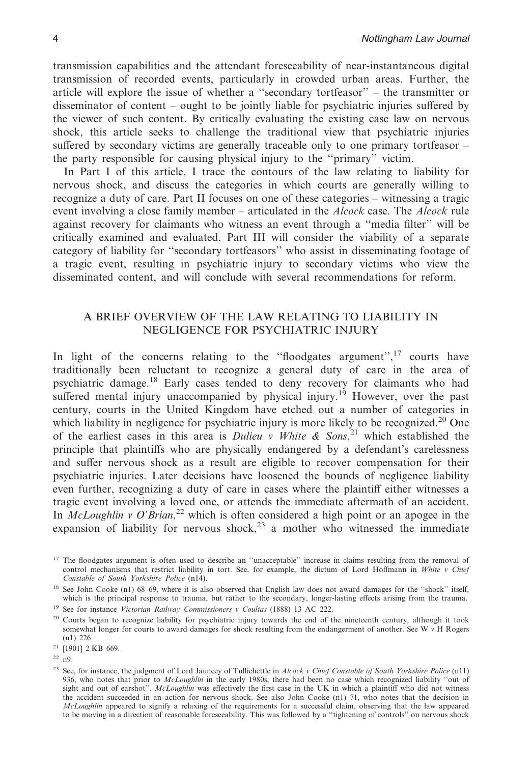transmission capabilities and the attendant foreseeability of near-instantaneous digital transmission of recorded events, particularly in crowded urban areas. Further, the article will explore the issue of whether a ''secondary tortfeasor'' – the transmitter or disseminator of content – ought to be jointly liable for psychiatric injuries suffered by the viewer of such content. By critically evaluating the existing case law on nervous shock, this article seeks to challenge the traditional view that psychiatric injuries suffered by secondary victims are generally traceable only to one primary tortfeasor – the party responsible for causing physical injury to the ''primary'' victim.

In Part I of this article, I trace the contours of the law relating to liability for nervous shock, and discuss the categories in which courts are generally willing to recognize a duty of care. Part II focuses on one of these categories – witnessing a tragic event involving a close family member – articulated in the *Alcock* case. The *Alcock* rule against recovery for claimants who witness an event through a ''media filter'' will be critically examined and evaluated. Part III will consider the viability of a separate category of liability for ''secondary tortfeasors'' who assist in disseminating footage of a tragic event, resulting in psychiatric injury to secondary victims who view the disseminated content, and will conclude with several recommendations for reform.

## A BRIEF OVERVIEW OF THE LAW RELATING TO LIABILITY IN NEGLIGENCE FOR PSYCHIATRIC INJURY

In light of the concerns relating to the ''floodgates argument'',[17] courts have traditionally been reluctant to recognize a general duty of care in the area of psychiatric damage.[18] Early cases tended to deny recovery for claimants who had suffered mental injury unaccompanied by physical injury.[19] However, over the past century, courts in the United Kingdom have etched out a number of categories in which liability in negligence for psychiatric injury is more likely to be recognized.[20] One of the earliest cases in this area is *Dulieu v White & Sons*,[21] which established the principle that plaintiffs who are physically endangered by a defendant's carelessness and suffer nervous shock as a result are eligible to recover compensation for their psychiatric injuries. Later decisions have loosened the bounds of negligence liability even further, recognizing a duty of care in cases where the plaintiff either witnesses a tragic event involving a loved one, or attends the immediate aftermath of an accident. In *McLoughlin v O'Brian*,[22] which is often considered a high point or an apogee in the expansion of liability for nervous shock,[23] a mother who witnessed the immediate

[17] The floodgates argument is often used to describe an ''unacceptable'' increase in claims resulting from the removal of control mechanisms that restrict liability in tort. See, for example, the dictum of Lord Hoffmann in *White v Chief Constable of South Yorkshire Police* (n14).

[18] See John Cooke (n1) 68–69, where it is also observed that English law does not award damages for the ''shock'' itself, which is the principal response to trauma, but rather to the secondary, longer-lasting effects arising from the trauma.

[19] See for instance *Victorian Railway Commissioners v Coultas* (1888) 13 AC 222.

[20] Courts began to recognize liability for psychiatric injury towards the end of the nineteenth century, although it took somewhat longer for courts to award damages for shock resulting from the endangerment of another. See W *v* H Rogers (n1) 226.

[21] [1901] 2 KB 669.

[22] n9.

[23] See, for instance, the judgment of Lord Jauncey of Tullichettle in *Alcock v Chief Constable of South Yorkshire Police* (n11) 936, who notes that prior to *McLoughlin* in the early 1980s, there had been no case which recognized liability ''out of sight and out of earshot''. *McLoughlin* was effectively the first case in the UK in which a plaintiff who did not witness the accident succeeded in an action for nervous shock. See also John Cooke (n1) 71, who notes that the decision in *McLoughlin* appeared to signify a relaxing of the requirements for a successful claim, observing that the law appeared to be moving in a direction of reasonable foreseeability. This was followed by a ''tightening of controls'' on nervous shock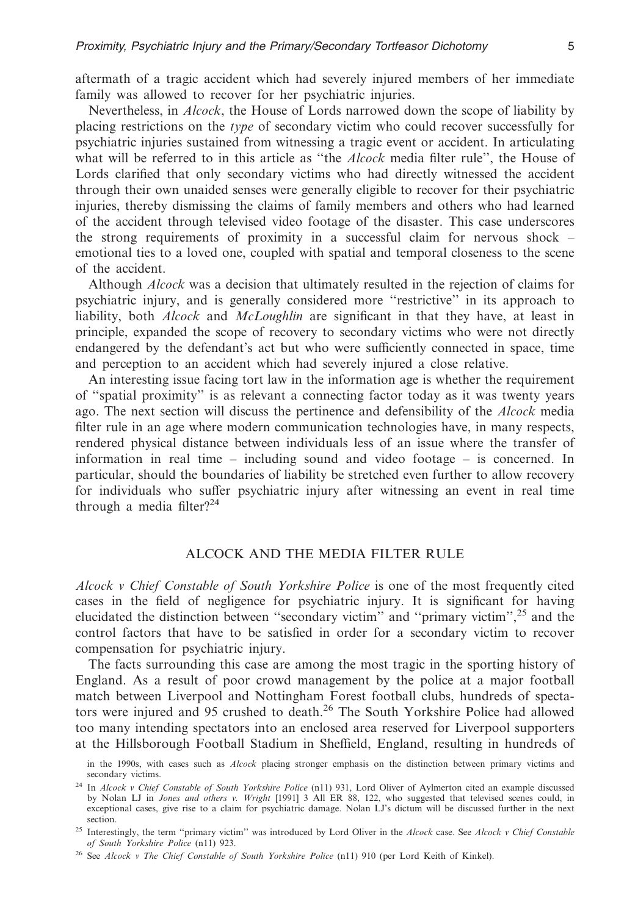aftermath of a tragic accident which had severely injured members of her immediate family was allowed to recover for her psychiatric injuries.

Nevertheless, in *Alcock*, the House of Lords narrowed down the scope of liability by placing restrictions on the *type* of secondary victim who could recover successfully for psychiatric injuries sustained from witnessing a tragic event or accident. In articulating what will be referred to in this article as "the *Alcock* media filter rule", the House of Lords clarified that only secondary victims who had directly witnessed the accident through their own unaided senses were generally eligible to recover for their psychiatric injuries, thereby dismissing the claims of family members and others who had learned of the accident through televised video footage of the disaster. This case underscores the strong requirements of proximity in a successful claim for nervous shock – emotional ties to a loved one, coupled with spatial and temporal closeness to the scene of the accident.

Although *Alcock* was a decision that ultimately resulted in the rejection of claims for psychiatric injury, and is generally considered more "restrictive" in its approach to liability, both *Alcock* and *McLoughlin* are significant in that they have, at least in principle, expanded the scope of recovery to secondary victims who were not directly endangered by the defendant's act but who were sufficiently connected in space, time and perception to an accident which had severely injured a close relative.

An interesting issue facing tort law in the information age is whether the requirement of "spatial proximity" is as relevant a connecting factor today as it was twenty years ago. The next section will discuss the pertinence and defensibility of the *Alcock* media filter rule in an age where modern communication technologies have, in many respects, rendered physical distance between individuals less of an issue where the transfer of information in real time – including sound and video footage – is concerned. In particular, should the boundaries of liability be stretched even further to allow recovery for individuals who suffer psychiatric injury after witnessing an event in real time through a media filter?[24]

## ALCOCK AND THE MEDIA FILTER RULE

*Alcock v Chief Constable of South Yorkshire Police* is one of the most frequently cited cases in the field of negligence for psychiatric injury. It is significant for having elucidated the distinction between "secondary victim" and "primary victim",[25] and the control factors that have to be satisfied in order for a secondary victim to recover compensation for psychiatric injury.

The facts surrounding this case are among the most tragic in the sporting history of England. As a result of poor crowd management by the police at a major football match between Liverpool and Nottingham Forest football clubs, hundreds of spectators were injured and 95 crushed to death.[26] The South Yorkshire Police had allowed too many intending spectators into an enclosed area reserved for Liverpool supporters at the Hillsborough Football Stadium in Sheffield, England, resulting in hundreds of

in the 1990s, with cases such as *Alcock* placing stronger emphasis on the distinction between primary victims and secondary victims.

[24] In *Alcock v Chief Constable of South Yorkshire Police* (n11) 931, Lord Oliver of Aylmerton cited an example discussed by Nolan LJ in *Jones and others v. Wright* [1991] 3 All ER 88, 122, who suggested that televised scenes could, in exceptional cases, give rise to a claim for psychiatric damage. Nolan LJ's dictum will be discussed further in the next section.

[25] Interestingly, the term "primary victim" was introduced by Lord Oliver in the *Alcock* case. See *Alcock v Chief Constable of South Yorkshire Police* (n11) 923.

[26] See *Alcock v The Chief Constable of South Yorkshire Police* (n11) 910 (per Lord Keith of Kinkel).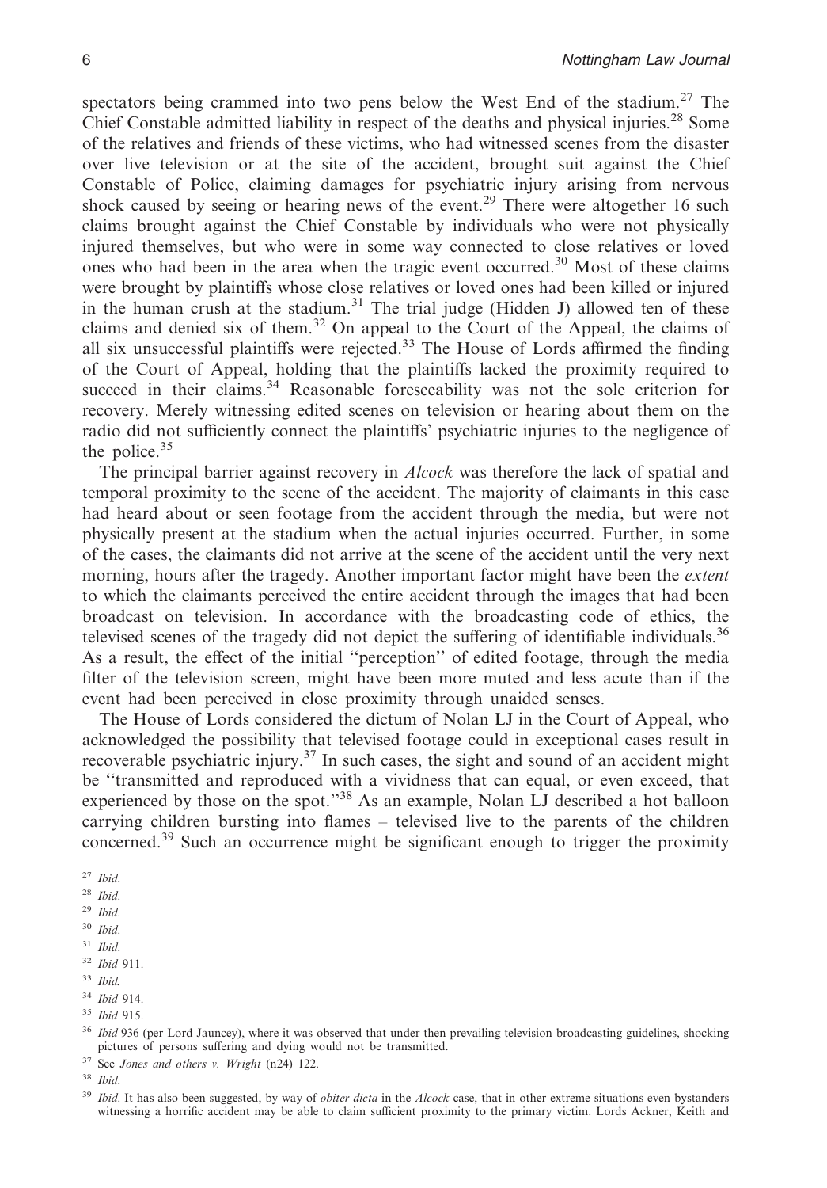spectators being crammed into two pens below the West End of the stadium.[27] The Chief Constable admitted liability in respect of the deaths and physical injuries.[28] Some of the relatives and friends of these victims, who had witnessed scenes from the disaster over live television or at the site of the accident, brought suit against the Chief Constable of Police, claiming damages for psychiatric injury arising from nervous shock caused by seeing or hearing news of the event.[29] There were altogether 16 such claims brought against the Chief Constable by individuals who were not physically injured themselves, but who were in some way connected to close relatives or loved ones who had been in the area when the tragic event occurred.[30] Most of these claims were brought by plaintiffs whose close relatives or loved ones had been killed or injured in the human crush at the stadium.[31] The trial judge (Hidden J) allowed ten of these claims and denied six of them.[32] On appeal to the Court of the Appeal, the claims of all six unsuccessful plaintiffs were rejected.[33] The House of Lords affirmed the finding of the Court of Appeal, holding that the plaintiffs lacked the proximity required to succeed in their claims.[34] Reasonable foreseeability was not the sole criterion for recovery. Merely witnessing edited scenes on television or hearing about them on the radio did not sufficiently connect the plaintiffs' psychiatric injuries to the negligence of the police.[35]

The principal barrier against recovery in *Alcock* was therefore the lack of spatial and temporal proximity to the scene of the accident. The majority of claimants in this case had heard about or seen footage from the accident through the media, but were not physically present at the stadium when the actual injuries occurred. Further, in some of the cases, the claimants did not arrive at the scene of the accident until the very next morning, hours after the tragedy. Another important factor might have been the *extent* to which the claimants perceived the entire accident through the images that had been broadcast on television. In accordance with the broadcasting code of ethics, the televised scenes of the tragedy did not depict the suffering of identifiable individuals.[36] As a result, the effect of the initial "perception" of edited footage, through the media filter of the television screen, might have been more muted and less acute than if the event had been perceived in close proximity through unaided senses.

The House of Lords considered the dictum of Nolan LJ in the Court of Appeal, who acknowledged the possibility that televised footage could in exceptional cases result in recoverable psychiatric injury.[37] In such cases, the sight and sound of an accident might be "transmitted and reproduced with a vividness that can equal, or even exceed, that experienced by those on the spot."[38] As an example, Nolan LJ described a hot balloon carrying children bursting into flames – televised live to the parents of the children concerned.[39] Such an occurrence might be significant enough to trigger the proximity

[27] *Ibid*.

[28] *Ibid*.

[29] *Ibid*.

[30] *Ibid*.

[31] *Ibid*.

[32] *Ibid* 911.

[33] *Ibid*.

[34] *Ibid* 914.

[35] *Ibid* 915.

[36] *Ibid* 936 (per Lord Jauncey), where it was observed that under then prevailing television broadcasting guidelines, shocking pictures of persons suffering and dying would not be transmitted.

[37] See *Jones and others v. Wright* (n24) 122.

[38] *Ibid*.

[39] *Ibid*. It has also been suggested, by way of *obiter dicta* in the *Alcock* case, that in other extreme situations even bystanders witnessing a horrific accident may be able to claim sufficient proximity to the primary victim. Lords Ackner, Keith and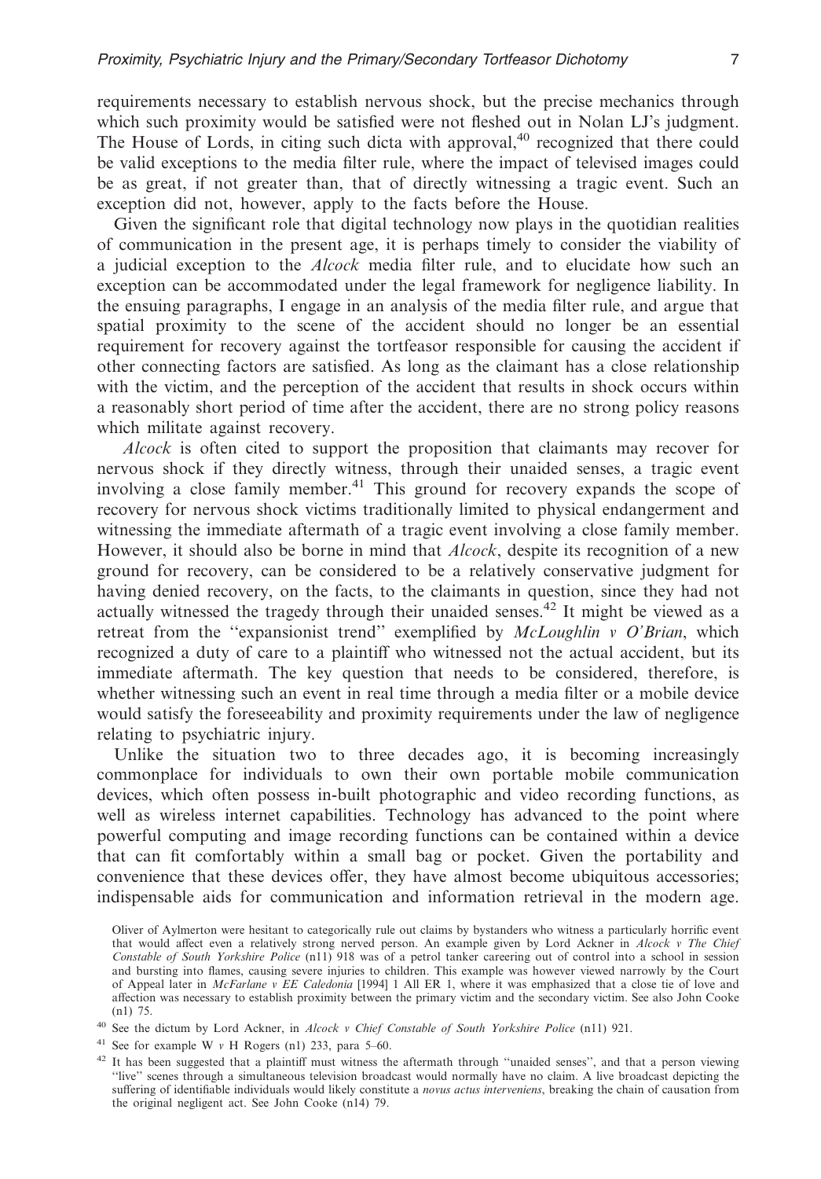requirements necessary to establish nervous shock, but the precise mechanics through which such proximity would be satisfied were not fleshed out in Nolan LJ's judgment. The House of Lords, in citing such dicta with approval,[40] recognized that there could be valid exceptions to the media filter rule, where the impact of televised images could be as great, if not greater than, that of directly witnessing a tragic event. Such an exception did not, however, apply to the facts before the House.

Given the significant role that digital technology now plays in the quotidian realities of communication in the present age, it is perhaps timely to consider the viability of a judicial exception to the *Alcock* media filter rule, and to elucidate how such an exception can be accommodated under the legal framework for negligence liability. In the ensuing paragraphs, I engage in an analysis of the media filter rule, and argue that spatial proximity to the scene of the accident should no longer be an essential requirement for recovery against the tortfeasor responsible for causing the accident if other connecting factors are satisfied. As long as the claimant has a close relationship with the victim, and the perception of the accident that results in shock occurs within a reasonably short period of time after the accident, there are no strong policy reasons which militate against recovery.

*Alcock* is often cited to support the proposition that claimants may recover for nervous shock if they directly witness, through their unaided senses, a tragic event involving a close family member.[41] This ground for recovery expands the scope of recovery for nervous shock victims traditionally limited to physical endangerment and witnessing the immediate aftermath of a tragic event involving a close family member. However, it should also be borne in mind that *Alcock*, despite its recognition of a new ground for recovery, can be considered to be a relatively conservative judgment for having denied recovery, on the facts, to the claimants in question, since they had not actually witnessed the tragedy through their unaided senses.[42] It might be viewed as a retreat from the ''expansionist trend'' exemplified by *McLoughlin v O'Brian*, which recognized a duty of care to a plaintiff who witnessed not the actual accident, but its immediate aftermath. The key question that needs to be considered, therefore, is whether witnessing such an event in real time through a media filter or a mobile device would satisfy the foreseeability and proximity requirements under the law of negligence relating to psychiatric injury.

Unlike the situation two to three decades ago, it is becoming increasingly commonplace for individuals to own their own portable mobile communication devices, which often possess in-built photographic and video recording functions, as well as wireless internet capabilities. Technology has advanced to the point where powerful computing and image recording functions can be contained within a device that can fit comfortably within a small bag or pocket. Given the portability and convenience that these devices offer, they have almost become ubiquitous accessories; indispensable aids for communication and information retrieval in the modern age.

Oliver of Aylmerton were hesitant to categorically rule out claims by bystanders who witness a particularly horrific event that would affect even a relatively strong nerved person. An example given by Lord Ackner in *Alcock v The Chief Constable of South Yorkshire Police* (n11) 918 was of a petrol tanker careering out of control into a school in session and bursting into flames, causing severe injuries to children. This example was however viewed narrowly by the Court of Appeal later in *McFarlane v EE Caledonia* [1994] 1 All ER 1, where it was emphasized that a close tie of love and affection was necessary to establish proximity between the primary victim and the secondary victim. See also John Cooke (n1) 75.

[40] See the dictum by Lord Ackner, in *Alcock v Chief Constable of South Yorkshire Police* (n11) 921.

[41] See for example W *v* H Rogers (n1) 233, para 5–60.

[42] It has been suggested that a plaintiff must witness the aftermath through ''unaided senses'', and that a person viewing ''live'' scenes through a simultaneous television broadcast would normally have no claim. A live broadcast depicting the suffering of identifiable individuals would likely constitute a *novus actus interveniens*, breaking the chain of causation from the original negligent act. See John Cooke (n14) 79.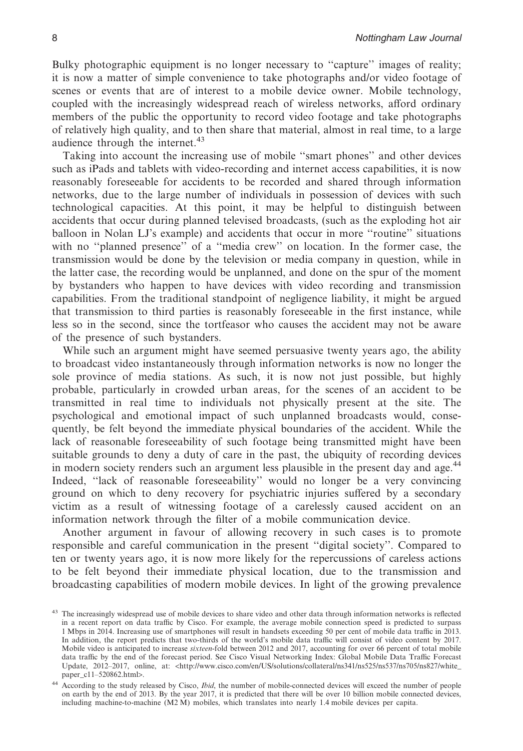Bulky photographic equipment is no longer necessary to "capture" images of reality; it is now a matter of simple convenience to take photographs and/or video footage of scenes or events that are of interest to a mobile device owner. Mobile technology, coupled with the increasingly widespread reach of wireless networks, afford ordinary members of the public the opportunity to record video footage and take photographs of relatively high quality, and to then share that material, almost in real time, to a large audience through the internet.[43]

Taking into account the increasing use of mobile "smart phones" and other devices such as iPads and tablets with video-recording and internet access capabilities, it is now reasonably foreseeable for accidents to be recorded and shared through information networks, due to the large number of individuals in possession of devices with such technological capacities. At this point, it may be helpful to distinguish between accidents that occur during planned televised broadcasts, (such as the exploding hot air balloon in Nolan LJ's example) and accidents that occur in more "routine" situations with no "planned presence" of a "media crew" on location. In the former case, the transmission would be done by the television or media company in question, while in the latter case, the recording would be unplanned, and done on the spur of the moment by bystanders who happen to have devices with video recording and transmission capabilities. From the traditional standpoint of negligence liability, it might be argued that transmission to third parties is reasonably foreseeable in the first instance, while less so in the second, since the tortfeasor who causes the accident may not be aware of the presence of such bystanders.

While such an argument might have seemed persuasive twenty years ago, the ability to broadcast video instantaneously through information networks is now no longer the sole province of media stations. As such, it is now not just possible, but highly probable, particularly in crowded urban areas, for the scenes of an accident to be transmitted in real time to individuals not physically present at the site. The psychological and emotional impact of such unplanned broadcasts would, consequently, be felt beyond the immediate physical boundaries of the accident. While the lack of reasonable foreseeability of such footage being transmitted might have been suitable grounds to deny a duty of care in the past, the ubiquity of recording devices in modern society renders such an argument less plausible in the present day and age.[44] Indeed, "lack of reasonable foreseeability" would no longer be a very convincing ground on which to deny recovery for psychiatric injuries suffered by a secondary victim as a result of witnessing footage of a carelessly caused accident on an information network through the filter of a mobile communication device.

Another argument in favour of allowing recovery in such cases is to promote responsible and careful communication in the present "digital society". Compared to ten or twenty years ago, it is now more likely for the repercussions of careless actions to be felt beyond their immediate physical location, due to the transmission and broadcasting capabilities of modern mobile devices. In light of the growing prevalence

[43] The increasingly widespread use of mobile devices to share video and other data through information networks is reflected in a recent report on data traffic by Cisco. For example, the average mobile connection speed is predicted to surpass 1 Mbps in 2014. Increasing use of smartphones will result in handsets exceeding 50 per cent of mobile data traffic in 2013. In addition, the report predicts that two-thirds of the world's mobile data traffic will consist of video content by 2017. Mobile video is anticipated to increase *sixteen*-fold between 2012 and 2017, accounting for over 66 percent of total mobile data traffic by the end of the forecast period. See Cisco Visual Networking Index: Global Mobile Data Traffic Forecast Update, 2012–2017, online, at: <http://www.cisco.com/en/US/solutions/collateral/ns341/ns525/ns537/ns705/ns827/white_paper_c11–520862.html>.

[44] According to the study released by Cisco, *Ibid*, the number of mobile-connected devices will exceed the number of people on earth by the end of 2013. By the year 2017, it is predicted that there will be over 10 billion mobile connected devices, including machine-to-machine (M2 M) mobiles, which translates into nearly 1.4 mobile devices per capita.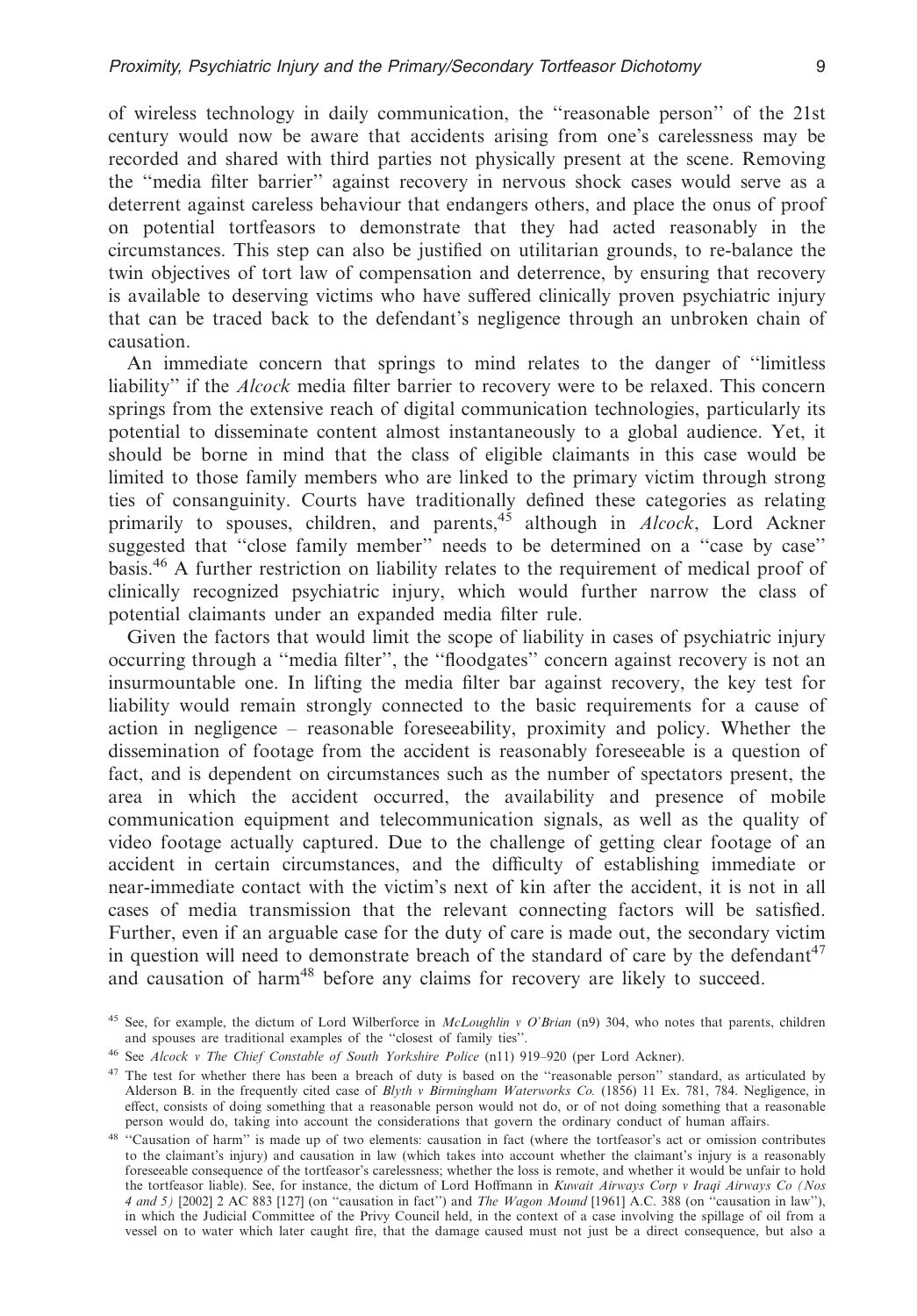of wireless technology in daily communication, the ''reasonable person'' of the 21st century would now be aware that accidents arising from one's carelessness may be recorded and shared with third parties not physically present at the scene. Removing the ''media filter barrier'' against recovery in nervous shock cases would serve as a deterrent against careless behaviour that endangers others, and place the onus of proof on potential tortfeasors to demonstrate that they had acted reasonably in the circumstances. This step can also be justified on utilitarian grounds, to re-balance the twin objectives of tort law of compensation and deterrence, by ensuring that recovery is available to deserving victims who have suffered clinically proven psychiatric injury that can be traced back to the defendant's negligence through an unbroken chain of causation.

An immediate concern that springs to mind relates to the danger of ''limitless liability'' if the *Alcock* media filter barrier to recovery were to be relaxed. This concern springs from the extensive reach of digital communication technologies, particularly its potential to disseminate content almost instantaneously to a global audience. Yet, it should be borne in mind that the class of eligible claimants in this case would be limited to those family members who are linked to the primary victim through strong ties of consanguinity. Courts have traditionally defined these categories as relating primarily to spouses, children, and parents,[45] although in *Alcock*, Lord Ackner suggested that ''close family member'' needs to be determined on a ''case by case'' basis.[46] A further restriction on liability relates to the requirement of medical proof of clinically recognized psychiatric injury, which would further narrow the class of potential claimants under an expanded media filter rule.

Given the factors that would limit the scope of liability in cases of psychiatric injury occurring through a ''media filter'', the ''floodgates'' concern against recovery is not an insurmountable one. In lifting the media filter bar against recovery, the key test for liability would remain strongly connected to the basic requirements for a cause of action in negligence – reasonable foreseeability, proximity and policy. Whether the dissemination of footage from the accident is reasonably foreseeable is a question of fact, and is dependent on circumstances such as the number of spectators present, the area in which the accident occurred, the availability and presence of mobile communication equipment and telecommunication signals, as well as the quality of video footage actually captured. Due to the challenge of getting clear footage of an accident in certain circumstances, and the difficulty of establishing immediate or near-immediate contact with the victim's next of kin after the accident, it is not in all cases of media transmission that the relevant connecting factors will be satisfied. Further, even if an arguable case for the duty of care is made out, the secondary victim in question will need to demonstrate breach of the standard of care by the defendant[47] and causation of harm[48] before any claims for recovery are likely to succeed.

[45] See, for example, the dictum of Lord Wilberforce in *McLoughlin v O'Brian* (n9) 304, who notes that parents, children and spouses are traditional examples of the ''closest of family ties''.

[46] See *Alcock v The Chief Constable of South Yorkshire Police* (n11) 919–920 (per Lord Ackner).

[47] The test for whether there has been a breach of duty is based on the ''reasonable person'' standard, as articulated by Alderson B. in the frequently cited case of *Blyth v Birmingham Waterworks Co.* (1856) 11 Ex. 781, 784. Negligence, in effect, consists of doing something that a reasonable person would not do, or of not doing something that a reasonable person would do, taking into account the considerations that govern the ordinary conduct of human affairs.

[48] ''Causation of harm'' is made up of two elements: causation in fact (where the tortfeasor's act or omission contributes to the claimant's injury) and causation in law (which takes into account whether the claimant's injury is a reasonably foreseeable consequence of the tortfeasor's carelessness; whether the loss is remote, and whether it would be unfair to hold the tortfeasor liable). See, for instance, the dictum of Lord Hoffmann in *Kuwait Airways Corp v Iraqi Airways Co (Nos 4 and 5)* [2002] 2 AC 883 [127] (on ''causation in fact'') and *The Wagon Mound* [1961] A.C. 388 (on ''causation in law''), in which the Judicial Committee of the Privy Council held, in the context of a case involving the spillage of oil from a vessel on to water which later caught fire, that the damage caused must not just be a direct consequence, but also a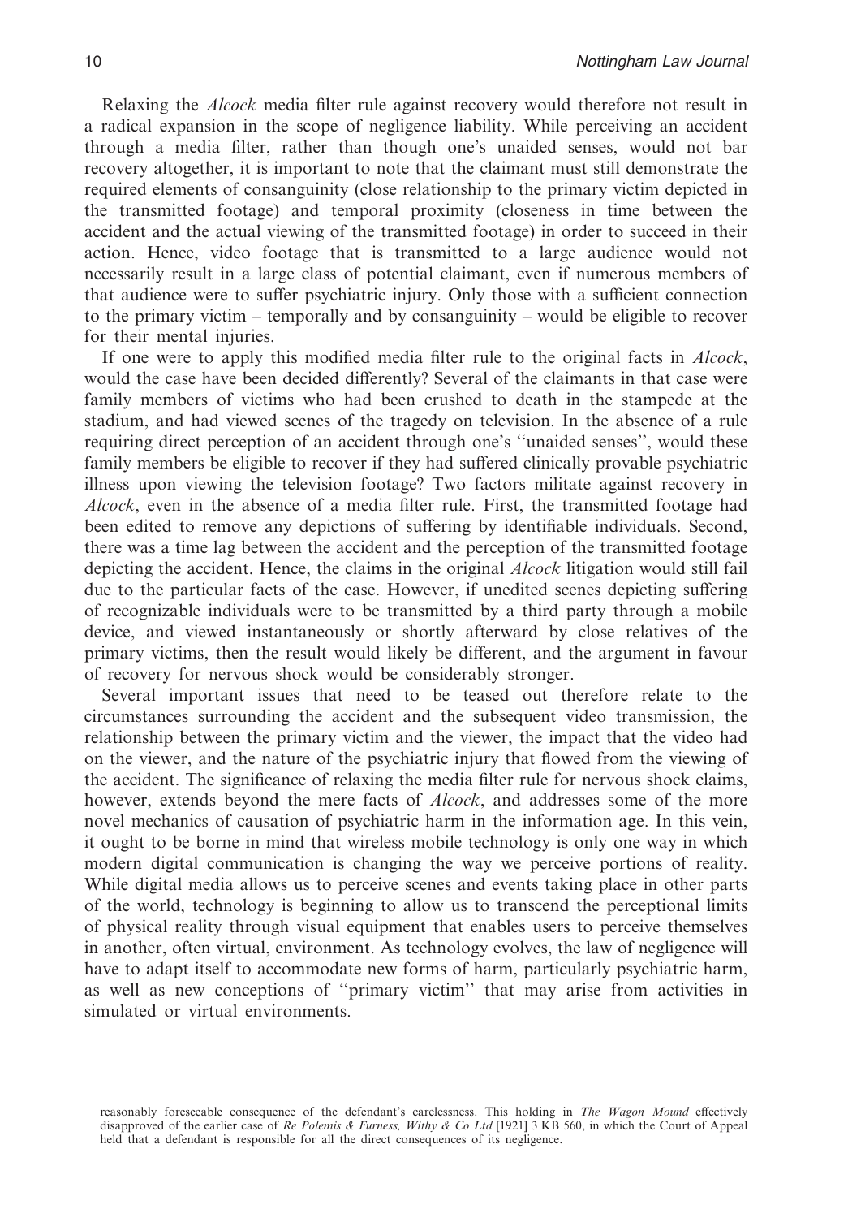Relaxing the *Alcock* media filter rule against recovery would therefore not result in a radical expansion in the scope of negligence liability. While perceiving an accident through a media filter, rather than though one's unaided senses, would not bar recovery altogether, it is important to note that the claimant must still demonstrate the required elements of consanguinity (close relationship to the primary victim depicted in the transmitted footage) and temporal proximity (closeness in time between the accident and the actual viewing of the transmitted footage) in order to succeed in their action. Hence, video footage that is transmitted to a large audience would not necessarily result in a large class of potential claimant, even if numerous members of that audience were to suffer psychiatric injury. Only those with a sufficient connection to the primary victim – temporally and by consanguinity – would be eligible to recover for their mental injuries.

If one were to apply this modified media filter rule to the original facts in *Alcock*, would the case have been decided differently? Several of the claimants in that case were family members of victims who had been crushed to death in the stampede at the stadium, and had viewed scenes of the tragedy on television. In the absence of a rule requiring direct perception of an accident through one's "unaided senses", would these family members be eligible to recover if they had suffered clinically provable psychiatric illness upon viewing the television footage? Two factors militate against recovery in *Alcock*, even in the absence of a media filter rule. First, the transmitted footage had been edited to remove any depictions of suffering by identifiable individuals. Second, there was a time lag between the accident and the perception of the transmitted footage depicting the accident. Hence, the claims in the original *Alcock* litigation would still fail due to the particular facts of the case. However, if unedited scenes depicting suffering of recognizable individuals were to be transmitted by a third party through a mobile device, and viewed instantaneously or shortly afterward by close relatives of the primary victims, then the result would likely be different, and the argument in favour of recovery for nervous shock would be considerably stronger.

Several important issues that need to be teased out therefore relate to the circumstances surrounding the accident and the subsequent video transmission, the relationship between the primary victim and the viewer, the impact that the video had on the viewer, and the nature of the psychiatric injury that flowed from the viewing of the accident. The significance of relaxing the media filter rule for nervous shock claims, however, extends beyond the mere facts of *Alcock*, and addresses some of the more novel mechanics of causation of psychiatric harm in the information age. In this vein, it ought to be borne in mind that wireless mobile technology is only one way in which modern digital communication is changing the way we perceive portions of reality. While digital media allows us to perceive scenes and events taking place in other parts of the world, technology is beginning to allow us to transcend the perceptional limits of physical reality through visual equipment that enables users to perceive themselves in another, often virtual, environment. As technology evolves, the law of negligence will have to adapt itself to accommodate new forms of harm, particularly psychiatric harm, as well as new conceptions of "primary victim" that may arise from activities in simulated or virtual environments.

reasonably foreseeable consequence of the defendant's carelessness. This holding in *The Wagon Mound* effectively disapproved of the earlier case of *Re Polemis & Furness, Withy & Co Ltd* [1921] 3 KB 560, in which the Court of Appeal held that a defendant is responsible for all the direct consequences of its negligence.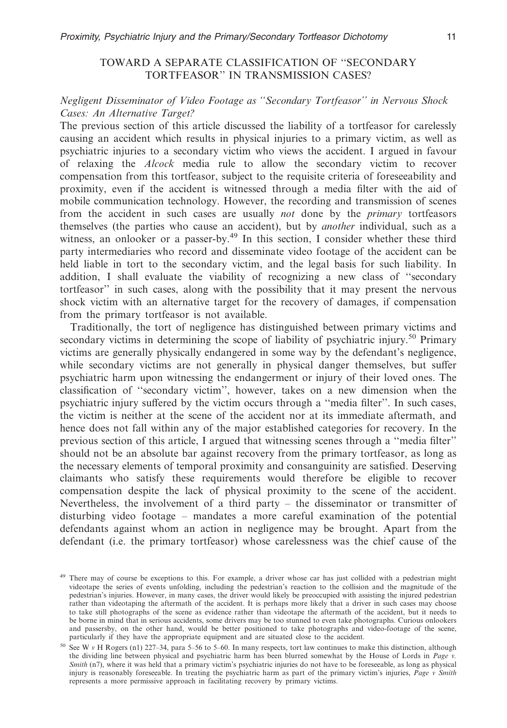## TOWARD A SEPARATE CLASSIFICATION OF "SECONDARY TORTFEASOR" IN TRANSMISSION CASES?

### *Negligent Disseminator of Video Footage as "Secondary Tortfeasor" in Nervous Shock Cases: An Alternative Target?*

The previous section of this article discussed the liability of a tortfeasor for carelessly causing an accident which results in physical injuries to a primary victim, as well as psychiatric injuries to a secondary victim who views the accident. I argued in favour of relaxing the *Alcock* media rule to allow the secondary victim to recover compensation from this tortfeasor, subject to the requisite criteria of foreseeability and proximity, even if the accident is witnessed through a media filter with the aid of mobile communication technology. However, the recording and transmission of scenes from the accident in such cases are usually *not* done by the *primary* tortfeasors themselves (the parties who cause an accident), but by *another* individual, such as a witness, an onlooker or a passer-by.[49] In this section, I consider whether these third party intermediaries who record and disseminate video footage of the accident can be held liable in tort to the secondary victim, and the legal basis for such liability. In addition, I shall evaluate the viability of recognizing a new class of "secondary tortfeasor" in such cases, along with the possibility that it may present the nervous shock victim with an alternative target for the recovery of damages, if compensation from the primary tortfeasor is not available.

Traditionally, the tort of negligence has distinguished between primary victims and secondary victims in determining the scope of liability of psychiatric injury.[50] Primary victims are generally physically endangered in some way by the defendant's negligence, while secondary victims are not generally in physical danger themselves, but suffer psychiatric harm upon witnessing the endangerment or injury of their loved ones. The classification of "secondary victim", however, takes on a new dimension when the psychiatric injury suffered by the victim occurs through a "media filter". In such cases, the victim is neither at the scene of the accident nor at its immediate aftermath, and hence does not fall within any of the major established categories for recovery. In the previous section of this article, I argued that witnessing scenes through a "media filter" should not be an absolute bar against recovery from the primary tortfeasor, as long as the necessary elements of temporal proximity and consanguinity are satisfied. Deserving claimants who satisfy these requirements would therefore be eligible to recover compensation despite the lack of physical proximity to the scene of the accident. Nevertheless, the involvement of a third party – the disseminator or transmitter of disturbing video footage – mandates a more careful examination of the potential defendants against whom an action in negligence may be brought. Apart from the defendant (i.e. the primary tortfeasor) whose carelessness was the chief cause of the

---

[49] There may of course be exceptions to this. For example, a driver whose car has just collided with a pedestrian might videotape the series of events unfolding, including the pedestrian's reaction to the collision and the magnitude of the pedestrian's injuries. However, in many cases, the driver would likely be preoccupied with assisting the injured pedestrian rather than videotaping the aftermath of the accident. It is perhaps more likely that a driver in such cases may choose to take still photographs of the scene as evidence rather than videotape the aftermath of the accident, but it needs to be borne in mind that in serious accidents, some drivers may be too stunned to even take photographs. Curious onlookers and passersby, on the other hand, would be better positioned to take photographs and video-footage of the scene, particularly if they have the appropriate equipment and are situated close to the accident.

[50] See W *v* H Rogers (n1) 227–34, para 5–56 to 5–60. In many respects, tort law continues to make this distinction, although the dividing line between physical and psychiatric harm has been blurred somewhat by the House of Lords in *Page v. Smith* (n7), where it was held that a primary victim's psychiatric injuries do not have to be foreseeable, as long as physical injury is reasonably foreseeable. In treating the psychiatric harm as part of the primary victim's injuries, *Page v Smith* represents a more permissive approach in facilitating recovery by primary victims.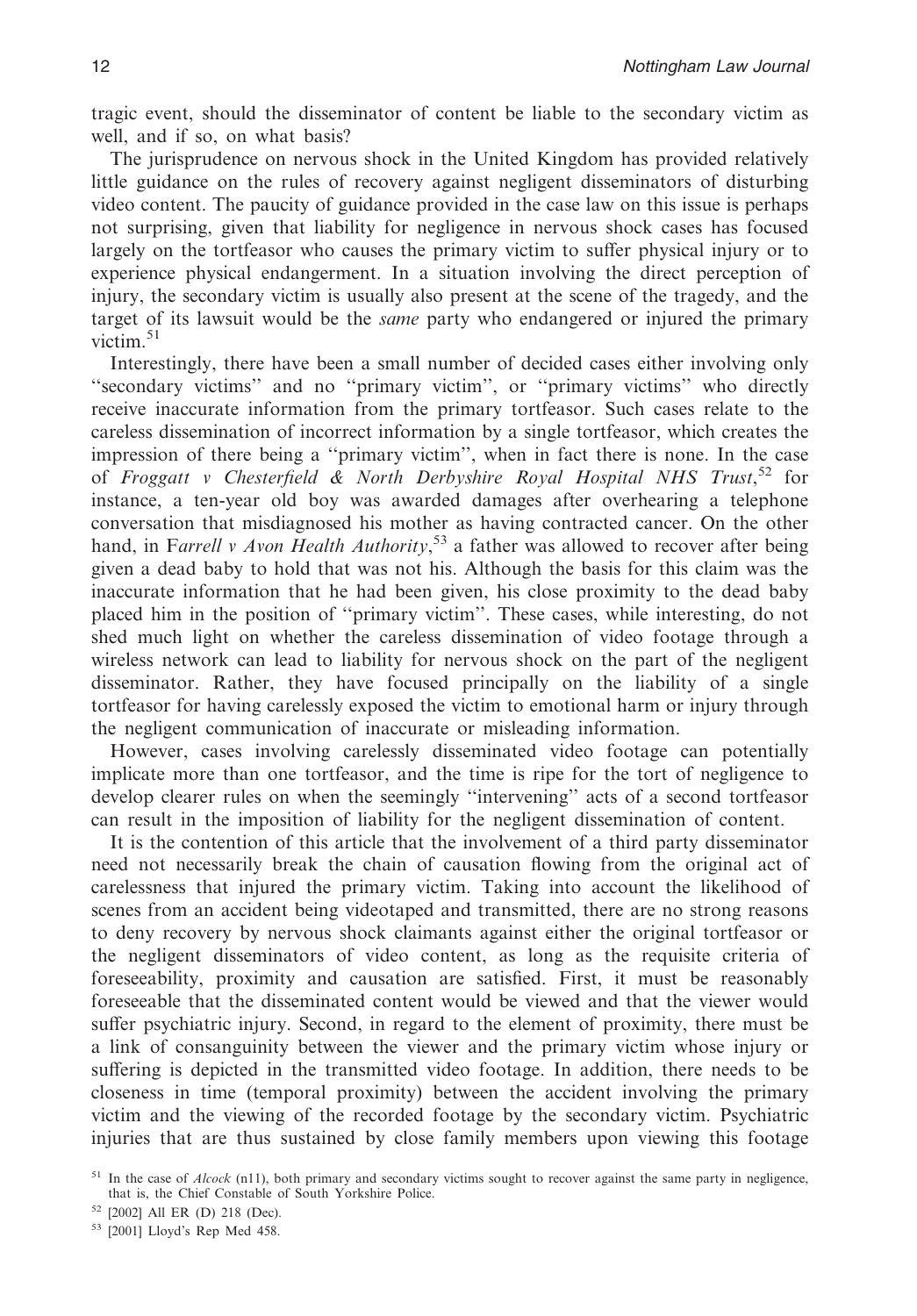tragic event, should the disseminator of content be liable to the secondary victim as well, and if so, on what basis?

The jurisprudence on nervous shock in the United Kingdom has provided relatively little guidance on the rules of recovery against negligent disseminators of disturbing video content. The paucity of guidance provided in the case law on this issue is perhaps not surprising, given that liability for negligence in nervous shock cases has focused largely on the tortfeasor who causes the primary victim to suffer physical injury or to experience physical endangerment. In a situation involving the direct perception of injury, the secondary victim is usually also present at the scene of the tragedy, and the target of its lawsuit would be the *same* party who endangered or injured the primary victim.[51]

Interestingly, there have been a small number of decided cases either involving only "secondary victims" and no "primary victim", or "primary victims" who directly receive inaccurate information from the primary tortfeasor. Such cases relate to the careless dissemination of incorrect information by a single tortfeasor, which creates the impression of there being a "primary victim", when in fact there is none. In the case of *Froggatt v Chesterfield & North Derbyshire Royal Hospital NHS Trust*,[52] for instance, a ten-year old boy was awarded damages after overhearing a telephone conversation that misdiagnosed his mother as having contracted cancer. On the other hand, in F*arrell v Avon Health Authority*,[53] a father was allowed to recover after being given a dead baby to hold that was not his. Although the basis for this claim was the inaccurate information that he had been given, his close proximity to the dead baby placed him in the position of "primary victim". These cases, while interesting, do not shed much light on whether the careless dissemination of video footage through a wireless network can lead to liability for nervous shock on the part of the negligent disseminator. Rather, they have focused principally on the liability of a single tortfeasor for having carelessly exposed the victim to emotional harm or injury through the negligent communication of inaccurate or misleading information.

However, cases involving carelessly disseminated video footage can potentially implicate more than one tortfeasor, and the time is ripe for the tort of negligence to develop clearer rules on when the seemingly "intervening" acts of a second tortfeasor can result in the imposition of liability for the negligent dissemination of content.

It is the contention of this article that the involvement of a third party disseminator need not necessarily break the chain of causation flowing from the original act of carelessness that injured the primary victim. Taking into account the likelihood of scenes from an accident being videotaped and transmitted, there are no strong reasons to deny recovery by nervous shock claimants against either the original tortfeasor or the negligent disseminators of video content, as long as the requisite criteria of foreseeability, proximity and causation are satisfied. First, it must be reasonably foreseeable that the disseminated content would be viewed and that the viewer would suffer psychiatric injury. Second, in regard to the element of proximity, there must be a link of consanguinity between the viewer and the primary victim whose injury or suffering is depicted in the transmitted video footage. In addition, there needs to be closeness in time (temporal proximity) between the accident involving the primary victim and the viewing of the recorded footage by the secondary victim. Psychiatric injuries that are thus sustained by close family members upon viewing this footage

[51] In the case of *Alcock* (n11), both primary and secondary victims sought to recover against the same party in negligence, that is, the Chief Constable of South Yorkshire Police.

[52] [2002] All ER (D) 218 (Dec).

[53] [2001] Lloyd's Rep Med 458.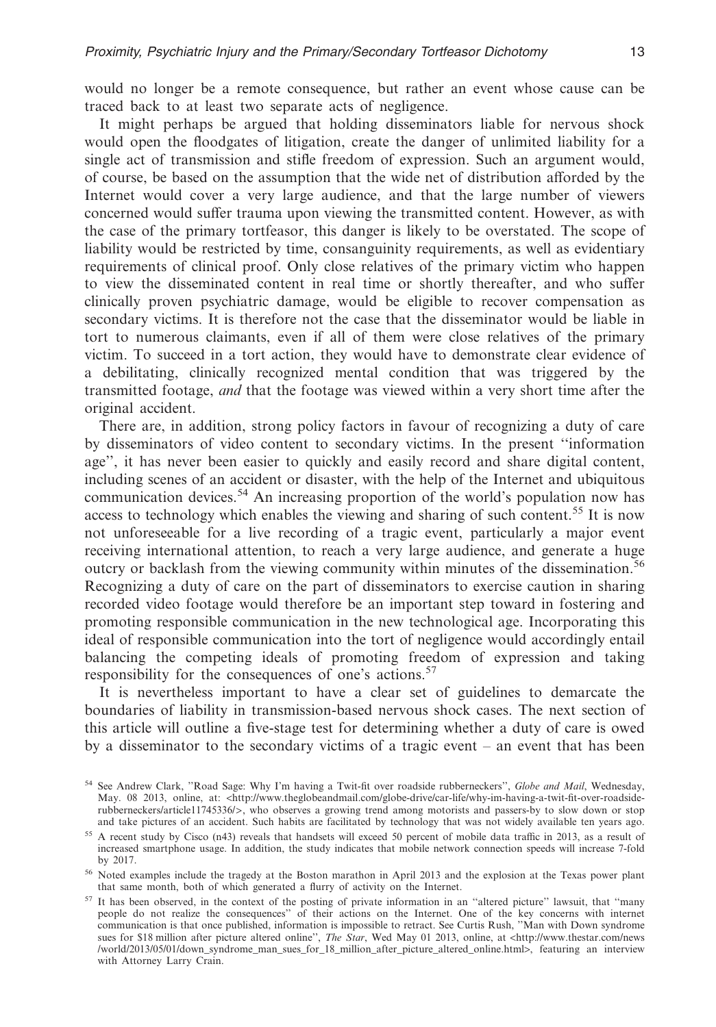would no longer be a remote consequence, but rather an event whose cause can be traced back to at least two separate acts of negligence.

It might perhaps be argued that holding disseminators liable for nervous shock would open the floodgates of litigation, create the danger of unlimited liability for a single act of transmission and stifle freedom of expression. Such an argument would, of course, be based on the assumption that the wide net of distribution afforded by the Internet would cover a very large audience, and that the large number of viewers concerned would suffer trauma upon viewing the transmitted content. However, as with the case of the primary tortfeasor, this danger is likely to be overstated. The scope of liability would be restricted by time, consanguinity requirements, as well as evidentiary requirements of clinical proof. Only close relatives of the primary victim who happen to view the disseminated content in real time or shortly thereafter, and who suffer clinically proven psychiatric damage, would be eligible to recover compensation as secondary victims. It is therefore not the case that the disseminator would be liable in tort to numerous claimants, even if all of them were close relatives of the primary victim. To succeed in a tort action, they would have to demonstrate clear evidence of a debilitating, clinically recognized mental condition that was triggered by the transmitted footage, *and* that the footage was viewed within a very short time after the original accident.

There are, in addition, strong policy factors in favour of recognizing a duty of care by disseminators of video content to secondary victims. In the present ''information age'', it has never been easier to quickly and easily record and share digital content, including scenes of an accident or disaster, with the help of the Internet and ubiquitous communication devices.[54] An increasing proportion of the world's population now has access to technology which enables the viewing and sharing of such content.[55] It is now not unforeseeable for a live recording of a tragic event, particularly a major event receiving international attention, to reach a very large audience, and generate a huge outcry or backlash from the viewing community within minutes of the dissemination.[56] Recognizing a duty of care on the part of disseminators to exercise caution in sharing recorded video footage would therefore be an important step toward in fostering and promoting responsible communication in the new technological age. Incorporating this ideal of responsible communication into the tort of negligence would accordingly entail balancing the competing ideals of promoting freedom of expression and taking responsibility for the consequences of one's actions.[57]

It is nevertheless important to have a clear set of guidelines to demarcate the boundaries of liability in transmission-based nervous shock cases. The next section of this article will outline a five-stage test for determining whether a duty of care is owed by a disseminator to the secondary victims of a tragic event – an event that has been

---

[54] See Andrew Clark, ''Road Sage: Why I'm having a Twit-fit over roadside rubberneckers'', *Globe and Mail*, Wednesday, May. 08 2013, online, at: <http://www.theglobeandmail.com/globe-drive/car-life/why-im-having-a-twit-fit-over-roadside-rubberneckers/article11745336/>, who observes a growing trend among motorists and passers-by to slow down or stop and take pictures of an accident. Such habits are facilitated by technology that was not widely available ten years ago.

[55] A recent study by Cisco (n43) reveals that handsets will exceed 50 percent of mobile data traffic in 2013, as a result of increased smartphone usage. In addition, the study indicates that mobile network connection speeds will increase 7-fold by 2017.

[56] Noted examples include the tragedy at the Boston marathon in April 2013 and the explosion at the Texas power plant that same month, both of which generated a flurry of activity on the Internet.

[57] It has been observed, in the context of the posting of private information in an ''altered picture'' lawsuit, that ''many people do not realize the consequences'' of their actions on the Internet. One of the key concerns with internet communication is that once published, information is impossible to retract. See Curtis Rush, ''Man with Down syndrome sues for $18 million after picture altered online'', *The Star*, Wed May 01 2013, online, at <http://www.thestar.com/news/world/2013/05/01/down_syndrome_man_sues_for_18_million_after_picture_altered_online.html>, featuring an interview with Attorney Larry Crain.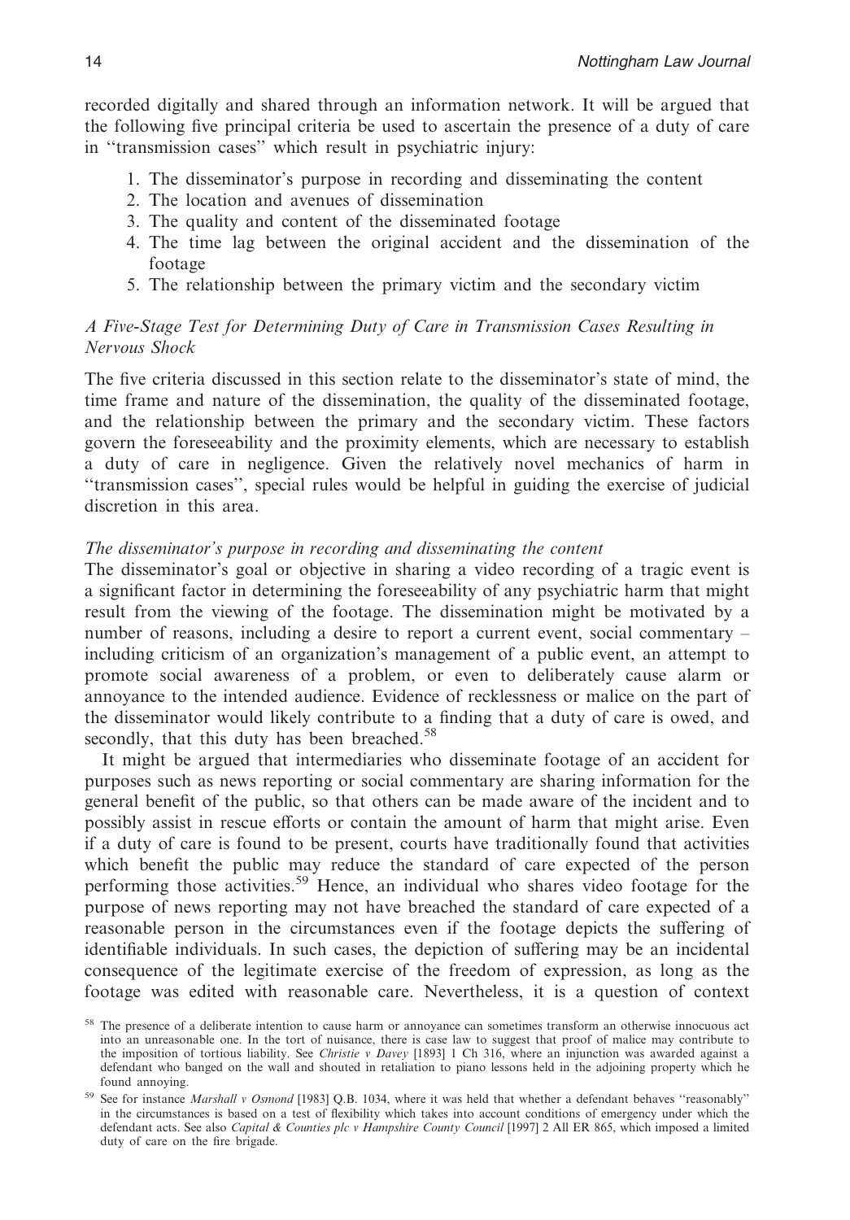recorded digitally and shared through an information network. It will be argued that the following five principal criteria be used to ascertain the presence of a duty of care in "transmission cases" which result in psychiatric injury:

1. The disseminator's purpose in recording and disseminating the content
2. The location and avenues of dissemination
3. The quality and content of the disseminated footage
4. The time lag between the original accident and the dissemination of the footage
5. The relationship between the primary victim and the secondary victim

### *A Five-Stage Test for Determining Duty of Care in Transmission Cases Resulting in Nervous Shock*

The five criteria discussed in this section relate to the disseminator's state of mind, the time frame and nature of the dissemination, the quality of the disseminated footage, and the relationship between the primary and the secondary victim. These factors govern the foreseeability and the proximity elements, which are necessary to establish a duty of care in negligence. Given the relatively novel mechanics of harm in "transmission cases", special rules would be helpful in guiding the exercise of judicial discretion in this area.

#### *The disseminator's purpose in recording and disseminating the content*

The disseminator's goal or objective in sharing a video recording of a tragic event is a significant factor in determining the foreseeability of any psychiatric harm that might result from the viewing of the footage. The dissemination might be motivated by a number of reasons, including a desire to report a current event, social commentary – including criticism of an organization's management of a public event, an attempt to promote social awareness of a problem, or even to deliberately cause alarm or annoyance to the intended audience. Evidence of recklessness or malice on the part of the disseminator would likely contribute to a finding that a duty of care is owed, and secondly, that this duty has been breached.[58]

It might be argued that intermediaries who disseminate footage of an accident for purposes such as news reporting or social commentary are sharing information for the general benefit of the public, so that others can be made aware of the incident and to possibly assist in rescue efforts or contain the amount of harm that might arise. Even if a duty of care is found to be present, courts have traditionally found that activities which benefit the public may reduce the standard of care expected of the person performing those activities.[59] Hence, an individual who shares video footage for the purpose of news reporting may not have breached the standard of care expected of a reasonable person in the circumstances even if the footage depicts the suffering of identifiable individuals. In such cases, the depiction of suffering may be an incidental consequence of the legitimate exercise of the freedom of expression, as long as the footage was edited with reasonable care. Nevertheless, it is a question of context

[58] The presence of a deliberate intention to cause harm or annoyance can sometimes transform an otherwise innocuous act into an unreasonable one. In the tort of nuisance, there is case law to suggest that proof of malice may contribute to the imposition of tortious liability. See *Christie v Davey* [1893] 1 Ch 316, where an injunction was awarded against a defendant who banged on the wall and shouted in retaliation to piano lessons held in the adjoining property which he found annoying.

[59] See for instance *Marshall v Osmond* [1983] Q.B. 1034, where it was held that whether a defendant behaves "reasonably" in the circumstances is based on a test of flexibility which takes into account conditions of emergency under which the defendant acts. See also *Capital & Counties plc v Hampshire County Council* [1997] 2 All ER 865, which imposed a limited duty of care on the fire brigade.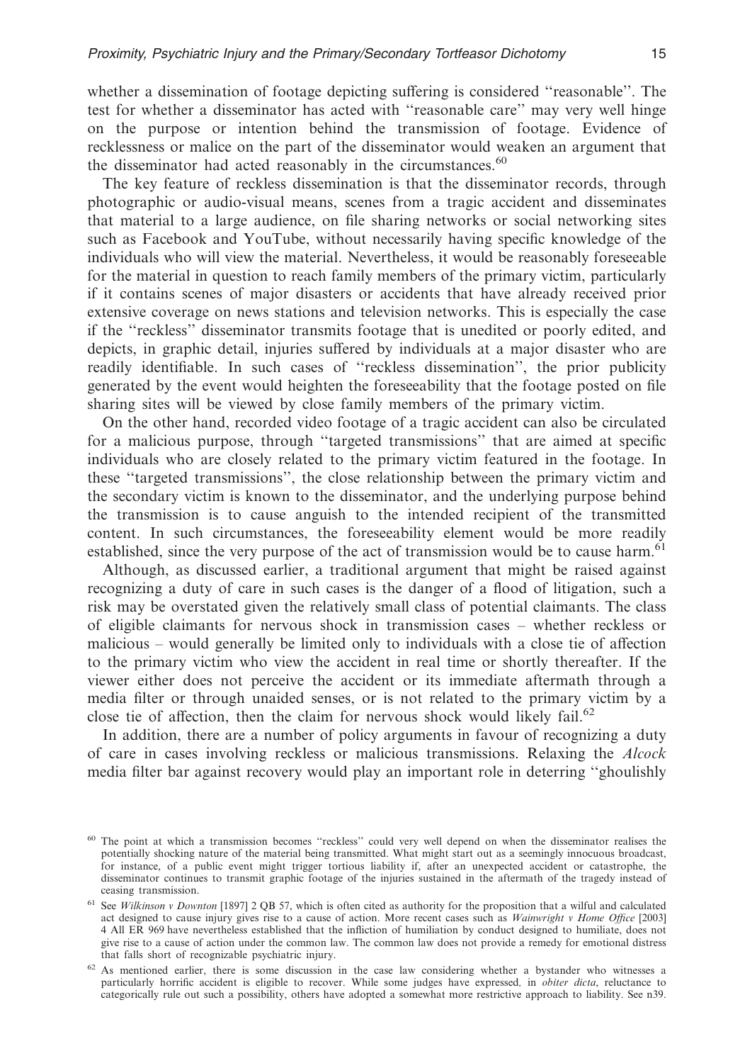whether a dissemination of footage depicting suffering is considered ''reasonable''. The test for whether a disseminator has acted with ''reasonable care'' may very well hinge on the purpose or intention behind the transmission of footage. Evidence of recklessness or malice on the part of the disseminator would weaken an argument that the disseminator had acted reasonably in the circumstances.[60]

The key feature of reckless dissemination is that the disseminator records, through photographic or audio-visual means, scenes from a tragic accident and disseminates that material to a large audience, on file sharing networks or social networking sites such as Facebook and YouTube, without necessarily having specific knowledge of the individuals who will view the material. Nevertheless, it would be reasonably foreseeable for the material in question to reach family members of the primary victim, particularly if it contains scenes of major disasters or accidents that have already received prior extensive coverage on news stations and television networks. This is especially the case if the ''reckless'' disseminator transmits footage that is unedited or poorly edited, and depicts, in graphic detail, injuries suffered by individuals at a major disaster who are readily identifiable. In such cases of ''reckless dissemination'', the prior publicity generated by the event would heighten the foreseeability that the footage posted on file sharing sites will be viewed by close family members of the primary victim.

On the other hand, recorded video footage of a tragic accident can also be circulated for a malicious purpose, through ''targeted transmissions'' that are aimed at specific individuals who are closely related to the primary victim featured in the footage. In these ''targeted transmissions'', the close relationship between the primary victim and the secondary victim is known to the disseminator, and the underlying purpose behind the transmission is to cause anguish to the intended recipient of the transmitted content. In such circumstances, the foreseeability element would be more readily established, since the very purpose of the act of transmission would be to cause harm.[61]

Although, as discussed earlier, a traditional argument that might be raised against recognizing a duty of care in such cases is the danger of a flood of litigation, such a risk may be overstated given the relatively small class of potential claimants. The class of eligible claimants for nervous shock in transmission cases – whether reckless or malicious – would generally be limited only to individuals with a close tie of affection to the primary victim who view the accident in real time or shortly thereafter. If the viewer either does not perceive the accident or its immediate aftermath through a media filter or through unaided senses, or is not related to the primary victim by a close tie of affection, then the claim for nervous shock would likely fail.[62]

In addition, there are a number of policy arguments in favour of recognizing a duty of care in cases involving reckless or malicious transmissions. Relaxing the *Alcock* media filter bar against recovery would play an important role in deterring ''ghoulishly

---

[60] The point at which a transmission becomes ''reckless'' could very well depend on when the disseminator realises the potentially shocking nature of the material being transmitted. What might start out as a seemingly innocuous broadcast, for instance, of a public event might trigger tortious liability if, after an unexpected accident or catastrophe, the disseminator continues to transmit graphic footage of the injuries sustained in the aftermath of the tragedy instead of ceasing transmission.

[61] See *Wilkinson v Downton* [1897] 2 QB 57, which is often cited as authority for the proposition that a wilful and calculated act designed to cause injury gives rise to a cause of action. More recent cases such as *Wainwright v Home Office* [2003] 4 All ER 969 have nevertheless established that the infliction of humiliation by conduct designed to humiliate, does not give rise to a cause of action under the common law. The common law does not provide a remedy for emotional distress that falls short of recognizable psychiatric injury.

[62] As mentioned earlier, there is some discussion in the case law considering whether a bystander who witnesses a particularly horrific accident is eligible to recover. While some judges have expressed, in *obiter dicta*, reluctance to categorically rule out such a possibility, others have adopted a somewhat more restrictive approach to liability. See n39.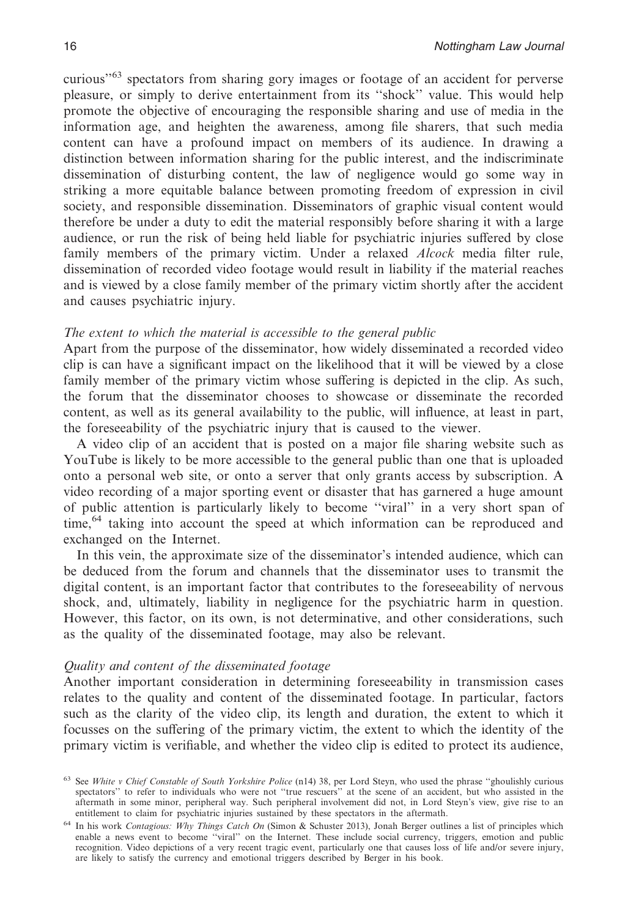curious''[63] spectators from sharing gory images or footage of an accident for perverse pleasure, or simply to derive entertainment from its ''shock'' value. This would help promote the objective of encouraging the responsible sharing and use of media in the information age, and heighten the awareness, among file sharers, that such media content can have a profound impact on members of its audience. In drawing a distinction between information sharing for the public interest, and the indiscriminate dissemination of disturbing content, the law of negligence would go some way in striking a more equitable balance between promoting freedom of expression in civil society, and responsible dissemination. Disseminators of graphic visual content would therefore be under a duty to edit the material responsibly before sharing it with a large audience, or run the risk of being held liable for psychiatric injuries suffered by close family members of the primary victim. Under a relaxed *Alcock* media filter rule, dissemination of recorded video footage would result in liability if the material reaches and is viewed by a close family member of the primary victim shortly after the accident and causes psychiatric injury.

*The extent to which the material is accessible to the general public*

Apart from the purpose of the disseminator, how widely disseminated a recorded video clip is can have a significant impact on the likelihood that it will be viewed by a close family member of the primary victim whose suffering is depicted in the clip. As such, the forum that the disseminator chooses to showcase or disseminate the recorded content, as well as its general availability to the public, will influence, at least in part, the foreseeability of the psychiatric injury that is caused to the viewer.

A video clip of an accident that is posted on a major file sharing website such as YouTube is likely to be more accessible to the general public than one that is uploaded onto a personal web site, or onto a server that only grants access by subscription. A video recording of a major sporting event or disaster that has garnered a huge amount of public attention is particularly likely to become ''viral'' in a very short span of time,[64] taking into account the speed at which information can be reproduced and exchanged on the Internet.

In this vein, the approximate size of the disseminator's intended audience, which can be deduced from the forum and channels that the disseminator uses to transmit the digital content, is an important factor that contributes to the foreseeability of nervous shock, and, ultimately, liability in negligence for the psychiatric harm in question. However, this factor, on its own, is not determinative, and other considerations, such as the quality of the disseminated footage, may also be relevant.

*Quality and content of the disseminated footage*

Another important consideration in determining foreseeability in transmission cases relates to the quality and content of the disseminated footage. In particular, factors such as the clarity of the video clip, its length and duration, the extent to which it focusses on the suffering of the primary victim, the extent to which the identity of the primary victim is verifiable, and whether the video clip is edited to protect its audience,

[63] See *White v Chief Constable of South Yorkshire Police* (n14) 38, per Lord Steyn, who used the phrase ''ghoulishly curious spectators'' to refer to individuals who were not ''true rescuers'' at the scene of an accident, but who assisted in the aftermath in some minor, peripheral way. Such peripheral involvement did not, in Lord Steyn's view, give rise to an entitlement to claim for psychiatric injuries sustained by these spectators in the aftermath.

[64] In his work *Contagious: Why Things Catch On* (Simon & Schuster 2013), Jonah Berger outlines a list of principles which enable a news event to become ''viral'' on the Internet. These include social currency, triggers, emotion and public recognition. Video depictions of a very recent tragic event, particularly one that causes loss of life and/or severe injury, are likely to satisfy the currency and emotional triggers described by Berger in his book.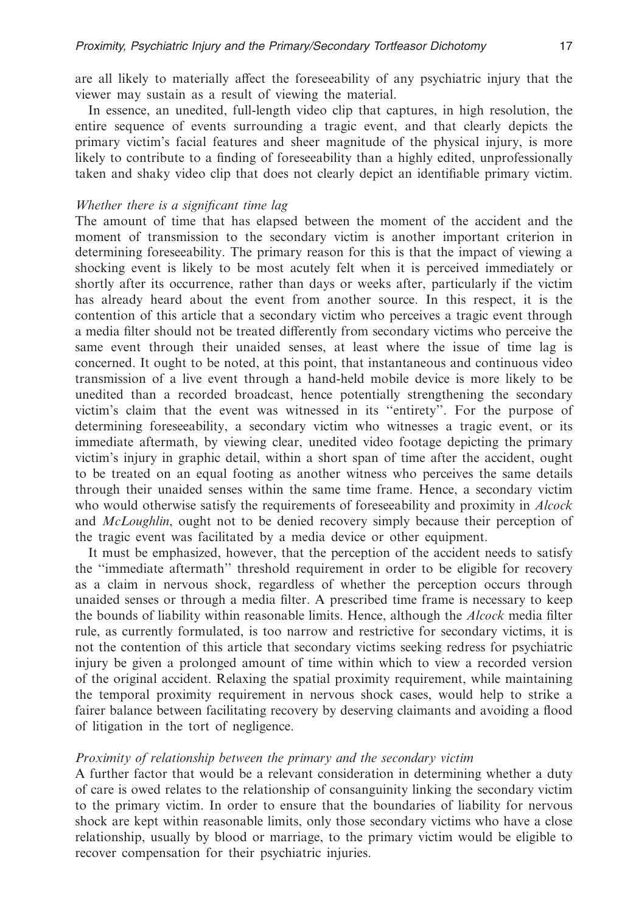are all likely to materially affect the foreseeability of any psychiatric injury that the viewer may sustain as a result of viewing the material.

In essence, an unedited, full-length video clip that captures, in high resolution, the entire sequence of events surrounding a tragic event, and that clearly depicts the primary victim's facial features and sheer magnitude of the physical injury, is more likely to contribute to a finding of foreseeability than a highly edited, unprofessionally taken and shaky video clip that does not clearly depict an identifiable primary victim.

*Whether there is a significant time lag*

The amount of time that has elapsed between the moment of the accident and the moment of transmission to the secondary victim is another important criterion in determining foreseeability. The primary reason for this is that the impact of viewing a shocking event is likely to be most acutely felt when it is perceived immediately or shortly after its occurrence, rather than days or weeks after, particularly if the victim has already heard about the event from another source. In this respect, it is the contention of this article that a secondary victim who perceives a tragic event through a media filter should not be treated differently from secondary victims who perceive the same event through their unaided senses, at least where the issue of time lag is concerned. It ought to be noted, at this point, that instantaneous and continuous video transmission of a live event through a hand-held mobile device is more likely to be unedited than a recorded broadcast, hence potentially strengthening the secondary victim's claim that the event was witnessed in its "entirety". For the purpose of determining foreseeability, a secondary victim who witnesses a tragic event, or its immediate aftermath, by viewing clear, unedited video footage depicting the primary victim's injury in graphic detail, within a short span of time after the accident, ought to be treated on an equal footing as another witness who perceives the same details through their unaided senses within the same time frame. Hence, a secondary victim who would otherwise satisfy the requirements of foreseeability and proximity in *Alcock* and *McLoughlin*, ought not to be denied recovery simply because their perception of the tragic event was facilitated by a media device or other equipment.

It must be emphasized, however, that the perception of the accident needs to satisfy the "immediate aftermath" threshold requirement in order to be eligible for recovery as a claim in nervous shock, regardless of whether the perception occurs through unaided senses or through a media filter. A prescribed time frame is necessary to keep the bounds of liability within reasonable limits. Hence, although the *Alcock* media filter rule, as currently formulated, is too narrow and restrictive for secondary victims, it is not the contention of this article that secondary victims seeking redress for psychiatric injury be given a prolonged amount of time within which to view a recorded version of the original accident. Relaxing the spatial proximity requirement, while maintaining the temporal proximity requirement in nervous shock cases, would help to strike a fairer balance between facilitating recovery by deserving claimants and avoiding a flood of litigation in the tort of negligence.

*Proximity of relationship between the primary and the secondary victim*

A further factor that would be a relevant consideration in determining whether a duty of care is owed relates to the relationship of consanguinity linking the secondary victim to the primary victim. In order to ensure that the boundaries of liability for nervous shock are kept within reasonable limits, only those secondary victims who have a close relationship, usually by blood or marriage, to the primary victim would be eligible to recover compensation for their psychiatric injuries.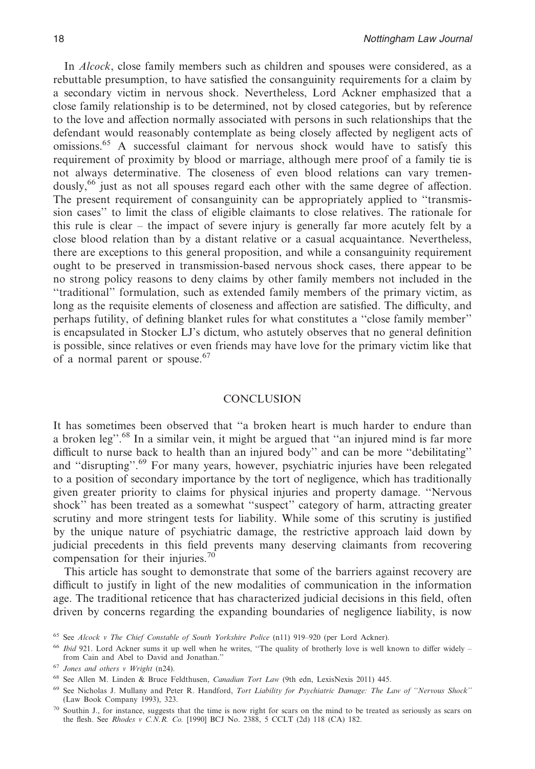In *Alcock*, close family members such as children and spouses were considered, as a rebuttable presumption, to have satisfied the consanguinity requirements for a claim by a secondary victim in nervous shock. Nevertheless, Lord Ackner emphasized that a close family relationship is to be determined, not by closed categories, but by reference to the love and affection normally associated with persons in such relationships that the defendant would reasonably contemplate as being closely affected by negligent acts of omissions.[65] A successful claimant for nervous shock would have to satisfy this requirement of proximity by blood or marriage, although mere proof of a family tie is not always determinative. The closeness of even blood relations can vary tremendously,[66] just as not all spouses regard each other with the same degree of affection. The present requirement of consanguinity can be appropriately applied to "transmission cases" to limit the class of eligible claimants to close relatives. The rationale for this rule is clear – the impact of severe injury is generally far more acutely felt by a close blood relation than by a distant relative or a casual acquaintance. Nevertheless, there are exceptions to this general proposition, and while a consanguinity requirement ought to be preserved in transmission-based nervous shock cases, there appear to be no strong policy reasons to deny claims by other family members not included in the "traditional" formulation, such as extended family members of the primary victim, as long as the requisite elements of closeness and affection are satisfied. The difficulty, and perhaps futility, of defining blanket rules for what constitutes a "close family member" is encapsulated in Stocker LJ's dictum, who astutely observes that no general definition is possible, since relatives or even friends may have love for the primary victim like that of a normal parent or spouse.[67]

## CONCLUSION

It has sometimes been observed that "a broken heart is much harder to endure than a broken leg".[68] In a similar vein, it might be argued that "an injured mind is far more difficult to nurse back to health than an injured body" and can be more "debilitating" and "disrupting".[69] For many years, however, psychiatric injuries have been relegated to a position of secondary importance by the tort of negligence, which has traditionally given greater priority to claims for physical injuries and property damage. "Nervous shock" has been treated as a somewhat "suspect" category of harm, attracting greater scrutiny and more stringent tests for liability. While some of this scrutiny is justified by the unique nature of psychiatric damage, the restrictive approach laid down by judicial precedents in this field prevents many deserving claimants from recovering compensation for their injuries.[70]

This article has sought to demonstrate that some of the barriers against recovery are difficult to justify in light of the new modalities of communication in the information age. The traditional reticence that has characterized judicial decisions in this field, often driven by concerns regarding the expanding boundaries of negligence liability, is now

---

[65] See *Alcock v The Chief Constable of South Yorkshire Police* (n11) 919–920 (per Lord Ackner).

[66] *Ibid* 921. Lord Ackner sums it up well when he writes, "The quality of brotherly love is well known to differ widely – from Cain and Abel to David and Jonathan."

[67] *Jones and others v Wright* (n24).

[68] See Allen M. Linden & Bruce Feldthusen, *Canadian Tort Law* (9th edn, LexisNexis 2011) 445.

[69] See Nicholas J. Mullany and Peter R. Handford, *Tort Liability for Psychiatric Damage: The Law of "Nervous Shock"* (Law Book Company 1993), 323.

[70] Southin J., for instance, suggests that the time is now right for scars on the mind to be treated as seriously as scars on the flesh. See *Rhodes v C.N.R. Co.* [1990] BCJ No. 2388, 5 CCLT (2d) 118 (CA) 182.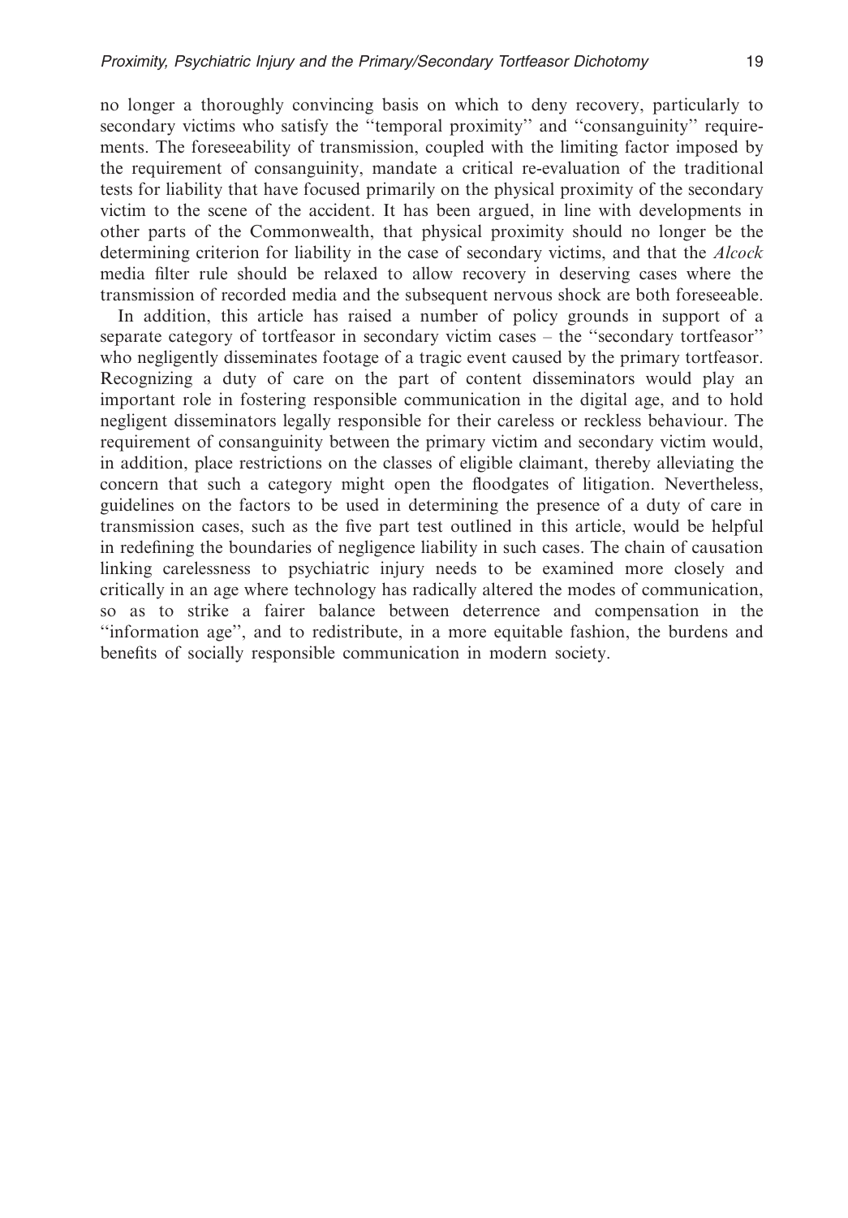no longer a thoroughly convincing basis on which to deny recovery, particularly to secondary victims who satisfy the "temporal proximity" and "consanguinity" requirements. The foreseeability of transmission, coupled with the limiting factor imposed by the requirement of consanguinity, mandate a critical re-evaluation of the traditional tests for liability that have focused primarily on the physical proximity of the secondary victim to the scene of the accident. It has been argued, in line with developments in other parts of the Commonwealth, that physical proximity should no longer be the determining criterion for liability in the case of secondary victims, and that the *Alcock* media filter rule should be relaxed to allow recovery in deserving cases where the transmission of recorded media and the subsequent nervous shock are both foreseeable.

In addition, this article has raised a number of policy grounds in support of a separate category of tortfeasor in secondary victim cases – the "secondary tortfeasor" who negligently disseminates footage of a tragic event caused by the primary tortfeasor. Recognizing a duty of care on the part of content disseminators would play an important role in fostering responsible communication in the digital age, and to hold negligent disseminators legally responsible for their careless or reckless behaviour. The requirement of consanguinity between the primary victim and secondary victim would, in addition, place restrictions on the classes of eligible claimant, thereby alleviating the concern that such a category might open the floodgates of litigation. Nevertheless, guidelines on the factors to be used in determining the presence of a duty of care in transmission cases, such as the five part test outlined in this article, would be helpful in redefining the boundaries of negligence liability in such cases. The chain of causation linking carelessness to psychiatric injury needs to be examined more closely and critically in an age where technology has radically altered the modes of communication, so as to strike a fairer balance between deterrence and compensation in the "information age", and to redistribute, in a more equitable fashion, the burdens and benefits of socially responsible communication in modern society.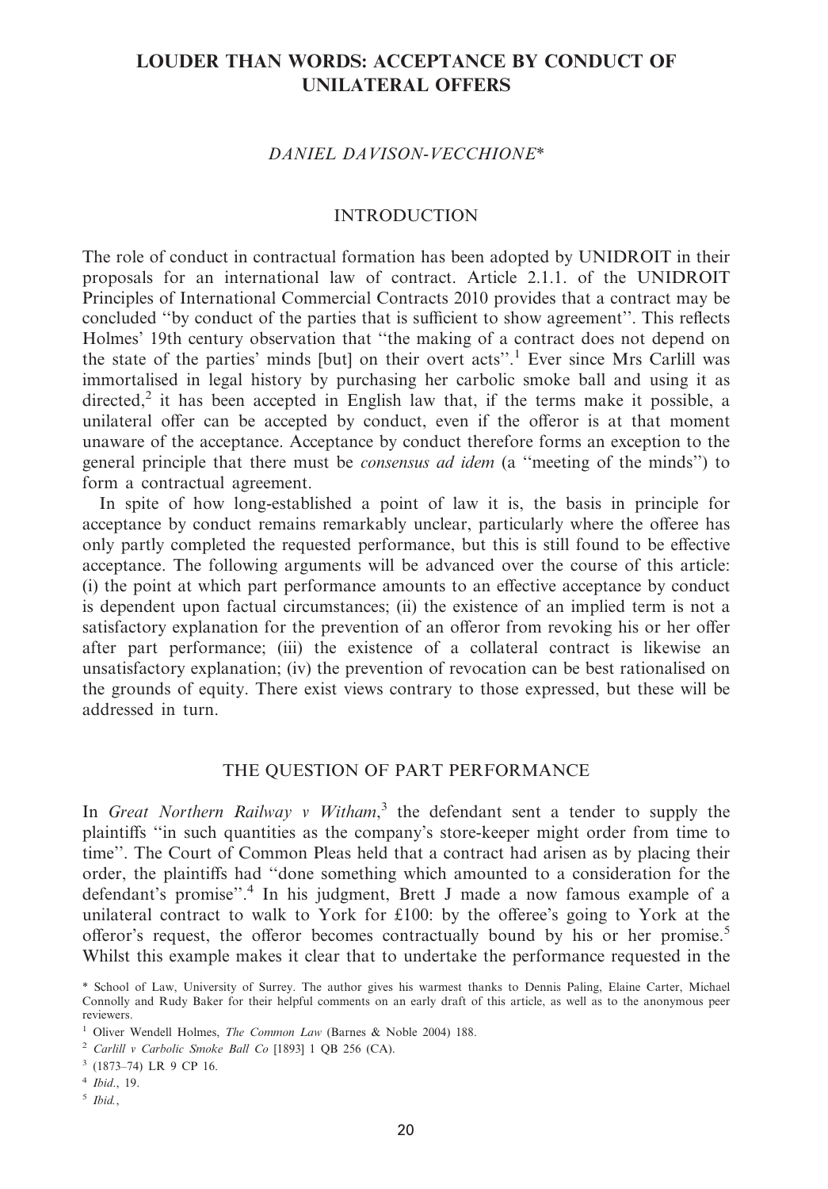# LOUDER THAN WORDS: ACCEPTANCE BY CONDUCT OF UNILATERAL OFFERS

*DANIEL DAVISON-VECCHIONE*\*

## INTRODUCTION

The role of conduct in contractual formation has been adopted by UNIDROIT in their proposals for an international law of contract. Article 2.1.1. of the UNIDROIT Principles of International Commercial Contracts 2010 provides that a contract may be concluded ''by conduct of the parties that is sufficient to show agreement''. This reflects Holmes' 19th century observation that ''the making of a contract does not depend on the state of the parties' minds [but] on their overt acts''.[1] Ever since Mrs Carlill was immortalised in legal history by purchasing her carbolic smoke ball and using it as directed,[2] it has been accepted in English law that, if the terms make it possible, a unilateral offer can be accepted by conduct, even if the offeror is at that moment unaware of the acceptance. Acceptance by conduct therefore forms an exception to the general principle that there must be *consensus ad idem* (a ''meeting of the minds'') to form a contractual agreement.

In spite of how long-established a point of law it is, the basis in principle for acceptance by conduct remains remarkably unclear, particularly where the offeree has only partly completed the requested performance, but this is still found to be effective acceptance. The following arguments will be advanced over the course of this article: (i) the point at which part performance amounts to an effective acceptance by conduct is dependent upon factual circumstances; (ii) the existence of an implied term is not a satisfactory explanation for the prevention of an offeror from revoking his or her offer after part performance; (iii) the existence of a collateral contract is likewise an unsatisfactory explanation; (iv) the prevention of revocation can be best rationalised on the grounds of equity. There exist views contrary to those expressed, but these will be addressed in turn.

## THE QUESTION OF PART PERFORMANCE

In *Great Northern Railway v Witham*,[3] the defendant sent a tender to supply the plaintiffs ''in such quantities as the company's store-keeper might order from time to time''. The Court of Common Pleas held that a contract had arisen as by placing their order, the plaintiffs had ''done something which amounted to a consideration for the defendant's promise''.[4] In his judgment, Brett J made a now famous example of a unilateral contract to walk to York for £100: by the offeree's going to York at the offeror's request, the offeror becomes contractually bound by his or her promise.[5] Whilst this example makes it clear that to undertake the performance requested in the

\* School of Law, University of Surrey. The author gives his warmest thanks to Dennis Paling, Elaine Carter, Michael Connolly and Rudy Baker for their helpful comments on an early draft of this article, as well as to the anonymous peer reviewers.

[1] Oliver Wendell Holmes, *The Common Law* (Barnes & Noble 2004) 188.

[2] *Carlill v Carbolic Smoke Ball Co* [1893] 1 QB 256 (CA).

[3] (1873–74) LR 9 CP 16.

[4] *Ibid.*, 19.

[5] *Ibid.*,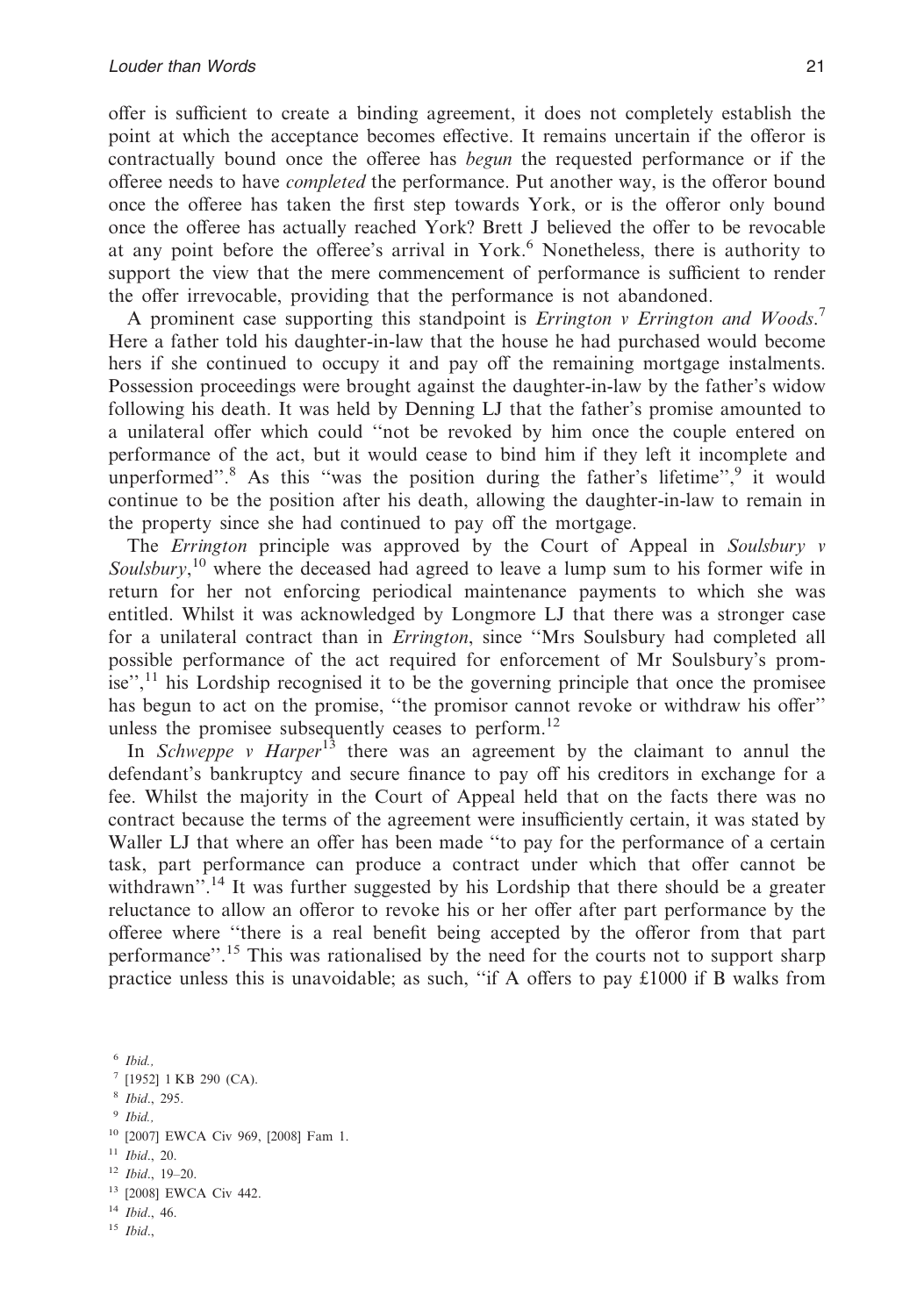offer is sufficient to create a binding agreement, it does not completely establish the point at which the acceptance becomes effective. It remains uncertain if the offeror is contractually bound once the offeree has *begun* the requested performance or if the offeree needs to have *completed* the performance. Put another way, is the offeror bound once the offeree has taken the first step towards York, or is the offeror only bound once the offeree has actually reached York? Brett J believed the offer to be revocable at any point before the offeree's arrival in York.[6] Nonetheless, there is authority to support the view that the mere commencement of performance is sufficient to render the offer irrevocable, providing that the performance is not abandoned.

A prominent case supporting this standpoint is *Errington v Errington and Woods*.[7] Here a father told his daughter-in-law that the house he had purchased would become hers if she continued to occupy it and pay off the remaining mortgage instalments. Possession proceedings were brought against the daughter-in-law by the father's widow following his death. It was held by Denning LJ that the father's promise amounted to a unilateral offer which could "not be revoked by him once the couple entered on performance of the act, but it would cease to bind him if they left it incomplete and unperformed".[8] As this "was the position during the father's lifetime",[9] it would continue to be the position after his death, allowing the daughter-in-law to remain in the property since she had continued to pay off the mortgage.

The *Errington* principle was approved by the Court of Appeal in *Soulsbury v Soulsbury*,[10] where the deceased had agreed to leave a lump sum to his former wife in return for her not enforcing periodical maintenance payments to which she was entitled. Whilst it was acknowledged by Longmore LJ that there was a stronger case for a unilateral contract than in *Errington*, since "Mrs Soulsbury had completed all possible performance of the act required for enforcement of Mr Soulsbury's promise",[11] his Lordship recognised it to be the governing principle that once the promisee has begun to act on the promise, "the promisor cannot revoke or withdraw his offer" unless the promisee subsequently ceases to perform.[12]

In *Schweppe v Harper*[13] there was an agreement by the claimant to annul the defendant's bankruptcy and secure finance to pay off his creditors in exchange for a fee. Whilst the majority in the Court of Appeal held that on the facts there was no contract because the terms of the agreement were insufficiently certain, it was stated by Waller LJ that where an offer has been made "to pay for the performance of a certain task, part performance can produce a contract under which that offer cannot be withdrawn".[14] It was further suggested by his Lordship that there should be a greater reluctance to allow an offeror to revoke his or her offer after part performance by the offeree where "there is a real benefit being accepted by the offeror from that part performance".[15] This was rationalised by the need for the courts not to support sharp practice unless this is unavoidable; as such, "if A offers to pay £1000 if B walks from

[6] *Ibid.*,
[7] [1952] 1 KB 290 (CA).
[8] *Ibid.*, 295.
[9] *Ibid.*,
[10] [2007] EWCA Civ 969, [2008] Fam 1.
[11] *Ibid.*, 20.
[12] *Ibid.*, 19–20.
[13] [2008] EWCA Civ 442.
[14] *Ibid.*, 46.
[15] *Ibid.*,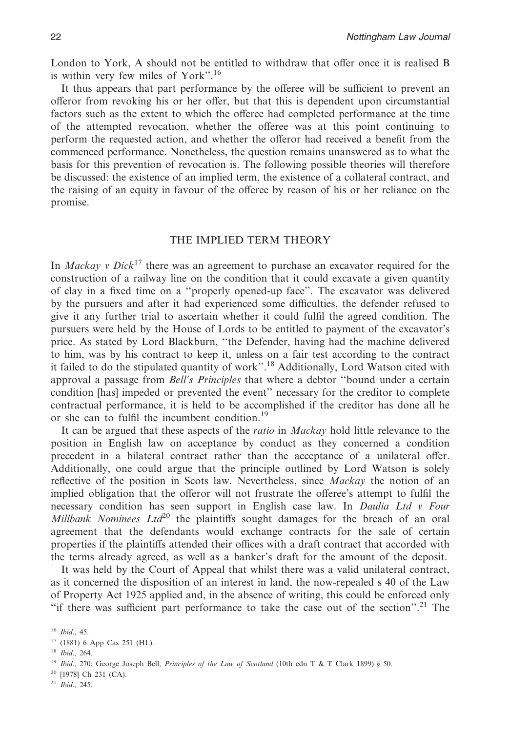London to York, A should not be entitled to withdraw that offer once it is realised B is within very few miles of York".[16]

It thus appears that part performance by the offeree will be sufficient to prevent an offeror from revoking his or her offer, but that this is dependent upon circumstantial factors such as the extent to which the offeree had completed performance at the time of the attempted revocation, whether the offeree was at this point continuing to perform the requested action, and whether the offeror had received a benefit from the commenced performance. Nonetheless, the question remains unanswered as to what the basis for this prevention of revocation is. The following possible theories will therefore be discussed: the existence of an implied term, the existence of a collateral contract, and the raising of an equity in favour of the offeree by reason of his or her reliance on the promise.

## THE IMPLIED TERM THEORY

In *Mackay v Dick*[17] there was an agreement to purchase an excavator required for the construction of a railway line on the condition that it could excavate a given quantity of clay in a fixed time on a "properly opened-up face". The excavator was delivered by the pursuers and after it had experienced some difficulties, the defender refused to give it any further trial to ascertain whether it could fulfil the agreed condition. The pursuers were held by the House of Lords to be entitled to payment of the excavator's price. As stated by Lord Blackburn, "the Defender, having had the machine delivered to him, was by his contract to keep it, unless on a fair test according to the contract it failed to do the stipulated quantity of work".[18] Additionally, Lord Watson cited with approval a passage from *Bell's Principles* that where a debtor "bound under a certain condition [has] impeded or prevented the event" necessary for the creditor to complete contractual performance, it is held to be accomplished if the creditor has done all he or she can to fulfil the incumbent condition.[19]

It can be argued that these aspects of the *ratio* in *Mackay* hold little relevance to the position in English law on acceptance by conduct as they concerned a condition precedent in a bilateral contract rather than the acceptance of a unilateral offer. Additionally, one could argue that the principle outlined by Lord Watson is solely reflective of the position in Scots law. Nevertheless, since *Mackay* the notion of an implied obligation that the offeror will not frustrate the offeree's attempt to fulfil the necessary condition has seen support in English case law. In *Daulia Ltd v Four Millbank Nominees Ltd*[20] the plaintiffs sought damages for the breach of an oral agreement that the defendants would exchange contracts for the sale of certain properties if the plaintiffs attended their offices with a draft contract that accorded with the terms already agreed, as well as a banker's draft for the amount of the deposit.

It was held by the Court of Appeal that whilst there was a valid unilateral contract, as it concerned the disposition of an interest in land, the now-repealed s 40 of the Law of Property Act 1925 applied and, in the absence of writing, this could be enforced only "if there was sufficient part performance to take the case out of the section".[21] The

[16] *Ibid.*, 45.
[17] (1881) 6 App Cas 251 (HL).
[18] *Ibid.*, 264.
[19] *Ibid.*, 270; George Joseph Bell, *Principles of the Law of Scotland* (10th edn T & T Clark 1899) § 50.
[20] [1978] Ch 231 (CA).
[21] *Ibid.*, 245.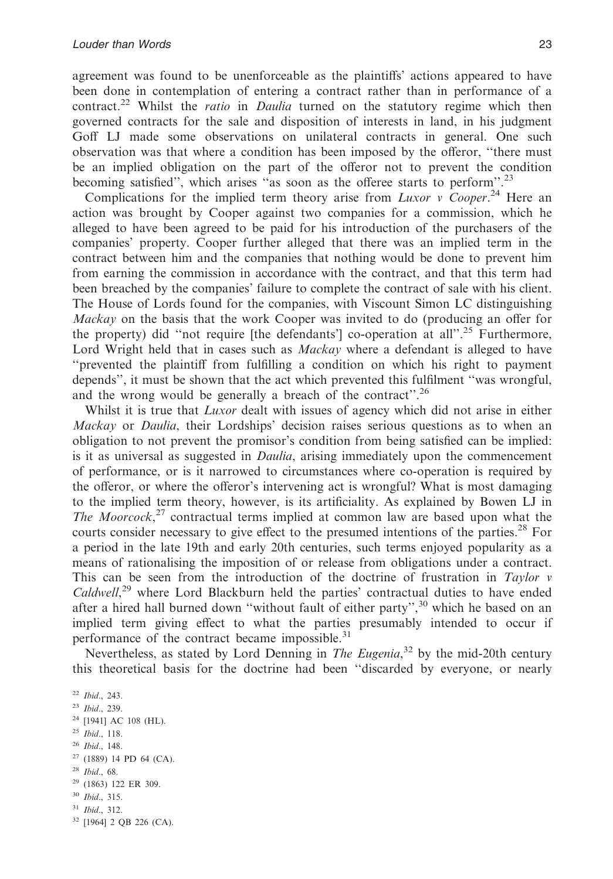agreement was found to be unenforceable as the plaintiffs' actions appeared to have been done in contemplation of entering a contract rather than in performance of a contract.[22] Whilst the *ratio* in *Daulia* turned on the statutory regime which then governed contracts for the sale and disposition of interests in land, in his judgment Goff LJ made some observations on unilateral contracts in general. One such observation was that where a condition has been imposed by the offeror, "there must be an implied obligation on the part of the offeror not to prevent the condition becoming satisfied", which arises "as soon as the offeree starts to perform".[23]

Complications for the implied term theory arise from *Luxor v Cooper*.[24] Here an action was brought by Cooper against two companies for a commission, which he alleged to have been agreed to be paid for his introduction of the purchasers of the companies' property. Cooper further alleged that there was an implied term in the contract between him and the companies that nothing would be done to prevent him from earning the commission in accordance with the contract, and that this term had been breached by the companies' failure to complete the contract of sale with his client. The House of Lords found for the companies, with Viscount Simon LC distinguishing *Mackay* on the basis that the work Cooper was invited to do (producing an offer for the property) did "not require [the defendants'] co-operation at all".[25] Furthermore, Lord Wright held that in cases such as *Mackay* where a defendant is alleged to have "prevented the plaintiff from fulfilling a condition on which his right to payment depends", it must be shown that the act which prevented this fulfilment "was wrongful, and the wrong would be generally a breach of the contract".[26]

Whilst it is true that *Luxor* dealt with issues of agency which did not arise in either *Mackay* or *Daulia*, their Lordships' decision raises serious questions as to when an obligation to not prevent the promisor's condition from being satisfied can be implied: is it as universal as suggested in *Daulia*, arising immediately upon the commencement of performance, or is it narrowed to circumstances where co-operation is required by the offeror, or where the offeror's intervening act is wrongful? What is most damaging to the implied term theory, however, is its artificiality. As explained by Bowen LJ in *The Moorcock*,[27] contractual terms implied at common law are based upon what the courts consider necessary to give effect to the presumed intentions of the parties.[28] For a period in the late 19th and early 20th centuries, such terms enjoyed popularity as a means of rationalising the imposition of or release from obligations under a contract. This can be seen from the introduction of the doctrine of frustration in *Taylor v Caldwell*,[29] where Lord Blackburn held the parties' contractual duties to have ended after a hired hall burned down "without fault of either party",[30] which he based on an implied term giving effect to what the parties presumably intended to occur if performance of the contract became impossible.[31]

Nevertheless, as stated by Lord Denning in *The Eugenia*,[32] by the mid-20th century this theoretical basis for the doctrine had been "discarded by everyone, or nearly

[22] *Ibid*., 243.
[23] *Ibid*., 239.
[24] [1941] AC 108 (HL).
[25] *Ibid*., 118.
[26] *Ibid*., 148.
[27] (1889) 14 PD 64 (CA).
[28] *Ibid*., 68.
[29] (1863) 122 ER 309.
[30] *Ibid*., 315.
[31] *Ibid*., 312.
[32] [1964] 2 QB 226 (CA).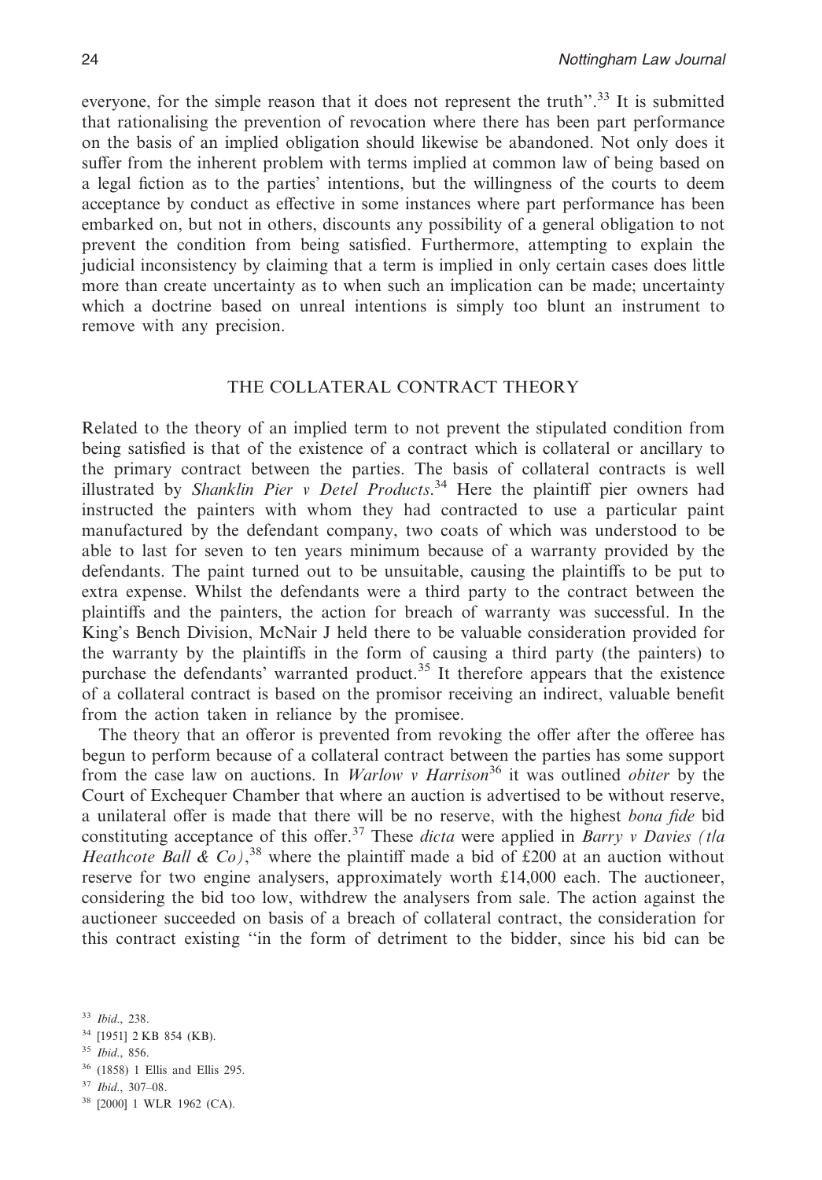everyone, for the simple reason that it does not represent the truth".[33] It is submitted that rationalising the prevention of revocation where there has been part performance on the basis of an implied obligation should likewise be abandoned. Not only does it suffer from the inherent problem with terms implied at common law of being based on a legal fiction as to the parties' intentions, but the willingness of the courts to deem acceptance by conduct as effective in some instances where part performance has been embarked on, but not in others, discounts any possibility of a general obligation to not prevent the condition from being satisfied. Furthermore, attempting to explain the judicial inconsistency by claiming that a term is implied in only certain cases does little more than create uncertainty as to when such an implication can be made; uncertainty which a doctrine based on unreal intentions is simply too blunt an instrument to remove with any precision.

## THE COLLATERAL CONTRACT THEORY

Related to the theory of an implied term to not prevent the stipulated condition from being satisfied is that of the existence of a contract which is collateral or ancillary to the primary contract between the parties. The basis of collateral contracts is well illustrated by *Shanklin Pier v Detel Products*.[34] Here the plaintiff pier owners had instructed the painters with whom they had contracted to use a particular paint manufactured by the defendant company, two coats of which was understood to be able to last for seven to ten years minimum because of a warranty provided by the defendants. The paint turned out to be unsuitable, causing the plaintiffs to be put to extra expense. Whilst the defendants were a third party to the contract between the plaintiffs and the painters, the action for breach of warranty was successful. In the King's Bench Division, McNair J held there to be valuable consideration provided for the warranty by the plaintiffs in the form of causing a third party (the painters) to purchase the defendants' warranted product.[35] It therefore appears that the existence of a collateral contract is based on the promisor receiving an indirect, valuable benefit from the action taken in reliance by the promisee.

The theory that an offeror is prevented from revoking the offer after the offeree has begun to perform because of a collateral contract between the parties has some support from the case law on auctions. In *Warlow v Harrison*[36] it was outlined *obiter* by the Court of Exchequer Chamber that where an auction is advertised to be without reserve, a unilateral offer is made that there will be no reserve, with the highest *bona fide* bid constituting acceptance of this offer.[37] These *dicta* were applied in *Barry v Davies (t/a Heathcote Ball & Co)*,[38] where the plaintiff made a bid of £200 at an auction without reserve for two engine analysers, approximately worth £14,000 each. The auctioneer, considering the bid too low, withdrew the analysers from sale. The action against the auctioneer succeeded on basis of a breach of collateral contract, the consideration for this contract existing "in the form of detriment to the bidder, since his bid can be

[33] *Ibid.*, 238.

[34] [1951] 2 KB 854 (KB).

[35] *Ibid.*, 856.

[36] (1858) 1 Ellis and Ellis 295.

[37] *Ibid.*, 307–08.

[38] [2000] 1 WLR 1962 (CA).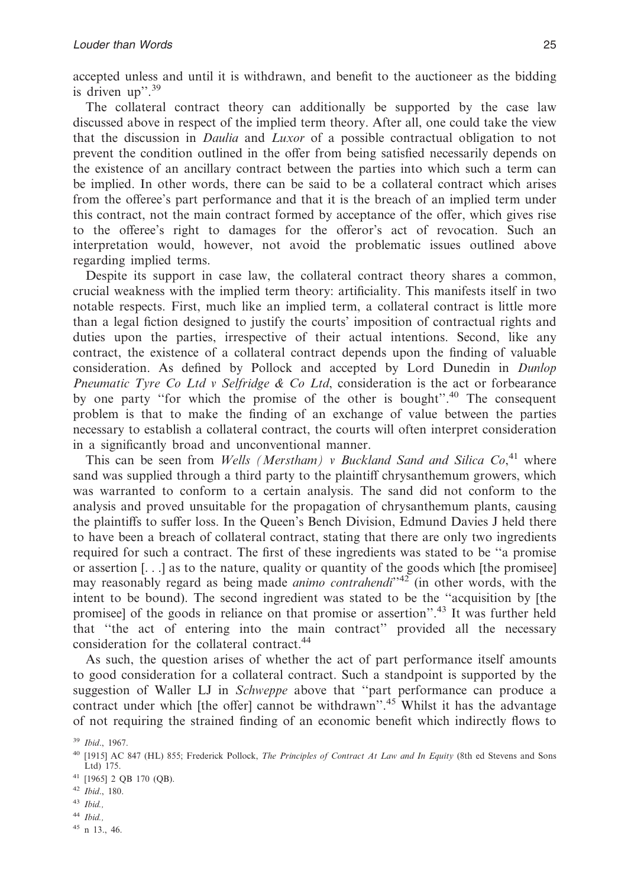accepted unless and until it is withdrawn, and benefit to the auctioneer as the bidding is driven up''.[39]

The collateral contract theory can additionally be supported by the case law discussed above in respect of the implied term theory. After all, one could take the view that the discussion in *Daulia* and *Luxor* of a possible contractual obligation to not prevent the condition outlined in the offer from being satisfied necessarily depends on the existence of an ancillary contract between the parties into which such a term can be implied. In other words, there can be said to be a collateral contract which arises from the offeree's part performance and that it is the breach of an implied term under this contract, not the main contract formed by acceptance of the offer, which gives rise to the offeree's right to damages for the offeror's act of revocation. Such an interpretation would, however, not avoid the problematic issues outlined above regarding implied terms.

Despite its support in case law, the collateral contract theory shares a common, crucial weakness with the implied term theory: artificiality. This manifests itself in two notable respects. First, much like an implied term, a collateral contract is little more than a legal fiction designed to justify the courts' imposition of contractual rights and duties upon the parties, irrespective of their actual intentions. Second, like any contract, the existence of a collateral contract depends upon the finding of valuable consideration. As defined by Pollock and accepted by Lord Dunedin in *Dunlop Pneumatic Tyre Co Ltd v Selfridge & Co Ltd*, consideration is the act or forbearance by one party ''for which the promise of the other is bought''.[40] The consequent problem is that to make the finding of an exchange of value between the parties necessary to establish a collateral contract, the courts will often interpret consideration in a significantly broad and unconventional manner.

This can be seen from *Wells (Merstham) v Buckland Sand and Silica Co*,[41] where sand was supplied through a third party to the plaintiff chrysanthemum growers, which was warranted to conform to a certain analysis. The sand did not conform to the analysis and proved unsuitable for the propagation of chrysanthemum plants, causing the plaintiffs to suffer loss. In the Queen's Bench Division, Edmund Davies J held there to have been a breach of collateral contract, stating that there are only two ingredients required for such a contract. The first of these ingredients was stated to be ''a promise or assertion [. . .] as to the nature, quality or quantity of the goods which [the promisee] may reasonably regard as being made *animo contrahendi*''[42] (in other words, with the intent to be bound). The second ingredient was stated to be the ''acquisition by [the promisee] of the goods in reliance on that promise or assertion''.[43] It was further held that ''the act of entering into the main contract'' provided all the necessary consideration for the collateral contract.[44]

As such, the question arises of whether the act of part performance itself amounts to good consideration for a collateral contract. Such a standpoint is supported by the suggestion of Waller LJ in *Schweppe* above that ''part performance can produce a contract under which [the offer] cannot be withdrawn''.[45] Whilst it has the advantage of not requiring the strained finding of an economic benefit which indirectly flows to

---

[39] *Ibid*., 1967.

[40] [1915] AC 847 (HL) 855; Frederick Pollock, *The Principles of Contract At Law and In Equity* (8th ed Stevens and Sons Ltd) 175.

[41] [1965] 2 QB 170 (QB).

[42] *Ibid*., 180.

[43] *Ibid.,*

[44] *Ibid.,*

[45] n 13., 46.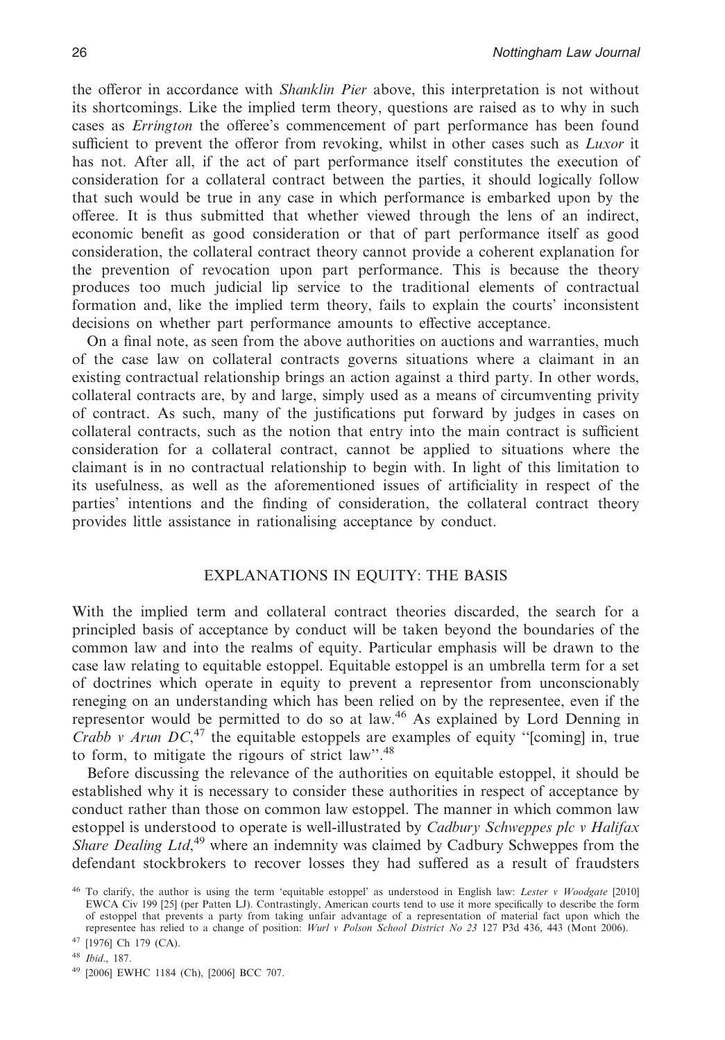the offeror in accordance with *Shanklin Pier* above, this interpretation is not without its shortcomings. Like the implied term theory, questions are raised as to why in such cases as *Errington* the offeree's commencement of part performance has been found sufficient to prevent the offeror from revoking, whilst in other cases such as *Luxor* it has not. After all, if the act of part performance itself constitutes the execution of consideration for a collateral contract between the parties, it should logically follow that such would be true in any case in which performance is embarked upon by the offeree. It is thus submitted that whether viewed through the lens of an indirect, economic benefit as good consideration or that of part performance itself as good consideration, the collateral contract theory cannot provide a coherent explanation for the prevention of revocation upon part performance. This is because the theory produces too much judicial lip service to the traditional elements of contractual formation and, like the implied term theory, fails to explain the courts' inconsistent decisions on whether part performance amounts to effective acceptance.

On a final note, as seen from the above authorities on auctions and warranties, much of the case law on collateral contracts governs situations where a claimant in an existing contractual relationship brings an action against a third party. In other words, collateral contracts are, by and large, simply used as a means of circumventing privity of contract. As such, many of the justifications put forward by judges in cases on collateral contracts, such as the notion that entry into the main contract is sufficient consideration for a collateral contract, cannot be applied to situations where the claimant is in no contractual relationship to begin with. In light of this limitation to its usefulness, as well as the aforementioned issues of artificiality in respect of the parties' intentions and the finding of consideration, the collateral contract theory provides little assistance in rationalising acceptance by conduct.

## EXPLANATIONS IN EQUITY: THE BASIS

With the implied term and collateral contract theories discarded, the search for a principled basis of acceptance by conduct will be taken beyond the boundaries of the common law and into the realms of equity. Particular emphasis will be drawn to the case law relating to equitable estoppel. Equitable estoppel is an umbrella term for a set of doctrines which operate in equity to prevent a representor from unconscionably reneging on an understanding which has been relied on by the representee, even if the representor would be permitted to do so at law.[46] As explained by Lord Denning in *Crabb v Arun DC*,[47] the equitable estoppels are examples of equity "[coming] in, true to form, to mitigate the rigours of strict law".[48]

Before discussing the relevance of the authorities on equitable estoppel, it should be established why it is necessary to consider these authorities in respect of acceptance by conduct rather than those on common law estoppel. The manner in which common law estoppel is understood to operate is well-illustrated by *Cadbury Schweppes plc v Halifax Share Dealing Ltd*,[49] where an indemnity was claimed by Cadbury Schweppes from the defendant stockbrokers to recover losses they had suffered as a result of fraudsters

[46] To clarify, the author is using the term 'equitable estoppel' as understood in English law: *Lester v Woodgate* [2010] EWCA Civ 199 [25] (per Patten LJ). Contrastingly, American courts tend to use it more specifically to describe the form of estoppel that prevents a party from taking unfair advantage of a representation of material fact upon which the representee has relied to a change of position: *Wurl v Polson School District No 23* 127 P3d 436, 443 (Mont 2006).

[47] [1976] Ch 179 (CA).

[48] *Ibid.*, 187.

[49] [2006] EWHC 1184 (Ch), [2006] BCC 707.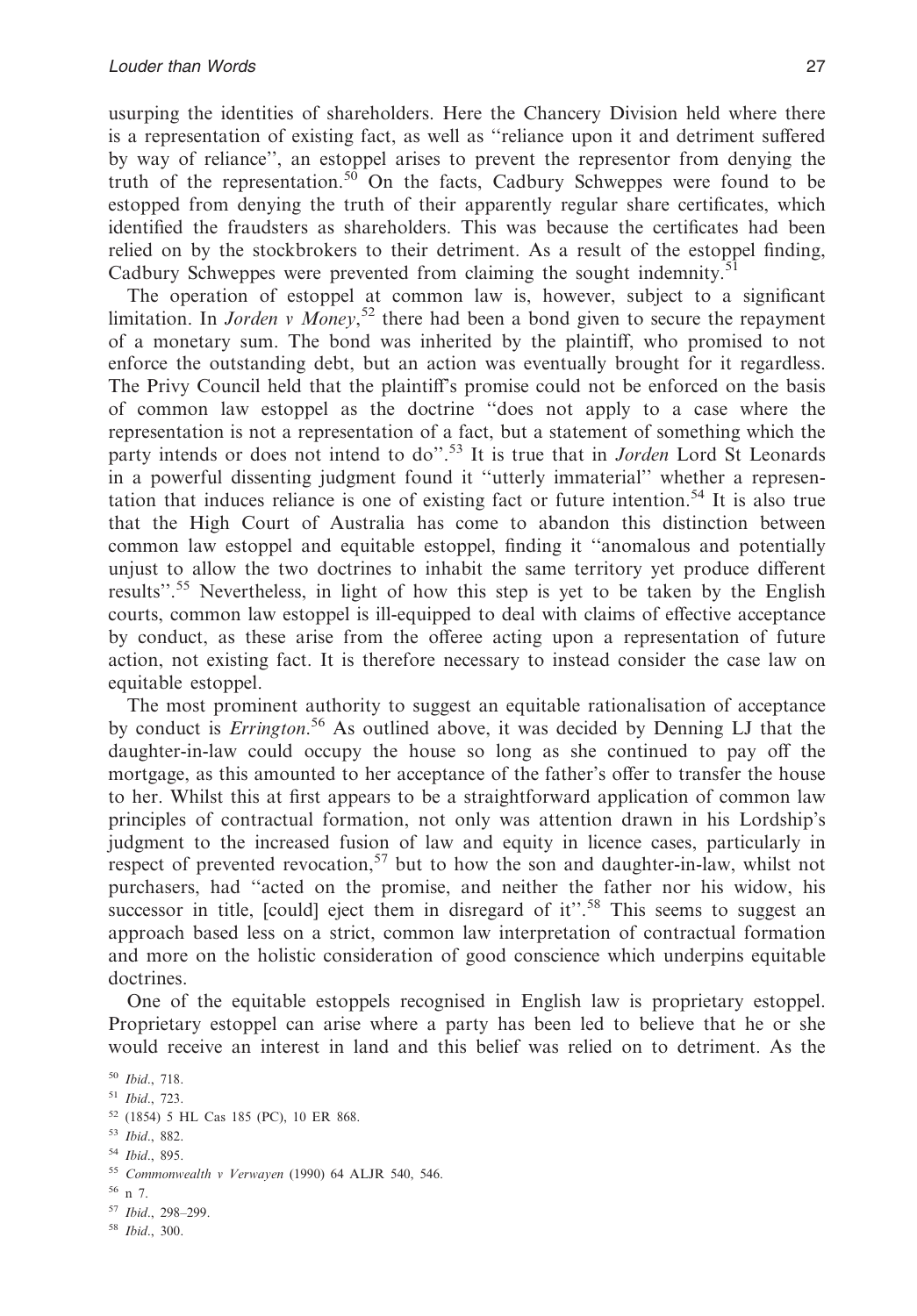usurping the identities of shareholders. Here the Chancery Division held where there is a representation of existing fact, as well as ''reliance upon it and detriment suffered by way of reliance'', an estoppel arises to prevent the representor from denying the truth of the representation.[50] On the facts, Cadbury Schweppes were found to be estopped from denying the truth of their apparently regular share certificates, which identified the fraudsters as shareholders. This was because the certificates had been relied on by the stockbrokers to their detriment. As a result of the estoppel finding, Cadbury Schweppes were prevented from claiming the sought indemnity.[51]

The operation of estoppel at common law is, however, subject to a significant limitation. In *Jorden v Money*,[52] there had been a bond given to secure the repayment of a monetary sum. The bond was inherited by the plaintiff, who promised to not enforce the outstanding debt, but an action was eventually brought for it regardless. The Privy Council held that the plaintiff's promise could not be enforced on the basis of common law estoppel as the doctrine ''does not apply to a case where the representation is not a representation of a fact, but a statement of something which the party intends or does not intend to do''.[53] It is true that in *Jorden* Lord St Leonards in a powerful dissenting judgment found it ''utterly immaterial'' whether a representation that induces reliance is one of existing fact or future intention.[54] It is also true that the High Court of Australia has come to abandon this distinction between common law estoppel and equitable estoppel, finding it ''anomalous and potentially unjust to allow the two doctrines to inhabit the same territory yet produce different results''.[55] Nevertheless, in light of how this step is yet to be taken by the English courts, common law estoppel is ill-equipped to deal with claims of effective acceptance by conduct, as these arise from the offeree acting upon a representation of future action, not existing fact. It is therefore necessary to instead consider the case law on equitable estoppel.

The most prominent authority to suggest an equitable rationalisation of acceptance by conduct is *Errington*.[56] As outlined above, it was decided by Denning LJ that the daughter-in-law could occupy the house so long as she continued to pay off the mortgage, as this amounted to her acceptance of the father's offer to transfer the house to her. Whilst this at first appears to be a straightforward application of common law principles of contractual formation, not only was attention drawn in his Lordship's judgment to the increased fusion of law and equity in licence cases, particularly in respect of prevented revocation,[57] but to how the son and daughter-in-law, whilst not purchasers, had ''acted on the promise, and neither the father nor his widow, his successor in title, [could] eject them in disregard of it''.[58] This seems to suggest an approach based less on a strict, common law interpretation of contractual formation and more on the holistic consideration of good conscience which underpins equitable doctrines.

One of the equitable estoppels recognised in English law is proprietary estoppel. Proprietary estoppel can arise where a party has been led to believe that he or she would receive an interest in land and this belief was relied on to detriment. As the

[50] *Ibid*., 718.
[51] *Ibid*., 723.
[52] (1854) 5 HL Cas 185 (PC), 10 ER 868.
[53] *Ibid*., 882.
[54] *Ibid*., 895.
[55] *Commonwealth v Verwayen* (1990) 64 ALJR 540, 546.
[56] n 7.
[57] *Ibid*., 298–299.
[58] *Ibid*., 300.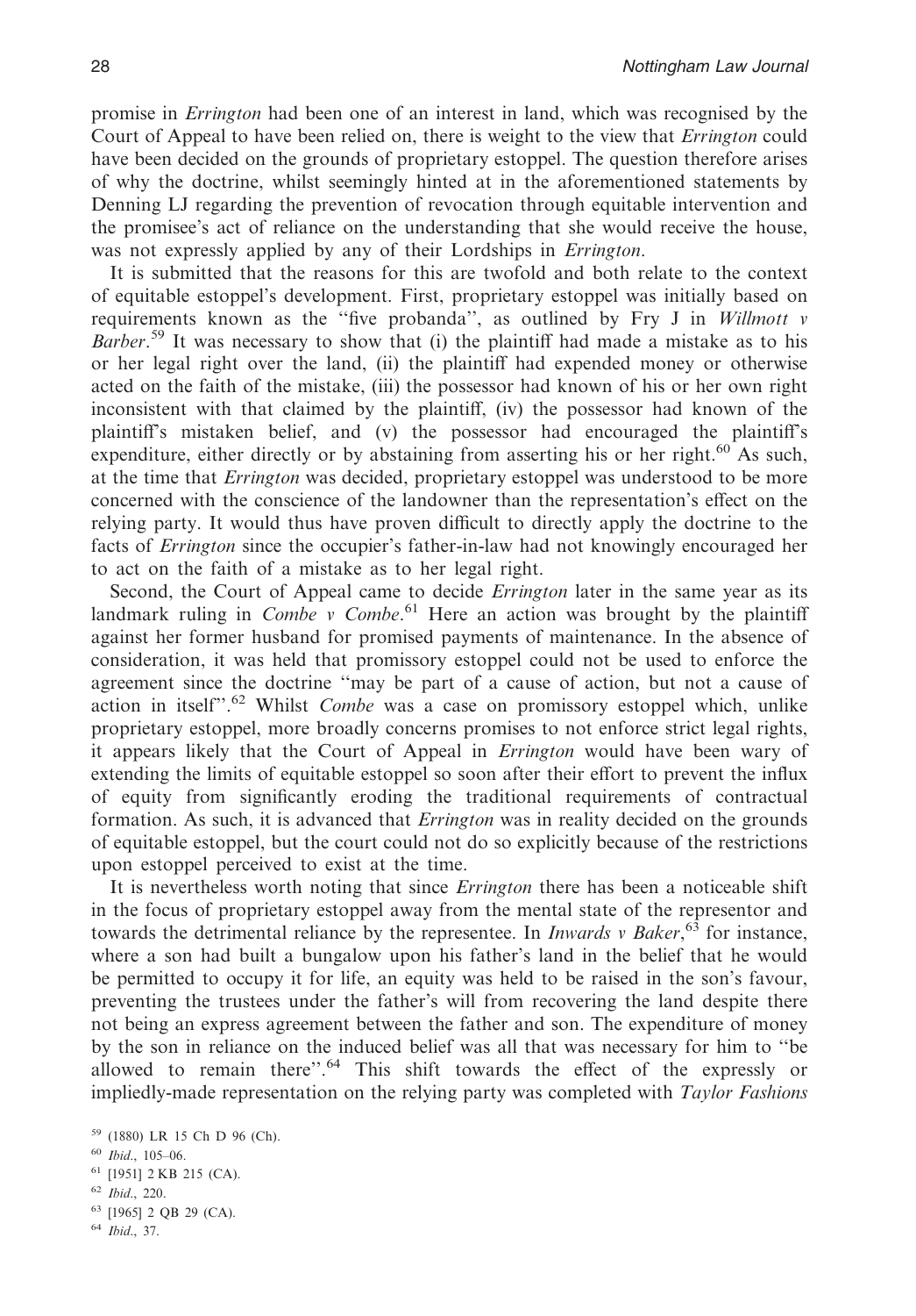promise in *Errington* had been one of an interest in land, which was recognised by the Court of Appeal to have been relied on, there is weight to the view that *Errington* could have been decided on the grounds of proprietary estoppel. The question therefore arises of why the doctrine, whilst seemingly hinted at in the aforementioned statements by Denning LJ regarding the prevention of revocation through equitable intervention and the promisee's act of reliance on the understanding that she would receive the house, was not expressly applied by any of their Lordships in *Errington*.

It is submitted that the reasons for this are twofold and both relate to the context of equitable estoppel's development. First, proprietary estoppel was initially based on requirements known as the "five probanda", as outlined by Fry J in *Willmott v Barber*.[59] It was necessary to show that (i) the plaintiff had made a mistake as to his or her legal right over the land, (ii) the plaintiff had expended money or otherwise acted on the faith of the mistake, (iii) the possessor had known of his or her own right inconsistent with that claimed by the plaintiff, (iv) the possessor had known of the plaintiff's mistaken belief, and (v) the possessor had encouraged the plaintiff's expenditure, either directly or by abstaining from asserting his or her right.[60] As such, at the time that *Errington* was decided, proprietary estoppel was understood to be more concerned with the conscience of the landowner than the representation's effect on the relying party. It would thus have proven difficult to directly apply the doctrine to the facts of *Errington* since the occupier's father-in-law had not knowingly encouraged her to act on the faith of a mistake as to her legal right.

Second, the Court of Appeal came to decide *Errington* later in the same year as its landmark ruling in *Combe v Combe*.[61] Here an action was brought by the plaintiff against her former husband for promised payments of maintenance. In the absence of consideration, it was held that promissory estoppel could not be used to enforce the agreement since the doctrine "may be part of a cause of action, but not a cause of action in itself".[62] Whilst *Combe* was a case on promissory estoppel which, unlike proprietary estoppel, more broadly concerns promises to not enforce strict legal rights, it appears likely that the Court of Appeal in *Errington* would have been wary of extending the limits of equitable estoppel so soon after their effort to prevent the influx of equity from significantly eroding the traditional requirements of contractual formation. As such, it is advanced that *Errington* was in reality decided on the grounds of equitable estoppel, but the court could not do so explicitly because of the restrictions upon estoppel perceived to exist at the time.

It is nevertheless worth noting that since *Errington* there has been a noticeable shift in the focus of proprietary estoppel away from the mental state of the representor and towards the detrimental reliance by the representee. In *Inwards v Baker*,[63] for instance, where a son had built a bungalow upon his father's land in the belief that he would be permitted to occupy it for life, an equity was held to be raised in the son's favour, preventing the trustees under the father's will from recovering the land despite there not being an express agreement between the father and son. The expenditure of money by the son in reliance on the induced belief was all that was necessary for him to "be allowed to remain there".[64] This shift towards the effect of the expressly or impliedly-made representation on the relying party was completed with *Taylor Fashions*

[59] (1880) LR 15 Ch D 96 (Ch).
[60] *Ibid.*, 105–06.
[61] [1951] 2 KB 215 (CA).
[62] *Ibid.*, 220.
[63] [1965] 2 QB 29 (CA).
[64] *Ibid.*, 37.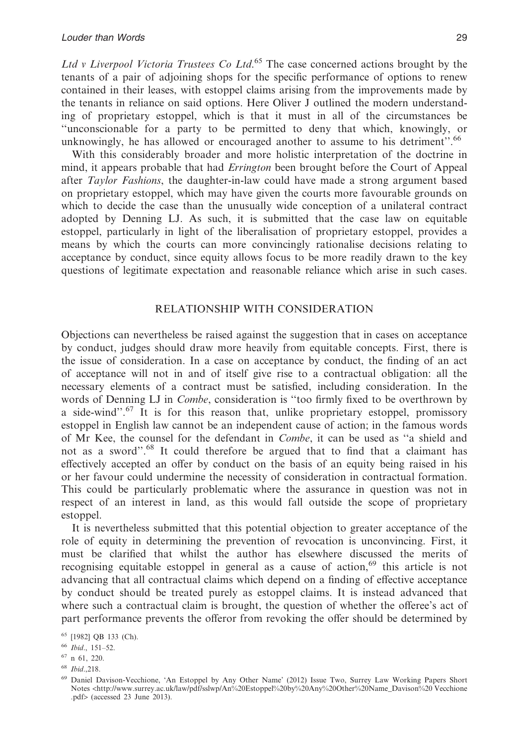*Ltd v Liverpool Victoria Trustees Co Ltd*.[65] The case concerned actions brought by the tenants of a pair of adjoining shops for the specific performance of options to renew contained in their leases, with estoppel claims arising from the improvements made by the tenants in reliance on said options. Here Oliver J outlined the modern understanding of proprietary estoppel, which is that it must in all of the circumstances be "unconscionable for a party to be permitted to deny that which, knowingly, or unknowingly, he has allowed or encouraged another to assume to his detriment".[66]

With this considerably broader and more holistic interpretation of the doctrine in mind, it appears probable that had *Errington* been brought before the Court of Appeal after *Taylor Fashions*, the daughter-in-law could have made a strong argument based on proprietary estoppel, which may have given the courts more favourable grounds on which to decide the case than the unusually wide conception of a unilateral contract adopted by Denning LJ. As such, it is submitted that the case law on equitable estoppel, particularly in light of the liberalisation of proprietary estoppel, provides a means by which the courts can more convincingly rationalise decisions relating to acceptance by conduct, since equity allows focus to be more readily drawn to the key questions of legitimate expectation and reasonable reliance which arise in such cases.

## RELATIONSHIP WITH CONSIDERATION

Objections can nevertheless be raised against the suggestion that in cases on acceptance by conduct, judges should draw more heavily from equitable concepts. First, there is the issue of consideration. In a case on acceptance by conduct, the finding of an act of acceptance will not in and of itself give rise to a contractual obligation: all the necessary elements of a contract must be satisfied, including consideration. In the words of Denning LJ in *Combe*, consideration is "too firmly fixed to be overthrown by a side-wind".[67] It is for this reason that, unlike proprietary estoppel, promissory estoppel in English law cannot be an independent cause of action; in the famous words of Mr Kee, the counsel for the defendant in *Combe*, it can be used as "a shield and not as a sword".[68] It could therefore be argued that to find that a claimant has effectively accepted an offer by conduct on the basis of an equity being raised in his or her favour could undermine the necessity of consideration in contractual formation. This could be particularly problematic where the assurance in question was not in respect of an interest in land, as this would fall outside the scope of proprietary estoppel.

It is nevertheless submitted that this potential objection to greater acceptance of the role of equity in determining the prevention of revocation is unconvincing. First, it must be clarified that whilst the author has elsewhere discussed the merits of recognising equitable estoppel in general as a cause of action,[69] this article is not advancing that all contractual claims which depend on a finding of effective acceptance by conduct should be treated purely as estoppel claims. It is instead advanced that where such a contractual claim is brought, the question of whether the offeree's act of part performance prevents the offeror from revoking the offer should be determined by

[65] [1982] QB 133 (Ch).

[66] *Ibid*., 151–52.

[67] n 61, 220.

[68] *Ibid*.,218.

[69] Daniel Davison-Vecchione, 'An Estoppel by Any Other Name' (2012) Issue Two, Surrey Law Working Papers Short Notes <http://www.surrey.ac.uk/law/pdf/sslwp/An%20Estoppel%20by%20Any%20Other%20Name_Davison%20 Vecchione .pdf> (accessed 23 June 2013).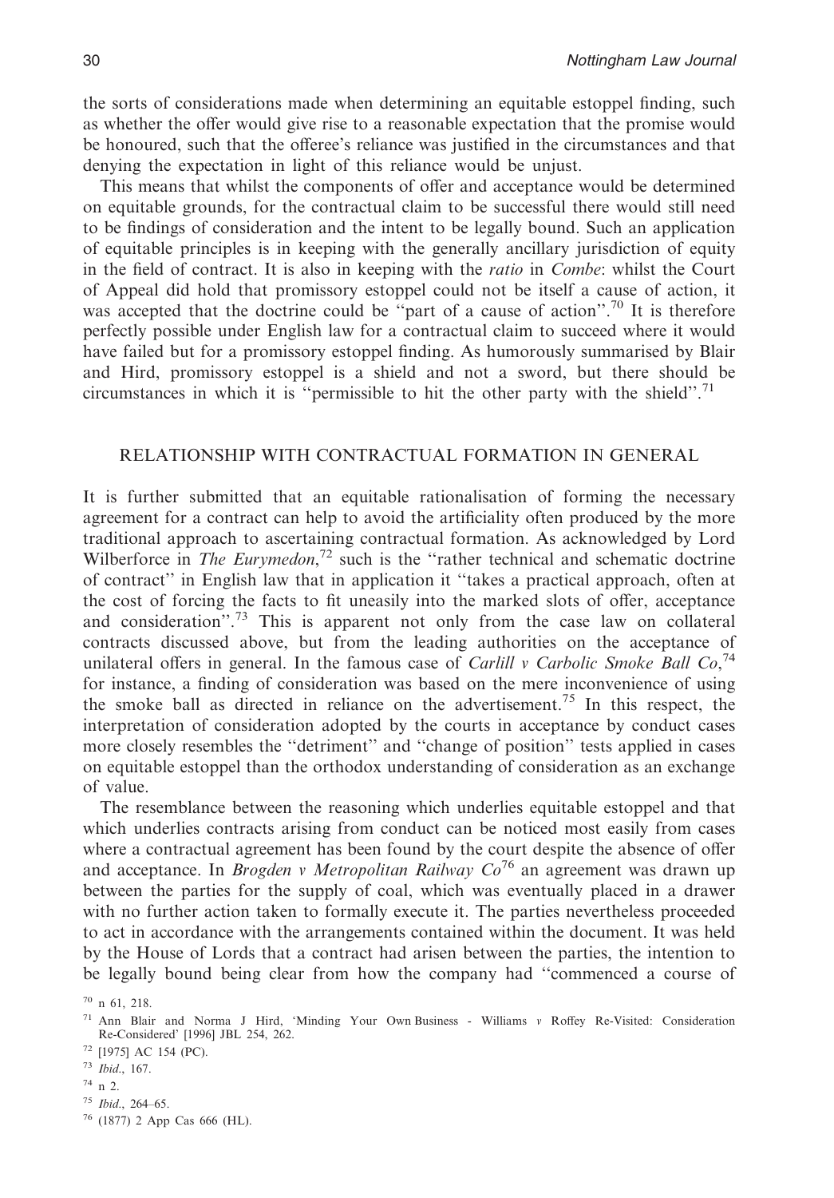the sorts of considerations made when determining an equitable estoppel finding, such as whether the offer would give rise to a reasonable expectation that the promise would be honoured, such that the offeree's reliance was justified in the circumstances and that denying the expectation in light of this reliance would be unjust.

This means that whilst the components of offer and acceptance would be determined on equitable grounds, for the contractual claim to be successful there would still need to be findings of consideration and the intent to be legally bound. Such an application of equitable principles is in keeping with the generally ancillary jurisdiction of equity in the field of contract. It is also in keeping with the *ratio* in *Combe*: whilst the Court of Appeal did hold that promissory estoppel could not be itself a cause of action, it was accepted that the doctrine could be "part of a cause of action".[70] It is therefore perfectly possible under English law for a contractual claim to succeed where it would have failed but for a promissory estoppel finding. As humorously summarised by Blair and Hird, promissory estoppel is a shield and not a sword, but there should be circumstances in which it is "permissible to hit the other party with the shield".[71]

## RELATIONSHIP WITH CONTRACTUAL FORMATION IN GENERAL

It is further submitted that an equitable rationalisation of forming the necessary agreement for a contract can help to avoid the artificiality often produced by the more traditional approach to ascertaining contractual formation. As acknowledged by Lord Wilberforce in *The Eurymedon*,[72] such is the "rather technical and schematic doctrine of contract" in English law that in application it "takes a practical approach, often at the cost of forcing the facts to fit uneasily into the marked slots of offer, acceptance and consideration".[73] This is apparent not only from the case law on collateral contracts discussed above, but from the leading authorities on the acceptance of unilateral offers in general. In the famous case of *Carlill v Carbolic Smoke Ball Co*,[74] for instance, a finding of consideration was based on the mere inconvenience of using the smoke ball as directed in reliance on the advertisement.[75] In this respect, the interpretation of consideration adopted by the courts in acceptance by conduct cases more closely resembles the "detriment" and "change of position" tests applied in cases on equitable estoppel than the orthodox understanding of consideration as an exchange of value.

The resemblance between the reasoning which underlies equitable estoppel and that which underlies contracts arising from conduct can be noticed most easily from cases where a contractual agreement has been found by the court despite the absence of offer and acceptance. In *Brogden v Metropolitan Railway Co*[76] an agreement was drawn up between the parties for the supply of coal, which was eventually placed in a drawer with no further action taken to formally execute it. The parties nevertheless proceeded to act in accordance with the arrangements contained within the document. It was held by the House of Lords that a contract had arisen between the parties, the intention to be legally bound being clear from how the company had "commenced a course of

[70] n 61, 218.

[71] Ann Blair and Norma J Hird, 'Minding Your Own Business - Williams *v* Roffey Re-Visited: Consideration Re-Considered' [1996] JBL 254, 262.

[72] [1975] AC 154 (PC).

[73] *Ibid*., 167.

[74] n 2.

[75] *Ibid*., 264–65.

[76] (1877) 2 App Cas 666 (HL).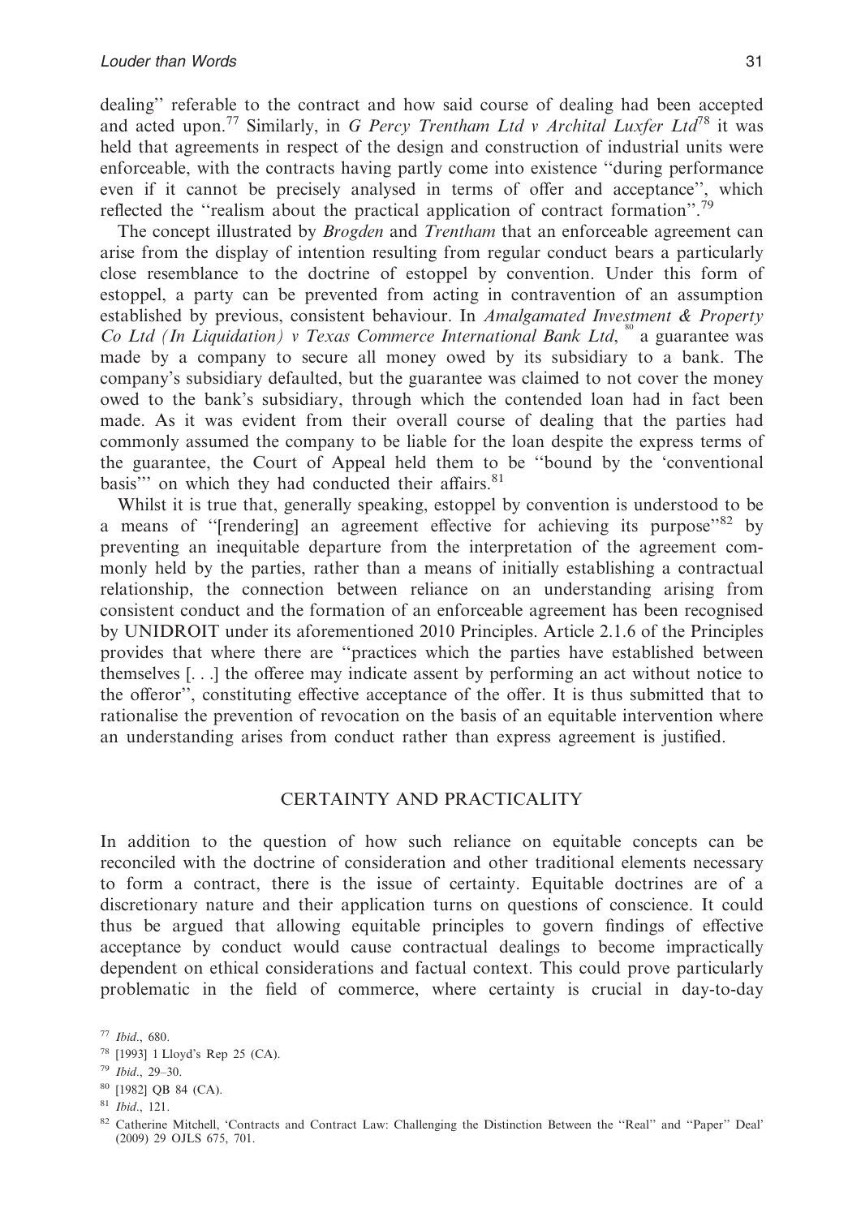dealing'' referable to the contract and how said course of dealing had been accepted and acted upon.[77] Similarly, in *G Percy Trentham Ltd v Archital Luxfer Ltd*[78] it was held that agreements in respect of the design and construction of industrial units were enforceable, with the contracts having partly come into existence ''during performance even if it cannot be precisely analysed in terms of offer and acceptance'', which reflected the ''realism about the practical application of contract formation''.[79]

The concept illustrated by *Brogden* and *Trentham* that an enforceable agreement can arise from the display of intention resulting from regular conduct bears a particularly close resemblance to the doctrine of estoppel by convention. Under this form of estoppel, a party can be prevented from acting in contravention of an assumption established by previous, consistent behaviour. In *Amalgamated Investment & Property Co Ltd (In Liquidation) v Texas Commerce International Bank Ltd*,[80] a guarantee was made by a company to secure all money owed by its subsidiary to a bank. The company's subsidiary defaulted, but the guarantee was claimed to not cover the money owed to the bank's subsidiary, through which the contended loan had in fact been made. As it was evident from their overall course of dealing that the parties had commonly assumed the company to be liable for the loan despite the express terms of the guarantee, the Court of Appeal held them to be ''bound by the 'conventional basis''' on which they had conducted their affairs.[81]

Whilst it is true that, generally speaking, estoppel by convention is understood to be a means of ''[rendering] an agreement effective for achieving its purpose''[82] by preventing an inequitable departure from the interpretation of the agreement commonly held by the parties, rather than a means of initially establishing a contractual relationship, the connection between reliance on an understanding arising from consistent conduct and the formation of an enforceable agreement has been recognised by UNIDROIT under its aforementioned 2010 Principles. Article 2.1.6 of the Principles provides that where there are ''practices which the parties have established between themselves [. . .] the offeree may indicate assent by performing an act without notice to the offeror'', constituting effective acceptance of the offer. It is thus submitted that to rationalise the prevention of revocation on the basis of an equitable intervention where an understanding arises from conduct rather than express agreement is justified.

## CERTAINTY AND PRACTICALITY

In addition to the question of how such reliance on equitable concepts can be reconciled with the doctrine of consideration and other traditional elements necessary to form a contract, there is the issue of certainty. Equitable doctrines are of a discretionary nature and their application turns on questions of conscience. It could thus be argued that allowing equitable principles to govern findings of effective acceptance by conduct would cause contractual dealings to become impractically dependent on ethical considerations and factual context. This could prove particularly problematic in the field of commerce, where certainty is crucial in day-to-day

[77] *Ibid*., 680.

[78] [1993] 1 Lloyd's Rep 25 (CA).

[79] *Ibid*., 29–30.

[80] [1982] QB 84 (CA).

[81] *Ibid*., 121.

[82] Catherine Mitchell, 'Contracts and Contract Law: Challenging the Distinction Between the ''Real'' and ''Paper'' Deal' (2009) 29 OJLS 675, 701.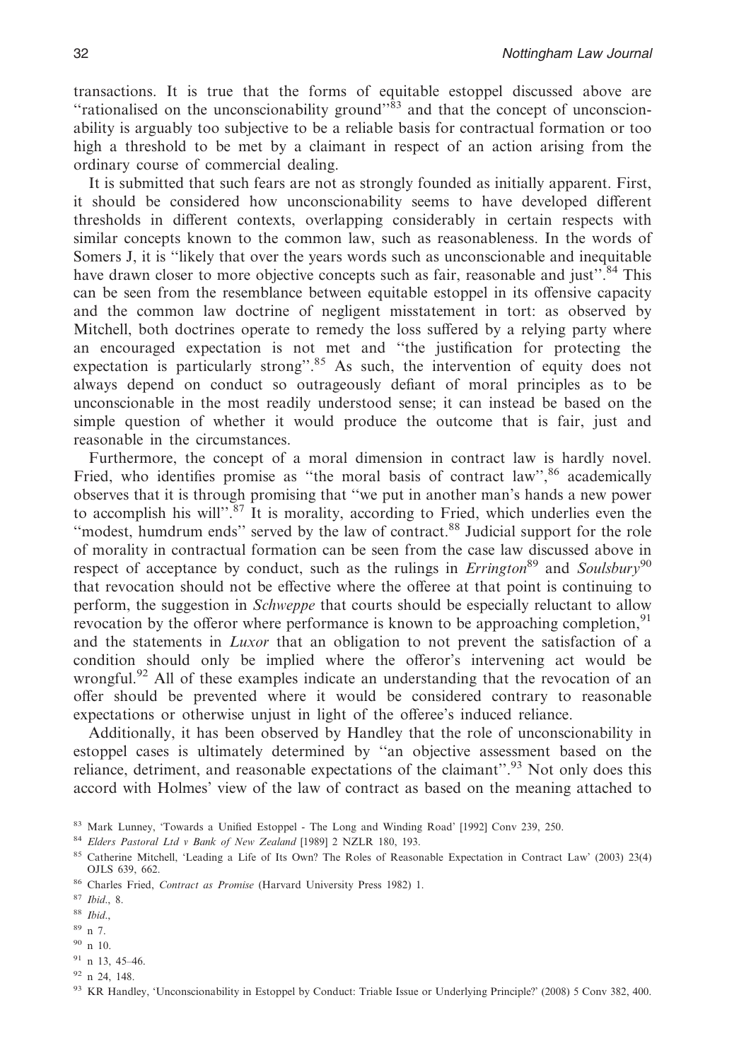transactions. It is true that the forms of equitable estoppel discussed above are "rationalised on the unconscionability ground"[83] and that the concept of unconscionability is arguably too subjective to be a reliable basis for contractual formation or too high a threshold to be met by a claimant in respect of an action arising from the ordinary course of commercial dealing.

It is submitted that such fears are not as strongly founded as initially apparent. First, it should be considered how unconscionability seems to have developed different thresholds in different contexts, overlapping considerably in certain respects with similar concepts known to the common law, such as reasonableness. In the words of Somers J, it is "likely that over the years words such as unconscionable and inequitable have drawn closer to more objective concepts such as fair, reasonable and just".[84] This can be seen from the resemblance between equitable estoppel in its offensive capacity and the common law doctrine of negligent misstatement in tort: as observed by Mitchell, both doctrines operate to remedy the loss suffered by a relying party where an encouraged expectation is not met and "the justification for protecting the expectation is particularly strong".[85] As such, the intervention of equity does not always depend on conduct so outrageously defiant of moral principles as to be unconscionable in the most readily understood sense; it can instead be based on the simple question of whether it would produce the outcome that is fair, just and reasonable in the circumstances.

Furthermore, the concept of a moral dimension in contract law is hardly novel. Fried, who identifies promise as "the moral basis of contract law",[86] academically observes that it is through promising that "we put in another man's hands a new power to accomplish his will".[87] It is morality, according to Fried, which underlies even the "modest, humdrum ends" served by the law of contract.[88] Judicial support for the role of morality in contractual formation can be seen from the case law discussed above in respect of acceptance by conduct, such as the rulings in *Errington*[89] and *Soulsbury*[90] that revocation should not be effective where the offeree at that point is continuing to perform, the suggestion in *Schweppe* that courts should be especially reluctant to allow revocation by the offeror where performance is known to be approaching completion,[91] and the statements in *Luxor* that an obligation to not prevent the satisfaction of a condition should only be implied where the offeror's intervening act would be wrongful.[92] All of these examples indicate an understanding that the revocation of an offer should be prevented where it would be considered contrary to reasonable expectations or otherwise unjust in light of the offeree's induced reliance.

Additionally, it has been observed by Handley that the role of unconscionability in estoppel cases is ultimately determined by "an objective assessment based on the reliance, detriment, and reasonable expectations of the claimant".[93] Not only does this accord with Holmes' view of the law of contract as based on the meaning attached to

---

[83] Mark Lunney, 'Towards a Unified Estoppel - The Long and Winding Road' [1992] Conv 239, 250.

[84] *Elders Pastoral Ltd v Bank of New Zealand* [1989] 2 NZLR 180, 193.

[85] Catherine Mitchell, 'Leading a Life of Its Own? The Roles of Reasonable Expectation in Contract Law' (2003) 23(4) OJLS 639, 662.

[86] Charles Fried, *Contract as Promise* (Harvard University Press 1982) 1.

[87] *Ibid*., 8.

[88] *Ibid*.,

[89] n 7.

[90] n 10.

[91] n 13, 45–46.

[92] n 24, 148.

[93] KR Handley, 'Unconscionability in Estoppel by Conduct: Triable Issue or Underlying Principle?' (2008) 5 Conv 382, 400.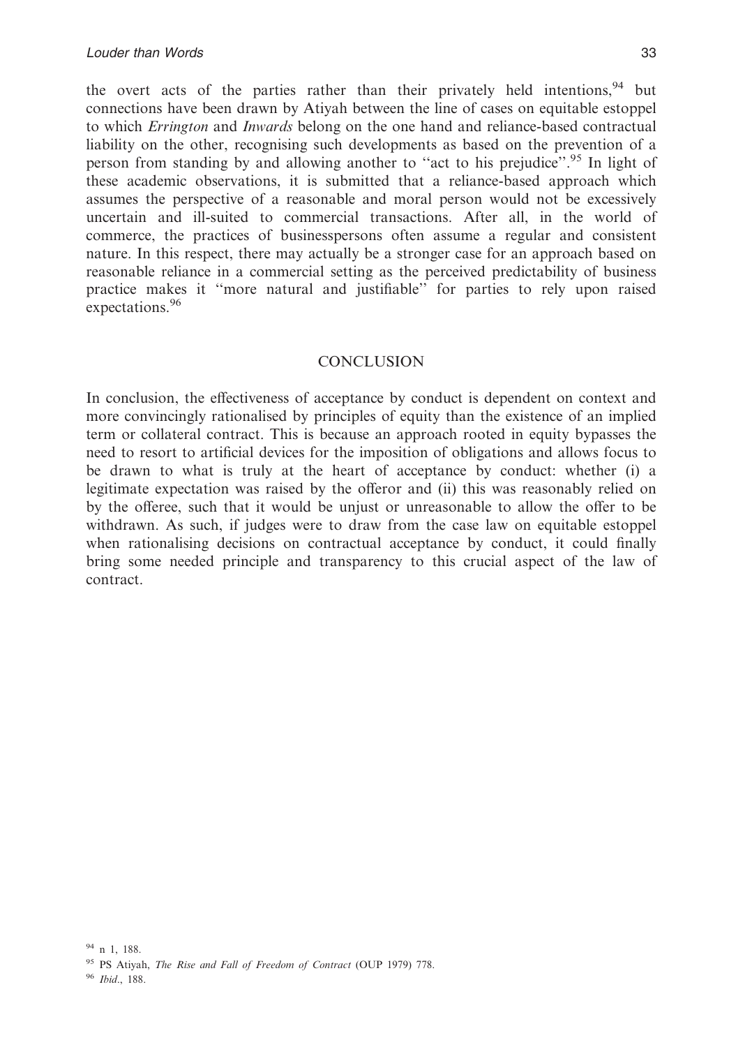the overt acts of the parties rather than their privately held intentions,[94] but connections have been drawn by Atiyah between the line of cases on equitable estoppel to which *Errington* and *Inwards* belong on the one hand and reliance-based contractual liability on the other, recognising such developments as based on the prevention of a person from standing by and allowing another to ''act to his prejudice''.[95] In light of these academic observations, it is submitted that a reliance-based approach which assumes the perspective of a reasonable and moral person would not be excessively uncertain and ill-suited to commercial transactions. After all, in the world of commerce, the practices of businesspersons often assume a regular and consistent nature. In this respect, there may actually be a stronger case for an approach based on reasonable reliance in a commercial setting as the perceived predictability of business practice makes it ''more natural and justifiable'' for parties to rely upon raised expectations.[96]

## CONCLUSION

In conclusion, the effectiveness of acceptance by conduct is dependent on context and more convincingly rationalised by principles of equity than the existence of an implied term or collateral contract. This is because an approach rooted in equity bypasses the need to resort to artificial devices for the imposition of obligations and allows focus to be drawn to what is truly at the heart of acceptance by conduct: whether (i) a legitimate expectation was raised by the offeror and (ii) this was reasonably relied on by the offeree, such that it would be unjust or unreasonable to allow the offer to be withdrawn. As such, if judges were to draw from the case law on equitable estoppel when rationalising decisions on contractual acceptance by conduct, it could finally bring some needed principle and transparency to this crucial aspect of the law of contract.

[94] n 1, 188.

[95] PS Atiyah, *The Rise and Fall of Freedom of Contract* (OUP 1979) 778.

[96] *Ibid*., 188.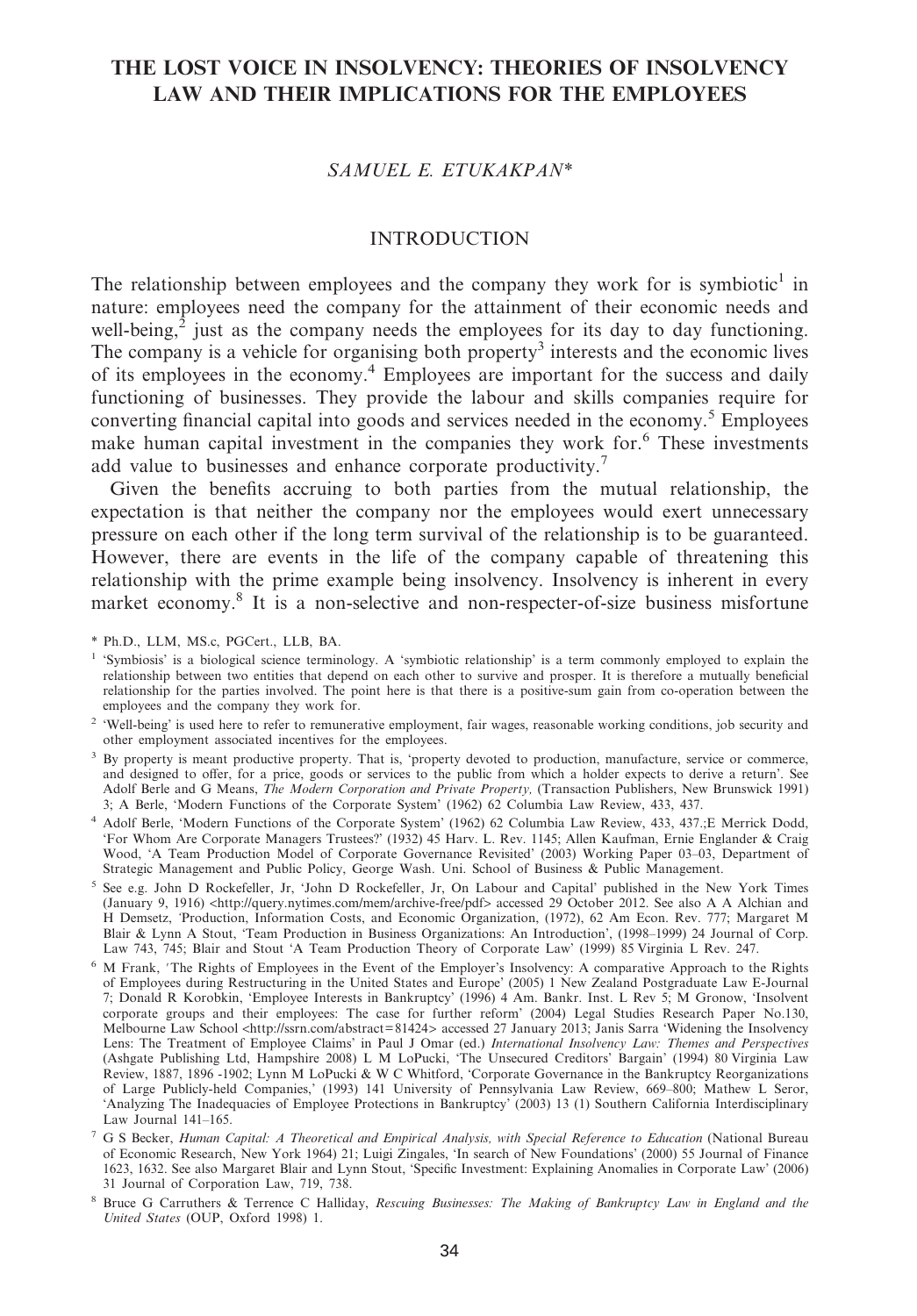# THE LOST VOICE IN INSOLVENCY: THEORIES OF INSOLVENCY LAW AND THEIR IMPLICATIONS FOR THE EMPLOYEES

*SAMUEL E. ETUKAKPAN*\*

## INTRODUCTION

The relationship between employees and the company they work for is symbiotic[1] in nature: employees need the company for the attainment of their economic needs and well-being,[2] just as the company needs the employees for its day to day functioning. The company is a vehicle for organising both property[3] interests and the economic lives of its employees in the economy.[4] Employees are important for the success and daily functioning of businesses. They provide the labour and skills companies require for converting financial capital into goods and services needed in the economy.[5] Employees make human capital investment in the companies they work for.[6] These investments add value to businesses and enhance corporate productivity.[7]

Given the benefits accruing to both parties from the mutual relationship, the expectation is that neither the company nor the employees would exert unnecessary pressure on each other if the long term survival of the relationship is to be guaranteed. However, there are events in the life of the company capable of threatening this relationship with the prime example being insolvency. Insolvency is inherent in every market economy.[8] It is a non-selective and non-respecter-of-size business misfortune

\* Ph.D., LLM, MS.c, PGCert., LLB, BA.

[1] 'Symbiosis' is a biological science terminology. A 'symbiotic relationship' is a term commonly employed to explain the relationship between two entities that depend on each other to survive and prosper. It is therefore a mutually beneficial relationship for the parties involved. The point here is that there is a positive-sum gain from co-operation between the employees and the company they work for.

[2] 'Well-being' is used here to refer to remunerative employment, fair wages, reasonable working conditions, job security and other employment associated incentives for the employees.

[3] By property is meant productive property. That is, 'property devoted to production, manufacture, service or commerce, and designed to offer, for a price, goods or services to the public from which a holder expects to derive a return'. See Adolf Berle and G Means, *The Modern Corporation and Private Property,* (Transaction Publishers, New Brunswick 1991) 3; A Berle, 'Modern Functions of the Corporate System' (1962) 62 Columbia Law Review, 433, 437.

[4] Adolf Berle, 'Modern Functions of the Corporate System' (1962) 62 Columbia Law Review, 433, 437.;E Merrick Dodd, 'For Whom Are Corporate Managers Trustees?' (1932) 45 Harv. L. Rev. 1145; Allen Kaufman, Ernie Englander & Craig Wood, 'A Team Production Model of Corporate Governance Revisited' (2003) Working Paper 03–03, Department of Strategic Management and Public Policy, George Wash. Uni. School of Business & Public Management.

[5] See e.g. John D Rockefeller, Jr, 'John D Rockefeller, Jr, On Labour and Capital' published in the New York Times (January 9, 1916) <http://query.nytimes.com/mem/archive-free/pdf> accessed 29 October 2012. See also A A Alchian and H Demsetz, 'Production, Information Costs, and Economic Organization, (1972), 62 Am Econ. Rev. 777; Margaret M Blair & Lynn A Stout, 'Team Production in Business Organizations: An Introduction', (1998–1999) 24 Journal of Corp. Law 743, 745; Blair and Stout 'A Team Production Theory of Corporate Law' (1999) 85 Virginia L Rev. 247.

[6] M Frank, 'The Rights of Employees in the Event of the Employer's Insolvency: A comparative Approach to the Rights of Employees during Restructuring in the United States and Europe' (2005) 1 New Zealand Postgraduate Law E-Journal 7; Donald R Korobkin, 'Employee Interests in Bankruptcy' (1996) 4 Am. Bankr. Inst. L Rev 5; M Gronow, 'Insolvent corporate groups and their employees: The case for further reform' (2004) Legal Studies Research Paper No.130, Melbourne Law School <http://ssrn.com/abstract=81424> accessed 27 January 2013; Janis Sarra 'Widening the Insolvency Lens: The Treatment of Employee Claims' in Paul J Omar (ed.) *International Insolvency Law: Themes and Perspectives* (Ashgate Publishing Ltd, Hampshire 2008) L M LoPucki, 'The Unsecured Creditors' Bargain' (1994) 80 Virginia Law Review, 1887, 1896 -1902; Lynn M LoPucki & W C Whitford, 'Corporate Governance in the Bankruptcy Reorganizations of Large Publicly-held Companies,' (1993) 141 University of Pennsylvania Law Review, 669–800; Mathew L Seror, 'Analyzing The Inadequacies of Employee Protections in Bankruptcy' (2003) 13 (1) Southern California Interdisciplinary Law Journal 141–165.

[7] G S Becker, *Human Capital: A Theoretical and Empirical Analysis, with Special Reference to Education* (National Bureau of Economic Research, New York 1964) 21; Luigi Zingales, 'In search of New Foundations' (2000) 55 Journal of Finance 1623, 1632. See also Margaret Blair and Lynn Stout, 'Specific Investment: Explaining Anomalies in Corporate Law' (2006) 31 Journal of Corporation Law, 719, 738.

[8] Bruce G Carruthers & Terrence C Halliday, *Rescuing Businesses: The Making of Bankruptcy Law in England and the United States* (OUP, Oxford 1998) 1.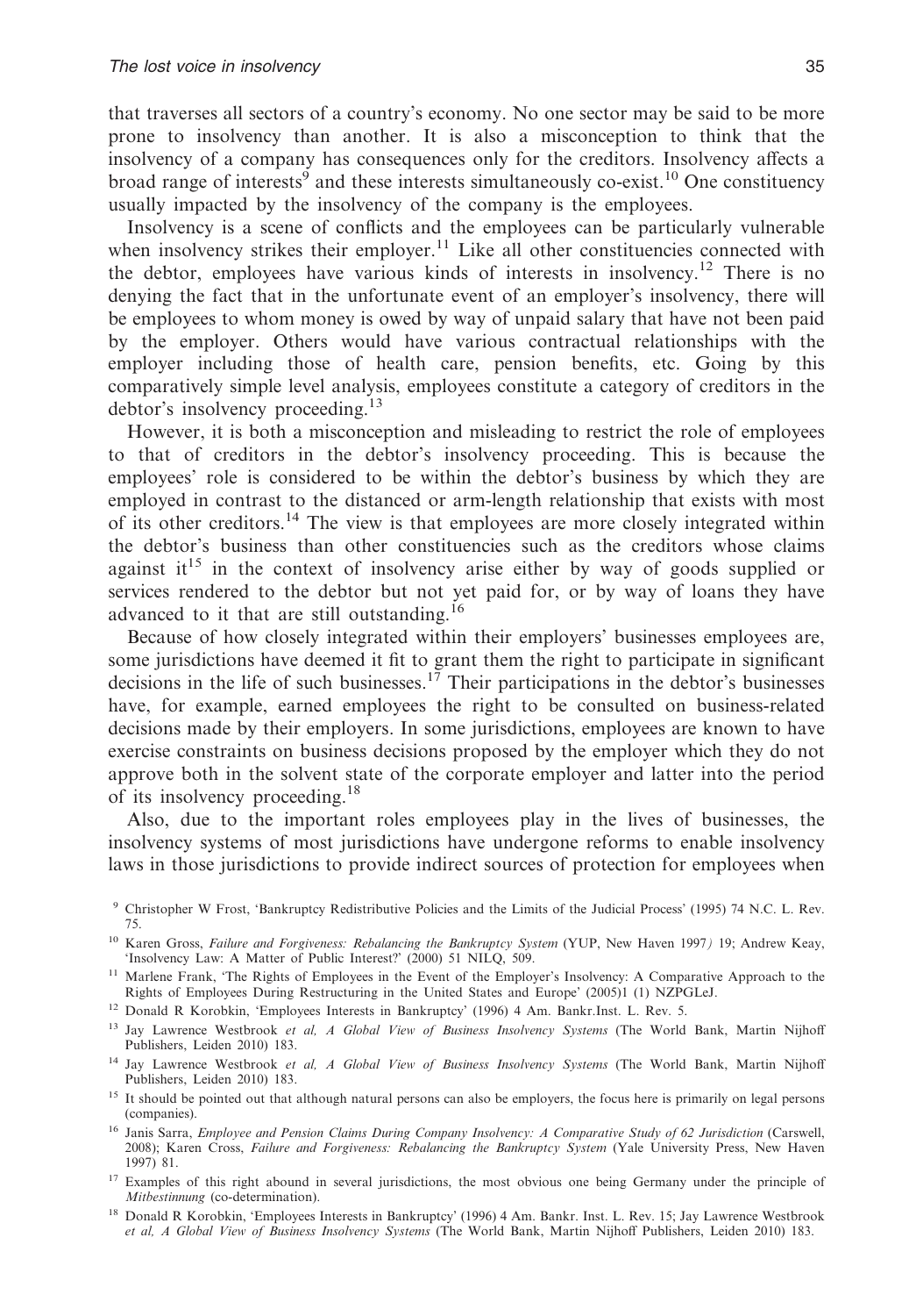that traverses all sectors of a country's economy. No one sector may be said to be more prone to insolvency than another. It is also a misconception to think that the insolvency of a company has consequences only for the creditors. Insolvency affects a broad range of interests[9] and these interests simultaneously co-exist.[10] One constituency usually impacted by the insolvency of the company is the employees.

Insolvency is a scene of conflicts and the employees can be particularly vulnerable when insolvency strikes their employer.[11] Like all other constituencies connected with the debtor, employees have various kinds of interests in insolvency.[12] There is no denying the fact that in the unfortunate event of an employer's insolvency, there will be employees to whom money is owed by way of unpaid salary that have not been paid by the employer. Others would have various contractual relationships with the employer including those of health care, pension benefits, etc. Going by this comparatively simple level analysis, employees constitute a category of creditors in the debtor's insolvency proceeding.[13]

However, it is both a misconception and misleading to restrict the role of employees to that of creditors in the debtor's insolvency proceeding. This is because the employees' role is considered to be within the debtor's business by which they are employed in contrast to the distanced or arm-length relationship that exists with most of its other creditors.[14] The view is that employees are more closely integrated within the debtor's business than other constituencies such as the creditors whose claims against it[15] in the context of insolvency arise either by way of goods supplied or services rendered to the debtor but not yet paid for, or by way of loans they have advanced to it that are still outstanding.[16]

Because of how closely integrated within their employers' businesses employees are, some jurisdictions have deemed it fit to grant them the right to participate in significant decisions in the life of such businesses.[17] Their participations in the debtor's businesses have, for example, earned employees the right to be consulted on business-related decisions made by their employers. In some jurisdictions, employees are known to have exercise constraints on business decisions proposed by the employer which they do not approve both in the solvent state of the corporate employer and latter into the period of its insolvency proceeding.[18]

Also, due to the important roles employees play in the lives of businesses, the insolvency systems of most jurisdictions have undergone reforms to enable insolvency laws in those jurisdictions to provide indirect sources of protection for employees when

---

[9] Christopher W Frost, 'Bankruptcy Redistributive Policies and the Limits of the Judicial Process' (1995) 74 N.C. L. Rev. 75.

[10] Karen Gross, *Failure and Forgiveness: Rebalancing the Bankruptcy System* (YUP, New Haven 1997) 19; Andrew Keay, 'Insolvency Law: A Matter of Public Interest?' (2000) 51 NILQ, 509.

[11] Marlene Frank, 'The Rights of Employees in the Event of the Employer's Insolvency: A Comparative Approach to the Rights of Employees During Restructuring in the United States and Europe' (2005)1 (1) NZPGLeJ.

[12] Donald R Korobkin, 'Employees Interests in Bankruptcy' (1996) 4 Am. Bankr.Inst. L. Rev. 5.

[13] Jay Lawrence Westbrook *et al, A Global View of Business Insolvency Systems* (The World Bank, Martin Nijhoff Publishers, Leiden 2010) 183.

[14] Jay Lawrence Westbrook *et al, A Global View of Business Insolvency Systems* (The World Bank, Martin Nijhoff Publishers, Leiden 2010) 183.

[15] It should be pointed out that although natural persons can also be employers, the focus here is primarily on legal persons (companies).

[16] Janis Sarra, *Employee and Pension Claims During Company Insolvency: A Comparative Study of 62 Jurisdiction* (Carswell, 2008); Karen Cross, *Failure and Forgiveness: Rebalancing the Bankruptcy System* (Yale University Press, New Haven 1997) 81.

[17] Examples of this right abound in several jurisdictions, the most obvious one being Germany under the principle of *Mitbestinnung* (co-determination).

[18] Donald R Korobkin, 'Employees Interests in Bankruptcy' (1996) 4 Am. Bankr. Inst. L. Rev. 15; Jay Lawrence Westbrook *et al, A Global View of Business Insolvency Systems* (The World Bank, Martin Nijhoff Publishers, Leiden 2010) 183.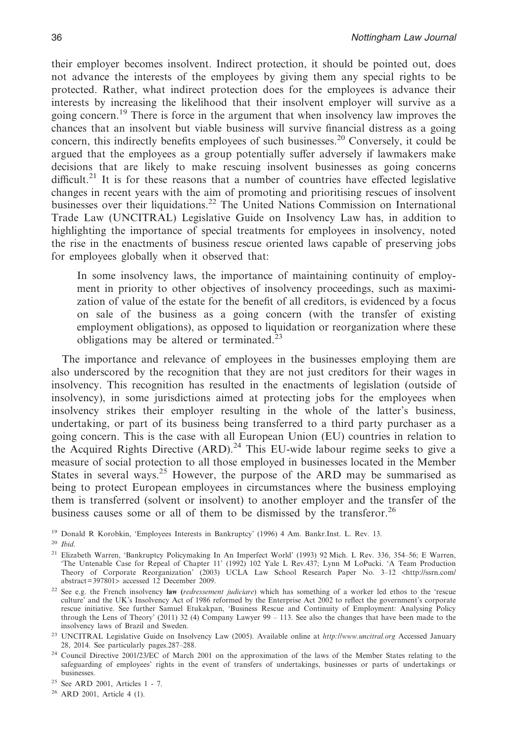their employer becomes insolvent. Indirect protection, it should be pointed out, does not advance the interests of the employees by giving them any special rights to be protected. Rather, what indirect protection does for the employees is advance their interests by increasing the likelihood that their insolvent employer will survive as a going concern.[19] There is force in the argument that when insolvency law improves the chances that an insolvent but viable business will survive financial distress as a going concern, this indirectly benefits employees of such businesses.[20] Conversely, it could be argued that the employees as a group potentially suffer adversely if lawmakers make decisions that are likely to make rescuing insolvent businesses as going concerns difficult.[21] It is for these reasons that a number of countries have effected legislative changes in recent years with the aim of promoting and prioritising rescues of insolvent businesses over their liquidations.[22] The United Nations Commission on International Trade Law (UNCITRAL) Legislative Guide on Insolvency Law has, in addition to highlighting the importance of special treatments for employees in insolvency, noted the rise in the enactments of business rescue oriented laws capable of preserving jobs for employees globally when it observed that:

> In some insolvency laws, the importance of maintaining continuity of employment in priority to other objectives of insolvency proceedings, such as maximization of value of the estate for the benefit of all creditors, is evidenced by a focus on sale of the business as a going concern (with the transfer of existing employment obligations), as opposed to liquidation or reorganization where these obligations may be altered or terminated.[23]

The importance and relevance of employees in the businesses employing them are also underscored by the recognition that they are not just creditors for their wages in insolvency. This recognition has resulted in the enactments of legislation (outside of insolvency), in some jurisdictions aimed at protecting jobs for the employees when insolvency strikes their employer resulting in the whole of the latter's business, undertaking, or part of its business being transferred to a third party purchaser as a going concern. This is the case with all European Union (EU) countries in relation to the Acquired Rights Directive (ARD).[24] This EU-wide labour regime seeks to give a measure of social protection to all those employed in businesses located in the Member States in several ways.[25] However, the purpose of the ARD may be summarised as being to protect European employees in circumstances where the business employing them is transferred (solvent or insolvent) to another employer and the transfer of the business causes some or all of them to be dismissed by the transferor.[26]

---

[19] Donald R Korobkin, 'Employees Interests in Bankruptcy' (1996) 4 Am. Bankr.Inst. L. Rev. 13.

[20] *Ibid*.

[21] Elizabeth Warren, 'Bankruptcy Policymaking In An Imperfect World' (1993) 92 Mich. L Rev. 336, 354–56; E Warren, 'The Untenable Case for Repeal of Chapter 11' (1992) 102 Yale L Rev.437; Lynn M LoPucki. 'A Team Production Theory of Corporate Reorganization' (2003) UCLA Law School Research Paper No. 3–12 <http://ssrn.com/abstract=397801> accessed 12 December 2009.

[22] See e.g. the French insolvency **law** (*redressement judiciare*) which has something of a worker led ethos to the 'rescue culture' and the UK's Insolvency Act of 1986 reformed by the Enterprise Act 2002 to reflect the government's corporate rescue initiative. See further Samuel Etukakpan, 'Business Rescue and Continuity of Employment: Analysing Policy through the Lens of Theory' (2011) 32 (4) Company Lawyer 99 – 113. See also the changes that have been made to the insolvency laws of Brazil and Sweden.

[23] UNCITRAL Legislative Guide on Insolvency Law (2005). Available online at *http://www.uncitral.org* Accessed January 28, 2014. See particularly pages.287–288.

[24] Council Directive 2001/23/EC of March 2001 on the approximation of the laws of the Member States relating to the safeguarding of employees' rights in the event of transfers of undertakings, businesses or parts of undertakings or businesses.

[25] See ARD 2001, Articles 1 - 7.

[26] ARD 2001, Article 4 (1).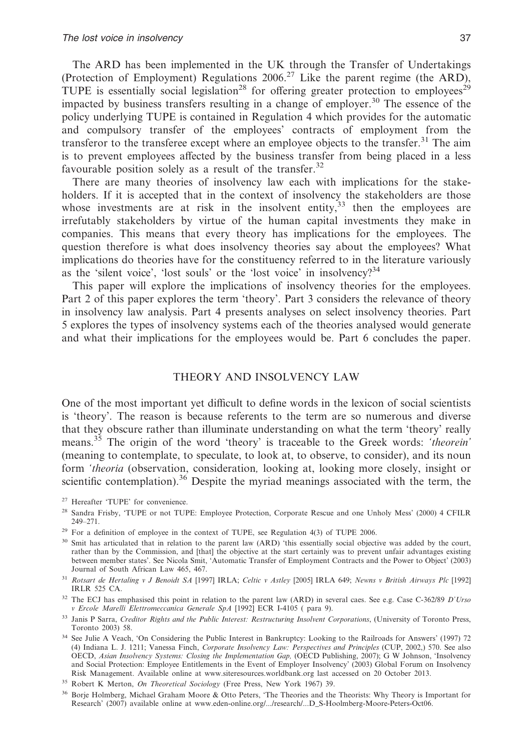The ARD has been implemented in the UK through the Transfer of Undertakings (Protection of Employment) Regulations 2006.[27] Like the parent regime (the ARD), TUPE is essentially social legislation[28] for offering greater protection to employees[29] impacted by business transfers resulting in a change of employer.[30] The essence of the policy underlying TUPE is contained in Regulation 4 which provides for the automatic and compulsory transfer of the employees' contracts of employment from the transferor to the transferee except where an employee objects to the transfer.[31] The aim is to prevent employees affected by the business transfer from being placed in a less favourable position solely as a result of the transfer.[32]

There are many theories of insolvency law each with implications for the stakeholders. If it is accepted that in the context of insolvency the stakeholders are those whose investments are at risk in the insolvent entity,[33] then the employees are irrefutably stakeholders by virtue of the human capital investments they make in companies. This means that every theory has implications for the employees. The question therefore is what does insolvency theories say about the employees? What implications do theories have for the constituency referred to in the literature variously as the 'silent voice', 'lost souls' or the 'lost voice' in insolvency?[34]

This paper will explore the implications of insolvency theories for the employees. Part 2 of this paper explores the term 'theory'. Part 3 considers the relevance of theory in insolvency law analysis. Part 4 presents analyses on select insolvency theories. Part 5 explores the types of insolvency systems each of the theories analysed would generate and what their implications for the employees would be. Part 6 concludes the paper.

## THEORY AND INSOLVENCY LAW

One of the most important yet difficult to define words in the lexicon of social scientists is 'theory'. The reason is because referents to the term are so numerous and diverse that they obscure rather than illuminate understanding on what the term 'theory' really means.[35] The origin of the word 'theory' is traceable to the Greek words: *'theorein'* (meaning to contemplate, to speculate, to look at, to observe, to consider), and its noun form *'theoria* (observation, consideration, looking at, looking more closely, insight or scientific contemplation).[36] Despite the myriad meanings associated with the term, the

---

[27] Hereafter 'TUPE' for convenience.

[28] Sandra Frisby, 'TUPE or not TUPE: Employee Protection, Corporate Rescue and one Unholy Mess' (2000) 4 CFILR 249–271.

[29] For a definition of employee in the context of TUPE, see Regulation 4(3) of TUPE 2006.

[30] Smit has articulated that in relation to the parent law (ARD) 'this essentially social objective was added by the court, rather than by the Commission, and [that] the objective at the start certainly was to prevent unfair advantages existing between member states'. See Nicola Smit, 'Automatic Transfer of Employment Contracts and the Power to Object' (2003) Journal of South African Law 465, 467.

[31] *Rotsart de Hertaling v J Benoidt SA* [1997] IRLA; *Celtic v Astley* [2005] IRLA 649; *Newns v British Airways Plc* [1992] IRLR 525 CA.

[32] The ECJ has emphasised this point in relation to the parent law (ARD) in several caes. See e.g. Case C-362/89 *D'Urso v Ercole Marelli Elettromeccanica Generale SpA* [1992] ECR I-4105 ( para 9).

[33] Janis P Sarra, *Creditor Rights and the Public Interest: Restructuring Insolvent Corporations*, (University of Toronto Press, Toronto 2003) 58.

[34] See Julie A Veach, 'On Considering the Public Interest in Bankruptcy: Looking to the Railroads for Answers' (1997) 72 (4) Indiana L. J. 1211; Vanessa Finch, *Corporate Insolvency Law: Perspectives and Principles* (CUP, 2002,) 570. See also OECD, *Asian Insolvency Systems: Closing the Implementation Gap,* (OECD Publishing, 2007); G W Johnson, 'Insolvency and Social Protection: Employee Entitlements in the Event of Employer Insolvency' (2003) Global Forum on Insolvency Risk Management. Available online at www.siteresources.worldbank.org last accessed on 20 October 2013.

[35] Robert K Merton, *On Theoretical Sociology* (Free Press, New York 1967) 39.

[36] Borje Holmberg, Michael Graham Moore & Otto Peters, 'The Theories and the Theorists: Why Theory is Important for Research' (2007) available online at www.eden-online.org/.../research/...D_S-Hoolmberg-Moore-Peters-Oct06.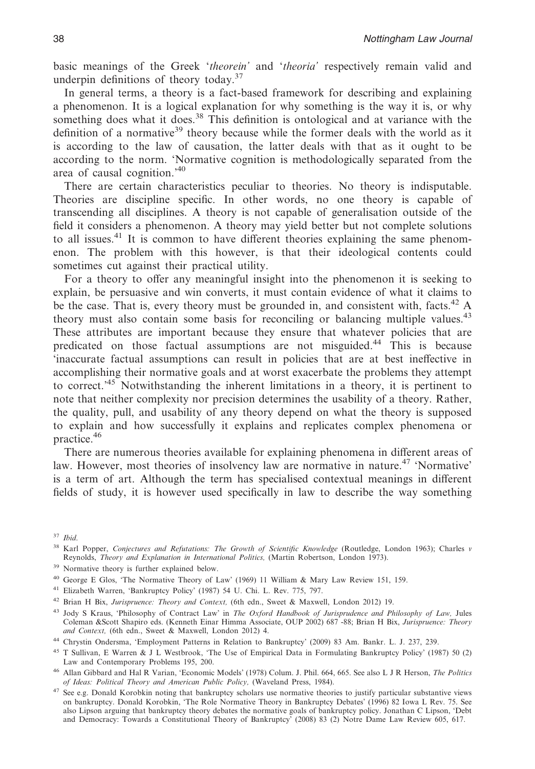basic meanings of the Greek '*theorein*' and '*theoria*' respectively remain valid and underpin definitions of theory today.[37]

In general terms, a theory is a fact-based framework for describing and explaining a phenomenon. It is a logical explanation for why something is the way it is, or why something does what it does.[38] This definition is ontological and at variance with the definition of a normative[39] theory because while the former deals with the world as it is according to the law of causation, the latter deals with that as it ought to be according to the norm. 'Normative cognition is methodologically separated from the area of causal cognition.'[40]

There are certain characteristics peculiar to theories. No theory is indisputable. Theories are discipline specific. In other words, no one theory is capable of transcending all disciplines. A theory is not capable of generalisation outside of the field it considers a phenomenon. A theory may yield better but not complete solutions to all issues.[41] It is common to have different theories explaining the same phenomenon. The problem with this however, is that their ideological contents could sometimes cut against their practical utility.

For a theory to offer any meaningful insight into the phenomenon it is seeking to explain, be persuasive and win converts, it must contain evidence of what it claims to be the case. That is, every theory must be grounded in, and consistent with, facts.[42] A theory must also contain some basis for reconciling or balancing multiple values.[43] These attributes are important because they ensure that whatever policies that are predicated on those factual assumptions are not misguided.[44] This is because 'inaccurate factual assumptions can result in policies that are at best ineffective in accomplishing their normative goals and at worst exacerbate the problems they attempt to correct.'[45] Notwithstanding the inherent limitations in a theory, it is pertinent to note that neither complexity nor precision determines the usability of a theory. Rather, the quality, pull, and usability of any theory depend on what the theory is supposed to explain and how successfully it explains and replicates complex phenomena or practice.[46]

There are numerous theories available for explaining phenomena in different areas of law. However, most theories of insolvency law are normative in nature.[47] 'Normative' is a term of art. Although the term has specialised contextual meanings in different fields of study, it is however used specifically in law to describe the way something

---

[37] *Ibid.*

[38] Karl Popper, *Conjectures and Refutations: The Growth of Scientific Knowledge* (Routledge, London 1963); Charles *v* Reynolds, *Theory and Explanation in International Politics,* (Martin Robertson, London 1973).

[39] Normative theory is further explained below.

[40] George E Glos, 'The Normative Theory of Law' (1969) 11 William & Mary Law Review 151, 159.

[41] Elizabeth Warren, 'Bankruptcy Policy' (1987) 54 U. Chi. L. Rev. 775, 797.

[42] Brian H Bix, *Jurispruence: Theory and Context,* (6th edn., Sweet & Maxwell, London 2012) 19.

[43] Jody S Kraus, 'Philosophy of Contract Law' in *The Oxford Handbook of Jurisprudence and Philosophy of Law,* Jules Coleman &Scott Shapiro eds. (Kenneth Einar Himma Associate, OUP 2002) 687 -88; Brian H Bix, *Jurispruence: Theory and Context,* (6th edn., Sweet & Maxwell, London 2012) 4.

[44] Chrystin Ondersma, 'Employment Patterns in Relation to Bankruptcy' (2009) 83 Am. Bankr. L. J. 237, 239.

[45] T Sullivan, E Warren & J L Westbrook, 'The Use of Empirical Data in Formulating Bankruptcy Policy' (1987) 50 (2) Law and Contemporary Problems 195, 200.

[46] Allan Gibbard and Hal R Varian, 'Economic Models' (1978) Colum. J. Phil. 664, 665. See also L J R Herson, *The Politics of Ideas: Political Theory and American Public Policy,* (Waveland Press, 1984).

[47] See e.g. Donald Korobkin noting that bankruptcy scholars use normative theories to justify particular substantive views on bankruptcy. Donald Korobkin, 'The Role Normative Theory in Bankruptcy Debates' (1996) 82 Iowa L Rev. 75. See also Lipson arguing that bankruptcy theory debates the normative goals of bankruptcy policy. Jonathan C Lipson, 'Debt and Democracy: Towards a Constitutional Theory of Bankruptcy' (2008) 83 (2) Notre Dame Law Review 605, 617.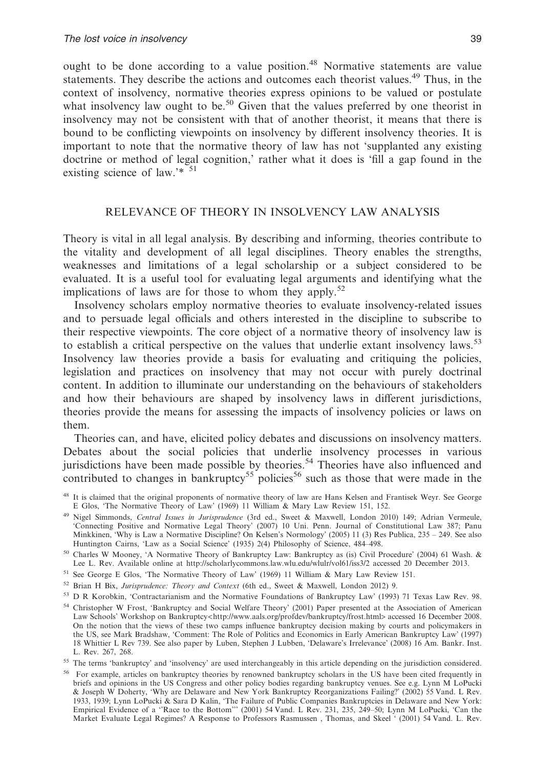ought to be done according to a value position.[48] Normative statements are value statements. They describe the actions and outcomes each theorist values.[49] Thus, in the context of insolvency, normative theories express opinions to be valued or postulate what insolvency law ought to be.[50] Given that the values preferred by one theorist in insolvency may not be consistent with that of another theorist, it means that there is bound to be conflicting viewpoints on insolvency by different insolvency theories. It is important to note that the normative theory of law has not 'supplanted any existing doctrine or method of legal cognition,' rather what it does is 'fill a gap found in the existing science of law.'* [51]

## RELEVANCE OF THEORY IN INSOLVENCY LAW ANALYSIS

Theory is vital in all legal analysis. By describing and informing, theories contribute to the vitality and development of all legal disciplines. Theory enables the strengths, weaknesses and limitations of a legal scholarship or a subject considered to be evaluated. It is a useful tool for evaluating legal arguments and identifying what the implications of laws are for those to whom they apply.[52]

Insolvency scholars employ normative theories to evaluate insolvency-related issues and to persuade legal officials and others interested in the discipline to subscribe to their respective viewpoints. The core object of a normative theory of insolvency law is to establish a critical perspective on the values that underlie extant insolvency laws.[53] Insolvency law theories provide a basis for evaluating and critiquing the policies, legislation and practices on insolvency that may not occur with purely doctrinal content. In addition to illuminate our understanding on the behaviours of stakeholders and how their behaviours are shaped by insolvency laws in different jurisdictions, theories provide the means for assessing the impacts of insolvency policies or laws on them.

Theories can, and have, elicited policy debates and discussions on insolvency matters. Debates about the social policies that underlie insolvency processes in various jurisdictions have been made possible by theories.[54] Theories have also influenced and contributed to changes in bankruptcy[55] policies[56] such as those that were made in the

[48] It is claimed that the original proponents of normative theory of law are Hans Kelsen and Frantisek Weyr. See George E Glos, 'The Normative Theory of Law' (1969) 11 William & Mary Law Review 151, 152.

[49] Nigel Simmonds, *Central Issues in Jurisprudence* (3rd ed., Sweet & Maxwell, London 2010) 149; Adrian Vermeule, 'Connecting Positive and Normative Legal Theory' (2007) 10 Uni. Penn. Journal of Constitutional Law 387; Panu Minkkinen, 'Why is Law a Normative Discipline? On Kelsen's Normology' (2005) 11 (3) Res Publica, 235 – 249. See also Huntington Cairns, 'Law as a Social Science' (1935) 2(4) Philosophy of Science, 484–498.

[50] Charles W Mooney, 'A Normative Theory of Bankruptcy Law: Bankruptcy as (is) Civil Procedure' (2004) 61 Wash. & Lee L. Rev. Available online at http://scholarlycommons.law.wlu.edu/wlulr/vol61/iss3/2 accessed 20 December 2013.

[51] See George E Glos, 'The Normative Theory of Law' (1969) 11 William & Mary Law Review 151.

[52] Brian H Bix, *Jurisprudence: Theory and Context* (6th ed., Sweet & Maxwell, London 2012) 9.

[53] D R Korobkin, 'Contractarianism and the Normative Foundations of Bankruptcy Law' (1993) 71 Texas Law Rev. 98.

[54] Christopher W Frost, 'Bankruptcy and Social Welfare Theory' (2001) Paper presented at the Association of American Law Schools' Workshop on Bankruptcy<http://www.aals.org/profdev/bankruptcy/frost.html> accessed 16 December 2008. On the notion that the views of these two camps influence bankruptcy decision making by courts and policymakers in the US, see Mark Bradshaw, 'Comment: The Role of Politics and Economics in Early American Bankruptcy Law' (1997) 18 Whittier L Rev 739. See also paper by Luben, Stephen J Lubben, 'Delaware's Irrelevance' (2008) 16 Am. Bankr. Inst. L. Rev. 267, 268.

[55] The terms 'bankruptcy' and 'insolvency' are used interchangeably in this article depending on the jurisdiction considered.

[56] For example, articles on bankruptcy theories by renowned bankruptcy scholars in the US have been cited frequently in briefs and opinions in the US Congress and other policy bodies regarding bankruptcy venues. See e.g. Lynn M LoPucki & Joseph W Doherty, 'Why are Delaware and New York Bankruptcy Reorganizations Failing?' (2002) 55 Vand. L Rev. 1933, 1939; Lynn LoPucki & Sara D Kalin, 'The Failure of Public Companies Bankruptcies in Delaware and New York: Empirical Evidence of a "Race to the Bottom"' (2001) 54 Vand. L Rev. 231, 235, 249–50; Lynn M LoPucki, 'Can the Market Evaluate Legal Regimes? A Response to Professors Rasmussen , Thomas, and Skeel ' (2001) 54 Vand. L. Rev.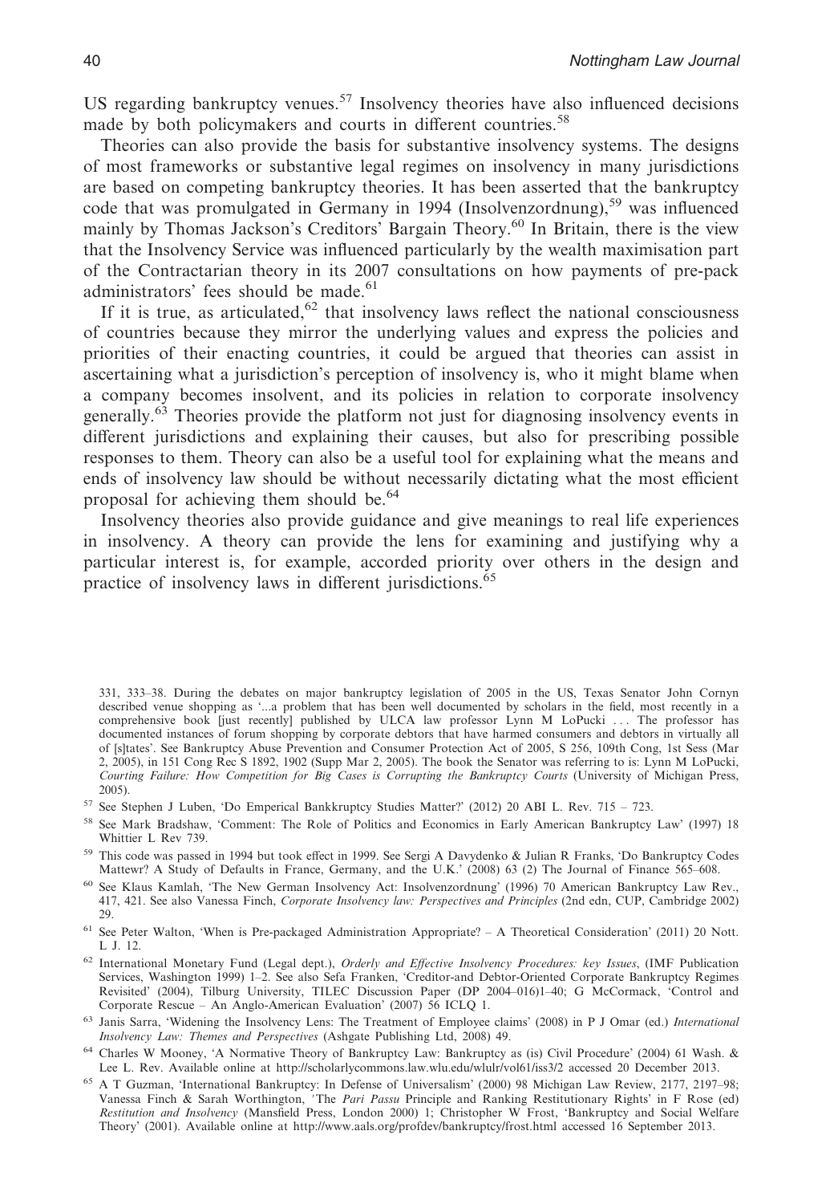US regarding bankruptcy venues.[57] Insolvency theories have also influenced decisions made by both policymakers and courts in different countries.[58]

Theories can also provide the basis for substantive insolvency systems. The designs of most frameworks or substantive legal regimes on insolvency in many jurisdictions are based on competing bankruptcy theories. It has been asserted that the bankruptcy code that was promulgated in Germany in 1994 (Insolvenzordnung),[59] was influenced mainly by Thomas Jackson's Creditors' Bargain Theory.[60] In Britain, there is the view that the Insolvency Service was influenced particularly by the wealth maximisation part of the Contractarian theory in its 2007 consultations on how payments of pre-pack administrators' fees should be made.[61]

If it is true, as articulated,[62] that insolvency laws reflect the national consciousness of countries because they mirror the underlying values and express the policies and priorities of their enacting countries, it could be argued that theories can assist in ascertaining what a jurisdiction's perception of insolvency is, who it might blame when a company becomes insolvent, and its policies in relation to corporate insolvency generally.[63] Theories provide the platform not just for diagnosing insolvency events in different jurisdictions and explaining their causes, but also for prescribing possible responses to them. Theory can also be a useful tool for explaining what the means and ends of insolvency law should be without necessarily dictating what the most efficient proposal for achieving them should be.[64]

Insolvency theories also provide guidance and give meanings to real life experiences in insolvency. A theory can provide the lens for examining and justifying why a particular interest is, for example, accorded priority over others in the design and practice of insolvency laws in different jurisdictions.[65]

331, 333–38. During the debates on major bankruptcy legislation of 2005 in the US, Texas Senator John Cornyn described venue shopping as '...a problem that has been well documented by scholars in the field, most recently in a comprehensive book [just recently] published by ULCA law professor Lynn M LoPucki . . . The professor has documented instances of forum shopping by corporate debtors that have harmed consumers and debtors in virtually all of [s]tates'. See Bankruptcy Abuse Prevention and Consumer Protection Act of 2005, S 256, 109th Cong, 1st Sess (Mar 2, 2005), in 151 Cong Rec S 1892, 1902 (Supp Mar 2, 2005). The book the Senator was referring to is: Lynn M LoPucki, *Courting Failure: How Competition for Big Cases is Corrupting the Bankruptcy Courts* (University of Michigan Press, 2005).

[57] See Stephen J Luben, 'Do Emperical Bankkruptcy Studies Matter?' (2012) 20 ABI L. Rev. 715 – 723.

[58] See Mark Bradshaw, 'Comment: The Role of Politics and Economics in Early American Bankruptcy Law' (1997) 18 Whittier L Rev 739.

[59] This code was passed in 1994 but took effect in 1999. See Sergi A Davydenko & Julian R Franks, 'Do Bankruptcy Codes Mattewr? A Study of Defaults in France, Germany, and the U.K.' (2008) 63 (2) The Journal of Finance 565–608.

[60] See Klaus Kamlah, 'The New German Insolvency Act: Insolvenzordnung' (1996) 70 American Bankruptcy Law Rev., 417, 421. See also Vanessa Finch, *Corporate Insolvency law: Perspectives and Principles* (2nd edn, CUP, Cambridge 2002) 29.

[61] See Peter Walton, 'When is Pre-packaged Administration Appropriate? – A Theoretical Consideration' (2011) 20 Nott. L J. 12.

[62] International Monetary Fund (Legal dept.), *Orderly and Effective Insolvency Procedures: key Issues*, (IMF Publication Services, Washington 1999) 1–2. See also Sefa Franken, 'Creditor-and Debtor-Oriented Corporate Bankruptcy Regimes Revisited' (2004), Tilburg University, TILEC Discussion Paper (DP 2004–016)1–40; G McCormack, 'Control and Corporate Rescue – An Anglo-American Evaluation' (2007) 56 ICLQ 1.

[63] Janis Sarra, 'Widening the Insolvency Lens: The Treatment of Employee claims' (2008) in P J Omar (ed.) *International Insolvency Law: Themes and Perspectives* (Ashgate Publishing Ltd, 2008) 49.

[64] Charles W Mooney, 'A Normative Theory of Bankruptcy Law: Bankruptcy as (is) Civil Procedure' (2004) 61 Wash. & Lee L. Rev. Available online at http://scholarlycommons.law.wlu.edu/wlulr/vol61/iss3/2 accessed 20 December 2013.

[65] A T Guzman, 'International Bankruptcy: In Defense of Universalism' (2000) 98 Michigan Law Review, 2177, 2197–98; Vanessa Finch & Sarah Worthington, 'The *Pari Passu* Principle and Ranking Restitutionary Rights' in F Rose (ed) *Restitution and Insolvency* (Mansfield Press, London 2000) 1; Christopher W Frost, 'Bankruptcy and Social Welfare Theory' (2001). Available online at http://www.aals.org/profdev/bankruptcy/frost.html accessed 16 September 2013.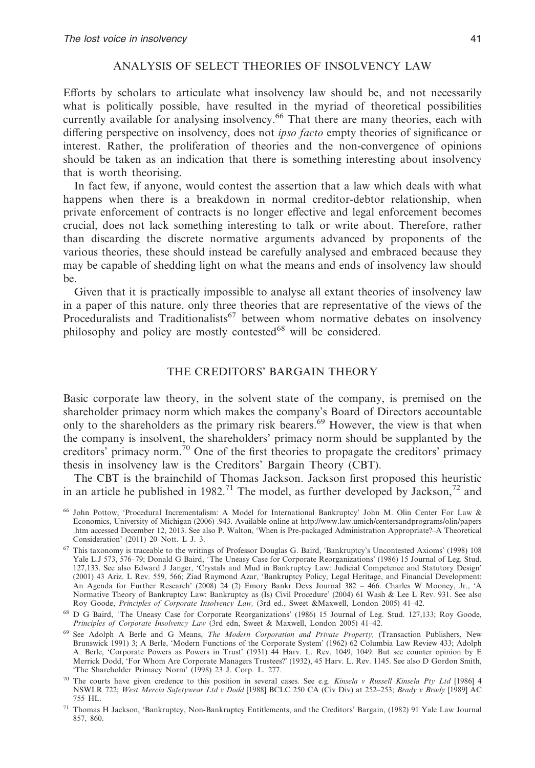## ANALYSIS OF SELECT THEORIES OF INSOLVENCY LAW

Efforts by scholars to articulate what insolvency law should be, and not necessarily what is politically possible, have resulted in the myriad of theoretical possibilities currently available for analysing insolvency.[66] That there are many theories, each with differing perspective on insolvency, does not *ipso facto* empty theories of significance or interest. Rather, the proliferation of theories and the non-convergence of opinions should be taken as an indication that there is something interesting about insolvency that is worth theorising.

In fact few, if anyone, would contest the assertion that a law which deals with what happens when there is a breakdown in normal creditor-debtor relationship, when private enforcement of contracts is no longer effective and legal enforcement becomes crucial, does not lack something interesting to talk or write about. Therefore, rather than discarding the discrete normative arguments advanced by proponents of the various theories, these should instead be carefully analysed and embraced because they may be capable of shedding light on what the means and ends of insolvency law should be.

Given that it is practically impossible to analyse all extant theories of insolvency law in a paper of this nature, only three theories that are representative of the views of the Proceduralists and Traditionalists[67] between whom normative debates on insolvency philosophy and policy are mostly contested[68] will be considered.

## THE CREDITORS' BARGAIN THEORY

Basic corporate law theory, in the solvent state of the company, is premised on the shareholder primacy norm which makes the company's Board of Directors accountable only to the shareholders as the primary risk bearers.[69] However, the view is that when the company is insolvent, the shareholders' primacy norm should be supplanted by the creditors' primacy norm.[70] One of the first theories to propagate the creditors' primacy thesis in insolvency law is the Creditors' Bargain Theory (CBT).

The CBT is the brainchild of Thomas Jackson. Jackson first proposed this heuristic in an article he published in 1982.[71] The model, as further developed by Jackson,[72] and

[66] John Pottow, 'Procedural Incrementalism: A Model for International Bankruptcy' John M. Olin Center For Law & Economics, University of Michigan (2006) .943. Available online at http://www.law.umich/centersandprograms/olin/papers .htm accessed December 12, 2013. See also P. Walton, 'When is Pre-packaged Administration Appropriate?–A Theoretical Consideration' (2011) 20 Nott. L J. 3.

[67] This taxonomy is traceable to the writings of Professor Douglas G. Baird, 'Bankruptcy's Uncontested Axioms' (1998) 108 Yale L.J 573, 576–79; Donald G Baird, 'The Uneasy Case for Corporate Reorganizations' (1986) 15 Journal of Leg. Stud. 127,133. See also Edward J Janger, 'Crystals and Mud in Bankruptcy Law: Judicial Competence and Statutory Design' (2001) 43 Ariz. L Rev. 559, 566; Ziad Raymond Azar, 'Bankruptcy Policy, Legal Heritage, and Financial Development: An Agenda for Further Research' (2008) 24 (2) Emory Bankr Devs Journal 382 – 466. Charles W Mooney, Jr., 'A Normative Theory of Bankruptcy Law: Bankruptcy as (Is) Civil Procedure' (2004) 61 Wash & Lee L Rev. 931. See also Roy Goode, *Principles of Corporate Insolvency Law,* (3rd ed., Sweet &Maxwell, London 2005) 41–42.

[68] D G Baird, 'The Uneasy Case for Corporate Reorganizations' (1986) 15 Journal of Leg. Stud. 127,133; Roy Goode, *Principles of Corporate Insolvency Law* (3rd edn, Sweet & Maxwell, London 2005) 41–42.

[69] See Adolph A Berle and G Means, *The Modern Corporation and Private Property,* (Transaction Publishers, New Brunswick 1991) 3; A Berle, 'Modern Functions of the Corporate System' (1962) 62 Columbia Law Review 433; Adolph A. Berle, 'Corporate Powers as Powers in Trust' (1931) 44 Harv. L. Rev. 1049, 1049. But see counter opinion by E Merrick Dodd, 'For Whom Are Corporate Managers Trustees?' (1932), 45 Harv. L. Rev. 1145. See also D Gordon Smith, 'The Shareholder Primacy Norm' (1998) 23 J. Corp. L. 277.

[70] The courts have given credence to this position in several cases. See e.g. *Kinsela v Russell Kinsela Pty Ltd* [1986] 4 NSWLR 722; *West Mercia Safetywear Ltd v Dodd* [1988] BCLC 250 CA (Civ Div) at 252–253; *Brady v Brady* [1989] AC 755 HL.

[71] Thomas H Jackson, 'Bankruptcy, Non-Bankruptcy Entitlements, and the Creditors' Bargain, (1982) 91 Yale Law Journal 857, 860.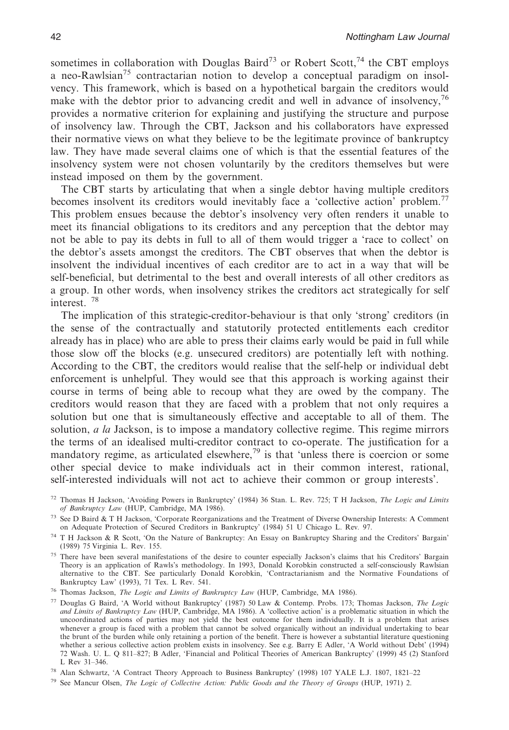sometimes in collaboration with Douglas Baird[73] or Robert Scott,[74] the CBT employs a neo-Rawlsian[75] contractarian notion to develop a conceptual paradigm on insolvency. This framework, which is based on a hypothetical bargain the creditors would make with the debtor prior to advancing credit and well in advance of insolvency,[76] provides a normative criterion for explaining and justifying the structure and purpose of insolvency law. Through the CBT, Jackson and his collaborators have expressed their normative views on what they believe to be the legitimate province of bankruptcy law. They have made several claims one of which is that the essential features of the insolvency system were not chosen voluntarily by the creditors themselves but were instead imposed on them by the government.

The CBT starts by articulating that when a single debtor having multiple creditors becomes insolvent its creditors would inevitably face a 'collective action' problem.[77] This problem ensues because the debtor's insolvency very often renders it unable to meet its financial obligations to its creditors and any perception that the debtor may not be able to pay its debts in full to all of them would trigger a 'race to collect' on the debtor's assets amongst the creditors. The CBT observes that when the debtor is insolvent the individual incentives of each creditor are to act in a way that will be self-beneficial, but detrimental to the best and overall interests of all other creditors as a group. In other words, when insolvency strikes the creditors act strategically for self interest. [78]

The implication of this strategic-creditor-behaviour is that only 'strong' creditors (in the sense of the contractually and statutorily protected entitlements each creditor already has in place) who are able to press their claims early would be paid in full while those slow off the blocks (e.g. unsecured creditors) are potentially left with nothing. According to the CBT, the creditors would realise that the self-help or individual debt enforcement is unhelpful. They would see that this approach is working against their course in terms of being able to recoup what they are owed by the company. The creditors would reason that they are faced with a problem that not only requires a solution but one that is simultaneously effective and acceptable to all of them. The solution, *a la* Jackson, is to impose a mandatory collective regime. This regime mirrors the terms of an idealised multi-creditor contract to co-operate. The justification for a mandatory regime, as articulated elsewhere,[79] is that 'unless there is coercion or some other special device to make individuals act in their common interest, rational, self-interested individuals will not act to achieve their common or group interests'.

[72] Thomas H Jackson, 'Avoiding Powers in Bankruptcy' (1984) 36 Stan. L. Rev. 725; T H Jackson, *The Logic and Limits of Bankruptcy Law* (HUP, Cambridge, MA 1986).

[73] See D Baird & T H Jackson, 'Corporate Reorganizations and the Treatment of Diverse Ownership Interests: A Comment on Adequate Protection of Secured Creditors in Bankruptcy' (1984) 51 U Chicago L. Rev. 97.

[74] T H Jackson & R Scott, 'On the Nature of Bankruptcy: An Essay on Bankruptcy Sharing and the Creditors' Bargain' (1989) 75 Virginia L. Rev. 155.

[75] There have been several manifestations of the desire to counter especially Jackson's claims that his Creditors' Bargain Theory is an application of Rawls's methodology. In 1993, Donald Korobkin constructed a self-consciously Rawlsian alternative to the CBT. See particularly Donald Korobkin, 'Contractarianism and the Normative Foundations of Bankruptcy Law' (1993), 71 Tex. L Rev. 541.

[76] Thomas Jackson, *The Logic and Limits of Bankruptcy Law* (HUP, Cambridge, MA 1986).

[77] Douglas G Baird, 'A World without Bankruptcy' (1987) 50 Law & Contemp. Probs. 173; Thomas Jackson, *The Logic and Limits of Bankruptcy Law* (HUP, Cambridge, MA 1986). A 'collective action' is a problematic situation in which the uncoordinated actions of parties may not yield the best outcome for them individually. It is a problem that arises whenever a group is faced with a problem that cannot be solved organically without an individual undertaking to bear the brunt of the burden while only retaining a portion of the benefit. There is however a substantial literature questioning whether a serious collective action problem exists in insolvency. See e.g. Barry E Adler, 'A World without Debt' (1994) 72 Wash. U. L. Q 811–827; B Adler, 'Financial and Political Theories of American Bankruptcy' (1999) 45 (2) Stanford L Rev 31–346.

[78] Alan Schwartz, 'A Contract Theory Approach to Business Bankruptcy' (1998) 107 YALE L.J. 1807, 1821–22

[79] See Mancur Olsen, *The Logic of Collective Action: Public Goods and the Theory of Groups* (HUP, 1971) 2.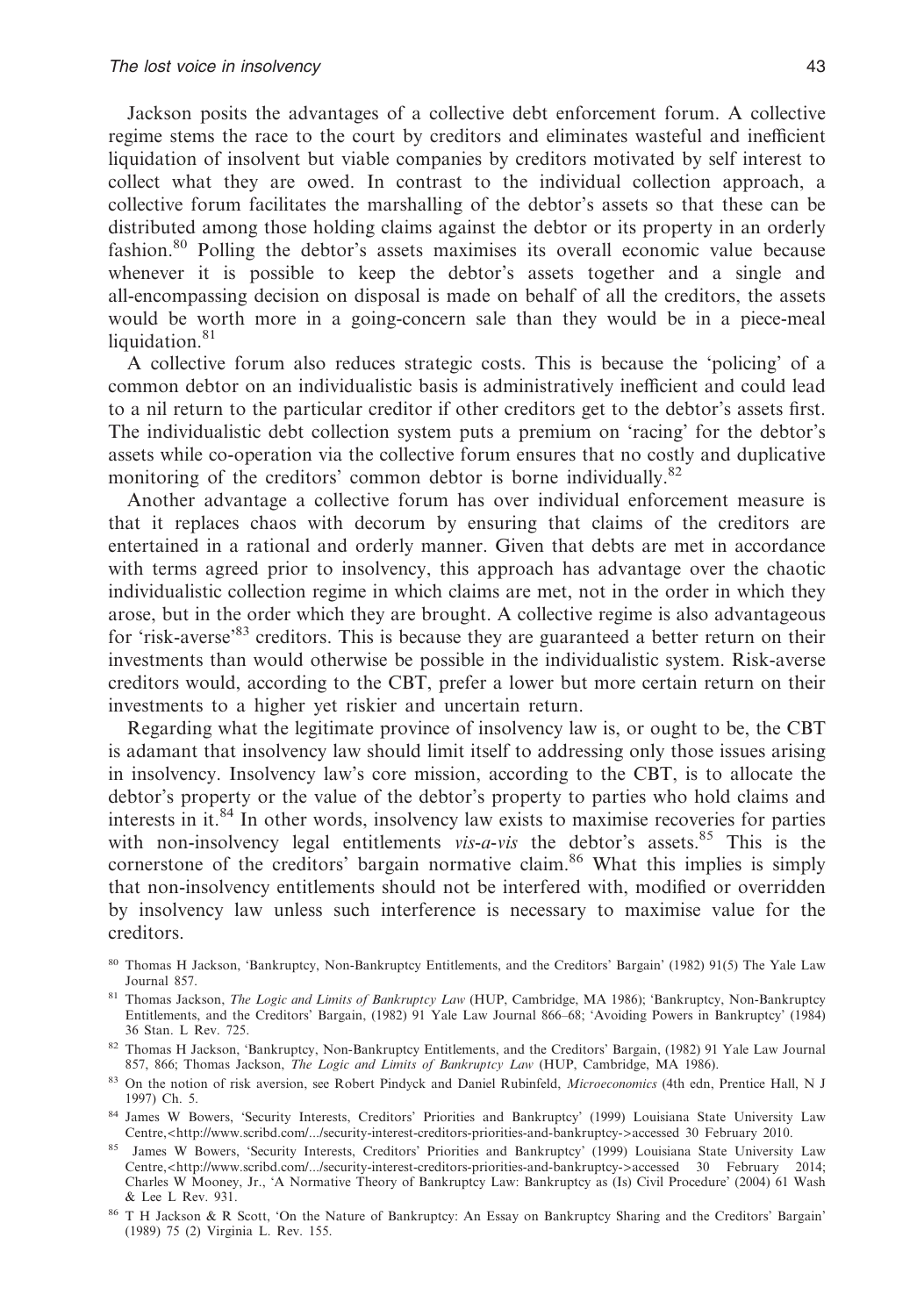Jackson posits the advantages of a collective debt enforcement forum. A collective regime stems the race to the court by creditors and eliminates wasteful and inefficient liquidation of insolvent but viable companies by creditors motivated by self interest to collect what they are owed. In contrast to the individual collection approach, a collective forum facilitates the marshalling of the debtor's assets so that these can be distributed among those holding claims against the debtor or its property in an orderly fashion.[80] Polling the debtor's assets maximises its overall economic value because whenever it is possible to keep the debtor's assets together and a single and all-encompassing decision on disposal is made on behalf of all the creditors, the assets would be worth more in a going-concern sale than they would be in a piece-meal liquidation.[81]

A collective forum also reduces strategic costs. This is because the 'policing' of a common debtor on an individualistic basis is administratively inefficient and could lead to a nil return to the particular creditor if other creditors get to the debtor's assets first. The individualistic debt collection system puts a premium on 'racing' for the debtor's assets while co-operation via the collective forum ensures that no costly and duplicative monitoring of the creditors' common debtor is borne individually.[82]

Another advantage a collective forum has over individual enforcement measure is that it replaces chaos with decorum by ensuring that claims of the creditors are entertained in a rational and orderly manner. Given that debts are met in accordance with terms agreed prior to insolvency, this approach has advantage over the chaotic individualistic collection regime in which claims are met, not in the order in which they arose, but in the order which they are brought. A collective regime is also advantageous for 'risk-averse'[83] creditors. This is because they are guaranteed a better return on their investments than would otherwise be possible in the individualistic system. Risk-averse creditors would, according to the CBT, prefer a lower but more certain return on their investments to a higher yet riskier and uncertain return.

Regarding what the legitimate province of insolvency law is, or ought to be, the CBT is adamant that insolvency law should limit itself to addressing only those issues arising in insolvency. Insolvency law's core mission, according to the CBT, is to allocate the debtor's property or the value of the debtor's property to parties who hold claims and interests in it.[84] In other words, insolvency law exists to maximise recoveries for parties with non-insolvency legal entitlements *vis-a-vis* the debtor's assets.[85] This is the cornerstone of the creditors' bargain normative claim.[86] What this implies is simply that non-insolvency entitlements should not be interfered with, modified or overridden by insolvency law unless such interference is necessary to maximise value for the creditors.

[80] Thomas H Jackson, 'Bankruptcy, Non-Bankruptcy Entitlements, and the Creditors' Bargain' (1982) 91(5) The Yale Law Journal 857.

[81] Thomas Jackson, *The Logic and Limits of Bankruptcy Law* (HUP, Cambridge, MA 1986); 'Bankruptcy, Non-Bankruptcy Entitlements, and the Creditors' Bargain, (1982) 91 Yale Law Journal 866–68; 'Avoiding Powers in Bankruptcy' (1984) 36 Stan. L Rev. 725.

[82] Thomas H Jackson, 'Bankruptcy, Non-Bankruptcy Entitlements, and the Creditors' Bargain, (1982) 91 Yale Law Journal 857, 866; Thomas Jackson, *The Logic and Limits of Bankruptcy Law* (HUP, Cambridge, MA 1986).

[83] On the notion of risk aversion, see Robert Pindyck and Daniel Rubinfeld, *Microeconomics* (4th edn, Prentice Hall, N J 1997) Ch. 5.

[84] James W Bowers, 'Security Interests, Creditors' Priorities and Bankruptcy' (1999) Louisiana State University Law Centre,<http://www.scribd.com/.../security-interest-creditors-priorities-and-bankruptcy->accessed 30 February 2010.

[85] James W Bowers, 'Security Interests, Creditors' Priorities and Bankruptcy' (1999) Louisiana State University Law Centre,<http://www.scribd.com/.../security-interest-creditors-priorities-and-bankruptcy->accessed 30 February 2014; Charles W Mooney, Jr., 'A Normative Theory of Bankruptcy Law: Bankruptcy as (Is) Civil Procedure' (2004) 61 Wash & Lee L Rev. 931.

[86] T H Jackson & R Scott, 'On the Nature of Bankruptcy: An Essay on Bankruptcy Sharing and the Creditors' Bargain' (1989) 75 (2) Virginia L. Rev. 155.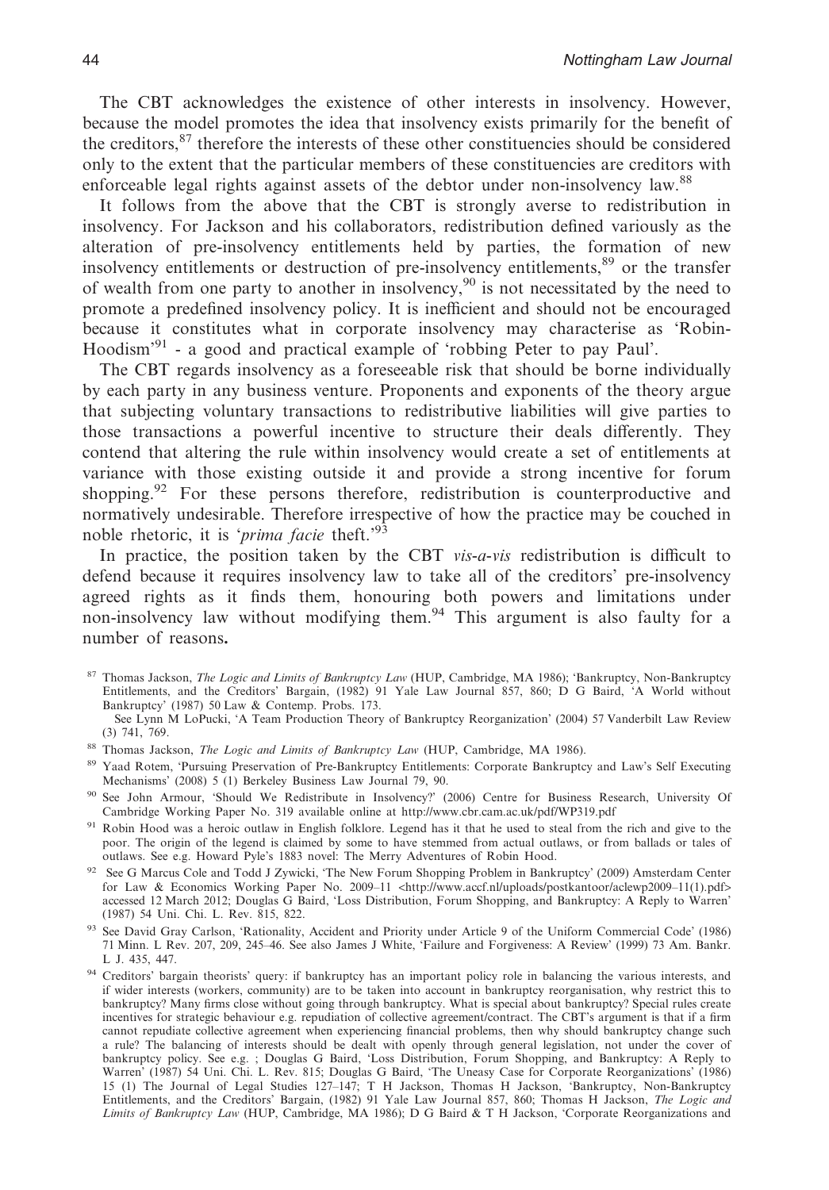The CBT acknowledges the existence of other interests in insolvency. However, because the model promotes the idea that insolvency exists primarily for the benefit of the creditors,[87] therefore the interests of these other constituencies should be considered only to the extent that the particular members of these constituencies are creditors with enforceable legal rights against assets of the debtor under non-insolvency law.[88]

It follows from the above that the CBT is strongly averse to redistribution in insolvency. For Jackson and his collaborators, redistribution defined variously as the alteration of pre-insolvency entitlements held by parties, the formation of new insolvency entitlements or destruction of pre-insolvency entitlements,[89] or the transfer of wealth from one party to another in insolvency,[90] is not necessitated by the need to promote a predefined insolvency policy. It is inefficient and should not be encouraged because it constitutes what in corporate insolvency may characterise as 'Robin-Hoodism'[91] - a good and practical example of 'robbing Peter to pay Paul'.

The CBT regards insolvency as a foreseeable risk that should be borne individually by each party in any business venture. Proponents and exponents of the theory argue that subjecting voluntary transactions to redistributive liabilities will give parties to those transactions a powerful incentive to structure their deals differently. They contend that altering the rule within insolvency would create a set of entitlements at variance with those existing outside it and provide a strong incentive for forum shopping.[92] For these persons therefore, redistribution is counterproductive and normatively undesirable. Therefore irrespective of how the practice may be couched in noble rhetoric, it is '*prima facie* theft.'[93]

In practice, the position taken by the CBT *vis-a-vis* redistribution is difficult to defend because it requires insolvency law to take all of the creditors' pre-insolvency agreed rights as it finds them, honouring both powers and limitations under non-insolvency law without modifying them.[94] This argument is also faulty for a number of reasons.

[87] Thomas Jackson, *The Logic and Limits of Bankruptcy Law* (HUP, Cambridge, MA 1986); 'Bankruptcy, Non-Bankruptcy Entitlements, and the Creditors' Bargain, (1982) 91 Yale Law Journal 857, 860; D G Baird, 'A World without Bankruptcy' (1987) 50 Law & Contemp. Probs. 173.
See Lynn M LoPucki, 'A Team Production Theory of Bankruptcy Reorganization' (2004) 57 Vanderbilt Law Review (3) 741, 769.

[88] Thomas Jackson, *The Logic and Limits of Bankruptcy Law* (HUP, Cambridge, MA 1986).

[89] Yaad Rotem, 'Pursuing Preservation of Pre-Bankruptcy Entitlements: Corporate Bankruptcy and Law's Self Executing Mechanisms' (2008) 5 (1) Berkeley Business Law Journal 79, 90.

[90] See John Armour, 'Should We Redistribute in Insolvency?' (2006) Centre for Business Research, University Of Cambridge Working Paper No. 319 available online at http://www.cbr.cam.ac.uk/pdf/WP319.pdf

[91] Robin Hood was a heroic outlaw in English folklore. Legend has it that he used to steal from the rich and give to the poor. The origin of the legend is claimed by some to have stemmed from actual outlaws, or from ballads or tales of outlaws. See e.g. Howard Pyle's 1883 novel: The Merry Adventures of Robin Hood.

[92] See G Marcus Cole and Todd J Zywicki, 'The New Forum Shopping Problem in Bankruptcy' (2009) Amsterdam Center for Law & Economics Working Paper No. 2009–11 <http://www.accf.nl/uploads/postkantoor/aclewp2009–11(1).pdf> accessed 12 March 2012; Douglas G Baird, 'Loss Distribution, Forum Shopping, and Bankruptcy: A Reply to Warren' (1987) 54 Uni. Chi. L. Rev. 815, 822.

[93] See David Gray Carlson, 'Rationality, Accident and Priority under Article 9 of the Uniform Commercial Code' (1986) 71 Minn. L Rev. 207, 209, 245–46. See also James J White, 'Failure and Forgiveness: A Review' (1999) 73 Am. Bankr. L J. 435, 447.

[94] Creditors' bargain theorists' query: if bankruptcy has an important policy role in balancing the various interests, and if wider interests (workers, community) are to be taken into account in bankruptcy reorganisation, why restrict this to bankruptcy? Many firms close without going through bankruptcy. What is special about bankruptcy? Special rules create incentives for strategic behaviour e.g. repudiation of collective agreement/contract. The CBT's argument is that if a firm cannot repudiate collective agreement when experiencing financial problems, then why should bankruptcy change such a rule? The balancing of interests should be dealt with openly through general legislation, not under the cover of bankruptcy policy. See e.g. ; Douglas G Baird, 'Loss Distribution, Forum Shopping, and Bankruptcy: A Reply to Warren' (1987) 54 Uni. Chi. L. Rev. 815; Douglas G Baird, 'The Uneasy Case for Corporate Reorganizations' (1986) 15 (1) The Journal of Legal Studies 127–147; T H Jackson, Thomas H Jackson, 'Bankruptcy, Non-Bankruptcy Entitlements, and the Creditors' Bargain, (1982) 91 Yale Law Journal 857, 860; Thomas H Jackson, *The Logic and Limits of Bankruptcy Law* (HUP, Cambridge, MA 1986); D G Baird & T H Jackson, 'Corporate Reorganizations and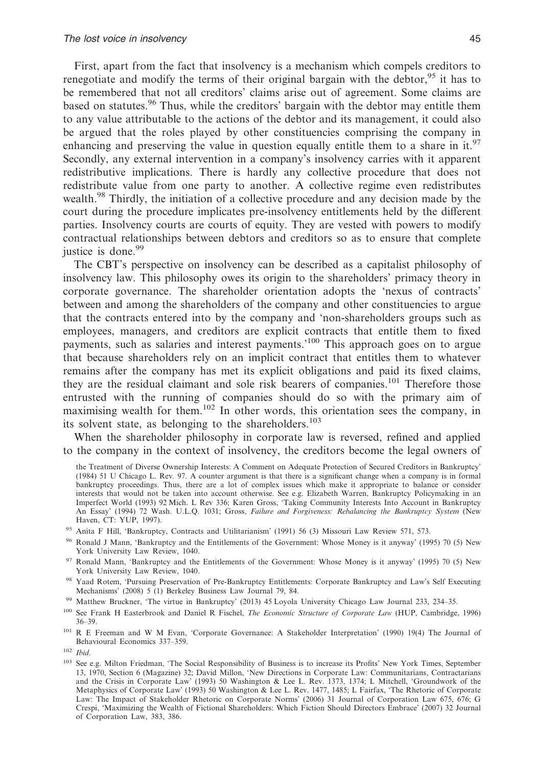First, apart from the fact that insolvency is a mechanism which compels creditors to renegotiate and modify the terms of their original bargain with the debtor,[95] it has to be remembered that not all creditors' claims arise out of agreement. Some claims are based on statutes.[96] Thus, while the creditors' bargain with the debtor may entitle them to any value attributable to the actions of the debtor and its management, it could also be argued that the roles played by other constituencies comprising the company in enhancing and preserving the value in question equally entitle them to a share in it.[97] Secondly, any external intervention in a company's insolvency carries with it apparent redistributive implications. There is hardly any collective procedure that does not redistribute value from one party to another. A collective regime even redistributes wealth.[98] Thirdly, the initiation of a collective procedure and any decision made by the court during the procedure implicates pre-insolvency entitlements held by the different parties. Insolvency courts are courts of equity. They are vested with powers to modify contractual relationships between debtors and creditors so as to ensure that complete justice is done.[99]

The CBT's perspective on insolvency can be described as a capitalist philosophy of insolvency law. This philosophy owes its origin to the shareholders' primacy theory in corporate governance. The shareholder orientation adopts the 'nexus of contracts' between and among the shareholders of the company and other constituencies to argue that the contracts entered into by the company and 'non-shareholders groups such as employees, managers, and creditors are explicit contracts that entitle them to fixed payments, such as salaries and interest payments.'[100] This approach goes on to argue that because shareholders rely on an implicit contract that entitles them to whatever remains after the company has met its explicit obligations and paid its fixed claims, they are the residual claimant and sole risk bearers of companies.[101] Therefore those entrusted with the running of companies should do so with the primary aim of maximising wealth for them.[102] In other words, this orientation sees the company, in its solvent state, as belonging to the shareholders.[103]

When the shareholder philosophy in corporate law is reversed, refined and applied to the company in the context of insolvency, the creditors become the legal owners of

the Treatment of Diverse Ownership Interests: A Comment on Adequate Protection of Secured Creditors in Bankruptcy' (1984) 51 U Chicago L. Rev. 97. A counter argument is that there is a significant change when a company is in formal bankruptcy proceedings. Thus, there are a lot of complex issues which make it appropriate to balance or consider interests that would not be taken into account otherwise. See e.g. Elizabeth Warren, Bankruptcy Policymaking in an Imperfect World (1993) 92 Mich. L Rev 336; Karen Gross, 'Taking Community Interests Into Account in Bankruptcy An Essay' (1994) 72 Wash. U.L.Q. 1031; Gross, *Failure and Forgiveness: Rebalancing the Bankruptcy System* (New Haven, CT: YUP, 1997).

[95] Anita F Hill, 'Bankruptcy, Contracts and Utilitarianism' (1991) 56 (3) Missouri Law Review 571, 573.

[96] Ronald J Mann, 'Bankruptcy and the Entitlements of the Government: Whose Money is it anyway' (1995) 70 (5) New York University Law Review, 1040.

[97] Ronald Mann, 'Bankruptcy and the Entitlements of the Government: Whose Money is it anyway' (1995) 70 (5) New York University Law Review, 1040.

[98] Yaad Rotem, 'Pursuing Preservation of Pre-Bankruptcy Entitlements: Corporate Bankruptcy and Law's Self Executing Mechanisms' (2008) 5 (1) Berkeley Business Law Journal 79, 84.

[99] Matthew Bruckner, 'The virtue in Bankruptcy' (2013) 45 Loyola University Chicago Law Journal 233, 234–35.

[100] See Frank H Easterbrook and Daniel R Fischel, *The Economic Structure of Corporate Law* (HUP, Cambridge, 1996) 36–39.

[101] R E Freeman and W M Evan, 'Corporate Governance: A Stakeholder Interpretation' (1990) 19(4) The Journal of Behavioural Economics 337–359.

[102] *Ibid*.

[103] See e.g. Milton Friedman, 'The Social Responsibility of Business is to increase its Profits' New York Times, September 13, 1970, Section 6 (Magazine) 32; David Millon, 'New Directions in Corporate Law: Communitarians, Contractarians and the Crisis in Corporate Law' (1993) 50 Washington & Lee L. Rev. 1373, 1374; L Mitchell, 'Groundwork of the Metaphysics of Corporate Law' (1993) 50 Washington & Lee L. Rev. 1477, 1485; L Fairfax, 'The Rhetoric of Corporate Law: The Impact of Stakeholder Rhetoric on Corporate Norms' (2006) 31 Journal of Corporation Law 675, 676; G Crespi, 'Maximizing the Wealth of Fictional Shareholders: Which Fiction Should Directors Embrace' (2007) 32 Journal of Corporation Law, 383, 386.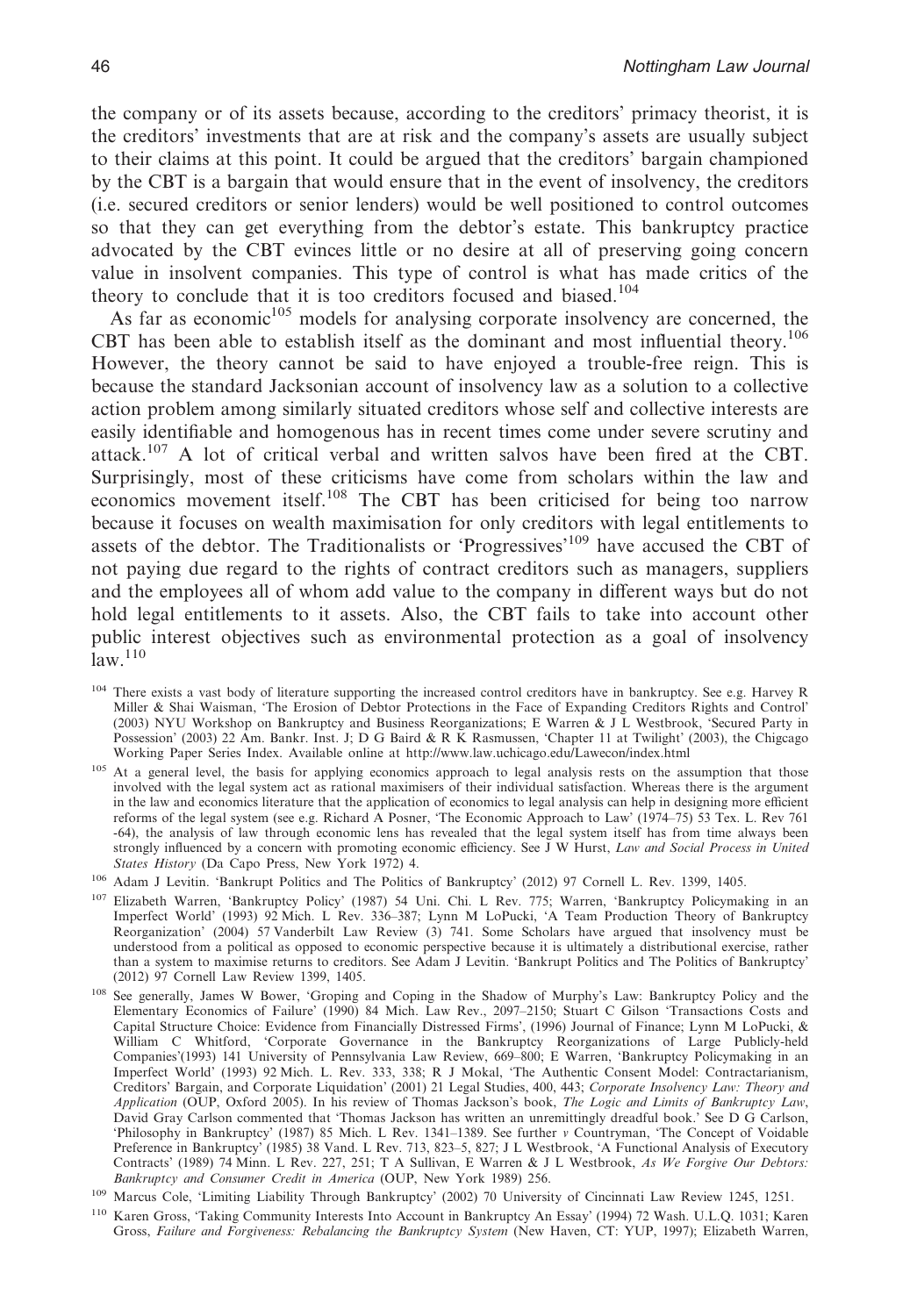the company or of its assets because, according to the creditors' primacy theorist, it is the creditors' investments that are at risk and the company's assets are usually subject to their claims at this point. It could be argued that the creditors' bargain championed by the CBT is a bargain that would ensure that in the event of insolvency, the creditors (i.e. secured creditors or senior lenders) would be well positioned to control outcomes so that they can get everything from the debtor's estate. This bankruptcy practice advocated by the CBT evinces little or no desire at all of preserving going concern value in insolvent companies. This type of control is what has made critics of the theory to conclude that it is too creditors focused and biased.[104]

As far as economic[105] models for analysing corporate insolvency are concerned, the CBT has been able to establish itself as the dominant and most influential theory.[106] However, the theory cannot be said to have enjoyed a trouble-free reign. This is because the standard Jacksonian account of insolvency law as a solution to a collective action problem among similarly situated creditors whose self and collective interests are easily identifiable and homogenous has in recent times come under severe scrutiny and attack.[107] A lot of critical verbal and written salvos have been fired at the CBT. Surprisingly, most of these criticisms have come from scholars within the law and economics movement itself.[108] The CBT has been criticised for being too narrow because it focuses on wealth maximisation for only creditors with legal entitlements to assets of the debtor. The Traditionalists or 'Progressives'[109] have accused the CBT of not paying due regard to the rights of contract creditors such as managers, suppliers and the employees all of whom add value to the company in different ways but do not hold legal entitlements to it assets. Also, the CBT fails to take into account other public interest objectives such as environmental protection as a goal of insolvency law.[110]

[104] There exists a vast body of literature supporting the increased control creditors have in bankruptcy. See e.g. Harvey R Miller & Shai Waisman, 'The Erosion of Debtor Protections in the Face of Expanding Creditors Rights and Control' (2003) NYU Workshop on Bankruptcy and Business Reorganizations; E Warren & J L Westbrook, 'Secured Party in Possession' (2003) 22 Am. Bankr. Inst. J; D G Baird & R K Rasmussen, 'Chapter 11 at Twilight' (2003), the Chigcago Working Paper Series Index. Available online at http://www.law.uchicago.edu/Lawecon/index.html

[105] At a general level, the basis for applying economics approach to legal analysis rests on the assumption that those involved with the legal system act as rational maximisers of their individual satisfaction. Whereas there is the argument in the law and economics literature that the application of economics to legal analysis can help in designing more efficient reforms of the legal system (see e.g. Richard A Posner, 'The Economic Approach to Law' (1974–75) 53 Tex. L. Rev 761 -64), the analysis of law through economic lens has revealed that the legal system itself has from time always been strongly influenced by a concern with promoting economic efficiency. See J W Hurst, *Law and Social Process in United States History* (Da Capo Press, New York 1972) 4.

[106] Adam J Levitin. 'Bankrupt Politics and The Politics of Bankruptcy' (2012) 97 Cornell L. Rev. 1399, 1405.

[107] Elizabeth Warren, 'Bankruptcy Policy' (1987) 54 Uni. Chi. L Rev. 775; Warren, 'Bankruptcy Policymaking in an Imperfect World' (1993) 92 Mich. L Rev. 336–387; Lynn M LoPucki, 'A Team Production Theory of Bankruptcy Reorganization' (2004) 57 Vanderbilt Law Review (3) 741. Some Scholars have argued that insolvency must be understood from a political as opposed to economic perspective because it is ultimately a distributional exercise, rather than a system to maximise returns to creditors. See Adam J Levitin. 'Bankrupt Politics and The Politics of Bankruptcy' (2012) 97 Cornell Law Review 1399, 1405.

[108] See generally, James W Bower, 'Groping and Coping in the Shadow of Murphy's Law: Bankruptcy Policy and the Elementary Economics of Failure' (1990) 84 Mich. Law Rev., 2097–2150; Stuart C Gilson 'Transactions Costs and Capital Structure Choice: Evidence from Financially Distressed Firms', (1996) Journal of Finance; Lynn M LoPucki, & William C Whitford, 'Corporate Governance in the Bankruptcy Reorganizations of Large Publicly-held Companies'(1993) 141 University of Pennsylvania Law Review, 669–800; E Warren, 'Bankruptcy Policymaking in an Imperfect World' (1993) 92 Mich. L. Rev. 333, 338; R J Mokal, 'The Authentic Consent Model: Contractarianism, Creditors' Bargain, and Corporate Liquidation' (2001) 21 Legal Studies, 400, 443; *Corporate Insolvency Law: Theory and Application* (OUP, Oxford 2005). In his review of Thomas Jackson's book, *The Logic and Limits of Bankruptcy Law*, David Gray Carlson commented that 'Thomas Jackson has written an unremittingly dreadful book.' See D G Carlson, 'Philosophy in Bankruptcy' (1987) 85 Mich. L Rev. 1341–1389. See further *v* Countryman, 'The Concept of Voidable Preference in Bankruptcy' (1985) 38 Vand. L Rev. 713, 823–5, 827; J L Westbrook, 'A Functional Analysis of Executory Contracts' (1989) 74 Minn. L Rev. 227, 251; T A Sullivan, E Warren & J L Westbrook, *As We Forgive Our Debtors: Bankruptcy and Consumer Credit in America* (OUP, New York 1989) 256.

[109] Marcus Cole, 'Limiting Liability Through Bankruptcy' (2002) 70 University of Cincinnati Law Review 1245, 1251.

[110] Karen Gross, 'Taking Community Interests Into Account in Bankruptcy An Essay' (1994) 72 Wash. U.L.Q. 1031; Karen Gross, *Failure and Forgiveness: Rebalancing the Bankruptcy System* (New Haven, CT: YUP, 1997); Elizabeth Warren,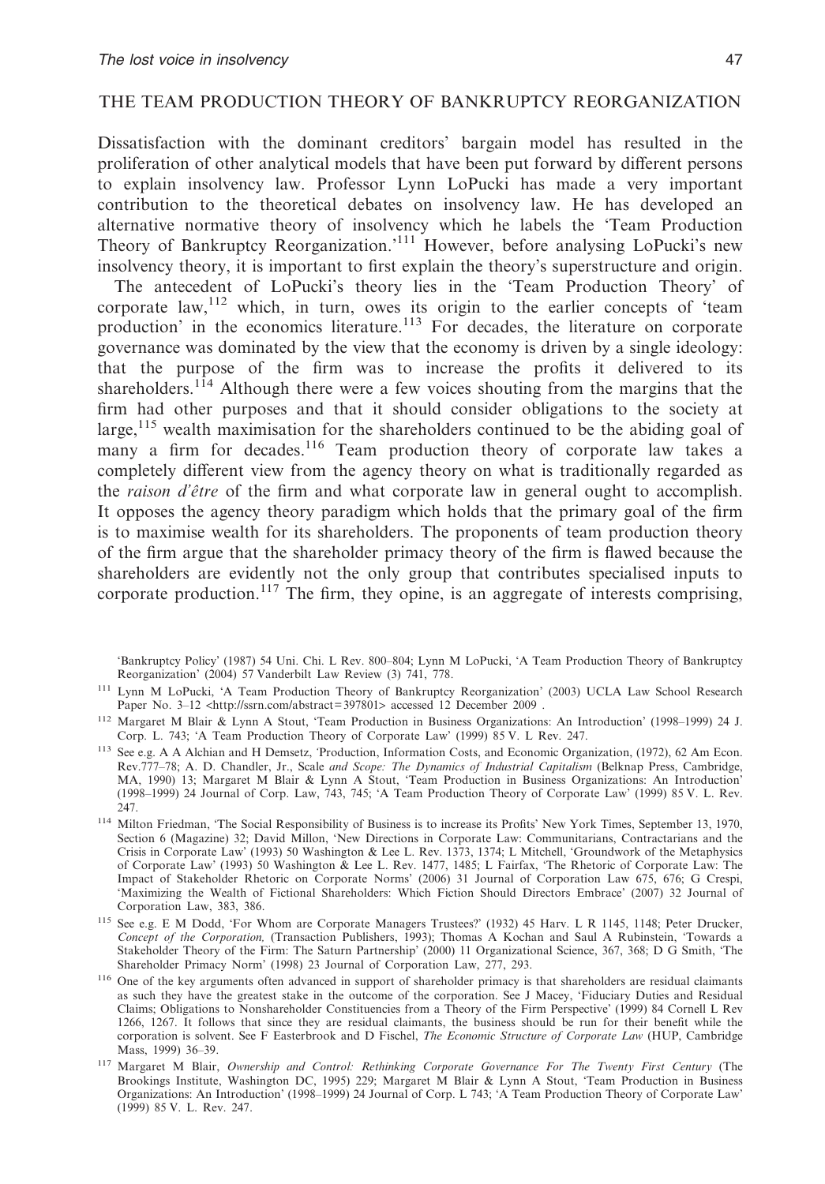## THE TEAM PRODUCTION THEORY OF BANKRUPTCY REORGANIZATION

Dissatisfaction with the dominant creditors' bargain model has resulted in the proliferation of other analytical models that have been put forward by different persons to explain insolvency law. Professor Lynn LoPucki has made a very important contribution to the theoretical debates on insolvency law. He has developed an alternative normative theory of insolvency which he labels the 'Team Production Theory of Bankruptcy Reorganization.'[111] However, before analysing LoPucki's new insolvency theory, it is important to first explain the theory's superstructure and origin.

The antecedent of LoPucki's theory lies in the 'Team Production Theory' of corporate law,[112] which, in turn, owes its origin to the earlier concepts of 'team production' in the economics literature.[113] For decades, the literature on corporate governance was dominated by the view that the economy is driven by a single ideology: that the purpose of the firm was to increase the profits it delivered to its shareholders.[114] Although there were a few voices shouting from the margins that the firm had other purposes and that it should consider obligations to the society at large,[115] wealth maximisation for the shareholders continued to be the abiding goal of many a firm for decades.[116] Team production theory of corporate law takes a completely different view from the agency theory on what is traditionally regarded as the *raison d'être* of the firm and what corporate law in general ought to accomplish. It opposes the agency theory paradigm which holds that the primary goal of the firm is to maximise wealth for its shareholders. The proponents of team production theory of the firm argue that the shareholder primacy theory of the firm is flawed because the shareholders are evidently not the only group that contributes specialised inputs to corporate production.[117] The firm, they opine, is an aggregate of interests comprising,

---

'Bankruptcy Policy' (1987) 54 Uni. Chi. L Rev. 800–804; Lynn M LoPucki, 'A Team Production Theory of Bankruptcy Reorganization' (2004) 57 Vanderbilt Law Review (3) 741, 778.

[111] Lynn M LoPucki, 'A Team Production Theory of Bankruptcy Reorganization' (2003) UCLA Law School Research Paper No. 3–12 <http://ssrn.com/abstract=397801> accessed 12 December 2009 .

[112] Margaret M Blair & Lynn A Stout, 'Team Production in Business Organizations: An Introduction' (1998–1999) 24 J. Corp. L. 743; 'A Team Production Theory of Corporate Law' (1999) 85 V. L Rev. 247.

[113] See e.g. A A Alchian and H Demsetz, 'Production, Information Costs, and Economic Organization, (1972), 62 Am Econ. Rev.777–78; A. D. Chandler, Jr., Scale *and Scope: The Dynamics of Industrial Capitalism* (Belknap Press, Cambridge, MA, 1990) 13; Margaret M Blair & Lynn A Stout, 'Team Production in Business Organizations: An Introduction' (1998–1999) 24 Journal of Corp. Law, 743, 745; 'A Team Production Theory of Corporate Law' (1999) 85 V. L. Rev. 247.

[114] Milton Friedman, 'The Social Responsibility of Business is to increase its Profits' New York Times, September 13, 1970, Section 6 (Magazine) 32; David Millon, 'New Directions in Corporate Law: Communitarians, Contractarians and the Crisis in Corporate Law' (1993) 50 Washington & Lee L. Rev. 1373, 1374; L Mitchell, 'Groundwork of the Metaphysics of Corporate Law' (1993) 50 Washington & Lee L. Rev. 1477, 1485; L Fairfax, 'The Rhetoric of Corporate Law: The Impact of Stakeholder Rhetoric on Corporate Norms' (2006) 31 Journal of Corporation Law 675, 676; G Crespi, 'Maximizing the Wealth of Fictional Shareholders: Which Fiction Should Directors Embrace' (2007) 32 Journal of Corporation Law, 383, 386.

[115] See e.g. E M Dodd, 'For Whom are Corporate Managers Trustees?' (1932) 45 Harv. L R 1145, 1148; Peter Drucker, *Concept of the Corporation,* (Transaction Publishers, 1993); Thomas A Kochan and Saul A Rubinstein, 'Towards a Stakeholder Theory of the Firm: The Saturn Partnership' (2000) 11 Organizational Science, 367, 368; D G Smith, 'The Shareholder Primacy Norm' (1998) 23 Journal of Corporation Law, 277, 293.

[116] One of the key arguments often advanced in support of shareholder primacy is that shareholders are residual claimants as such they have the greatest stake in the outcome of the corporation. See J Macey, 'Fiduciary Duties and Residual Claims; Obligations to Nonshareholder Constituencies from a Theory of the Firm Perspective' (1999) 84 Cornell L Rev 1266, 1267. It follows that since they are residual claimants, the business should be run for their benefit while the corporation is solvent. See F Easterbrook and D Fischel, *The Economic Structure of Corporate Law* (HUP, Cambridge Mass, 1999) 36–39.

[117] Margaret M Blair, *Ownership and Control: Rethinking Corporate Governance For The Twenty First Century* (The Brookings Institute, Washington DC, 1995) 229; Margaret M Blair & Lynn A Stout, 'Team Production in Business Organizations: An Introduction' (1998–1999) 24 Journal of Corp. L 743; 'A Team Production Theory of Corporate Law' (1999) 85 V. L. Rev. 247.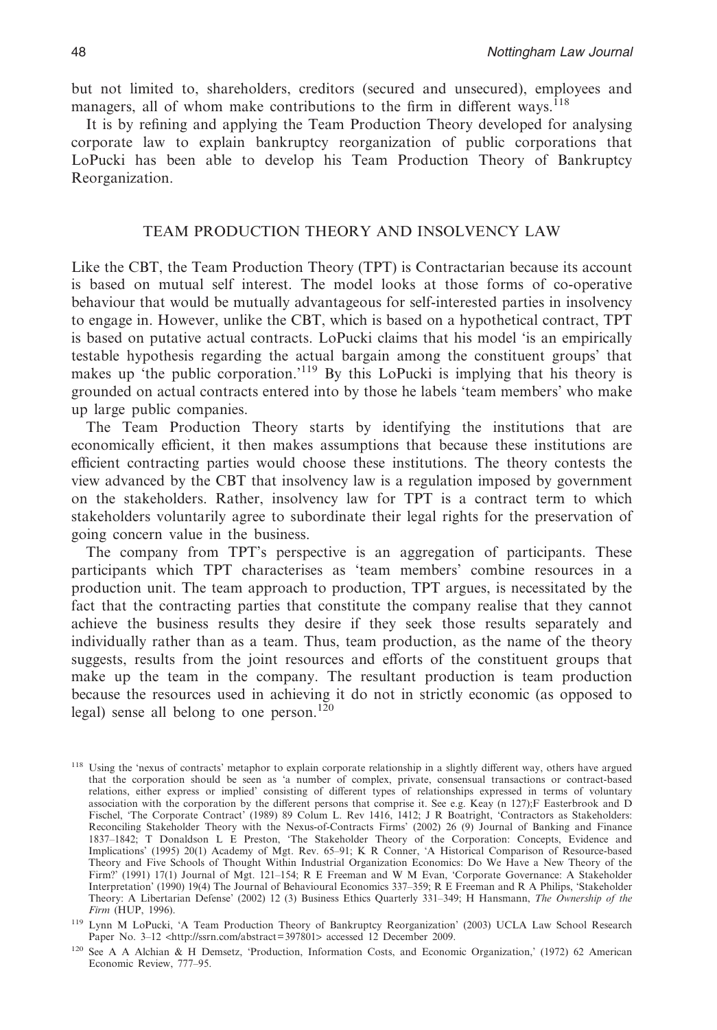but not limited to, shareholders, creditors (secured and unsecured), employees and managers, all of whom make contributions to the firm in different ways.[118]

It is by refining and applying the Team Production Theory developed for analysing corporate law to explain bankruptcy reorganization of public corporations that LoPucki has been able to develop his Team Production Theory of Bankruptcy Reorganization.

## TEAM PRODUCTION THEORY AND INSOLVENCY LAW

Like the CBT, the Team Production Theory (TPT) is Contractarian because its account is based on mutual self interest. The model looks at those forms of co-operative behaviour that would be mutually advantageous for self-interested parties in insolvency to engage in. However, unlike the CBT, which is based on a hypothetical contract, TPT is based on putative actual contracts. LoPucki claims that his model 'is an empirically testable hypothesis regarding the actual bargain among the constituent groups' that makes up 'the public corporation.'[119] By this LoPucki is implying that his theory is grounded on actual contracts entered into by those he labels 'team members' who make up large public companies.

The Team Production Theory starts by identifying the institutions that are economically efficient, it then makes assumptions that because these institutions are efficient contracting parties would choose these institutions. The theory contests the view advanced by the CBT that insolvency law is a regulation imposed by government on the stakeholders. Rather, insolvency law for TPT is a contract term to which stakeholders voluntarily agree to subordinate their legal rights for the preservation of going concern value in the business.

The company from TPT's perspective is an aggregation of participants. These participants which TPT characterises as 'team members' combine resources in a production unit. The team approach to production, TPT argues, is necessitated by the fact that the contracting parties that constitute the company realise that they cannot achieve the business results they desire if they seek those results separately and individually rather than as a team. Thus, team production, as the name of the theory suggests, results from the joint resources and efforts of the constituent groups that make up the team in the company. The resultant production is team production because the resources used in achieving it do not in strictly economic (as opposed to legal) sense all belong to one person.[120]

---

[118] Using the 'nexus of contracts' metaphor to explain corporate relationship in a slightly different way, others have argued that the corporation should be seen as 'a number of complex, private, consensual transactions or contract-based relations, either express or implied' consisting of different types of relationships expressed in terms of voluntary association with the corporation by the different persons that comprise it. See e.g. Keay (n 127);F Easterbrook and D Fischel, 'The Corporate Contract' (1989) 89 Colum L. Rev 1416, 1412; J R Boatright, 'Contractors as Stakeholders: Reconciling Stakeholder Theory with the Nexus-of-Contracts Firms' (2002) 26 (9) Journal of Banking and Finance 1837–1842; T Donaldson L E Preston, 'The Stakeholder Theory of the Corporation: Concepts, Evidence and Implications' (1995) 20(1) Academy of Mgt. Rev. 65–91; K R Conner, 'A Historical Comparison of Resource-based Theory and Five Schools of Thought Within Industrial Organization Economics: Do We Have a New Theory of the Firm?' (1991) 17(1) Journal of Mgt. 121–154; R E Freeman and W M Evan, 'Corporate Governance: A Stakeholder Interpretation' (1990) 19(4) The Journal of Behavioural Economics 337–359; R E Freeman and R A Philips, 'Stakeholder Theory: A Libertarian Defense' (2002) 12 (3) Business Ethics Quarterly 331–349; H Hansmann, *The Ownership of the Firm* (HUP, 1996).

[119] Lynn M LoPucki, 'A Team Production Theory of Bankruptcy Reorganization' (2003) UCLA Law School Research Paper No. 3–12 <http://ssrn.com/abstract=397801> accessed 12 December 2009.

[120] See A A Alchian & H Demsetz, 'Production, Information Costs, and Economic Organization,' (1972) 62 American Economic Review, 777–95.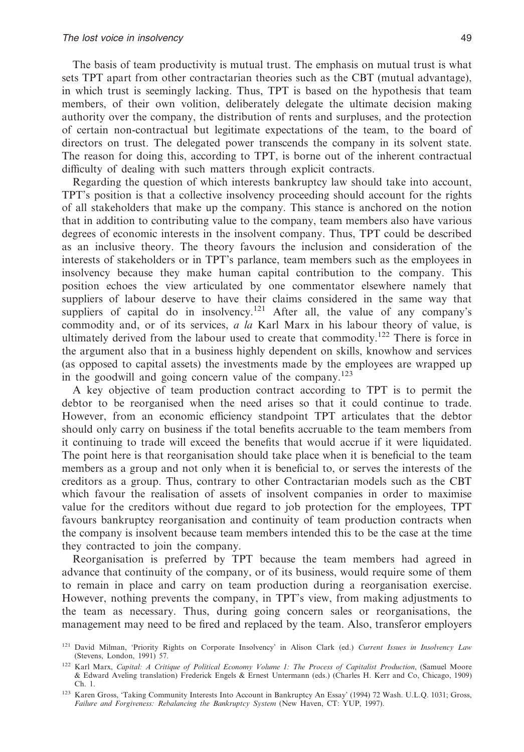The basis of team productivity is mutual trust. The emphasis on mutual trust is what sets TPT apart from other contractarian theories such as the CBT (mutual advantage), in which trust is seemingly lacking. Thus, TPT is based on the hypothesis that team members, of their own volition, deliberately delegate the ultimate decision making authority over the company, the distribution of rents and surpluses, and the protection of certain non-contractual but legitimate expectations of the team, to the board of directors on trust. The delegated power transcends the company in its solvent state. The reason for doing this, according to TPT, is borne out of the inherent contractual difficulty of dealing with such matters through explicit contracts.

Regarding the question of which interests bankruptcy law should take into account, TPT's position is that a collective insolvency proceeding should account for the rights of all stakeholders that make up the company. This stance is anchored on the notion that in addition to contributing value to the company, team members also have various degrees of economic interests in the insolvent company. Thus, TPT could be described as an inclusive theory. The theory favours the inclusion and consideration of the interests of stakeholders or in TPT's parlance, team members such as the employees in insolvency because they make human capital contribution to the company. This position echoes the view articulated by one commentator elsewhere namely that suppliers of labour deserve to have their claims considered in the same way that suppliers of capital do in insolvency.[121] After all, the value of any company's commodity and, or of its services, *a la* Karl Marx in his labour theory of value, is ultimately derived from the labour used to create that commodity.[122] There is force in the argument also that in a business highly dependent on skills, knowhow and services (as opposed to capital assets) the investments made by the employees are wrapped up in the goodwill and going concern value of the company.[123]

A key objective of team production contract according to TPT is to permit the debtor to be reorganised when the need arises so that it could continue to trade. However, from an economic efficiency standpoint TPT articulates that the debtor should only carry on business if the total benefits accruable to the team members from it continuing to trade will exceed the benefits that would accrue if it were liquidated. The point here is that reorganisation should take place when it is beneficial to the team members as a group and not only when it is beneficial to, or serves the interests of the creditors as a group. Thus, contrary to other Contractarian models such as the CBT which favour the realisation of assets of insolvent companies in order to maximise value for the creditors without due regard to job protection for the employees, TPT favours bankruptcy reorganisation and continuity of team production contracts when the company is insolvent because team members intended this to be the case at the time they contracted to join the company.

Reorganisation is preferred by TPT because the team members had agreed in advance that continuity of the company, or of its business, would require some of them to remain in place and carry on team production during a reorganisation exercise. However, nothing prevents the company, in TPT's view, from making adjustments to the team as necessary. Thus, during going concern sales or reorganisations, the management may need to be fired and replaced by the team. Also, transferor employers

[121] David Milman, 'Priority Rights on Corporate Insolvency' in Alison Clark (ed.) *Current Issues in Insolvency Law* (Stevens, London, 1991) 57.

[122] Karl Marx, *Capital: A Critique of Political Economy Volume 1: The Process of Capitalist Production*, (Samuel Moore & Edward Aveling translation) Frederick Engels & Ernest Untermann (eds.) (Charles H. Kerr and Co, Chicago, 1909) Ch. 1.

[123] Karen Gross, 'Taking Community Interests Into Account in Bankruptcy An Essay' (1994) 72 Wash. U.L.Q. 1031; Gross, *Failure and Forgiveness: Rebalancing the Bankruptcy System* (New Haven, CT: YUP, 1997).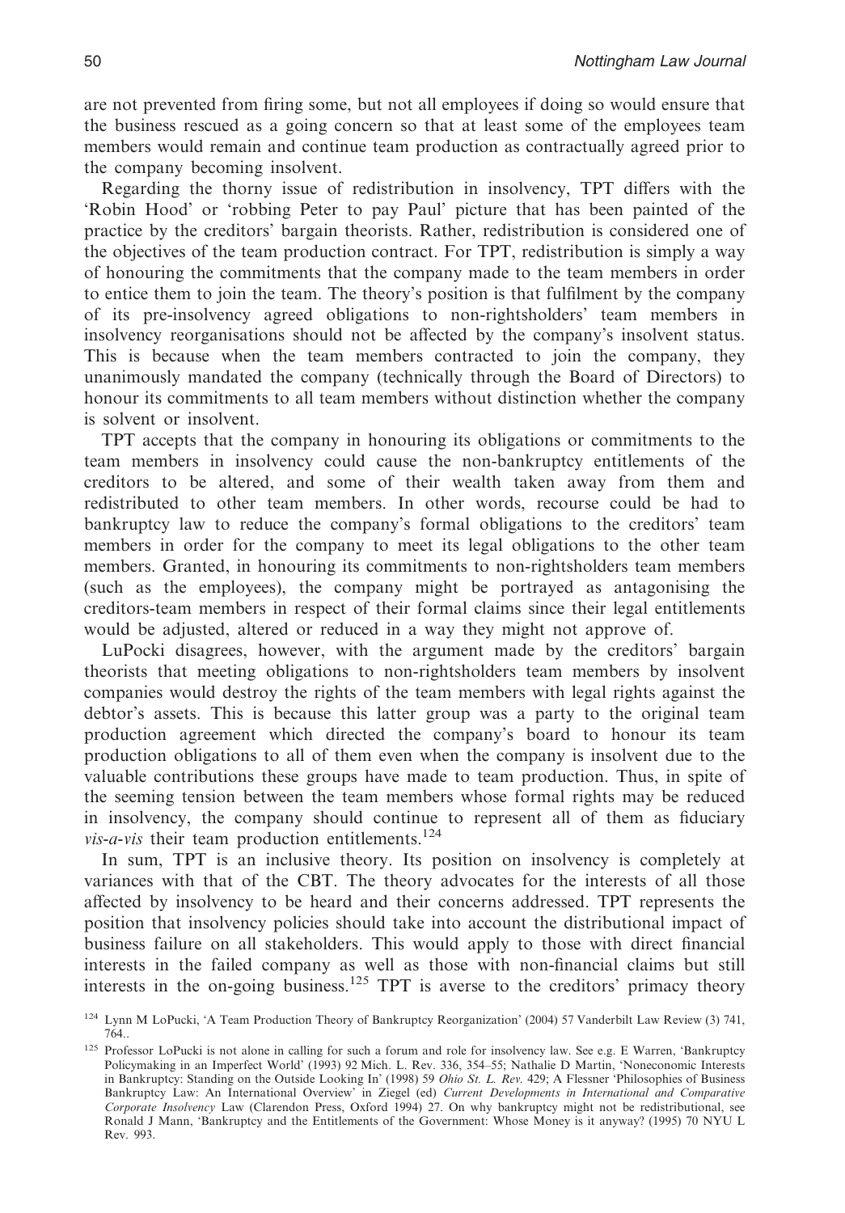are not prevented from firing some, but not all employees if doing so would ensure that the business rescued as a going concern so that at least some of the employees team members would remain and continue team production as contractually agreed prior to the company becoming insolvent.

Regarding the thorny issue of redistribution in insolvency, TPT differs with the 'Robin Hood' or 'robbing Peter to pay Paul' picture that has been painted of the practice by the creditors' bargain theorists. Rather, redistribution is considered one of the objectives of the team production contract. For TPT, redistribution is simply a way of honouring the commitments that the company made to the team members in order to entice them to join the team. The theory's position is that fulfilment by the company of its pre-insolvency agreed obligations to non-rightsholders' team members in insolvency reorganisations should not be affected by the company's insolvent status. This is because when the team members contracted to join the company, they unanimously mandated the company (technically through the Board of Directors) to honour its commitments to all team members without distinction whether the company is solvent or insolvent.

TPT accepts that the company in honouring its obligations or commitments to the team members in insolvency could cause the non-bankruptcy entitlements of the creditors to be altered, and some of their wealth taken away from them and redistributed to other team members. In other words, recourse could be had to bankruptcy law to reduce the company's formal obligations to the creditors' team members in order for the company to meet its legal obligations to the other team members. Granted, in honouring its commitments to non-rightsholders team members (such as the employees), the company might be portrayed as antagonising the creditors-team members in respect of their formal claims since their legal entitlements would be adjusted, altered or reduced in a way they might not approve of.

LuPocki disagrees, however, with the argument made by the creditors' bargain theorists that meeting obligations to non-rightsholders team members by insolvent companies would destroy the rights of the team members with legal rights against the debtor's assets. This is because this latter group was a party to the original team production agreement which directed the company's board to honour its team production obligations to all of them even when the company is insolvent due to the valuable contributions these groups have made to team production. Thus, in spite of the seeming tension between the team members whose formal rights may be reduced in insolvency, the company should continue to represent all of them as fiduciary *vis-a-vis* their team production entitlements.[124]

In sum, TPT is an inclusive theory. Its position on insolvency is completely at variances with that of the CBT. The theory advocates for the interests of all those affected by insolvency to be heard and their concerns addressed. TPT represents the position that insolvency policies should take into account the distributional impact of business failure on all stakeholders. This would apply to those with direct financial interests in the failed company as well as those with non-financial claims but still interests in the on-going business.[125] TPT is averse to the creditors' primacy theory

[124] Lynn M LoPucki, 'A Team Production Theory of Bankruptcy Reorganization' (2004) 57 Vanderbilt Law Review (3) 741, 764..

[125] Professor LoPucki is not alone in calling for such a forum and role for insolvency law. See e.g. E Warren, 'Bankruptcy Policymaking in an Imperfect World' (1993) 92 Mich. L. Rev. 336, 354–55; Nathalie D Martin, 'Noneconomic Interests in Bankruptcy: Standing on the Outside Looking In' (1998) 59 *Ohio St. L. Rev.* 429; A Flessner 'Philosophies of Business Bankruptcy Law: An International Overview' in Ziegel (ed) *Current Developments in International and Comparative Corporate Insolvency* Law (Clarendon Press, Oxford 1994) 27. On why bankruptcy might not be redistributional, see Ronald J Mann, 'Bankruptcy and the Entitlements of the Government: Whose Money is it anyway? (1995) 70 NYU L Rev. 993.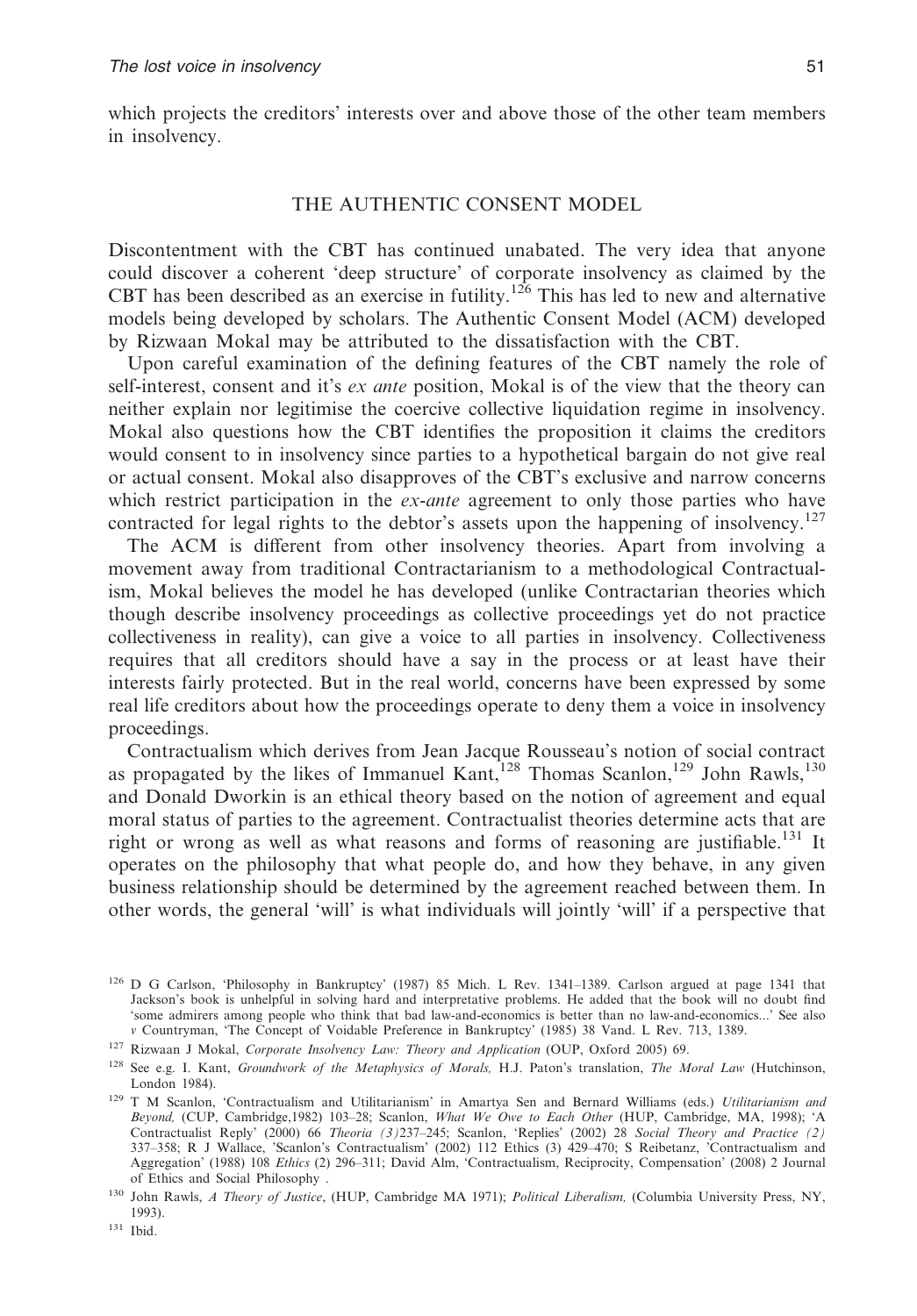which projects the creditors' interests over and above those of the other team members in insolvency.

## THE AUTHENTIC CONSENT MODEL

Discontentment with the CBT has continued unabated. The very idea that anyone could discover a coherent 'deep structure' of corporate insolvency as claimed by the CBT has been described as an exercise in futility.[126] This has led to new and alternative models being developed by scholars. The Authentic Consent Model (ACM) developed by Rizwaan Mokal may be attributed to the dissatisfaction with the CBT.

Upon careful examination of the defining features of the CBT namely the role of self-interest, consent and it's *ex ante* position, Mokal is of the view that the theory can neither explain nor legitimise the coercive collective liquidation regime in insolvency. Mokal also questions how the CBT identifies the proposition it claims the creditors would consent to in insolvency since parties to a hypothetical bargain do not give real or actual consent. Mokal also disapproves of the CBT's exclusive and narrow concerns which restrict participation in the *ex-ante* agreement to only those parties who have contracted for legal rights to the debtor's assets upon the happening of insolvency.[127]

The ACM is different from other insolvency theories. Apart from involving a movement away from traditional Contractarianism to a methodological Contractualism, Mokal believes the model he has developed (unlike Contractarian theories which though describe insolvency proceedings as collective proceedings yet do not practice collectiveness in reality), can give a voice to all parties in insolvency. Collectiveness requires that all creditors should have a say in the process or at least have their interests fairly protected. But in the real world, concerns have been expressed by some real life creditors about how the proceedings operate to deny them a voice in insolvency proceedings.

Contractualism which derives from Jean Jacque Rousseau's notion of social contract as propagated by the likes of Immanuel Kant,[128] Thomas Scanlon,[129] John Rawls,[130] and Donald Dworkin is an ethical theory based on the notion of agreement and equal moral status of parties to the agreement. Contractualist theories determine acts that are right or wrong as well as what reasons and forms of reasoning are justifiable.[131] It operates on the philosophy that what people do, and how they behave, in any given business relationship should be determined by the agreement reached between them. In other words, the general 'will' is what individuals will jointly 'will' if a perspective that

---

[126] D G Carlson, 'Philosophy in Bankruptcy' (1987) 85 Mich. L Rev. 1341–1389. Carlson argued at page 1341 that Jackson's book is unhelpful in solving hard and interpretative problems. He added that the book will no doubt find 'some admirers among people who think that bad law-and-economics is better than no law-and-economics...' See also *v* Countryman, 'The Concept of Voidable Preference in Bankruptcy' (1985) 38 Vand. L Rev. 713, 1389.

[127] Rizwaan J Mokal, *Corporate Insolvency Law: Theory and Application* (OUP, Oxford 2005) 69.

[128] See e.g. I. Kant, *Groundwork of the Metaphysics of Morals,* H.J. Paton's translation, *The Moral Law* (Hutchinson, London 1984).

[129] T M Scanlon, 'Contractualism and Utilitarianism' in Amartya Sen and Bernard Williams (eds.) *Utilitarianism and Beyond,* (CUP, Cambridge,1982) 103–28; Scanlon, *What We Owe to Each Other* (HUP, Cambridge, MA, 1998); 'A Contractualist Reply' (2000) 66 *Theoria (3)*237–245; Scanlon, 'Replies' (2002) 28 *Social Theory and Practice (2)* 337–358; R J Wallace, 'Scanlon's Contractualism' (2002) 112 Ethics (3) 429–470; S Reibetanz, 'Contractualism and Aggregation' (1988) 108 *Ethics* (2) 296–311; David Alm, 'Contractualism, Reciprocity, Compensation' (2008) 2 Journal of Ethics and Social Philosophy .

[130] John Rawls, *A Theory of Justice*, (HUP, Cambridge MA 1971); *Political Liberalism,* (Columbia University Press, NY, 1993).

[131] Ibid.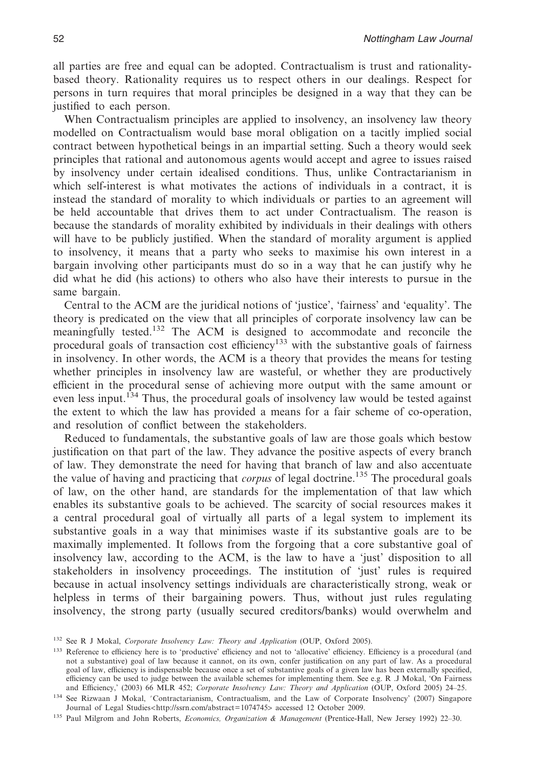all parties are free and equal can be adopted. Contractualism is trust and rationality-based theory. Rationality requires us to respect others in our dealings. Respect for persons in turn requires that moral principles be designed in a way that they can be justified to each person.

When Contractualism principles are applied to insolvency, an insolvency law theory modelled on Contractualism would base moral obligation on a tacitly implied social contract between hypothetical beings in an impartial setting. Such a theory would seek principles that rational and autonomous agents would accept and agree to issues raised by insolvency under certain idealised conditions. Thus, unlike Contractarianism in which self-interest is what motivates the actions of individuals in a contract, it is instead the standard of morality to which individuals or parties to an agreement will be held accountable that drives them to act under Contractualism. The reason is because the standards of morality exhibited by individuals in their dealings with others will have to be publicly justified. When the standard of morality argument is applied to insolvency, it means that a party who seeks to maximise his own interest in a bargain involving other participants must do so in a way that he can justify why he did what he did (his actions) to others who also have their interests to pursue in the same bargain.

Central to the ACM are the juridical notions of 'justice', 'fairness' and 'equality'. The theory is predicated on the view that all principles of corporate insolvency law can be meaningfully tested.[132] The ACM is designed to accommodate and reconcile the procedural goals of transaction cost efficiency[133] with the substantive goals of fairness in insolvency. In other words, the ACM is a theory that provides the means for testing whether principles in insolvency law are wasteful, or whether they are productively efficient in the procedural sense of achieving more output with the same amount or even less input.[134] Thus, the procedural goals of insolvency law would be tested against the extent to which the law has provided a means for a fair scheme of co-operation, and resolution of conflict between the stakeholders.

Reduced to fundamentals, the substantive goals of law are those goals which bestow justification on that part of the law. They advance the positive aspects of every branch of law. They demonstrate the need for having that branch of law and also accentuate the value of having and practicing that *corpus* of legal doctrine.[135] The procedural goals of law, on the other hand, are standards for the implementation of that law which enables its substantive goals to be achieved. The scarcity of social resources makes it a central procedural goal of virtually all parts of a legal system to implement its substantive goals in a way that minimises waste if its substantive goals are to be maximally implemented. It follows from the forgoing that a core substantive goal of insolvency law, according to the ACM, is the law to have a 'just' disposition to all stakeholders in insolvency proceedings. The institution of 'just' rules is required because in actual insolvency settings individuals are characteristically strong, weak or helpless in terms of their bargaining powers. Thus, without just rules regulating insolvency, the strong party (usually secured creditors/banks) would overwhelm and

---

[132] See R J Mokal, *Corporate Insolvency Law: Theory and Application* (OUP, Oxford 2005).

[133] Reference to efficiency here is to 'productive' efficiency and not to 'allocative' efficiency. Efficiency is a procedural (and not a substantive) goal of law because it cannot, on its own, confer justification on any part of law. As a procedural goal of law, efficiency is indispensable because once a set of substantive goals of a given law has been externally specified, efficiency can be used to judge between the available schemes for implementing them. See e.g. R .J Mokal, 'On Fairness and Efficiency,' (2003) 66 MLR 452; *Corporate Insolvency Law: Theory and Application* (OUP, Oxford 2005) 24–25.

[134] See Rizwaan J Mokal, 'Contractarianism, Contractualism, and the Law of Corporate Insolvency' (2007) Singapore Journal of Legal Studies<http://ssrn.com/abstract=1074745> accessed 12 October 2009.

[135] Paul Milgrom and John Roberts, *Economics, Organization & Management* (Prentice-Hall, New Jersey 1992) 22–30.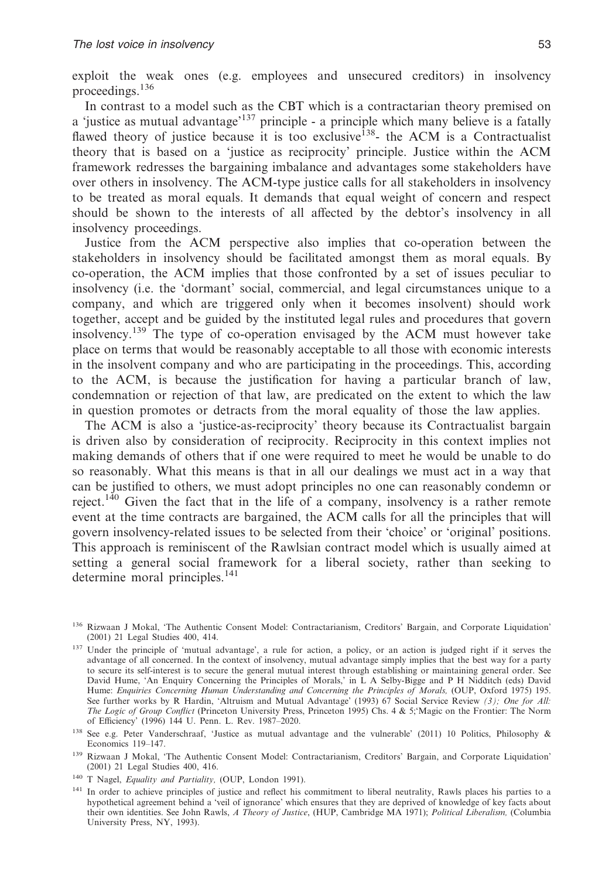exploit the weak ones (e.g. employees and unsecured creditors) in insolvency proceedings.[136]

In contrast to a model such as the CBT which is a contractarian theory premised on a 'justice as mutual advantage'[137] principle - a principle which many believe is a fatally flawed theory of justice because it is too exclusive[138]- the ACM is a Contractualist theory that is based on a 'justice as reciprocity' principle. Justice within the ACM framework redresses the bargaining imbalance and advantages some stakeholders have over others in insolvency. The ACM-type justice calls for all stakeholders in insolvency to be treated as moral equals. It demands that equal weight of concern and respect should be shown to the interests of all affected by the debtor's insolvency in all insolvency proceedings.

Justice from the ACM perspective also implies that co-operation between the stakeholders in insolvency should be facilitated amongst them as moral equals. By co-operation, the ACM implies that those confronted by a set of issues peculiar to insolvency (i.e. the 'dormant' social, commercial, and legal circumstances unique to a company, and which are triggered only when it becomes insolvent) should work together, accept and be guided by the instituted legal rules and procedures that govern insolvency.[139] The type of co-operation envisaged by the ACM must however take place on terms that would be reasonably acceptable to all those with economic interests in the insolvent company and who are participating in the proceedings. This, according to the ACM, is because the justification for having a particular branch of law, condemnation or rejection of that law, are predicated on the extent to which the law in question promotes or detracts from the moral equality of those the law applies.

The ACM is also a 'justice-as-reciprocity' theory because its Contractualist bargain is driven also by consideration of reciprocity. Reciprocity in this context implies not making demands of others that if one were required to meet he would be unable to do so reasonably. What this means is that in all our dealings we must act in a way that can be justified to others, we must adopt principles no one can reasonably condemn or reject.[140] Given the fact that in the life of a company, insolvency is a rather remote event at the time contracts are bargained, the ACM calls for all the principles that will govern insolvency-related issues to be selected from their 'choice' or 'original' positions. This approach is reminiscent of the Rawlsian contract model which is usually aimed at setting a general social framework for a liberal society, rather than seeking to determine moral principles.[141]

---

[136] Rizwaan J Mokal, 'The Authentic Consent Model: Contractarianism, Creditors' Bargain, and Corporate Liquidation' (2001) 21 Legal Studies 400, 414.

[137] Under the principle of 'mutual advantage', a rule for action, a policy, or an action is judged right if it serves the advantage of all concerned. In the context of insolvency, mutual advantage simply implies that the best way for a party to secure its self-interest is to secure the general mutual interest through establishing or maintaining general order. See David Hume, 'An Enquiry Concerning the Principles of Morals,' in L A Selby-Bigge and P H Nidditch (eds) David Hume: *Enquiries Concerning Human Understanding and Concerning the Principles of Morals,* (OUP, Oxford 1975) 195. See further works by R Hardin, 'Altruism and Mutual Advantage' (1993) 67 Social Service Review *(3); One for All: The Logic of Group Conflict* (Princeton University Press, Princeton 1995) Chs. 4 & 5;'Magic on the Frontier: The Norm of Efficiency' (1996) 144 U. Penn. L. Rev. 1987–2020.

[138] See e.g. Peter Vanderschraaf, 'Justice as mutual advantage and the vulnerable' (2011) 10 Politics, Philosophy & Economics 119–147.

[139] Rizwaan J Mokal, 'The Authentic Consent Model: Contractarianism, Creditors' Bargain, and Corporate Liquidation' (2001) 21 Legal Studies 400, 416.

[140] T Nagel, *Equality and Partiality,* (OUP, London 1991).

[141] In order to achieve principles of justice and reflect his commitment to liberal neutrality, Rawls places his parties to a hypothetical agreement behind a 'veil of ignorance' which ensures that they are deprived of knowledge of key facts about their own identities. See John Rawls, *A Theory of Justice*, (HUP, Cambridge MA 1971); *Political Liberalism,* (Columbia University Press, NY, 1993).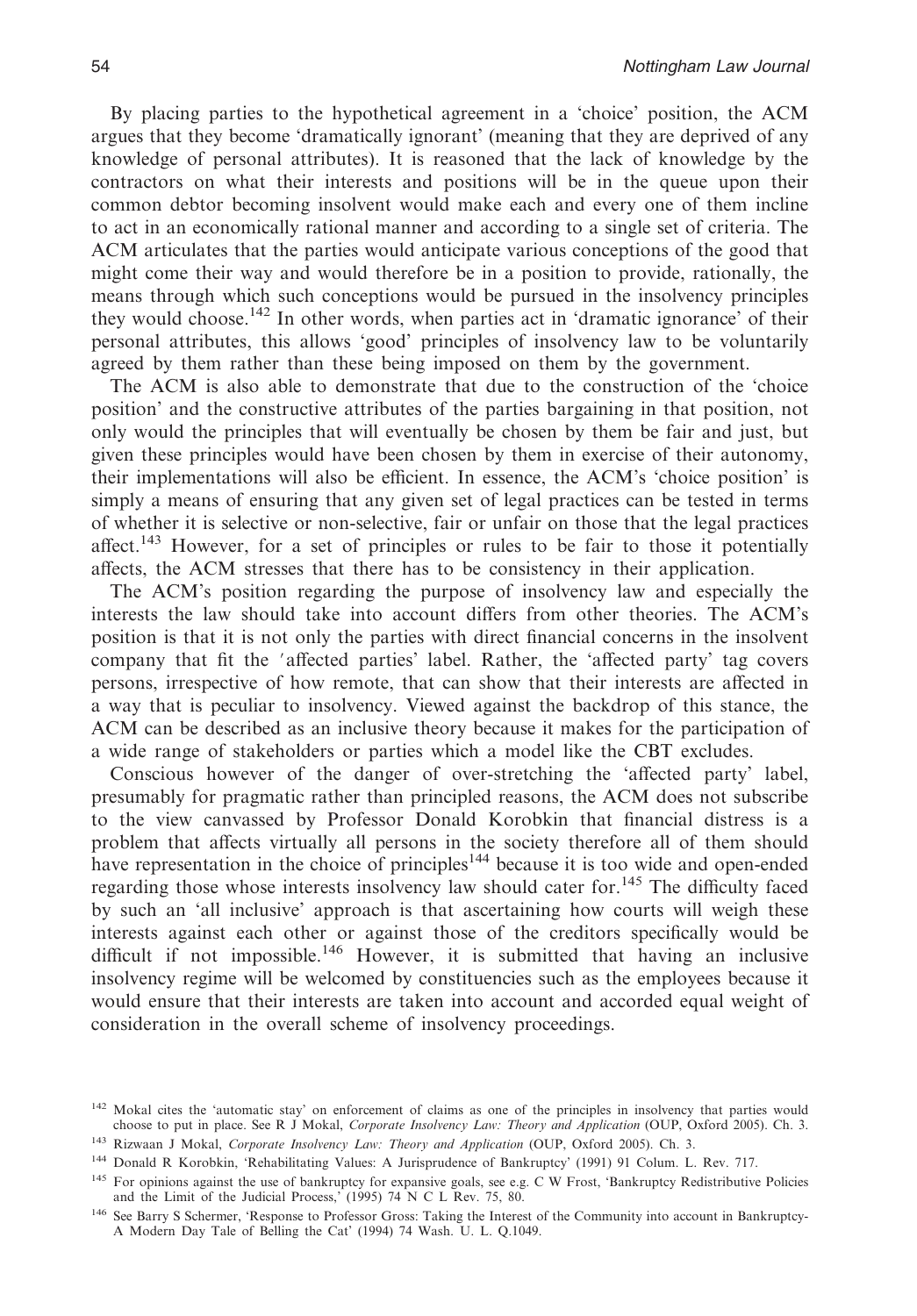By placing parties to the hypothetical agreement in a 'choice' position, the ACM argues that they become 'dramatically ignorant' (meaning that they are deprived of any knowledge of personal attributes). It is reasoned that the lack of knowledge by the contractors on what their interests and positions will be in the queue upon their common debtor becoming insolvent would make each and every one of them incline to act in an economically rational manner and according to a single set of criteria. The ACM articulates that the parties would anticipate various conceptions of the good that might come their way and would therefore be in a position to provide, rationally, the means through which such conceptions would be pursued in the insolvency principles they would choose.[142] In other words, when parties act in 'dramatic ignorance' of their personal attributes, this allows 'good' principles of insolvency law to be voluntarily agreed by them rather than these being imposed on them by the government.

The ACM is also able to demonstrate that due to the construction of the 'choice position' and the constructive attributes of the parties bargaining in that position, not only would the principles that will eventually be chosen by them be fair and just, but given these principles would have been chosen by them in exercise of their autonomy, their implementations will also be efficient. In essence, the ACM's 'choice position' is simply a means of ensuring that any given set of legal practices can be tested in terms of whether it is selective or non-selective, fair or unfair on those that the legal practices affect.[143] However, for a set of principles or rules to be fair to those it potentially affects, the ACM stresses that there has to be consistency in their application.

The ACM's position regarding the purpose of insolvency law and especially the interests the law should take into account differs from other theories. The ACM's position is that it is not only the parties with direct financial concerns in the insolvent company that fit the 'affected parties' label. Rather, the 'affected party' tag covers persons, irrespective of how remote, that can show that their interests are affected in a way that is peculiar to insolvency. Viewed against the backdrop of this stance, the ACM can be described as an inclusive theory because it makes for the participation of a wide range of stakeholders or parties which a model like the CBT excludes.

Conscious however of the danger of over-stretching the 'affected party' label, presumably for pragmatic rather than principled reasons, the ACM does not subscribe to the view canvassed by Professor Donald Korobkin that financial distress is a problem that affects virtually all persons in the society therefore all of them should have representation in the choice of principles[144] because it is too wide and open-ended regarding those whose interests insolvency law should cater for.[145] The difficulty faced by such an 'all inclusive' approach is that ascertaining how courts will weigh these interests against each other or against those of the creditors specifically would be difficult if not impossible.[146] However, it is submitted that having an inclusive insolvency regime will be welcomed by constituencies such as the employees because it would ensure that their interests are taken into account and accorded equal weight of consideration in the overall scheme of insolvency proceedings.

---

[142] Mokal cites the 'automatic stay' on enforcement of claims as one of the principles in insolvency that parties would choose to put in place. See R J Mokal, *Corporate Insolvency Law: Theory and Application* (OUP, Oxford 2005). Ch. 3.

[143] Rizwaan J Mokal, *Corporate Insolvency Law: Theory and Application* (OUP, Oxford 2005). Ch. 3.

[144] Donald R Korobkin, 'Rehabilitating Values: A Jurisprudence of Bankruptcy' (1991) 91 Colum. L. Rev. 717.

[145] For opinions against the use of bankruptcy for expansive goals, see e.g. C W Frost, 'Bankruptcy Redistributive Policies and the Limit of the Judicial Process,' (1995) 74 N C L Rev. 75, 80.

[146] See Barry S Schermer, 'Response to Professor Gross: Taking the Interest of the Community into account in Bankruptcy- A Modern Day Tale of Belling the Cat' (1994) 74 Wash. U. L. Q.1049.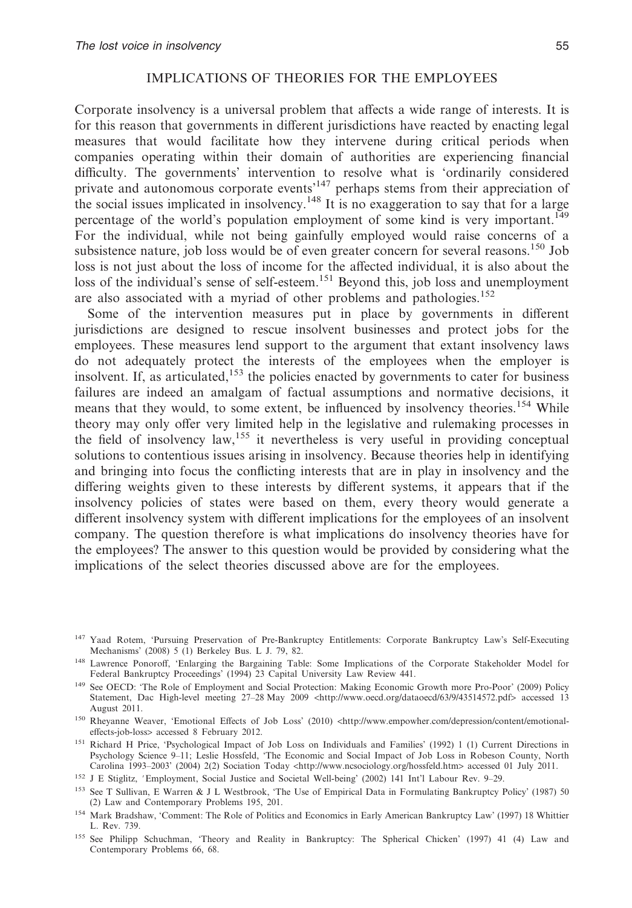## IMPLICATIONS OF THEORIES FOR THE EMPLOYEES

Corporate insolvency is a universal problem that affects a wide range of interests. It is for this reason that governments in different jurisdictions have reacted by enacting legal measures that would facilitate how they intervene during critical periods when companies operating within their domain of authorities are experiencing financial difficulty. The governments' intervention to resolve what is 'ordinarily considered private and autonomous corporate events'[147] perhaps stems from their appreciation of the social issues implicated in insolvency.[148] It is no exaggeration to say that for a large percentage of the world's population employment of some kind is very important.[149] For the individual, while not being gainfully employed would raise concerns of a subsistence nature, job loss would be of even greater concern for several reasons.[150] Job loss is not just about the loss of income for the affected individual, it is also about the loss of the individual's sense of self-esteem.[151] Beyond this, job loss and unemployment are also associated with a myriad of other problems and pathologies.[152]

Some of the intervention measures put in place by governments in different jurisdictions are designed to rescue insolvent businesses and protect jobs for the employees. These measures lend support to the argument that extant insolvency laws do not adequately protect the interests of the employees when the employer is insolvent. If, as articulated,[153] the policies enacted by governments to cater for business failures are indeed an amalgam of factual assumptions and normative decisions, it means that they would, to some extent, be influenced by insolvency theories.[154] While theory may only offer very limited help in the legislative and rulemaking processes in the field of insolvency law,[155] it nevertheless is very useful in providing conceptual solutions to contentious issues arising in insolvency. Because theories help in identifying and bringing into focus the conflicting interests that are in play in insolvency and the differing weights given to these interests by different systems, it appears that if the insolvency policies of states were based on them, every theory would generate a different insolvency system with different implications for the employees of an insolvent company. The question therefore is what implications do insolvency theories have for the employees? The answer to this question would be provided by considering what the implications of the select theories discussed above are for the employees.

---

147 Yaad Rotem, 'Pursuing Preservation of Pre-Bankruptcy Entitlements: Corporate Bankruptcy Law's Self-Executing Mechanisms' (2008) 5 (1) Berkeley Bus. L J. 79, 82.

148 Lawrence Ponoroff, 'Enlarging the Bargaining Table: Some Implications of the Corporate Stakeholder Model for Federal Bankruptcy Proceedings' (1994) 23 Capital University Law Review 441.

149 See OECD: 'The Role of Employment and Social Protection: Making Economic Growth more Pro-Poor' (2009) Policy Statement, Dac High-level meeting 27–28 May 2009 <http://www.oecd.org/dataoecd/63/9/43514572.pdf> accessed 13 August 2011.

150 Rheyanne Weaver, 'Emotional Effects of Job Loss' (2010) <http://www.empowher.com/depression/content/emotional-effects-job-loss> accessed 8 February 2012.

151 Richard H Price, 'Psychological Impact of Job Loss on Individuals and Families' (1992) 1 (1) Current Directions in Psychology Science 9–11; Leslie Hossfeld, 'The Economic and Social Impact of Job Loss in Robeson County, North Carolina 1993–2003' (2004) 2(2) Sociation Today <http://www.ncsociology.org/hossfeld.htm> accessed 01 July 2011.

152 J E Stiglitz, 'Employment, Social Justice and Societal Well-being' (2002) 141 Int'l Labour Rev. 9–29.

153 See T Sullivan, E Warren & J L Westbrook, 'The Use of Empirical Data in Formulating Bankruptcy Policy' (1987) 50 (2) Law and Contemporary Problems 195, 201.

154 Mark Bradshaw, 'Comment: The Role of Politics and Economics in Early American Bankruptcy Law' (1997) 18 Whittier L. Rev. 739.

155 See Philipp Schuchman, 'Theory and Reality in Bankruptcy: The Spherical Chicken' (1997) 41 (4) Law and Contemporary Problems 66, 68.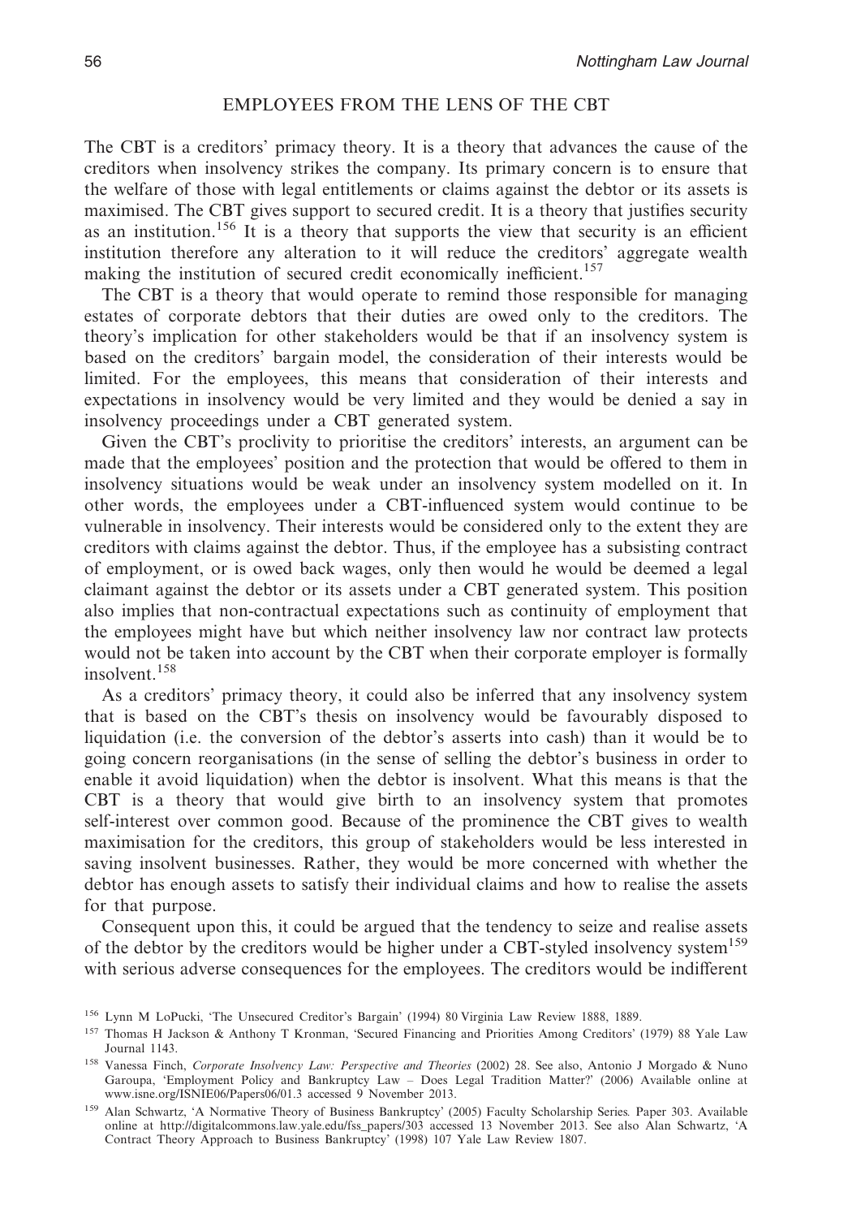## EMPLOYEES FROM THE LENS OF THE CBT

The CBT is a creditors' primacy theory. It is a theory that advances the cause of the creditors when insolvency strikes the company. Its primary concern is to ensure that the welfare of those with legal entitlements or claims against the debtor or its assets is maximised. The CBT gives support to secured credit. It is a theory that justifies security as an institution.[156] It is a theory that supports the view that security is an efficient institution therefore any alteration to it will reduce the creditors' aggregate wealth making the institution of secured credit economically inefficient.[157]

The CBT is a theory that would operate to remind those responsible for managing estates of corporate debtors that their duties are owed only to the creditors. The theory's implication for other stakeholders would be that if an insolvency system is based on the creditors' bargain model, the consideration of their interests would be limited. For the employees, this means that consideration of their interests and expectations in insolvency would be very limited and they would be denied a say in insolvency proceedings under a CBT generated system.

Given the CBT's proclivity to prioritise the creditors' interests, an argument can be made that the employees' position and the protection that would be offered to them in insolvency situations would be weak under an insolvency system modelled on it. In other words, the employees under a CBT-influenced system would continue to be vulnerable in insolvency. Their interests would be considered only to the extent they are creditors with claims against the debtor. Thus, if the employee has a subsisting contract of employment, or is owed back wages, only then would he would be deemed a legal claimant against the debtor or its assets under a CBT generated system. This position also implies that non-contractual expectations such as continuity of employment that the employees might have but which neither insolvency law nor contract law protects would not be taken into account by the CBT when their corporate employer is formally insolvent.[158]

As a creditors' primacy theory, it could also be inferred that any insolvency system that is based on the CBT's thesis on insolvency would be favourably disposed to liquidation (i.e. the conversion of the debtor's asserts into cash) than it would be to going concern reorganisations (in the sense of selling the debtor's business in order to enable it avoid liquidation) when the debtor is insolvent. What this means is that the CBT is a theory that would give birth to an insolvency system that promotes self-interest over common good. Because of the prominence the CBT gives to wealth maximisation for the creditors, this group of stakeholders would be less interested in saving insolvent businesses. Rather, they would be more concerned with whether the debtor has enough assets to satisfy their individual claims and how to realise the assets for that purpose.

Consequent upon this, it could be argued that the tendency to seize and realise assets of the debtor by the creditors would be higher under a CBT-styled insolvency system[159] with serious adverse consequences for the employees. The creditors would be indifferent

[156] Lynn M LoPucki, 'The Unsecured Creditor's Bargain' (1994) 80 Virginia Law Review 1888, 1889.

[157] Thomas H Jackson & Anthony T Kronman, 'Secured Financing and Priorities Among Creditors' (1979) 88 Yale Law Journal 1143.

[158] Vanessa Finch, *Corporate Insolvency Law: Perspective and Theories* (2002) 28. See also, Antonio J Morgado & Nuno Garoupa, 'Employment Policy and Bankruptcy Law – Does Legal Tradition Matter?' (2006) Available online at www.isne.org/ISNIE06/Papers06/01.3 accessed 9 November 2013.

[159] Alan Schwartz, 'A Normative Theory of Business Bankruptcy' (2005) Faculty Scholarship Series*.* Paper 303. Available online at http://digitalcommons.law.yale.edu/fss_papers/303 accessed 13 November 2013. See also Alan Schwartz, 'A Contract Theory Approach to Business Bankruptcy' (1998) 107 Yale Law Review 1807.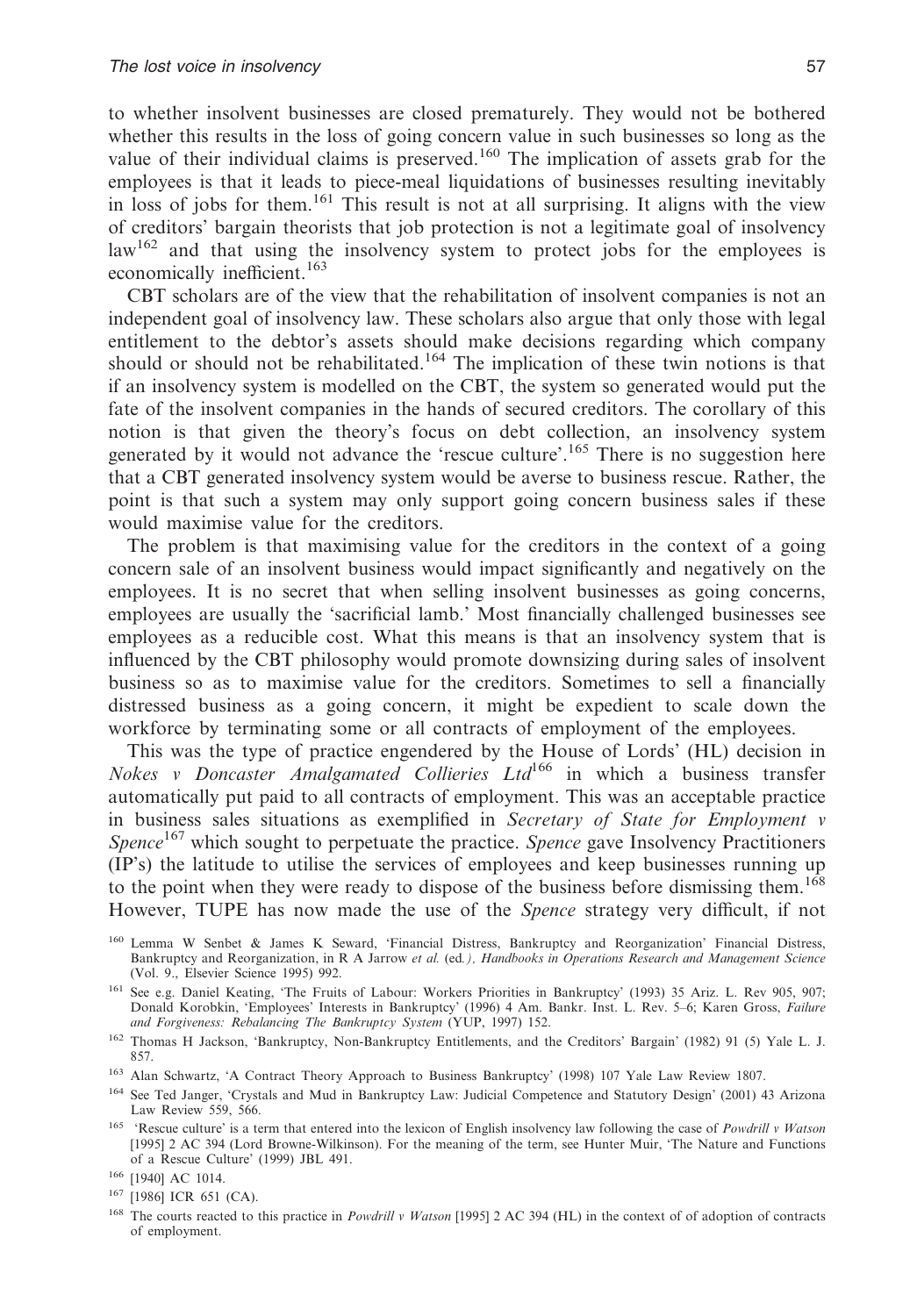to whether insolvent businesses are closed prematurely. They would not be bothered whether this results in the loss of going concern value in such businesses so long as the value of their individual claims is preserved.[160] The implication of assets grab for the employees is that it leads to piece-meal liquidations of businesses resulting inevitably in loss of jobs for them.[161] This result is not at all surprising. It aligns with the view of creditors' bargain theorists that job protection is not a legitimate goal of insolvency law[162] and that using the insolvency system to protect jobs for the employees is economically inefficient.[163]

CBT scholars are of the view that the rehabilitation of insolvent companies is not an independent goal of insolvency law. These scholars also argue that only those with legal entitlement to the debtor's assets should make decisions regarding which company should or should not be rehabilitated.[164] The implication of these twin notions is that if an insolvency system is modelled on the CBT, the system so generated would put the fate of the insolvent companies in the hands of secured creditors. The corollary of this notion is that given the theory's focus on debt collection, an insolvency system generated by it would not advance the 'rescue culture'.[165] There is no suggestion here that a CBT generated insolvency system would be averse to business rescue. Rather, the point is that such a system may only support going concern business sales if these would maximise value for the creditors.

The problem is that maximising value for the creditors in the context of a going concern sale of an insolvent business would impact significantly and negatively on the employees. It is no secret that when selling insolvent businesses as going concerns, employees are usually the 'sacrificial lamb.' Most financially challenged businesses see employees as a reducible cost. What this means is that an insolvency system that is influenced by the CBT philosophy would promote downsizing during sales of insolvent business so as to maximise value for the creditors. Sometimes to sell a financially distressed business as a going concern, it might be expedient to scale down the workforce by terminating some or all contracts of employment of the employees.

This was the type of practice engendered by the House of Lords' (HL) decision in *Nokes v Doncaster Amalgamated Collieries Ltd*[166] in which a business transfer automatically put paid to all contracts of employment. This was an acceptable practice in business sales situations as exemplified in *Secretary of State for Employment v Spence*[167] which sought to perpetuate the practice. *Spence* gave Insolvency Practitioners (IP's) the latitude to utilise the services of employees and keep businesses running up to the point when they were ready to dispose of the business before dismissing them.[168] However, TUPE has now made the use of the *Spence* strategy very difficult, if not

---

[160] Lemma W Senbet & James K Seward, 'Financial Distress, Bankruptcy and Reorganization' Financial Distress, Bankruptcy and Reorganization, in R A Jarrow *et al.* (ed*.), Handbooks in Operations Research and Management Science* (Vol. 9., Elsevier Science 1995) 992.

[161] See e.g. Daniel Keating, 'The Fruits of Labour: Workers Priorities in Bankruptcy' (1993) 35 Ariz. L. Rev 905, 907; Donald Korobkin, 'Employees' Interests in Bankruptcy' (1996) 4 Am. Bankr. Inst. L. Rev. 5–6; Karen Gross, *Failure and Forgiveness: Rebalancing The Bankruptcy System* (YUP, 1997) 152.

[162] Thomas H Jackson, 'Bankruptcy, Non-Bankruptcy Entitlements, and the Creditors' Bargain' (1982) 91 (5) Yale L. J. 857.

[163] Alan Schwartz, 'A Contract Theory Approach to Business Bankruptcy' (1998) 107 Yale Law Review 1807.

[164] See Ted Janger, 'Crystals and Mud in Bankruptcy Law: Judicial Competence and Statutory Design' (2001) 43 Arizona Law Review 559, 566.

[165] 'Rescue culture' is a term that entered into the lexicon of English insolvency law following the case of *Powdrill v Watson* [1995] 2 AC 394 (Lord Browne-Wilkinson). For the meaning of the term, see Hunter Muir, 'The Nature and Functions of a Rescue Culture' (1999) JBL 491.

[166] [1940] AC 1014.

[167] [1986] ICR 651 (CA).

[168] The courts reacted to this practice in *Powdrill v Watson* [1995] 2 AC 394 (HL) in the context of of adoption of contracts of employment.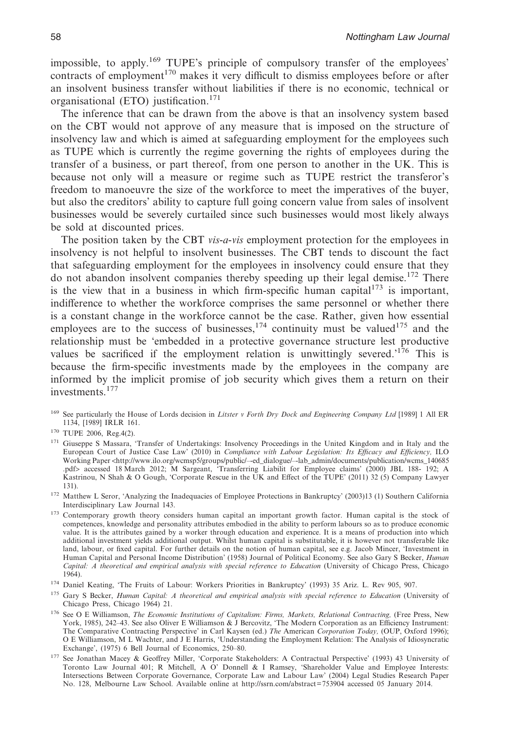impossible, to apply.[169] TUPE's principle of compulsory transfer of the employees' contracts of employment[170] makes it very difficult to dismiss employees before or after an insolvent business transfer without liabilities if there is no economic, technical or organisational (ETO) justification.[171]

The inference that can be drawn from the above is that an insolvency system based on the CBT would not approve of any measure that is imposed on the structure of insolvency law and which is aimed at safeguarding employment for the employees such as TUPE which is currently the regime governing the rights of employees during the transfer of a business, or part thereof, from one person to another in the UK. This is because not only will a measure or regime such as TUPE restrict the transferor's freedom to manoeuvre the size of the workforce to meet the imperatives of the buyer, but also the creditors' ability to capture full going concern value from sales of insolvent businesses would be severely curtailed since such businesses would most likely always be sold at discounted prices.

The position taken by the CBT *vis-a-vis* employment protection for the employees in insolvency is not helpful to insolvent businesses. The CBT tends to discount the fact that safeguarding employment for the employees in insolvency could ensure that they do not abandon insolvent companies thereby speeding up their legal demise.[172] There is the view that in a business in which firm-specific human capital[173] is important, indifference to whether the workforce comprises the same personnel or whether there is a constant change in the workforce cannot be the case. Rather, given how essential employees are to the success of businesses,[174] continuity must be valued[175] and the relationship must be 'embedded in a protective governance structure lest productive values be sacrificed if the employment relation is unwittingly severed.'[176] This is because the firm-specific investments made by the employees in the company are informed by the implicit promise of job security which gives them a return on their investments.[177]

---

[169] See particularly the House of Lords decision in *Litster v Forth Dry Dock and Engineering Company Ltd* [1989] 1 All ER 1134, [1989] IRLR 161.

[170] TUPE 2006, Reg.4(2).

[171] Giuseppe S Massara, 'Transfer of Undertakings: Insolvency Proceedings in the United Kingdom and in Italy and the European Court of Justice Case Law' (2010) in *Compliance with Labour Legislation: Its Efficacy and Efficiency,* ILO Working Paper <http://www.ilo.org/wcmsp5/groups/public/---ed_dialogue/---lab_admin/documents/publication/wcms_140685.pdf> accessed 18 March 2012; M Sargeant, 'Transferring Liabilit for Employee claims' (2000) JBL 188- 192; A Kastrinou, N Shah & O Gough, 'Corporate Rescue in the UK and Effect of the TUPE' (2011) 32 (5) Company Lawyer 131).

[172] Matthew L Seror, 'Analyzing the Inadequacies of Employee Protections in Bankruptcy' (2003)13 (1) Southern California Interdisciplinary Law Journal 143.

[173] Contemporary growth theory considers human capital an important growth factor. Human capital is the stock of competences, knowledge and personality attributes embodied in the ability to perform labours so as to produce economic value. It is the attributes gained by a worker through education and experience. It is a means of production into which additional investment yields additional output. Whilst human capital is substitutable, it is however not transferable like land, labour, or fixed capital. For further details on the notion of human capital, see e.g. Jacob Mincer, 'Investment in Human Capital and Personal Income Distribution' (1958) Journal of Political Economy. See also Gary S Becker, *Human Capital: A theoretical and empirical analysis with special reference to Education* (University of Chicago Press, Chicago 1964).

[174] Daniel Keating, 'The Fruits of Labour: Workers Priorities in Bankruptcy' (1993) 35 Ariz. L. Rev 905, 907.

[175] Gary S Becker, *Human Capital: A theoretical and empirical analysis with special reference to Education* (University of Chicago Press, Chicago 1964) 21.

[176] See O E Williamson, *The Economic Institutions of Capitalism: Firms, Markets, Relational Contracting,* (Free Press, New York, 1985), 242–43. See also Oliver E Williamson & J Bercovitz, 'The Modern Corporation as an Efficiency Instrument: The Comparative Contracting Perspective' in Carl Kaysen (ed.) *The* American *Corporation Today,* (OUP, Oxford 1996); O E Williamson, M L Wachter, and J E Harris, 'Understanding the Employment Relation: The Analysis of Idiosyncratic Exchange', (1975) 6 Bell Journal of Economics, 250–80.

[177] See Jonathan Macey & Geoffrey Miller, 'Corporate Stakeholders: A Contractual Perspective' (1993) 43 University of Toronto Law Journal 401; R Mitchell, A O' Donnell & I Ramsey, 'Shareholder Value and Employee Interests: Intersections Between Corporate Governance, Corporate Law and Labour Law' (2004) Legal Studies Research Paper No. 128, Melbourne Law School. Available online at http://ssrn.com/abstract=753904 accessed 05 January 2014.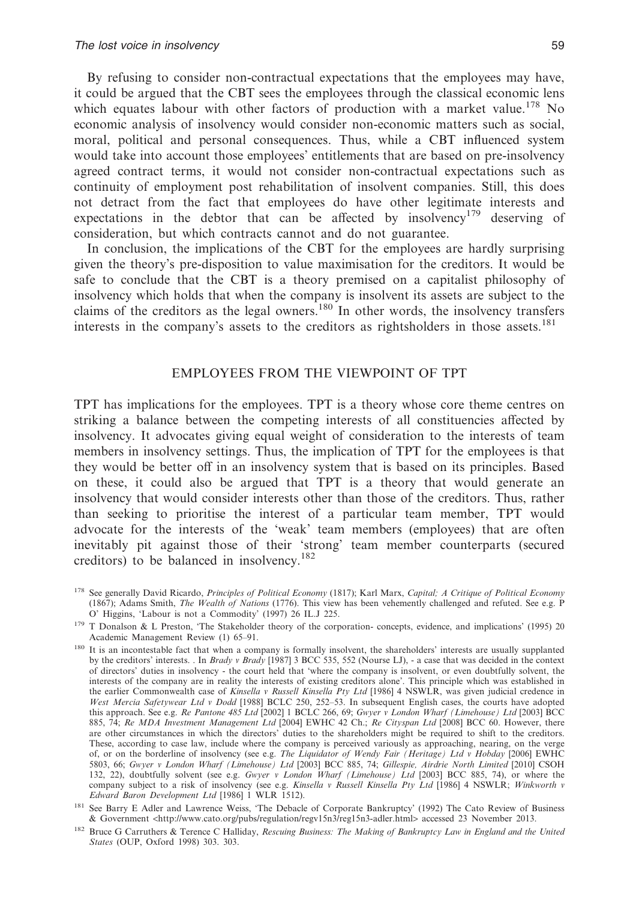By refusing to consider non-contractual expectations that the employees may have, it could be argued that the CBT sees the employees through the classical economic lens which equates labour with other factors of production with a market value.[178] No economic analysis of insolvency would consider non-economic matters such as social, moral, political and personal consequences. Thus, while a CBT influenced system would take into account those employees' entitlements that are based on pre-insolvency agreed contract terms, it would not consider non-contractual expectations such as continuity of employment post rehabilitation of insolvent companies. Still, this does not detract from the fact that employees do have other legitimate interests and expectations in the debtor that can be affected by insolvency[179] deserving of consideration, but which contracts cannot and do not guarantee.

In conclusion, the implications of the CBT for the employees are hardly surprising given the theory's pre-disposition to value maximisation for the creditors. It would be safe to conclude that the CBT is a theory premised on a capitalist philosophy of insolvency which holds that when the company is insolvent its assets are subject to the claims of the creditors as the legal owners.[180] In other words, the insolvency transfers interests in the company's assets to the creditors as rightsholders in those assets.[181]

## EMPLOYEES FROM THE VIEWPOINT OF TPT

TPT has implications for the employees. TPT is a theory whose core theme centres on striking a balance between the competing interests of all constituencies affected by insolvency. It advocates giving equal weight of consideration to the interests of team members in insolvency settings. Thus, the implication of TPT for the employees is that they would be better off in an insolvency system that is based on its principles. Based on these, it could also be argued that TPT is a theory that would generate an insolvency that would consider interests other than those of the creditors. Thus, rather than seeking to prioritise the interest of a particular team member, TPT would advocate for the interests of the 'weak' team members (employees) that are often inevitably pit against those of their 'strong' team member counterparts (secured creditors) to be balanced in insolvency.[182]

---

[178] See generally David Ricardo, *Principles of Political Economy* (1817); Karl Marx, *Capital; A Critique of Political Economy* (1867); Adams Smith, *The Wealth of Nations* (1776). This view has been vehemently challenged and refuted. See e.g. P O' Higgins, 'Labour is not a Commodity' (1997) 26 IL.J 225.

[179] T Donalson & L Preston, 'The Stakeholder theory of the corporation- concepts, evidence, and implications' (1995) 20 Academic Management Review (1) 65–91.

[180] It is an incontestable fact that when a company is formally insolvent, the shareholders' interests are usually supplanted by the creditors' interests. . In *Brady v Brady* [1987] 3 BCC 535, 552 (Nourse LJ), - a case that was decided in the context of directors' duties in insolvency - the court held that 'where the company is insolvent, or even doubtfully solvent, the interests of the company are in reality the interests of existing creditors alone'. This principle which was established in the earlier Commonwealth case of *Kinsella v Russell Kinsella Pty Ltd* [1986] 4 NSWLR, was given judicial credence in *West Mercia Safetywear Ltd v Dodd* [1988] BCLC 250, 252–53. In subsequent English cases, the courts have adopted this approach. See e.g. *Re Pantone 485 Ltd* [2002] 1 BCLC 266, 69; *Gwyer v London Wharf (Limehouse) Ltd* [2003] BCC 885, 74; *Re MDA Investment Management Ltd* [2004] EWHC 42 Ch.; *Re Cityspan Ltd* [2008] BCC 60. However, there are other circumstances in which the directors' duties to the shareholders might be required to shift to the creditors. These, according to case law, include where the company is perceived variously as approaching, nearing, on the verge of, or on the borderline of insolvency (see e.g. *The Liquidator of Wendy Fair (Heritage) Ltd v Hobday* [2006] EWHC 5803, 66; *Gwyer v London Wharf (Limehouse) Ltd* [2003] BCC 885, 74; *Gillespie, Airdrie North Limited* [2010] CSOH 132, 22), doubtfully solvent (see e.g. *Gwyer v London Wharf (Limehouse) Ltd* [2003] BCC 885, 74), or where the company subject to a risk of insolvency (see e.g. *Kinsella v Russell Kinsella Pty Ltd* [1986] 4 NSWLR; *Winkworth v Edward Baron Development Ltd* [1986] 1 WLR 1512).

[181] See Barry E Adler and Lawrence Weiss, 'The Debacle of Corporate Bankruptcy' (1992) The Cato Review of Business & Government <http://www.cato.org/pubs/regulation/regv15n3/reg15n3-adler.html> accessed 23 November 2013.

[182] Bruce G Carruthers & Terence C Halliday, *Rescuing Business: The Making of Bankruptcy Law in England and the United States* (OUP, Oxford 1998) 303. 303.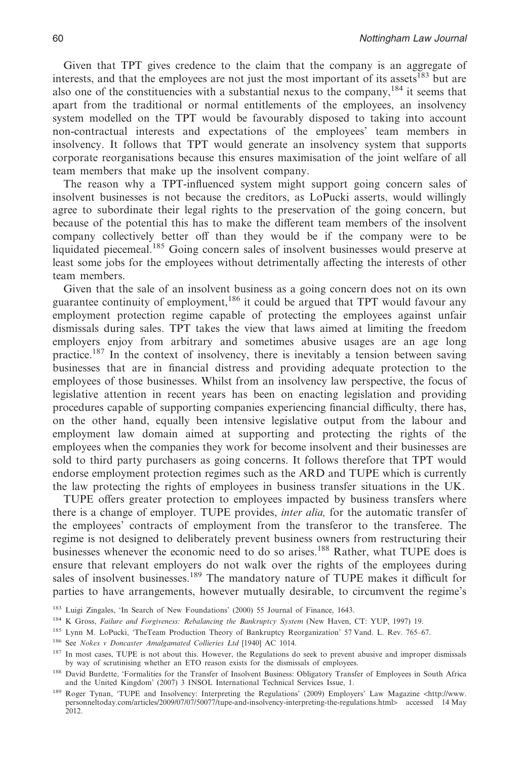Given that TPT gives credence to the claim that the company is an aggregate of interests, and that the employees are not just the most important of its assets[183] but are also one of the constituencies with a substantial nexus to the company,[184] it seems that apart from the traditional or normal entitlements of the employees, an insolvency system modelled on the TPT would be favourably disposed to taking into account non-contractual interests and expectations of the employees' team members in insolvency. It follows that TPT would generate an insolvency system that supports corporate reorganisations because this ensures maximisation of the joint welfare of all team members that make up the insolvent company.

The reason why a TPT-influenced system might support going concern sales of insolvent businesses is not because the creditors, as LoPucki asserts, would willingly agree to subordinate their legal rights to the preservation of the going concern, but because of the potential this has to make the different team members of the insolvent company collectively better off than they would be if the company were to be liquidated piecemeal.[185] Going concern sales of insolvent businesses would preserve at least some jobs for the employees without detrimentally affecting the interests of other team members.

Given that the sale of an insolvent business as a going concern does not on its own guarantee continuity of employment,[186] it could be argued that TPT would favour any employment protection regime capable of protecting the employees against unfair dismissals during sales. TPT takes the view that laws aimed at limiting the freedom employers enjoy from arbitrary and sometimes abusive usages are an age long practice.[187] In the context of insolvency, there is inevitably a tension between saving businesses that are in financial distress and providing adequate protection to the employees of those businesses. Whilst from an insolvency law perspective, the focus of legislative attention in recent years has been on enacting legislation and providing procedures capable of supporting companies experiencing financial difficulty, there has, on the other hand, equally been intensive legislative output from the labour and employment law domain aimed at supporting and protecting the rights of the employees when the companies they work for become insolvent and their businesses are sold to third party purchasers as going concerns. It follows therefore that TPT would endorse employment protection regimes such as the ARD and TUPE which is currently the law protecting the rights of employees in business transfer situations in the UK.

TUPE offers greater protection to employees impacted by business transfers where there is a change of employer. TUPE provides, *inter alia,* for the automatic transfer of the employees' contracts of employment from the transferor to the transferee. The regime is not designed to deliberately prevent business owners from restructuring their businesses whenever the economic need to do so arises.[188] Rather, what TUPE does is ensure that relevant employers do not walk over the rights of the employees during sales of insolvent businesses.[189] The mandatory nature of TUPE makes it difficult for parties to have arrangements, however mutually desirable, to circumvent the regime's

---

[183] Luigi Zingales, 'In Search of New Foundations' (2000) 55 Journal of Finance, 1643.

[184] K Gross, *Failure and Forgiveness: Rebalancing the Bankruptcy System* (New Haven, CT: YUP, 1997) 19.

[185] Lynn M. LoPucki, 'TheTeam Production Theory of Bankruptcy Reorganization' 57 Vand. L. Rev. 765–67.

[186] See *Nokes v Doncaster Amalgamated Collieries Ltd* [1940] AC 1014.

[187] In most cases, TUPE is not about this. However, the Regulations do seek to prevent abusive and improper dismissals by way of scrutinising whether an ETO reason exists for the dismissals of employees.

[188] David Burdette, 'Formalities for the Transfer of Insolvent Business: Obligatory Transfer of Employees in South Africa and the United Kingdom' (2007) 3 INSOL International Technical Services Issue, 1.

[189] Roger Tynan, 'TUPE and Insolvency: Interpreting the Regulations' (2009) Employers' Law Magazine <http://www.personneltoday.com/articles/2009/07/07/50077/tupe-and-insolvency-interpreting-the-regulations.html> accessed 14 May 2012.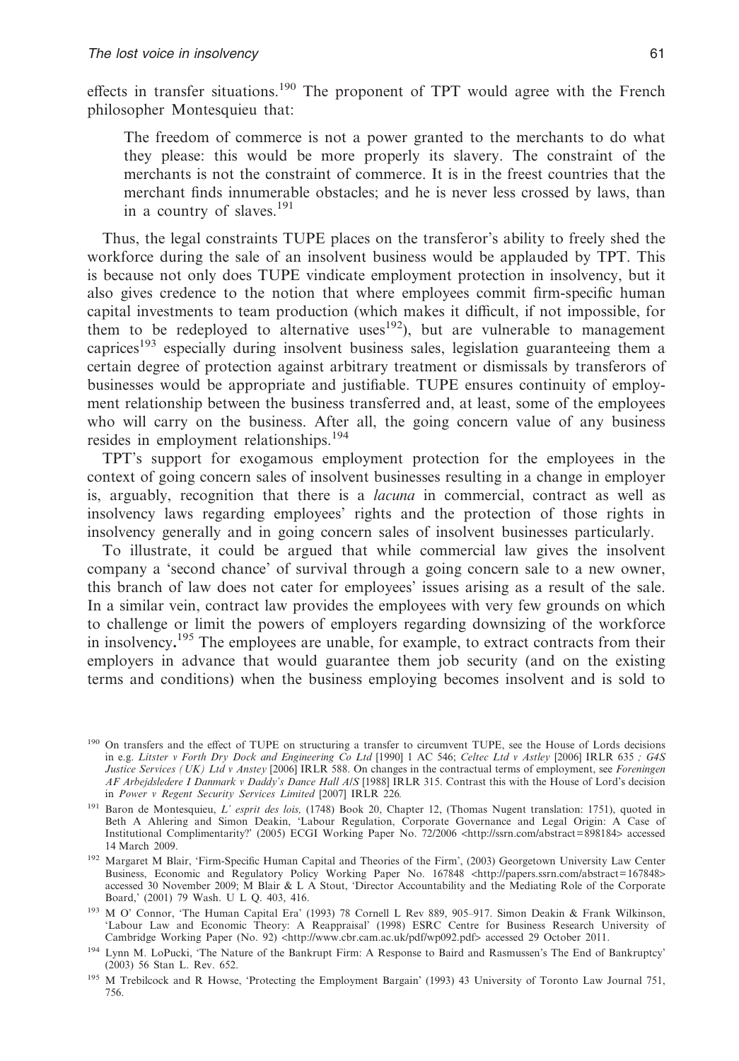effects in transfer situations.[190] The proponent of TPT would agree with the French philosopher Montesquieu that:

> The freedom of commerce is not a power granted to the merchants to do what they please: this would be more properly its slavery. The constraint of the merchants is not the constraint of commerce. It is in the freest countries that the merchant finds innumerable obstacles; and he is never less crossed by laws, than in a country of slaves.[191]

Thus, the legal constraints TUPE places on the transferor's ability to freely shed the workforce during the sale of an insolvent business would be applauded by TPT. This is because not only does TUPE vindicate employment protection in insolvency, but it also gives credence to the notion that where employees commit firm-specific human capital investments to team production (which makes it difficult, if not impossible, for them to be redeployed to alternative uses[192]), but are vulnerable to management caprices[193] especially during insolvent business sales, legislation guaranteeing them a certain degree of protection against arbitrary treatment or dismissals by transferors of businesses would be appropriate and justifiable. TUPE ensures continuity of employment relationship between the business transferred and, at least, some of the employees who will carry on the business. After all, the going concern value of any business resides in employment relationships.[194]

TPT's support for exogamous employment protection for the employees in the context of going concern sales of insolvent businesses resulting in a change in employer is, arguably, recognition that there is a *lacuna* in commercial, contract as well as insolvency laws regarding employees' rights and the protection of those rights in insolvency generally and in going concern sales of insolvent businesses particularly.

To illustrate, it could be argued that while commercial law gives the insolvent company a 'second chance' of survival through a going concern sale to a new owner, this branch of law does not cater for employees' issues arising as a result of the sale. In a similar vein, contract law provides the employees with very few grounds on which to challenge or limit the powers of employers regarding downsizing of the workforce in insolvency.[195] The employees are unable, for example, to extract contracts from their employers in advance that would guarantee them job security (and on the existing terms and conditions) when the business employing becomes insolvent and is sold to

---

[190] On transfers and the effect of TUPE on structuring a transfer to circumvent TUPE, see the House of Lords decisions in e.g. *Litster v Forth Dry Dock and Engineering Co Ltd* [1990] 1 AC 546; *Celtec Ltd v Astley* [2006] IRLR 635 *; G4S Justice Services (UK) Ltd v Anstey* [2006] IRLR 588. On changes in the contractual terms of employment, see *Foreningen AF Arbejdsledere I Danmark v Daddy's Dance Hall A/S* [1988] IRLR 315. Contrast this with the House of Lord's decision in *Power v Regent Security Services Limited* [2007] IRLR 226.

[191] Baron de Montesquieu, *L' esprit des lois,* (1748) Book 20, Chapter 12, (Thomas Nugent translation: 1751), quoted in Beth A Ahlering and Simon Deakin, 'Labour Regulation, Corporate Governance and Legal Origin: A Case of Institutional Complimentarity?' (2005) ECGI Working Paper No. 72/2006 <http://ssrn.com/abstract=898184> accessed 14 March 2009.

[192] Margaret M Blair, 'Firm-Specific Human Capital and Theories of the Firm', (2003) Georgetown University Law Center Business, Economic and Regulatory Policy Working Paper No. 167848 <http://papers.ssrn.com/abstract=167848> accessed 30 November 2009; M Blair & L A Stout, 'Director Accountability and the Mediating Role of the Corporate Board,' (2001) 79 Wash. U L Q. 403, 416.

[193] M O' Connor, 'The Human Capital Era' (1993) 78 Cornell L Rev 889, 905–917. Simon Deakin & Frank Wilkinson, 'Labour Law and Economic Theory: A Reappraisal' (1998) ESRC Centre for Business Research University of Cambridge Working Paper (No. 92) <http://www.cbr.cam.ac.uk/pdf/wp092.pdf> accessed 29 October 2011.

[194] Lynn M. LoPucki, 'The Nature of the Bankrupt Firm: A Response to Baird and Rasmussen's The End of Bankruptcy' (2003) 56 Stan L. Rev. 652.

[195] M Trebilcock and R Howse, 'Protecting the Employment Bargain' (1993) 43 University of Toronto Law Journal 751, 756.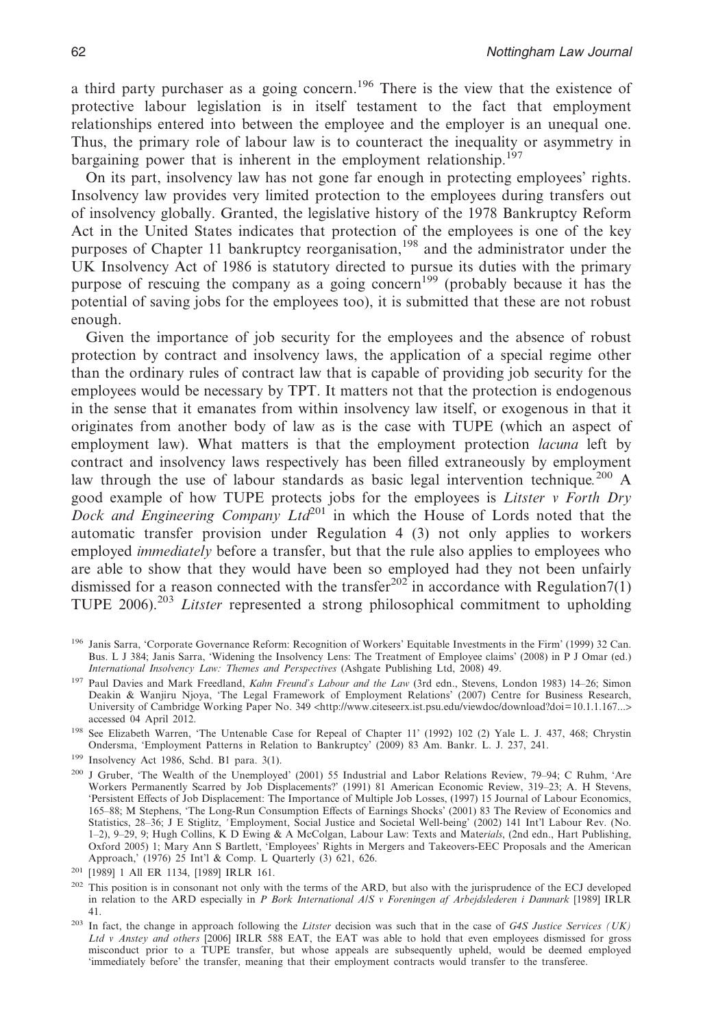a third party purchaser as a going concern.[196] There is the view that the existence of protective labour legislation is in itself testament to the fact that employment relationships entered into between the employee and the employer is an unequal one. Thus, the primary role of labour law is to counteract the inequality or asymmetry in bargaining power that is inherent in the employment relationship.[197]

On its part, insolvency law has not gone far enough in protecting employees' rights. Insolvency law provides very limited protection to the employees during transfers out of insolvency globally. Granted, the legislative history of the 1978 Bankruptcy Reform Act in the United States indicates that protection of the employees is one of the key purposes of Chapter 11 bankruptcy reorganisation,[198] and the administrator under the UK Insolvency Act of 1986 is statutory directed to pursue its duties with the primary purpose of rescuing the company as a going concern[199] (probably because it has the potential of saving jobs for the employees too), it is submitted that these are not robust enough.

Given the importance of job security for the employees and the absence of robust protection by contract and insolvency laws, the application of a special regime other than the ordinary rules of contract law that is capable of providing job security for the employees would be necessary by TPT. It matters not that the protection is endogenous in the sense that it emanates from within insolvency law itself, or exogenous in that it originates from another body of law as is the case with TUPE (which an aspect of employment law). What matters is that the employment protection *lacuna* left by contract and insolvency laws respectively has been filled extraneously by employment law through the use of labour standards as basic legal intervention technique.[200] A good example of how TUPE protects jobs for the employees is *Litster v Forth Dry Dock and Engineering Company Ltd*[201] in which the House of Lords noted that the automatic transfer provision under Regulation 4 (3) not only applies to workers employed *immediately* before a transfer, but that the rule also applies to employees who are able to show that they would have been so employed had they not been unfairly dismissed for a reason connected with the transfer[202] in accordance with Regulation7(1) TUPE 2006).[203] *Litster* represented a strong philosophical commitment to upholding

---

[196] Janis Sarra, 'Corporate Governance Reform: Recognition of Workers' Equitable Investments in the Firm' (1999) 32 Can. Bus. L J 384; Janis Sarra, 'Widening the Insolvency Lens: The Treatment of Employee claims' (2008) in P J Omar (ed.) *International Insolvency Law: Themes and Perspectives* (Ashgate Publishing Ltd, 2008) 49.

[197] Paul Davies and Mark Freedland, *Kahn Freund's Labour and the Law* (3rd edn., Stevens, London 1983) 14–26; Simon Deakin & Wanjiru Njoya, 'The Legal Framework of Employment Relations' (2007) Centre for Business Research, University of Cambridge Working Paper No. 349 <http://www.citeseerx.ist.psu.edu/viewdoc/download?doi=10.1.1.167...> accessed 04 April 2012.

[198] See Elizabeth Warren, 'The Untenable Case for Repeal of Chapter 11' (1992) 102 (2) Yale L. J. 437, 468; Chrystin Ondersma, 'Employment Patterns in Relation to Bankruptcy' (2009) 83 Am. Bankr. L. J. 237, 241.

[199] Insolvency Act 1986, Schd. B1 para. 3(1).

[200] J Gruber, 'The Wealth of the Unemployed' (2001) 55 Industrial and Labor Relations Review, 79–94; C Ruhm, 'Are Workers Permanently Scarred by Job Displacements?' (1991) 81 American Economic Review, 319–23; A. H Stevens, 'Persistent Effects of Job Displacement: The Importance of Multiple Job Losses, (1997) 15 Journal of Labour Economics, 165–88; M Stephens, 'The Long-Run Consumption Effects of Earnings Shocks' (2001) 83 The Review of Economics and Statistics, 28–36; J E Stiglitz, 'Employment, Social Justice and Societal Well-being' (2002) 141 Int'l Labour Rev. (No. 1–2), 9–29, 9; Hugh Collins, K D Ewing & A McColgan, Labour Law: Texts and Mat*erials*, (2nd edn., Hart Publishing, Oxford 2005) 1; Mary Ann S Bartlett, 'Employees' Rights in Mergers and Takeovers-EEC Proposals and the American Approach,' (1976) 25 Int'l & Comp. L Quarterly (3) 621, 626.

[201] [1989] 1 All ER 1134, [1989] IRLR 161.

[202] This position is in consonant not only with the terms of the ARD, but also with the jurisprudence of the ECJ developed in relation to the ARD especially in *P Bork International A/S v Foreningen af Arbejdslederen i Danmark* [1989] IRLR 41.

[203] In fact, the change in approach following the *Litster* decision was such that in the case of *G4S Justice Services (UK) Ltd v Anstey and others* [2006] IRLR 588 EAT, the EAT was able to hold that even employees dismissed for gross misconduct prior to a TUPE transfer, but whose appeals are subsequently upheld, would be deemed employed 'immediately before' the transfer, meaning that their employment contracts would transfer to the transferee.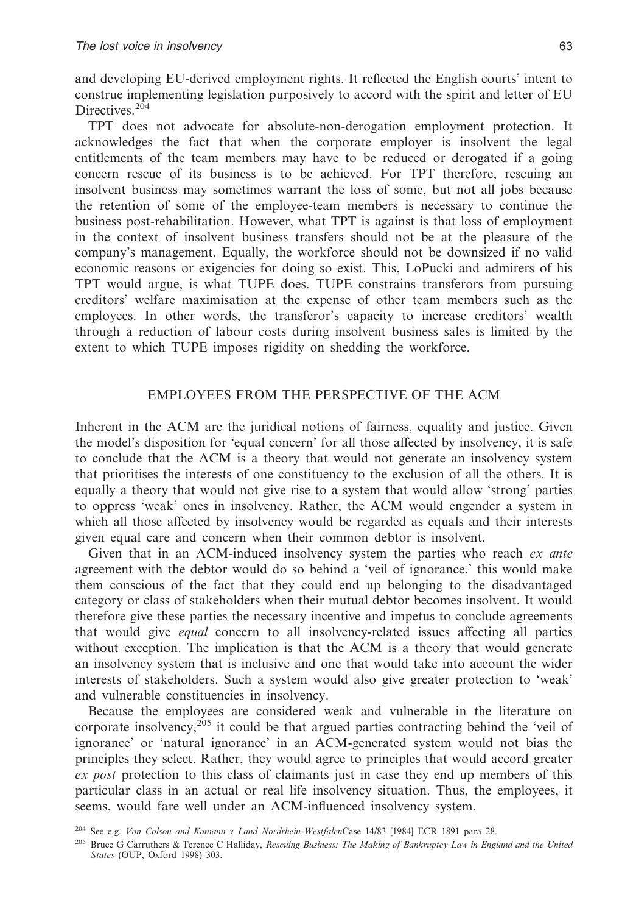and developing EU-derived employment rights. It reflected the English courts' intent to construe implementing legislation purposively to accord with the spirit and letter of EU Directives.[204]

TPT does not advocate for absolute-non-derogation employment protection. It acknowledges the fact that when the corporate employer is insolvent the legal entitlements of the team members may have to be reduced or derogated if a going concern rescue of its business is to be achieved. For TPT therefore, rescuing an insolvent business may sometimes warrant the loss of some, but not all jobs because the retention of some of the employee-team members is necessary to continue the business post-rehabilitation. However, what TPT is against is that loss of employment in the context of insolvent business transfers should not be at the pleasure of the company's management. Equally, the workforce should not be downsized if no valid economic reasons or exigencies for doing so exist. This, LoPucki and admirers of his TPT would argue, is what TUPE does. TUPE constrains transferors from pursuing creditors' welfare maximisation at the expense of other team members such as the employees. In other words, the transferor's capacity to increase creditors' wealth through a reduction of labour costs during insolvent business sales is limited by the extent to which TUPE imposes rigidity on shedding the workforce.

## EMPLOYEES FROM THE PERSPECTIVE OF THE ACM

Inherent in the ACM are the juridical notions of fairness, equality and justice. Given the model's disposition for 'equal concern' for all those affected by insolvency, it is safe to conclude that the ACM is a theory that would not generate an insolvency system that prioritises the interests of one constituency to the exclusion of all the others. It is equally a theory that would not give rise to a system that would allow 'strong' parties to oppress 'weak' ones in insolvency. Rather, the ACM would engender a system in which all those affected by insolvency would be regarded as equals and their interests given equal care and concern when their common debtor is insolvent.

Given that in an ACM-induced insolvency system the parties who reach *ex ante* agreement with the debtor would do so behind a 'veil of ignorance,' this would make them conscious of the fact that they could end up belonging to the disadvantaged category or class of stakeholders when their mutual debtor becomes insolvent. It would therefore give these parties the necessary incentive and impetus to conclude agreements that would give *equal* concern to all insolvency-related issues affecting all parties without exception. The implication is that the ACM is a theory that would generate an insolvency system that is inclusive and one that would take into account the wider interests of stakeholders. Such a system would also give greater protection to 'weak' and vulnerable constituencies in insolvency.

Because the employees are considered weak and vulnerable in the literature on corporate insolvency,[205] it could be that argued parties contracting behind the 'veil of ignorance' or 'natural ignorance' in an ACM-generated system would not bias the principles they select. Rather, they would agree to principles that would accord greater *ex post* protection to this class of claimants just in case they end up members of this particular class in an actual or real life insolvency situation. Thus, the employees, it seems, would fare well under an ACM-influenced insolvency system.

[204] See e.g. *Von Colson and Kamann v Land Nordrhein-Westfalen*Case 14/83 [1984] ECR 1891 para 28.

[205] Bruce G Carruthers & Terence C Halliday, *Rescuing Business: The Making of Bankruptcy Law in England and the United States* (OUP, Oxford 1998) 303.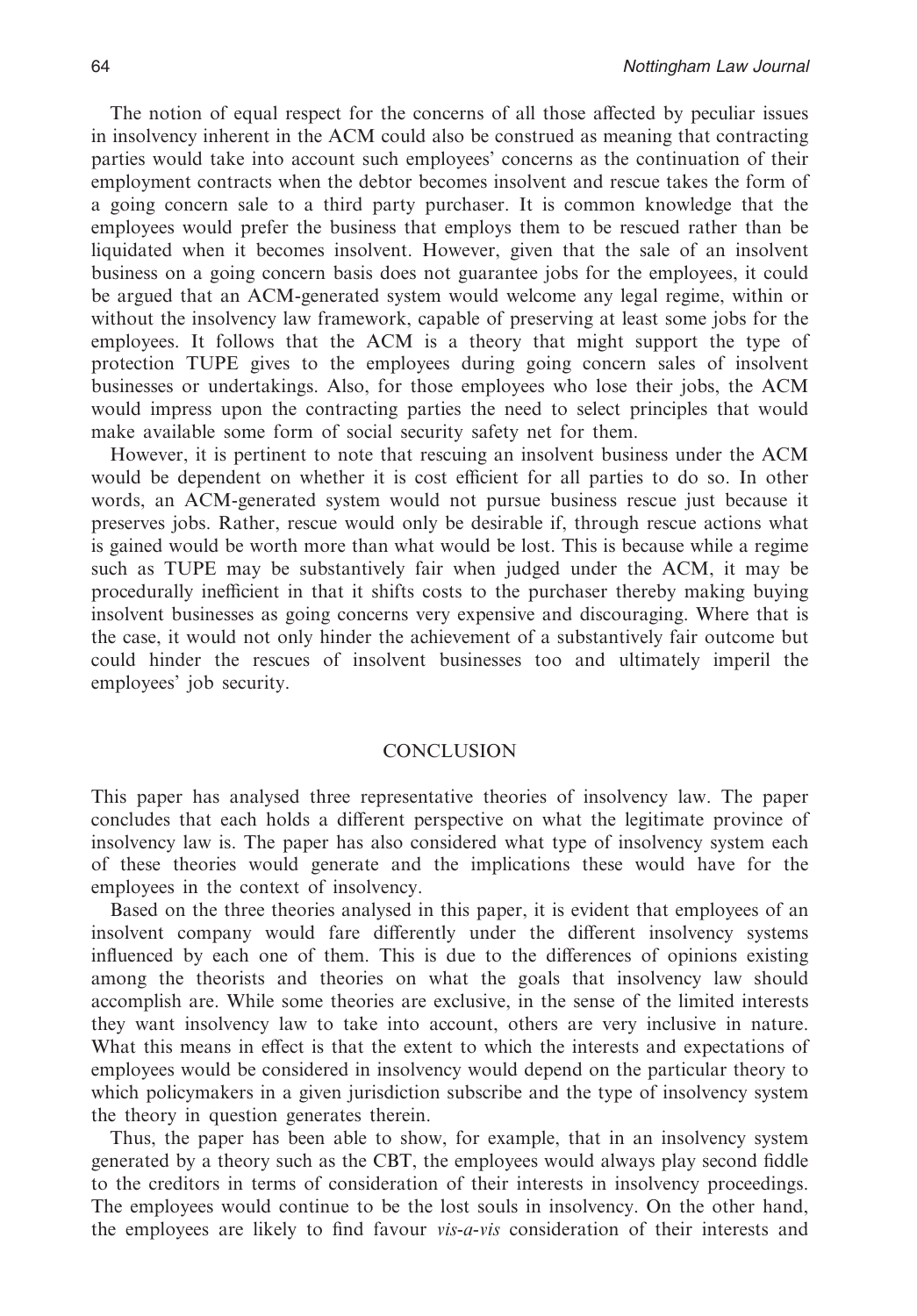The notion of equal respect for the concerns of all those affected by peculiar issues in insolvency inherent in the ACM could also be construed as meaning that contracting parties would take into account such employees' concerns as the continuation of their employment contracts when the debtor becomes insolvent and rescue takes the form of a going concern sale to a third party purchaser. It is common knowledge that the employees would prefer the business that employs them to be rescued rather than be liquidated when it becomes insolvent. However, given that the sale of an insolvent business on a going concern basis does not guarantee jobs for the employees, it could be argued that an ACM-generated system would welcome any legal regime, within or without the insolvency law framework, capable of preserving at least some jobs for the employees. It follows that the ACM is a theory that might support the type of protection TUPE gives to the employees during going concern sales of insolvent businesses or undertakings. Also, for those employees who lose their jobs, the ACM would impress upon the contracting parties the need to select principles that would make available some form of social security safety net for them.

However, it is pertinent to note that rescuing an insolvent business under the ACM would be dependent on whether it is cost efficient for all parties to do so. In other words, an ACM-generated system would not pursue business rescue just because it preserves jobs. Rather, rescue would only be desirable if, through rescue actions what is gained would be worth more than what would be lost. This is because while a regime such as TUPE may be substantively fair when judged under the ACM, it may be procedurally inefficient in that it shifts costs to the purchaser thereby making buying insolvent businesses as going concerns very expensive and discouraging. Where that is the case, it would not only hinder the achievement of a substantively fair outcome but could hinder the rescues of insolvent businesses too and ultimately imperil the employees' job security.

## CONCLUSION

This paper has analysed three representative theories of insolvency law. The paper concludes that each holds a different perspective on what the legitimate province of insolvency law is. The paper has also considered what type of insolvency system each of these theories would generate and the implications these would have for the employees in the context of insolvency.

Based on the three theories analysed in this paper, it is evident that employees of an insolvent company would fare differently under the different insolvency systems influenced by each one of them. This is due to the differences of opinions existing among the theorists and theories on what the goals that insolvency law should accomplish are. While some theories are exclusive, in the sense of the limited interests they want insolvency law to take into account, others are very inclusive in nature. What this means in effect is that the extent to which the interests and expectations of employees would be considered in insolvency would depend on the particular theory to which policymakers in a given jurisdiction subscribe and the type of insolvency system the theory in question generates therein.

Thus, the paper has been able to show, for example, that in an insolvency system generated by a theory such as the CBT, the employees would always play second fiddle to the creditors in terms of consideration of their interests in insolvency proceedings. The employees would continue to be the lost souls in insolvency. On the other hand, the employees are likely to find favour *vis-a-vis* consideration of their interests and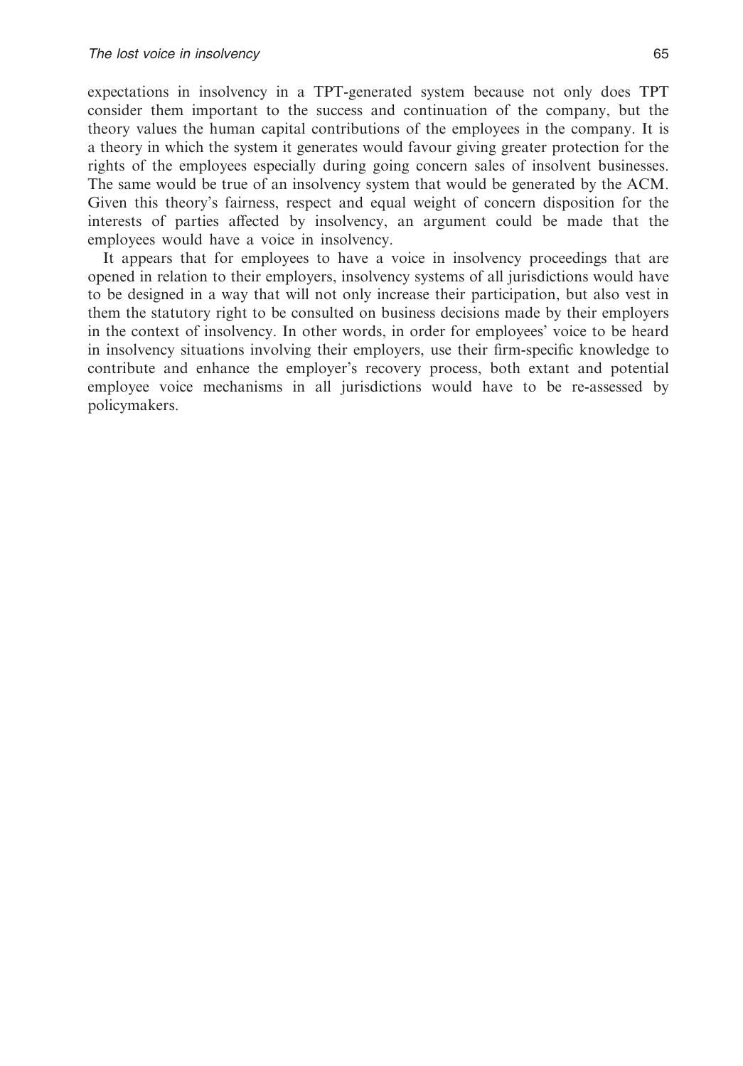expectations in insolvency in a TPT-generated system because not only does TPT consider them important to the success and continuation of the company, but the theory values the human capital contributions of the employees in the company. It is a theory in which the system it generates would favour giving greater protection for the rights of the employees especially during going concern sales of insolvent businesses. The same would be true of an insolvency system that would be generated by the ACM. Given this theory's fairness, respect and equal weight of concern disposition for the interests of parties affected by insolvency, an argument could be made that the employees would have a voice in insolvency.

It appears that for employees to have a voice in insolvency proceedings that are opened in relation to their employers, insolvency systems of all jurisdictions would have to be designed in a way that will not only increase their participation, but also vest in them the statutory right to be consulted on business decisions made by their employers in the context of insolvency. In other words, in order for employees' voice to be heard in insolvency situations involving their employers, use their firm-specific knowledge to contribute and enhance the employer's recovery process, both extant and potential employee voice mechanisms in all jurisdictions would have to be re-assessed by policymakers.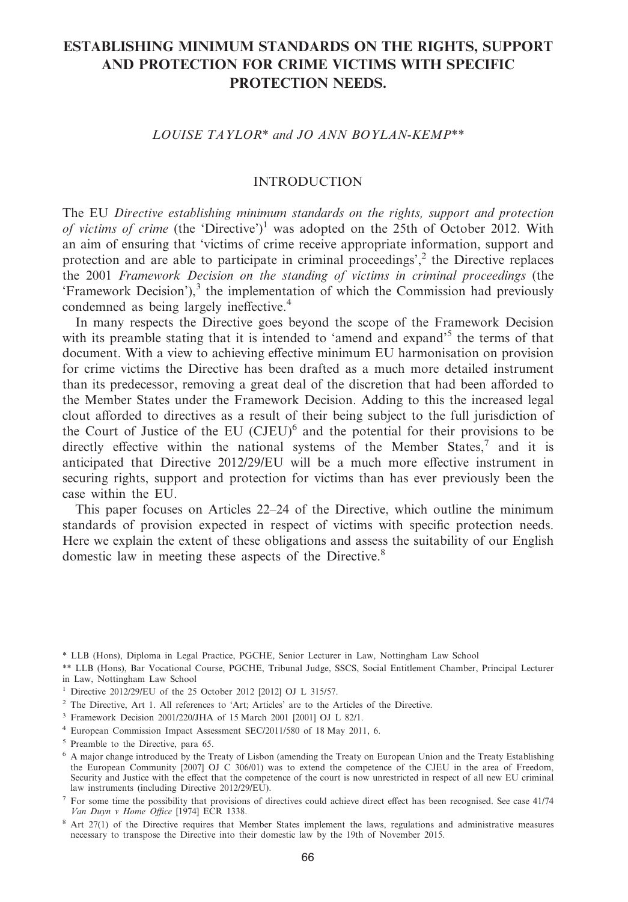# ESTABLISHING MINIMUM STANDARDS ON THE RIGHTS, SUPPORT AND PROTECTION FOR CRIME VICTIMS WITH SPECIFIC PROTECTION NEEDS.

*LOUISE TAYLOR\* and JO ANN BOYLAN-KEMP\*\**

## INTRODUCTION

The EU *Directive establishing minimum standards on the rights, support and protection of victims of crime* (the 'Directive')[1] was adopted on the 25th of October 2012. With an aim of ensuring that 'victims of crime receive appropriate information, support and protection and are able to participate in criminal proceedings',[2] the Directive replaces the 2001 *Framework Decision on the standing of victims in criminal proceedings* (the 'Framework Decision'),[3] the implementation of which the Commission had previously condemned as being largely ineffective.[4]

In many respects the Directive goes beyond the scope of the Framework Decision with its preamble stating that it is intended to 'amend and expand'[5] the terms of that document. With a view to achieving effective minimum EU harmonisation on provision for crime victims the Directive has been drafted as a much more detailed instrument than its predecessor, removing a great deal of the discretion that had been afforded to the Member States under the Framework Decision. Adding to this the increased legal clout afforded to directives as a result of their being subject to the full jurisdiction of the Court of Justice of the EU (CJEU)[6] and the potential for their provisions to be directly effective within the national systems of the Member States,[7] and it is anticipated that Directive 2012/29/EU will be a much more effective instrument in securing rights, support and protection for victims than has ever previously been the case within the EU.

This paper focuses on Articles 22–24 of the Directive, which outline the minimum standards of provision expected in respect of victims with specific protection needs. Here we explain the extent of these obligations and assess the suitability of our English domestic law in meeting these aspects of the Directive.[8]

---

\* LLB (Hons), Diploma in Legal Practice, PGCHE, Senior Lecturer in Law, Nottingham Law School

\*\* LLB (Hons), Bar Vocational Course, PGCHE, Tribunal Judge, SSCS, Social Entitlement Chamber, Principal Lecturer in Law, Nottingham Law School

[1] Directive 2012/29/EU of the 25 October 2012 [2012] OJ L 315/57.

[2] The Directive, Art 1. All references to 'Art; Articles' are to the Articles of the Directive.

[3] Framework Decision 2001/220/JHA of 15 March 2001 [2001] OJ L 82/1.

[4] European Commission Impact Assessment SEC/2011/580 of 18 May 2011, 6.

[5] Preamble to the Directive, para 65.

[6] A major change introduced by the Treaty of Lisbon (amending the Treaty on European Union and the Treaty Establishing the European Community [2007] OJ C 306/01) was to extend the competence of the CJEU in the area of Freedom, Security and Justice with the effect that the competence of the court is now unrestricted in respect of all new EU criminal law instruments (including Directive 2012/29/EU).

[7] For some time the possibility that provisions of directives could achieve direct effect has been recognised. See case 41/74 *Van Duyn v Home Office* [1974] ECR 1338.

[8] Art 27(1) of the Directive requires that Member States implement the laws, regulations and administrative measures necessary to transpose the Directive into their domestic law by the 19th of November 2015.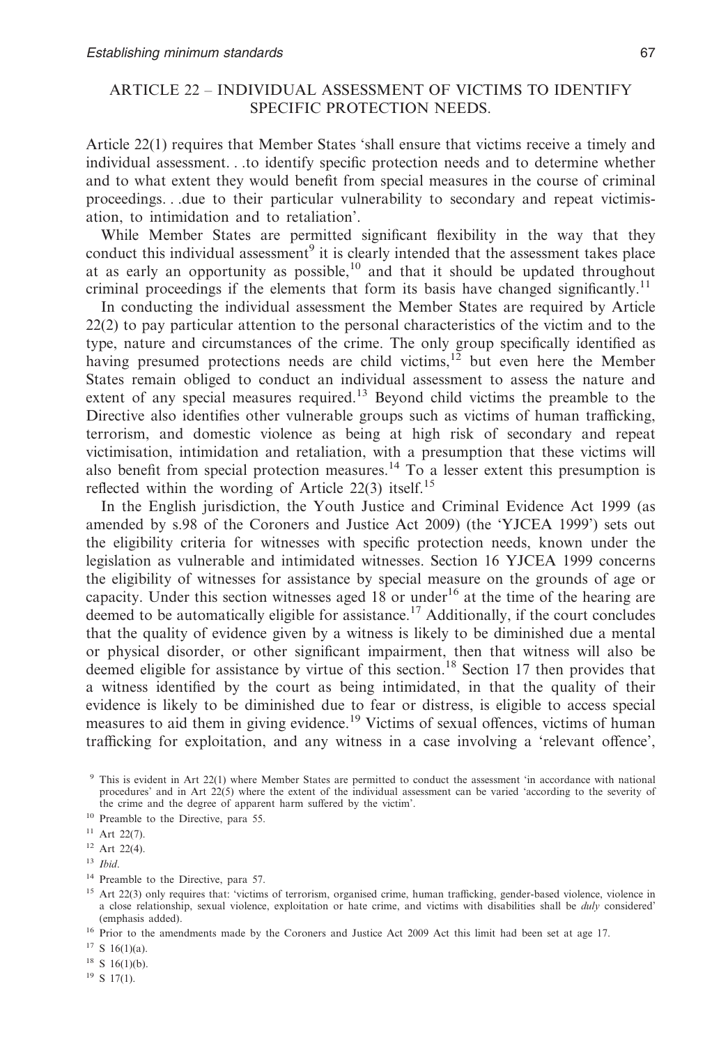## ARTICLE 22 – INDIVIDUAL ASSESSMENT OF VICTIMS TO IDENTIFY SPECIFIC PROTECTION NEEDS.

Article 22(1) requires that Member States 'shall ensure that victims receive a timely and individual assessment. . .to identify specific protection needs and to determine whether and to what extent they would benefit from special measures in the course of criminal proceedings. . .due to their particular vulnerability to secondary and repeat victimisation, to intimidation and to retaliation'.

While Member States are permitted significant flexibility in the way that they conduct this individual assessment[9] it is clearly intended that the assessment takes place at as early an opportunity as possible,[10] and that it should be updated throughout criminal proceedings if the elements that form its basis have changed significantly.[11]

In conducting the individual assessment the Member States are required by Article 22(2) to pay particular attention to the personal characteristics of the victim and to the type, nature and circumstances of the crime. The only group specifically identified as having presumed protections needs are child victims,[12] but even here the Member States remain obliged to conduct an individual assessment to assess the nature and extent of any special measures required.[13] Beyond child victims the preamble to the Directive also identifies other vulnerable groups such as victims of human trafficking, terrorism, and domestic violence as being at high risk of secondary and repeat victimisation, intimidation and retaliation, with a presumption that these victims will also benefit from special protection measures.[14] To a lesser extent this presumption is reflected within the wording of Article 22(3) itself.[15]

In the English jurisdiction, the Youth Justice and Criminal Evidence Act 1999 (as amended by s.98 of the Coroners and Justice Act 2009) (the 'YJCEA 1999') sets out the eligibility criteria for witnesses with specific protection needs, known under the legislation as vulnerable and intimidated witnesses. Section 16 YJCEA 1999 concerns the eligibility of witnesses for assistance by special measure on the grounds of age or capacity. Under this section witnesses aged 18 or under[16] at the time of the hearing are deemed to be automatically eligible for assistance.[17] Additionally, if the court concludes that the quality of evidence given by a witness is likely to be diminished due a mental or physical disorder, or other significant impairment, then that witness will also be deemed eligible for assistance by virtue of this section.[18] Section 17 then provides that a witness identified by the court as being intimidated, in that the quality of their evidence is likely to be diminished due to fear or distress, is eligible to access special measures to aid them in giving evidence.[19] Victims of sexual offences, victims of human trafficking for exploitation, and any witness in a case involving a 'relevant offence',

[9] This is evident in Art 22(1) where Member States are permitted to conduct the assessment 'in accordance with national procedures' and in Art 22(5) where the extent of the individual assessment can be varied 'according to the severity of the crime and the degree of apparent harm suffered by the victim'.

[10] Preamble to the Directive, para 55.

[11] Art 22(7).

[12] Art 22(4).

[13] *Ibid*.

[14] Preamble to the Directive, para 57.

[15] Art 22(3) only requires that: 'victims of terrorism, organised crime, human trafficking, gender-based violence, violence in a close relationship, sexual violence, exploitation or hate crime, and victims with disabilities shall be *duly* considered' (emphasis added).

[16] Prior to the amendments made by the Coroners and Justice Act 2009 Act this limit had been set at age 17.

[17] S 16(1)(a).

[18] S 16(1)(b).

[19] S 17(1).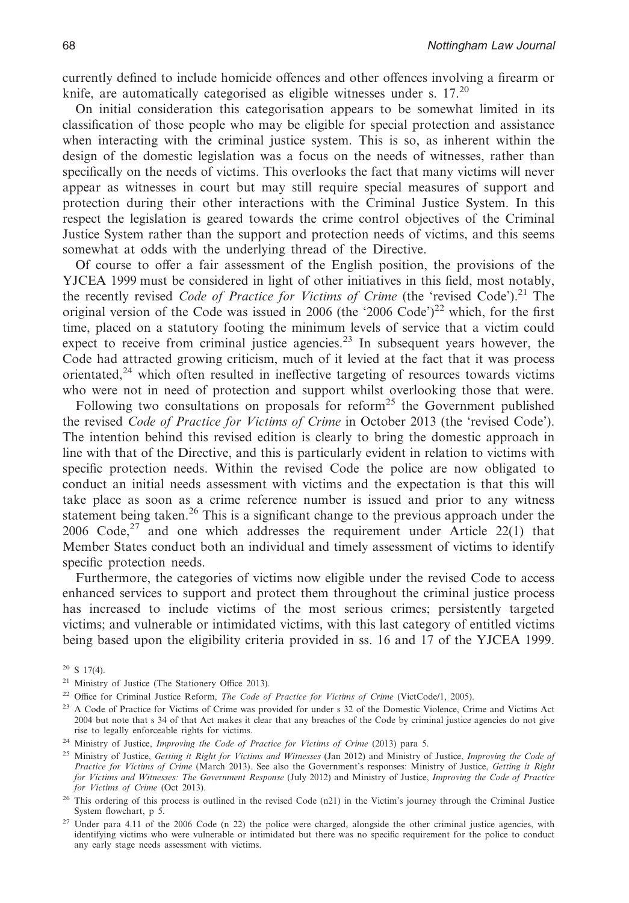currently defined to include homicide offences and other offences involving a firearm or knife, are automatically categorised as eligible witnesses under s. 17.[20]

On initial consideration this categorisation appears to be somewhat limited in its classification of those people who may be eligible for special protection and assistance when interacting with the criminal justice system. This is so, as inherent within the design of the domestic legislation was a focus on the needs of witnesses, rather than specifically on the needs of victims. This overlooks the fact that many victims will never appear as witnesses in court but may still require special measures of support and protection during their other interactions with the Criminal Justice System. In this respect the legislation is geared towards the crime control objectives of the Criminal Justice System rather than the support and protection needs of victims, and this seems somewhat at odds with the underlying thread of the Directive.

Of course to offer a fair assessment of the English position, the provisions of the YJCEA 1999 must be considered in light of other initiatives in this field, most notably, the recently revised *Code of Practice for Victims of Crime* (the 'revised Code').[21] The original version of the Code was issued in 2006 (the '2006 Code')[22] which, for the first time, placed on a statutory footing the minimum levels of service that a victim could expect to receive from criminal justice agencies.[23] In subsequent years however, the Code had attracted growing criticism, much of it levied at the fact that it was process orientated,[24] which often resulted in ineffective targeting of resources towards victims who were not in need of protection and support whilst overlooking those that were.

Following two consultations on proposals for reform[25] the Government published the revised *Code of Practice for Victims of Crime* in October 2013 (the 'revised Code'). The intention behind this revised edition is clearly to bring the domestic approach in line with that of the Directive, and this is particularly evident in relation to victims with specific protection needs. Within the revised Code the police are now obligated to conduct an initial needs assessment with victims and the expectation is that this will take place as soon as a crime reference number is issued and prior to any witness statement being taken.[26] This is a significant change to the previous approach under the 2006 Code,[27] and one which addresses the requirement under Article 22(1) that Member States conduct both an individual and timely assessment of victims to identify specific protection needs.

Furthermore, the categories of victims now eligible under the revised Code to access enhanced services to support and protect them throughout the criminal justice process has increased to include victims of the most serious crimes; persistently targeted victims; and vulnerable or intimidated victims, with this last category of entitled victims being based upon the eligibility criteria provided in ss. 16 and 17 of the YJCEA 1999.

[20] S 17(4).

[21] Ministry of Justice (The Stationery Office 2013).

[22] Office for Criminal Justice Reform, *The Code of Practice for Victims of Crime* (VictCode/1, 2005).

[23] A Code of Practice for Victims of Crime was provided for under s 32 of the Domestic Violence, Crime and Victims Act 2004 but note that s 34 of that Act makes it clear that any breaches of the Code by criminal justice agencies do not give rise to legally enforceable rights for victims.

[24] Ministry of Justice, *Improving the Code of Practice for Victims of Crime* (2013) para 5.

[25] Ministry of Justice, *Getting it Right for Victims and Witnesses* (Jan 2012) and Ministry of Justice, *Improving the Code of Practice for Victims of Crime* (March 2013). See also the Government's responses: Ministry of Justice, *Getting it Right for Victims and Witnesses: The Government Response* (July 2012) and Ministry of Justice, *Improving the Code of Practice for Victims of Crime* (Oct 2013).

[26] This ordering of this process is outlined in the revised Code (n21) in the Victim's journey through the Criminal Justice System flowchart, p 5.

[27] Under para 4.11 of the 2006 Code (n 22) the police were charged, alongside the other criminal justice agencies, with identifying victims who were vulnerable or intimidated but there was no specific requirement for the police to conduct any early stage needs assessment with victims.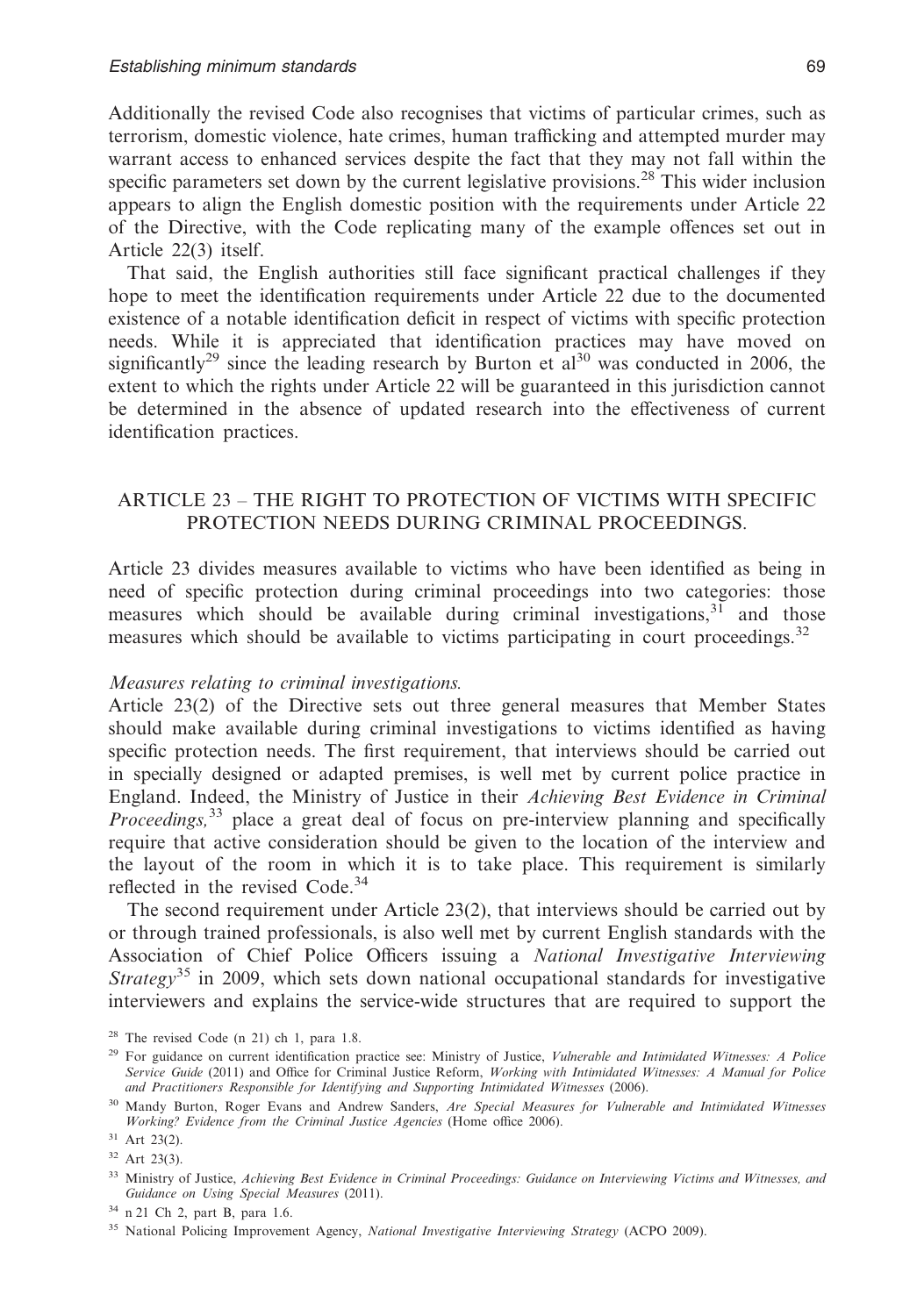Additionally the revised Code also recognises that victims of particular crimes, such as terrorism, domestic violence, hate crimes, human trafficking and attempted murder may warrant access to enhanced services despite the fact that they may not fall within the specific parameters set down by the current legislative provisions.[28] This wider inclusion appears to align the English domestic position with the requirements under Article 22 of the Directive, with the Code replicating many of the example offences set out in Article 22(3) itself.

That said, the English authorities still face significant practical challenges if they hope to meet the identification requirements under Article 22 due to the documented existence of a notable identification deficit in respect of victims with specific protection needs. While it is appreciated that identification practices may have moved on significantly[29] since the leading research by Burton et al[30] was conducted in 2006, the extent to which the rights under Article 22 will be guaranteed in this jurisdiction cannot be determined in the absence of updated research into the effectiveness of current identification practices.

## ARTICLE 23 – THE RIGHT TO PROTECTION OF VICTIMS WITH SPECIFIC PROTECTION NEEDS DURING CRIMINAL PROCEEDINGS.

Article 23 divides measures available to victims who have been identified as being in need of specific protection during criminal proceedings into two categories: those measures which should be available during criminal investigations,[31] and those measures which should be available to victims participating in court proceedings.[32]

### *Measures relating to criminal investigations.*

Article 23(2) of the Directive sets out three general measures that Member States should make available during criminal investigations to victims identified as having specific protection needs. The first requirement, that interviews should be carried out in specially designed or adapted premises, is well met by current police practice in England. Indeed, the Ministry of Justice in their *Achieving Best Evidence in Criminal Proceedings,*[33] place a great deal of focus on pre-interview planning and specifically require that active consideration should be given to the location of the interview and the layout of the room in which it is to take place. This requirement is similarly reflected in the revised Code.[34]

The second requirement under Article 23(2), that interviews should be carried out by or through trained professionals, is also well met by current English standards with the Association of Chief Police Officers issuing a *National Investigative Interviewing Strategy*[35] in 2009, which sets down national occupational standards for investigative interviewers and explains the service-wide structures that are required to support the

---

[28] The revised Code (n 21) ch 1, para 1.8.

[29] For guidance on current identification practice see: Ministry of Justice, *Vulnerable and Intimidated Witnesses: A Police Service Guide* (2011) and Office for Criminal Justice Reform, *Working with Intimidated Witnesses: A Manual for Police and Practitioners Responsible for Identifying and Supporting Intimidated Witnesses* (2006).

[30] Mandy Burton, Roger Evans and Andrew Sanders, *Are Special Measures for Vulnerable and Intimidated Witnesses Working? Evidence from the Criminal Justice Agencies* (Home office 2006).

[31] Art 23(2).

[32] Art 23(3).

[33] Ministry of Justice, *Achieving Best Evidence in Criminal Proceedings: Guidance on Interviewing Victims and Witnesses, and Guidance on Using Special Measures* (2011).

[34] n 21 Ch 2, part B, para 1.6.

[35] National Policing Improvement Agency, *National Investigative Interviewing Strategy* (ACPO 2009).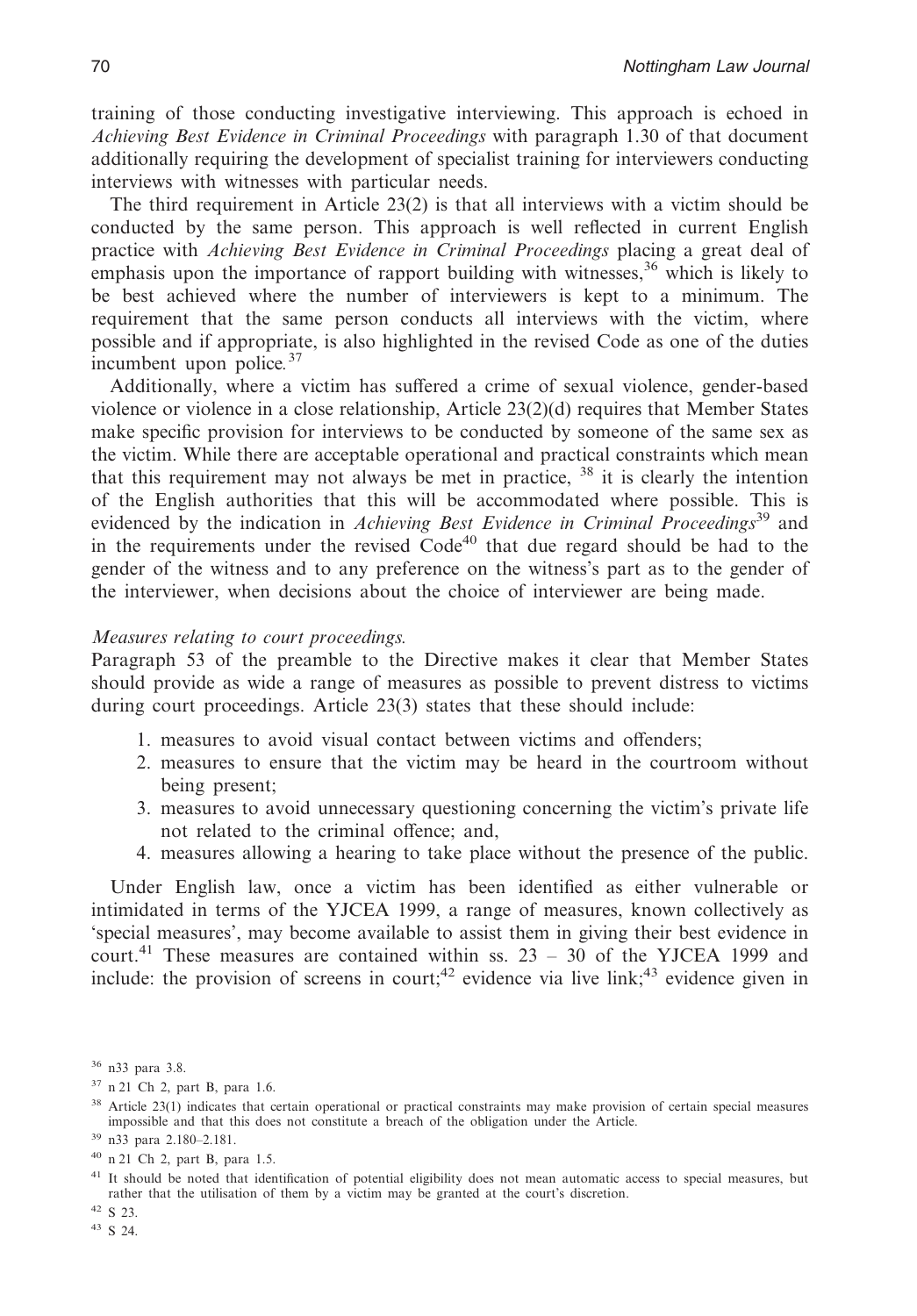training of those conducting investigative interviewing. This approach is echoed in *Achieving Best Evidence in Criminal Proceedings* with paragraph 1.30 of that document additionally requiring the development of specialist training for interviewers conducting interviews with witnesses with particular needs.

The third requirement in Article 23(2) is that all interviews with a victim should be conducted by the same person. This approach is well reflected in current English practice with *Achieving Best Evidence in Criminal Proceedings* placing a great deal of emphasis upon the importance of rapport building with witnesses,[36] which is likely to be best achieved where the number of interviewers is kept to a minimum. The requirement that the same person conducts all interviews with the victim, where possible and if appropriate, is also highlighted in the revised Code as one of the duties incumbent upon police.[37]

Additionally, where a victim has suffered a crime of sexual violence, gender-based violence or violence in a close relationship, Article 23(2)(d) requires that Member States make specific provision for interviews to be conducted by someone of the same sex as the victim. While there are acceptable operational and practical constraints which mean that this requirement may not always be met in practice, [38] it is clearly the intention of the English authorities that this will be accommodated where possible. This is evidenced by the indication in *Achieving Best Evidence in Criminal Proceedings*[39] and in the requirements under the revised Code[40] that due regard should be had to the gender of the witness and to any preference on the witness's part as to the gender of the interviewer, when decisions about the choice of interviewer are being made.

*Measures relating to court proceedings.*

Paragraph 53 of the preamble to the Directive makes it clear that Member States should provide as wide a range of measures as possible to prevent distress to victims during court proceedings. Article 23(3) states that these should include:

1. measures to avoid visual contact between victims and offenders;
2. measures to ensure that the victim may be heard in the courtroom without being present;
3. measures to avoid unnecessary questioning concerning the victim's private life not related to the criminal offence; and,
4. measures allowing a hearing to take place without the presence of the public.

Under English law, once a victim has been identified as either vulnerable or intimidated in terms of the YJCEA 1999, a range of measures, known collectively as 'special measures', may become available to assist them in giving their best evidence in court.[41] These measures are contained within ss. 23 – 30 of the YJCEA 1999 and include: the provision of screens in court;[42] evidence via live link;[43] evidence given in

[36] n33 para 3.8.

[37] n 21 Ch 2, part B, para 1.6.

[38] Article 23(1) indicates that certain operational or practical constraints may make provision of certain special measures impossible and that this does not constitute a breach of the obligation under the Article.

[39] n33 para 2.180–2.181.

[40] n 21 Ch 2, part B, para 1.5.

[41] It should be noted that identification of potential eligibility does not mean automatic access to special measures, but rather that the utilisation of them by a victim may be granted at the court's discretion.

[42] S 23.

[43] S 24.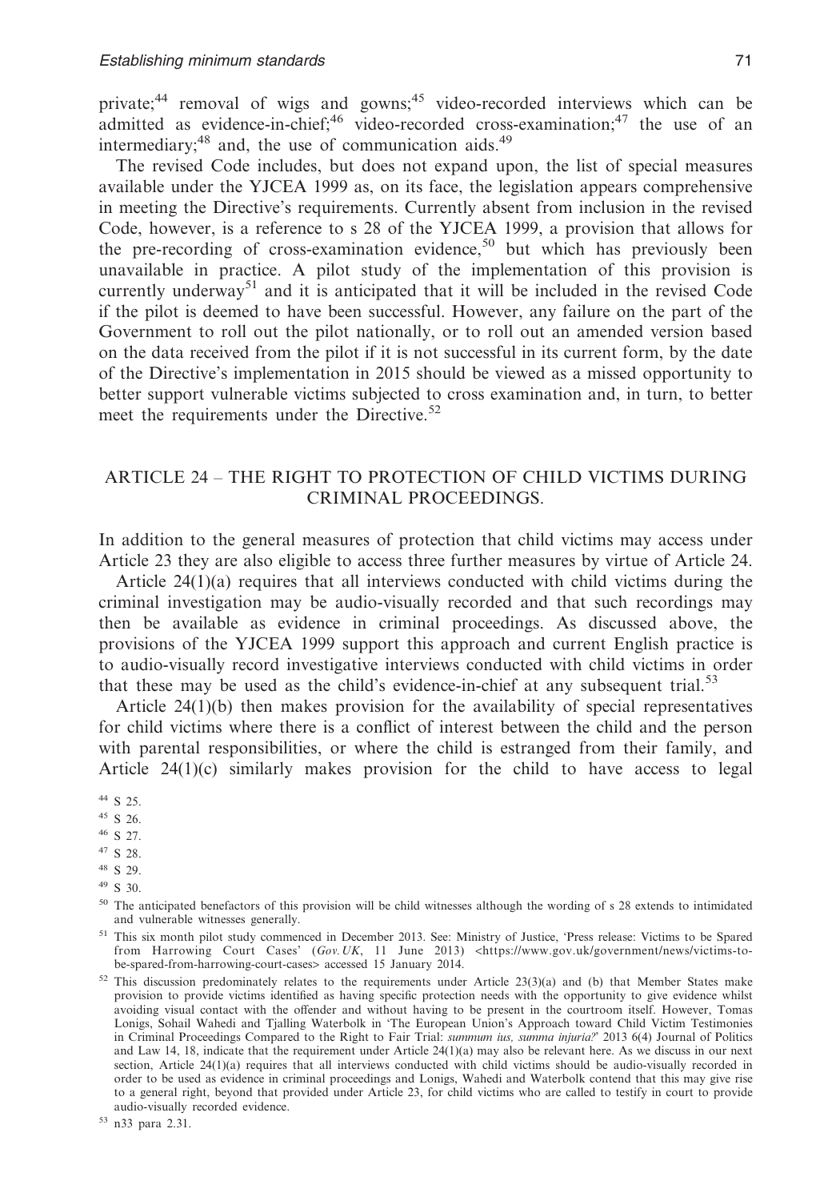private;[44] removal of wigs and gowns;[45] video-recorded interviews which can be admitted as evidence-in-chief;[46] video-recorded cross-examination;[47] the use of an intermediary;[48] and, the use of communication aids.[49]

The revised Code includes, but does not expand upon, the list of special measures available under the YJCEA 1999 as, on its face, the legislation appears comprehensive in meeting the Directive's requirements. Currently absent from inclusion in the revised Code, however, is a reference to s 28 of the YJCEA 1999, a provision that allows for the pre-recording of cross-examination evidence,[50] but which has previously been unavailable in practice. A pilot study of the implementation of this provision is currently underway[51] and it is anticipated that it will be included in the revised Code if the pilot is deemed to have been successful. However, any failure on the part of the Government to roll out the pilot nationally, or to roll out an amended version based on the data received from the pilot if it is not successful in its current form, by the date of the Directive's implementation in 2015 should be viewed as a missed opportunity to better support vulnerable victims subjected to cross examination and, in turn, to better meet the requirements under the Directive.[52]

## ARTICLE 24 – THE RIGHT TO PROTECTION OF CHILD VICTIMS DURING CRIMINAL PROCEEDINGS.

In addition to the general measures of protection that child victims may access under Article 23 they are also eligible to access three further measures by virtue of Article 24.

Article 24(1)(a) requires that all interviews conducted with child victims during the criminal investigation may be audio-visually recorded and that such recordings may then be available as evidence in criminal proceedings. As discussed above, the provisions of the YJCEA 1999 support this approach and current English practice is to audio-visually record investigative interviews conducted with child victims in order that these may be used as the child's evidence-in-chief at any subsequent trial.[53]

Article 24(1)(b) then makes provision for the availability of special representatives for child victims where there is a conflict of interest between the child and the person with parental responsibilities, or where the child is estranged from their family, and Article 24(1)(c) similarly makes provision for the child to have access to legal

---

[44] S 25.

[45] S 26.

[46] S 27.

[47] S 28.

[48] S 29.

[49] S 30.

[50] The anticipated benefactors of this provision will be child witnesses although the wording of s 28 extends to intimidated and vulnerable witnesses generally.

[51] This six month pilot study commenced in December 2013. See: Ministry of Justice, 'Press release: Victims to be Spared from Harrowing Court Cases' (*Gov.UK*, 11 June 2013) <https://www.gov.uk/government/news/victims-to-be-spared-from-harrowing-court-cases> accessed 15 January 2014.

[52] This discussion predominately relates to the requirements under Article 23(3)(a) and (b) that Member States make provision to provide victims identified as having specific protection needs with the opportunity to give evidence whilst avoiding visual contact with the offender and without having to be present in the courtroom itself. However, Tomas Lonigs, Sohail Wahedi and Tjalling Waterbolk in 'The European Union's Approach toward Child Victim Testimonies in Criminal Proceedings Compared to the Right to Fair Trial: *summum ius, summa injuria?*' 2013 6(4) Journal of Politics and Law 14, 18, indicate that the requirement under Article 24(1)(a) may also be relevant here. As we discuss in our next section, Article 24(1)(a) requires that all interviews conducted with child victims should be audio-visually recorded in order to be used as evidence in criminal proceedings and Lonigs, Wahedi and Waterbolk contend that this may give rise to a general right, beyond that provided under Article 23, for child victims who are called to testify in court to provide audio-visually recorded evidence.

[53] n33 para 2.31.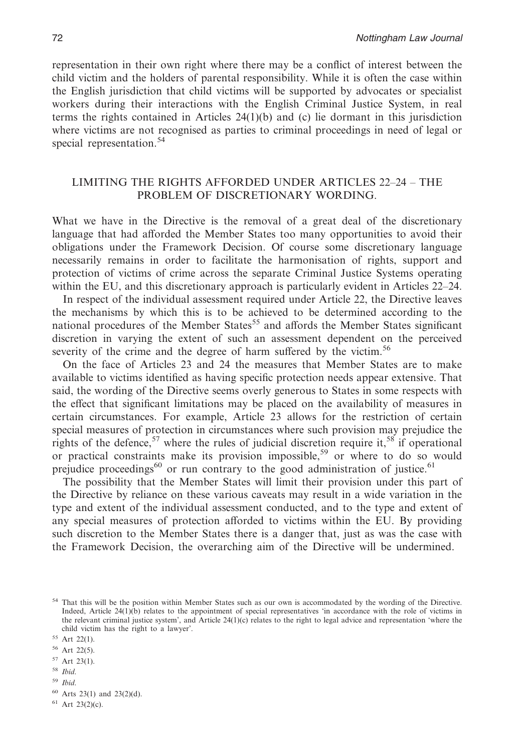representation in their own right where there may be a conflict of interest between the child victim and the holders of parental responsibility. While it is often the case within the English jurisdiction that child victims will be supported by advocates or specialist workers during their interactions with the English Criminal Justice System, in real terms the rights contained in Articles 24(1)(b) and (c) lie dormant in this jurisdiction where victims are not recognised as parties to criminal proceedings in need of legal or special representation.[54]

## LIMITING THE RIGHTS AFFORDED UNDER ARTICLES 22–24 – THE PROBLEM OF DISCRETIONARY WORDING.

What we have in the Directive is the removal of a great deal of the discretionary language that had afforded the Member States too many opportunities to avoid their obligations under the Framework Decision. Of course some discretionary language necessarily remains in order to facilitate the harmonisation of rights, support and protection of victims of crime across the separate Criminal Justice Systems operating within the EU, and this discretionary approach is particularly evident in Articles 22–24.

In respect of the individual assessment required under Article 22, the Directive leaves the mechanisms by which this is to be achieved to be determined according to the national procedures of the Member States[55] and affords the Member States significant discretion in varying the extent of such an assessment dependent on the perceived severity of the crime and the degree of harm suffered by the victim.[56]

On the face of Articles 23 and 24 the measures that Member States are to make available to victims identified as having specific protection needs appear extensive. That said, the wording of the Directive seems overly generous to States in some respects with the effect that significant limitations may be placed on the availability of measures in certain circumstances. For example, Article 23 allows for the restriction of certain special measures of protection in circumstances where such provision may prejudice the rights of the defence,[57] where the rules of judicial discretion require it,[58] if operational or practical constraints make its provision impossible,[59] or where to do so would prejudice proceedings[60] or run contrary to the good administration of justice.[61]

The possibility that the Member States will limit their provision under this part of the Directive by reliance on these various caveats may result in a wide variation in the type and extent of the individual assessment conducted, and to the type and extent of any special measures of protection afforded to victims within the EU. By providing such discretion to the Member States there is a danger that, just as was the case with the Framework Decision, the overarching aim of the Directive will be undermined.

---

[54] That this will be the position within Member States such as our own is accommodated by the wording of the Directive. Indeed, Article 24(1)(b) relates to the appointment of special representatives 'in accordance with the role of victims in the relevant criminal justice system', and Article 24(1)(c) relates to the right to legal advice and representation 'where the child victim has the right to a lawyer'.

[55] Art 22(1).

[56] Art 22(5).

[57] Art 23(1).

[58] *Ibid*.

[59] *Ibid*.

[60] Arts 23(1) and 23(2)(d).

[61] Art 23(2)(c).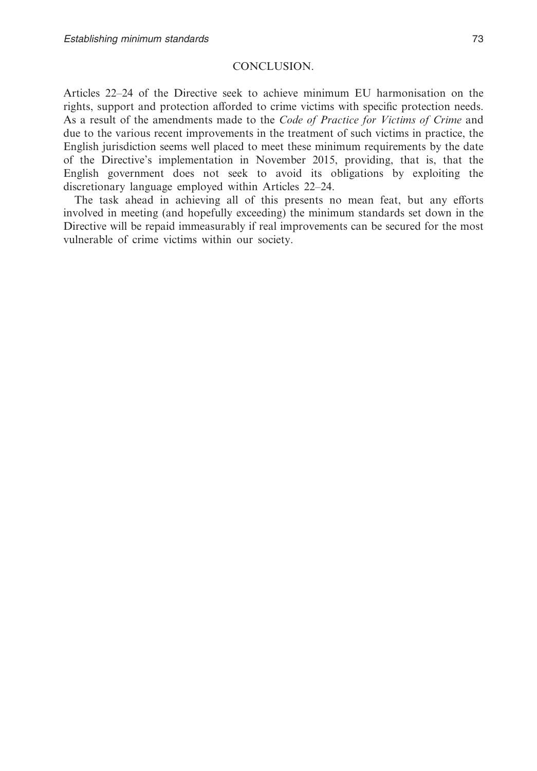## CONCLUSION.

Articles 22–24 of the Directive seek to achieve minimum EU harmonisation on the rights, support and protection afforded to crime victims with specific protection needs. As a result of the amendments made to the *Code of Practice for Victims of Crime* and due to the various recent improvements in the treatment of such victims in practice, the English jurisdiction seems well placed to meet these minimum requirements by the date of the Directive's implementation in November 2015, providing, that is, that the English government does not seek to avoid its obligations by exploiting the discretionary language employed within Articles 22–24.

The task ahead in achieving all of this presents no mean feat, but any efforts involved in meeting (and hopefully exceeding) the minimum standards set down in the Directive will be repaid immeasurably if real improvements can be secured for the most vulnerable of crime victims within our society.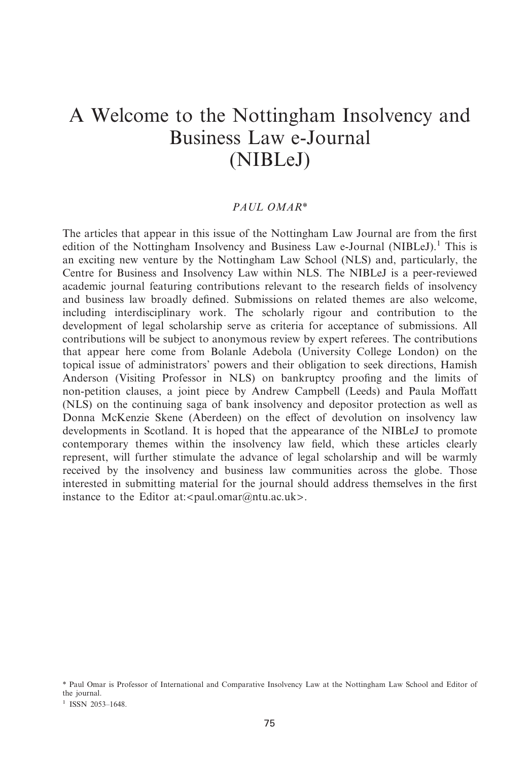# A Welcome to the Nottingham Insolvency and Business Law e-Journal (NIBLeJ)

*PAUL OMAR**

The articles that appear in this issue of the Nottingham Law Journal are from the first edition of the Nottingham Insolvency and Business Law e-Journal (NIBLeJ).[1] This is an exciting new venture by the Nottingham Law School (NLS) and, particularly, the Centre for Business and Insolvency Law within NLS. The NIBLeJ is a peer-reviewed academic journal featuring contributions relevant to the research fields of insolvency and business law broadly defined. Submissions on related themes are also welcome, including interdisciplinary work. The scholarly rigour and contribution to the development of legal scholarship serve as criteria for acceptance of submissions. All contributions will be subject to anonymous review by expert referees. The contributions that appear here come from Bolanle Adebola (University College London) on the topical issue of administrators' powers and their obligation to seek directions, Hamish Anderson (Visiting Professor in NLS) on bankruptcy proofing and the limits of non-petition clauses, a joint piece by Andrew Campbell (Leeds) and Paula Moffatt (NLS) on the continuing saga of bank insolvency and depositor protection as well as Donna McKenzie Skene (Aberdeen) on the effect of devolution on insolvency law developments in Scotland. It is hoped that the appearance of the NIBLeJ to promote contemporary themes within the insolvency law field, which these articles clearly represent, will further stimulate the advance of legal scholarship and will be warmly received by the insolvency and business law communities across the globe. Those interested in submitting material for the journal should address themselves in the first instance to the Editor at:<paul.omar@ntu.ac.uk>.

\* Paul Omar is Professor of International and Comparative Insolvency Law at the Nottingham Law School and Editor of the journal.

[1] ISSN 2053–1648.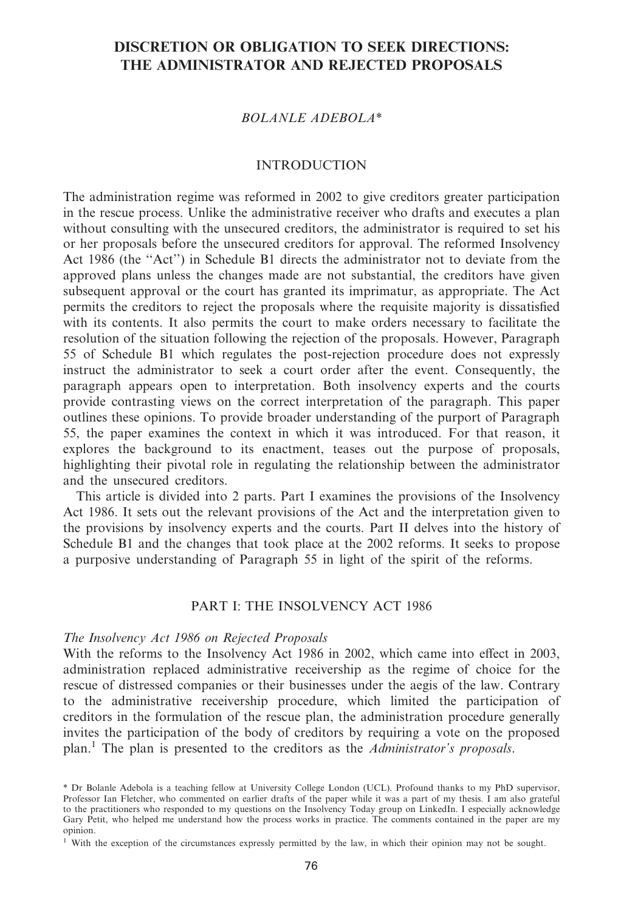# DISCRETION OR OBLIGATION TO SEEK DIRECTIONS: THE ADMINISTRATOR AND REJECTED PROPOSALS

*BOLANLE ADEBOLA**

## INTRODUCTION

The administration regime was reformed in 2002 to give creditors greater participation in the rescue process. Unlike the administrative receiver who drafts and executes a plan without consulting with the unsecured creditors, the administrator is required to set his or her proposals before the unsecured creditors for approval. The reformed Insolvency Act 1986 (the "Act") in Schedule B1 directs the administrator not to deviate from the approved plans unless the changes made are not substantial, the creditors have given subsequent approval or the court has granted its imprimatur, as appropriate. The Act permits the creditors to reject the proposals where the requisite majority is dissatisfied with its contents. It also permits the court to make orders necessary to facilitate the resolution of the situation following the rejection of the proposals. However, Paragraph 55 of Schedule B1 which regulates the post-rejection procedure does not expressly instruct the administrator to seek a court order after the event. Consequently, the paragraph appears open to interpretation. Both insolvency experts and the courts provide contrasting views on the correct interpretation of the paragraph. This paper outlines these opinions. To provide broader understanding of the purport of Paragraph 55, the paper examines the context in which it was introduced. For that reason, it explores the background to its enactment, teases out the purpose of proposals, highlighting their pivotal role in regulating the relationship between the administrator and the unsecured creditors.

This article is divided into 2 parts. Part I examines the provisions of the Insolvency Act 1986. It sets out the relevant provisions of the Act and the interpretation given to the provisions by insolvency experts and the courts. Part II delves into the history of Schedule B1 and the changes that took place at the 2002 reforms. It seeks to propose a purposive understanding of Paragraph 55 in light of the spirit of the reforms.

## PART I: THE INSOLVENCY ACT 1986

### *The Insolvency Act 1986 on Rejected Proposals*

With the reforms to the Insolvency Act 1986 in 2002, which came into effect in 2003, administration replaced administrative receivership as the regime of choice for the rescue of distressed companies or their businesses under the aegis of the law. Contrary to the administrative receivership procedure, which limited the participation of creditors in the formulation of the rescue plan, the administration procedure generally invites the participation of the body of creditors by requiring a vote on the proposed plan.[1] The plan is presented to the creditors as the *Administrator's proposals*.

\* Dr Bolanle Adebola is a teaching fellow at University College London (UCL). Profound thanks to my PhD supervisor, Professor Ian Fletcher, who commented on earlier drafts of the paper while it was a part of my thesis. I am also grateful to the practitioners who responded to my questions on the Insolvency Today group on LinkedIn. I especially acknowledge Gary Petit, who helped me understand how the process works in practice. The comments contained in the paper are my opinion.

[1] With the exception of the circumstances expressly permitted by the law, in which their opinion may not be sought.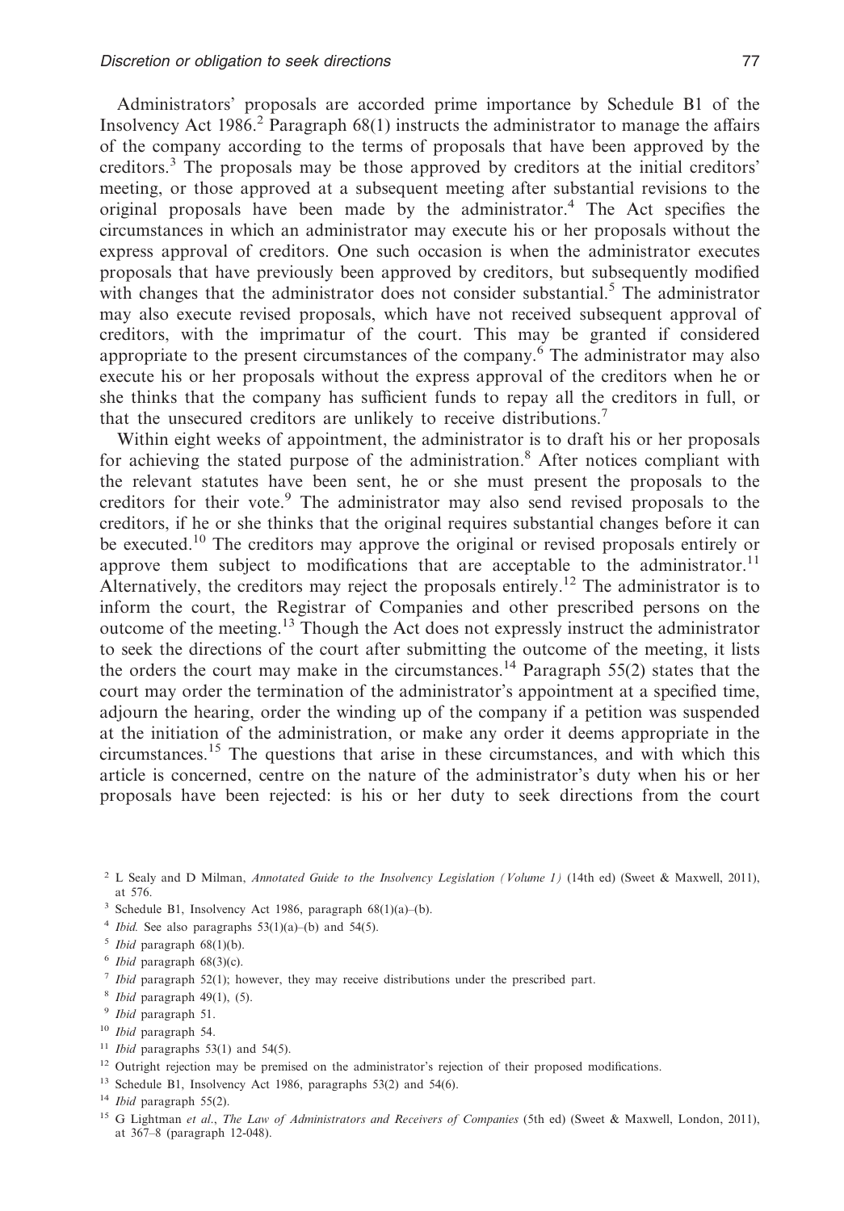Administrators' proposals are accorded prime importance by Schedule B1 of the Insolvency Act 1986.[2] Paragraph 68(1) instructs the administrator to manage the affairs of the company according to the terms of proposals that have been approved by the creditors.[3] The proposals may be those approved by creditors at the initial creditors' meeting, or those approved at a subsequent meeting after substantial revisions to the original proposals have been made by the administrator.[4] The Act specifies the circumstances in which an administrator may execute his or her proposals without the express approval of creditors. One such occasion is when the administrator executes proposals that have previously been approved by creditors, but subsequently modified with changes that the administrator does not consider substantial.[5] The administrator may also execute revised proposals, which have not received subsequent approval of creditors, with the imprimatur of the court. This may be granted if considered appropriate to the present circumstances of the company.[6] The administrator may also execute his or her proposals without the express approval of the creditors when he or she thinks that the company has sufficient funds to repay all the creditors in full, or that the unsecured creditors are unlikely to receive distributions.[7]

Within eight weeks of appointment, the administrator is to draft his or her proposals for achieving the stated purpose of the administration.[8] After notices compliant with the relevant statutes have been sent, he or she must present the proposals to the creditors for their vote.[9] The administrator may also send revised proposals to the creditors, if he or she thinks that the original requires substantial changes before it can be executed.[10] The creditors may approve the original or revised proposals entirely or approve them subject to modifications that are acceptable to the administrator.[11] Alternatively, the creditors may reject the proposals entirely.[12] The administrator is to inform the court, the Registrar of Companies and other prescribed persons on the outcome of the meeting.[13] Though the Act does not expressly instruct the administrator to seek the directions of the court after submitting the outcome of the meeting, it lists the orders the court may make in the circumstances.[14] Paragraph 55(2) states that the court may order the termination of the administrator's appointment at a specified time, adjourn the hearing, order the winding up of the company if a petition was suspended at the initiation of the administration, or make any order it deems appropriate in the circumstances.[15] The questions that arise in these circumstances, and with which this article is concerned, centre on the nature of the administrator's duty when his or her proposals have been rejected: is his or her duty to seek directions from the court

[2] L Sealy and D Milman, *Annotated Guide to the Insolvency Legislation (Volume 1)* (14th ed) (Sweet & Maxwell, 2011), at 576.

[3] Schedule B1, Insolvency Act 1986, paragraph 68(1)(a)–(b).

[4] *Ibid.* See also paragraphs 53(1)(a)–(b) and 54(5).

[5] *Ibid* paragraph 68(1)(b).

[6] *Ibid* paragraph 68(3)(c).

[7] *Ibid* paragraph 52(1); however, they may receive distributions under the prescribed part.

[8] *Ibid* paragraph 49(1), (5).

[9] *Ibid* paragraph 51.

[10] *Ibid* paragraph 54.

[11] *Ibid* paragraphs 53(1) and 54(5).

[12] Outright rejection may be premised on the administrator's rejection of their proposed modifications.

[13] Schedule B1, Insolvency Act 1986, paragraphs 53(2) and 54(6).

[14] *Ibid* paragraph 55(2).

[15] G Lightman *et al.*, *The Law of Administrators and Receivers of Companies* (5th ed) (Sweet & Maxwell, London, 2011), at 367–8 (paragraph 12-048).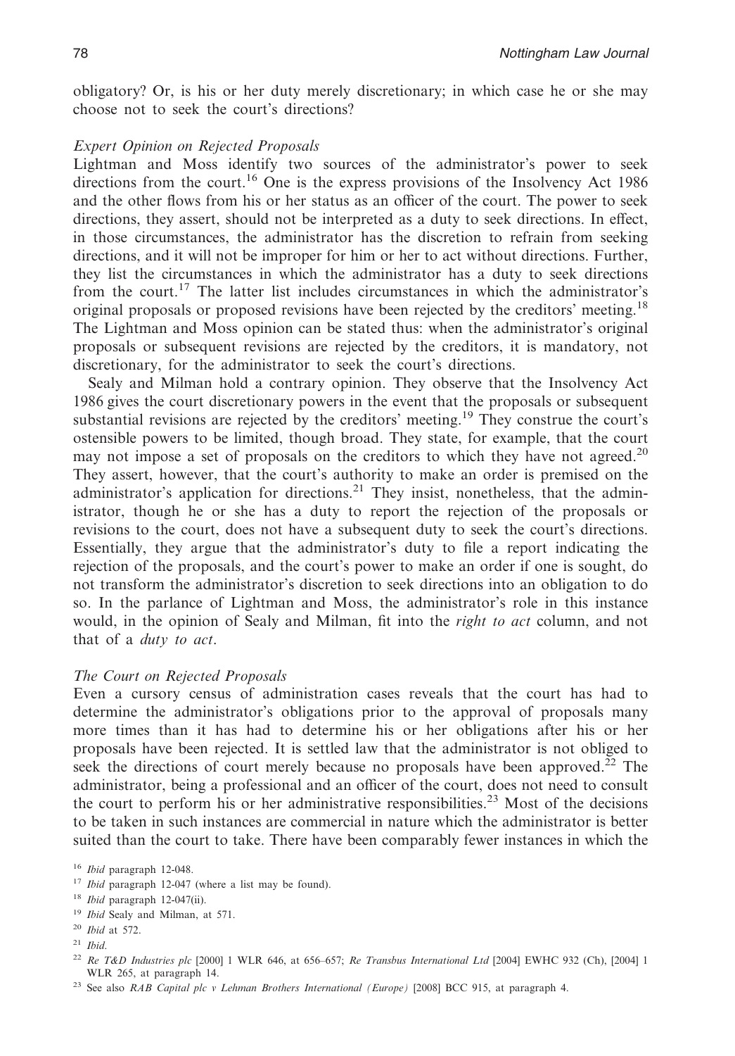obligatory? Or, is his or her duty merely discretionary; in which case he or she may choose not to seek the court's directions?

### *Expert Opinion on Rejected Proposals*

Lightman and Moss identify two sources of the administrator's power to seek directions from the court.[16] One is the express provisions of the Insolvency Act 1986 and the other flows from his or her status as an officer of the court. The power to seek directions, they assert, should not be interpreted as a duty to seek directions. In effect, in those circumstances, the administrator has the discretion to refrain from seeking directions, and it will not be improper for him or her to act without directions. Further, they list the circumstances in which the administrator has a duty to seek directions from the court.[17] The latter list includes circumstances in which the administrator's original proposals or proposed revisions have been rejected by the creditors' meeting.[18] The Lightman and Moss opinion can be stated thus: when the administrator's original proposals or subsequent revisions are rejected by the creditors, it is mandatory, not discretionary, for the administrator to seek the court's directions.

Sealy and Milman hold a contrary opinion. They observe that the Insolvency Act 1986 gives the court discretionary powers in the event that the proposals or subsequent substantial revisions are rejected by the creditors' meeting.[19] They construe the court's ostensible powers to be limited, though broad. They state, for example, that the court may not impose a set of proposals on the creditors to which they have not agreed.[20] They assert, however, that the court's authority to make an order is premised on the administrator's application for directions.[21] They insist, nonetheless, that the administrator, though he or she has a duty to report the rejection of the proposals or revisions to the court, does not have a subsequent duty to seek the court's directions. Essentially, they argue that the administrator's duty to file a report indicating the rejection of the proposals, and the court's power to make an order if one is sought, do not transform the administrator's discretion to seek directions into an obligation to do so. In the parlance of Lightman and Moss, the administrator's role in this instance would, in the opinion of Sealy and Milman, fit into the *right to act* column, and not that of a *duty to act*.

### *The Court on Rejected Proposals*

Even a cursory census of administration cases reveals that the court has had to determine the administrator's obligations prior to the approval of proposals many more times than it has had to determine his or her obligations after his or her proposals have been rejected. It is settled law that the administrator is not obliged to seek the directions of court merely because no proposals have been approved.[22] The administrator, being a professional and an officer of the court, does not need to consult the court to perform his or her administrative responsibilities.[23] Most of the decisions to be taken in such instances are commercial in nature which the administrator is better suited than the court to take. There have been comparably fewer instances in which the

---

[16] *Ibid* paragraph 12-048.

[17] *Ibid* paragraph 12-047 (where a list may be found).

[18] *Ibid* paragraph 12-047(ii).

[19] *Ibid* Sealy and Milman, at 571.

[20] *Ibid* at 572.

[21] *Ibid*.

[22] *Re T&D Industries plc* [2000] 1 WLR 646, at 656–657; *Re Transbus International Ltd* [2004] EWHC 932 (Ch), [2004] 1 WLR 265, at paragraph 14.

[23] See also *RAB Capital plc v Lehman Brothers International (Europe)* [2008] BCC 915, at paragraph 4.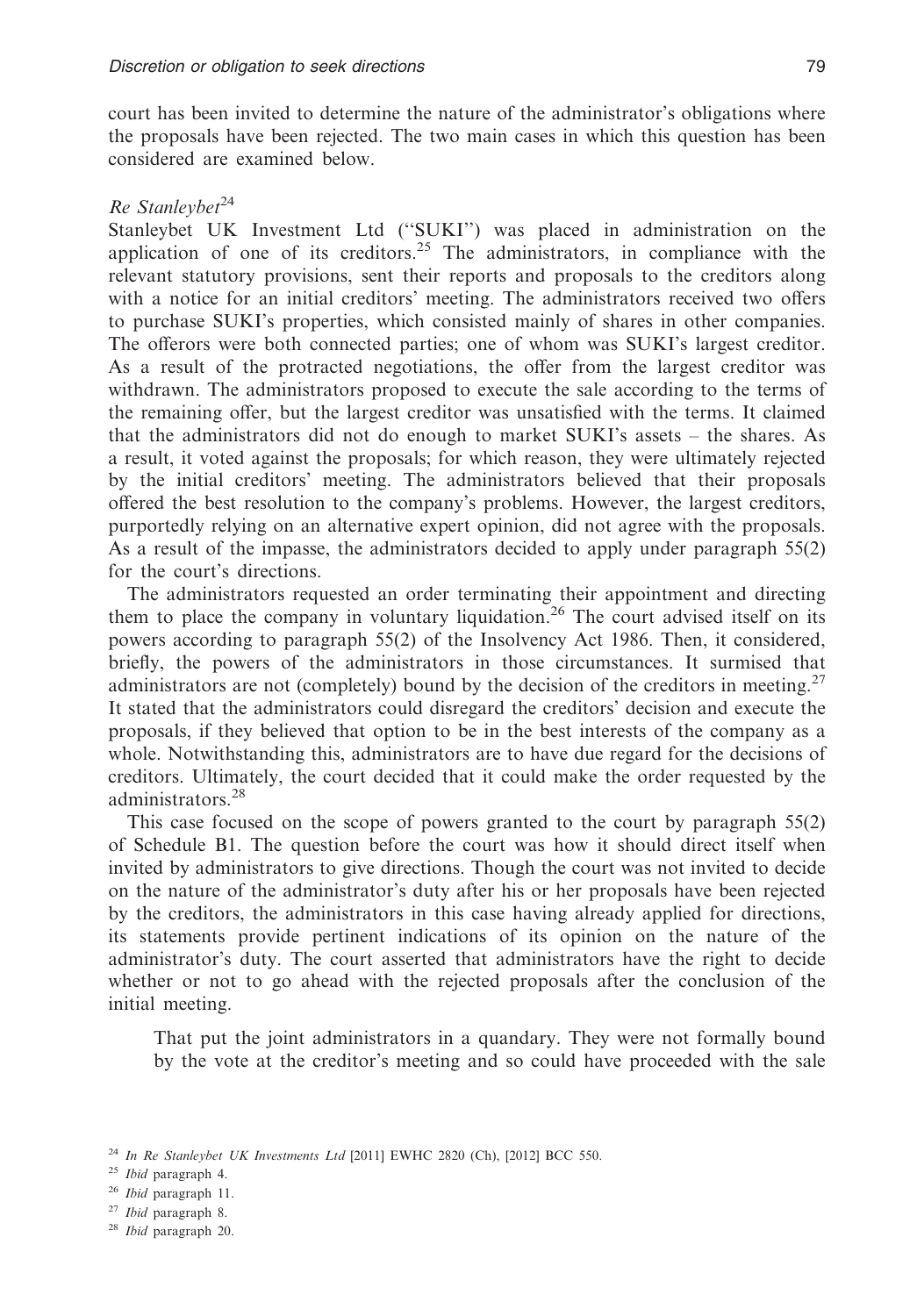court has been invited to determine the nature of the administrator's obligations where the proposals have been rejected. The two main cases in which this question has been considered are examined below.

### *Re Stanleybet*[24]

Stanleybet UK Investment Ltd ("SUKI") was placed in administration on the application of one of its creditors.[25] The administrators, in compliance with the relevant statutory provisions, sent their reports and proposals to the creditors along with a notice for an initial creditors' meeting. The administrators received two offers to purchase SUKI's properties, which consisted mainly of shares in other companies. The offerors were both connected parties; one of whom was SUKI's largest creditor. As a result of the protracted negotiations, the offer from the largest creditor was withdrawn. The administrators proposed to execute the sale according to the terms of the remaining offer, but the largest creditor was unsatisfied with the terms. It claimed that the administrators did not do enough to market SUKI's assets – the shares. As a result, it voted against the proposals; for which reason, they were ultimately rejected by the initial creditors' meeting. The administrators believed that their proposals offered the best resolution to the company's problems. However, the largest creditors, purportedly relying on an alternative expert opinion, did not agree with the proposals. As a result of the impasse, the administrators decided to apply under paragraph 55(2) for the court's directions.

The administrators requested an order terminating their appointment and directing them to place the company in voluntary liquidation.[26] The court advised itself on its powers according to paragraph 55(2) of the Insolvency Act 1986. Then, it considered, briefly, the powers of the administrators in those circumstances. It surmised that administrators are not (completely) bound by the decision of the creditors in meeting.[27] It stated that the administrators could disregard the creditors' decision and execute the proposals, if they believed that option to be in the best interests of the company as a whole. Notwithstanding this, administrators are to have due regard for the decisions of creditors. Ultimately, the court decided that it could make the order requested by the administrators.[28]

This case focused on the scope of powers granted to the court by paragraph 55(2) of Schedule B1. The question before the court was how it should direct itself when invited by administrators to give directions. Though the court was not invited to decide on the nature of the administrator's duty after his or her proposals have been rejected by the creditors, the administrators in this case having already applied for directions, its statements provide pertinent indications of its opinion on the nature of the administrator's duty. The court asserted that administrators have the right to decide whether or not to go ahead with the rejected proposals after the conclusion of the initial meeting.

> That put the joint administrators in a quandary. They were not formally bound by the vote at the creditor's meeting and so could have proceeded with the sale

---

[24] *In Re Stanleybet UK Investments Ltd* [2011] EWHC 2820 (Ch), [2012] BCC 550.

[25] *Ibid* paragraph 4.

[26] *Ibid* paragraph 11.

[27] *Ibid* paragraph 8.

[28] *Ibid* paragraph 20.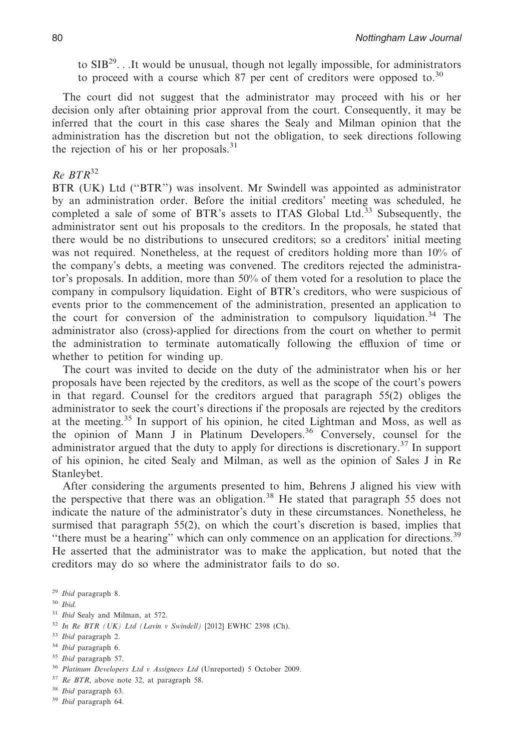to SIB[29]. . .It would be unusual, though not legally impossible, for administrators to proceed with a course which 87 per cent of creditors were opposed to.[30]

The court did not suggest that the administrator may proceed with his or her decision only after obtaining prior approval from the court. Consequently, it may be inferred that the court in this case shares the Sealy and Milman opinion that the administration has the discretion but not the obligation, to seek directions following the rejection of his or her proposals.[31]

### *Re BTR*[32]

BTR (UK) Ltd ("BTR") was insolvent. Mr Swindell was appointed as administrator by an administration order. Before the initial creditors' meeting was scheduled, he completed a sale of some of BTR's assets to ITAS Global Ltd.[33] Subsequently, the administrator sent out his proposals to the creditors. In the proposals, he stated that there would be no distributions to unsecured creditors; so a creditors' initial meeting was not required. Nonetheless, at the request of creditors holding more than 10% of the company's debts, a meeting was convened. The creditors rejected the administrator's proposals. In addition, more than 50% of them voted for a resolution to place the company in compulsory liquidation. Eight of BTR's creditors, who were suspicious of events prior to the commencement of the administration, presented an application to the court for conversion of the administration to compulsory liquidation.[34] The administrator also (cross)-applied for directions from the court on whether to permit the administration to terminate automatically following the effluxion of time or whether to petition for winding up.

The court was invited to decide on the duty of the administrator when his or her proposals have been rejected by the creditors, as well as the scope of the court's powers in that regard. Counsel for the creditors argued that paragraph 55(2) obliges the administrator to seek the court's directions if the proposals are rejected by the creditors at the meeting.[35] In support of his opinion, he cited Lightman and Moss, as well as the opinion of Mann J in Platinum Developers.[36] Conversely, counsel for the administrator argued that the duty to apply for directions is discretionary.[37] In support of his opinion, he cited Sealy and Milman, as well as the opinion of Sales J in Re Stanleybet.

After considering the arguments presented to him, Behrens J aligned his view with the perspective that there was an obligation.[38] He stated that paragraph 55 does not indicate the nature of the administrator's duty in these circumstances. Nonetheless, he surmised that paragraph 55(2), on which the court's discretion is based, implies that "there must be a hearing" which can only commence on an application for directions.[39] He asserted that the administrator was to make the application, but noted that the creditors may do so where the administrator fails to do so.

---

[29] *Ibid* paragraph 8.

[30] *Ibid*.

[31] *Ibid* Sealy and Milman, at 572.

[32] *In Re BTR (UK) Ltd (Lavin v Swindell)* [2012] EWHC 2398 (Ch).

[33] *Ibid* paragraph 2.

[34] *Ibid* paragraph 6.

[35] *Ibid* paragraph 57.

[36] *Platinum Developers Ltd v Assignees Ltd* (Unreported) 5 October 2009.

[37] *Re BTR*, above note 32, at paragraph 58.

[38] *Ibid* paragraph 63.

[39] *Ibid* paragraph 64.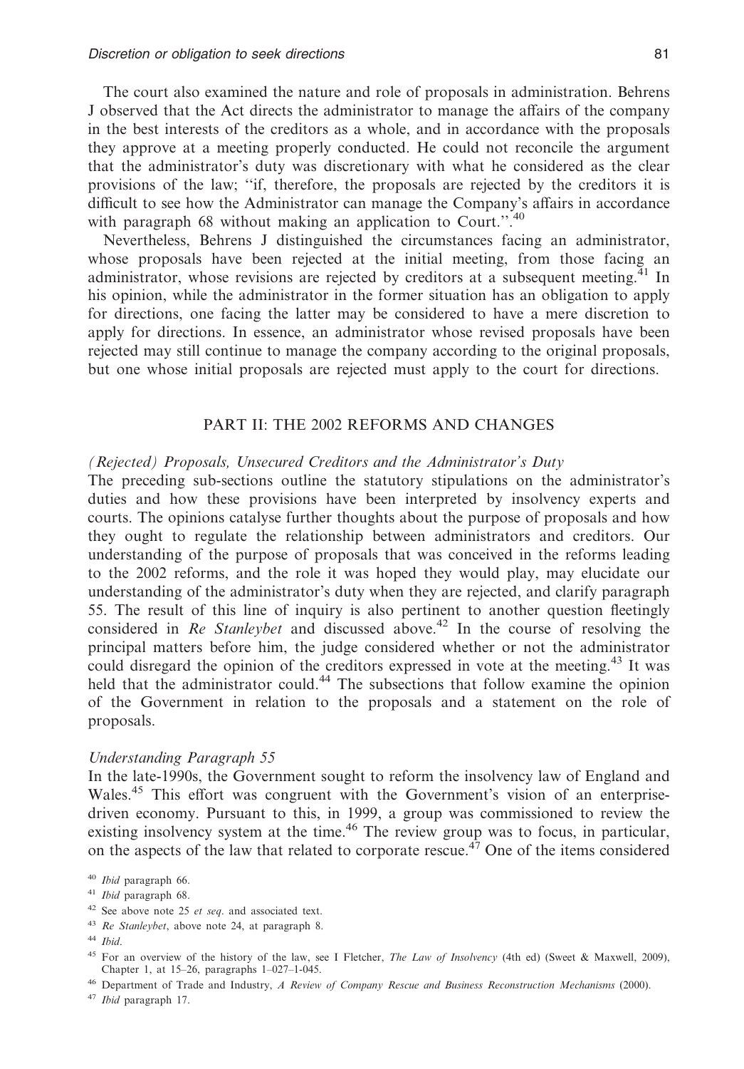The court also examined the nature and role of proposals in administration. Behrens J observed that the Act directs the administrator to manage the affairs of the company in the best interests of the creditors as a whole, and in accordance with the proposals they approve at a meeting properly conducted. He could not reconcile the argument that the administrator's duty was discretionary with what he considered as the clear provisions of the law; "if, therefore, the proposals are rejected by the creditors it is difficult to see how the Administrator can manage the Company's affairs in accordance with paragraph 68 without making an application to Court.".[40]

Nevertheless, Behrens J distinguished the circumstances facing an administrator, whose proposals have been rejected at the initial meeting, from those facing an administrator, whose revisions are rejected by creditors at a subsequent meeting.[41] In his opinion, while the administrator in the former situation has an obligation to apply for directions, one facing the latter may be considered to have a mere discretion to apply for directions. In essence, an administrator whose revised proposals have been rejected may still continue to manage the company according to the original proposals, but one whose initial proposals are rejected must apply to the court for directions.

## PART II: THE 2002 REFORMS AND CHANGES

### *(Rejected) Proposals, Unsecured Creditors and the Administrator's Duty*

The preceding sub-sections outline the statutory stipulations on the administrator's duties and how these provisions have been interpreted by insolvency experts and courts. The opinions catalyse further thoughts about the purpose of proposals and how they ought to regulate the relationship between administrators and creditors. Our understanding of the purpose of proposals that was conceived in the reforms leading to the 2002 reforms, and the role it was hoped they would play, may elucidate our understanding of the administrator's duty when they are rejected, and clarify paragraph 55. The result of this line of inquiry is also pertinent to another question fleetingly considered in *Re Stanleybet* and discussed above.[42] In the course of resolving the principal matters before him, the judge considered whether or not the administrator could disregard the opinion of the creditors expressed in vote at the meeting.[43] It was held that the administrator could.[44] The subsections that follow examine the opinion of the Government in relation to the proposals and a statement on the role of proposals.

### *Understanding Paragraph 55*

In the late-1990s, the Government sought to reform the insolvency law of England and Wales.[45] This effort was congruent with the Government's vision of an enterprise-driven economy. Pursuant to this, in 1999, a group was commissioned to review the existing insolvency system at the time.[46] The review group was to focus, in particular, on the aspects of the law that related to corporate rescue.[47] One of the items considered

[40] *Ibid* paragraph 66.

[41] *Ibid* paragraph 68.

[42] See above note 25 *et seq*. and associated text.

[43] *Re Stanleybet*, above note 24, at paragraph 8.

[44] *Ibid*.

[45] For an overview of the history of the law, see I Fletcher, *The Law of Insolvency* (4th ed) (Sweet & Maxwell, 2009), Chapter 1, at 15–26, paragraphs 1–027–1-045.

[46] Department of Trade and Industry, *A Review of Company Rescue and Business Reconstruction Mechanisms* (2000).

[47] *Ibid* paragraph 17.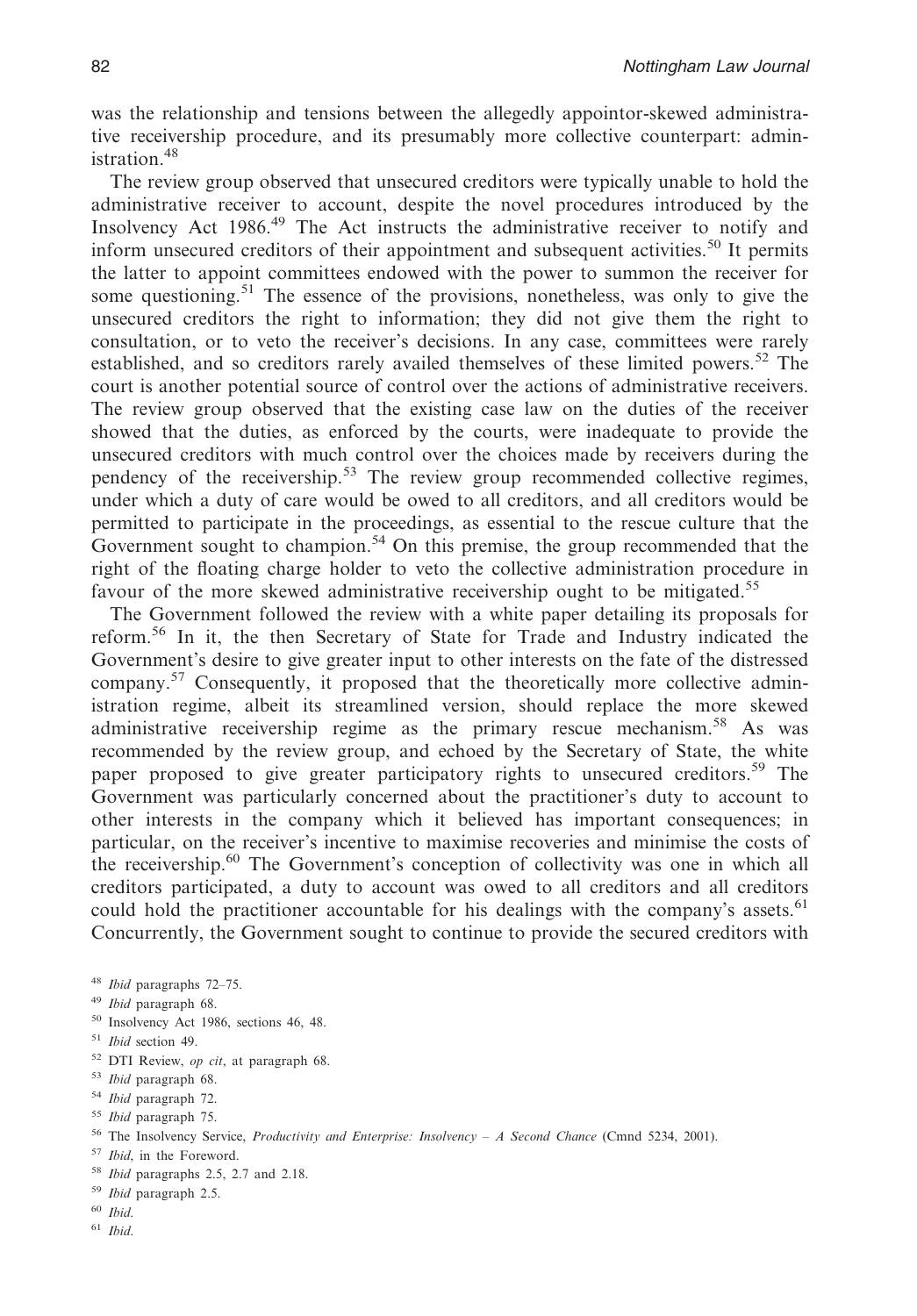was the relationship and tensions between the allegedly appointor-skewed administrative receivership procedure, and its presumably more collective counterpart: administration.[48]

The review group observed that unsecured creditors were typically unable to hold the administrative receiver to account, despite the novel procedures introduced by the Insolvency Act 1986.[49] The Act instructs the administrative receiver to notify and inform unsecured creditors of their appointment and subsequent activities.[50] It permits the latter to appoint committees endowed with the power to summon the receiver for some questioning.[51] The essence of the provisions, nonetheless, was only to give the unsecured creditors the right to information; they did not give them the right to consultation, or to veto the receiver's decisions. In any case, committees were rarely established, and so creditors rarely availed themselves of these limited powers.[52] The court is another potential source of control over the actions of administrative receivers. The review group observed that the existing case law on the duties of the receiver showed that the duties, as enforced by the courts, were inadequate to provide the unsecured creditors with much control over the choices made by receivers during the pendency of the receivership.[53] The review group recommended collective regimes, under which a duty of care would be owed to all creditors, and all creditors would be permitted to participate in the proceedings, as essential to the rescue culture that the Government sought to champion.[54] On this premise, the group recommended that the right of the floating charge holder to veto the collective administration procedure in favour of the more skewed administrative receivership ought to be mitigated.[55]

The Government followed the review with a white paper detailing its proposals for reform.[56] In it, the then Secretary of State for Trade and Industry indicated the Government's desire to give greater input to other interests on the fate of the distressed company.[57] Consequently, it proposed that the theoretically more collective administration regime, albeit its streamlined version, should replace the more skewed administrative receivership regime as the primary rescue mechanism.[58] As was recommended by the review group, and echoed by the Secretary of State, the white paper proposed to give greater participatory rights to unsecured creditors.[59] The Government was particularly concerned about the practitioner's duty to account to other interests in the company which it believed has important consequences; in particular, on the receiver's incentive to maximise recoveries and minimise the costs of the receivership.[60] The Government's conception of collectivity was one in which all creditors participated, a duty to account was owed to all creditors and all creditors could hold the practitioner accountable for his dealings with the company's assets.[61] Concurrently, the Government sought to continue to provide the secured creditors with

[48] *Ibid* paragraphs 72–75.

[49] *Ibid* paragraph 68.

[50] Insolvency Act 1986, sections 46, 48.

[51] *Ibid* section 49.

[52] DTI Review, *op cit*, at paragraph 68.

[53] *Ibid* paragraph 68.

[54] *Ibid* paragraph 72.

[55] *Ibid* paragraph 75.

[56] The Insolvency Service, *Productivity and Enterprise: Insolvency – A Second Chance* (Cmnd 5234, 2001).

[57] *Ibid*, in the Foreword.

[58] *Ibid* paragraphs 2.5, 2.7 and 2.18.

[59] *Ibid* paragraph 2.5.

[60] *Ibid*.

[61] *Ibid*.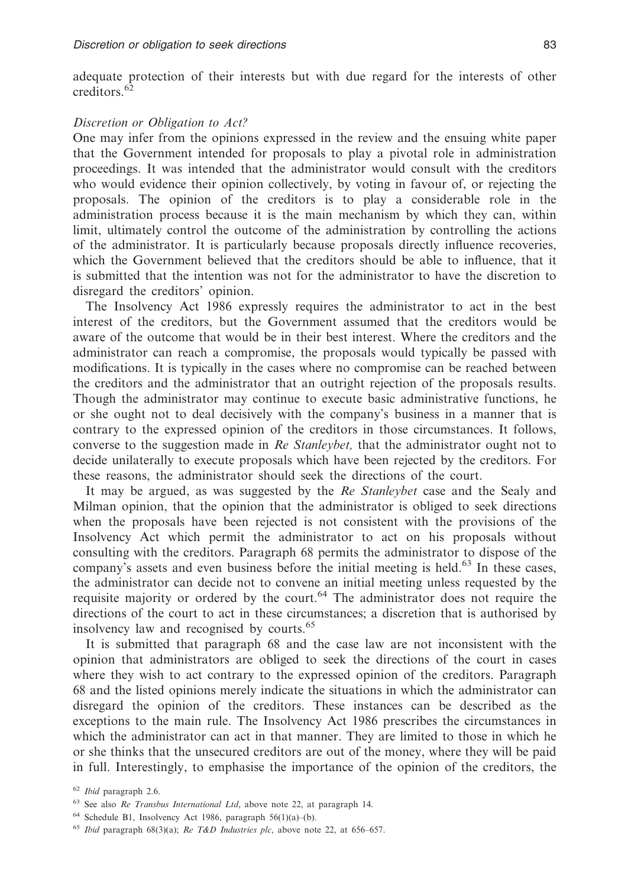adequate protection of their interests but with due regard for the interests of other creditors.[62]

*Discretion or Obligation to Act?*

One may infer from the opinions expressed in the review and the ensuing white paper that the Government intended for proposals to play a pivotal role in administration proceedings. It was intended that the administrator would consult with the creditors who would evidence their opinion collectively, by voting in favour of, or rejecting the proposals. The opinion of the creditors is to play a considerable role in the administration process because it is the main mechanism by which they can, within limit, ultimately control the outcome of the administration by controlling the actions of the administrator. It is particularly because proposals directly influence recoveries, which the Government believed that the creditors should be able to influence, that it is submitted that the intention was not for the administrator to have the discretion to disregard the creditors' opinion.

The Insolvency Act 1986 expressly requires the administrator to act in the best interest of the creditors, but the Government assumed that the creditors would be aware of the outcome that would be in their best interest. Where the creditors and the administrator can reach a compromise, the proposals would typically be passed with modifications. It is typically in the cases where no compromise can be reached between the creditors and the administrator that an outright rejection of the proposals results. Though the administrator may continue to execute basic administrative functions, he or she ought not to deal decisively with the company's business in a manner that is contrary to the expressed opinion of the creditors in those circumstances. It follows, converse to the suggestion made in *Re Stanleybet,* that the administrator ought not to decide unilaterally to execute proposals which have been rejected by the creditors. For these reasons, the administrator should seek the directions of the court.

It may be argued, as was suggested by the *Re Stanleybet* case and the Sealy and Milman opinion, that the opinion that the administrator is obliged to seek directions when the proposals have been rejected is not consistent with the provisions of the Insolvency Act which permit the administrator to act on his proposals without consulting with the creditors. Paragraph 68 permits the administrator to dispose of the company's assets and even business before the initial meeting is held.[63] In these cases, the administrator can decide not to convene an initial meeting unless requested by the requisite majority or ordered by the court.[64] The administrator does not require the directions of the court to act in these circumstances; a discretion that is authorised by insolvency law and recognised by courts.[65]

It is submitted that paragraph 68 and the case law are not inconsistent with the opinion that administrators are obliged to seek the directions of the court in cases where they wish to act contrary to the expressed opinion of the creditors. Paragraph 68 and the listed opinions merely indicate the situations in which the administrator can disregard the opinion of the creditors. These instances can be described as the exceptions to the main rule. The Insolvency Act 1986 prescribes the circumstances in which the administrator can act in that manner. They are limited to those in which he or she thinks that the unsecured creditors are out of the money, where they will be paid in full. Interestingly, to emphasise the importance of the opinion of the creditors, the

[62] *Ibid* paragraph 2.6.

[63] See also *Re Transbus International Ltd*, above note 22, at paragraph 14.

[64] Schedule B1, Insolvency Act 1986, paragraph 56(1)(a)–(b).

[65] *Ibid* paragraph 68(3)(a); *Re T&D Industries plc*, above note 22, at 656–657.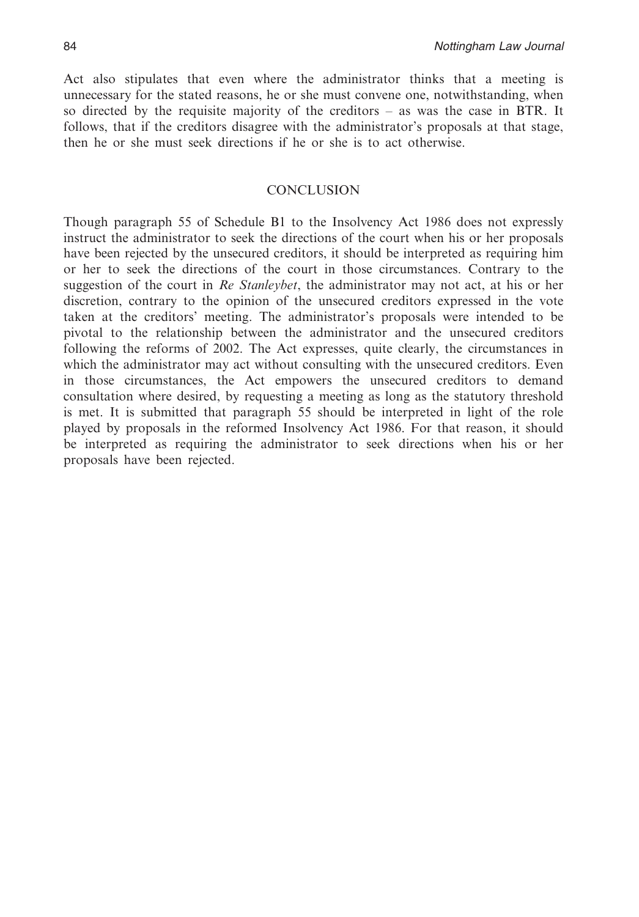Act also stipulates that even where the administrator thinks that a meeting is unnecessary for the stated reasons, he or she must convene one, notwithstanding, when so directed by the requisite majority of the creditors – as was the case in BTR. It follows, that if the creditors disagree with the administrator's proposals at that stage, then he or she must seek directions if he or she is to act otherwise.

## CONCLUSION

Though paragraph 55 of Schedule B1 to the Insolvency Act 1986 does not expressly instruct the administrator to seek the directions of the court when his or her proposals have been rejected by the unsecured creditors, it should be interpreted as requiring him or her to seek the directions of the court in those circumstances. Contrary to the suggestion of the court in *Re Stanleybet*, the administrator may not act, at his or her discretion, contrary to the opinion of the unsecured creditors expressed in the vote taken at the creditors' meeting. The administrator's proposals were intended to be pivotal to the relationship between the administrator and the unsecured creditors following the reforms of 2002. The Act expresses, quite clearly, the circumstances in which the administrator may act without consulting with the unsecured creditors. Even in those circumstances, the Act empowers the unsecured creditors to demand consultation where desired, by requesting a meeting as long as the statutory threshold is met. It is submitted that paragraph 55 should be interpreted in light of the role played by proposals in the reformed Insolvency Act 1986. For that reason, it should be interpreted as requiring the administrator to seek directions when his or her proposals have been rejected.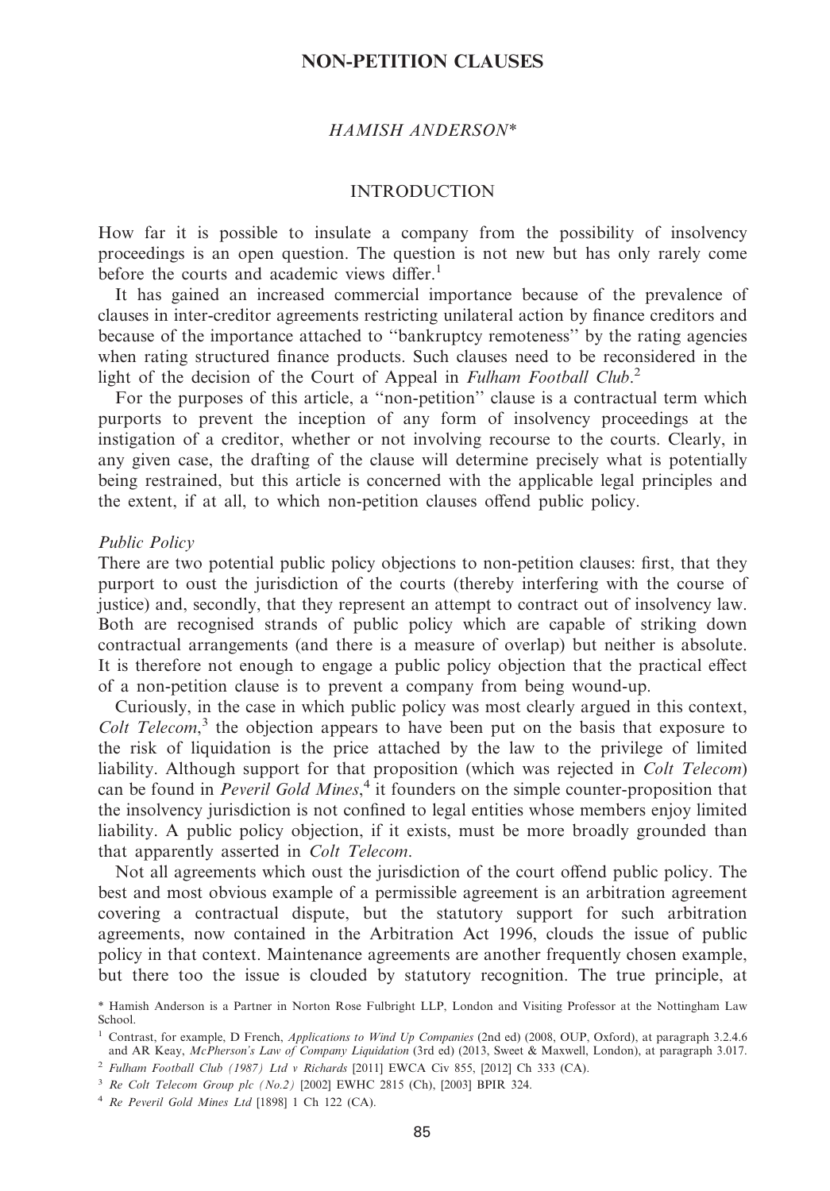# NON-PETITION CLAUSES

*HAMISH ANDERSON**

## INTRODUCTION

How far it is possible to insulate a company from the possibility of insolvency proceedings is an open question. The question is not new but has only rarely come before the courts and academic views differ.[1]

It has gained an increased commercial importance because of the prevalence of clauses in inter-creditor agreements restricting unilateral action by finance creditors and because of the importance attached to "bankruptcy remoteness" by the rating agencies when rating structured finance products. Such clauses need to be reconsidered in the light of the decision of the Court of Appeal in *Fulham Football Club*.[2]

For the purposes of this article, a "non-petition" clause is a contractual term which purports to prevent the inception of any form of insolvency proceedings at the instigation of a creditor, whether or not involving recourse to the courts. Clearly, in any given case, the drafting of the clause will determine precisely what is potentially being restrained, but this article is concerned with the applicable legal principles and the extent, if at all, to which non-petition clauses offend public policy.

### *Public Policy*

There are two potential public policy objections to non-petition clauses: first, that they purport to oust the jurisdiction of the courts (thereby interfering with the course of justice) and, secondly, that they represent an attempt to contract out of insolvency law. Both are recognised strands of public policy which are capable of striking down contractual arrangements (and there is a measure of overlap) but neither is absolute. It is therefore not enough to engage a public policy objection that the practical effect of a non-petition clause is to prevent a company from being wound-up.

Curiously, in the case in which public policy was most clearly argued in this context, *Colt Telecom*,[3] the objection appears to have been put on the basis that exposure to the risk of liquidation is the price attached by the law to the privilege of limited liability. Although support for that proposition (which was rejected in *Colt Telecom*) can be found in *Peveril Gold Mines*,[4] it founders on the simple counter-proposition that the insolvency jurisdiction is not confined to legal entities whose members enjoy limited liability. A public policy objection, if it exists, must be more broadly grounded than that apparently asserted in *Colt Telecom*.

Not all agreements which oust the jurisdiction of the court offend public policy. The best and most obvious example of a permissible agreement is an arbitration agreement covering a contractual dispute, but the statutory support for such arbitration agreements, now contained in the Arbitration Act 1996, clouds the issue of public policy in that context. Maintenance agreements are another frequently chosen example, but there too the issue is clouded by statutory recognition. The true principle, at

\* Hamish Anderson is a Partner in Norton Rose Fulbright LLP, London and Visiting Professor at the Nottingham Law School.

[1] Contrast, for example, D French, *Applications to Wind Up Companies* (2nd ed) (2008, OUP, Oxford), at paragraph 3.2.4.6 and AR Keay, *McPherson's Law of Company Liquidation* (3rd ed) (2013, Sweet & Maxwell, London), at paragraph 3.017.

[2] *Fulham Football Club (1987) Ltd v Richards* [2011] EWCA Civ 855, [2012] Ch 333 (CA).

[3] *Re Colt Telecom Group plc (No.2)* [2002] EWHC 2815 (Ch), [2003] BPIR 324.

[4] *Re Peveril Gold Mines Ltd* [1898] 1 Ch 122 (CA).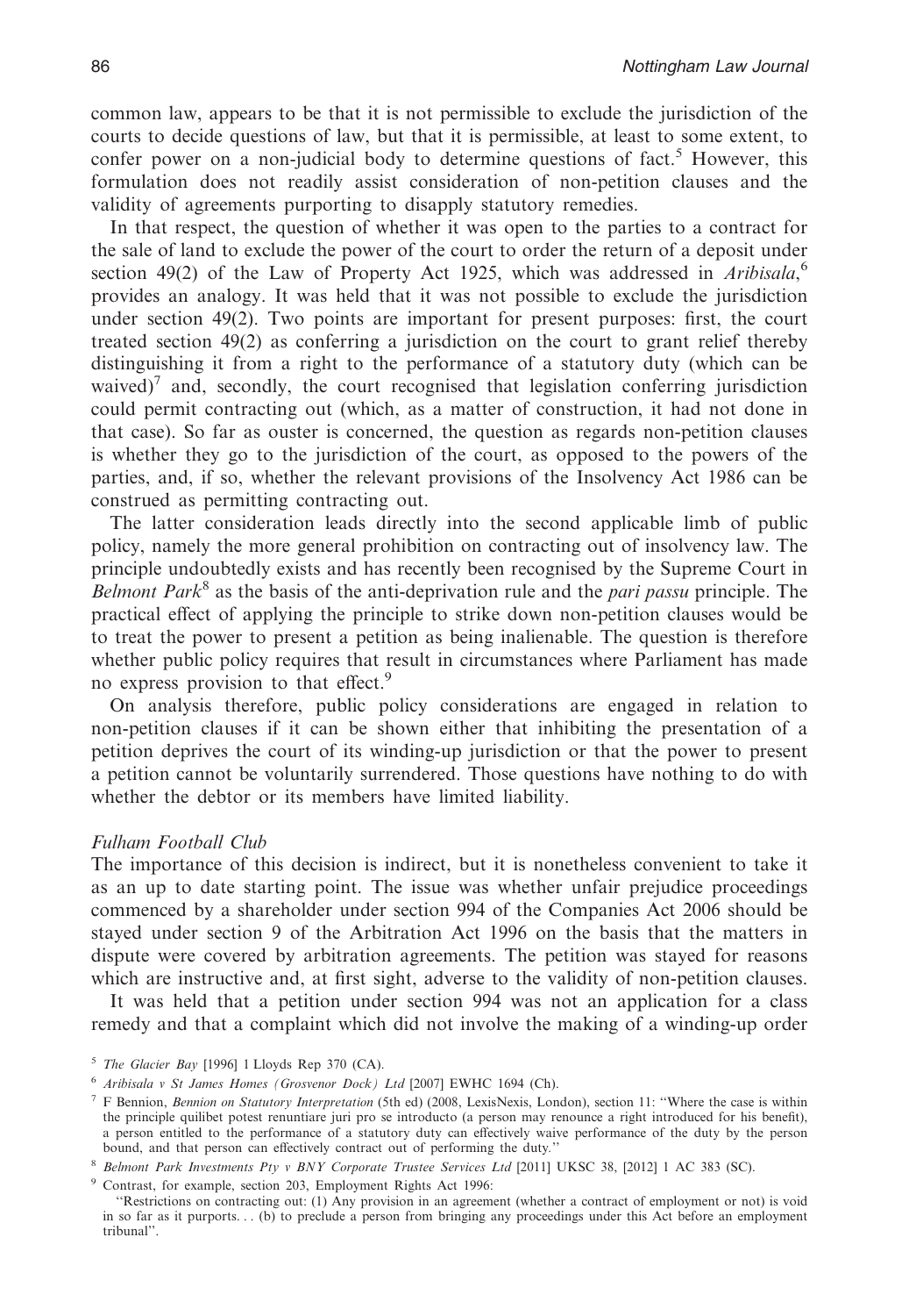common law, appears to be that it is not permissible to exclude the jurisdiction of the courts to decide questions of law, but that it is permissible, at least to some extent, to confer power on a non-judicial body to determine questions of fact.[5] However, this formulation does not readily assist consideration of non-petition clauses and the validity of agreements purporting to disapply statutory remedies.

In that respect, the question of whether it was open to the parties to a contract for the sale of land to exclude the power of the court to order the return of a deposit under section 49(2) of the Law of Property Act 1925, which was addressed in *Aribisala*,[6] provides an analogy. It was held that it was not possible to exclude the jurisdiction under section 49(2). Two points are important for present purposes: first, the court treated section 49(2) as conferring a jurisdiction on the court to grant relief thereby distinguishing it from a right to the performance of a statutory duty (which can be waived)[7] and, secondly, the court recognised that legislation conferring jurisdiction could permit contracting out (which, as a matter of construction, it had not done in that case). So far as ouster is concerned, the question as regards non-petition clauses is whether they go to the jurisdiction of the court, as opposed to the powers of the parties, and, if so, whether the relevant provisions of the Insolvency Act 1986 can be construed as permitting contracting out.

The latter consideration leads directly into the second applicable limb of public policy, namely the more general prohibition on contracting out of insolvency law. The principle undoubtedly exists and has recently been recognised by the Supreme Court in *Belmont Park*[8] as the basis of the anti-deprivation rule and the *pari passu* principle. The practical effect of applying the principle to strike down non-petition clauses would be to treat the power to present a petition as being inalienable. The question is therefore whether public policy requires that result in circumstances where Parliament has made no express provision to that effect.[9]

On analysis therefore, public policy considerations are engaged in relation to non-petition clauses if it can be shown either that inhibiting the presentation of a petition deprives the court of its winding-up jurisdiction or that the power to present a petition cannot be voluntarily surrendered. Those questions have nothing to do with whether the debtor or its members have limited liability.

### *Fulham Football Club*

The importance of this decision is indirect, but it is nonetheless convenient to take it as an up to date starting point. The issue was whether unfair prejudice proceedings commenced by a shareholder under section 994 of the Companies Act 2006 should be stayed under section 9 of the Arbitration Act 1996 on the basis that the matters in dispute were covered by arbitration agreements. The petition was stayed for reasons which are instructive and, at first sight, adverse to the validity of non-petition clauses.

It was held that a petition under section 994 was not an application for a class remedy and that a complaint which did not involve the making of a winding-up order

---

[5] *The Glacier Bay* [1996] 1 Lloyds Rep 370 (CA).

[6] *Aribisala v St James Homes (Grosvenor Dock) Ltd* [2007] EWHC 1694 (Ch).

[7] F Bennion, *Bennion on Statutory Interpretation* (5th ed) (2008, LexisNexis, London), section 11: "Where the case is within the principle quilibet potest renuntiare juri pro se introducto (a person may renounce a right introduced for his benefit), a person entitled to the performance of a statutory duty can effectively waive performance of the duty by the person bound, and that person can effectively contract out of performing the duty."

[8] *Belmont Park Investments Pty v BNY Corporate Trustee Services Ltd* [2011] UKSC 38, [2012] 1 AC 383 (SC).

[9] Contrast, for example, section 203, Employment Rights Act 1996:
"Restrictions on contracting out: (1) Any provision in an agreement (whether a contract of employment or not) is void in so far as it purports. . . (b) to preclude a person from bringing any proceedings under this Act before an employment tribunal".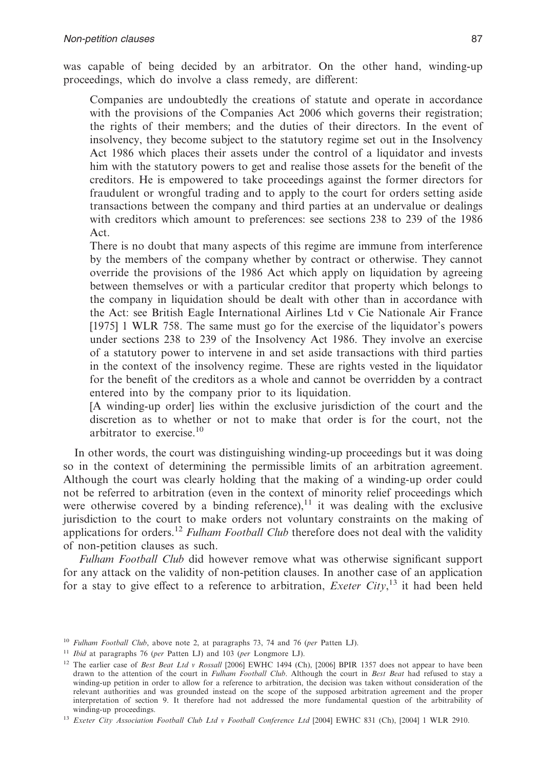was capable of being decided by an arbitrator. On the other hand, winding-up proceedings, which do involve a class remedy, are different:

> Companies are undoubtedly the creations of statute and operate in accordance with the provisions of the Companies Act 2006 which governs their registration; the rights of their members; and the duties of their directors. In the event of insolvency, they become subject to the statutory regime set out in the Insolvency Act 1986 which places their assets under the control of a liquidator and invests him with the statutory powers to get and realise those assets for the benefit of the creditors. He is empowered to take proceedings against the former directors for fraudulent or wrongful trading and to apply to the court for orders setting aside transactions between the company and third parties at an undervalue or dealings with creditors which amount to preferences: see sections 238 to 239 of the 1986 Act.
>
> There is no doubt that many aspects of this regime are immune from interference by the members of the company whether by contract or otherwise. They cannot override the provisions of the 1986 Act which apply on liquidation by agreeing between themselves or with a particular creditor that property which belongs to the company in liquidation should be dealt with other than in accordance with the Act: see British Eagle International Airlines Ltd v Cie Nationale Air France [1975] 1 WLR 758. The same must go for the exercise of the liquidator's powers under sections 238 to 239 of the Insolvency Act 1986. They involve an exercise of a statutory power to intervene in and set aside transactions with third parties in the context of the insolvency regime. These are rights vested in the liquidator for the benefit of the creditors as a whole and cannot be overridden by a contract entered into by the company prior to its liquidation.
>
> [A winding-up order] lies within the exclusive jurisdiction of the court and the discretion as to whether or not to make that order is for the court, not the arbitrator to exercise.[10]

In other words, the court was distinguishing winding-up proceedings but it was doing so in the context of determining the permissible limits of an arbitration agreement. Although the court was clearly holding that the making of a winding-up order could not be referred to arbitration (even in the context of minority relief proceedings which were otherwise covered by a binding reference),[11] it was dealing with the exclusive jurisdiction to the court to make orders not voluntary constraints on the making of applications for orders.[12] *Fulham Football Club* therefore does not deal with the validity of non-petition clauses as such.

*Fulham Football Club* did however remove what was otherwise significant support for any attack on the validity of non-petition clauses. In another case of an application for a stay to give effect to a reference to arbitration, *Exeter City*,[13] it had been held

---

[10] *Fulham Football Club*, above note 2, at paragraphs 73, 74 and 76 (*per* Patten LJ).

[11] *Ibid* at paragraphs 76 (*per* Patten LJ) and 103 (*per* Longmore LJ).

[12] The earlier case of *Best Beat Ltd v Rossall* [2006] EWHC 1494 (Ch), [2006] BPIR 1357 does not appear to have been drawn to the attention of the court in *Fulham Football Club*. Although the court in *Best Beat* had refused to stay a winding-up petition in order to allow for a reference to arbitration, the decision was taken without consideration of the relevant authorities and was grounded instead on the scope of the supposed arbitration agreement and the proper interpretation of section 9. It therefore had not addressed the more fundamental question of the arbitrability of winding-up proceedings.

[13] *Exeter City Association Football Club Ltd v Football Conference Ltd* [2004] EWHC 831 (Ch), [2004] 1 WLR 2910.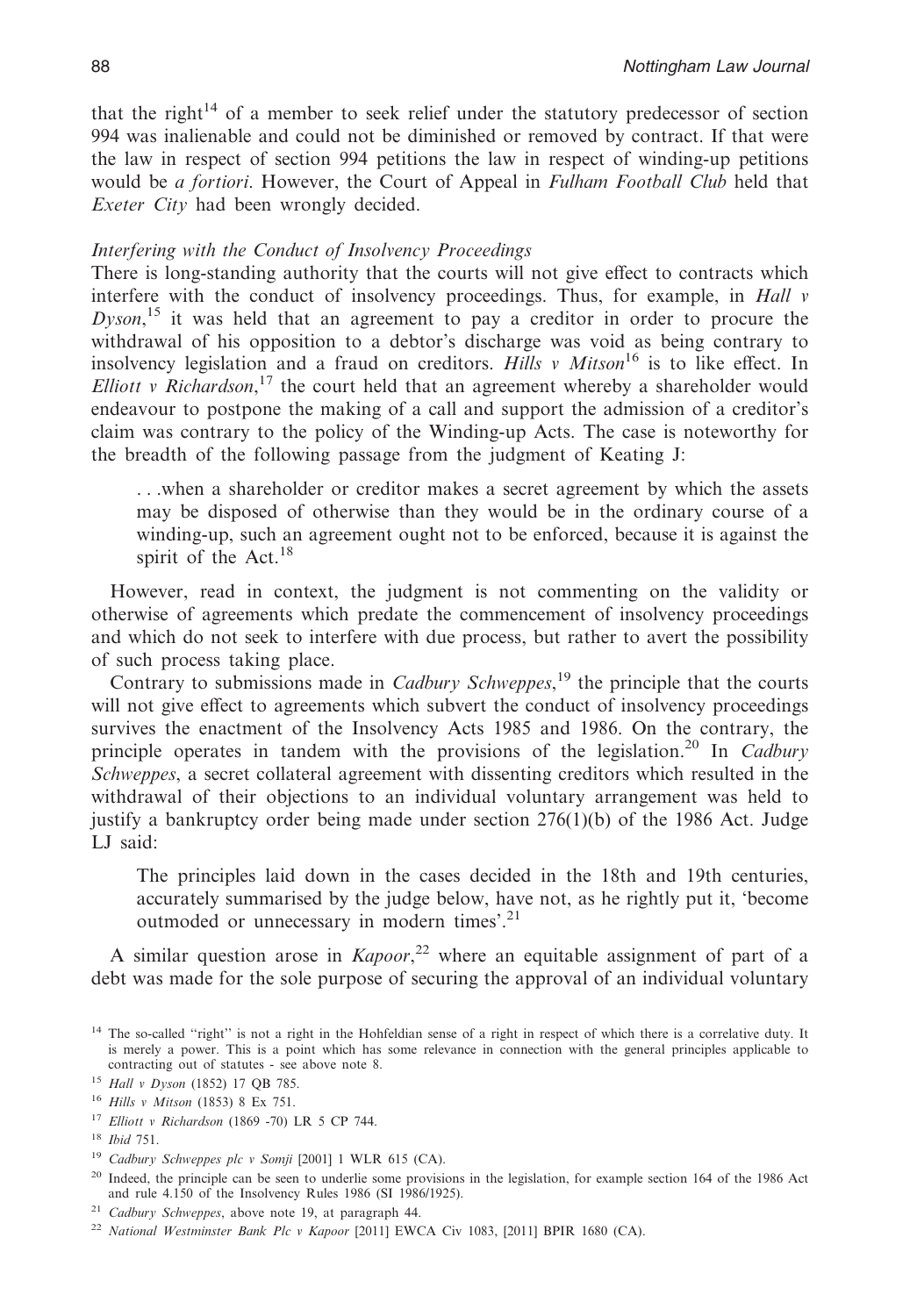that the right[14] of a member to seek relief under the statutory predecessor of section 994 was inalienable and could not be diminished or removed by contract. If that were the law in respect of section 994 petitions the law in respect of winding-up petitions would be *a fortiori*. However, the Court of Appeal in *Fulham Football Club* held that *Exeter City* had been wrongly decided.

*Interfering with the Conduct of Insolvency Proceedings*

There is long-standing authority that the courts will not give effect to contracts which interfere with the conduct of insolvency proceedings. Thus, for example, in *Hall v Dyson*,[15] it was held that an agreement to pay a creditor in order to procure the withdrawal of his opposition to a debtor's discharge was void as being contrary to insolvency legislation and a fraud on creditors. *Hills v Mitson*[16] is to like effect. In *Elliott v Richardson*,[17] the court held that an agreement whereby a shareholder would endeavour to postpone the making of a call and support the admission of a creditor's claim was contrary to the policy of the Winding-up Acts. The case is noteworthy for the breadth of the following passage from the judgment of Keating J:

> . . .when a shareholder or creditor makes a secret agreement by which the assets may be disposed of otherwise than they would be in the ordinary course of a winding-up, such an agreement ought not to be enforced, because it is against the spirit of the Act.[18]

However, read in context, the judgment is not commenting on the validity or otherwise of agreements which predate the commencement of insolvency proceedings and which do not seek to interfere with due process, but rather to avert the possibility of such process taking place.

Contrary to submissions made in *Cadbury Schweppes*,[19] the principle that the courts will not give effect to agreements which subvert the conduct of insolvency proceedings survives the enactment of the Insolvency Acts 1985 and 1986. On the contrary, the principle operates in tandem with the provisions of the legislation.[20] In *Cadbury Schweppes*, a secret collateral agreement with dissenting creditors which resulted in the withdrawal of their objections to an individual voluntary arrangement was held to justify a bankruptcy order being made under section 276(1)(b) of the 1986 Act. Judge LJ said:

> The principles laid down in the cases decided in the 18th and 19th centuries, accurately summarised by the judge below, have not, as he rightly put it, 'become outmoded or unnecessary in modern times'.[21]

A similar question arose in *Kapoor*,[22] where an equitable assignment of part of a debt was made for the sole purpose of securing the approval of an individual voluntary

---

[14] The so-called "right" is not a right in the Hohfeldian sense of a right in respect of which there is a correlative duty. It is merely a power. This is a point which has some relevance in connection with the general principles applicable to contracting out of statutes - see above note 8.

[15] *Hall v Dyson* (1852) 17 QB 785.

[16] *Hills v Mitson* (1853) 8 Ex 751.

[17] *Elliott v Richardson* (1869 -70) LR 5 CP 744.

[18] *Ibid* 751.

[19] *Cadbury Schweppes plc v Somji* [2001] 1 WLR 615 (CA).

[20] Indeed, the principle can be seen to underlie some provisions in the legislation, for example section 164 of the 1986 Act and rule 4.150 of the Insolvency Rules 1986 (SI 1986/1925).

[21] *Cadbury Schweppes*, above note 19, at paragraph 44.

[22] *National Westminster Bank Plc v Kapoor* [2011] EWCA Civ 1083, [2011] BPIR 1680 (CA).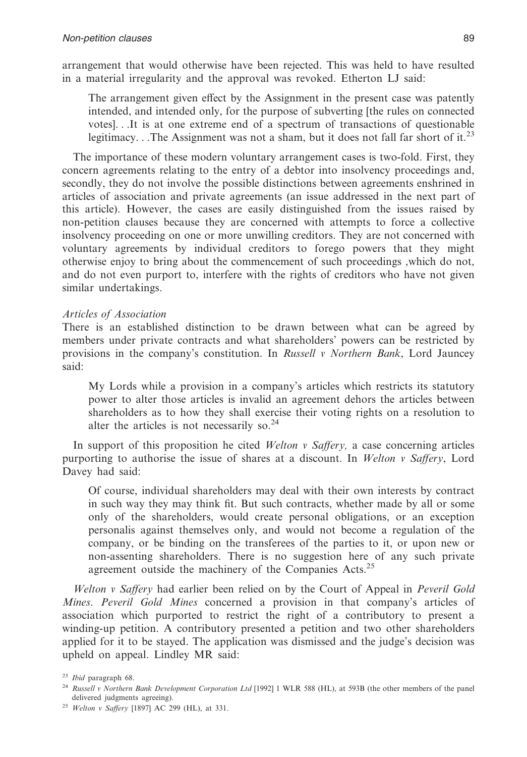arrangement that would otherwise have been rejected. This was held to have resulted in a material irregularity and the approval was revoked. Etherton LJ said:

> The arrangement given effect by the Assignment in the present case was patently intended, and intended only, for the purpose of subverting [the rules on connected votes]. . .It is at one extreme end of a spectrum of transactions of questionable legitimacy. . .The Assignment was not a sham, but it does not fall far short of it.[23]

The importance of these modern voluntary arrangement cases is two-fold. First, they concern agreements relating to the entry of a debtor into insolvency proceedings and, secondly, they do not involve the possible distinctions between agreements enshrined in articles of association and private agreements (an issue addressed in the next part of this article). However, the cases are easily distinguished from the issues raised by non-petition clauses because they are concerned with attempts to force a collective insolvency proceeding on one or more unwilling creditors. They are not concerned with voluntary agreements by individual creditors to forego powers that they might otherwise enjoy to bring about the commencement of such proceedings ,which do not, and do not even purport to, interfere with the rights of creditors who have not given similar undertakings.

*Articles of Association*

There is an established distinction to be drawn between what can be agreed by members under private contracts and what shareholders' powers can be restricted by provisions in the company's constitution. In *Russell v Northern Bank*, Lord Jauncey said:

> My Lords while a provision in a company's articles which restricts its statutory power to alter those articles is invalid an agreement dehors the articles between shareholders as to how they shall exercise their voting rights on a resolution to alter the articles is not necessarily so.[24]

In support of this proposition he cited *Welton v Saffery,* a case concerning articles purporting to authorise the issue of shares at a discount. In *Welton v Saffery*, Lord Davey had said:

> Of course, individual shareholders may deal with their own interests by contract in such way they may think fit. But such contracts, whether made by all or some only of the shareholders, would create personal obligations, or an exception personalis against themselves only, and would not become a regulation of the company, or be binding on the transferees of the parties to it, or upon new or non-assenting shareholders. There is no suggestion here of any such private agreement outside the machinery of the Companies Acts.[25]

*Welton v Saffery* had earlier been relied on by the Court of Appeal in *Peveril Gold Mines*. *Peveril Gold Mines* concerned a provision in that company's articles of association which purported to restrict the right of a contributory to present a winding-up petition. A contributory presented a petition and two other shareholders applied for it to be stayed. The application was dismissed and the judge's decision was upheld on appeal. Lindley MR said:

[23] *Ibid* paragraph 68.

[24] *Russell v Northern Bank Development Corporation Ltd* [1992] 1 WLR 588 (HL), at 593B (the other members of the panel delivered judgments agreeing).

[25] *Welton v Saffery* [1897] AC 299 (HL), at 331.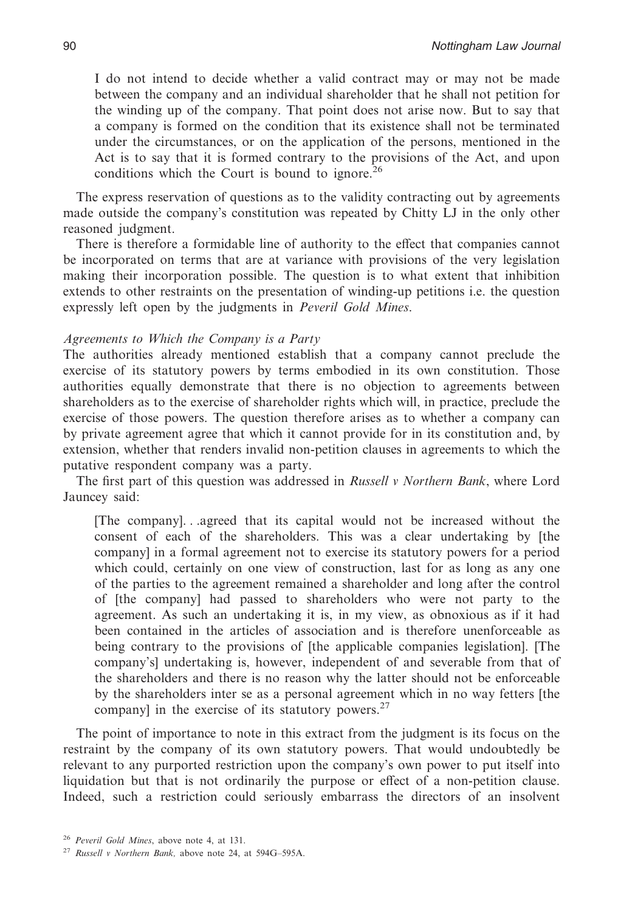> I do not intend to decide whether a valid contract may or may not be made between the company and an individual shareholder that he shall not petition for the winding up of the company. That point does not arise now. But to say that a company is formed on the condition that its existence shall not be terminated under the circumstances, or on the application of the persons, mentioned in the Act is to say that it is formed contrary to the provisions of the Act, and upon conditions which the Court is bound to ignore.[26]

The express reservation of questions as to the validity contracting out by agreements made outside the company's constitution was repeated by Chitty LJ in the only other reasoned judgment.

There is therefore a formidable line of authority to the effect that companies cannot be incorporated on terms that are at variance with provisions of the very legislation making their incorporation possible. The question is to what extent that inhibition extends to other restraints on the presentation of winding-up petitions i.e. the question expressly left open by the judgments in *Peveril Gold Mines*.

*Agreements to Which the Company is a Party*

The authorities already mentioned establish that a company cannot preclude the exercise of its statutory powers by terms embodied in its own constitution. Those authorities equally demonstrate that there is no objection to agreements between shareholders as to the exercise of shareholder rights which will, in practice, preclude the exercise of those powers. The question therefore arises as to whether a company can by private agreement agree that which it cannot provide for in its constitution and, by extension, whether that renders invalid non-petition clauses in agreements to which the putative respondent company was a party.

The first part of this question was addressed in *Russell v Northern Bank*, where Lord Jauncey said:

> [The company]. . .agreed that its capital would not be increased without the consent of each of the shareholders. This was a clear undertaking by [the company] in a formal agreement not to exercise its statutory powers for a period which could, certainly on one view of construction, last for as long as any one of the parties to the agreement remained a shareholder and long after the control of [the company] had passed to shareholders who were not party to the agreement. As such an undertaking it is, in my view, as obnoxious as if it had been contained in the articles of association and is therefore unenforceable as being contrary to the provisions of [the applicable companies legislation]. [The company's] undertaking is, however, independent of and severable from that of the shareholders and there is no reason why the latter should not be enforceable by the shareholders inter se as a personal agreement which in no way fetters [the company] in the exercise of its statutory powers.[27]

The point of importance to note in this extract from the judgment is its focus on the restraint by the company of its own statutory powers. That would undoubtedly be relevant to any purported restriction upon the company's own power to put itself into liquidation but that is not ordinarily the purpose or effect of a non-petition clause. Indeed, such a restriction could seriously embarrass the directors of an insolvent

[26] *Peveril Gold Mines*, above note 4, at 131.

[27] *Russell v Northern Bank,* above note 24, at 594G–595A.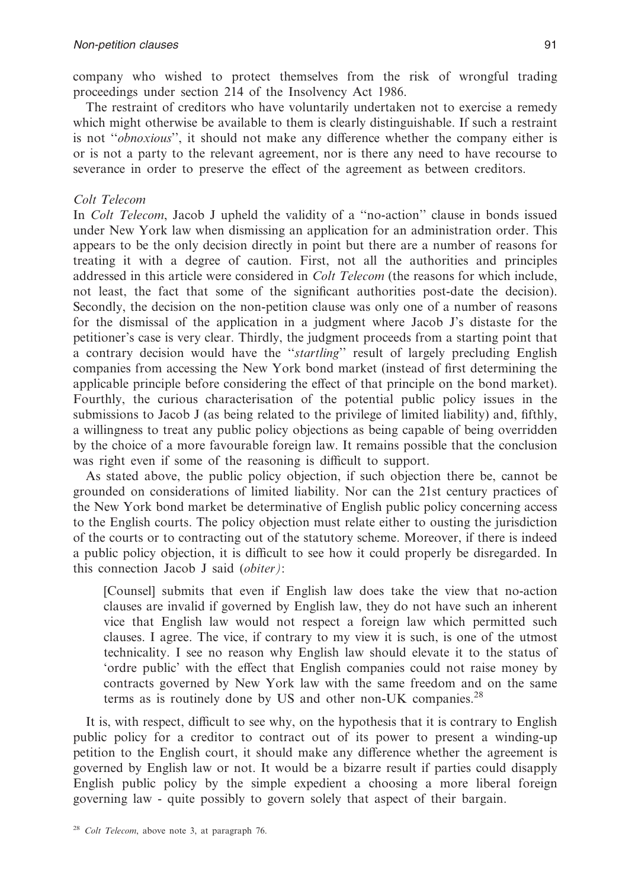company who wished to protect themselves from the risk of wrongful trading proceedings under section 214 of the Insolvency Act 1986.

The restraint of creditors who have voluntarily undertaken not to exercise a remedy which might otherwise be available to them is clearly distinguishable. If such a restraint is not "*obnoxious*", it should not make any difference whether the company either is or is not a party to the relevant agreement, nor is there any need to have recourse to severance in order to preserve the effect of the agreement as between creditors.

### *Colt Telecom*

In *Colt Telecom*, Jacob J upheld the validity of a "no-action" clause in bonds issued under New York law when dismissing an application for an administration order. This appears to be the only decision directly in point but there are a number of reasons for treating it with a degree of caution. First, not all the authorities and principles addressed in this article were considered in *Colt Telecom* (the reasons for which include, not least, the fact that some of the significant authorities post-date the decision). Secondly, the decision on the non-petition clause was only one of a number of reasons for the dismissal of the application in a judgment where Jacob J's distaste for the petitioner's case is very clear. Thirdly, the judgment proceeds from a starting point that a contrary decision would have the "*startling*" result of largely precluding English companies from accessing the New York bond market (instead of first determining the applicable principle before considering the effect of that principle on the bond market). Fourthly, the curious characterisation of the potential public policy issues in the submissions to Jacob J (as being related to the privilege of limited liability) and, fifthly, a willingness to treat any public policy objections as being capable of being overridden by the choice of a more favourable foreign law. It remains possible that the conclusion was right even if some of the reasoning is difficult to support.

As stated above, the public policy objection, if such objection there be, cannot be grounded on considerations of limited liability. Nor can the 21st century practices of the New York bond market be determinative of English public policy concerning access to the English courts. The policy objection must relate either to ousting the jurisdiction of the courts or to contracting out of the statutory scheme. Moreover, if there is indeed a public policy objection, it is difficult to see how it could properly be disregarded. In this connection Jacob J said (*obiter)*:

> [Counsel] submits that even if English law does take the view that no-action clauses are invalid if governed by English law, they do not have such an inherent vice that English law would not respect a foreign law which permitted such clauses. I agree. The vice, if contrary to my view it is such, is one of the utmost technicality. I see no reason why English law should elevate it to the status of 'ordre public' with the effect that English companies could not raise money by contracts governed by New York law with the same freedom and on the same terms as is routinely done by US and other non-UK companies.[28]

It is, with respect, difficult to see why, on the hypothesis that it is contrary to English public policy for a creditor to contract out of its power to present a winding-up petition to the English court, it should make any difference whether the agreement is governed by English law or not. It would be a bizarre result if parties could disapply English public policy by the simple expedient a choosing a more liberal foreign governing law - quite possibly to govern solely that aspect of their bargain.

[28] *Colt Telecom*, above note 3, at paragraph 76.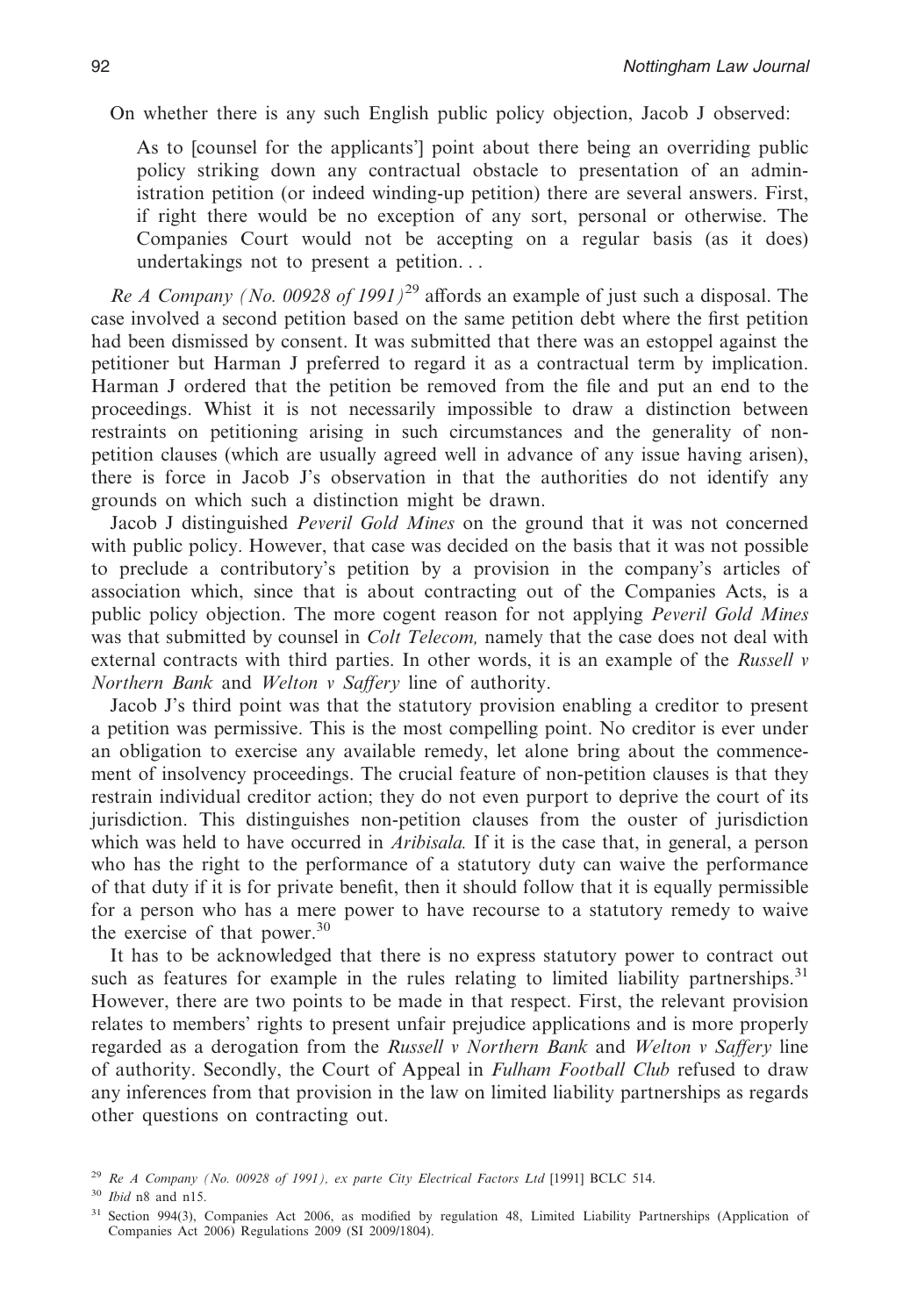On whether there is any such English public policy objection, Jacob J observed:

> As to [counsel for the applicants'] point about there being an overriding public policy striking down any contractual obstacle to presentation of an administration petition (or indeed winding-up petition) there are several answers. First, if right there would be no exception of any sort, personal or otherwise. The Companies Court would not be accepting on a regular basis (as it does) undertakings not to present a petition. . .

*Re A Company (No. 00928 of 1991)*[29] affords an example of just such a disposal. The case involved a second petition based on the same petition debt where the first petition had been dismissed by consent. It was submitted that there was an estoppel against the petitioner but Harman J preferred to regard it as a contractual term by implication. Harman J ordered that the petition be removed from the file and put an end to the proceedings. Whist it is not necessarily impossible to draw a distinction between restraints on petitioning arising in such circumstances and the generality of non-petition clauses (which are usually agreed well in advance of any issue having arisen), there is force in Jacob J's observation in that the authorities do not identify any grounds on which such a distinction might be drawn.

Jacob J distinguished *Peveril Gold Mines* on the ground that it was not concerned with public policy. However, that case was decided on the basis that it was not possible to preclude a contributory's petition by a provision in the company's articles of association which, since that is about contracting out of the Companies Acts, is a public policy objection. The more cogent reason for not applying *Peveril Gold Mines* was that submitted by counsel in *Colt Telecom,* namely that the case does not deal with external contracts with third parties. In other words, it is an example of the *Russell v Northern Bank* and *Welton v Saffery* line of authority.

Jacob J's third point was that the statutory provision enabling a creditor to present a petition was permissive. This is the most compelling point. No creditor is ever under an obligation to exercise any available remedy, let alone bring about the commencement of insolvency proceedings. The crucial feature of non-petition clauses is that they restrain individual creditor action; they do not even purport to deprive the court of its jurisdiction. This distinguishes non-petition clauses from the ouster of jurisdiction which was held to have occurred in *Aribisala.* If it is the case that, in general, a person who has the right to the performance of a statutory duty can waive the performance of that duty if it is for private benefit, then it should follow that it is equally permissible for a person who has a mere power to have recourse to a statutory remedy to waive the exercise of that power.[30]

It has to be acknowledged that there is no express statutory power to contract out such as features for example in the rules relating to limited liability partnerships.[31] However, there are two points to be made in that respect. First, the relevant provision relates to members' rights to present unfair prejudice applications and is more properly regarded as a derogation from the *Russell v Northern Bank* and *Welton v Saffery* line of authority. Secondly, the Court of Appeal in *Fulham Football Club* refused to draw any inferences from that provision in the law on limited liability partnerships as regards other questions on contracting out.

---

[29] *Re A Company (No. 00928 of 1991), ex parte City Electrical Factors Ltd* [1991] BCLC 514.

[30] *Ibid* n8 and n15.

[31] Section 994(3), Companies Act 2006, as modified by regulation 48, Limited Liability Partnerships (Application of Companies Act 2006) Regulations 2009 (SI 2009/1804).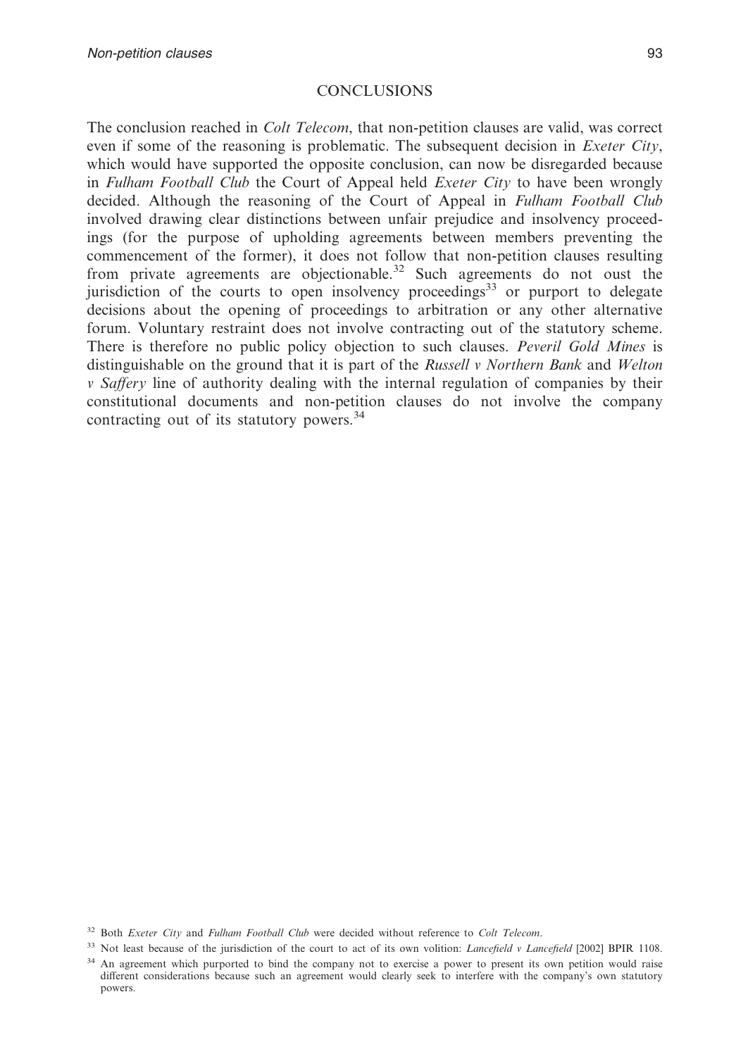## CONCLUSIONS

The conclusion reached in *Colt Telecom*, that non-petition clauses are valid, was correct even if some of the reasoning is problematic. The subsequent decision in *Exeter City*, which would have supported the opposite conclusion, can now be disregarded because in *Fulham Football Club* the Court of Appeal held *Exeter City* to have been wrongly decided. Although the reasoning of the Court of Appeal in *Fulham Football Club* involved drawing clear distinctions between unfair prejudice and insolvency proceedings (for the purpose of upholding agreements between members preventing the commencement of the former), it does not follow that non-petition clauses resulting from private agreements are objectionable.[32] Such agreements do not oust the jurisdiction of the courts to open insolvency proceedings[33] or purport to delegate decisions about the opening of proceedings to arbitration or any other alternative forum. Voluntary restraint does not involve contracting out of the statutory scheme. There is therefore no public policy objection to such clauses. *Peveril Gold Mines* is distinguishable on the ground that it is part of the *Russell v Northern Bank* and *Welton v Saffery* line of authority dealing with the internal regulation of companies by their constitutional documents and non-petition clauses do not involve the company contracting out of its statutory powers.[34]

[32] Both *Exeter City* and *Fulham Football Club* were decided without reference to *Colt Telecom*.

[33] Not least because of the jurisdiction of the court to act of its own volition: *Lancefield v Lancefield* [2002] BPIR 1108.

[34] An agreement which purported to bind the company not to exercise a power to present its own petition would raise different considerations because such an agreement would clearly seek to interfere with the company's own statutory powers.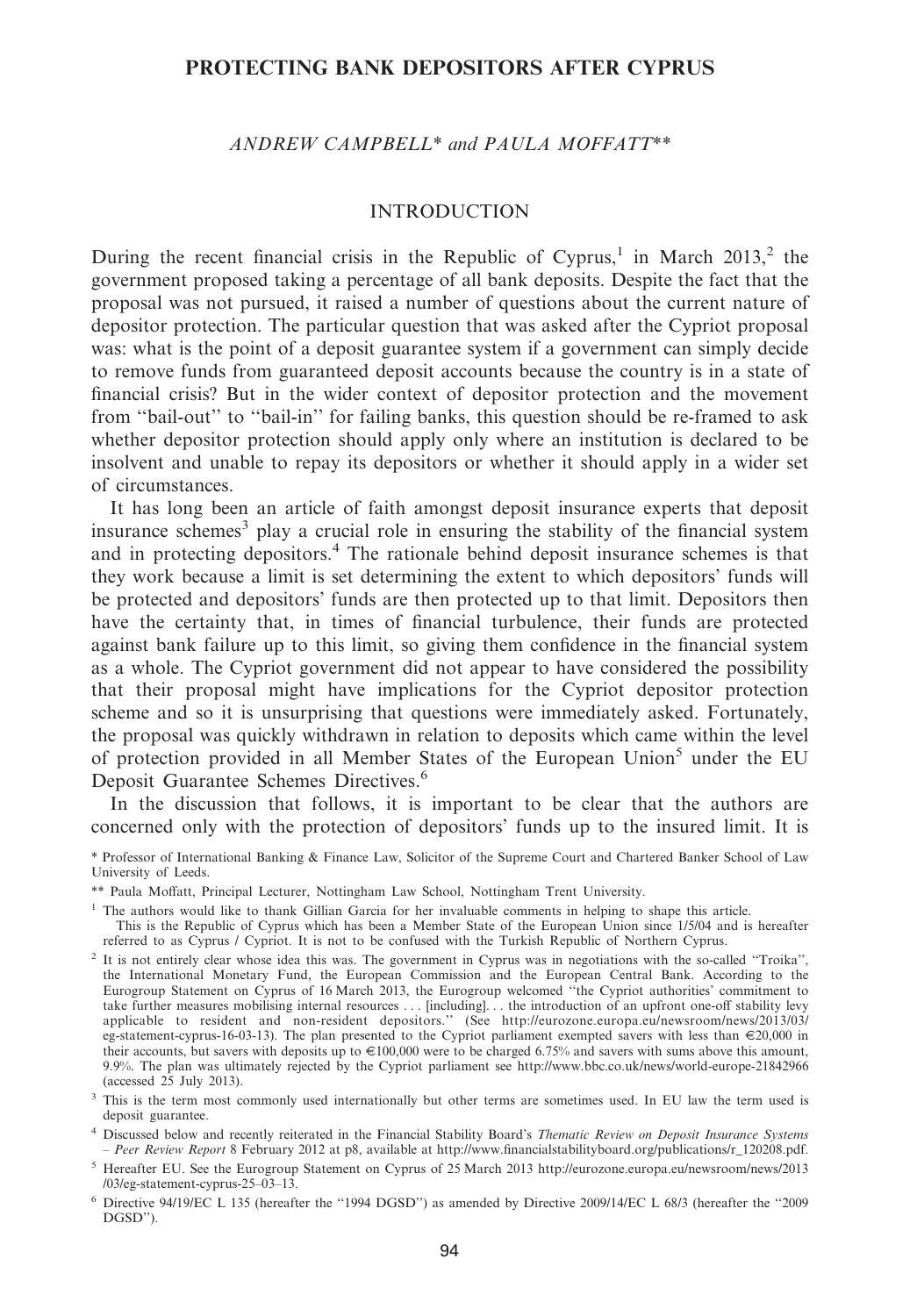# PROTECTING BANK DEPOSITORS AFTER CYPRUS

*ANDREW CAMPBELL\* and PAULA MOFFATT\*\**

## INTRODUCTION

During the recent financial crisis in the Republic of Cyprus,[1] in March 2013,[2] the government proposed taking a percentage of all bank deposits. Despite the fact that the proposal was not pursued, it raised a number of questions about the current nature of depositor protection. The fundamental question that was asked after the Cypriot proposal was: what is the point of a deposit guarantee system if a government can simply decide to remove funds from guaranteed deposit accounts because the country is in a state of financial crisis? But in the wider context of depositor protection and the movement from "bail-out" to "bail-in" for failing banks, this question should be re-framed to ask whether depositor protection should apply only where an institution is declared to be insolvent and unable to repay its depositors or whether it should apply in a wider set of circumstances.

It has long been an article of faith amongst deposit insurance experts that deposit insurance schemes[3] play a crucial role in ensuring the stability of the financial system and in protecting depositors.[4] The rationale behind deposit insurance schemes is that they work because a limit is set determining the extent to which depositors' funds will be protected and depositors' funds are then protected up to that limit. Depositors then have the certainty that, in times of financial turbulence, their funds are protected against bank failure up to this limit, so giving them confidence in the financial system as a whole. The Cypriot government did not appear to have considered the possibility that their proposal might have implications for the Cypriot depositor protection scheme and so it is unsurprising that questions were immediately asked. Fortunately, the proposal was quickly withdrawn in relation to deposits which came within the level of protection provided in all Member States of the European Union[5] under the EU Deposit Guarantee Schemes Directives.[6]

In the discussion that follows, it is important to be clear that the authors are concerned only with the protection of depositors' funds up to the insured limit. It is

\* Professor of International Banking & Finance Law, Solicitor of the Supreme Court and Chartered Banker School of Law University of Leeds.

\*\* Paula Moffatt, Principal Lecturer, Nottingham Law School, Nottingham Trent University.

[1] The authors would like to thank Gillian Garcia for her invaluable comments in helping to shape this article. This is the Republic of Cyprus which has been a Member State of the European Union since 1/5/04 and is hereafter referred to as Cyprus / Cypriot. It is not to be confused with the Turkish Republic of Northern Cyprus.

[2] It is not entirely clear whose idea this was. The government in Cyprus was in negotiations with the so-called "Troika", the International Monetary Fund, the European Commission and the European Central Bank. According to the Eurogroup Statement on Cyprus of 16 March 2013, the Eurogroup welcomed "the Cypriot authorities' commitment to take further measures mobilising internal resources . . . [including]. . . the introduction of an upfront one-off stability levy applicable to resident and non-resident depositors." (See http://eurozone.europa.eu/newsroom/news/2013/03/eg-statement-cyprus-16-03-13). The plan presented to the Cypriot parliament exempted savers with less than €20,000 in their accounts, but savers with deposits up to €100,000 were to be charged 6.75% and savers with sums above this amount, 9.9%. The plan was ultimately rejected by the Cypriot parliament see http://www.bbc.co.uk/news/world-europe-21842966 (accessed 25 July 2013).

[3] This is the term most commonly used internationally but other terms are sometimes used. In EU law the term used is deposit guarantee.

[4] Discussed below and recently reiterated in the Financial Stability Board's *Thematic Review on Deposit Insurance Systems – Peer Review Report* 8 February 2012 at p8, available at http://www.financialstabilityboard.org/publications/r_120208.pdf.

[5] Hereafter EU. See the Eurogroup Statement on Cyprus of 25 March 2013 http://eurozone.europa.eu/newsroom/news/2013/03/eg-statement-cyprus-25–03–13.

[6] Directive 94/19/EC L 135 (hereafter the "1994 DGSD") as amended by Directive 2009/14/EC L 68/3 (hereafter the "2009 DGSD").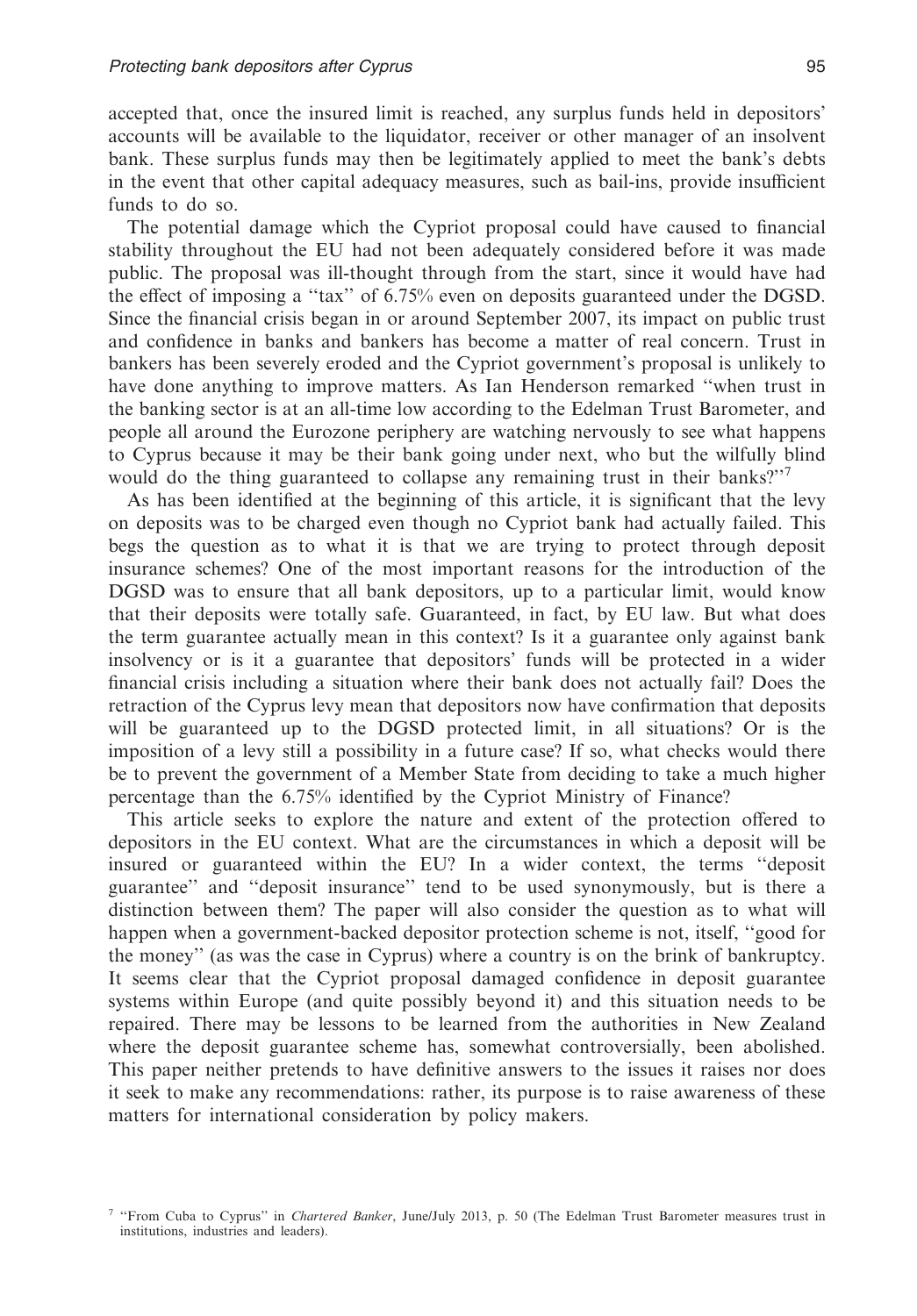accepted that, once the insured limit is reached, any surplus funds held in depositors' accounts will be available to the liquidator, receiver or other manager of an insolvent bank. These surplus funds may then be legitimately applied to meet the bank's debts in the event that other capital adequacy measures, such as bail-ins, provide insufficient funds to do so.

The potential damage which the Cypriot proposal could have caused to financial stability throughout the EU had not been adequately considered before it was made public. The proposal was ill-thought through from the start, since it would have had the effect of imposing a ''tax'' of 6.75% even on deposits guaranteed under the DGSD. Since the financial crisis began in or around September 2007, its impact on public trust and confidence in banks and bankers has become a matter of real concern. Trust in bankers has been severely eroded and the Cypriot government's proposal is unlikely to have done anything to improve matters. As Ian Henderson remarked ''when trust in the banking sector is at an all-time low according to the Edelman Trust Barometer, and people all around the Eurozone periphery are watching nervously to see what happens to Cyprus because it may be their bank going under next, who but the wilfully blind would do the thing guaranteed to collapse any remaining trust in their banks?''[7]

As has been identified at the beginning of this article, it is significant that the levy on deposits was to be charged even though no Cypriot bank had actually failed. This begs the question as to what it is that we are trying to protect through deposit insurance schemes? One of the most important reasons for the introduction of the DGSD was to ensure that all bank depositors, up to a particular limit, would know that their deposits were totally safe. Guaranteed, in fact, by EU law. But what does the term guarantee actually mean in this context? Is it a guarantee only against bank insolvency or is it a guarantee that depositors' funds will be protected in a wider financial crisis including a situation where their bank does not actually fail? Does the retraction of the Cyprus levy mean that depositors now have confirmation that deposits will be guaranteed up to the DGSD protected limit, in all situations? Or is the imposition of a levy still a possibility in a future case? If so, what checks would there be to prevent the government of a Member State from deciding to take a much higher percentage than the 6.75% identified by the Cypriot Ministry of Finance?

This article seeks to explore the nature and extent of the protection offered to depositors in the EU context. What are the circumstances in which a deposit will be insured or guaranteed within the EU? In a wider context, the terms ''deposit guarantee'' and ''deposit insurance'' tend to be used synonymously, but is there a distinction between them? The paper will also consider the question as to what will happen when a government-backed depositor protection scheme is not, itself, ''good for the money'' (as was the case in Cyprus) where a country is on the brink of bankruptcy. It seems clear that the Cypriot proposal damaged confidence in deposit guarantee systems within Europe (and quite possibly beyond it) and this situation needs to be repaired. There may be lessons to be learned from the authorities in New Zealand where the deposit guarantee scheme has, somewhat controversially, been abolished. This paper neither pretends to have definitive answers to the issues it raises nor does it seek to make any recommendations: rather, its purpose is to raise awareness of these matters for international consideration by policy makers.

[7] ''From Cuba to Cyprus'' in *Chartered Banker*, June/July 2013, p. 50 (The Edelman Trust Barometer measures trust in institutions, industries and leaders).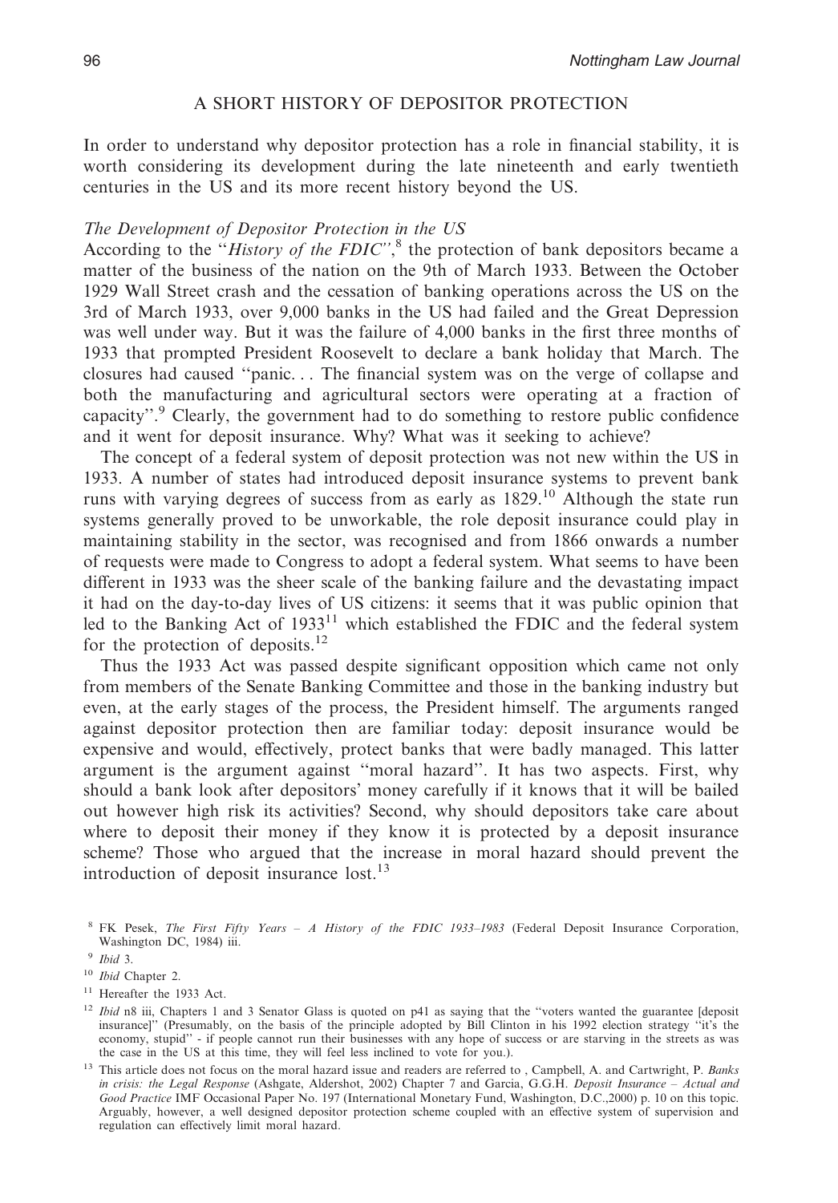## A SHORT HISTORY OF DEPOSITOR PROTECTION

In order to understand why depositor protection has a role in financial stability, it is worth considering its development during the late nineteenth and early twentieth centuries in the US and its more recent history beyond the US.

### *The Development of Depositor Protection in the US*

According to the "*History of the FDIC*",[8] the protection of bank depositors became a matter of the business of the nation on the 9th of March 1933. Between the October 1929 Wall Street crash and the cessation of banking operations across the US on the 3rd of March 1933, over 9,000 banks in the US had failed and the Great Depression was well under way. But it was the failure of 4,000 banks in the first three months of 1933 that prompted President Roosevelt to declare a bank holiday that March. The closures had caused "panic. . . The financial system was on the verge of collapse and both the manufacturing and agricultural sectors were operating at a fraction of capacity".[9] Clearly, the government had to do something to restore public confidence and it went for deposit insurance. Why? What was it seeking to achieve?

The concept of a federal system of deposit protection was not new within the US in 1933. A number of states had introduced deposit insurance systems to prevent bank runs with varying degrees of success from as early as 1829.[10] Although the state run systems generally proved to be unworkable, the role deposit insurance could play in maintaining stability in the sector, was recognised and from 1866 onwards a number of requests were made to Congress to adopt a federal system. What seems to have been different in 1933 was the sheer scale of the banking failure and the devastating impact it had on the day-to-day lives of US citizens: it seems that it was public opinion that led to the Banking Act of 1933[11] which established the FDIC and the federal system for the protection of deposits.[12]

Thus the 1933 Act was passed despite significant opposition which came not only from members of the Senate Banking Committee and those in the banking industry but even, at the early stages of the process, the President himself. The arguments ranged against depositor protection then are familiar today: deposit insurance would be expensive and would, effectively, protect banks that were badly managed. This latter argument is the argument against "moral hazard". It has two aspects. First, why should a bank look after depositors' money carefully if it knows that it will be bailed out however high risk its activities? Second, why should depositors take care about where to deposit their money if they know it is protected by a deposit insurance scheme? Those who argued that the increase in moral hazard should prevent the introduction of deposit insurance lost.[13]

---

[8] FK Pesek, *The First Fifty Years – A History of the FDIC 1933–1983* (Federal Deposit Insurance Corporation, Washington DC, 1984) iii.

[9] *Ibid* 3.

[10] *Ibid* Chapter 2.

[11] Hereafter the 1933 Act.

[12] *Ibid* n8 iii, Chapters 1 and 3 Senator Glass is quoted on p41 as saying that the "voters wanted the guarantee [deposit insurance]" (Presumably, on the basis of the principle adopted by Bill Clinton in his 1992 election strategy "it's the economy, stupid" - if people cannot run their businesses with any hope of success or are starving in the streets as was the case in the US at this time, they will feel less inclined to vote for you.).

[13] This article does not focus on the moral hazard issue and readers are referred to , Campbell, A. and Cartwright, P. *Banks in crisis: the Legal Response* (Ashgate, Aldershot, 2002) Chapter 7 and Garcia, G.G.H. *Deposit Insurance – Actual and Good Practice* IMF Occasional Paper No. 197 (International Monetary Fund, Washington, D.C.,2000) p. 10 on this topic. Arguably, however, a well designed depositor protection scheme coupled with an effective system of supervision and regulation can effectively limit moral hazard.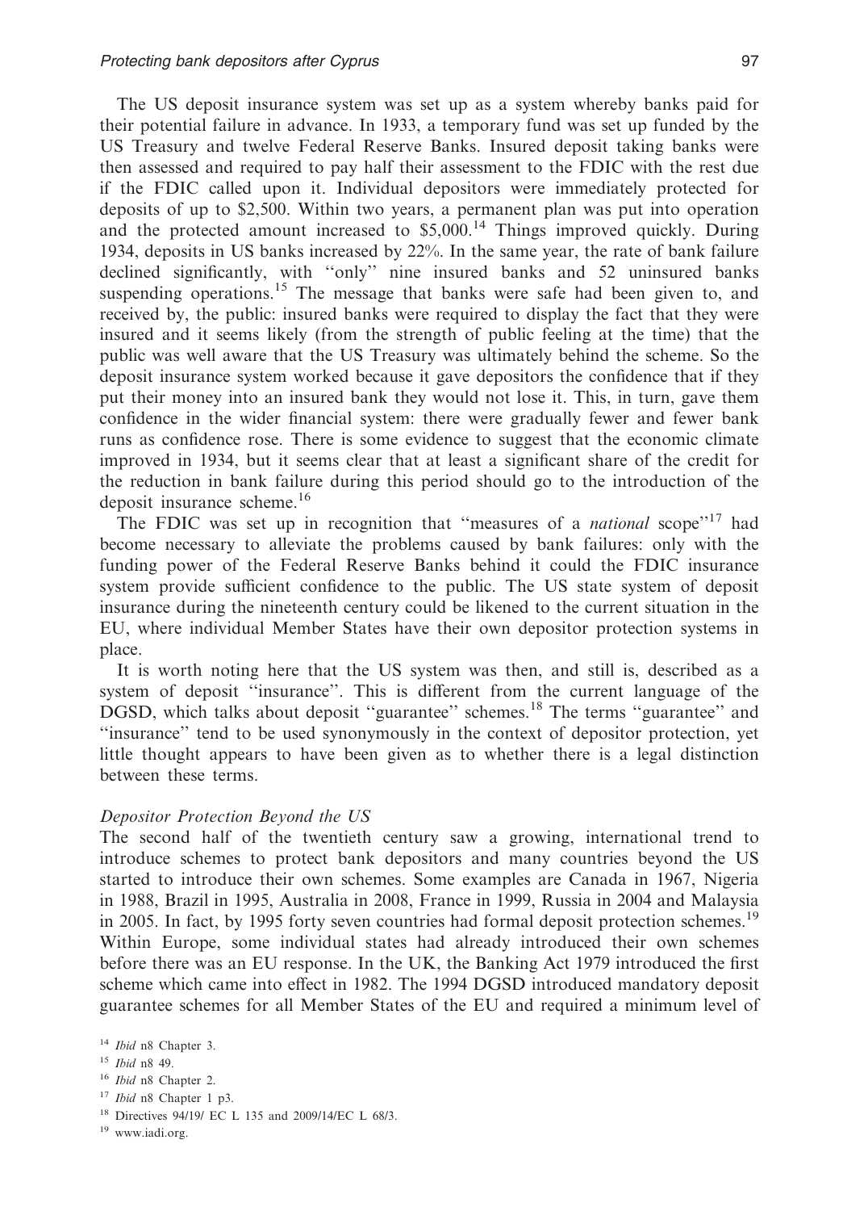The US deposit insurance system was set up as a system whereby banks paid for their potential failure in advance. In 1933, a temporary fund was set up funded by the US Treasury and twelve Federal Reserve Banks. Insured deposit taking banks were then assessed and required to pay half their assessment to the FDIC with the rest due if the FDIC called upon it. Individual depositors were immediately protected for deposits of up to $2,500. Within two years, a permanent plan was put into operation and the protected amount increased to $5,000.[14] Things improved quickly. During 1934, deposits in US banks increased by 22%. In the same year, the rate of bank failure declined significantly, with "only" nine insured banks and 52 uninsured banks suspending operations.[15] The message that banks were safe had been given to, and received by, the public: insured banks were required to display the fact that they were insured and it seems likely (from the strength of public feeling at the time) that the public was well aware that the US Treasury was ultimately behind the scheme. So the deposit insurance system worked because it gave depositors the confidence that if they put their money into an insured bank they would not lose it. This, in turn, gave them confidence in the wider financial system: there were gradually fewer and fewer bank runs as confidence rose. There is some evidence to suggest that the economic climate improved in 1934, but it seems clear that at least a significant share of the credit for the reduction in bank failure during this period should go to the introduction of the deposit insurance scheme.[16]

The FDIC was set up in recognition that "measures of a *national* scope"[17] had become necessary to alleviate the problems caused by bank failures: only with the funding power of the Federal Reserve Banks behind it could the FDIC insurance system provide sufficient confidence to the public. The US state system of deposit insurance during the nineteenth century could be likened to the current situation in the EU, where individual Member States have their own depositor protection systems in place.

It is worth noting here that the US system was then, and still is, described as a system of deposit "insurance". This is different from the current language of the DGSD, which talks about deposit "guarantee" schemes.[18] The terms "guarantee" and "insurance" tend to be used synonymously in the context of depositor protection, yet little thought appears to have been given as to whether there is a legal distinction between these terms.

*Depositor Protection Beyond the US*

The second half of the twentieth century saw a growing, international trend to introduce schemes to protect bank depositors and many countries beyond the US started to introduce their own schemes. Some examples are Canada in 1967, Nigeria in 1988, Brazil in 1995, Australia in 2008, France in 1999, Russia in 2004 and Malaysia in 2005. In fact, by 1995 forty seven countries had formal deposit protection schemes.[19] Within Europe, some individual states had already introduced their own schemes before there was an EU response. In the UK, the Banking Act 1979 introduced the first scheme which came into effect in 1982. The 1994 DGSD introduced mandatory deposit guarantee schemes for all Member States of the EU and required a minimum level of

[14] *Ibid* n8 Chapter 3.

[15] *Ibid* n8 49.

[16] *Ibid* n8 Chapter 2.

[17] *Ibid* n8 Chapter 1 p3.

[18] Directives 94/19/ EC L 135 and 2009/14/EC L 68/3.

[19] www.iadi.org.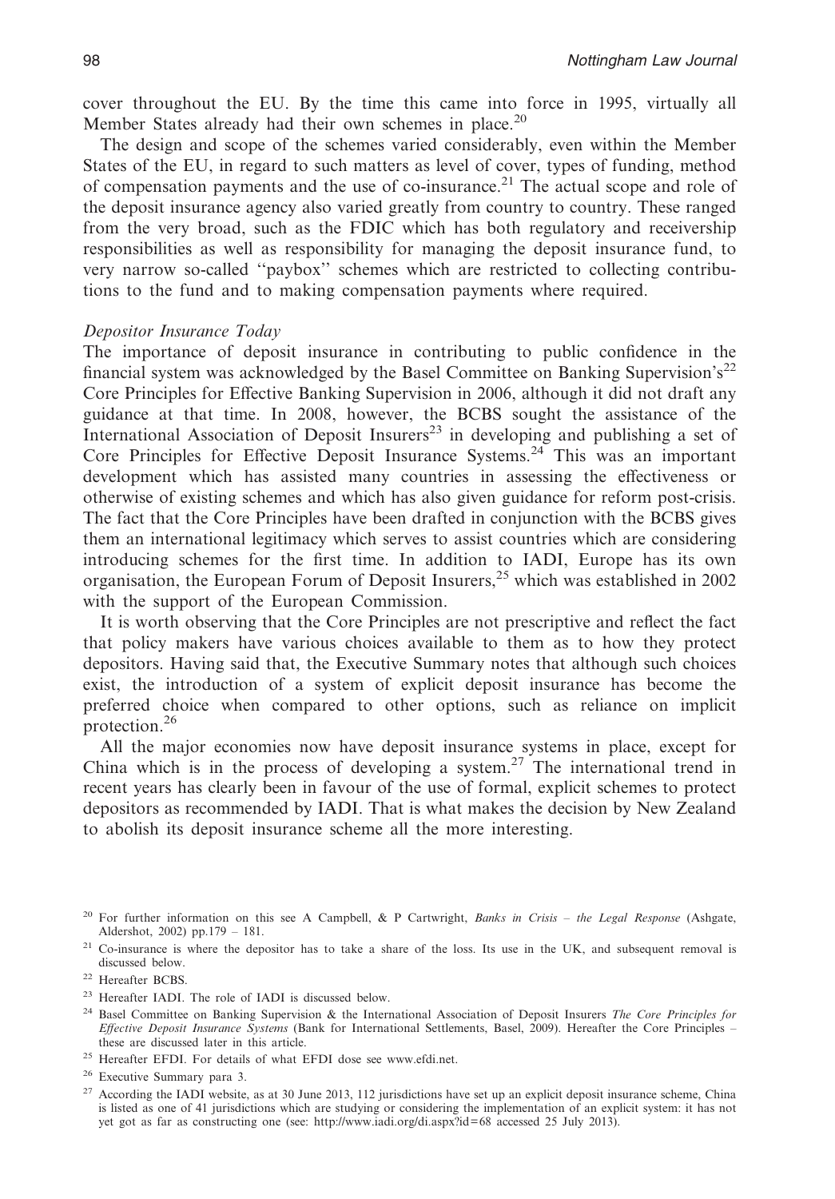cover throughout the EU. By the time this came into force in 1995, virtually all Member States already had their own schemes in place.[20]

The design and scope of the schemes varied considerably, even within the Member States of the EU, in regard to such matters as level of cover, types of funding, method of compensation payments and the use of co-insurance.[21] The actual scope and role of the deposit insurance agency also varied greatly from country to country. These ranged from the very broad, such as the FDIC which has both regulatory and receivership responsibilities as well as responsibility for managing the deposit insurance fund, to very narrow so-called ''paybox'' schemes which are restricted to collecting contributions to the fund and to making compensation payments where required.

*Depositor Insurance Today*

The importance of deposit insurance in contributing to public confidence in the financial system was acknowledged by the Basel Committee on Banking Supervision's[22] Core Principles for Effective Banking Supervision in 2006, although it did not draft any guidance at that time. In 2008, however, the BCBS sought the assistance of the International Association of Deposit Insurers[23] in developing and publishing a set of Core Principles for Effective Deposit Insurance Systems.[24] This was an important development which has assisted many countries in assessing the effectiveness or otherwise of existing schemes and which has also given guidance for reform post-crisis. The fact that the Core Principles have been drafted in conjunction with the BCBS gives them an international legitimacy which serves to assist countries which are considering introducing schemes for the first time. In addition to IADI, Europe has its own organisation, the European Forum of Deposit Insurers,[25] which was established in 2002 with the support of the European Commission.

It is worth observing that the Core Principles are not prescriptive and reflect the fact that policy makers have various choices available to them as to how they protect depositors. Having said that, the Executive Summary notes that although such choices exist, the introduction of a system of explicit deposit insurance has become the preferred choice when compared to other options, such as reliance on implicit protection.[26]

All the major economies now have deposit insurance systems in place, except for China which is in the process of developing a system.[27] The international trend in recent years has clearly been in favour of the use of formal, explicit schemes to protect depositors as recommended by IADI. That is what makes the decision by New Zealand to abolish its deposit insurance scheme all the more interesting.

[20] For further information on this see A Campbell, & P Cartwright, *Banks in Crisis – the Legal Response* (Ashgate, Aldershot, 2002) pp.179 – 181.

[21] Co-insurance is where the depositor has to take a share of the loss. Its use in the UK, and subsequent removal is discussed below.

[22] Hereafter BCBS.

[23] Hereafter IADI. The role of IADI is discussed below.

[24] Basel Committee on Banking Supervision & the International Association of Deposit Insurers *The Core Principles for Effective Deposit Insurance Systems* (Bank for International Settlements, Basel, 2009). Hereafter the Core Principles – these are discussed later in this article.

[25] Hereafter EFDI. For details of what EFDI dose see www.efdi.net.

[26] Executive Summary para 3.

[27] According the IADI website, as at 30 June 2013, 112 jurisdictions have set up an explicit deposit insurance scheme, China is listed as one of 41 jurisdictions which are studying or considering the implementation of an explicit system: it has not yet got as far as constructing one (see: http://www.iadi.org/di.aspx?id=68 accessed 25 July 2013).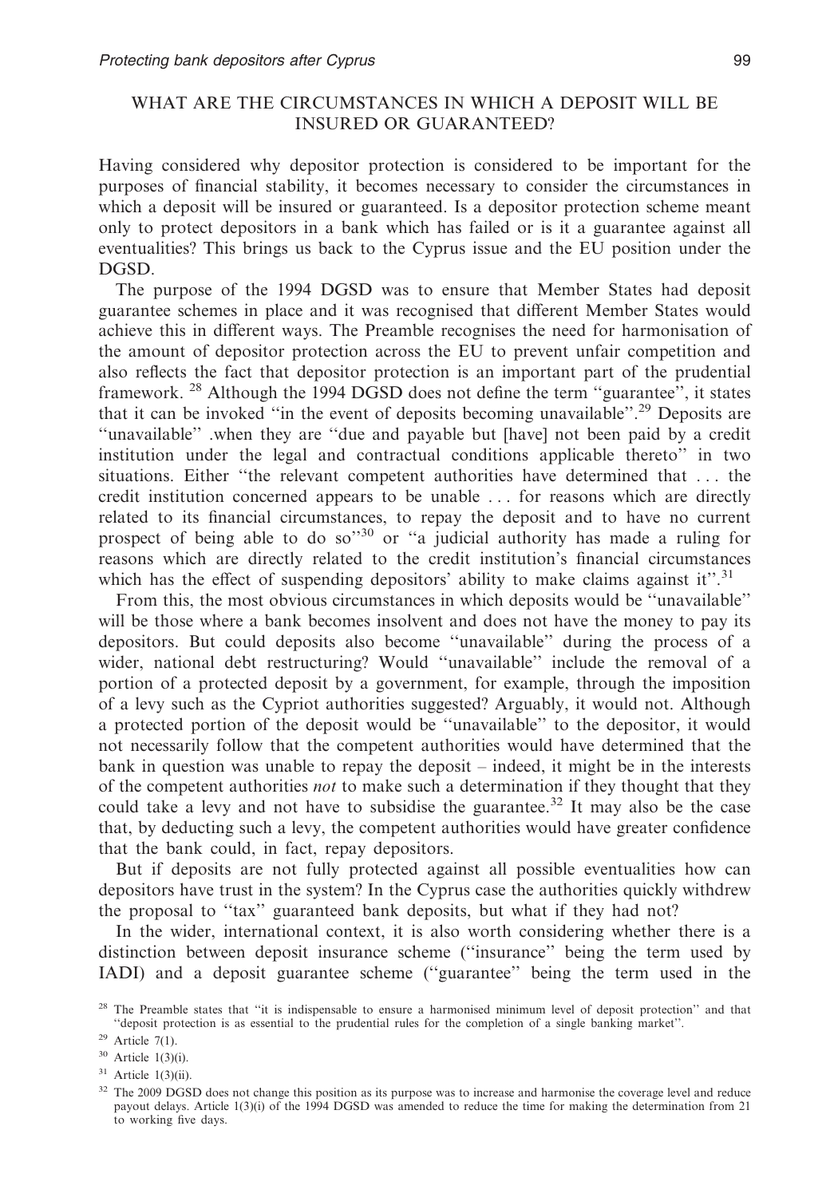## WHAT ARE THE CIRCUMSTANCES IN WHICH A DEPOSIT WILL BE INSURED OR GUARANTEED?

Having considered why depositor protection is considered to be important for the purposes of financial stability, it becomes necessary to consider the circumstances in which a deposit will be insured or guaranteed. Is a depositor protection scheme meant only to protect depositors in a bank which has failed or is it a guarantee against all eventualities? This brings us back to the Cyprus issue and the EU position under the DGSD.

The purpose of the 1994 DGSD was to ensure that Member States had deposit guarantee schemes in place and it was recognised that different Member States would achieve this in different ways. The Preamble recognises the need for harmonisation of the amount of depositor protection across the EU to prevent unfair competition and also reflects the fact that depositor protection is an important part of the prudential framework. [28] Although the 1994 DGSD does not define the term ''guarantee'', it states that it can be invoked ''in the event of deposits becoming unavailable''.[29] Deposits are ''unavailable'' .when they are ''due and payable but [have] not been paid by a credit institution under the legal and contractual conditions applicable thereto'' in two situations. Either ''the relevant competent authorities have determined that . . . the credit institution concerned appears to be unable . . . for reasons which are directly related to its financial circumstances, to repay the deposit and to have no current prospect of being able to do so''[30] or ''a judicial authority has made a ruling for reasons which are directly related to the credit institution's financial circumstances which has the effect of suspending depositors' ability to make claims against it''.[31]

From this, the most obvious circumstances in which deposits would be ''unavailable'' will be those where a bank becomes insolvent and does not have the money to pay its depositors. But could deposits also become ''unavailable'' during the process of a wider, national debt restructuring? Would ''unavailable'' include the removal of a portion of a protected deposit by a government, for example, through the imposition of a levy such as the Cypriot authorities suggested? Arguably, it would not. Although a protected portion of the deposit would be ''unavailable'' to the depositor, it would not necessarily follow that the competent authorities would have determined that the bank in question was unable to repay the deposit – indeed, it might be in the interests of the competent authorities *not* to make such a determination if they thought that they could take a levy and not have to subsidise the guarantee.[32] It may also be the case that, by deducting such a levy, the competent authorities would have greater confidence that the bank could, in fact, repay depositors.

But if deposits are not fully protected against all possible eventualities how can depositors have trust in the system? In the Cyprus case the authorities quickly withdrew the proposal to ''tax'' guaranteed bank deposits, but what if they had not?

In the wider, international context, it is also worth considering whether there is a distinction between deposit insurance scheme (''insurance'' being the term used by IADI) and a deposit guarantee scheme (''guarantee'' being the term used in the

[28] The Preamble states that ''it is indispensable to ensure a harmonised minimum level of deposit protection'' and that ''deposit protection is as essential to the prudential rules for the completion of a single banking market''.

[29] Article 7(1).

[30] Article 1(3)(i).

[31] Article 1(3)(ii).

[32] The 2009 DGSD does not change this position as its purpose was to increase and harmonise the coverage level and reduce payout delays. Article 1(3)(i) of the 1994 DGSD was amended to reduce the time for making the determination from 21 to working five days.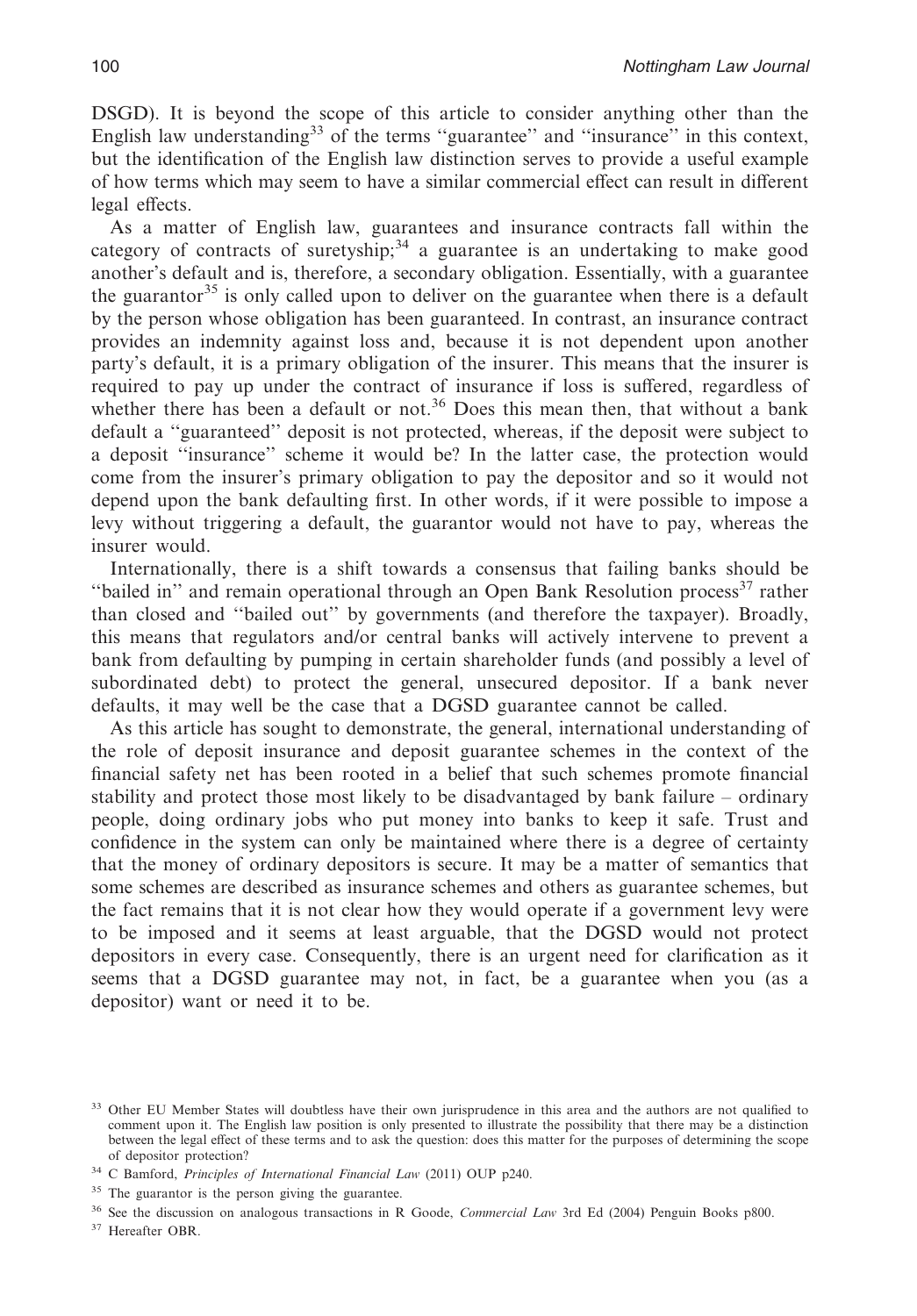DSGD). It is beyond the scope of this article to consider anything other than the English law understanding[33] of the terms "guarantee" and "insurance" in this context, but the identification of the English law distinction serves to provide a useful example of how terms which may seem to have a similar commercial effect can result in different legal effects.

As a matter of English law, guarantees and insurance contracts fall within the category of contracts of suretyship;[34] a guarantee is an undertaking to make good another's default and is, therefore, a secondary obligation. Essentially, with a guarantee the guarantor[35] is only called upon to deliver on the guarantee when there is a default by the person whose obligation has been guaranteed. In contrast, an insurance contract provides an indemnity against loss and, because it is not dependent upon another party's default, it is a primary obligation of the insurer. This means that the insurer is required to pay up under the contract of insurance if loss is suffered, regardless of whether there has been a default or not.[36] Does this mean then, that without a bank default a "guaranteed" deposit is not protected, whereas, if the deposit were subject to a deposit "insurance" scheme it would be? In the latter case, the protection would come from the insurer's primary obligation to pay the depositor and so it would not depend upon the bank defaulting first. In other words, if it were possible to impose a levy without triggering a default, the guarantor would not have to pay, whereas the insurer would.

Internationally, there is a shift towards a consensus that failing banks should be "bailed in" and remain operational through an Open Bank Resolution process[37] rather than closed and "bailed out" by governments (and therefore the taxpayer). Broadly, this means that regulators and/or central banks will actively intervene to prevent a bank from defaulting by pumping in certain shareholder funds (and possibly a level of subordinated debt) to protect the general, unsecured depositor. If a bank never defaults, it may well be the case that a DGSD guarantee cannot be called.

As this article has sought to demonstrate, the general, international understanding of the role of deposit insurance and deposit guarantee schemes in the context of the financial safety net has been rooted in a belief that such schemes promote financial stability and protect those most likely to be disadvantaged by bank failure – ordinary people, doing ordinary jobs who put money into banks to keep it safe. Trust and confidence in the system can only be maintained where there is a degree of certainty that the money of ordinary depositors is secure. It may be a matter of semantics that some schemes are described as insurance schemes and others as guarantee schemes, but the fact remains that it is not clear how they would operate if a government levy were to be imposed and it seems at least arguable, that the DGSD would not protect depositors in every case. Consequently, there is an urgent need for clarification as it seems that a DGSD guarantee may not, in fact, be a guarantee when you (as a depositor) want or need it to be.

---

[33] Other EU Member States will doubtless have their own jurisprudence in this area and the authors are not qualified to comment upon it. The English law position is only presented to illustrate the possibility that there may be a distinction between the legal effect of these terms and to ask the question: does this matter for the purposes of determining the scope of depositor protection?

[34] C Bamford, *Principles of International Financial Law* (2011) OUP p240.

[35] The guarantor is the person giving the guarantee.

[36] See the discussion on analogous transactions in R Goode, *Commercial Law* 3rd Ed (2004) Penguin Books p800.

[37] Hereafter OBR.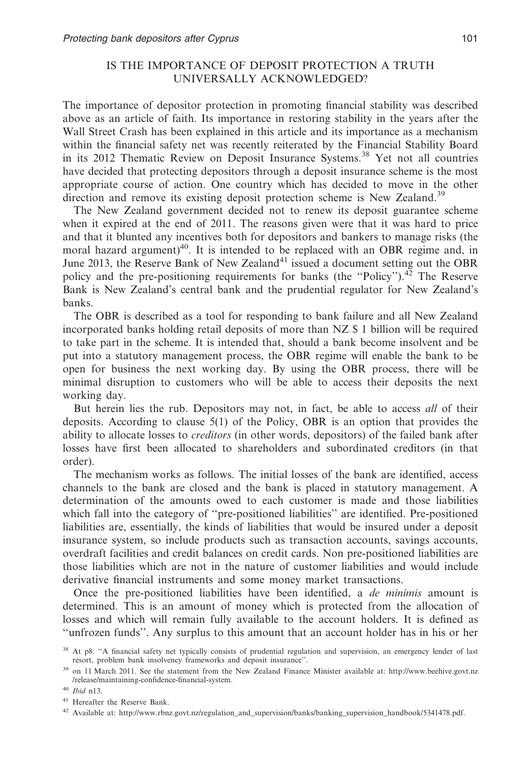## IS THE IMPORTANCE OF DEPOSIT PROTECTION A TRUTH UNIVERSALLY ACKNOWLEDGED?

The importance of depositor protection in promoting financial stability was described above as an article of faith. Its importance in restoring stability in the years after the Wall Street Crash has been explained in this article and its importance as a mechanism within the financial safety net was recently reiterated by the Financial Stability Board in its 2012 Thematic Review on Deposit Insurance Systems.[38] Yet not all countries have decided that protecting depositors through a deposit insurance scheme is the most appropriate course of action. One country which has decided to move in the other direction and remove its existing deposit protection scheme is New Zealand.[39]

The New Zealand government decided not to renew its deposit guarantee scheme when it expired at the end of 2011. The reasons given were that it was hard to price and that it blunted any incentives both for depositors and bankers to manage risks (the moral hazard argument)[40]. It is intended to be replaced with an OBR regime and, in June 2013, the Reserve Bank of New Zealand[41] issued a document setting out the OBR policy and the pre-positioning requirements for banks (the "Policy").[42] The Reserve Bank is New Zealand's central bank and the prudential regulator for New Zealand's banks.

The OBR is described as a tool for responding to bank failure and all New Zealand incorporated banks holding retail deposits of more than NZ $ 1 billion will be required to take part in the scheme. It is intended that, should a bank become insolvent and be put into a statutory management process, the OBR regime will enable the bank to be open for business the next working day. By using the OBR process, there will be minimal disruption to customers who will be able to access their deposits the next working day.

But herein lies the rub. Depositors may not, in fact, be able to access *all* of their deposits. According to clause 5(1) of the Policy, OBR is an option that provides the ability to allocate losses to *creditors* (in other words, depositors) of the failed bank after losses have first been allocated to shareholders and subordinated creditors (in that order).

The mechanism works as follows. The initial losses of the bank are identified, access channels to the bank are closed and the bank is placed in statutory management. A determination of the amounts owed to each customer is made and those liabilities which fall into the category of "pre-positioned liabilities" are identified. Pre-positioned liabilities are, essentially, the kinds of liabilities that would be insured under a deposit insurance system, so include products such as transaction accounts, savings accounts, overdraft facilities and credit balances on credit cards. Non pre-positioned liabilities are those liabilities which are not in the nature of customer liabilities and would include derivative financial instruments and some money market transactions.

Once the pre-positioned liabilities have been identified, a *de minimis* amount is determined. This is an amount of money which is protected from the allocation of losses and which will remain fully available to the account holders. It is defined as "unfrozen funds". Any surplus to this amount that an account holder has in his or her

---

[38] At p8: "A financial safety net typically consists of prudential regulation and supervision, an emergency lender of last resort, problem bank insolvency frameworks and deposit insurance".

[39] on 11 March 2011. See the statement from the New Zealand Finance Minister available at: http://www.beehive.govt.nz/release/maintaining-confidence-financial-system.

[40] *Ibid* n13.

[41] Hereafter the Reserve Bank.

[42] Available at: http://www.rbnz.govt.nz/regulation_and_supervision/banks/banking_supervision_handbook/5341478.pdf.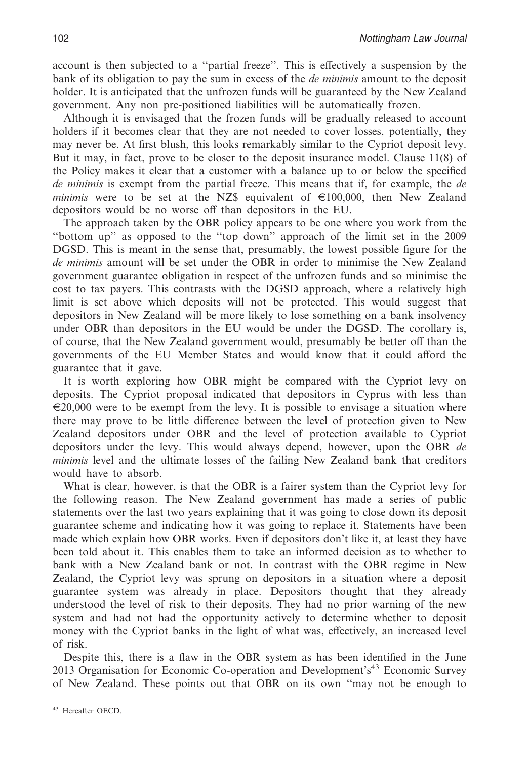account is then subjected to a ''partial freeze''. This is effectively a suspension by the bank of its obligation to pay the sum in excess of the *de minimis* amount to the deposit holder. It is anticipated that the unfrozen funds will be guaranteed by the New Zealand government. Any non pre-positioned liabilities will be automatically frozen.

Although it is envisaged that the frozen funds will be gradually released to account holders if it becomes clear that they are not needed to cover losses, potentially, they may never be. At first blush, this looks remarkably similar to the Cypriot deposit levy. But it may, in fact, prove to be closer to the deposit insurance model. Clause 11(8) of the Policy makes it clear that a customer with a balance up to or below the specified *de minimis* is exempt from the partial freeze. This means that if, for example, the *de minimis* were to be set at the NZ$ equivalent of €100,000, then New Zealand depositors would be no worse off than depositors in the EU.

The approach taken by the OBR policy appears to be one where you work from the ''bottom up'' as opposed to the ''top down'' approach of the limit set in the 2009 DGSD. This is meant in the sense that, presumably, the lowest possible figure for the *de minimis* amount will be set under the OBR in order to minimise the New Zealand government guarantee obligation in respect of the unfrozen funds and so minimise the cost to tax payers. This contrasts with the DGSD approach, where a relatively high limit is set above which deposits will not be protected. This would suggest that depositors in New Zealand will be more likely to lose something on a bank insolvency under OBR than depositors in the EU would be under the DGSD. The corollary is, of course, that the New Zealand government would, presumably be better off than the governments of the EU Member States and would know that it could afford the guarantee that it gave.

It is worth exploring how OBR might be compared with the Cypriot levy on deposits. The Cypriot proposal indicated that depositors in Cyprus with less than €20,000 were to be exempt from the levy. It is possible to envisage a situation where there may prove to be little difference between the level of protection given to New Zealand depositors under OBR and the level of protection available to Cypriot depositors under the levy. This would always depend, however, upon the OBR *de minimis* level and the ultimate losses of the failing New Zealand bank that creditors would have to absorb.

What is clear, however, is that the OBR is a fairer system than the Cypriot levy for the following reason. The New Zealand government has made a series of public statements over the last two years explaining that it was going to close down its deposit guarantee scheme and indicating how it was going to replace it. Statements have been made which explain how OBR works. Even if depositors don't like it, at least they have been told about it. This enables them to take an informed decision as to whether to bank with a New Zealand bank or not. In contrast with the OBR regime in New Zealand, the Cypriot levy was sprung on depositors in a situation where a deposit guarantee system was already in place. Depositors thought that they already understood the level of risk to their deposits. They had no prior warning of the new system and had not had the opportunity actively to determine whether to deposit money with the Cypriot banks in the light of what was, effectively, an increased level of risk.

Despite this, there is a flaw in the OBR system as has been identified in the June 2013 Organisation for Economic Co-operation and Development's[43] Economic Survey of New Zealand. These points out that OBR on its own ''may not be enough to

[43] Hereafter OECD.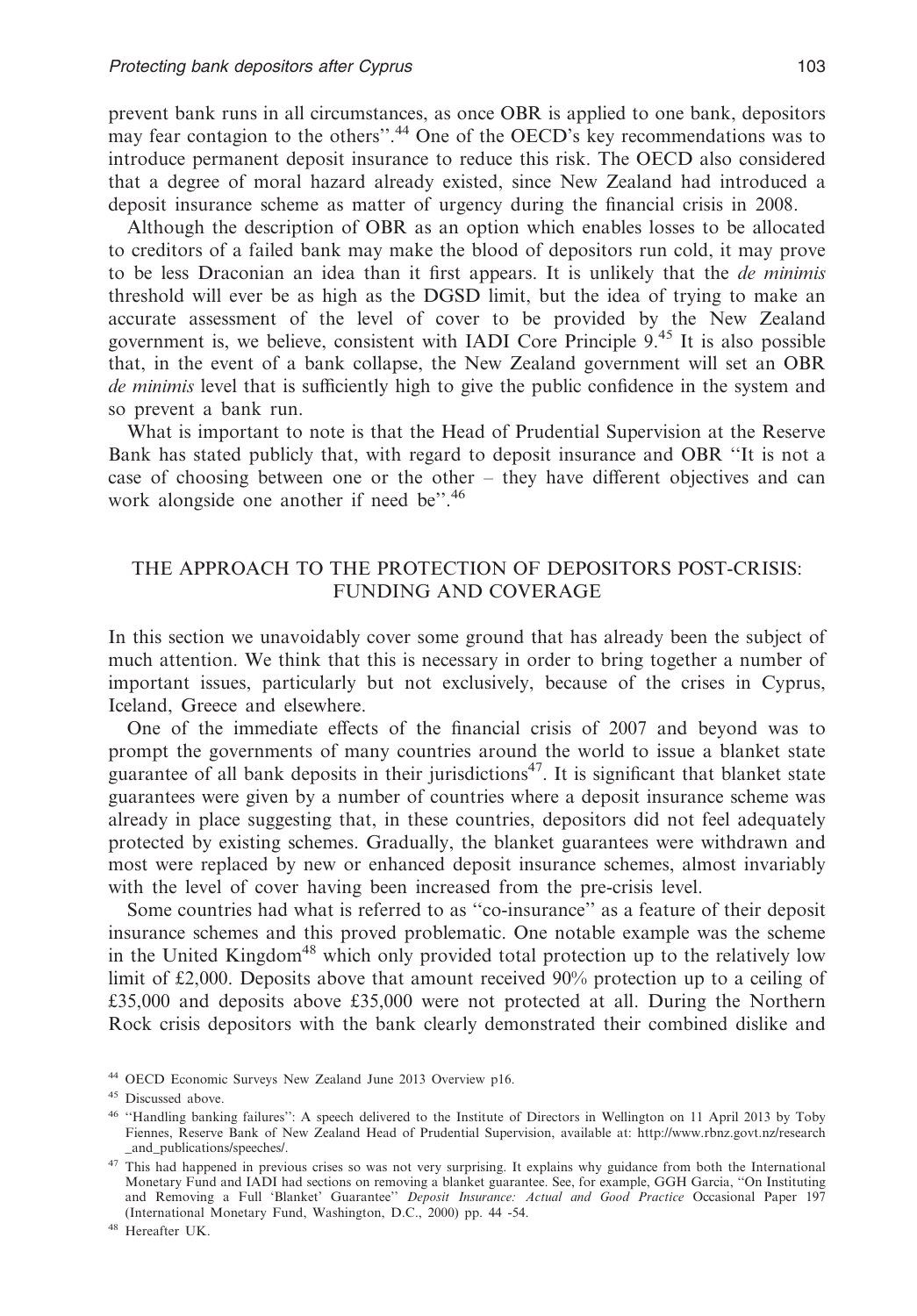prevent bank runs in all circumstances, as once OBR is applied to one bank, depositors may fear contagion to the others''.[44] One of the OECD's key recommendations was to introduce permanent deposit insurance to reduce this risk. The OECD also considered that a degree of moral hazard already existed, since New Zealand had introduced a deposit insurance scheme as matter of urgency during the financial crisis in 2008.

Although the description of OBR as an option which enables losses to be allocated to creditors of a failed bank may make the blood of depositors run cold, it may prove to be less Draconian an idea than it first appears. It is unlikely that the *de minimis* threshold will ever be as high as the DGSD limit, but the idea of trying to make an accurate assessment of the level of cover to be provided by the New Zealand government is, we believe, consistent with IADI Core Principle 9.[45] It is also possible that, in the event of a bank collapse, the New Zealand government will set an OBR *de minimis* level that is sufficiently high to give the public confidence in the system and so prevent a bank run.

What is important to note is that the Head of Prudential Supervision at the Reserve Bank has stated publicly that, with regard to deposit insurance and OBR ''It is not a case of choosing between one or the other – they have different objectives and can work alongside one another if need be''.[46]

## THE APPROACH TO THE PROTECTION OF DEPOSITORS POST-CRISIS: FUNDING AND COVERAGE

In this section we unavoidably cover some ground that has already been the subject of much attention. We think that this is necessary in order to bring together a number of important issues, particularly but not exclusively, because of the crises in Cyprus, Iceland, Greece and elsewhere.

One of the immediate effects of the financial crisis of 2007 and beyond was to prompt the governments of many countries around the world to issue a blanket state guarantee of all bank deposits in their jurisdictions[47]. It is significant that blanket state guarantees were given by a number of countries where a deposit insurance scheme was already in place suggesting that, in these countries, depositors did not feel adequately protected by existing schemes. Gradually, the blanket guarantees were withdrawn and most were replaced by new or enhanced deposit insurance schemes, almost invariably with the level of cover having been increased from the pre-crisis level.

Some countries had what is referred to as ''co-insurance'' as a feature of their deposit insurance schemes and this proved problematic. One notable example was the scheme in the United Kingdom[48] which only provided total protection up to the relatively low limit of £2,000. Deposits above that amount received 90% protection up to a ceiling of £35,000 and deposits above £35,000 were not protected at all. During the Northern Rock crisis depositors with the bank clearly demonstrated their combined dislike and

---

[44] OECD Economic Surveys New Zealand June 2013 Overview p16.

[45] Discussed above.

[46] ''Handling banking failures'': A speech delivered to the Institute of Directors in Wellington on 11 April 2013 by Toby Fiennes, Reserve Bank of New Zealand Head of Prudential Supervision, available at: http://www.rbnz.govt.nz/research_and_publications/speeches/.

[47] This had happened in previous crises so was not very surprising. It explains why guidance from both the International Monetary Fund and IADI had sections on removing a blanket guarantee. See, for example, GGH Garcia, ''On Instituting and Removing a Full 'Blanket' Guarantee'' *Deposit Insurance: Actual and Good Practice* Occasional Paper 197 (International Monetary Fund, Washington, D.C., 2000) pp. 44 -54.

[48] Hereafter UK.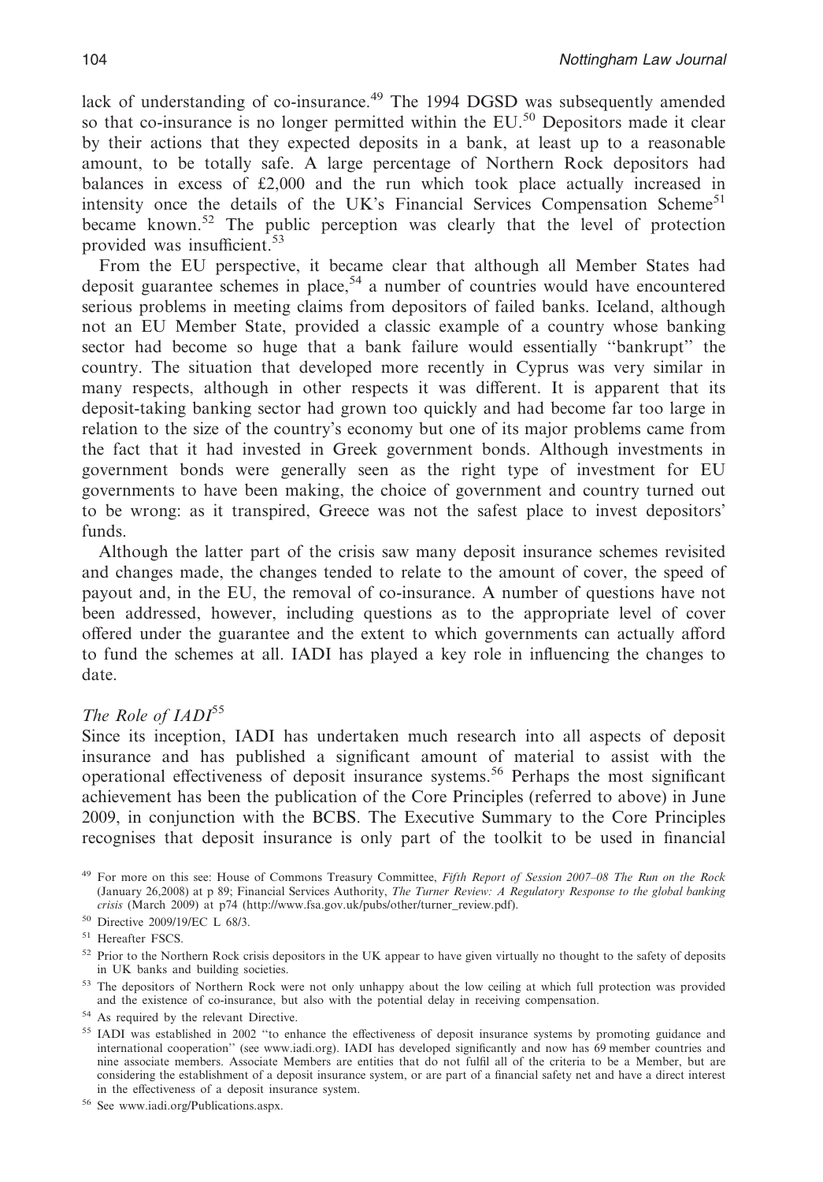lack of understanding of co-insurance.[49] The 1994 DGSD was subsequently amended so that co-insurance is no longer permitted within the EU.[50] Depositors made it clear by their actions that they expected deposits in a bank, at least up to a reasonable amount, to be totally safe. A large percentage of Northern Rock depositors had balances in excess of £2,000 and the run which took place actually increased in intensity once the details of the UK's Financial Services Compensation Scheme[51] became known.[52] The public perception was clearly that the level of protection provided was insufficient.[53]

From the EU perspective, it became clear that although all Member States had deposit guarantee schemes in place,[54] a number of countries would have encountered serious problems in meeting claims from depositors of failed banks. Iceland, although not an EU Member State, provided a classic example of a country whose banking sector had become so huge that a bank failure would essentially ''bankrupt'' the country. The situation that developed more recently in Cyprus was very similar in many respects, although in other respects it was different. It is apparent that its deposit-taking banking sector had grown too quickly and had become far too large in relation to the size of the country's economy but one of its major problems came from the fact that it had invested in Greek government bonds. Although investments in government bonds were generally seen as the right type of investment for EU governments to have been making, the choice of government and country turned out to be wrong: as it transpired, Greece was not the safest place to invest depositors' funds.

Although the latter part of the crisis saw many deposit insurance schemes revisited and changes made, the changes tended to relate to the amount of cover, the speed of payout and, in the EU, the removal of co-insurance. A number of questions have not been addressed, however, including questions as to the appropriate level of cover offered under the guarantee and the extent to which governments can actually afford to fund the schemes at all. IADI has played a key role in influencing the changes to date.

### *The Role of IADI*[55]

Since its inception, IADI has undertaken much research into all aspects of deposit insurance and has published a significant amount of material to assist with the operational effectiveness of deposit insurance systems.[56] Perhaps the most significant achievement has been the publication of the Core Principles (referred to above) in June 2009, in conjunction with the BCBS. The Executive Summary to the Core Principles recognises that deposit insurance is only part of the toolkit to be used in financial

---

[49] For more on this see: House of Commons Treasury Committee, *Fifth Report of Session 2007–08 The Run on the Rock* (January 26,2008) at p 89; Financial Services Authority, *The Turner Review: A Regulatory Response to the global banking crisis* (March 2009) at p74 (http://www.fsa.gov.uk/pubs/other/turner_review.pdf).

[50] Directive 2009/19/EC L 68/3.

[51] Hereafter FSCS.

[52] Prior to the Northern Rock crisis depositors in the UK appear to have given virtually no thought to the safety of deposits in UK banks and building societies.

[53] The depositors of Northern Rock were not only unhappy about the low ceiling at which full protection was provided and the existence of co-insurance, but also with the potential delay in receiving compensation.

[54] As required by the relevant Directive.

[55] IADI was established in 2002 ''to enhance the effectiveness of deposit insurance systems by promoting guidance and international cooperation'' (see www.iadi.org). IADI has developed significantly and now has 69 member countries and nine associate members. Associate Members are entities that do not fulfil all of the criteria to be a Member, but are considering the establishment of a deposit insurance system, or are part of a financial safety net and have a direct interest in the effectiveness of a deposit insurance system.

[56] See www.iadi.org/Publications.aspx.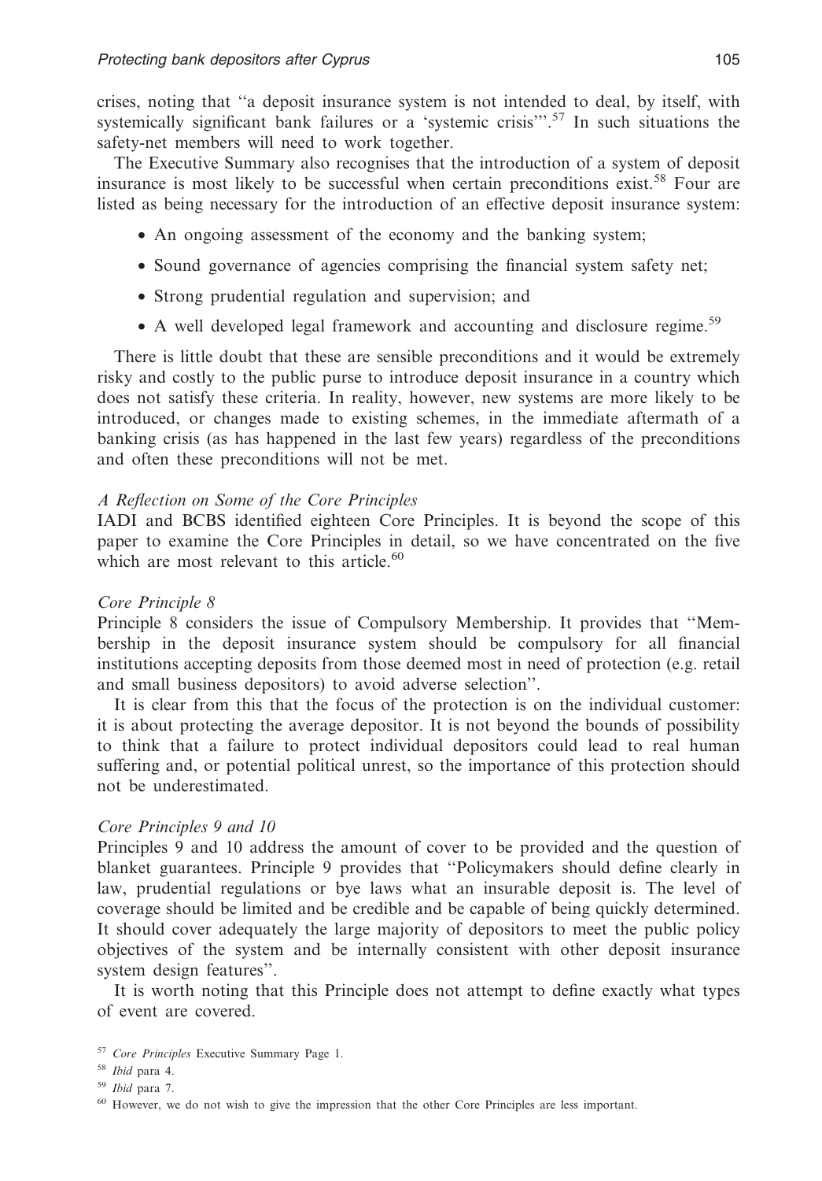crises, noting that "a deposit insurance system is not intended to deal, by itself, with systemically significant bank failures or a 'systemic crisis'".[57] In such situations the safety-net members will need to work together.

The Executive Summary also recognises that the introduction of a system of deposit insurance is most likely to be successful when certain preconditions exist.[58] Four are listed as being necessary for the introduction of an effective deposit insurance system:

- An ongoing assessment of the economy and the banking system;
- Sound governance of agencies comprising the financial system safety net;
- Strong prudential regulation and supervision; and
- A well developed legal framework and accounting and disclosure regime.[59]

There is little doubt that these are sensible preconditions and it would be extremely risky and costly to the public purse to introduce deposit insurance in a country which does not satisfy these criteria. In reality, however, new systems are more likely to be introduced, or changes made to existing schemes, in the immediate aftermath of a banking crisis (as has happened in the last few years) regardless of the preconditions and often these preconditions will not be met.

*A Reflection on Some of the Core Principles*

IADI and BCBS identified eighteen Core Principles. It is beyond the scope of this paper to examine the Core Principles in detail, so we have concentrated on the five which are most relevant to this article.[60]

*Core Principle 8*

Principle 8 considers the issue of Compulsory Membership. It provides that "Membership in the deposit insurance system should be compulsory for all financial institutions accepting deposits from those deemed most in need of protection (e.g. retail and small business depositors) to avoid adverse selection".

It is clear from this that the focus of the protection is on the individual customer: it is about protecting the average depositor. It is not beyond the bounds of possibility to think that a failure to protect individual depositors could lead to real human suffering and, or potential political unrest, so the importance of this protection should not be underestimated.

*Core Principles 9 and 10*

Principles 9 and 10 address the amount of cover to be provided and the question of blanket guarantees. Principle 9 provides that "Policymakers should define clearly in law, prudential regulations or bye laws what an insurable deposit is. The level of coverage should be limited and be credible and be capable of being quickly determined. It should cover adequately the large majority of depositors to meet the public policy objectives of the system and be internally consistent with other deposit insurance system design features".

It is worth noting that this Principle does not attempt to define exactly what types of event are covered.

[57] *Core Principles* Executive Summary Page 1.

[58] *Ibid* para 4.

[59] *Ibid* para 7.

[60] However, we do not wish to give the impression that the other Core Principles are less important.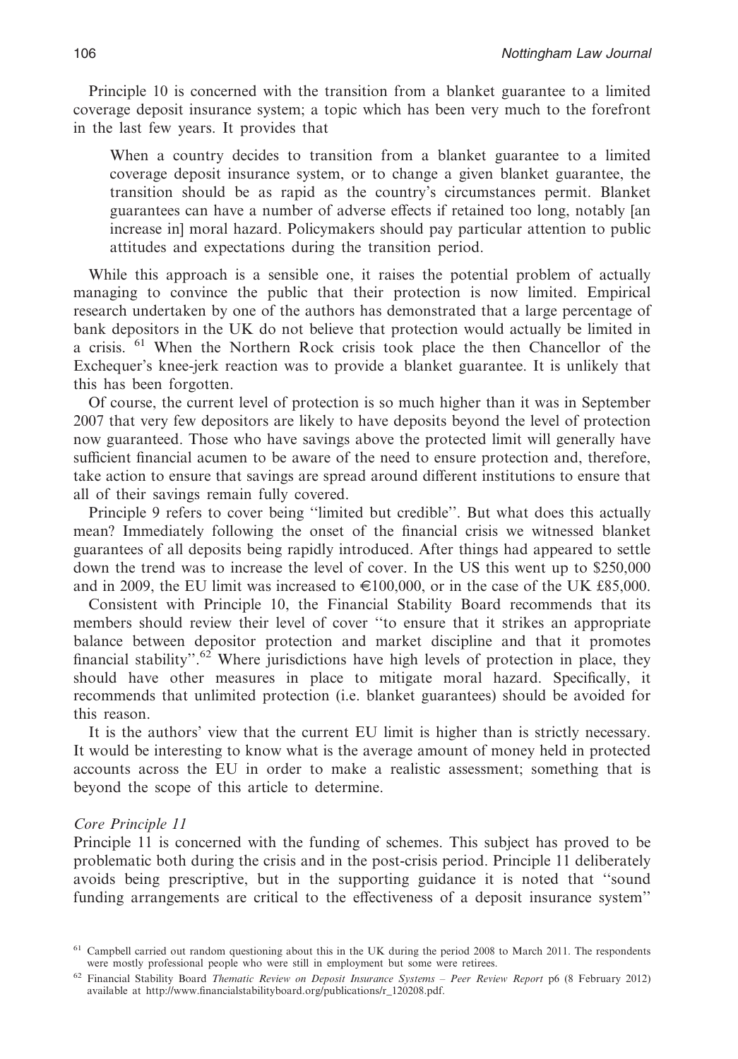Principle 10 is concerned with the transition from a blanket guarantee to a limited coverage deposit insurance system; a topic which has been very much to the forefront in the last few years. It provides that

> When a country decides to transition from a blanket guarantee to a limited coverage deposit insurance system, or to change a given blanket guarantee, the transition should be as rapid as the country's circumstances permit. Blanket guarantees can have a number of adverse effects if retained too long, notably [an increase in] moral hazard. Policymakers should pay particular attention to public attitudes and expectations during the transition period.

While this approach is a sensible one, it raises the potential problem of actually managing to convince the public that their protection is now limited. Empirical research undertaken by one of the authors has demonstrated that a large percentage of bank depositors in the UK do not believe that protection would actually be limited in a crisis. [61] When the Northern Rock crisis took place the then Chancellor of the Exchequer's knee-jerk reaction was to provide a blanket guarantee. It is unlikely that this has been forgotten.

Of course, the current level of protection is so much higher than it was in September 2007 that very few depositors are likely to have deposits beyond the level of protection now guaranteed. Those who have savings above the protected limit will generally have sufficient financial acumen to be aware of the need to ensure protection and, therefore, take action to ensure that savings are spread around different institutions to ensure that all of their savings remain fully covered.

Principle 9 refers to cover being "limited but credible". But what does this actually mean? Immediately following the onset of the financial crisis we witnessed blanket guarantees of all deposits being rapidly introduced. After things had appeared to settle down the trend was to increase the level of cover. In the US this went up to $250,000 and in 2009, the EU limit was increased to €100,000, or in the case of the UK £85,000.

Consistent with Principle 10, the Financial Stability Board recommends that its members should review their level of cover "to ensure that it strikes an appropriate balance between depositor protection and market discipline and that it promotes financial stability".[62] Where jurisdictions have high levels of protection in place, they should have other measures in place to mitigate moral hazard. Specifically, it recommends that unlimited protection (i.e. blanket guarantees) should be avoided for this reason.

It is the authors' view that the current EU limit is higher than is strictly necessary. It would be interesting to know what is the average amount of money held in protected accounts across the EU in order to make a realistic assessment; something that is beyond the scope of this article to determine.

*Core Principle 11*

Principle 11 is concerned with the funding of schemes. This subject has proved to be problematic both during the crisis and in the post-crisis period. Principle 11 deliberately avoids being prescriptive, but in the supporting guidance it is noted that "sound funding arrangements are critical to the effectiveness of a deposit insurance system"

[61] Campbell carried out random questioning about this in the UK during the period 2008 to March 2011. The respondents were mostly professional people who were still in employment but some were retirees.

[62] Financial Stability Board *Thematic Review on Deposit Insurance Systems – Peer Review Report* p6 (8 February 2012) available at http://www.financialstabilityboard.org/publications/r_120208.pdf.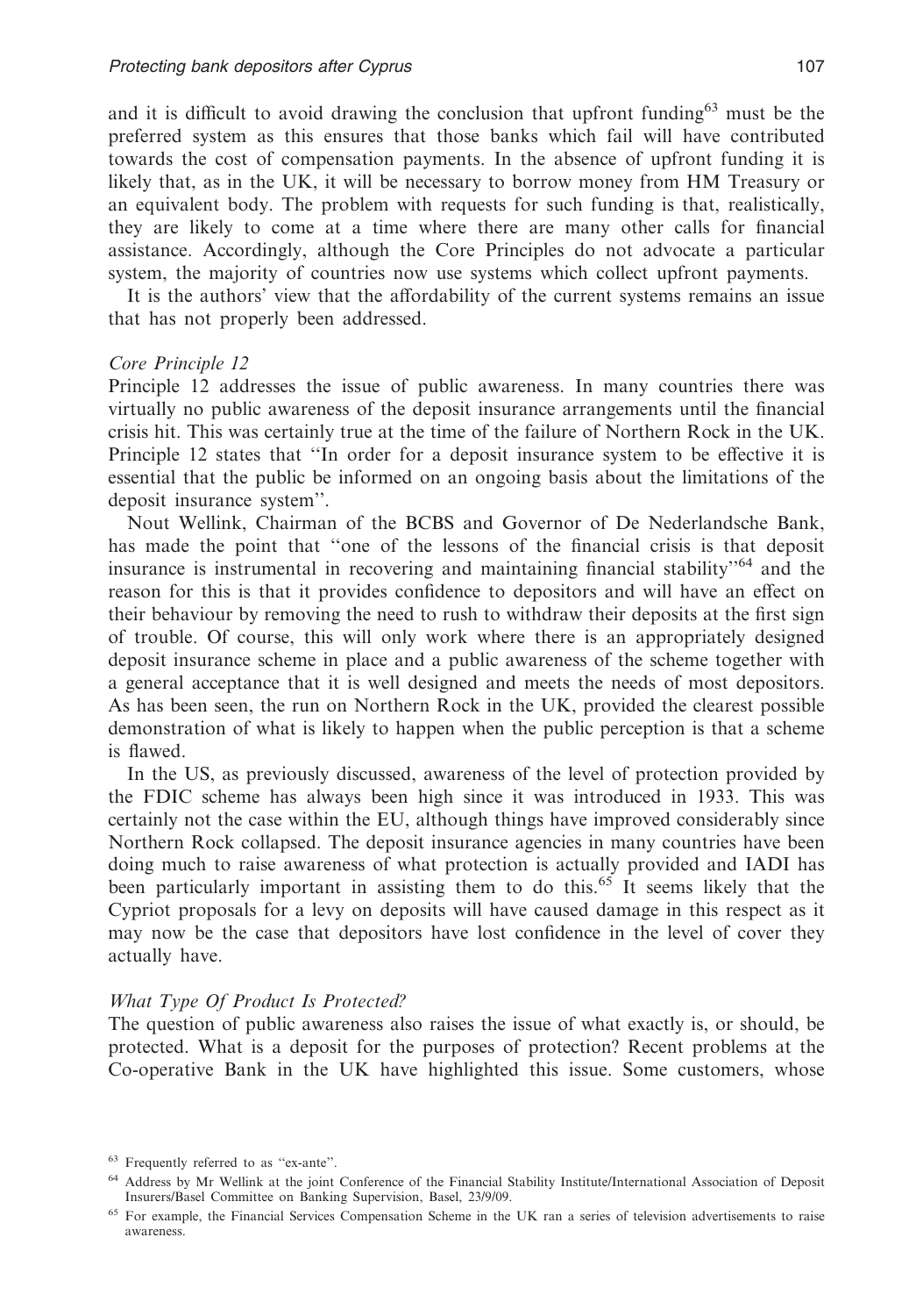and it is difficult to avoid drawing the conclusion that upfront funding[63] must be the preferred system as this ensures that those banks which fail will have contributed towards the cost of compensation payments. In the absence of upfront funding it is likely that, as in the UK, it will be necessary to borrow money from HM Treasury or an equivalent body. The problem with requests for such funding is that, realistically, they are likely to come at a time where there are many other calls for financial assistance. Accordingly, although the Core Principles do not advocate a particular system, the majority of countries now use systems which collect upfront payments.

It is the authors' view that the affordability of the current systems remains an issue that has not properly been addressed.

*Core Principle 12*

Principle 12 addresses the issue of public awareness. In many countries there was virtually no public awareness of the deposit insurance arrangements until the financial crisis hit. This was certainly true at the time of the failure of Northern Rock in the UK. Principle 12 states that "In order for a deposit insurance system to be effective it is essential that the public be informed on an ongoing basis about the limitations of the deposit insurance system".

Nout Wellink, Chairman of the BCBS and Governor of De Nederlandsche Bank, has made the point that "one of the lessons of the financial crisis is that deposit insurance is instrumental in recovering and maintaining financial stability"[64] and the reason for this is that it provides confidence to depositors and will have an effect on their behaviour by removing the need to rush to withdraw their deposits at the first sign of trouble. Of course, this will only work where there is an appropriately designed deposit insurance scheme in place and a public awareness of the scheme together with a general acceptance that it is well designed and meets the needs of most depositors. As has been seen, the run on Northern Rock in the UK, provided the clearest possible demonstration of what is likely to happen when the public perception is that a scheme is flawed.

In the US, as previously discussed, awareness of the level of protection provided by the FDIC scheme has always been high since it was introduced in 1933. This was certainly not the case within the EU, although things have improved considerably since Northern Rock collapsed. The deposit insurance agencies in many countries have been doing much to raise awareness of what protection is actually provided and IADI has been particularly important in assisting them to do this.[65] It seems likely that the Cypriot proposals for a levy on deposits will have caused damage in this respect as it may now be the case that depositors have lost confidence in the level of cover they actually have.

*What Type Of Product Is Protected?*

The question of public awareness also raises the issue of what exactly is, or should, be protected. What is a deposit for the purposes of protection? Recent problems at the Co-operative Bank in the UK have highlighted this issue. Some customers, whose

[63] Frequently referred to as "ex-ante".

[64] Address by Mr Wellink at the joint Conference of the Financial Stability Institute/International Association of Deposit Insurers/Basel Committee on Banking Supervision, Basel, 23/9/09.

[65] For example, the Financial Services Compensation Scheme in the UK ran a series of television advertisements to raise awareness.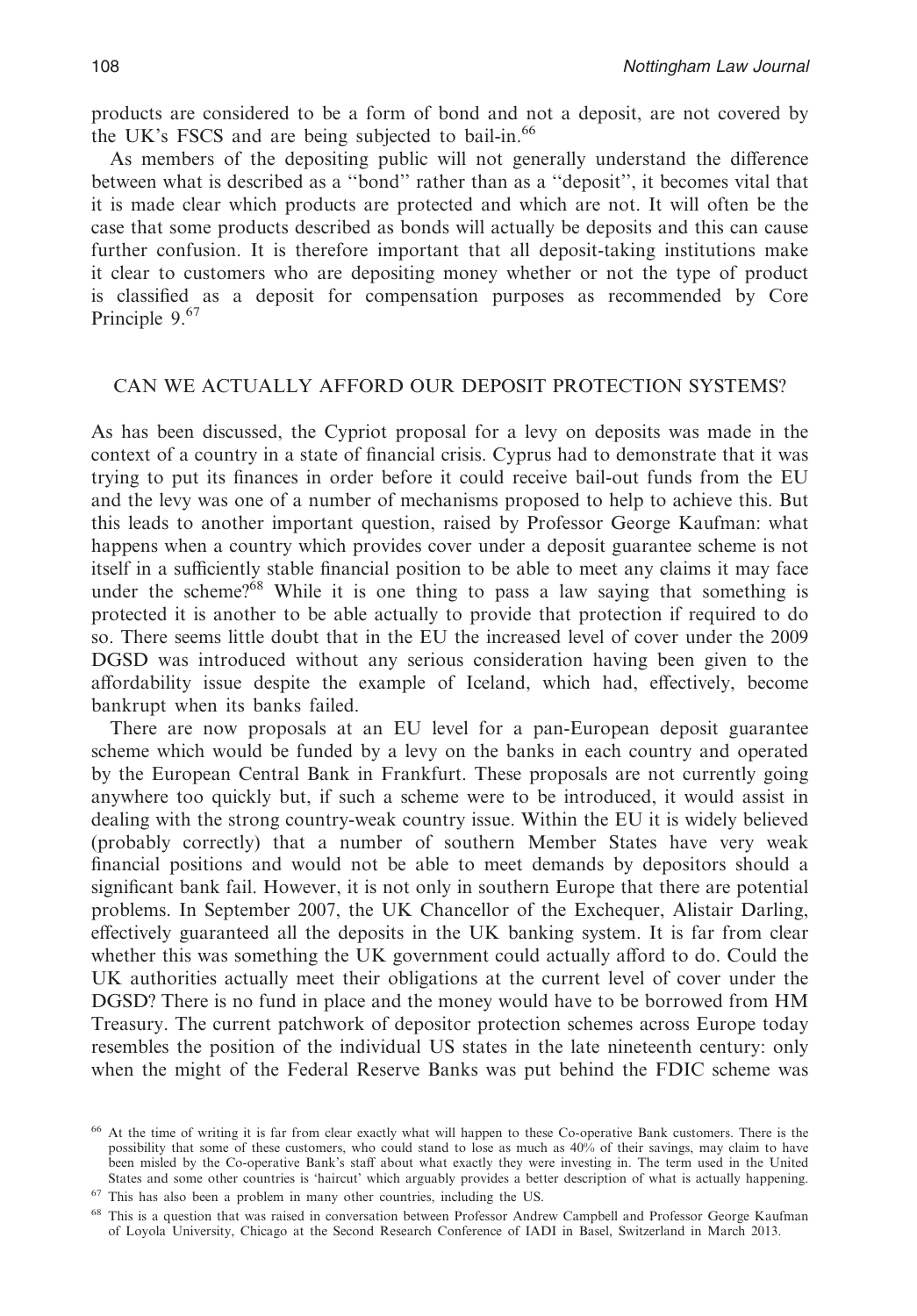products are considered to be a form of bond and not a deposit, are not covered by the UK's FSCS and are being subjected to bail-in.[66]

As members of the depositing public will not generally understand the difference between what is described as a "bond" rather than as a "deposit", it becomes vital that it is made clear which products are protected and which are not. It will often be the case that some products described as bonds will actually be deposits and this can cause further confusion. It is therefore important that all deposit-taking institutions make it clear to customers who are depositing money whether or not the type of product is classified as a deposit for compensation purposes as recommended by Core Principle 9.[67]

## CAN WE ACTUALLY AFFORD OUR DEPOSIT PROTECTION SYSTEMS?

As has been discussed, the Cypriot proposal for a levy on deposits was made in the context of a country in a state of financial crisis. Cyprus had to demonstrate that it was trying to put its finances in order before it could receive bail-out funds from the EU and the levy was one of a number of mechanisms proposed to help to achieve this. But this leads to another important question, raised by Professor George Kaufman: what happens when a country which provides cover under a deposit guarantee scheme is not itself in a sufficiently stable financial position to be able to meet any claims it may face under the scheme?[68] While it is one thing to pass a law saying that something is protected it is another to be able actually to provide that protection if required to do so. There seems little doubt that in the EU the increased level of cover under the 2009 DGSD was introduced without any serious consideration having been given to the affordability issue despite the example of Iceland, which had, effectively, become bankrupt when its banks failed.

There are now proposals at an EU level for a pan-European deposit guarantee scheme which would be funded by a levy on the banks in each country and operated by the European Central Bank in Frankfurt. These proposals are not currently going anywhere too quickly but, if such a scheme were to be introduced, it would assist in dealing with the strong country-weak country issue. Within the EU it is widely believed (probably correctly) that a number of southern Member States have very weak financial positions and would not be able to meet demands by depositors should a significant bank fail. However, it is not only in southern Europe that there are potential problems. In September 2007, the UK Chancellor of the Exchequer, Alistair Darling, effectively guaranteed all the deposits in the UK banking system. It is far from clear whether this was something the UK government could actually afford to do. Could the UK authorities actually meet their obligations at the current level of cover under the DGSD? There is no fund in place and the money would have to be borrowed from HM Treasury. The current patchwork of depositor protection schemes across Europe today resembles the position of the individual US states in the late nineteenth century: only when the might of the Federal Reserve Banks was put behind the FDIC scheme was

[66] At the time of writing it is far from clear exactly what will happen to these Co-operative Bank customers. There is the possibility that some of these customers, who could stand to lose as much as 40% of their savings, may claim to have been misled by the Co-operative Bank's staff about what exactly they were investing in. The term used in the United States and some other countries is 'haircut' which arguably provides a better description of what is actually happening.

[67] This has also been a problem in many other countries, including the US.

[68] This is a question that was raised in conversation between Professor Andrew Campbell and Professor George Kaufman of Loyola University, Chicago at the Second Research Conference of IADI in Basel, Switzerland in March 2013.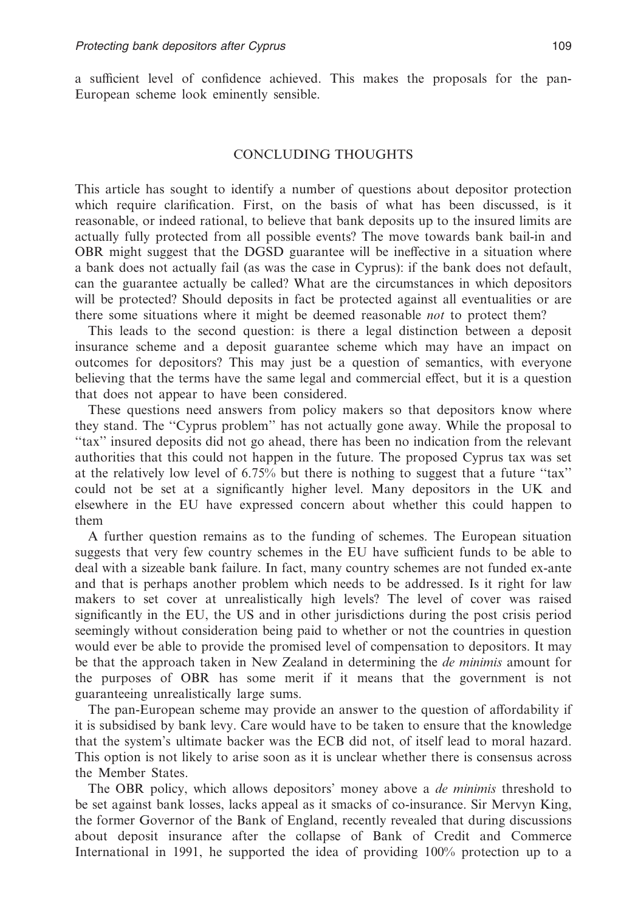a sufficient level of confidence achieved. This makes the proposals for the pan-European scheme look eminently sensible.

## CONCLUDING THOUGHTS

This article has sought to identify a number of questions about depositor protection which require clarification. First, on the basis of what has been discussed, is it reasonable, or indeed rational, to believe that bank deposits up to the insured limits are actually fully protected from all possible events? The move towards bank bail-in and OBR might suggest that the DGSD guarantee will be ineffective in a situation where a bank does not actually fail (as was the case in Cyprus): if the bank does not default, can the guarantee actually be called? What are the circumstances in which depositors will be protected? Should deposits in fact be protected against all eventualities or are there some situations where it might be deemed reasonable *not* to protect them?

This leads to the second question: is there a legal distinction between a deposit insurance scheme and a deposit guarantee scheme which may have an impact on outcomes for depositors? This may just be a question of semantics, with everyone believing that the terms have the same legal and commercial effect, but it is a question that does not appear to have been considered.

These questions need answers from policy makers so that depositors know where they stand. The ''Cyprus problem'' has not actually gone away. While the proposal to ''tax'' insured deposits did not go ahead, there has been no indication from the relevant authorities that this could not happen in the future. The proposed Cyprus tax was set at the relatively low level of 6.75% but there is nothing to suggest that a future ''tax'' could not be set at a significantly higher level. Many depositors in the UK and elsewhere in the EU have expressed concern about whether this could happen to them

A further question remains as to the funding of schemes. The European situation suggests that very few country schemes in the EU have sufficient funds to be able to deal with a sizeable bank failure. In fact, many country schemes are not funded ex-ante and that is perhaps another problem which needs to be addressed. Is it right for law makers to set cover at unrealistically high levels? The level of cover was raised significantly in the EU, the US and in other jurisdictions during the post crisis period seemingly without consideration being paid to whether or not the countries in question would ever be able to provide the promised level of compensation to depositors. It may be that the approach taken in New Zealand in determining the *de minimis* amount for the purposes of OBR has some merit if it means that the government is not guaranteeing unrealistically large sums.

The pan-European scheme may provide an answer to the question of affordability if it is subsidised by bank levy. Care would have to be taken to ensure that the knowledge that the system's ultimate backer was the ECB did not, of itself lead to moral hazard. This option is not likely to arise soon as it is unclear whether there is consensus across the Member States.

The OBR policy, which allows depositors' money above a *de minimis* threshold to be set against bank losses, lacks appeal as it smacks of co-insurance. Sir Mervyn King, the former Governor of the Bank of England, recently revealed that during discussions about deposit insurance after the collapse of Bank of Credit and Commerce International in 1991, he supported the idea of providing 100% protection up to a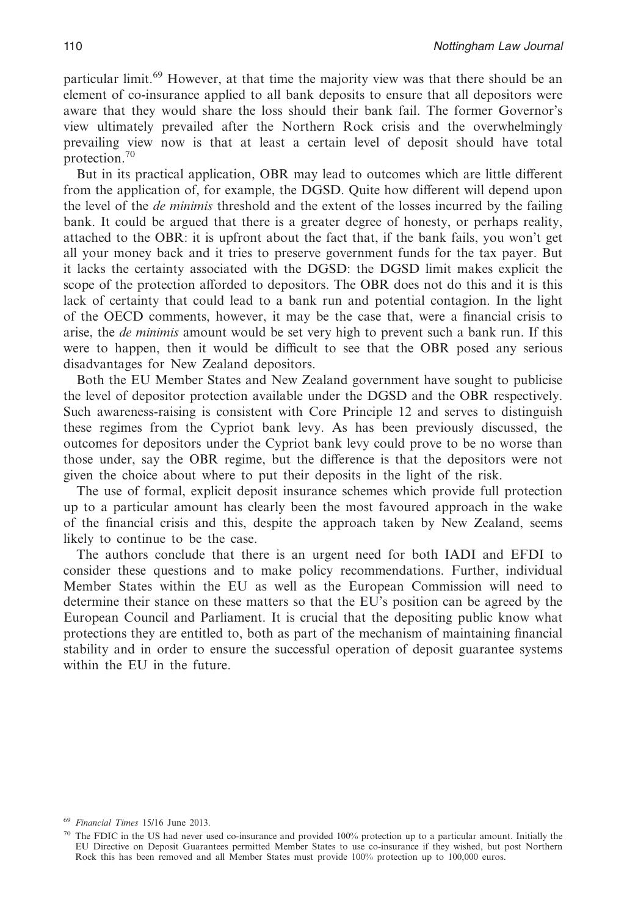particular limit.[69] However, at that time the majority view was that there should be an element of co-insurance applied to all bank deposits to ensure that all depositors were aware that they would share the loss should their bank fail. The former Governor's view ultimately prevailed after the Northern Rock crisis and the overwhelmingly prevailing view now is that at least a certain level of deposit should have total protection.[70]

But in its practical application, OBR may lead to outcomes which are little different from the application of, for example, the DGSD. Quite how different will depend upon the level of the *de minimis* threshold and the extent of the losses incurred by the failing bank. It could be argued that there is a greater degree of honesty, or perhaps reality, attached to the OBR: it is upfront about the fact that, if the bank fails, you won't get all your money back and it tries to preserve government funds for the tax payer. But it lacks the certainty associated with the DGSD: the DGSD limit makes explicit the scope of the protection afforded to depositors. The OBR does not do this and it is this lack of certainty that could lead to a bank run and potential contagion. In the light of the OECD comments, however, it may be the case that, were a financial crisis to arise, the *de minimis* amount would be set very high to prevent such a bank run. If this were to happen, then it would be difficult to see that the OBR posed any serious disadvantages for New Zealand depositors.

Both the EU Member States and New Zealand government have sought to publicise the level of depositor protection available under the DGSD and the OBR respectively. Such awareness-raising is consistent with Core Principle 12 and serves to distinguish these regimes from the Cypriot bank levy. As has been previously discussed, the outcomes for depositors under the Cypriot bank levy could prove to be no worse than those under, say the OBR regime, but the difference is that the depositors were not given the choice about where to put their deposits in the light of the risk.

The use of formal, explicit deposit insurance schemes which provide full protection up to a particular amount has clearly been the most favoured approach in the wake of the financial crisis and this, despite the approach taken by New Zealand, seems likely to continue to be the case.

The authors conclude that there is an urgent need for both IADI and EFDI to consider these questions and to make policy recommendations. Further, individual Member States within the EU as well as the European Commission will need to determine their stance on these matters so that the EU's position can be agreed by the European Council and Parliament. It is crucial that the depositing public know what protections they are entitled to, both as part of the mechanism of maintaining financial stability and in order to ensure the successful operation of deposit guarantee systems within the EU in the future.

[69] *Financial Times* 15/16 June 2013.

[70] The FDIC in the US had never used co-insurance and provided 100% protection up to a particular amount. Initially the EU Directive on Deposit Guarantees permitted Member States to use co-insurance if they wished, but post Northern Rock this has been removed and all Member States must provide 100% protection up to 100,000 euros.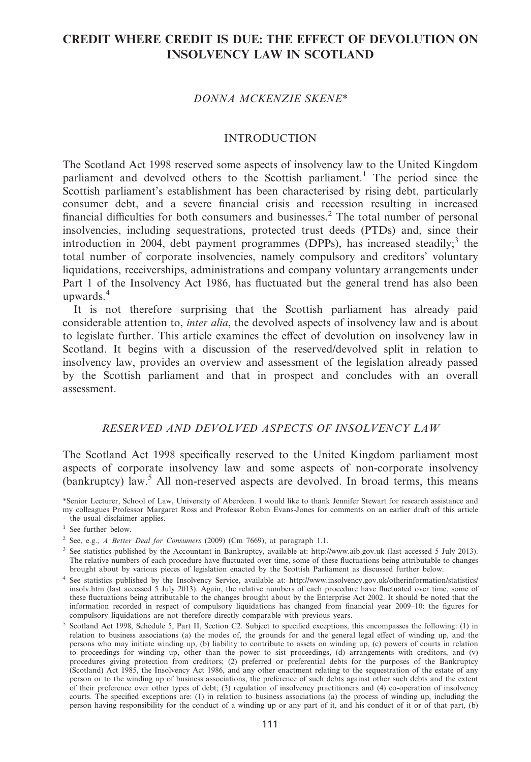# CREDIT WHERE CREDIT IS DUE: THE EFFECT OF DEVOLUTION ON INSOLVENCY LAW IN SCOTLAND

*DONNA MCKENZIE SKENE**

## INTRODUCTION

The Scotland Act 1998 reserved some aspects of insolvency law to the United Kingdom parliament and devolved others to the Scottish parliament.[1] The period since the Scottish parliament's establishment has been characterised by rising debt, particularly consumer debt, and a severe financial crisis and recession resulting in increased financial difficulties for both consumers and businesses.[2] The total number of personal insolvencies, including sequestrations, protected trust deeds (PTDs) and, since their introduction in 2004, debt payment programmes (DPPs), has increased steadily;[3] the total number of corporate insolvencies, namely compulsory and creditors' voluntary liquidations, receiverships, administrations and company voluntary arrangements under Part 1 of the Insolvency Act 1986, has fluctuated but the general trend has also been upwards.[4]

It is not therefore surprising that the Scottish parliament has already paid considerable attention to, *inter alia*, the devolved aspects of insolvency law and is about to legislate further. This article examines the effect of devolution on insolvency law in Scotland. It begins with a discussion of the reserved/devolved split in relation to insolvency law, provides an overview and assessment of the legislation already passed by the Scottish parliament and that in prospect and concludes with an overall assessment.

## *RESERVED AND DEVOLVED ASPECTS OF INSOLVENCY LAW*

The Scotland Act 1998 specifically reserved to the United Kingdom parliament most aspects of corporate insolvency law and some aspects of non-corporate insolvency (bankruptcy) law.[5] All non-reserved aspects are devolved. In broad terms, this means

*Senior Lecturer, School of Law, University of Aberdeen. I would like to thank Jennifer Stewart for research assistance and my colleagues Professor Margaret Ross and Professor Robin Evans-Jones for comments on an earlier draft of this article – the usual disclaimer applies.

[1] See further below.

[2] See, e.g., *A Better Deal for Consumers* (2009) (Cm 7669), at paragraph 1.1.

[3] See statistics published by the Accountant in Bankruptcy, available at: http://www.aib.gov.uk (last accessed 5 July 2013). The relative numbers of each procedure have fluctuated over time, some of these fluctuations being attributable to changes brought about by various pieces of legislation enacted by the Scottish Parliament as discussed further below.

[4] See statistics published by the Insolvency Service, available at: http://www.insolvency.gov.uk/otherinformation/statistics/insolv.htm (last accessed 5 July 2013). Again, the relative numbers of each procedure have fluctuated over time, some of these fluctuations being attributable to the changes brought about by the Enterprise Act 2002. It should be noted that the information recorded in respect of compulsory liquidations has changed from financial year 2009–10: the figures for compulsory liquidations are not therefore directly comparable with previous years.

[5] Scotland Act 1998, Schedule 5, Part II, Section C2. Subject to specified exceptions, this encompasses the following: (1) in relation to business associations (a) the modes of, the grounds for and the general legal effect of winding up, and the persons who may initiate winding up, (b) liability to contribute to assets on winding up, (c) powers of courts in relation to proceedings for winding up, other than the power to sist proceedings, (d) arrangements with creditors, and (v) procedures giving protection from creditors; (2) preferred or preferential debts for the purposes of the Bankruptcy (Scotland) Act 1985, the Insolvency Act 1986, and any other enactment relating to the sequestration of the estate of any person or to the winding up of business associations, the preference of such debts against other such debts and the extent of their preference over other types of debt; (3) regulation of insolvency practitioners and (4) co-operation of insolvency courts. The specified exceptions are: (1) in relation to business associations (a) the process of winding up, including the person having responsibility for the conduct of a winding up or any part of it, and his conduct of it or of that part, (b)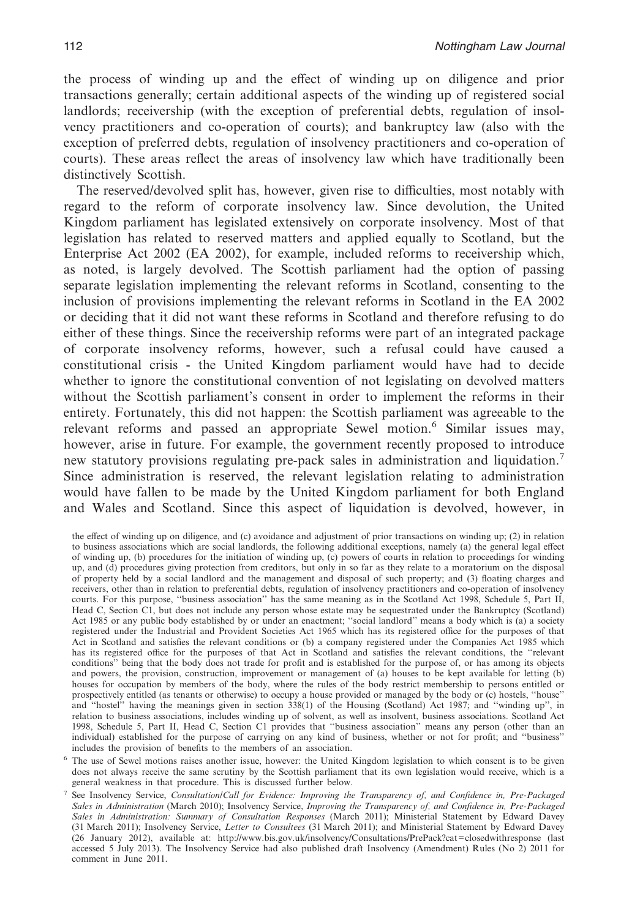the process of winding up and the effect of winding up on diligence and prior transactions generally; certain additional aspects of the winding up of registered social landlords; receivership (with the exception of preferential debts, regulation of insolvency practitioners and co-operation of courts); and bankruptcy law (also with the exception of preferred debts, regulation of insolvency practitioners and co-operation of courts). These areas reflect the areas of insolvency law which have traditionally been distinctively Scottish.

The reserved/devolved split has, however, given rise to difficulties, most notably with regard to the reform of corporate insolvency law. Since devolution, the United Kingdom parliament has legislated extensively on corporate insolvency. Most of that legislation has related to reserved matters and applied equally to Scotland, but the Enterprise Act 2002 (EA 2002), for example, included reforms to receivership which, as noted, is largely devolved. The Scottish parliament had the option of passing separate legislation implementing the relevant reforms in Scotland, consenting to the inclusion of provisions implementing the relevant reforms in Scotland in the EA 2002 or deciding that it did not want these reforms in Scotland and therefore refusing to do either of these things. Since the receivership reforms were part of an integrated package of corporate insolvency reforms, however, such a refusal could have caused a constitutional crisis - the United Kingdom parliament would have had to decide whether to ignore the constitutional convention of not legislating on devolved matters without the Scottish parliament's consent in order to implement the reforms in their entirety. Fortunately, this did not happen: the Scottish parliament was agreeable to the relevant reforms and passed an appropriate Sewel motion.[6] Similar issues may, however, arise in future. For example, the government recently proposed to introduce new statutory provisions regulating pre-pack sales in administration and liquidation.[7] Since administration is reserved, the relevant legislation relating to administration would have fallen to be made by the United Kingdom parliament for both England and Wales and Scotland. Since this aspect of liquidation is devolved, however, in

the effect of winding up on diligence, and (c) avoidance and adjustment of prior transactions on winding up; (2) in relation to business associations which are social landlords, the following additional exceptions, namely (a) the general legal effect of winding up, (b) procedures for the initiation of winding up, (c) powers of courts in relation to proceedings for winding up, and (d) procedures giving protection from creditors, but only in so far as they relate to a moratorium on the disposal of property held by a social landlord and the management and disposal of such property; and (3) floating charges and receivers, other than in relation to preferential debts, regulation of insolvency practitioners and co-operation of insolvency courts. For this purpose, "business association" has the same meaning as in the Scotland Act 1998, Schedule 5, Part II, Head C, Section C1, but does not include any person whose estate may be sequestrated under the Bankruptcy (Scotland) Act 1985 or any public body established by or under an enactment; "social landlord" means a body which is (a) a society registered under the Industrial and Provident Societies Act 1965 which has its registered office for the purposes of that Act in Scotland and satisfies the relevant conditions or (b) a company registered under the Companies Act 1985 which has its registered office for the purposes of that Act in Scotland and satisfies the relevant conditions, the "relevant conditions" being that the body does not trade for profit and is established for the purpose of, or has among its objects and powers, the provision, construction, improvement or management of (a) houses to be kept available for letting (b) houses for occupation by members of the body, where the rules of the body restrict membership to persons entitled or prospectively entitled (as tenants or otherwise) to occupy a house provided or managed by the body or (c) hostels, "house" and "hostel" having the meanings given in section 338(1) of the Housing (Scotland) Act 1987; and "winding up", in relation to business associations, includes winding up of solvent, as well as insolvent, business associations. Scotland Act 1998, Schedule 5, Part II, Head C, Section C1 provides that "business association" means any person (other than an individual) established for the purpose of carrying on any kind of business, whether or not for profit; and "business" includes the provision of benefits to the members of an association.

[6] The use of Sewel motions raises another issue, however: the United Kingdom legislation to which consent is to be given does not always receive the same scrutiny by the Scottish parliament that its own legislation would receive, which is a general weakness in that procedure. This is discussed further below.

[7] See Insolvency Service, *Consultation/Call for Evidence: Improving the Transparency of, and Confidence in, Pre-Packaged Sales in Administration* (March 2010); Insolvency Service, *Improving the Transparency of, and Confidence in, Pre-Packaged Sales in Administration: Summary of Consultation Responses* (March 2011); Ministerial Statement by Edward Davey (31 March 2011); Insolvency Service, *Letter to Consultees* (31 March 2011); and Ministerial Statement by Edward Davey (26 January 2012), available at: http://www.bis.gov.uk/insolvency/Consultations/PrePack?cat=closedwithresponse (last accessed 5 July 2013). The Insolvency Service had also published draft Insolvency (Amendment) Rules (No 2) 2011 for comment in June 2011.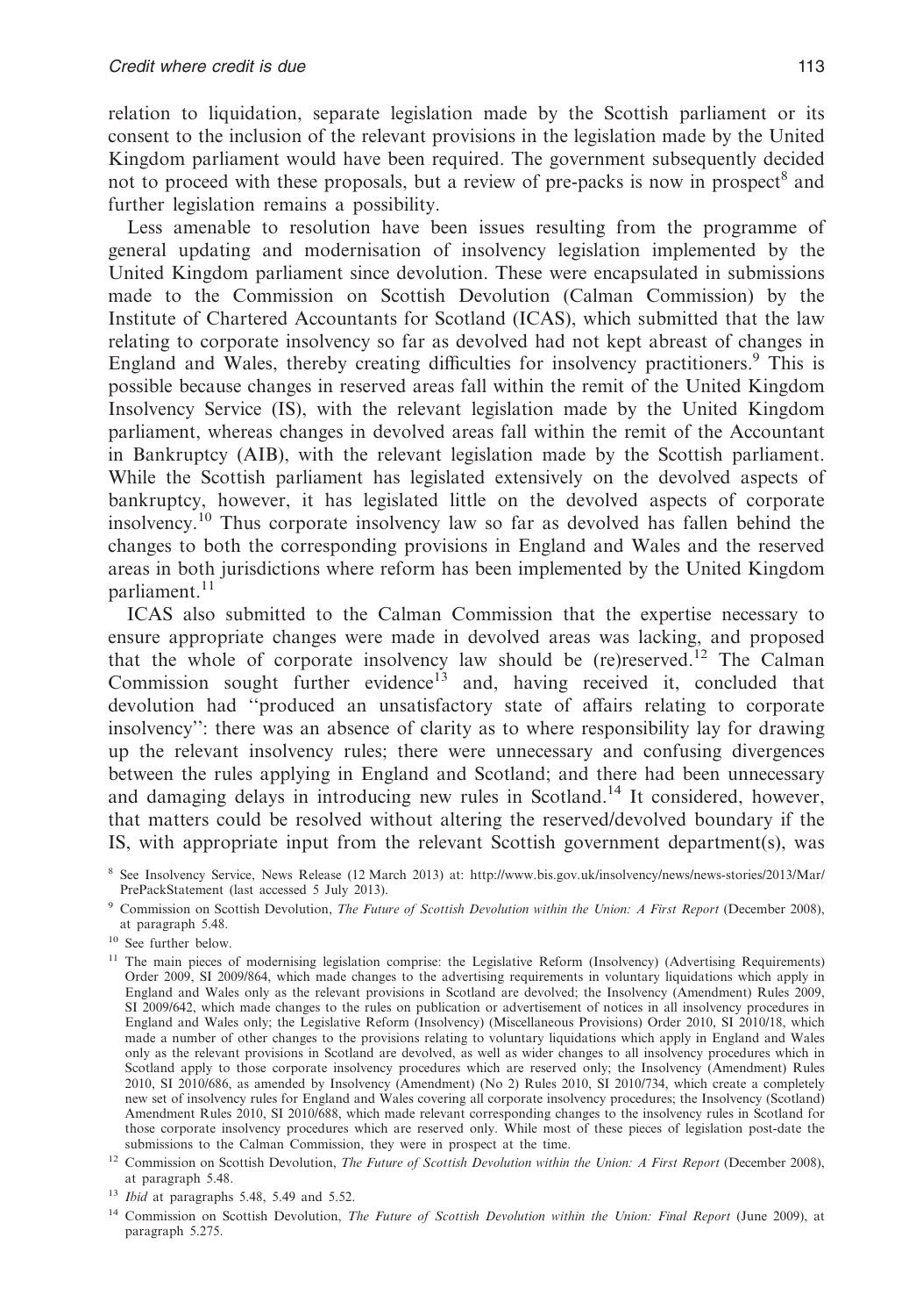relation to liquidation, separate legislation made by the Scottish parliament or its consent to the inclusion of the relevant provisions in the legislation made by the United Kingdom parliament would have been required. The government subsequently decided not to proceed with these proposals, but a review of pre-packs is now in prospect[8] and further legislation remains a possibility.

Less amenable to resolution have been issues resulting from the programme of general updating and modernisation of insolvency legislation implemented by the United Kingdom parliament since devolution. These were encapsulated in submissions made to the Commission on Scottish Devolution (Calman Commission) by the Institute of Chartered Accountants for Scotland (ICAS), which submitted that the law relating to corporate insolvency so far as devolved had not kept abreast of changes in England and Wales, thereby creating difficulties for insolvency practitioners.[9] This is possible because changes in reserved areas fall within the remit of the United Kingdom Insolvency Service (IS), with the relevant legislation made by the United Kingdom parliament, whereas changes in devolved areas fall within the remit of the Accountant in Bankruptcy (AIB), with the relevant legislation made by the Scottish parliament. While the Scottish parliament has legislated extensively on the devolved aspects of bankruptcy, however, it has legislated little on the devolved aspects of corporate insolvency.[10] Thus corporate insolvency law so far as devolved has fallen behind the changes to both the corresponding provisions in England and Wales and the reserved areas in both jurisdictions where reform has been implemented by the United Kingdom parliament.[11]

ICAS also submitted to the Calman Commission that the expertise necessary to ensure appropriate changes were made in devolved areas was lacking, and proposed that the whole of corporate insolvency law should be (re)reserved.[12] The Calman Commission sought further evidence[13] and, having received it, concluded that devolution had "produced an unsatisfactory state of affairs relating to corporate insolvency": there was an absence of clarity as to where responsibility lay for drawing up the relevant insolvency rules; there were unnecessary and confusing divergences between the rules applying in England and Scotland; and there had been unnecessary and damaging delays in introducing new rules in Scotland.[14] It considered, however, that matters could be resolved without altering the reserved/devolved boundary if the IS, with appropriate input from the relevant Scottish government department(s), was

[8] See Insolvency Service, News Release (12 March 2013) at: http://www.bis.gov.uk/insolvency/news/news-stories/2013/Mar/PrePackStatement (last accessed 5 July 2013).

[9] Commission on Scottish Devolution, *The Future of Scottish Devolution within the Union: A First Report* (December 2008), at paragraph 5.48.

[10] See further below.

[11] The main pieces of modernising legislation comprise: the Legislative Reform (Insolvency) (Advertising Requirements) Order 2009, SI 2009/864, which made changes to the advertising requirements in voluntary liquidations which apply in England and Wales only as the relevant provisions in Scotland are devolved; the Insolvency (Amendment) Rules 2009, SI 2009/642, which made changes to the rules on publication or advertisement of notices in all insolvency procedures in England and Wales only; the Legislative Reform (Insolvency) (Miscellaneous Provisions) Order 2010, SI 2010/18, which made a number of other changes to the provisions relating to voluntary liquidations which apply in England and Wales only as the relevant provisions in Scotland are devolved, as well as wider changes to all insolvency procedures which in Scotland apply to those corporate insolvency procedures which are reserved only; the Insolvency (Amendment) Rules 2010, SI 2010/686, as amended by Insolvency (Amendment) (No 2) Rules 2010, SI 2010/734, which create a completely new set of insolvency rules for England and Wales covering all corporate insolvency procedures; the Insolvency (Scotland) Amendment Rules 2010, SI 2010/688, which made relevant corresponding changes to the insolvency rules in Scotland for those corporate insolvency procedures which are reserved only. While most of these pieces of legislation post-date the submissions to the Calman Commission, they were in prospect at the time.

[12] Commission on Scottish Devolution, *The Future of Scottish Devolution within the Union: A First Report* (December 2008), at paragraph 5.48.

[13] *Ibid* at paragraphs 5.48, 5.49 and 5.52.

[14] Commission on Scottish Devolution, *The Future of Scottish Devolution within the Union: Final Report* (June 2009), at paragraph 5.275.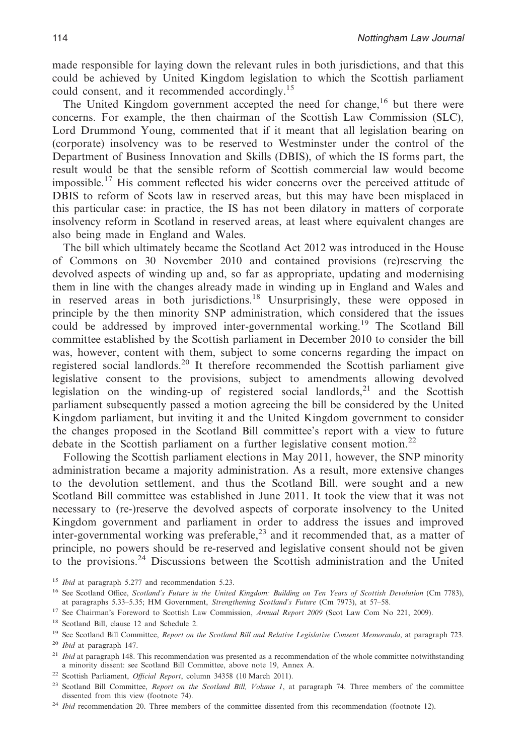made responsible for laying down the relevant rules in both jurisdictions, and that this could be achieved by United Kingdom legislation to which the Scottish parliament could consent, and it recommended accordingly.[15]

The United Kingdom government accepted the need for change,[16] but there were concerns. For example, the then chairman of the Scottish Law Commission (SLC), Lord Drummond Young, commented that if it meant that all legislation bearing on (corporate) insolvency was to be reserved to Westminster under the control of the Department of Business Innovation and Skills (DBIS), of which the IS forms part, the result would be that the sensible reform of Scottish commercial law would become impossible.[17] His comment reflected his wider concerns over the perceived attitude of DBIS to reform of Scots law in reserved areas, but this may have been misplaced in this particular case: in practice, the IS has not been dilatory in matters of corporate insolvency reform in Scotland in reserved areas, at least where equivalent changes are also being made in England and Wales.

The bill which ultimately became the Scotland Act 2012 was introduced in the House of Commons on 30 November 2010 and contained provisions (re)reserving the devolved aspects of winding up and, so far as appropriate, updating and modernising them in line with the changes already made in winding up in England and Wales and in reserved areas in both jurisdictions.[18] Unsurprisingly, these were opposed in principle by the then minority SNP administration, which considered that the issues could be addressed by improved inter-governmental working.[19] The Scotland Bill committee established by the Scottish parliament in December 2010 to consider the bill was, however, content with them, subject to some concerns regarding the impact on registered social landlords.[20] It therefore recommended the Scottish parliament give legislative consent to the provisions, subject to amendments allowing devolved legislation on the winding-up of registered social landlords,[21] and the Scottish parliament subsequently passed a motion agreeing the bill be considered by the United Kingdom parliament, but inviting it and the United Kingdom government to consider the changes proposed in the Scotland Bill committee's report with a view to future debate in the Scottish parliament on a further legislative consent motion.[22]

Following the Scottish parliament elections in May 2011, however, the SNP minority administration became a majority administration. As a result, more extensive changes to the devolution settlement, and thus the Scotland Bill, were sought and a new Scotland Bill committee was established in June 2011. It took the view that it was not necessary to (re-)reserve the devolved aspects of corporate insolvency to the United Kingdom government and parliament in order to address the issues and improved inter-governmental working was preferable,[23] and it recommended that, as a matter of principle, no powers should be re-reserved and legislative consent should not be given to the provisions.[24] Discussions between the Scottish administration and the United

---

[15] *Ibid* at paragraph 5.277 and recommendation 5.23.

[16] See Scotland Office, *Scotland's Future in the United Kingdom: Building on Ten Years of Scottish Devolution* (Cm 7783), at paragraphs 5.33–5.35; HM Government, *Strengthening Scotland's Future* (Cm 7973), at 57–58.

[17] See Chairman's Foreword to Scottish Law Commission, *Annual Report 2009* (Scot Law Com No 221, 2009).

[18] Scotland Bill, clause 12 and Schedule 2.

[19] See Scotland Bill Committee, *Report on the Scotland Bill and Relative Legislative Consent Memoranda*, at paragraph 723.

[20] *Ibid* at paragraph 147.

[21] *Ibid* at paragraph 148. This recommendation was presented as a recommendation of the whole committee notwithstanding a minority dissent: see Scotland Bill Committee, above note 19, Annex A.

[22] Scottish Parliament, *Official Report*, column 34358 (10 March 2011).

[23] Scotland Bill Committee, *Report on the Scotland Bill, Volume 1*, at paragraph 74. Three members of the committee dissented from this view (footnote 74).

[24] *Ibid* recommendation 20. Three members of the committee dissented from this recommendation (footnote 12).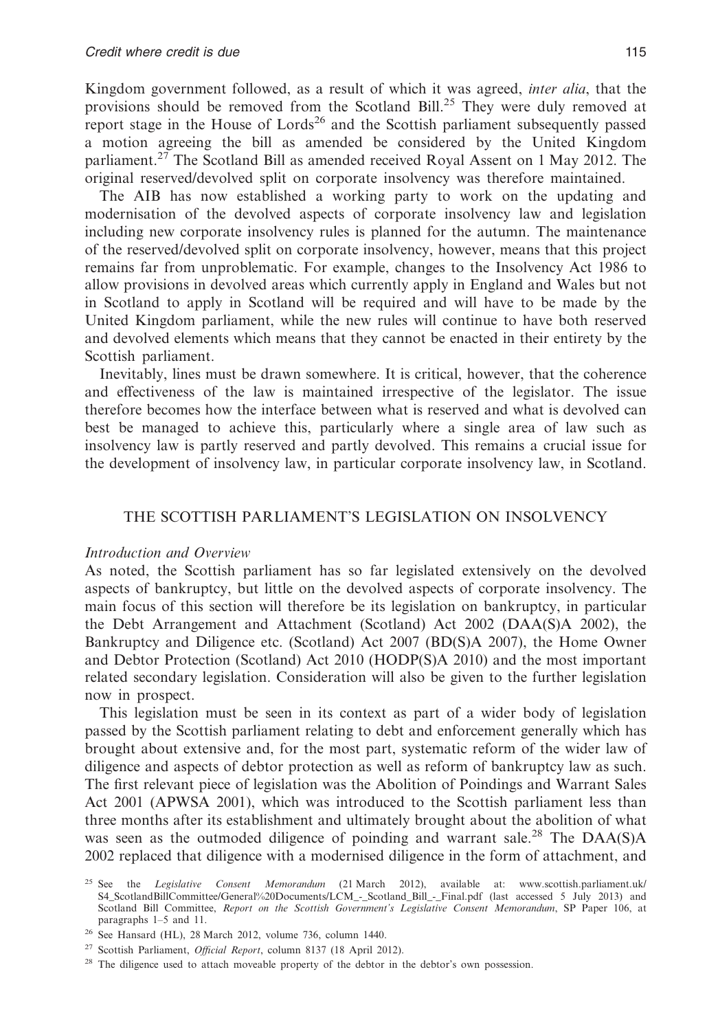Kingdom government followed, as a result of which it was agreed, *inter alia*, that the provisions should be removed from the Scotland Bill.[25] They were duly removed at report stage in the House of Lords[26] and the Scottish parliament subsequently passed a motion agreeing the bill as amended be considered by the United Kingdom parliament.[27] The Scotland Bill as amended received Royal Assent on 1 May 2012. The original reserved/devolved split on corporate insolvency was therefore maintained.

The AIB has now established a working party to work on the updating and modernisation of the devolved aspects of corporate insolvency law and legislation including new corporate insolvency rules is planned for the autumn. The maintenance of the reserved/devolved split on corporate insolvency, however, means that this project remains far from unproblematic. For example, changes to the Insolvency Act 1986 to allow provisions in devolved areas which currently apply in England and Wales but not in Scotland to apply in Scotland will be required and will have to be made by the United Kingdom parliament, while the new rules will continue to have both reserved and devolved elements which means that they cannot be enacted in their entirety by the Scottish parliament.

Inevitably, lines must be drawn somewhere. It is critical, however, that the coherence and effectiveness of the law is maintained irrespective of the legislator. The issue therefore becomes how the interface between what is reserved and what is devolved can best be managed to achieve this, particularly where a single area of law such as insolvency law is partly reserved and partly devolved. This remains a crucial issue for the development of insolvency law, in particular corporate insolvency law, in Scotland.

## THE SCOTTISH PARLIAMENT'S LEGISLATION ON INSOLVENCY

### *Introduction and Overview*

As noted, the Scottish parliament has so far legislated extensively on the devolved aspects of bankruptcy, but little on the devolved aspects of corporate insolvency. The main focus of this section will therefore be its legislation on bankruptcy, in particular the Debt Arrangement and Attachment (Scotland) Act 2002 (DAA(S)A 2002), the Bankruptcy and Diligence etc. (Scotland) Act 2007 (BD(S)A 2007), the Home Owner and Debtor Protection (Scotland) Act 2010 (HODP(S)A 2010) and the most important related secondary legislation. Consideration will also be given to the further legislation now in prospect.

This legislation must be seen in its context as part of a wider body of legislation passed by the Scottish parliament relating to debt and enforcement generally which has brought about extensive and, for the most part, systematic reform of the wider law of diligence and aspects of debtor protection as well as reform of bankruptcy law as such. The first relevant piece of legislation was the Abolition of Poindings and Warrant Sales Act 2001 (APWSA 2001), which was introduced to the Scottish parliament less than three months after its establishment and ultimately brought about the abolition of what was seen as the outmoded diligence of poinding and warrant sale.[28] The DAA(S)A 2002 replaced that diligence with a modernised diligence in the form of attachment, and

[25] See the *Legislative Consent Memorandum* (21 March 2012), available at: www.scottish.parliament.uk/S4_ScotlandBillCommittee/General%20Documents/LCM_-_Scotland_Bill_-_Final.pdf (last accessed 5 July 2013) and Scotland Bill Committee, *Report on the Scottish Government's Legislative Consent Memorandum*, SP Paper 106, at paragraphs 1–5 and 11.

[26] See Hansard (HL), 28 March 2012, volume 736, column 1440.

[27] Scottish Parliament, *Official Report*, column 8137 (18 April 2012).

[28] The diligence used to attach moveable property of the debtor in the debtor's own possession.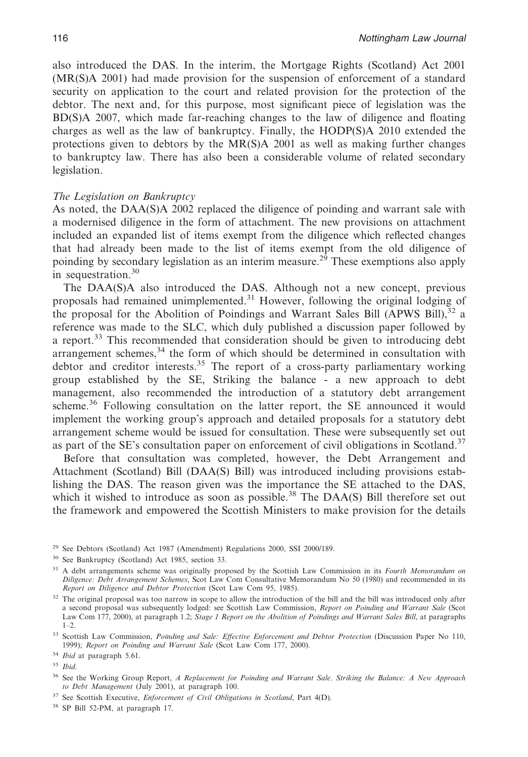also introduced the DAS. In the interim, the Mortgage Rights (Scotland) Act 2001 (MR(S)A 2001) had made provision for the suspension of enforcement of a standard security on application to the court and related provision for the protection of the debtor. The next and, for this purpose, most significant piece of legislation was the BD(S)A 2007, which made far-reaching changes to the law of diligence and floating charges as well as the law of bankruptcy. Finally, the HODP(S)A 2010 extended the protections given to debtors by the MR(S)A 2001 as well as making further changes to bankruptcy law. There has also been a considerable volume of related secondary legislation.

*The Legislation on Bankruptcy*

As noted, the DAA(S)A 2002 replaced the diligence of poinding and warrant sale with a modernised diligence in the form of attachment. The new provisions on attachment included an expanded list of items exempt from the diligence which reflected changes that had already been made to the list of items exempt from the old diligence of poinding by secondary legislation as an interim measure.[29] These exemptions also apply in sequestration.[30]

The DAA(S)A also introduced the DAS. Although not a new concept, previous proposals had remained unimplemented.[31] However, following the original lodging of the proposal for the Abolition of Poindings and Warrant Sales Bill (APWS Bill),[32] a reference was made to the SLC, which duly published a discussion paper followed by a report.[33] This recommended that consideration should be given to introducing debt arrangement schemes,[34] the form of which should be determined in consultation with debtor and creditor interests.[35] The report of a cross-party parliamentary working group established by the SE, Striking the balance - a new approach to debt management, also recommended the introduction of a statutory debt arrangement scheme.[36] Following consultation on the latter report, the SE announced it would implement the working group's approach and detailed proposals for a statutory debt arrangement scheme would be issued for consultation. These were subsequently set out as part of the SE's consultation paper on enforcement of civil obligations in Scotland.[37]

Before that consultation was completed, however, the Debt Arrangement and Attachment (Scotland) Bill (DAA(S) Bill) was introduced including provisions establishing the DAS. The reason given was the importance the SE attached to the DAS, which it wished to introduce as soon as possible.[38] The DAA(S) Bill therefore set out the framework and empowered the Scottish Ministers to make provision for the details

---

[29] See Debtors (Scotland) Act 1987 (Amendment) Regulations 2000, SSI 2000/189.

[30] See Bankruptcy (Scotland) Act 1985, section 33.

[31] A debt arrangements scheme was originally proposed by the Scottish Law Commission in its *Fourth Memorandum on Diligence: Debt Arrangement Schemes*, Scot Law Com Consultative Memorandum No 50 (1980) and recommended in its *Report on Diligence and Debtor Protection* (Scot Law Com 95, 1985).

[32] The original proposal was too narrow in scope to allow the introduction of the bill and the bill was introduced only after a second proposal was subsequently lodged: see Scottish Law Commission, *Report on Poinding and Warrant Sale* (Scot Law Com 177, 2000), at paragraph 1.2; *Stage 1 Report on the Abolition of Poindings and Warrant Sales Bill*, at paragraphs 1–2.

[33] Scottish Law Commission, *Poinding and Sale: Effective Enforcement and Debtor Protection* (Discussion Paper No 110, 1999); *Report on Poinding and Warrant Sale* (Scot Law Com 177, 2000).

[34] *Ibid* at paragraph 5.61.

[35] *Ibid*.

[36] See the Working Group Report, *A Replacement for Poinding and Warrant Sale, Striking the Balance: A New Approach to Debt Management* (July 2001), at paragraph 100.

[37] See Scottish Executive, *Enforcement of Civil Obligations in Scotland*, Part 4(D).

[38] SP Bill 52-PM, at paragraph 17.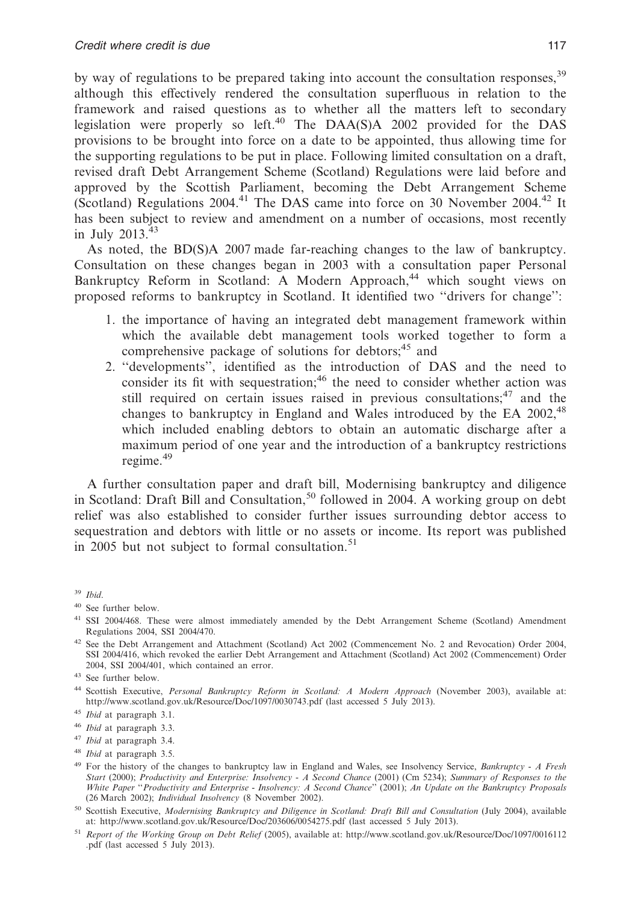by way of regulations to be prepared taking into account the consultation responses,[39] although this effectively rendered the consultation superfluous in relation to the framework and raised questions as to whether all the matters left to secondary legislation were properly so left.[40] The DAA(S)A 2002 provided for the DAS provisions to be brought into force on a date to be appointed, thus allowing time for the supporting regulations to be put in place. Following limited consultation on a draft, revised draft Debt Arrangement Scheme (Scotland) Regulations were laid before and approved by the Scottish Parliament, becoming the Debt Arrangement Scheme (Scotland) Regulations 2004.[41] The DAS came into force on 30 November 2004.[42] It has been subject to review and amendment on a number of occasions, most recently in July 2013.[43]

As noted, the BD(S)A 2007 made far-reaching changes to the law of bankruptcy. Consultation on these changes began in 2003 with a consultation paper Personal Bankruptcy Reform in Scotland: A Modern Approach,[44] which sought views on proposed reforms to bankruptcy in Scotland. It identified two "drivers for change":

1. the importance of having an integrated debt management framework within which the available debt management tools worked together to form a comprehensive package of solutions for debtors;[45] and
2. "developments", identified as the introduction of DAS and the need to consider its fit with sequestration;[46] the need to consider whether action was still required on certain issues raised in previous consultations;[47] and the changes to bankruptcy in England and Wales introduced by the EA 2002,[48] which included enabling debtors to obtain an automatic discharge after a maximum period of one year and the introduction of a bankruptcy restrictions regime.[49]

A further consultation paper and draft bill, Modernising bankruptcy and diligence in Scotland: Draft Bill and Consultation,[50] followed in 2004. A working group on debt relief was also established to consider further issues surrounding debtor access to sequestration and debtors with little or no assets or income. Its report was published in 2005 but not subject to formal consultation.[51]

---

[39] *Ibid*.

[40] See further below.

[41] SSI 2004/468. These were almost immediately amended by the Debt Arrangement Scheme (Scotland) Amendment Regulations 2004, SSI 2004/470.

[42] See the Debt Arrangement and Attachment (Scotland) Act 2002 (Commencement No. 2 and Revocation) Order 2004, SSI 2004/416, which revoked the earlier Debt Arrangement and Attachment (Scotland) Act 2002 (Commencement) Order 2004, SSI 2004/401, which contained an error.

[43] See further below.

[44] Scottish Executive, *Personal Bankruptcy Reform in Scotland: A Modern Approach* (November 2003), available at: http://www.scotland.gov.uk/Resource/Doc/1097/0030743.pdf (last accessed 5 July 2013).

[45] *Ibid* at paragraph 3.1.

[46] *Ibid* at paragraph 3.3.

[47] *Ibid* at paragraph 3.4.

[48] *Ibid* at paragraph 3.5.

[49] For the history of the changes to bankruptcy law in England and Wales, see Insolvency Service, *Bankruptcy - A Fresh Start* (2000); *Productivity and Enterprise: Insolvency - A Second Chance* (2001) (Cm 5234); *Summary of Responses to the White Paper "Productivity and Enterprise - Insolvency: A Second Chance"* (2001); *An Update on the Bankruptcy Proposals* (26 March 2002); *Individual Insolvency* (8 November 2002).

[50] Scottish Executive, *Modernising Bankruptcy and Diligence in Scotland: Draft Bill and Consultation* (July 2004), available at: http://www.scotland.gov.uk/Resource/Doc/203606/0054275.pdf (last accessed 5 July 2013).

[51] *Report of the Working Group on Debt Relief* (2005), available at: http://www.scotland.gov.uk/Resource/Doc/1097/0016112.pdf (last accessed 5 July 2013).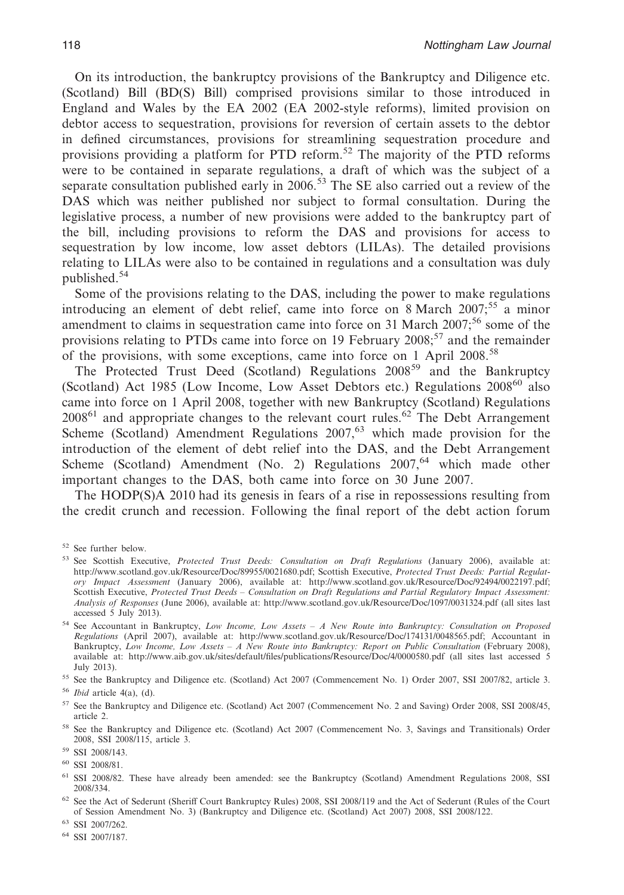On its introduction, the bankruptcy provisions of the Bankruptcy and Diligence etc. (Scotland) Bill (BD(S) Bill) comprised provisions similar to those introduced in England and Wales by the EA 2002 (EA 2002-style reforms), limited provision on debtor access to sequestration, provisions for reversion of certain assets to the debtor in defined circumstances, provisions for streamlining sequestration procedure and provisions providing a platform for PTD reform.[52] The majority of the PTD reforms were to be contained in separate regulations, a draft of which was the subject of a separate consultation published early in 2006.[53] The SE also carried out a review of the DAS which was neither published nor subject to formal consultation. During the legislative process, a number of new provisions were added to the bankruptcy part of the bill, including provisions to reform the DAS and provisions for access to sequestration by low income, low asset debtors (LILAs). The detailed provisions relating to LILAs were also to be contained in regulations and a consultation was duly published.[54]

Some of the provisions relating to the DAS, including the power to make regulations introducing an element of debt relief, came into force on 8 March 2007;[55] a minor amendment to claims in sequestration came into force on 31 March 2007;[56] some of the provisions relating to PTDs came into force on 19 February 2008;[57] and the remainder of the provisions, with some exceptions, came into force on 1 April 2008.[58]

The Protected Trust Deed (Scotland) Regulations 2008[59] and the Bankruptcy (Scotland) Act 1985 (Low Income, Low Asset Debtors etc.) Regulations 2008[60] also came into force on 1 April 2008, together with new Bankruptcy (Scotland) Regulations 2008[61] and appropriate changes to the relevant court rules.[62] The Debt Arrangement Scheme (Scotland) Amendment Regulations 2007,[63] which made provision for the introduction of the element of debt relief into the DAS, and the Debt Arrangement Scheme (Scotland) Amendment (No. 2) Regulations 2007,[64] which made other important changes to the DAS, both came into force on 30 June 2007.

The HODP(S)A 2010 had its genesis in fears of a rise in repossessions resulting from the credit crunch and recession. Following the final report of the debt action forum

---

[52] See further below.

[53] See Scottish Executive, *Protected Trust Deeds: Consultation on Draft Regulations* (January 2006), available at: http://www.scotland.gov.uk/Resource/Doc/89955/0021680.pdf; Scottish Executive, *Protected Trust Deeds: Partial Regulatory Impact Assessment* (January 2006), available at: http://www.scotland.gov.uk/Resource/Doc/92494/0022197.pdf; Scottish Executive, *Protected Trust Deeds – Consultation on Draft Regulations and Partial Regulatory Impact Assessment: Analysis of Responses* (June 2006), available at: http://www.scotland.gov.uk/Resource/Doc/1097/0031324.pdf (all sites last accessed 5 July 2013).

[54] See Accountant in Bankruptcy, *Low Income, Low Assets – A New Route into Bankruptcy: Consultation on Proposed Regulations* (April 2007), available at: http://www.scotland.gov.uk/Resource/Doc/174131/0048565.pdf; Accountant in Bankruptcy, *Low Income, Low Assets – A New Route into Bankruptcy: Report on Public Consultation* (February 2008), available at: http://www.aib.gov.uk/sites/default/files/publications/Resource/Doc/4/0000580.pdf (all sites last accessed 5 July 2013).

[55] See the Bankruptcy and Diligence etc. (Scotland) Act 2007 (Commencement No. 1) Order 2007, SSI 2007/82, article 3.

[56] *Ibid* article 4(a), (d).

[57] See the Bankruptcy and Diligence etc. (Scotland) Act 2007 (Commencement No. 2 and Saving) Order 2008, SSI 2008/45, article 2.

[58] See the Bankruptcy and Diligence etc. (Scotland) Act 2007 (Commencement No. 3, Savings and Transitionals) Order 2008, SSI 2008/115, article 3.

[59] SSI 2008/143.

[60] SSI 2008/81.

[61] SSI 2008/82. These have already been amended: see the Bankruptcy (Scotland) Amendment Regulations 2008, SSI 2008/334.

[62] See the Act of Sederunt (Sheriff Court Bankruptcy Rules) 2008, SSI 2008/119 and the Act of Sederunt (Rules of the Court of Session Amendment No. 3) (Bankruptcy and Diligence etc. (Scotland) Act 2007) 2008, SSI 2008/122.

[63] SSI 2007/262.

[64] SSI 2007/187.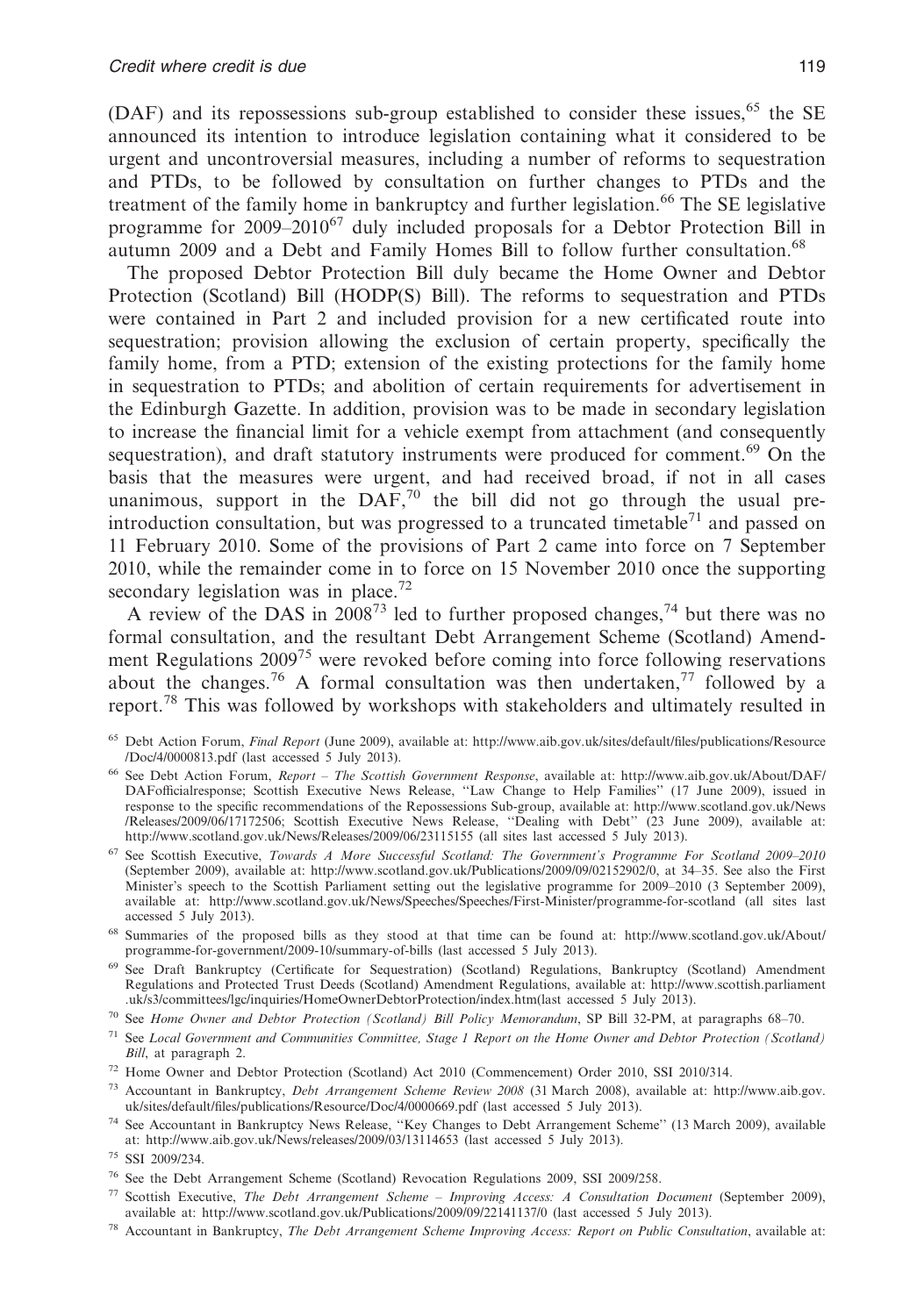(DAF) and its repossessions sub-group established to consider these issues,[65] the SE announced its intention to introduce legislation containing what it considered to be urgent and uncontroversial measures, including a number of reforms to sequestration and PTDs, to be followed by consultation on further changes to PTDs and the treatment of the family home in bankruptcy and further legislation.[66] The SE legislative programme for 2009–2010[67] duly included proposals for a Debtor Protection Bill in autumn 2009 and a Debt and Family Homes Bill to follow further consultation.[68]

The proposed Debtor Protection Bill duly became the Home Owner and Debtor Protection (Scotland) Bill (HODP(S) Bill). The reforms to sequestration and PTDs were contained in Part 2 and included provision for a new certificated route into sequestration; provision allowing the exclusion of certain property, specifically the family home, from a PTD; extension of the existing protections for the family home in sequestration to PTDs; and abolition of certain requirements for advertisement in the Edinburgh Gazette. In addition, provision was to be made in secondary legislation to increase the financial limit for a vehicle exempt from attachment (and consequently sequestration), and draft statutory instruments were produced for comment.[69] On the basis that the measures were urgent, and had received broad, if not in all cases unanimous, support in the DAF,[70] the bill did not go through the usual pre-introduction consultation, but was progressed to a truncated timetable[71] and passed on 11 February 2010. Some of the provisions of Part 2 came into force on 7 September 2010, while the remainder come in to force on 15 November 2010 once the supporting secondary legislation was in place.[72]

A review of the DAS in 2008[73] led to further proposed changes,[74] but there was no formal consultation, and the resultant Debt Arrangement Scheme (Scotland) Amendment Regulations 2009[75] were revoked before coming into force following reservations about the changes.[76] A formal consultation was then undertaken,[77] followed by a report.[78] This was followed by workshops with stakeholders and ultimately resulted in

[65] Debt Action Forum, *Final Report* (June 2009), available at: http://www.aib.gov.uk/sites/default/files/publications/Resource/Doc/4/0000813.pdf (last accessed 5 July 2013).

[66] See Debt Action Forum, *Report – The Scottish Government Response*, available at: http://www.aib.gov.uk/About/DAF/DAFofficialresponse; Scottish Executive News Release, ''Law Change to Help Families'' (17 June 2009), issued in response to the specific recommendations of the Repossessions Sub-group, available at: http://www.scotland.gov.uk/News/Releases/2009/06/17172506; Scottish Executive News Release, ''Dealing with Debt'' (23 June 2009), available at: http://www.scotland.gov.uk/News/Releases/2009/06/23115155 (all sites last accessed 5 July 2013).

[67] See Scottish Executive, *Towards A More Successful Scotland: The Government's Programme For Scotland 2009–2010* (September 2009), available at: http://www.scotland.gov.uk/Publications/2009/09/02152902/0, at 34–35. See also the First Minister's speech to the Scottish Parliament setting out the legislative programme for 2009–2010 (3 September 2009), available at: http://www.scotland.gov.uk/News/Speeches/Speeches/First-Minister/programme-for-scotland (all sites last accessed 5 July 2013).

[68] Summaries of the proposed bills as they stood at that time can be found at: http://www.scotland.gov.uk/About/programme-for-government/2009-10/summary-of-bills (last accessed 5 July 2013).

[69] See Draft Bankruptcy (Certificate for Sequestration) (Scotland) Regulations, Bankruptcy (Scotland) Amendment Regulations and Protected Trust Deeds (Scotland) Amendment Regulations, available at: http://www.scottish.parliament.uk/s3/committees/lgc/inquiries/HomeOwnerDebtorProtection/index.htm(last accessed 5 July 2013).

[70] See *Home Owner and Debtor Protection (Scotland) Bill Policy Memorandum*, SP Bill 32-PM, at paragraphs 68–70.

[71] See *Local Government and Communities Committee, Stage 1 Report on the Home Owner and Debtor Protection (Scotland) Bill*, at paragraph 2.

[72] Home Owner and Debtor Protection (Scotland) Act 2010 (Commencement) Order 2010, SSI 2010/314.

[73] Accountant in Bankruptcy, *Debt Arrangement Scheme Review 2008* (31 March 2008), available at: http://www.aib.gov.uk/sites/default/files/publications/Resource/Doc/4/0000669.pdf (last accessed 5 July 2013).

[74] See Accountant in Bankruptcy News Release, ''Key Changes to Debt Arrangement Scheme'' (13 March 2009), available at: http://www.aib.gov.uk/News/releases/2009/03/13114653 (last accessed 5 July 2013).

[75] SSI 2009/234.

[76] See the Debt Arrangement Scheme (Scotland) Revocation Regulations 2009, SSI 2009/258.

[77] Scottish Executive, *The Debt Arrangement Scheme – Improving Access: A Consultation Document* (September 2009), available at: http://www.scotland.gov.uk/Publications/2009/09/22141137/0 (last accessed 5 July 2013).

[78] Accountant in Bankruptcy, *The Debt Arrangement Scheme Improving Access: Report on Public Consultation*, available at: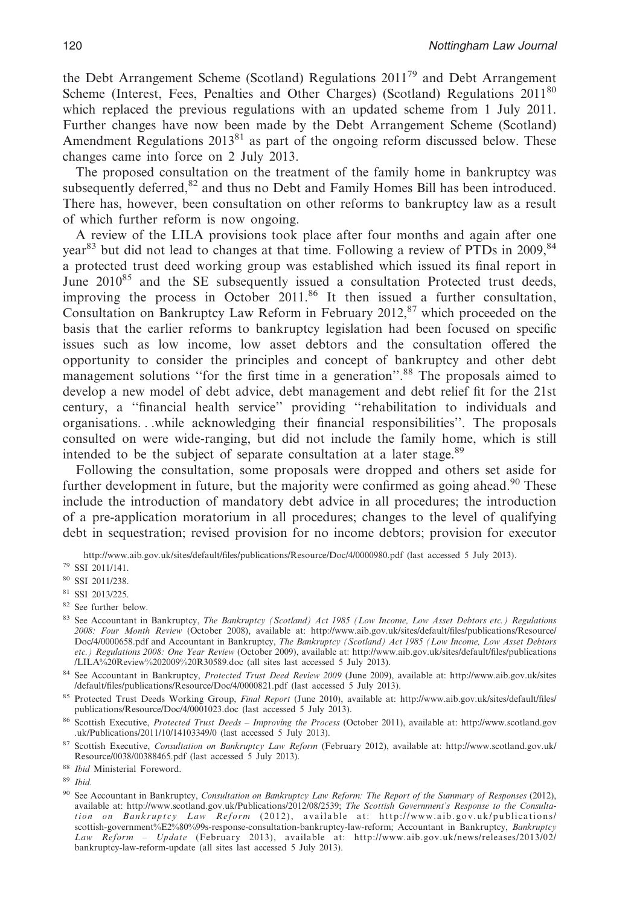the Debt Arrangement Scheme (Scotland) Regulations 2011[79] and Debt Arrangement Scheme (Interest, Fees, Penalties and Other Charges) (Scotland) Regulations 2011[80] which replaced the previous regulations with an updated scheme from 1 July 2011. Further changes have now been made by the Debt Arrangement Scheme (Scotland) Amendment Regulations 2013[81] as part of the ongoing reform discussed below. These changes came into force on 2 July 2013.

The proposed consultation on the treatment of the family home in bankruptcy was subsequently deferred,[82] and thus no Debt and Family Homes Bill has been introduced. There has, however, been consultation on other reforms to bankruptcy law as a result of which further reform is now ongoing.

A review of the LILA provisions took place after four months and again after one year[83] but did not lead to changes at that time. Following a review of PTDs in 2009,[84] a protected trust deed working group was established which issued its final report in June 2010[85] and the SE subsequently issued a consultation Protected trust deeds, improving the process in October 2011.[86] It then issued a further consultation, Consultation on Bankruptcy Law Reform in February 2012,[87] which proceeded on the basis that the earlier reforms to bankruptcy legislation had been focused on specific issues such as low income, low asset debtors and the consultation offered the opportunity to consider the principles and concept of bankruptcy and other debt management solutions "for the first time in a generation".[88] The proposals aimed to develop a new model of debt advice, debt management and debt relief fit for the 21st century, a "financial health service" providing "rehabilitation to individuals and organisations. . .while acknowledging their financial responsibilities". The proposals consulted on were wide-ranging, but did not include the family home, which is still intended to be the subject of separate consultation at a later stage.[89]

Following the consultation, some proposals were dropped and others set aside for further development in future, but the majority were confirmed as going ahead.[90] These include the introduction of mandatory debt advice in all procedures; the introduction of a pre-application moratorium in all procedures; changes to the level of qualifying debt in sequestration; revised provision for no income debtors; provision for executor

http://www.aib.gov.uk/sites/default/files/publications/Resource/Doc/4/0000980.pdf (last accessed 5 July 2013).

[79] SSI 2011/141.

[80] SSI 2011/238.

[81] SSI 2013/225.

[82] See further below.

[83] See Accountant in Bankruptcy, *The Bankruptcy (Scotland) Act 1985 (Low Income, Low Asset Debtors etc.) Regulations 2008: Four Month Review* (October 2008), available at: http://www.aib.gov.uk/sites/default/files/publications/Resource/Doc/4/0000658.pdf and Accountant in Bankruptcy, *The Bankruptcy (Scotland) Act 1985 (Low Income, Low Asset Debtors etc.) Regulations 2008: One Year Review* (October 2009), available at: http://www.aib.gov.uk/sites/default/files/publications/LILA%20Review%202009%20R30589.doc (all sites last accessed 5 July 2013).

[84] See Accountant in Bankruptcy, *Protected Trust Deed Review 2009* (June 2009), available at: http://www.aib.gov.uk/sites/default/files/publications/Resource/Doc/4/0000821.pdf (last accessed 5 July 2013).

[85] Protected Trust Deeds Working Group, *Final Report* (June 2010), available at: http://www.aib.gov.uk/sites/default/files/publications/Resource/Doc/4/0001023.doc (last accessed 5 July 2013).

[86] Scottish Executive, *Protected Trust Deeds – Improving the Process* (October 2011), available at: http://www.scotland.gov.uk/Publications/2011/10/14103349/0 (last accessed 5 July 2013).

[87] Scottish Executive, *Consultation on Bankruptcy Law Reform* (February 2012), available at: http://www.scotland.gov.uk/Resource/0038/00388465.pdf (last accessed 5 July 2013).

[88] *Ibid* Ministerial Foreword.

[89] *Ibid*.

[90] See Accountant in Bankruptcy, *Consultation on Bankruptcy Law Reform: The Report of the Summary of Responses* (2012), available at: http://www.scotland.gov.uk/Publications/2012/08/2539; *The Scottish Government's Response to the Consultation on Bankruptcy Law Reform* (2012), available at: http://www.aib.gov.uk/publications/scottish-government%E2%80%99s-response-consultation-bankruptcy-law-reform; Accountant in Bankruptcy, *Bankruptcy Law Reform – Update* (February 2013), available at: http://www.aib.gov.uk/news/releases/2013/02/bankruptcy-law-reform-update (all sites last accessed 5 July 2013).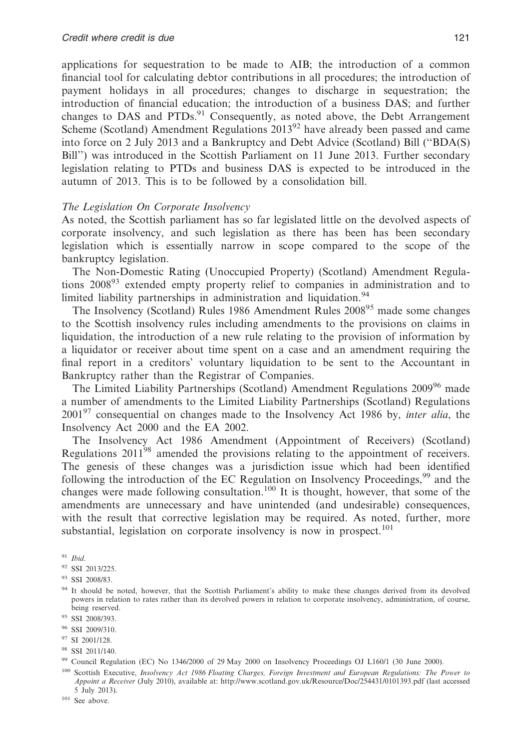applications for sequestration to be made to AIB; the introduction of a common financial tool for calculating debtor contributions in all procedures; the introduction of payment holidays in all procedures; changes to discharge in sequestration; the introduction of financial education; the introduction of a business DAS; and further changes to DAS and PTDs.[91] Consequently, as noted above, the Debt Arrangement Scheme (Scotland) Amendment Regulations 2013[92] have already been passed and came into force on 2 July 2013 and a Bankruptcy and Debt Advice (Scotland) Bill (''BDA(S) Bill'') was introduced in the Scottish Parliament on 11 June 2013. Further secondary legislation relating to PTDs and business DAS is expected to be introduced in the autumn of 2013. This is to be followed by a consolidation bill.

*The Legislation On Corporate Insolvency*

As noted, the Scottish parliament has so far legislated little on the devolved aspects of corporate insolvency, and such legislation as there has been has been secondary legislation which is essentially narrow in scope compared to the scope of the bankruptcy legislation.

The Non-Domestic Rating (Unoccupied Property) (Scotland) Amendment Regulations 2008[93] extended empty property relief to companies in administration and to limited liability partnerships in administration and liquidation.[94]

The Insolvency (Scotland) Rules 1986 Amendment Rules 2008[95] made some changes to the Scottish insolvency rules including amendments to the provisions on claims in liquidation, the introduction of a new rule relating to the provision of information by a liquidator or receiver about time spent on a case and an amendment requiring the final report in a creditors' voluntary liquidation to be sent to the Accountant in Bankruptcy rather than the Registrar of Companies.

The Limited Liability Partnerships (Scotland) Amendment Regulations 2009[96] made a number of amendments to the Limited Liability Partnerships (Scotland) Regulations 2001[97] consequential on changes made to the Insolvency Act 1986 by, *inter alia*, the Insolvency Act 2000 and the EA 2002.

The Insolvency Act 1986 Amendment (Appointment of Receivers) (Scotland) Regulations 2011[98] amended the provisions relating to the appointment of receivers. The genesis of these changes was a jurisdiction issue which had been identified following the introduction of the EC Regulation on Insolvency Proceedings,[99] and the changes were made following consultation.[100] It is thought, however, that some of the amendments are unnecessary and have unintended (and undesirable) consequences, with the result that corrective legislation may be required. As noted, further, more substantial, legislation on corporate insolvency is now in prospect.[101]

[91] *Ibid*.

[92] SSI 2013/225.

[93] SSI 2008/83.

[94] It should be noted, however, that the Scottish Parliament's ability to make these changes derived from its devolved powers in relation to rates rather than its devolved powers in relation to corporate insolvency, administration, of course, being reserved.

[95] SSI 2008/393.

[96] SSI 2009/310.

[97] SI 2001/128.

[98] SSI 2011/140.

[99] Council Regulation (EC) No 1346/2000 of 29 May 2000 on Insolvency Proceedings OJ L160/1 (30 June 2000).

[100] Scottish Executive, *Insolvency Act 1986 Floating Charges, Foreign Investment and European Regulations: The Power to Appoint a Receiver* (July 2010), available at: http://www.scotland.gov.uk/Resource/Doc/254431/0101393.pdf (last accessed 5 July 2013).

[101] See above.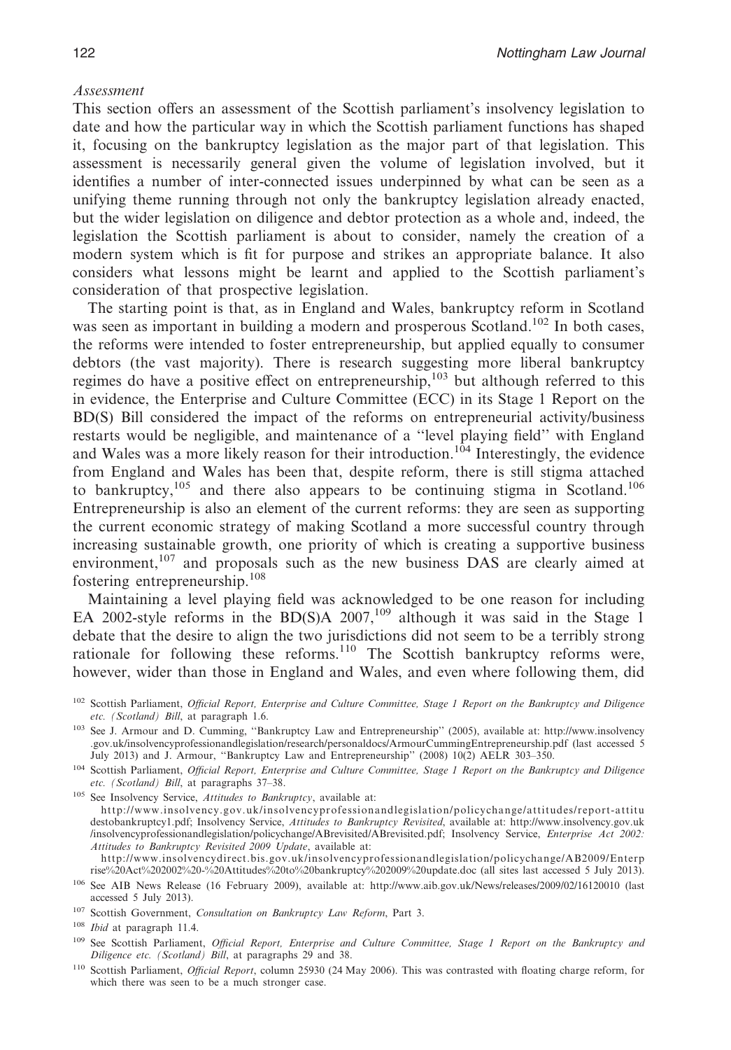*Assessment*

This section offers an assessment of the Scottish parliament's insolvency legislation to date and how the particular way in which the Scottish parliament functions has shaped it, focusing on the bankruptcy legislation as the major part of that legislation. This assessment is necessarily general given the volume of legislation involved, but it identifies a number of inter-connected issues underpinned by what can be seen as a unifying theme running through not only the bankruptcy legislation already enacted, but the wider legislation on diligence and debtor protection as a whole and, indeed, the legislation the Scottish parliament is about to consider, namely the creation of a modern system which is fit for purpose and strikes an appropriate balance. It also considers what lessons might be learnt and applied to the Scottish parliament's consideration of that prospective legislation.

The starting point is that, as in England and Wales, bankruptcy reform in Scotland was seen as important in building a modern and prosperous Scotland.[102] In both cases, the reforms were intended to foster entrepreneurship, but applied equally to consumer debtors (the vast majority). There is research suggesting more liberal bankruptcy regimes do have a positive effect on entrepreneurship,[103] but although referred to this in evidence, the Enterprise and Culture Committee (ECC) in its Stage 1 Report on the BD(S) Bill considered the impact of the reforms on entrepreneurial activity/business restarts would be negligible, and maintenance of a "level playing field" with England and Wales was a more likely reason for their introduction.[104] Interestingly, the evidence from England and Wales has been that, despite reform, there is still stigma attached to bankruptcy,[105] and there also appears to be continuing stigma in Scotland.[106] Entrepreneurship is also an element of the current reforms: they are seen as supporting the current economic strategy of making Scotland a more successful country through increasing sustainable growth, one priority of which is creating a supportive business environment,[107] and proposals such as the new business DAS are clearly aimed at fostering entrepreneurship.[108]

Maintaining a level playing field was acknowledged to be one reason for including EA 2002-style reforms in the BD(S)A 2007,[109] although it was said in the Stage 1 debate that the desire to align the two jurisdictions did not seem to be a terribly strong rationale for following these reforms.[110] The Scottish bankruptcy reforms were, however, wider than those in England and Wales, and even where following them, did

---

[102] Scottish Parliament, *Official Report, Enterprise and Culture Committee, Stage 1 Report on the Bankruptcy and Diligence etc. (Scotland) Bill*, at paragraph 1.6.

[103] See J. Armour and D. Cumming, "Bankruptcy Law and Entrepreneurship" (2005), available at: http://www.insolvency.gov.uk/insolvencyprofessionandlegislation/research/personaldocs/ArmourCummingEntrepreneurship.pdf (last accessed 5 July 2013) and J. Armour, "Bankruptcy Law and Entrepreneurship" (2008) 10(2) AELR 303–350.

[104] Scottish Parliament, *Official Report, Enterprise and Culture Committee, Stage 1 Report on the Bankruptcy and Diligence etc. (Scotland) Bill*, at paragraphs 37–38.

[105] See Insolvency Service, *Attitudes to Bankruptcy*, available at: http://www.insolvency.gov.uk/insolvencyprofessionandlegislation/policychange/attitudes/report-attitudestobankruptcy1.pdf; Insolvency Service, *Attitudes to Bankruptcy Revisited*, available at: http://www.insolvency.gov.uk/insolvencyprofessionandlegislation/policychange/ABrevisited/ABrevisited.pdf; Insolvency Service, *Enterprise Act 2002: Attitudes to Bankruptcy Revisited 2009 Update*, available at: http://www.insolvencydirect.bis.gov.uk/insolvencyprofessionandlegislation/policychange/AB2009/Enterprise%20Act%202002%20-%20Attitudes%20to%20bankruptcy%202009%20update.doc (all sites last accessed 5 July 2013).

[106] See AIB News Release (16 February 2009), available at: http://www.aib.gov.uk/News/releases/2009/02/16120010 (last accessed 5 July 2013).

[107] Scottish Government, *Consultation on Bankruptcy Law Reform*, Part 3.

[108] *Ibid* at paragraph 11.4.

[109] See Scottish Parliament, *Official Report, Enterprise and Culture Committee, Stage 1 Report on the Bankruptcy and Diligence etc. (Scotland) Bill*, at paragraphs 29 and 38.

[110] Scottish Parliament, *Official Report*, column 25930 (24 May 2006). This was contrasted with floating charge reform, for which there was seen to be a much stronger case.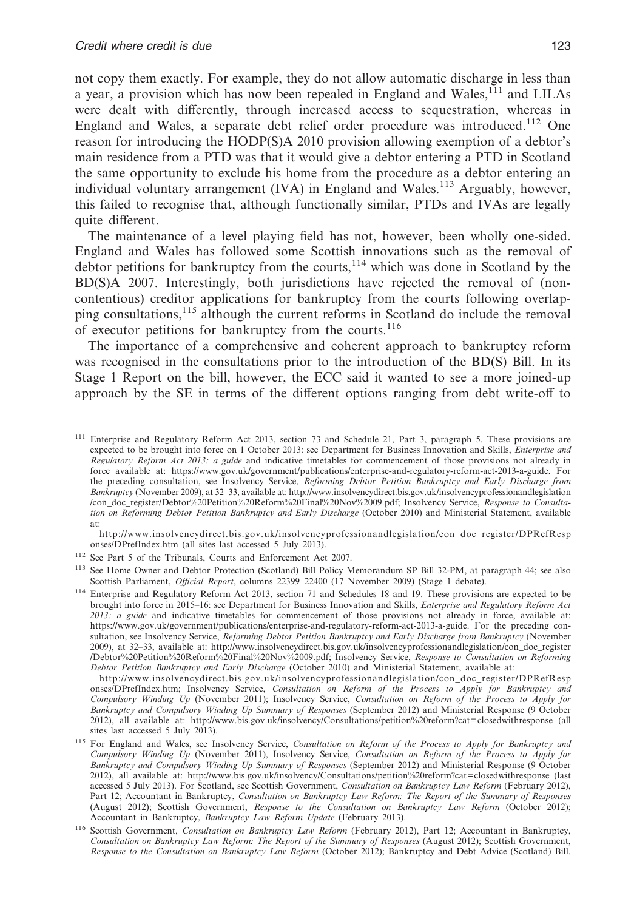not copy them exactly. For example, they do not allow automatic discharge in less than a year, a provision which has now been repealed in England and Wales,[111] and LILAs were dealt with differently, through increased access to sequestration, whereas in England and Wales, a separate debt relief order procedure was introduced.[112] One reason for introducing the HODP(S)A 2010 provision allowing exemption of a debtor's main residence from a PTD was that it would give a debtor entering a PTD in Scotland the same opportunity to exclude his home from the procedure as a debtor entering an individual voluntary arrangement (IVA) in England and Wales.[113] Arguably, however, this failed to recognise that, although functionally similar, PTDs and IVAs are legally quite different.

The maintenance of a level playing field has not, however, been wholly one-sided. England and Wales has followed some Scottish innovations such as the removal of debtor petitions for bankruptcy from the courts,[114] which was done in Scotland by the BD(S)A 2007. Interestingly, both jurisdictions have rejected the removal of (non-contentious) creditor applications for bankruptcy from the courts following overlapping consultations,[115] although the current reforms in Scotland do include the removal of executor petitions for bankruptcy from the courts.[116]

The importance of a comprehensive and coherent approach to bankruptcy reform was recognised in the consultations prior to the introduction of the BD(S) Bill. In its Stage 1 Report on the bill, however, the ECC said it wanted to see a more joined-up approach by the SE in terms of the different options ranging from debt write-off to

---

[111] Enterprise and Regulatory Reform Act 2013, section 73 and Schedule 21, Part 3, paragraph 5. These provisions are expected to be brought into force on 1 October 2013: see Department for Business Innovation and Skills, *Enterprise and Regulatory Reform Act 2013: a guide* and indicative timetables for commencement of those provisions not already in force available at: https://www.gov.uk/government/publications/enterprise-and-regulatory-reform-act-2013-a-guide. For the preceding consultation, see Insolvency Service, *Reforming Debtor Petition Bankruptcy and Early Discharge from Bankruptcy* (November 2009), at 32–33, available at: http://www.insolvencydirect.bis.gov.uk/insolvencyprofessionandlegislation/con_doc_register/Debtor%20Petition%20Reform%20Final%20Nov%2009.pdf; Insolvency Service, *Response to Consultation on Reforming Debtor Petition Bankruptcy and Early Discharge* (October 2010) and Ministerial Statement, available at:

http://www.insolvencydirect.bis.gov.uk/insolvencyprofessionandlegislation/con_doc_register/DPRefResponses/DPrefIndex.htm (all sites last accessed 5 July 2013).

[112] See Part 5 of the Tribunals, Courts and Enforcement Act 2007.

[113] See Home Owner and Debtor Protection (Scotland) Bill Policy Memorandum SP Bill 32-PM, at paragraph 44; see also Scottish Parliament, *Official Report*, columns 22399–22400 (17 November 2009) (Stage 1 debate).

[114] Enterprise and Regulatory Reform Act 2013, section 71 and Schedules 18 and 19. These provisions are expected to be brought into force in 2015–16: see Department for Business Innovation and Skills, *Enterprise and Regulatory Reform Act 2013: a guide* and indicative timetables for commencement of those provisions not already in force, available at: https://www.gov.uk/government/publications/enterprise-and-regulatory-reform-act-2013-a-guide. For the preceding consultation, see Insolvency Service, *Reforming Debtor Petition Bankruptcy and Early Discharge from Bankruptcy* (November 2009), at 32–33, available at: http://www.insolvencydirect.bis.gov.uk/insolvencyprofessionandlegislation/con_doc_register/Debtor%20Petition%20Reform%20Final%20Nov%2009.pdf; Insolvency Service, *Response to Consultation on Reforming Debtor Petition Bankruptcy and Early Discharge* (October 2010) and Ministerial Statement, available at:

http://www.insolvencydirect.bis.gov.uk/insolvencyprofessionandlegislation/con_doc_register/DPRefResponses/DPrefIndex.htm; Insolvency Service, *Consultation on Reform of the Process to Apply for Bankruptcy and Compulsory Winding Up* (November 2011); Insolvency Service, *Consultation on Reform of the Process to Apply for Bankruptcy and Compulsory Winding Up Summary of Responses* (September 2012) and Ministerial Response (9 October 2012), all available at: http://www.bis.gov.uk/insolvency/Consultations/petition%20reform?cat=closedwithresponse (all sites last accessed 5 July 2013).

[115] For England and Wales, see Insolvency Service, *Consultation on Reform of the Process to Apply for Bankruptcy and Compulsory Winding Up* (November 2011), Insolvency Service, *Consultation on Reform of the Process to Apply for Bankruptcy and Compulsory Winding Up Summary of Responses* (September 2012) and Ministerial Response (9 October 2012), all available at: http://www.bis.gov.uk/insolvency/Consultations/petition%20reform?cat=closedwithresponse (last accessed 5 July 2013). For Scotland, see Scottish Government, *Consultation on Bankruptcy Law Reform* (February 2012), Part 12; Accountant in Bankruptcy, *Consultation on Bankruptcy Law Reform: The Report of the Summary of Responses* (August 2012); Scottish Government, *Response to the Consultation on Bankruptcy Law Reform* (October 2012); Accountant in Bankruptcy, *Bankruptcy Law Reform Update* (February 2013).

[116] Scottish Government, *Consultation on Bankruptcy Law Reform* (February 2012), Part 12; Accountant in Bankruptcy, *Consultation on Bankruptcy Law Reform: The Report of the Summary of Responses* (August 2012); Scottish Government, *Response to the Consultation on Bankruptcy Law Reform* (October 2012); Bankruptcy and Debt Advice (Scotland) Bill.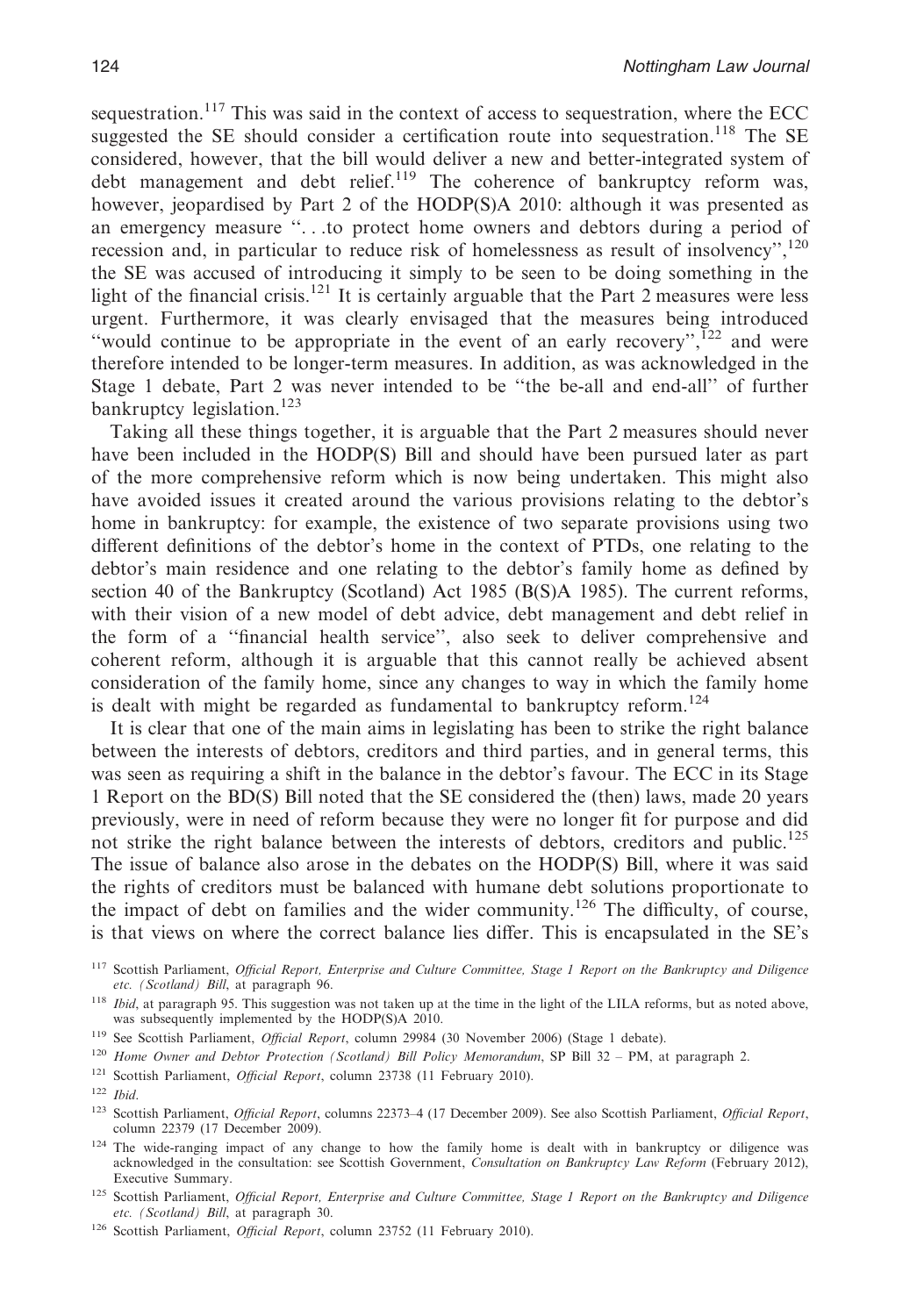sequestration.[117] This was said in the context of access to sequestration, where the ECC suggested the SE should consider a certification route into sequestration.[118] The SE considered, however, that the bill would deliver a new and better-integrated system of debt management and debt relief.[119] The coherence of bankruptcy reform was, however, jeopardised by Part 2 of the HODP(S)A 2010: although it was presented as an emergency measure "…to protect home owners and debtors during a period of recession and, in particular to reduce risk of homelessness as result of insolvency",[120] the SE was accused of introducing it simply to be seen to be doing something in the light of the financial crisis.[121] It is certainly arguable that the Part 2 measures were less urgent. Furthermore, it was clearly envisaged that the measures being introduced "would continue to be appropriate in the event of an early recovery",[122] and were therefore intended to be longer-term measures. In addition, as was acknowledged in the Stage 1 debate, Part 2 was never intended to be "the be-all and end-all" of further bankruptcy legislation.[123]

Taking all these things together, it is arguable that the Part 2 measures should never have been included in the HODP(S) Bill and should have been pursued later as part of the more comprehensive reform which is now being undertaken. This might also have avoided issues it created around the various provisions relating to the debtor's home in bankruptcy: for example, the existence of two separate provisions using two different definitions of the debtor's home in the context of PTDs, one relating to the debtor's main residence and one relating to the debtor's family home as defined by section 40 of the Bankruptcy (Scotland) Act 1985 (B(S)A 1985). The current reforms, with their vision of a new model of debt advice, debt management and debt relief in the form of a "financial health service", also seek to deliver comprehensive and coherent reform, although it is arguable that this cannot really be achieved absent consideration of the family home, since any changes to way in which the family home is dealt with might be regarded as fundamental to bankruptcy reform.[124]

It is clear that one of the main aims in legislating has been to strike the right balance between the interests of debtors, creditors and third parties, and in general terms, this was seen as requiring a shift in the balance in the debtor's favour. The ECC in its Stage 1 Report on the BD(S) Bill noted that the SE considered the (then) laws, made 20 years previously, were in need of reform because they were no longer fit for purpose and did not strike the right balance between the interests of debtors, creditors and public.[125] The issue of balance also arose in the debates on the HODP(S) Bill, where it was said the rights of creditors must be balanced with humane debt solutions proportionate to the impact of debt on families and the wider community.[126] The difficulty, of course, is that views on where the correct balance lies differ. This is encapsulated in the SE's

---

[117] Scottish Parliament, *Official Report, Enterprise and Culture Committee, Stage 1 Report on the Bankruptcy and Diligence etc. (Scotland) Bill*, at paragraph 96.

[118] *Ibid*, at paragraph 95. This suggestion was not taken up at the time in the light of the LILA reforms, but as noted above, was subsequently implemented by the HODP(S)A 2010.

[119] See Scottish Parliament, *Official Report*, column 29984 (30 November 2006) (Stage 1 debate).

[120] *Home Owner and Debtor Protection (Scotland) Bill Policy Memorandum*, SP Bill 32 – PM, at paragraph 2.

[121] Scottish Parliament, *Official Report*, column 23738 (11 February 2010).

[122] *Ibid*.

[123] Scottish Parliament, *Official Report*, columns 22373–4 (17 December 2009). See also Scottish Parliament, *Official Report*, column 22379 (17 December 2009).

[124] The wide-ranging impact of any change to how the family home is dealt with in bankruptcy or diligence was acknowledged in the consultation: see Scottish Government, *Consultation on Bankruptcy Law Reform* (February 2012), Executive Summary.

[125] Scottish Parliament, *Official Report, Enterprise and Culture Committee, Stage 1 Report on the Bankruptcy and Diligence etc. (Scotland) Bill*, at paragraph 30.

[126] Scottish Parliament, *Official Report*, column 23752 (11 February 2010).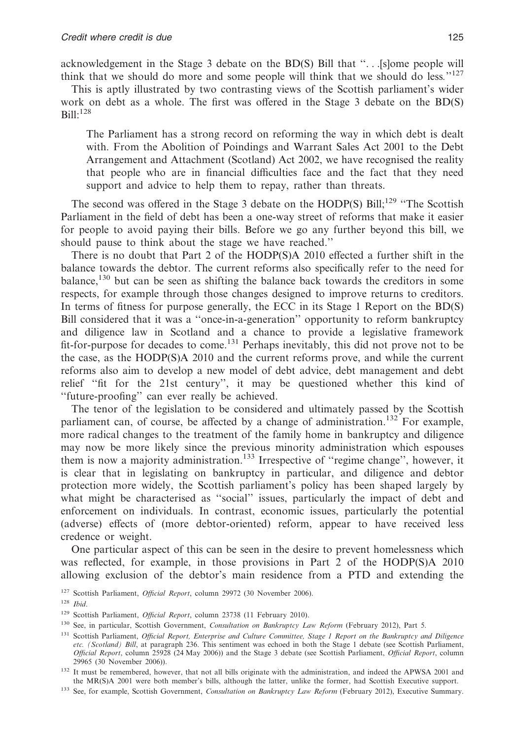acknowledgement in the Stage 3 debate on the BD(S) Bill that "...[s]ome people will think that we should do more and some people will think that we should do less."[127]

This is aptly illustrated by two contrasting views of the Scottish parliament's wider work on debt as a whole. The first was offered in the Stage 3 debate on the BD(S) Bill:[128]

> The Parliament has a strong record on reforming the way in which debt is dealt with. From the Abolition of Poindings and Warrant Sales Act 2001 to the Debt Arrangement and Attachment (Scotland) Act 2002, we have recognised the reality that people who are in financial difficulties face and the fact that they need support and advice to help them to repay, rather than threats.

The second was offered in the Stage 3 debate on the HODP(S) Bill;[129] "The Scottish Parliament in the field of debt has been a one-way street of reforms that make it easier for people to avoid paying their bills. Before we go any further beyond this bill, we should pause to think about the stage we have reached."

There is no doubt that Part 2 of the HODP(S)A 2010 effected a further shift in the balance towards the debtor. The current reforms also specifically refer to the need for balance,[130] but can be seen as shifting the balance back towards the creditors in some respects, for example through those changes designed to improve returns to creditors. In terms of fitness for purpose generally, the ECC in its Stage 1 Report on the BD(S) Bill considered that it was a "once-in-a-generation" opportunity to reform bankruptcy and diligence law in Scotland and a chance to provide a legislative framework fit-for-purpose for decades to come.[131] Perhaps inevitably, this did not prove not to be the case, as the HODP(S)A 2010 and the current reforms prove, and while the current reforms also aim to develop a new model of debt advice, debt management and debt relief "fit for the 21st century", it may be questioned whether this kind of "future-proofing" can ever really be achieved.

The tenor of the legislation to be considered and ultimately passed by the Scottish parliament can, of course, be affected by a change of administration.[132] For example, more radical changes to the treatment of the family home in bankruptcy and diligence may now be more likely since the previous minority administration which espouses them is now a majority administration.[133] Irrespective of "regime change", however, it is clear that in legislating on bankruptcy in particular, and diligence and debtor protection more widely, the Scottish parliament's policy has been shaped largely by what might be characterised as "social" issues, particularly the impact of debt and enforcement on individuals. In contrast, economic issues, particularly the potential (adverse) effects of (more debtor-oriented) reform, appear to have received less credence or weight.

One particular aspect of this can be seen in the desire to prevent homelessness which was reflected, for example, in those provisions in Part 2 of the HODP(S)A 2010 allowing exclusion of the debtor's main residence from a PTD and extending the

---

[127] Scottish Parliament, *Official Report*, column 29972 (30 November 2006).

[128] *Ibid*.

[129] Scottish Parliament, *Official Report*, column 23738 (11 February 2010).

[130] See, in particular, Scottish Government, *Consultation on Bankruptcy Law Reform* (February 2012), Part 5.

[131] Scottish Parliament, *Official Report, Enterprise and Culture Committee, Stage 1 Report on the Bankruptcy and Diligence etc. (Scotland) Bill*, at paragraph 236. This sentiment was echoed in both the Stage 1 debate (see Scottish Parliament, *Official Report*, column 25928 (24 May 2006)) and the Stage 3 debate (see Scottish Parliament, *Official Report*, column 29965 (30 November 2006)).

[132] It must be remembered, however, that not all bills originate with the administration, and indeed the APWSA 2001 and the MR(S)A 2001 were both member's bills, although the latter, unlike the former, had Scottish Executive support.

[133] See, for example, Scottish Government, *Consultation on Bankruptcy Law Reform* (February 2012), Executive Summary.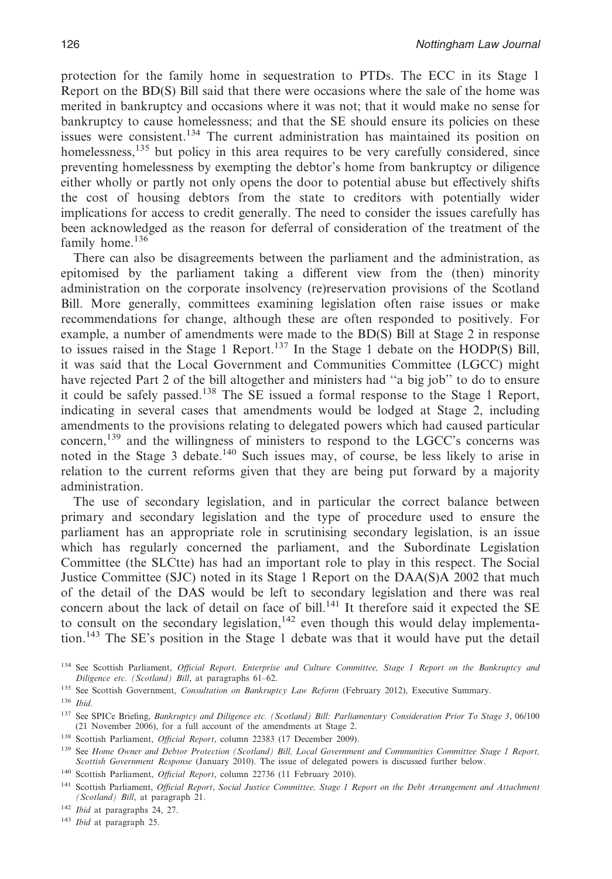protection for the family home in sequestration to PTDs. The ECC in its Stage 1 Report on the BD(S) Bill said that there were occasions where the sale of the home was merited in bankruptcy and occasions where it was not; that it would make no sense for bankruptcy to cause homelessness; and that the SE should ensure its policies on these issues were consistent.[134] The current administration has maintained its position on homelessness,[135] but policy in this area requires to be very carefully considered, since preventing homelessness by exempting the debtor's home from bankruptcy or diligence either wholly or partly not only opens the door to potential abuse but effectively shifts the cost of housing debtors from the state to creditors with potentially wider implications for access to credit generally. The need to consider the issues carefully has been acknowledged as the reason for deferral of consideration of the treatment of the family home.[136]

There can also be disagreements between the parliament and the administration, as epitomised by the parliament taking a different view from the (then) minority administration on the corporate insolvency (re)reservation provisions of the Scotland Bill. More generally, committees examining legislation often raise issues or make recommendations for change, although these are often responded to positively. For example, a number of amendments were made to the BD(S) Bill at Stage 2 in response to issues raised in the Stage 1 Report.[137] In the Stage 1 debate on the HODP(S) Bill, it was said that the Local Government and Communities Committee (LGCC) might have rejected Part 2 of the bill altogether and ministers had "a big job" to do to ensure it could be safely passed.[138] The SE issued a formal response to the Stage 1 Report, indicating in several cases that amendments would be lodged at Stage 2, including amendments to the provisions relating to delegated powers which had caused particular concern,[139] and the willingness of ministers to respond to the LGCC's concerns was noted in the Stage 3 debate.[140] Such issues may, of course, be less likely to arise in relation to the current reforms given that they are being put forward by a majority administration.

The use of secondary legislation, and in particular the correct balance between primary and secondary legislation and the type of procedure used to ensure the parliament has an appropriate role in scrutinising secondary legislation, is an issue which has regularly concerned the parliament, and the Subordinate Legislation Committee (the SLCtte) has had an important role to play in this respect. The Social Justice Committee (SJC) noted in its Stage 1 Report on the DAA(S)A 2002 that much of the detail of the DAS would be left to secondary legislation and there was real concern about the lack of detail on face of bill.[141] It therefore said it expected the SE to consult on the secondary legislation,[142] even though this would delay implementation.[143] The SE's position in the Stage 1 debate was that it would have put the detail

---

[134] See Scottish Parliament, *Official Report, Enterprise and Culture Committee, Stage 1 Report on the Bankruptcy and Diligence etc. (Scotland) Bill*, at paragraphs 61–62.

[135] See Scottish Government, *Consultation on Bankruptcy Law Reform* (February 2012), Executive Summary.

[136] *Ibid.*

[137] See SPICe Briefing, *Bankruptcy and Diligence etc. (Scotland) Bill: Parliamentary Consideration Prior To Stage 3*, 06/100 (21 November 2006), for a full account of the amendments at Stage 2.

[138] Scottish Parliament, *Official Report*, column 22383 (17 December 2009).

[139] See *Home Owner and Debtor Protection (Scotland) Bill, Local Government and Communities Committee Stage 1 Report, Scottish Government Response* (January 2010). The issue of delegated powers is discussed further below.

[140] Scottish Parliament, *Official Report*, column 22736 (11 February 2010).

[141] Scottish Parliament, *Official Report*, *Social Justice Committee, Stage 1 Report on the Debt Arrangement and Attachment (Scotland) Bill*, at paragraph 21.

[142] *Ibid* at paragraphs 24, 27.

[143] *Ibid* at paragraph 25.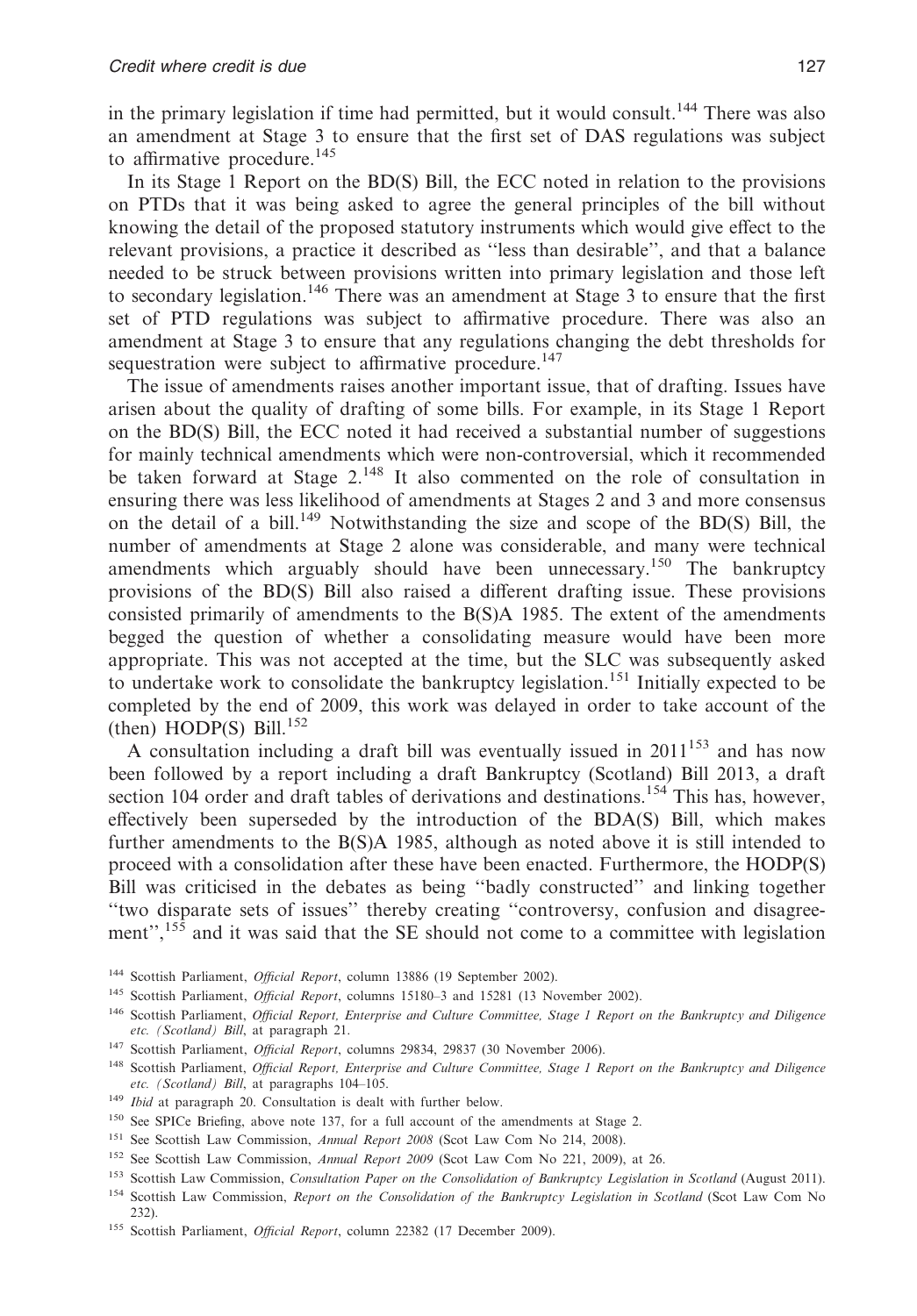in the primary legislation if time had permitted, but it would consult.[144] There was also an amendment at Stage 3 to ensure that the first set of DAS regulations was subject to affirmative procedure.[145]

In its Stage 1 Report on the BD(S) Bill, the ECC noted in relation to the provisions on PTDs that it was being asked to agree the general principles of the bill without knowing the detail of the proposed statutory instruments which would give effect to the relevant provisions, a practice it described as "less than desirable", and that a balance needed to be struck between provisions written into primary legislation and those left to secondary legislation.[146] There was an amendment at Stage 3 to ensure that the first set of PTD regulations was subject to affirmative procedure. There was also an amendment at Stage 3 to ensure that any regulations changing the debt thresholds for sequestration were subject to affirmative procedure.[147]

The issue of amendments raises another important issue, that of drafting. Issues have arisen about the quality of drafting of some bills. For example, in its Stage 1 Report on the BD(S) Bill, the ECC noted it had received a substantial number of suggestions for mainly technical amendments which were non-controversial, which it recommended be taken forward at Stage 2.[148] It also commented on the role of consultation in ensuring there was less likelihood of amendments at Stages 2 and 3 and more consensus on the detail of a bill.[149] Notwithstanding the size and scope of the BD(S) Bill, the number of amendments at Stage 2 alone was considerable, and many were technical amendments which arguably should have been unnecessary.[150] The bankruptcy provisions of the BD(S) Bill also raised a different drafting issue. These provisions consisted primarily of amendments to the B(S)A 1985. The extent of the amendments begged the question of whether a consolidating measure would have been more appropriate. This was not accepted at the time, but the SLC was subsequently asked to undertake work to consolidate the bankruptcy legislation.[151] Initially expected to be completed by the end of 2009, this work was delayed in order to take account of the (then) HODP(S) Bill.[152]

A consultation including a draft bill was eventually issued in 2011[153] and has now been followed by a report including a draft Bankruptcy (Scotland) Bill 2013, a draft section 104 order and draft tables of derivations and destinations.[154] This has, however, effectively been superseded by the introduction of the BDA(S) Bill, which makes further amendments to the B(S)A 1985, although as noted above it is still intended to proceed with a consolidation after these have been enacted. Furthermore, the HODP(S) Bill was criticised in the debates as being "badly constructed" and linking together "two disparate sets of issues" thereby creating "controversy, confusion and disagreement",[155] and it was said that the SE should not come to a committee with legislation

---

[144] Scottish Parliament, *Official Report*, column 13886 (19 September 2002).

[145] Scottish Parliament, *Official Report*, columns 15180–3 and 15281 (13 November 2002).

[146] Scottish Parliament, *Official Report, Enterprise and Culture Committee, Stage 1 Report on the Bankruptcy and Diligence etc. (Scotland) Bill*, at paragraph 21.

[147] Scottish Parliament, *Official Report*, columns 29834, 29837 (30 November 2006).

[148] Scottish Parliament, *Official Report, Enterprise and Culture Committee, Stage 1 Report on the Bankruptcy and Diligence etc. (Scotland) Bill*, at paragraphs 104–105.

[149] *Ibid* at paragraph 20. Consultation is dealt with further below.

[150] See SPICe Briefing, above note 137, for a full account of the amendments at Stage 2.

[151] See Scottish Law Commission, *Annual Report 2008* (Scot Law Com No 214, 2008).

[152] See Scottish Law Commission, *Annual Report 2009* (Scot Law Com No 221, 2009), at 26.

[153] Scottish Law Commission, *Consultation Paper on the Consolidation of Bankruptcy Legislation in Scotland* (August 2011).

[154] Scottish Law Commission, *Report on the Consolidation of the Bankruptcy Legislation in Scotland* (Scot Law Com No 232).

[155] Scottish Parliament, *Official Report*, column 22382 (17 December 2009).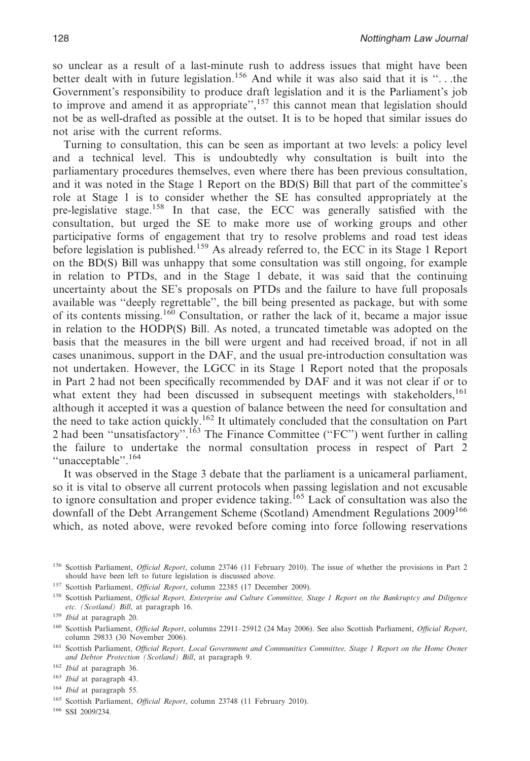so unclear as a result of a last-minute rush to address issues that might have been better dealt with in future legislation.[156] And while it was also said that it is "…the Government's responsibility to produce draft legislation and it is the Parliament's job to improve and amend it as appropriate",[157] this cannot mean that legislation should not be as well-drafted as possible at the outset. It is to be hoped that similar issues do not arise with the current reforms.

Turning to consultation, this can be seen as important at two levels: a policy level and a technical level. This is undoubtedly why consultation is built into the parliamentary procedures themselves, even where there has been previous consultation, and it was noted in the Stage 1 Report on the BD(S) Bill that part of the committee's role at Stage 1 is to consider whether the SE has consulted appropriately at the pre-legislative stage.[158] In that case, the ECC was generally satisfied with the consultation, but urged the SE to make more use of working groups and other participative forms of engagement that try to resolve problems and road test ideas before legislation is published.[159] As already referred to, the ECC in its Stage 1 Report on the BD(S) Bill was unhappy that some consultation was still ongoing, for example in relation to PTDs, and in the Stage 1 debate, it was said that the continuing uncertainty about the SE's proposals on PTDs and the failure to have full proposals available was "deeply regrettable", the bill being presented as package, but with some of its contents missing.[160] Consultation, or rather the lack of it, became a major issue in relation to the HODP(S) Bill. As noted, a truncated timetable was adopted on the basis that the measures in the bill were urgent and had received broad, if not in all cases unanimous, support in the DAF, and the usual pre-introduction consultation was not undertaken. However, the LGCC in its Stage 1 Report noted that the proposals in Part 2 had not been specifically recommended by DAF and it was not clear if or to what extent they had been discussed in subsequent meetings with stakeholders,[161] although it accepted it was a question of balance between the need for consultation and the need to take action quickly.[162] It ultimately concluded that the consultation on Part 2 had been "unsatisfactory".[163] The Finance Committee ("FC") went further in calling the failure to undertake the normal consultation process in respect of Part 2 "unacceptable".[164]

It was observed in the Stage 3 debate that the parliament is a unicameral parliament, so it is vital to observe all current protocols when passing legislation and not excusable to ignore consultation and proper evidence taking.[165] Lack of consultation was also the downfall of the Debt Arrangement Scheme (Scotland) Amendment Regulations 2009[166] which, as noted above, were revoked before coming into force following reservations

---

[156] Scottish Parliament, *Official Report*, column 23746 (11 February 2010). The issue of whether the provisions in Part 2 should have been left to future legislation is discussed above.

[157] Scottish Parliament, *Official Report*, column 22385 (17 December 2009).

[158] Scottish Parliament, *Official Report, Enterprise and Culture Committee, Stage 1 Report on the Bankruptcy and Diligence etc. (Scotland) Bill*, at paragraph 16.

[159] *Ibid* at paragraph 20.

[160] Scottish Parliament, *Official Report*, columns 22911–25912 (24 May 2006). See also Scottish Parliament, *Official Report*, column 29833 (30 November 2006).

[161] Scottish Parliament, *Official Report, Local Government and Communities Committee, Stage 1 Report on the Home Owner and Debtor Protection (Scotland) Bill*, at paragraph 9.

[162] *Ibid* at paragraph 36.

[163] *Ibid* at paragraph 43.

[164] *Ibid* at paragraph 55.

[165] Scottish Parliament, *Official Report*, column 23748 (11 February 2010).

[166] SSI 2009/234.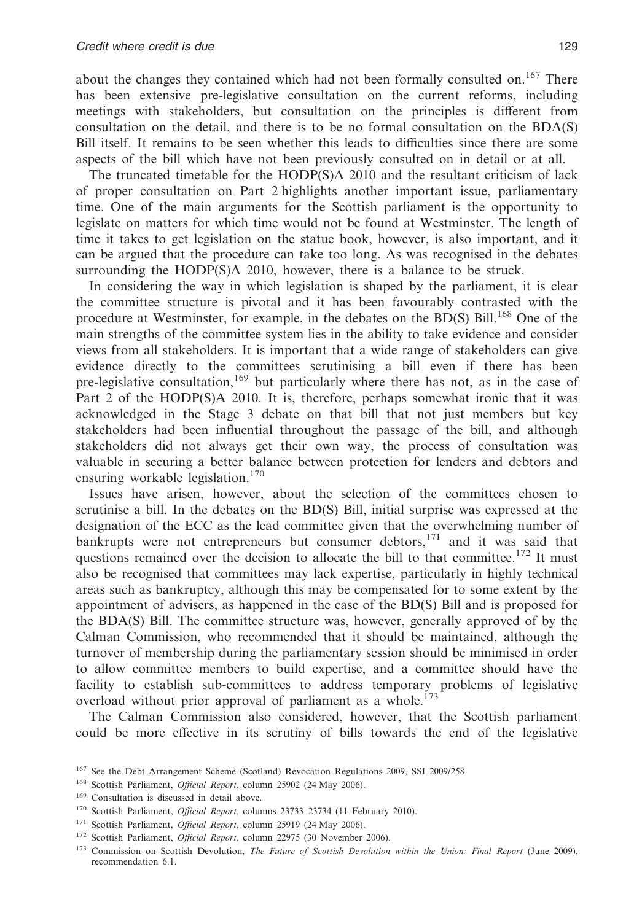about the changes they contained which had not been formally consulted on.[167] There has been extensive pre-legislative consultation on the current reforms, including meetings with stakeholders, but consultation on the principles is different from consultation on the detail, and there is to be no formal consultation on the BDA(S) Bill itself. It remains to be seen whether this leads to difficulties since there are some aspects of the bill which have not been previously consulted on in detail or at all.

The truncated timetable for the HODP(S)A 2010 and the resultant criticism of lack of proper consultation on Part 2 highlights another important issue, parliamentary time. One of the main arguments for the Scottish parliament is the opportunity to legislate on matters for which time would not be found at Westminster. The length of time it takes to get legislation on the statue book, however, is also important, and it can be argued that the procedure can take too long. As was recognised in the debates surrounding the HODP(S)A 2010, however, there is a balance to be struck.

In considering the way in which legislation is shaped by the parliament, it is clear the committee structure is pivotal and it has been favourably contrasted with the procedure at Westminster, for example, in the debates on the BD(S) Bill.[168] One of the main strengths of the committee system lies in the ability to take evidence and consider views from all stakeholders. It is important that a wide range of stakeholders can give evidence directly to the committees scrutinising a bill even if there has been pre-legislative consultation,[169] but particularly where there has not, as in the case of Part 2 of the HODP(S)A 2010. It is, therefore, perhaps somewhat ironic that it was acknowledged in the Stage 3 debate on that bill that not just members but key stakeholders had been influential throughout the passage of the bill, and although stakeholders did not always get their own way, the process of consultation was valuable in securing a better balance between protection for lenders and debtors and ensuring workable legislation.[170]

Issues have arisen, however, about the selection of the committees chosen to scrutinise a bill. In the debates on the BD(S) Bill, initial surprise was expressed at the designation of the ECC as the lead committee given that the overwhelming number of bankrupts were not entrepreneurs but consumer debtors,[171] and it was said that questions remained over the decision to allocate the bill to that committee.[172] It must also be recognised that committees may lack expertise, particularly in highly technical areas such as bankruptcy, although this may be compensated for to some extent by the appointment of advisers, as happened in the case of the BD(S) Bill and is proposed for the BDA(S) Bill. The committee structure was, however, generally approved of by the Calman Commission, who recommended that it should be maintained, although the turnover of membership during the parliamentary session should be minimised in order to allow committee members to build expertise, and a committee should have the facility to establish sub-committees to address temporary problems of legislative overload without prior approval of parliament as a whole.[173]

The Calman Commission also considered, however, that the Scottish parliament could be more effective in its scrutiny of bills towards the end of the legislative

---

[167] See the Debt Arrangement Scheme (Scotland) Revocation Regulations 2009, SSI 2009/258.

[168] Scottish Parliament, *Official Report*, column 25902 (24 May 2006).

[169] Consultation is discussed in detail above.

[170] Scottish Parliament, *Official Report*, columns 23733–23734 (11 February 2010).

[171] Scottish Parliament, *Official Report*, column 25919 (24 May 2006).

[172] Scottish Parliament, *Official Report*, column 22975 (30 November 2006).

[173] Commission on Scottish Devolution, *The Future of Scottish Devolution within the Union: Final Report* (June 2009), recommendation 6.1.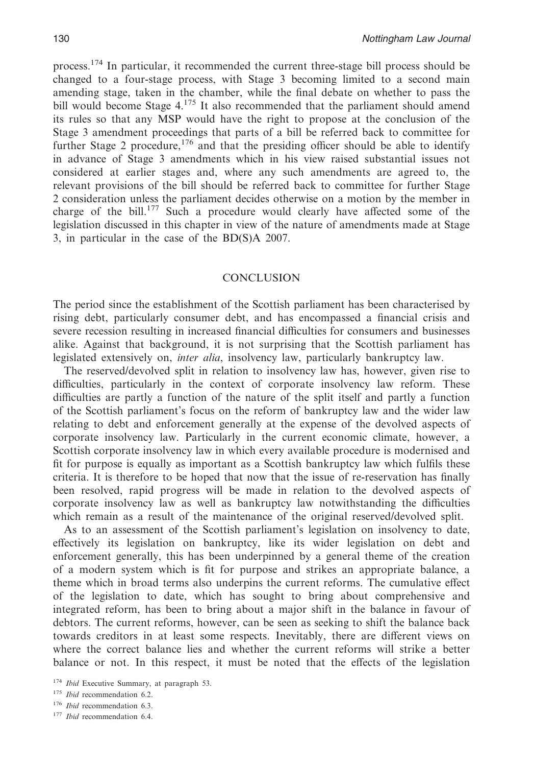process.[174] In particular, it recommended the current three-stage bill process should be changed to a four-stage process, with Stage 3 becoming limited to a second main amending stage, taken in the chamber, while the final debate on whether to pass the bill would become Stage 4.[175] It also recommended that the parliament should amend its rules so that any MSP would have the right to propose at the conclusion of the Stage 3 amendment proceedings that parts of a bill be referred back to committee for further Stage 2 procedure,[176] and that the presiding officer should be able to identify in advance of Stage 3 amendments which in his view raised substantial issues not considered at earlier stages and, where any such amendments are agreed to, the relevant provisions of the bill should be referred back to committee for further Stage 2 consideration unless the parliament decides otherwise on a motion by the member in charge of the bill.[177] Such a procedure would clearly have affected some of the legislation discussed in this chapter in view of the nature of amendments made at Stage 3, in particular in the case of the BD(S)A 2007.

## CONCLUSION

The period since the establishment of the Scottish parliament has been characterised by rising debt, particularly consumer debt, and has encompassed a financial crisis and severe recession resulting in increased financial difficulties for consumers and businesses alike. Against that background, it is not surprising that the Scottish parliament has legislated extensively on, *inter alia*, insolvency law, particularly bankruptcy law.

The reserved/devolved split in relation to insolvency law has, however, given rise to difficulties, particularly in the context of corporate insolvency law reform. These difficulties are partly a function of the nature of the split itself and partly a function of the Scottish parliament's focus on the reform of bankruptcy law and the wider law relating to debt and enforcement generally at the expense of the devolved aspects of corporate insolvency law. Particularly in the current economic climate, however, a Scottish corporate insolvency law in which every available procedure is modernised and fit for purpose is equally as important as a Scottish bankruptcy law which fulfils these criteria. It is therefore to be hoped that now that the issue of re-reservation has finally been resolved, rapid progress will be made in relation to the devolved aspects of corporate insolvency law as well as bankruptcy law notwithstanding the difficulties which remain as a result of the maintenance of the original reserved/devolved split.

As to an assessment of the Scottish parliament's legislation on insolvency to date, effectively its legislation on bankruptcy, like its wider legislation on debt and enforcement generally, this has been underpinned by a general theme of the creation of a modern system which is fit for purpose and strikes an appropriate balance, a theme which in broad terms also underpins the current reforms. The cumulative effect of the legislation to date, which has sought to bring about comprehensive and integrated reform, has been to bring about a major shift in the balance in favour of debtors. The current reforms, however, can be seen as seeking to shift the balance back towards creditors in at least some respects. Inevitably, there are different views on where the correct balance lies and whether the current reforms will strike a better balance or not. In this respect, it must be noted that the effects of the legislation

[174] *Ibid* Executive Summary, at paragraph 53.

[175] *Ibid* recommendation 6.2.

[176] *Ibid* recommendation 6.3.

[177] *Ibid* recommendation 6.4.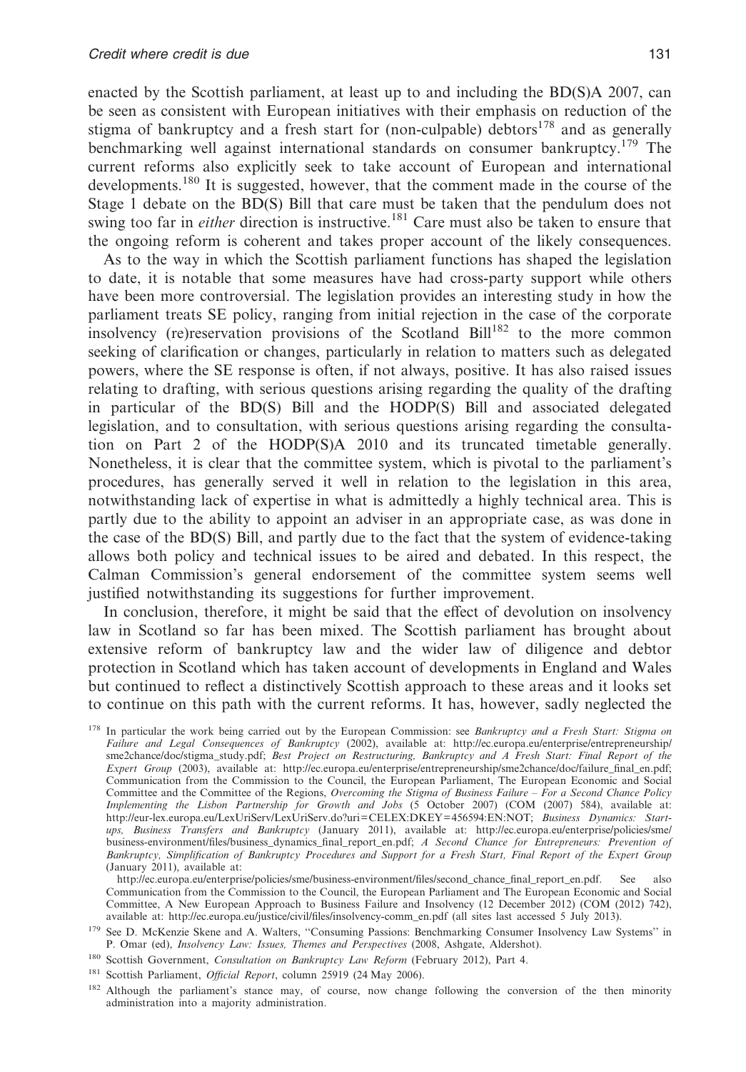enacted by the Scottish parliament, at least up to and including the BD(S)A 2007, can be seen as consistent with European initiatives with their emphasis on reduction of the stigma of bankruptcy and a fresh start for (non-culpable) debtors[178] and as generally benchmarking well against international standards on consumer bankruptcy.[179] The current reforms also explicitly seek to take account of European and international developments.[180] It is suggested, however, that the comment made in the course of the Stage 1 debate on the BD(S) Bill that care must be taken that the pendulum does not swing too far in *either* direction is instructive.[181] Care must also be taken to ensure that the ongoing reform is coherent and takes proper account of the likely consequences.

As to the way in which the Scottish parliament functions has shaped the legislation to date, it is notable that some measures have had cross-party support while others have been more controversial. The legislation provides an interesting study in how the parliament treats SE policy, ranging from initial rejection in the case of the corporate insolvency (re)reservation provisions of the Scotland Bill[182] to the more common seeking of clarification or changes, particularly in relation to matters such as delegated powers, where the SE response is often, if not always, positive. It has also raised issues relating to drafting, with serious questions arising regarding the quality of the drafting in particular of the BD(S) Bill and the HODP(S) Bill and associated delegated legislation, and to consultation, with serious questions arising regarding the consultation on Part 2 of the HODP(S)A 2010 and its truncated timetable generally. Nonetheless, it is clear that the committee system, which is pivotal to the parliament's procedures, has generally served it well in relation to the legislation in this area, notwithstanding lack of expertise in what is admittedly a highly technical area. This is partly due to the ability to appoint an adviser in an appropriate case, as was done in the case of the BD(S) Bill, and partly due to the fact that the system of evidence-taking allows both policy and technical issues to be aired and debated. In this respect, the Calman Commission's general endorsement of the committee system seems well justified notwithstanding its suggestions for further improvement.

In conclusion, therefore, it might be said that the effect of devolution on insolvency law in Scotland so far has been mixed. The Scottish parliament has brought about extensive reform of bankruptcy law and the wider law of diligence and debtor protection in Scotland which has taken account of developments in England and Wales but continued to reflect a distinctively Scottish approach to these areas and it looks set to continue on this path with the current reforms. It has, however, sadly neglected the

[178] In particular the work being carried out by the European Commission: see *Bankruptcy and a Fresh Start: Stigma on Failure and Legal Consequences of Bankruptcy* (2002), available at: http://ec.europa.eu/enterprise/entrepreneurship/sme2chance/doc/stigma_study.pdf; *Best Project on Restructuring, Bankruptcy and A Fresh Start: Final Report of the Expert Group* (2003), available at: http://ec.europa.eu/enterprise/entrepreneurship/sme2chance/doc/failure_final_en.pdf; Communication from the Commission to the Council, the European Parliament, The European Economic and Social Committee and the Committee of the Regions, *Overcoming the Stigma of Business Failure – For a Second Chance Policy Implementing the Lisbon Partnership for Growth and Jobs* (5 October 2007) (COM (2007) 584), available at: http://eur-lex.europa.eu/LexUriServ/LexUriServ.do?uri=CELEX:DKEY=456594:EN:NOT; *Business Dynamics: Start-ups, Business Transfers and Bankruptcy* (January 2011), available at: http://ec.europa.eu/enterprise/policies/sme/business-environment/files/business_dynamics_final_report_en.pdf; *A Second Chance for Entrepreneurs: Prevention of Bankruptcy, Simplification of Bankruptcy Procedures and Support for a Fresh Start, Final Report of the Expert Group* (January 2011), available at: http://ec.europa.eu/enterprise/policies/sme/business-environment/files/second_chance_final_report_en.pdf. See also Communication from the Commission to the Council, the European Parliament and The European Economic and Social Committee, A New European Approach to Business Failure and Insolvency (12 December 2012) (COM (2012) 742), available at: http://ec.europa.eu/justice/civil/files/insolvency-comm_en.pdf (all sites last accessed 5 July 2013).

[179] See D. McKenzie Skene and A. Walters, "Consuming Passions: Benchmarking Consumer Insolvency Law Systems" in P. Omar (ed), *Insolvency Law: Issues, Themes and Perspectives* (2008, Ashgate, Aldershot).

[180] Scottish Government, *Consultation on Bankruptcy Law Reform* (February 2012), Part 4.

[181] Scottish Parliament, *Official Report*, column 25919 (24 May 2006).

[182] Although the parliament's stance may, of course, now change following the conversion of the then minority administration into a majority administration.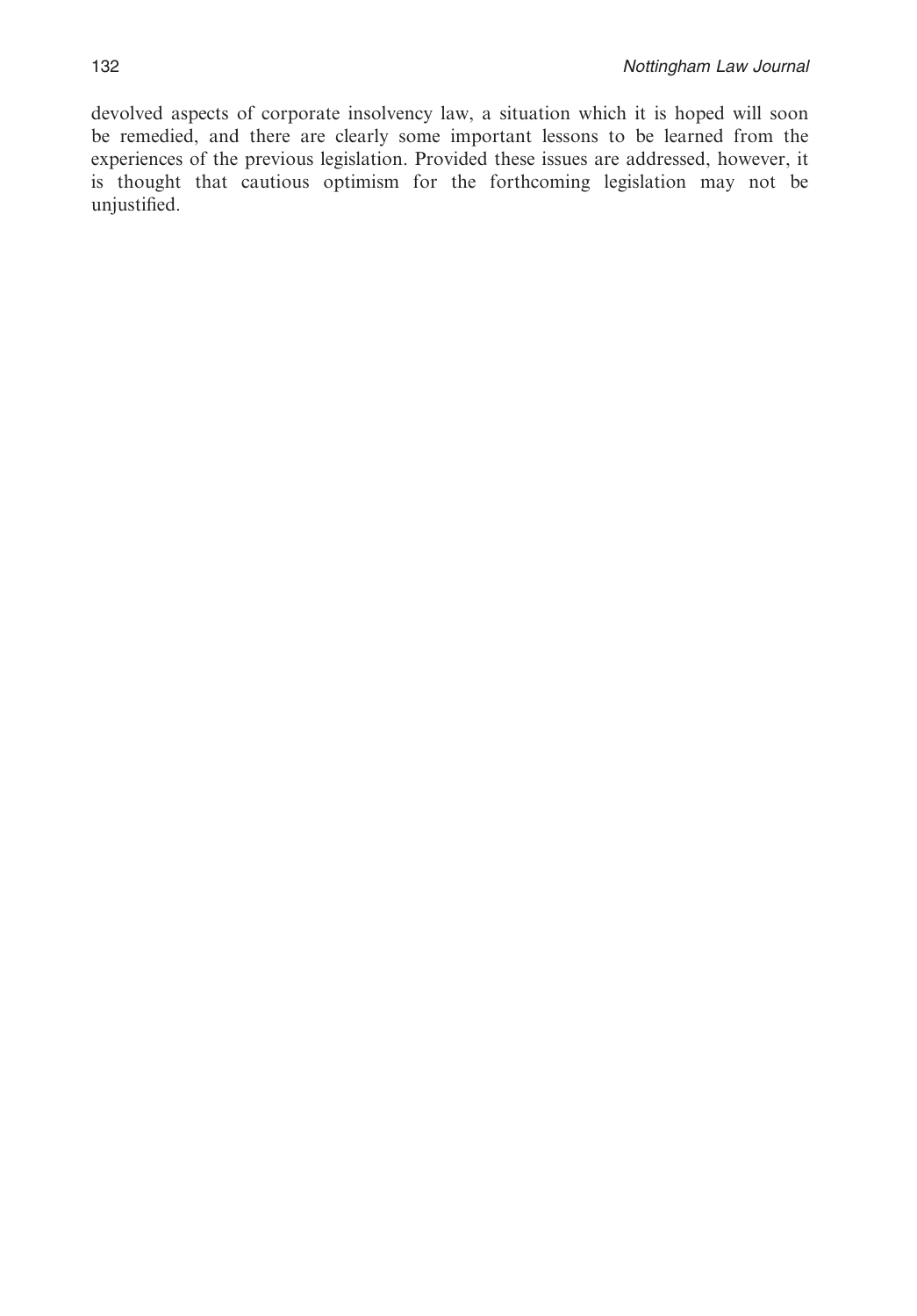devolved aspects of corporate insolvency law, a situation which it is hoped will soon be remedied, and there are clearly some important lessons to be learned from the experiences of the previous legislation. Provided these issues are addressed, however, it is thought that cautious optimism for the forthcoming legislation may not be unjustified.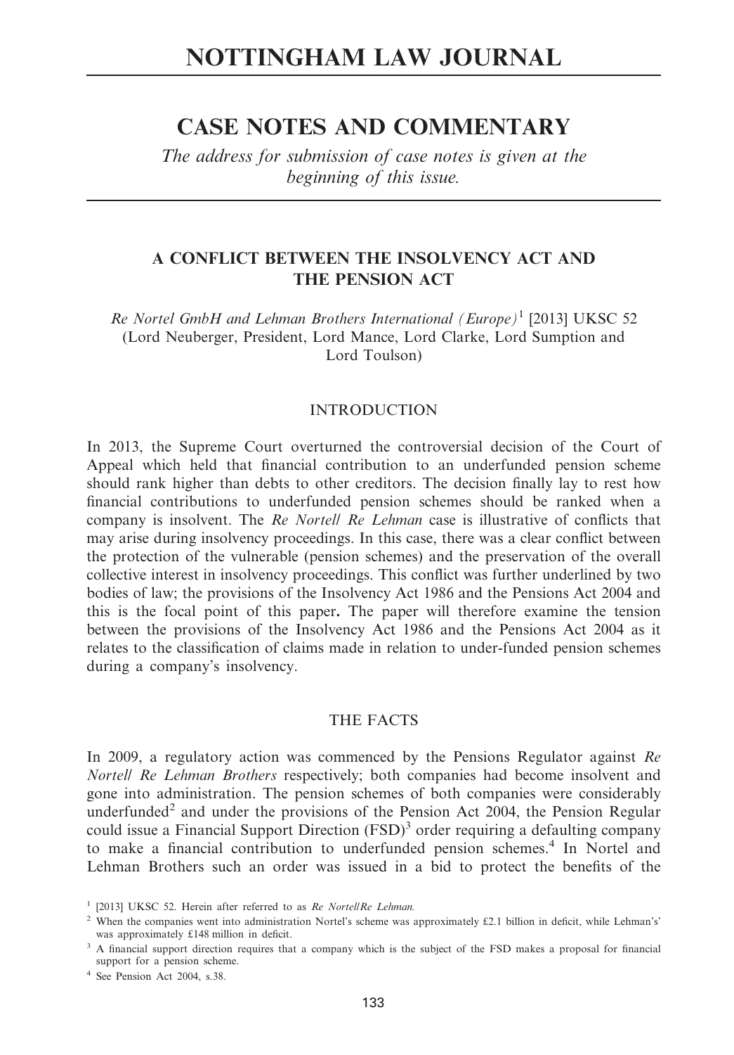# NOTTINGHAM LAW JOURNAL

## CASE NOTES AND COMMENTARY

*The address for submission of case notes is given at the beginning of this issue.*

### A CONFLICT BETWEEN THE INSOLVENCY ACT AND THE PENSION ACT

*Re Nortel GmbH and Lehman Brothers International (Europe)*[1] [2013] UKSC 52 (Lord Neuberger, President, Lord Mance, Lord Clarke, Lord Sumption and Lord Toulson)

#### INTRODUCTION

In 2013, the Supreme Court overturned the controversial decision of the Court of Appeal which held that financial contribution to an underfunded pension scheme should rank higher than debts to other creditors. The decision finally lay to rest how financial contributions to underfunded pension schemes should be ranked when a company is insolvent. The *Re Nortel/ Re Lehman* case is illustrative of conflicts that may arise during insolvency proceedings. In this case, there was a clear conflict between the protection of the vulnerable (pension schemes) and the preservation of the overall collective interest in insolvency proceedings. This conflict was further underlined by two bodies of law; the provisions of the Insolvency Act 1986 and the Pensions Act 2004 and this is the focal point of this paper**.** The paper will therefore examine the tension between the provisions of the Insolvency Act 1986 and the Pensions Act 2004 as it relates to the classification of claims made in relation to under-funded pension schemes during a company's insolvency.

#### THE FACTS

In 2009, a regulatory action was commenced by the Pensions Regulator against *Re Nortel/ Re Lehman Brothers* respectively; both companies had become insolvent and gone into administration. The pension schemes of both companies were considerably underfunded[2] and under the provisions of the Pension Act 2004, the Pension Regular could issue a Financial Support Direction (FSD)[3] order requiring a defaulting company to make a financial contribution to underfunded pension schemes.[4] In Nortel and Lehman Brothers such an order was issued in a bid to protect the benefits of the

[1] [2013] UKSC 52. Herein after referred to as *Re Nortel/Re Lehman.*

[2] When the companies went into administration Nortel's scheme was approximately £2.1 billion in deficit, while Lehman's' was approximately £148 million in deficit.

[3] A financial support direction requires that a company which is the subject of the FSD makes a proposal for financial support for a pension scheme.

[4] See Pension Act 2004, s.38.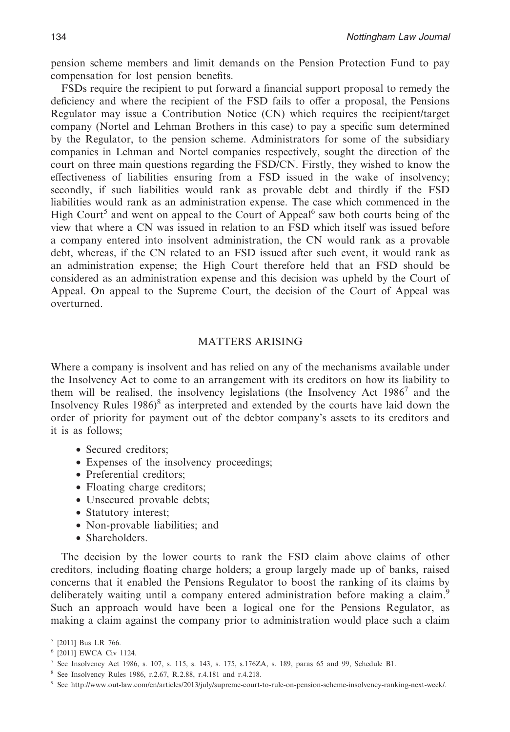pension scheme members and limit demands on the Pension Protection Fund to pay compensation for lost pension benefits.

FSDs require the recipient to put forward a financial support proposal to remedy the deficiency and where the recipient of the FSD fails to offer a proposal, the Pensions Regulator may issue a Contribution Notice (CN) which requires the recipient/target company (Nortel and Lehman Brothers in this case) to pay a specific sum determined by the Regulator, to the pension scheme. Administrators for some of the subsidiary companies in Lehman and Nortel companies respectively, sought the direction of the court on three main questions regarding the FSD/CN. Firstly, they wished to know the effectiveness of liabilities ensuring from a FSD issued in the wake of insolvency; secondly, if such liabilities would rank as provable debt and thirdly if the FSD liabilities would rank as an administration expense. The case which commenced in the High Court[5] and went on appeal to the Court of Appeal[6] saw both courts being of the view that where a CN was issued in relation to an FSD which itself was issued before a company entered into insolvent administration, the CN would rank as a provable debt, whereas, if the CN related to an FSD issued after such event, it would rank as an administration expense; the High Court therefore held that an FSD should be considered as an administration expense and this decision was upheld by the Court of Appeal. On appeal to the Supreme Court, the decision of the Court of Appeal was overturned.

## MATTERS ARISING

Where a company is insolvent and has relied on any of the mechanisms available under the Insolvency Act to come to an arrangement with its creditors on how its liability to them will be realised, the insolvency legislations (the Insolvency Act 1986[7] and the Insolvency Rules 1986)[8] as interpreted and extended by the courts have laid down the order of priority for payment out of the debtor company's assets to its creditors and it is as follows;

- Secured creditors;
- Expenses of the insolvency proceedings;
- Preferential creditors;
- Floating charge creditors;
- Unsecured provable debts;
- Statutory interest;
- Non-provable liabilities; and
- Shareholders.

The decision by the lower courts to rank the FSD claim above claims of other creditors, including floating charge holders; a group largely made up of banks, raised concerns that it enabled the Pensions Regulator to boost the ranking of its claims by deliberately waiting until a company entered administration before making a claim.[9] Such an approach would have been a logical one for the Pensions Regulator, as making a claim against the company prior to administration would place such a claim

---

[5] [2011] Bus LR 766.

[6] [2011] EWCA Civ 1124.

[7] See Insolvency Act 1986, s. 107, s. 115, s. 143, s. 175, s.176ZA, s. 189, paras 65 and 99, Schedule B1.

[8] See Insolvency Rules 1986, r.2.67, R.2.88, r.4.181 and r.4.218.

[9] See http://www.out-law.com/en/articles/2013/july/supreme-court-to-rule-on-pension-scheme-insolvency-ranking-next-week/.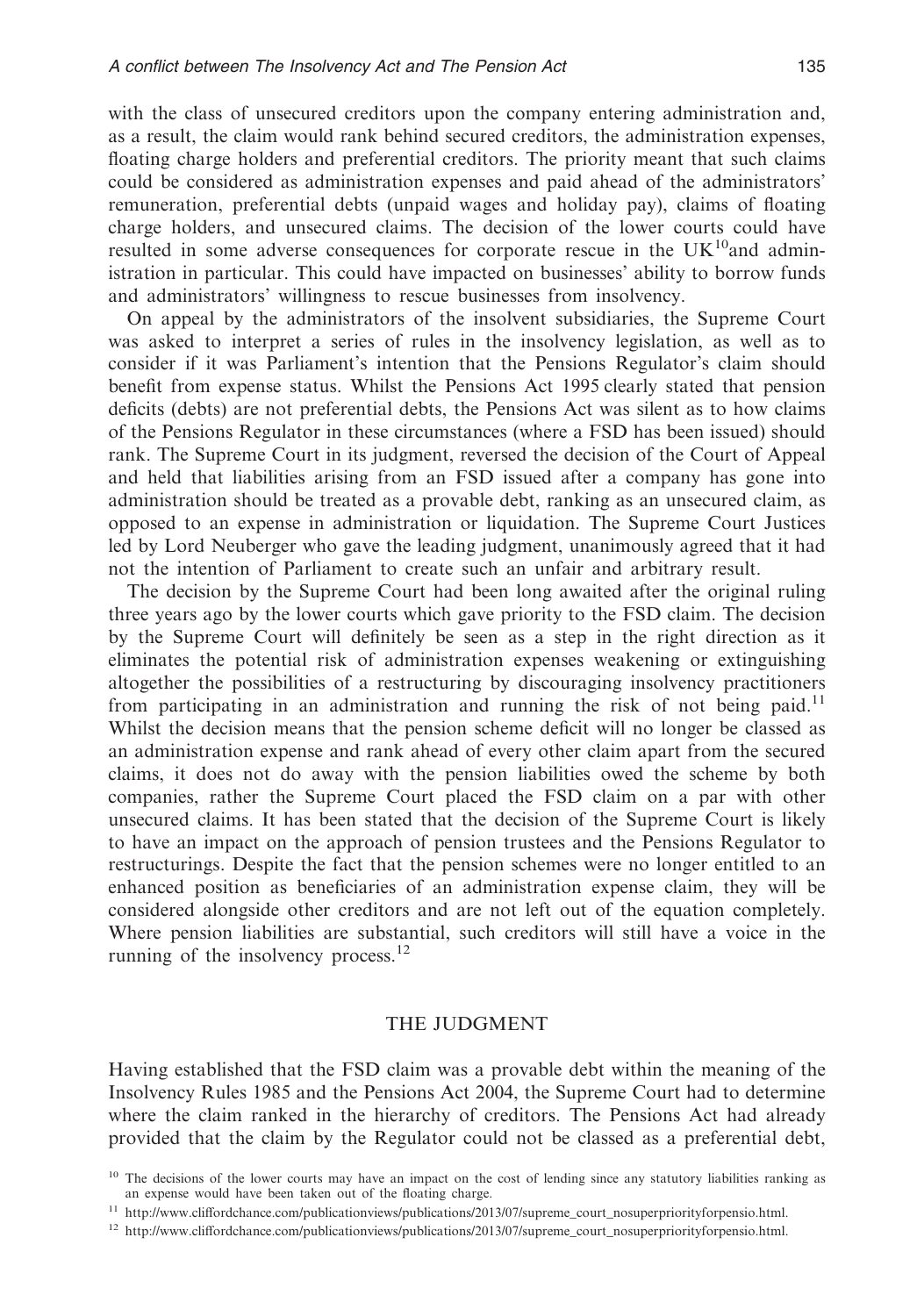with the class of unsecured creditors upon the company entering administration and, as a result, the claim would rank behind secured creditors, the administration expenses, floating charge holders and preferential creditors. The priority meant that such claims could be considered as administration expenses and paid ahead of the administrators' remuneration, preferential debts (unpaid wages and holiday pay), claims of floating charge holders, and unsecured claims. The decision of the lower courts could have resulted in some adverse consequences for corporate rescue in the UK[10]and administration in particular. This could have impacted on businesses' ability to borrow funds and administrators' willingness to rescue businesses from insolvency.

On appeal by the administrators of the insolvent subsidiaries, the Supreme Court was asked to interpret a series of rules in the insolvency legislation, as well as to consider if it was Parliament's intention that the Pensions Regulator's claim should benefit from expense status. Whilst the Pensions Act 1995 clearly stated that pension deficits (debts) are not preferential debts, the Pensions Act was silent as to how claims of the Pensions Regulator in these circumstances (where a FSD has been issued) should rank. The Supreme Court in its judgment, reversed the decision of the Court of Appeal and held that liabilities arising from an FSD issued after a company has gone into administration should be treated as a provable debt, ranking as an unsecured claim, as opposed to an expense in administration or liquidation. The Supreme Court Justices led by Lord Neuberger who gave the leading judgment, unanimously agreed that it had not the intention of Parliament to create such an unfair and arbitrary result.

The decision by the Supreme Court had been long awaited after the original ruling three years ago by the lower courts which gave priority to the FSD claim. The decision by the Supreme Court will definitely be seen as a step in the right direction as it eliminates the potential risk of administration expenses weakening or extinguishing altogether the possibilities of a restructuring by discouraging insolvency practitioners from participating in an administration and running the risk of not being paid.[11] Whilst the decision means that the pension scheme deficit will no longer be classed as an administration expense and rank ahead of every other claim apart from the secured claims, it does not do away with the pension liabilities owed the scheme by both companies, rather the Supreme Court placed the FSD claim on a par with other unsecured claims. It has been stated that the decision of the Supreme Court is likely to have an impact on the approach of pension trustees and the Pensions Regulator to restructurings. Despite the fact that the pension schemes were no longer entitled to an enhanced position as beneficiaries of an administration expense claim, they will be considered alongside other creditors and are not left out of the equation completely. Where pension liabilities are substantial, such creditors will still have a voice in the running of the insolvency process.[12]

## THE JUDGMENT

Having established that the FSD claim was a provable debt within the meaning of the Insolvency Rules 1985 and the Pensions Act 2004, the Supreme Court had to determine where the claim ranked in the hierarchy of creditors. The Pensions Act had already provided that the claim by the Regulator could not be classed as a preferential debt,

[10] The decisions of the lower courts may have an impact on the cost of lending since any statutory liabilities ranking as an expense would have been taken out of the floating charge.

[11] http://www.cliffordchance.com/publicationviews/publications/2013/07/supreme_court_nosuperpriorityforpensio.html.

[12] http://www.cliffordchance.com/publicationviews/publications/2013/07/supreme_court_nosuperpriorityforpensio.html.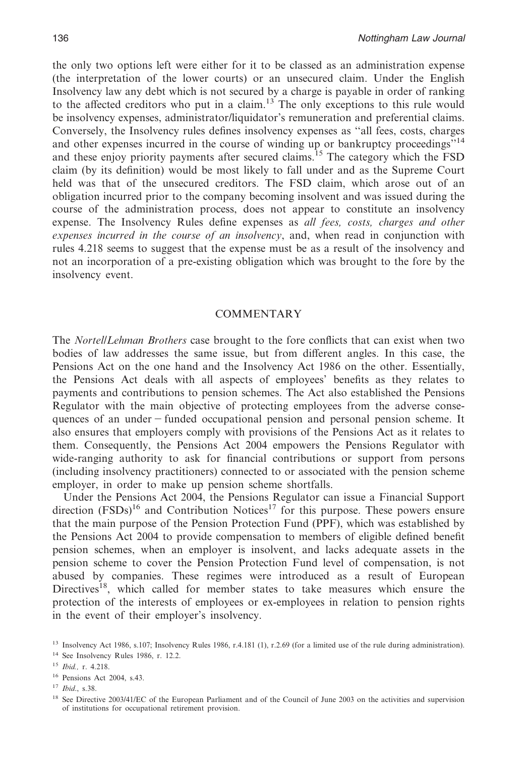the only two options left were either for it to be classed as an administration expense (the interpretation of the lower courts) or an unsecured claim. Under the English Insolvency law any debt which is not secured by a charge is payable in order of ranking to the affected creditors who put in a claim.[13] The only exceptions to this rule would be insolvency expenses, administrator/liquidator's remuneration and preferential claims. Conversely, the Insolvency rules defines insolvency expenses as "all fees, costs, charges and other expenses incurred in the course of winding up or bankruptcy proceedings"[14] and these enjoy priority payments after secured claims.[15] The category which the FSD claim (by its definition) would be most likely to fall under and as the Supreme Court held was that of the unsecured creditors. The FSD claim, which arose out of an obligation incurred prior to the company becoming insolvent and was issued during the course of the administration process, does not appear to constitute an insolvency expense. The Insolvency Rules define expenses as *all fees, costs, charges and other expenses incurred in the course of an insolvency*, and, when read in conjunction with rules 4.218 seems to suggest that the expense must be as a result of the insolvency and not an incorporation of a pre-existing obligation which was brought to the fore by the insolvency event.

## COMMENTARY

The *Nortel/Lehman Brothers* case brought to the fore conflicts that can exist when two bodies of law addresses the same issue, but from different angles. In this case, the Pensions Act on the one hand and the Insolvency Act 1986 on the other. Essentially, the Pensions Act deals with all aspects of employees' benefits as they relates to payments and contributions to pension schemes. The Act also established the Pensions Regulator with the main objective of protecting employees from the adverse consequences of an under – funded occupational pension and personal pension scheme. It also ensures that employers comply with provisions of the Pensions Act as it relates to them. Consequently, the Pensions Act 2004 empowers the Pensions Regulator with wide-ranging authority to ask for financial contributions or support from persons (including insolvency practitioners) connected to or associated with the pension scheme employer, in order to make up pension scheme shortfalls.

Under the Pensions Act 2004, the Pensions Regulator can issue a Financial Support direction (FSDs)[16] and Contribution Notices[17] for this purpose. These powers ensure that the main purpose of the Pension Protection Fund (PPF), which was established by the Pensions Act 2004 to provide compensation to members of eligible defined benefit pension schemes, when an employer is insolvent, and lacks adequate assets in the pension scheme to cover the Pension Protection Fund level of compensation, is not abused by companies. These regimes were introduced as a result of European Directives[18], which called for member states to take measures which ensure the protection of the interests of employees or ex-employees in relation to pension rights in the event of their employer's insolvency.

[13] Insolvency Act 1986, s.107; Insolvency Rules 1986, r.4.181 (1), r.2.69 (for a limited use of the rule during administration).

[14] See Insolvency Rules 1986, r. 12.2.

[15] *Ibid.,* r. 4.218.

[16] Pensions Act 2004, s.43.

[17] *Ibid*., s.38.

[18] See Directive 2003/41/EC of the European Parliament and of the Council of June 2003 on the activities and supervision of institutions for occupational retirement provision.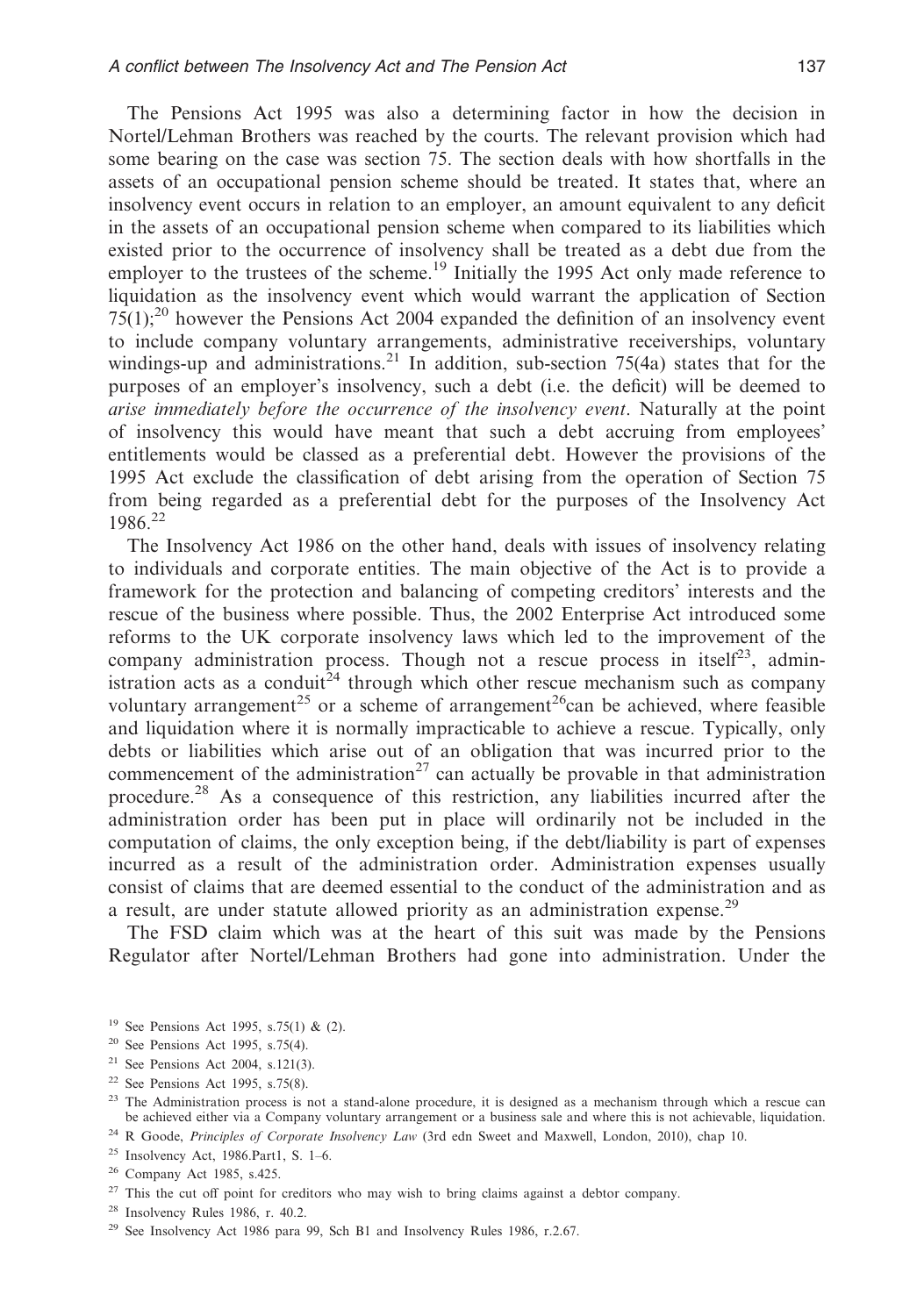The Pensions Act 1995 was also a determining factor in how the decision in Nortel/Lehman Brothers was reached by the courts. The relevant provision which had some bearing on the case was section 75. The section deals with how shortfalls in the assets of an occupational pension scheme should be treated. It states that, where an insolvency event occurs in relation to an employer, an amount equivalent to any deficit in the assets of an occupational pension scheme when compared to its liabilities which existed prior to the occurrence of insolvency shall be treated as a debt due from the employer to the trustees of the scheme.[19] Initially the 1995 Act only made reference to liquidation as the insolvency event which would warrant the application of Section 75(1);[20] however the Pensions Act 2004 expanded the definition of an insolvency event to include company voluntary arrangements, administrative receiverships, voluntary windings-up and administrations.[21] In addition, sub-section 75(4a) states that for the purposes of an employer's insolvency, such a debt (i.e. the deficit) will be deemed to *arise immediately before the occurrence of the insolvency event*. Naturally at the point of insolvency this would have meant that such a debt accruing from employees' entitlements would be classed as a preferential debt. However the provisions of the 1995 Act exclude the classification of debt arising from the operation of Section 75 from being regarded as a preferential debt for the purposes of the Insolvency Act 1986.[22]

The Insolvency Act 1986 on the other hand, deals with issues of insolvency relating to individuals and corporate entities. The main objective of the Act is to provide a framework for the protection and balancing of competing creditors' interests and the rescue of the business where possible. Thus, the 2002 Enterprise Act introduced some reforms to the UK corporate insolvency laws which led to the improvement of the company administration process. Though not a rescue process in itself[23], administration acts as a conduit[24] through which other rescue mechanism such as company voluntary arrangement[25] or a scheme of arrangement[26]can be achieved, where feasible and liquidation where it is normally impracticable to achieve a rescue. Typically, only debts or liabilities which arise out of an obligation that was incurred prior to the commencement of the administration[27] can actually be provable in that administration procedure.[28] As a consequence of this restriction, any liabilities incurred after the administration order has been put in place will ordinarily not be included in the computation of claims, the only exception being, if the debt/liability is part of expenses incurred as a result of the administration order. Administration expenses usually consist of claims that are deemed essential to the conduct of the administration and as a result, are under statute allowed priority as an administration expense.[29]

The FSD claim which was at the heart of this suit was made by the Pensions Regulator after Nortel/Lehman Brothers had gone into administration. Under the

[19] See Pensions Act 1995, s.75(1) & (2).

[20] See Pensions Act 1995, s.75(4).

[21] See Pensions Act 2004, s.121(3).

[22] See Pensions Act 1995, s.75(8).

[23] The Administration process is not a stand-alone procedure, it is designed as a mechanism through which a rescue can be achieved either via a Company voluntary arrangement or a business sale and where this is not achievable, liquidation.

[24] R Goode, *Principles of Corporate Insolvency Law* (3rd edn Sweet and Maxwell, London, 2010), chap 10.

[25] Insolvency Act, 1986.Part1, S. 1–6.

[26] Company Act 1985, s.425.

[27] This the cut off point for creditors who may wish to bring claims against a debtor company.

[28] Insolvency Rules 1986, r. 40.2.

[29] See Insolvency Act 1986 para 99, Sch B1 and Insolvency Rules 1986, r.2.67.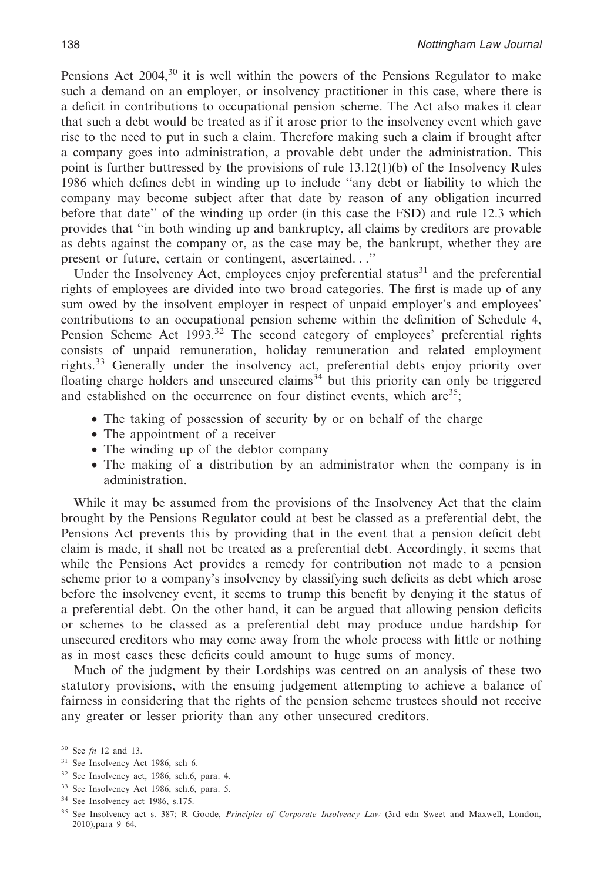Pensions Act 2004,[30] it is well within the powers of the Pensions Regulator to make such a demand on an employer, or insolvency practitioner in this case, where there is a deficit in contributions to occupational pension scheme. The Act also makes it clear that such a debt would be treated as if it arose prior to the insolvency event which gave rise to the need to put in such a claim. Therefore making such a claim if brought after a company goes into administration, a provable debt under the administration. This point is further buttressed by the provisions of rule 13.12(1)(b) of the Insolvency Rules 1986 which defines debt in winding up to include "any debt or liability to which the company may become subject after that date by reason of any obligation incurred before that date" of the winding up order (in this case the FSD) and rule 12.3 which provides that "in both winding up and bankruptcy, all claims by creditors are provable as debts against the company or, as the case may be, the bankrupt, whether they are present or future, certain or contingent, ascertained. . ."

Under the Insolvency Act, employees enjoy preferential status[31] and the preferential rights of employees are divided into two broad categories. The first is made up of any sum owed by the insolvent employer in respect of unpaid employer's and employees' contributions to an occupational pension scheme within the definition of Schedule 4, Pension Scheme Act 1993.[32] The second category of employees' preferential rights consists of unpaid remuneration, holiday remuneration and related employment rights.[33] Generally under the insolvency act, preferential debts enjoy priority over floating charge holders and unsecured claims[34] but this priority can only be triggered and established on the occurrence on four distinct events, which are[35];

- The taking of possession of security by or on behalf of the charge
- The appointment of a receiver
- The winding up of the debtor company
- The making of a distribution by an administrator when the company is in administration.

While it may be assumed from the provisions of the Insolvency Act that the claim brought by the Pensions Regulator could at best be classed as a preferential debt, the Pensions Act prevents this by providing that in the event that a pension deficit debt claim is made, it shall not be treated as a preferential debt. Accordingly, it seems that while the Pensions Act provides a remedy for contribution not made to a pension scheme prior to a company's insolvency by classifying such deficits as debt which arose before the insolvency event, it seems to trump this benefit by denying it the status of a preferential debt. On the other hand, it can be argued that allowing pension deficits or schemes to be classed as a preferential debt may produce undue hardship for unsecured creditors who may come away from the whole process with little or nothing as in most cases these deficits could amount to huge sums of money.

Much of the judgment by their Lordships was centred on an analysis of these two statutory provisions, with the ensuing judgement attempting to achieve a balance of fairness in considering that the rights of the pension scheme trustees should not receive any greater or lesser priority than any other unsecured creditors.

[30] See *fn* 12 and 13.

[31] See Insolvency Act 1986, sch 6.

[32] See Insolvency act, 1986, sch.6, para. 4.

[33] See Insolvency Act 1986, sch.6, para. 5.

[34] See Insolvency act 1986, s.175.

[35] See Insolvency act s. 387; R Goode, *Principles of Corporate Insolvency Law* (3rd edn Sweet and Maxwell, London, 2010),para 9–64.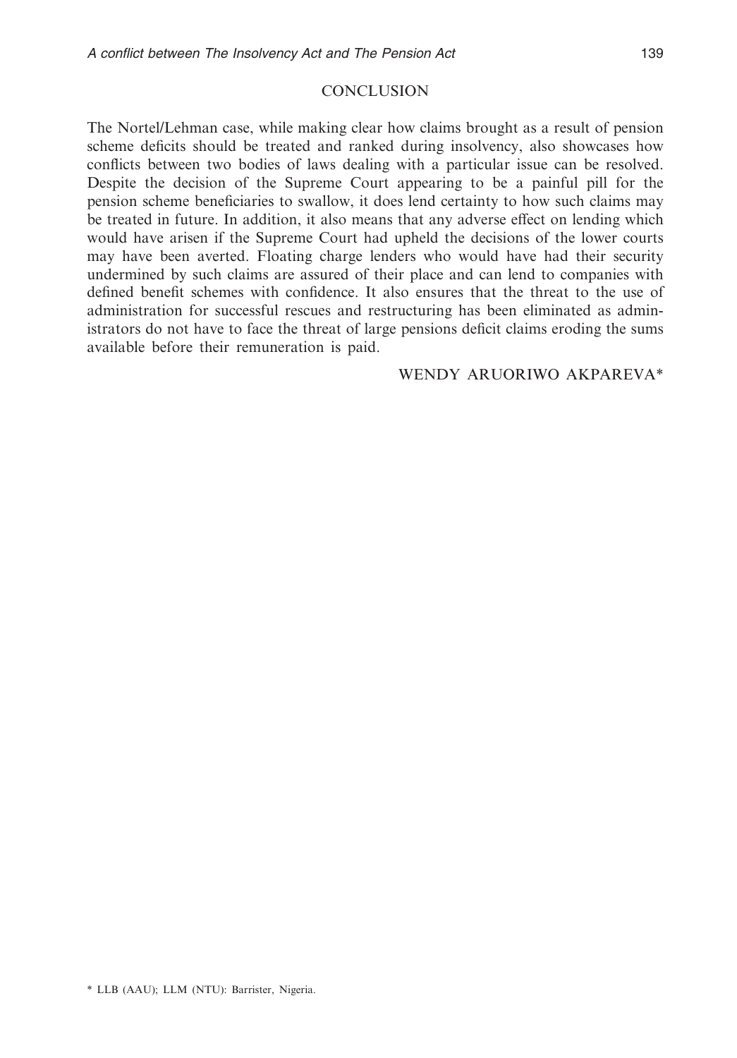## CONCLUSION

The Nortel/Lehman case, while making clear how claims brought as a result of pension scheme deficits should be treated and ranked during insolvency, also showcases how conflicts between two bodies of laws dealing with a particular issue can be resolved. Despite the decision of the Supreme Court appearing to be a painful pill for the pension scheme beneficiaries to swallow, it does lend certainty to how such claims may be treated in future. In addition, it also means that any adverse effect on lending which would have arisen if the Supreme Court had upheld the decisions of the lower courts may have been averted. Floating charge lenders who would have had their security undermined by such claims are assured of their place and can lend to companies with defined benefit schemes with confidence. It also ensures that the threat to the use of administration for successful rescues and restructuring has been eliminated as administrators do not have to face the threat of large pensions deficit claims eroding the sums available before their remuneration is paid.

WENDY ARUORIWO AKPAREVA*

\* LLB (AAU); LLM (NTU): Barrister, Nigeria.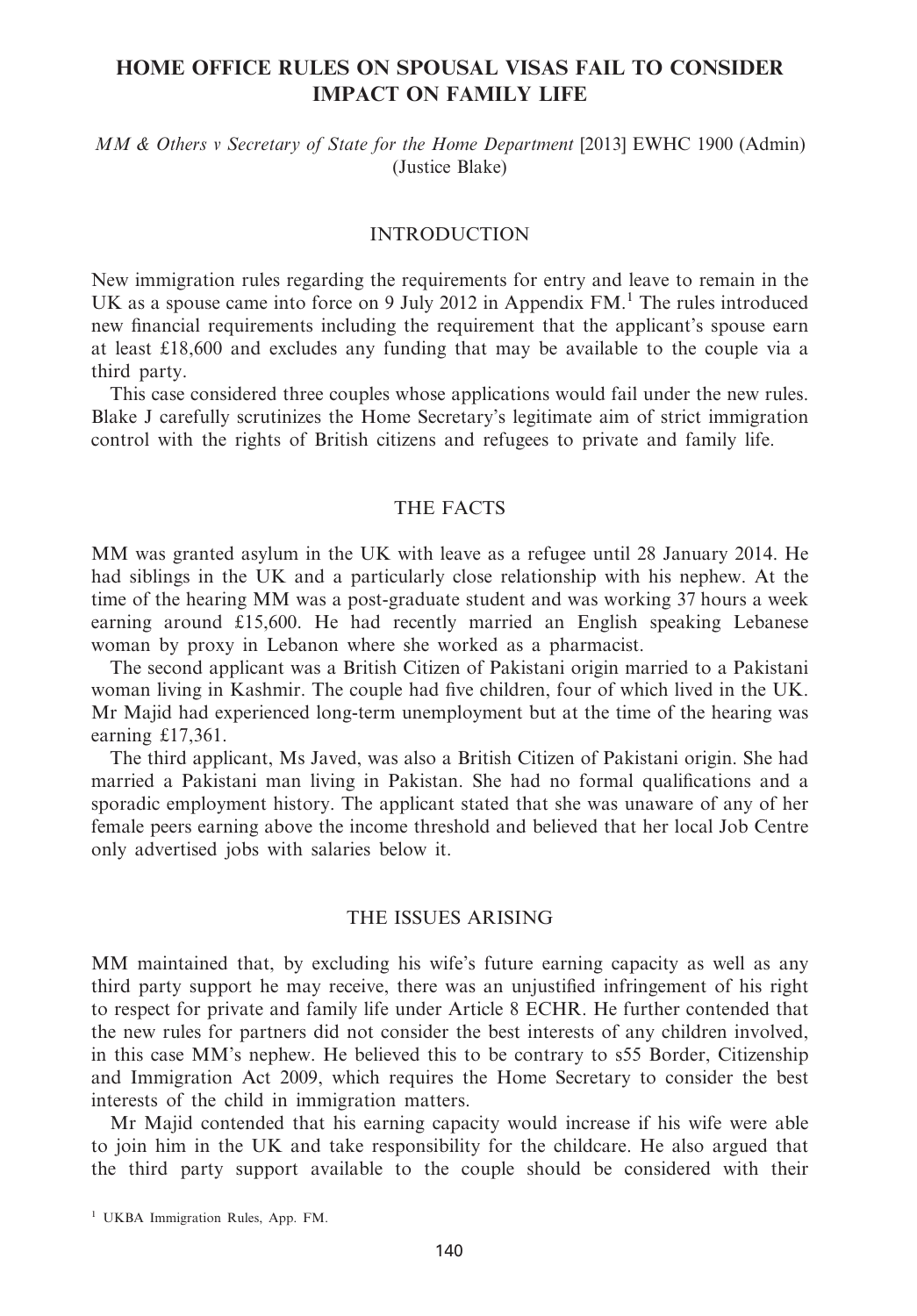# HOME OFFICE RULES ON SPOUSAL VISAS FAIL TO CONSIDER IMPACT ON FAMILY LIFE

*MM & Others v Secretary of State for the Home Department* [2013] EWHC 1900 (Admin) (Justice Blake)

## INTRODUCTION

New immigration rules regarding the requirements for entry and leave to remain in the UK as a spouse came into force on 9 July 2012 in Appendix FM.[1] The rules introduced new financial requirements including the requirement that the applicant's spouse earn at least £18,600 and excludes any funding that may be available to the couple via a third party.

This case considered three couples whose applications would fail under the new rules. Blake J carefully scrutinizes the Home Secretary's legitimate aim of strict immigration control with the rights of British citizens and refugees to private and family life.

## THE FACTS

MM was granted asylum in the UK with leave as a refugee until 28 January 2014. He had siblings in the UK and a particularly close relationship with his nephew. At the time of the hearing MM was a post-graduate student and was working 37 hours a week earning around £15,600. He had recently married an English speaking Lebanese woman by proxy in Lebanon where she worked as a pharmacist.

The second applicant was a British Citizen of Pakistani origin married to a Pakistani woman living in Kashmir. The couple had five children, four of which lived in the UK. Mr Majid had experienced long-term unemployment but at the time of the hearing was earning £17,361.

The third applicant, Ms Javed, was also a British Citizen of Pakistani origin. She had married a Pakistani man living in Pakistan. She had no formal qualifications and a sporadic employment history. The applicant stated that she was unaware of any of her female peers earning above the income threshold and believed that her local Job Centre only advertised jobs with salaries below it.

## THE ISSUES ARISING

MM maintained that, by excluding his wife's future earning capacity as well as any third party support he may receive, there was an unjustified infringement of his right to respect for private and family life under Article 8 ECHR. He further contended that the new rules for partners did not consider the best interests of any children involved, in this case MM's nephew. He believed this to be contrary to s55 Border, Citizenship and Immigration Act 2009, which requires the Home Secretary to consider the best interests of the child in immigration matters.

Mr Majid contended that his earning capacity would increase if his wife were able to join him in the UK and take responsibility for the childcare. He also argued that the third party support available to the couple should be considered with their

[1] UKBA Immigration Rules, App. FM.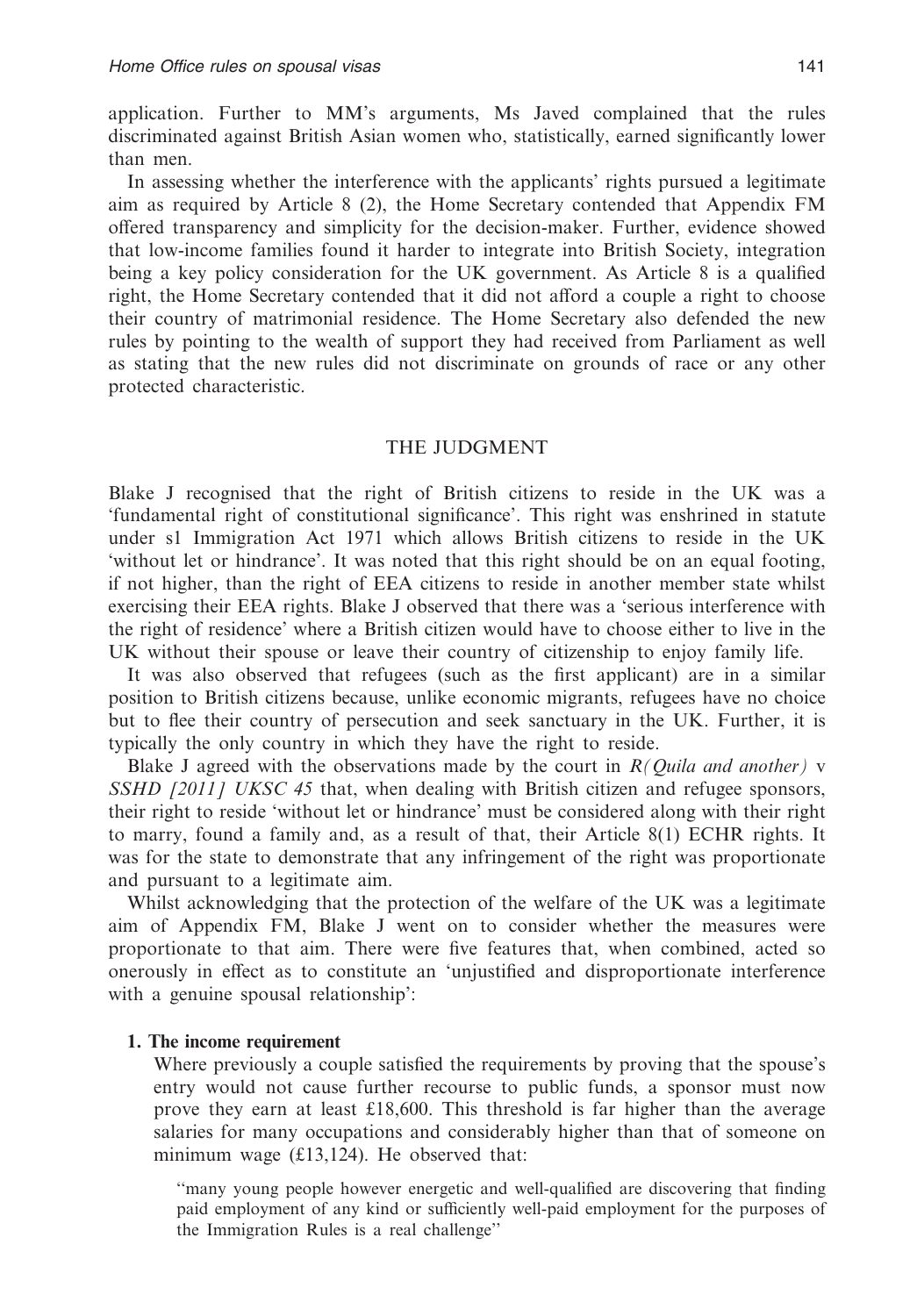application. Further to MM's arguments, Ms Javed complained that the rules discriminated against British Asian women who, statistically, earned significantly lower than men.

In assessing whether the interference with the applicants' rights pursued a legitimate aim as required by Article 8 (2), the Home Secretary contended that Appendix FM offered transparency and simplicity for the decision-maker. Further, evidence showed that low-income families found it harder to integrate into British Society, integration being a key policy consideration for the UK government. As Article 8 is a qualified right, the Home Secretary contended that it did not afford a couple a right to choose their country of matrimonial residence. The Home Secretary also defended the new rules by pointing to the wealth of support they had received from Parliament as well as stating that the new rules did not discriminate on grounds of race or any other protected characteristic.

## THE JUDGMENT

Blake J recognised that the right of British citizens to reside in the UK was a 'fundamental right of constitutional significance'. This right was enshrined in statute under s1 Immigration Act 1971 which allows British citizens to reside in the UK 'without let or hindrance'. It was noted that this right should be on an equal footing, if not higher, than the right of EEA citizens to reside in another member state whilst exercising their EEA rights. Blake J observed that there was a 'serious interference with the right of residence' where a British citizen would have to choose either to live in the UK without their spouse or leave their country of citizenship to enjoy family life.

It was also observed that refugees (such as the first applicant) are in a similar position to British citizens because, unlike economic migrants, refugees have no choice but to flee their country of persecution and seek sanctuary in the UK. Further, it is typically the only country in which they have the right to reside.

Blake J agreed with the observations made by the court in *R(Quila and another)* v *SSHD [2011] UKSC 45* that, when dealing with British citizen and refugee sponsors, their right to reside 'without let or hindrance' must be considered along with their right to marry, found a family and, as a result of that, their Article 8(1) ECHR rights. It was for the state to demonstrate that any infringement of the right was proportionate and pursuant to a legitimate aim.

Whilst acknowledging that the protection of the welfare of the UK was a legitimate aim of Appendix FM, Blake J went on to consider whether the measures were proportionate to that aim. There were five features that, when combined, acted so onerously in effect as to constitute an 'unjustified and disproportionate interference with a genuine spousal relationship':

**1. The income requirement**

Where previously a couple satisfied the requirements by proving that the spouse's entry would not cause further recourse to public funds, a sponsor must now prove they earn at least £18,600. This threshold is far higher than the average salaries for many occupations and considerably higher than that of someone on minimum wage (£13,124). He observed that:

> "many young people however energetic and well-qualified are discovering that finding paid employment of any kind or sufficiently well-paid employment for the purposes of the Immigration Rules is a real challenge"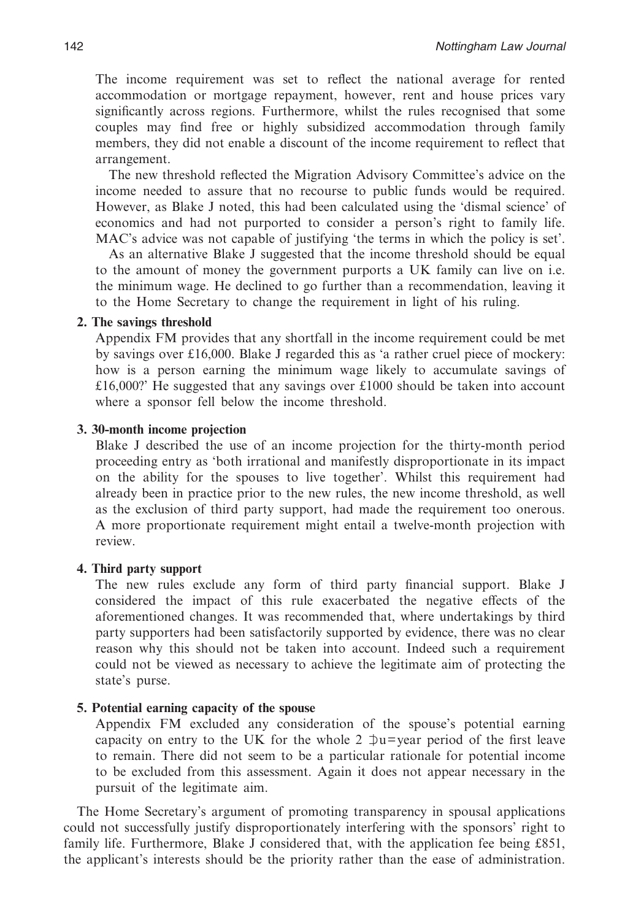The income requirement was set to reflect the national average for rented accommodation or mortgage repayment, however, rent and house prices vary significantly across regions. Furthermore, whilst the rules recognised that some couples may find free or highly subsidized accommodation through family members, they did not enable a discount of the income requirement to reflect that arrangement.

The new threshold reflected the Migration Advisory Committee's advice on the income needed to assure that no recourse to public funds would be required. However, as Blake J noted, this had been calculated using the 'dismal science' of economics and had not purported to consider a person's right to family life. MAC's advice was not capable of justifying 'the terms in which the policy is set'.

As an alternative Blake J suggested that the income threshold should be equal to the amount of money the government purports a UK family can live on i.e. the minimum wage. He declined to go further than a recommendation, leaving it to the Home Secretary to change the requirement in light of his ruling.

**2. The savings threshold**

Appendix FM provides that any shortfall in the income requirement could be met by savings over £16,000. Blake J regarded this as 'a rather cruel piece of mockery: how is a person earning the minimum wage likely to accumulate savings of £16,000?' He suggested that any savings over £1000 should be taken into account where a sponsor fell below the income threshold.

**3. 30-month income projection**

Blake J described the use of an income projection for the thirty-month period proceeding entry as 'both irrational and manifestly disproportionate in its impact on the ability for the spouses to live together'. Whilst this requirement had already been in practice prior to the new rules, the new income threshold, as well as the exclusion of third party support, had made the requirement too onerous. A more proportionate requirement might entail a twelve-month projection with review.

**4. Third party support**

The new rules exclude any form of third party financial support. Blake J considered the impact of this rule exacerbated the negative effects of the aforementioned changes. It was recommended that, where undertakings by third party supporters had been satisfactorily supported by evidence, there was no clear reason why this should not be taken into account. Indeed such a requirement could not be viewed as necessary to achieve the legitimate aim of protecting the state's purse.

**5. Potential earning capacity of the spouse**

Appendix FM excluded any consideration of the spouse's potential earning capacity on entry to the UK for the whole 2 ⊅u=year period of the first leave to remain. There did not seem to be a particular rationale for potential income to be excluded from this assessment. Again it does not appear necessary in the pursuit of the legitimate aim.

The Home Secretary's argument of promoting transparency in spousal applications could not successfully justify disproportionately interfering with the sponsors' right to family life. Furthermore, Blake J considered that, with the application fee being £851, the applicant's interests should be the priority rather than the ease of administration.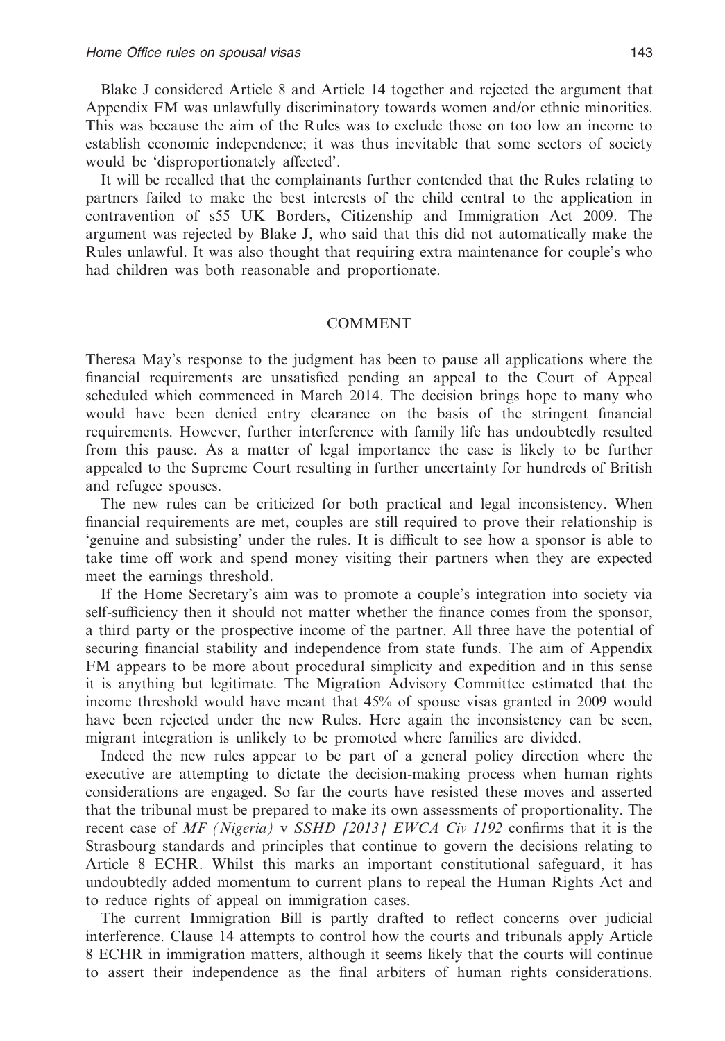Blake J considered Article 8 and Article 14 together and rejected the argument that Appendix FM was unlawfully discriminatory towards women and/or ethnic minorities. This was because the aim of the Rules was to exclude those on too low an income to establish economic independence; it was thus inevitable that some sectors of society would be 'disproportionately affected'.

It will be recalled that the complainants further contended that the Rules relating to partners failed to make the best interests of the child central to the application in contravention of s55 UK Borders, Citizenship and Immigration Act 2009. The argument was rejected by Blake J, who said that this did not automatically make the Rules unlawful. It was also thought that requiring extra maintenance for couple's who had children was both reasonable and proportionate.

## COMMENT

Theresa May's response to the judgment has been to pause all applications where the financial requirements are unsatisfied pending an appeal to the Court of Appeal scheduled which commenced in March 2014. The decision brings hope to many who would have been denied entry clearance on the basis of the stringent financial requirements. However, further interference with family life has undoubtedly resulted from this pause. As a matter of legal importance the case is likely to be further appealed to the Supreme Court resulting in further uncertainty for hundreds of British and refugee spouses.

The new rules can be criticized for both practical and legal inconsistency. When financial requirements are met, couples are still required to prove their relationship is 'genuine and subsisting' under the rules. It is difficult to see how a sponsor is able to take time off work and spend money visiting their partners when they are expected meet the earnings threshold.

If the Home Secretary's aim was to promote a couple's integration into society via self-sufficiency then it should not matter whether the finance comes from the sponsor, a third party or the prospective income of the partner. All three have the potential of securing financial stability and independence from state funds. The aim of Appendix FM appears to be more about procedural simplicity and expedition and in this sense it is anything but legitimate. The Migration Advisory Committee estimated that the income threshold would have meant that 45% of spouse visas granted in 2009 would have been rejected under the new Rules. Here again the inconsistency can be seen, migrant integration is unlikely to be promoted where families are divided.

Indeed the new rules appear to be part of a general policy direction where the executive are attempting to dictate the decision-making process when human rights considerations are engaged. So far the courts have resisted these moves and asserted that the tribunal must be prepared to make its own assessments of proportionality. The recent case of *MF (Nigeria)* v *SSHD [2013] EWCA Civ 1192* confirms that it is the Strasbourg standards and principles that continue to govern the decisions relating to Article 8 ECHR. Whilst this marks an important constitutional safeguard, it has undoubtedly added momentum to current plans to repeal the Human Rights Act and to reduce rights of appeal on immigration cases.

The current Immigration Bill is partly drafted to reflect concerns over judicial interference. Clause 14 attempts to control how the courts and tribunals apply Article 8 ECHR in immigration matters, although it seems likely that the courts will continue to assert their independence as the final arbiters of human rights considerations.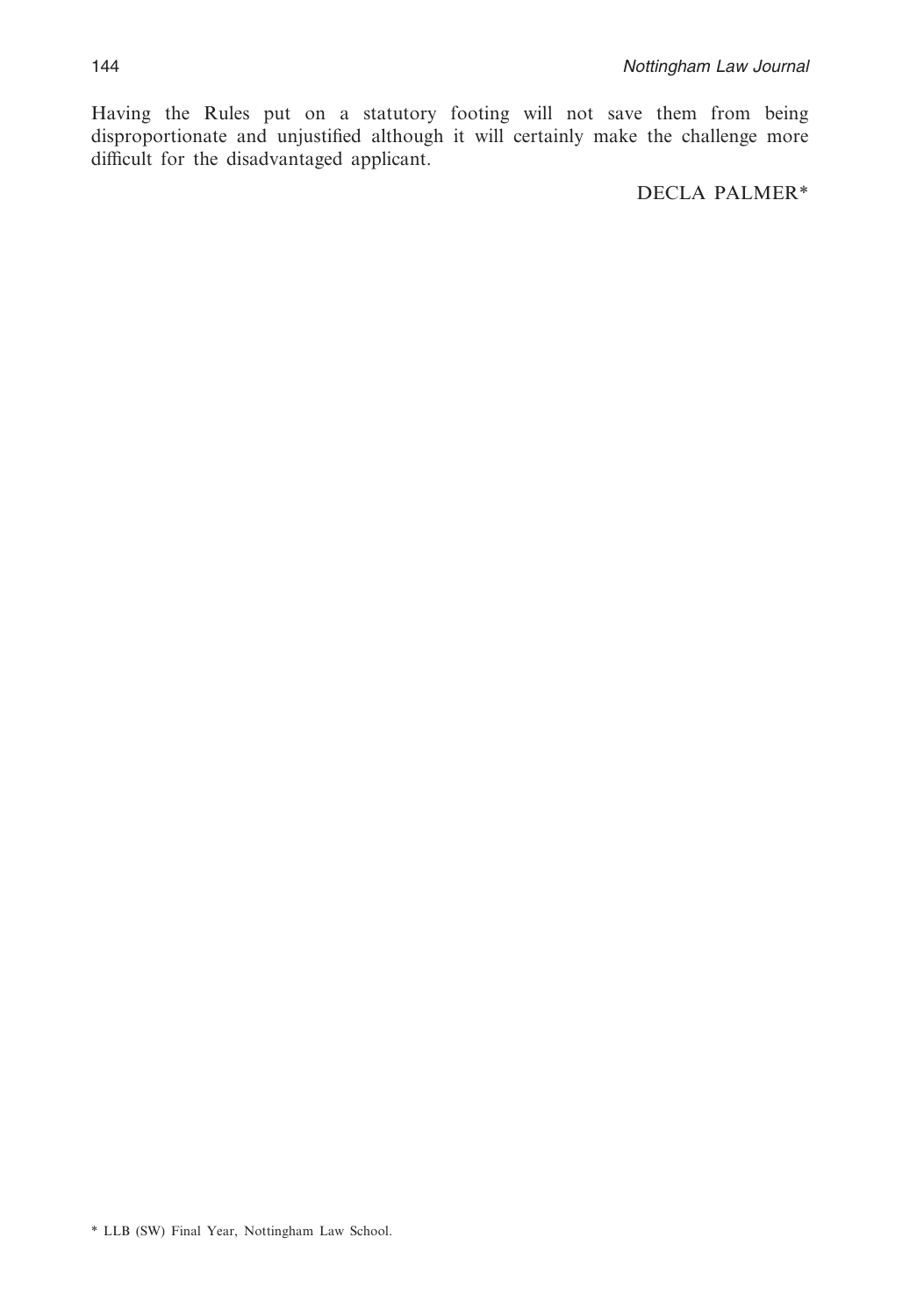Having the Rules put on a statutory footing will not save them from being disproportionate and unjustified although it will certainly make the challenge more difficult for the disadvantaged applicant.

DECLA PALMER*

* LLB (SW) Final Year, Nottingham Law School.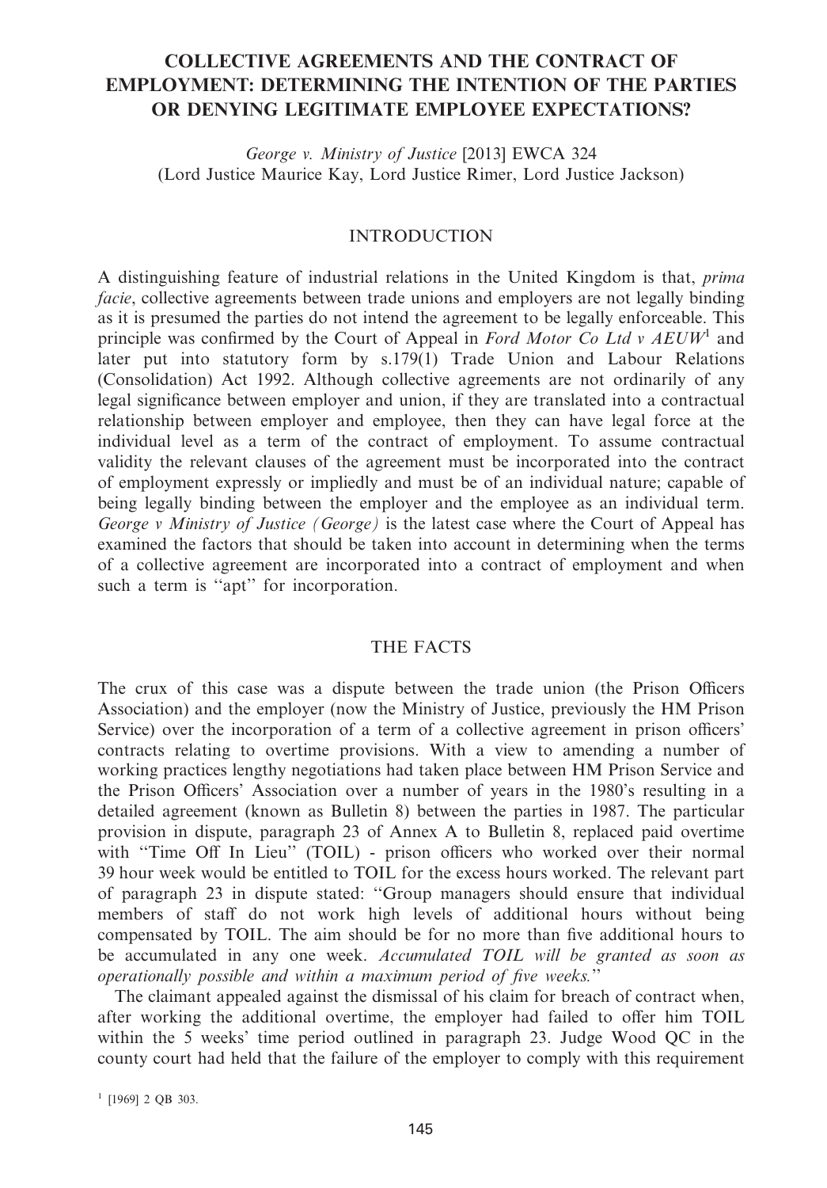# COLLECTIVE AGREEMENTS AND THE CONTRACT OF EMPLOYMENT: DETERMINING THE INTENTION OF THE PARTIES OR DENYING LEGITIMATE EMPLOYEE EXPECTATIONS?

*George v. Ministry of Justice* [2013] EWCA 324
(Lord Justice Maurice Kay, Lord Justice Rimer, Lord Justice Jackson)

## INTRODUCTION

A distinguishing feature of industrial relations in the United Kingdom is that, *prima facie*, collective agreements between trade unions and employers are not legally binding as it is presumed the parties do not intend the agreement to be legally enforceable. This principle was confirmed by the Court of Appeal in *Ford Motor Co Ltd v AEUW*[1] and later put into statutory form by s.179(1) Trade Union and Labour Relations (Consolidation) Act 1992. Although collective agreements are not ordinarily of any legal significance between employer and union, if they are translated into a contractual relationship between employer and employee, then they can have legal force at the individual level as a term of the contract of employment. To assume contractual validity the relevant clauses of the agreement must be incorporated into the contract of employment expressly or impliedly and must be of an individual nature; capable of being legally binding between the employer and the employee as an individual term. *George v Ministry of Justice (George)* is the latest case where the Court of Appeal has examined the factors that should be taken into account in determining when the terms of a collective agreement are incorporated into a contract of employment and when such a term is "apt" for incorporation.

## THE FACTS

The crux of this case was a dispute between the trade union (the Prison Officers Association) and the employer (now the Ministry of Justice, previously the HM Prison Service) over the incorporation of a term of a collective agreement in prison officers' contracts relating to overtime provisions. With a view to amending a number of working practices lengthy negotiations had taken place between HM Prison Service and the Prison Officers' Association over a number of years in the 1980's resulting in a detailed agreement (known as Bulletin 8) between the parties in 1987. The particular provision in dispute, paragraph 23 of Annex A to Bulletin 8, replaced paid overtime with "Time Off In Lieu" (TOIL) - prison officers who worked over their normal 39 hour week would be entitled to TOIL for the excess hours worked. The relevant part of paragraph 23 in dispute stated: "Group managers should ensure that individual members of staff do not work high levels of additional hours without being compensated by TOIL. The aim should be for no more than five additional hours to be accumulated in any one week. *Accumulated TOIL will be granted as soon as operationally possible and within a maximum period of five weeks.*"

The claimant appealed against the dismissal of his claim for breach of contract when, after working the additional overtime, the employer had failed to offer him TOIL within the 5 weeks' time period outlined in paragraph 23. Judge Wood QC in the county court had held that the failure of the employer to comply with this requirement

[1] [1969] 2 QB 303.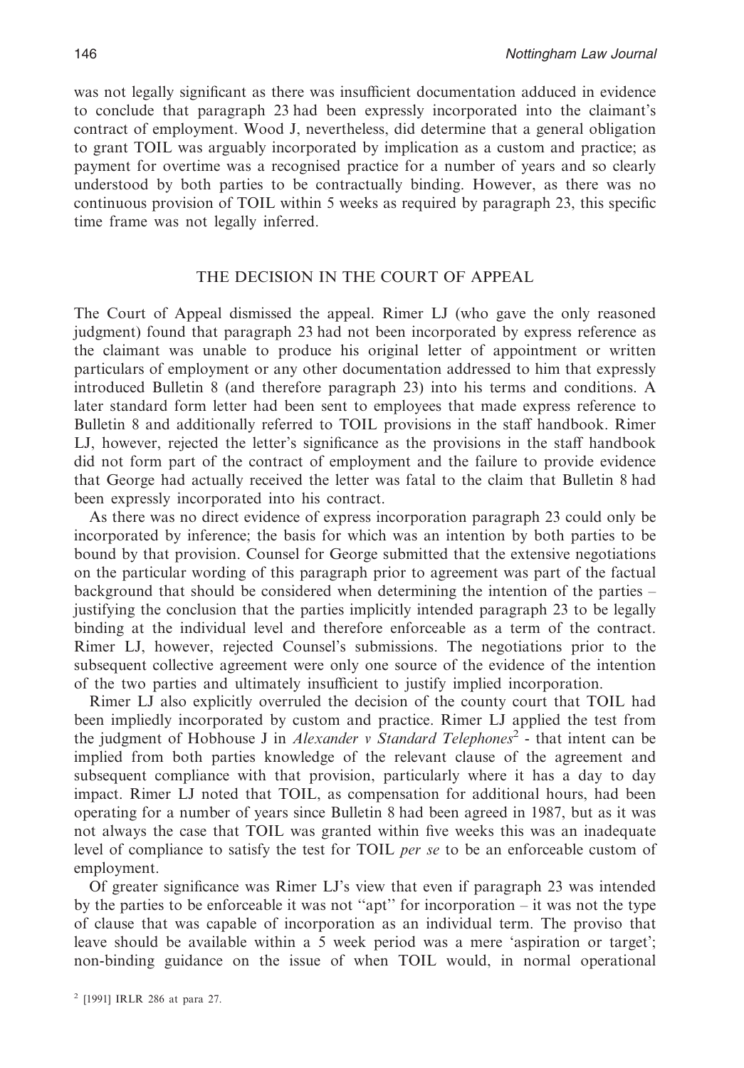was not legally significant as there was insufficient documentation adduced in evidence to conclude that paragraph 23 had been expressly incorporated into the claimant's contract of employment. Wood J, nevertheless, did determine that a general obligation to grant TOIL was arguably incorporated by implication as a custom and practice; as payment for overtime was a recognised practice for a number of years and so clearly understood by both parties to be contractually binding. However, as there was no continuous provision of TOIL within 5 weeks as required by paragraph 23, this specific time frame was not legally inferred.

## THE DECISION IN THE COURT OF APPEAL

The Court of Appeal dismissed the appeal. Rimer LJ (who gave the only reasoned judgment) found that paragraph 23 had not been incorporated by express reference as the claimant was unable to produce his original letter of appointment or written particulars of employment or any other documentation addressed to him that expressly introduced Bulletin 8 (and therefore paragraph 23) into his terms and conditions. A later standard form letter had been sent to employees that made express reference to Bulletin 8 and additionally referred to TOIL provisions in the staff handbook. Rimer LJ, however, rejected the letter's significance as the provisions in the staff handbook did not form part of the contract of employment and the failure to provide evidence that George had actually received the letter was fatal to the claim that Bulletin 8 had been expressly incorporated into his contract.

As there was no direct evidence of express incorporation paragraph 23 could only be incorporated by inference; the basis for which was an intention by both parties to be bound by that provision. Counsel for George submitted that the extensive negotiations on the particular wording of this paragraph prior to agreement was part of the factual background that should be considered when determining the intention of the parties – justifying the conclusion that the parties implicitly intended paragraph 23 to be legally binding at the individual level and therefore enforceable as a term of the contract. Rimer LJ, however, rejected Counsel's submissions. The negotiations prior to the subsequent collective agreement were only one source of the evidence of the intention of the two parties and ultimately insufficient to justify implied incorporation.

Rimer LJ also explicitly overruled the decision of the county court that TOIL had been impliedly incorporated by custom and practice. Rimer LJ applied the test from the judgment of Hobhouse J in *Alexander v Standard Telephones*[2] - that intent can be implied from both parties knowledge of the relevant clause of the agreement and subsequent compliance with that provision, particularly where it has a day to day impact. Rimer LJ noted that TOIL, as compensation for additional hours, had been operating for a number of years since Bulletin 8 had been agreed in 1987, but as it was not always the case that TOIL was granted within five weeks this was an inadequate level of compliance to satisfy the test for TOIL *per se* to be an enforceable custom of employment.

Of greater significance was Rimer LJ's view that even if paragraph 23 was intended by the parties to be enforceable it was not "apt" for incorporation – it was not the type of clause that was capable of incorporation as an individual term. The proviso that leave should be available within a 5 week period was a mere 'aspiration or target'; non-binding guidance on the issue of when TOIL would, in normal operational

[2] [1991] IRLR 286 at para 27.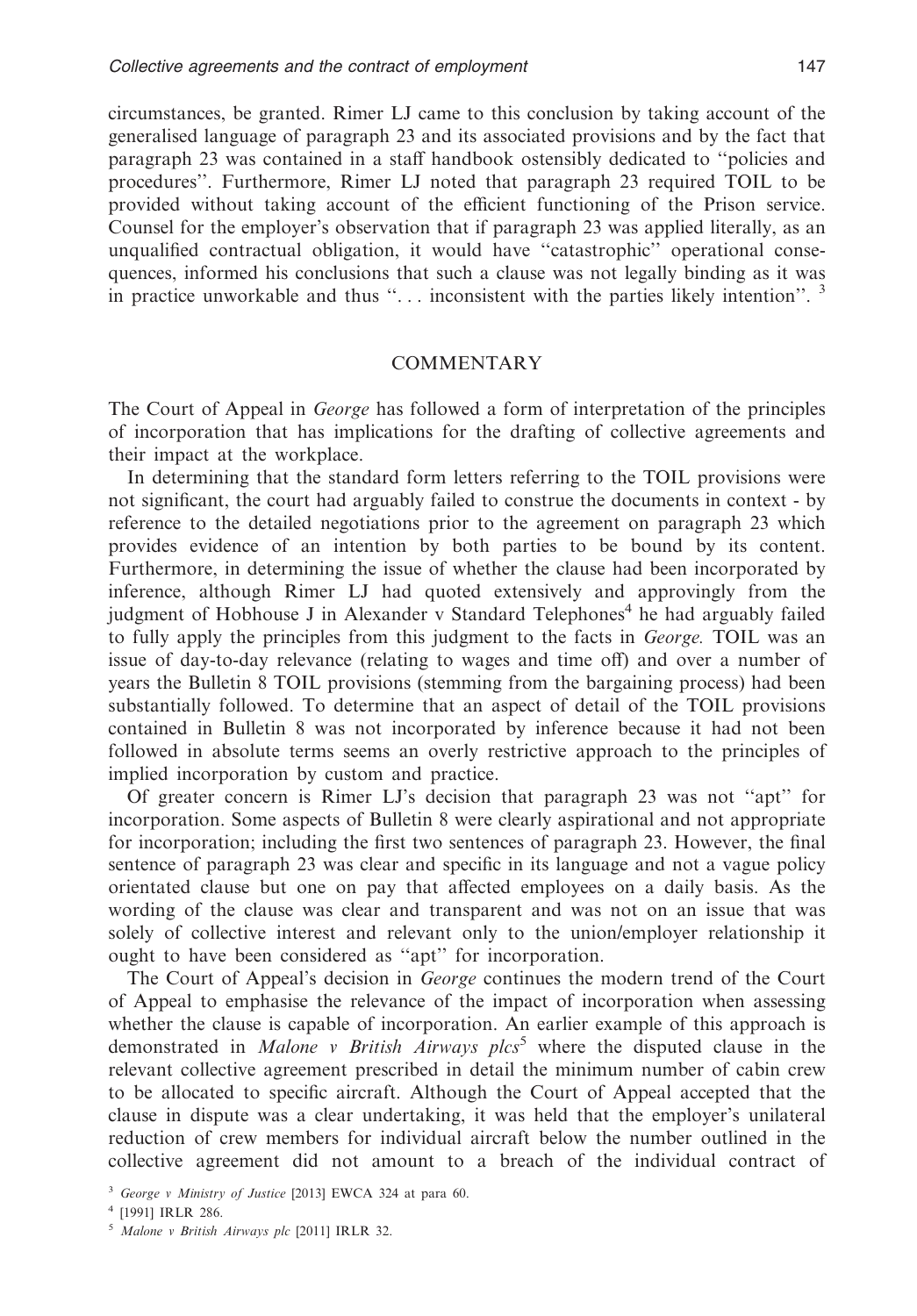circumstances, be granted. Rimer LJ came to this conclusion by taking account of the generalised language of paragraph 23 and its associated provisions and by the fact that paragraph 23 was contained in a staff handbook ostensibly dedicated to ''policies and procedures''. Furthermore, Rimer LJ noted that paragraph 23 required TOIL to be provided without taking account of the efficient functioning of the Prison service. Counsel for the employer's observation that if paragraph 23 was applied literally, as an unqualified contractual obligation, it would have ''catastrophic'' operational consequences, informed his conclusions that such a clause was not legally binding as it was in practice unworkable and thus ''. . . inconsistent with the parties likely intention''. [3]

## COMMENTARY

The Court of Appeal in *George* has followed a form of interpretation of the principles of incorporation that has implications for the drafting of collective agreements and their impact at the workplace.

In determining that the standard form letters referring to the TOIL provisions were not significant, the court had arguably failed to construe the documents in context - by reference to the detailed negotiations prior to the agreement on paragraph 23 which provides evidence of an intention by both parties to be bound by its content. Furthermore, in determining the issue of whether the clause had been incorporated by inference, although Rimer LJ had quoted extensively and approvingly from the judgment of Hobhouse J in Alexander v Standard Telephones[4] he had arguably failed to fully apply the principles from this judgment to the facts in *George.* TOIL was an issue of day-to-day relevance (relating to wages and time off) and over a number of years the Bulletin 8 TOIL provisions (stemming from the bargaining process) had been substantially followed. To determine that an aspect of detail of the TOIL provisions contained in Bulletin 8 was not incorporated by inference because it had not been followed in absolute terms seems an overly restrictive approach to the principles of implied incorporation by custom and practice.

Of greater concern is Rimer LJ's decision that paragraph 23 was not ''apt'' for incorporation. Some aspects of Bulletin 8 were clearly aspirational and not appropriate for incorporation; including the first two sentences of paragraph 23. However, the final sentence of paragraph 23 was clear and specific in its language and not a vague policy orientated clause but one on pay that affected employees on a daily basis. As the wording of the clause was clear and transparent and was not on an issue that was solely of collective interest and relevant only to the union/employer relationship it ought to have been considered as ''apt'' for incorporation.

The Court of Appeal's decision in *George* continues the modern trend of the Court of Appeal to emphasise the relevance of the impact of incorporation when assessing whether the clause is capable of incorporation. An earlier example of this approach is demonstrated in *Malone v British Airways plcs*[5] where the disputed clause in the relevant collective agreement prescribed in detail the minimum number of cabin crew to be allocated to specific aircraft. Although the Court of Appeal accepted that the clause in dispute was a clear undertaking, it was held that the employer's unilateral reduction of crew members for individual aircraft below the number outlined in the collective agreement did not amount to a breach of the individual contract of

---

[3] *George v Ministry of Justice* [2013] EWCA 324 at para 60.

[4] [1991] IRLR 286.

[5] *Malone v British Airways plc* [2011] IRLR 32.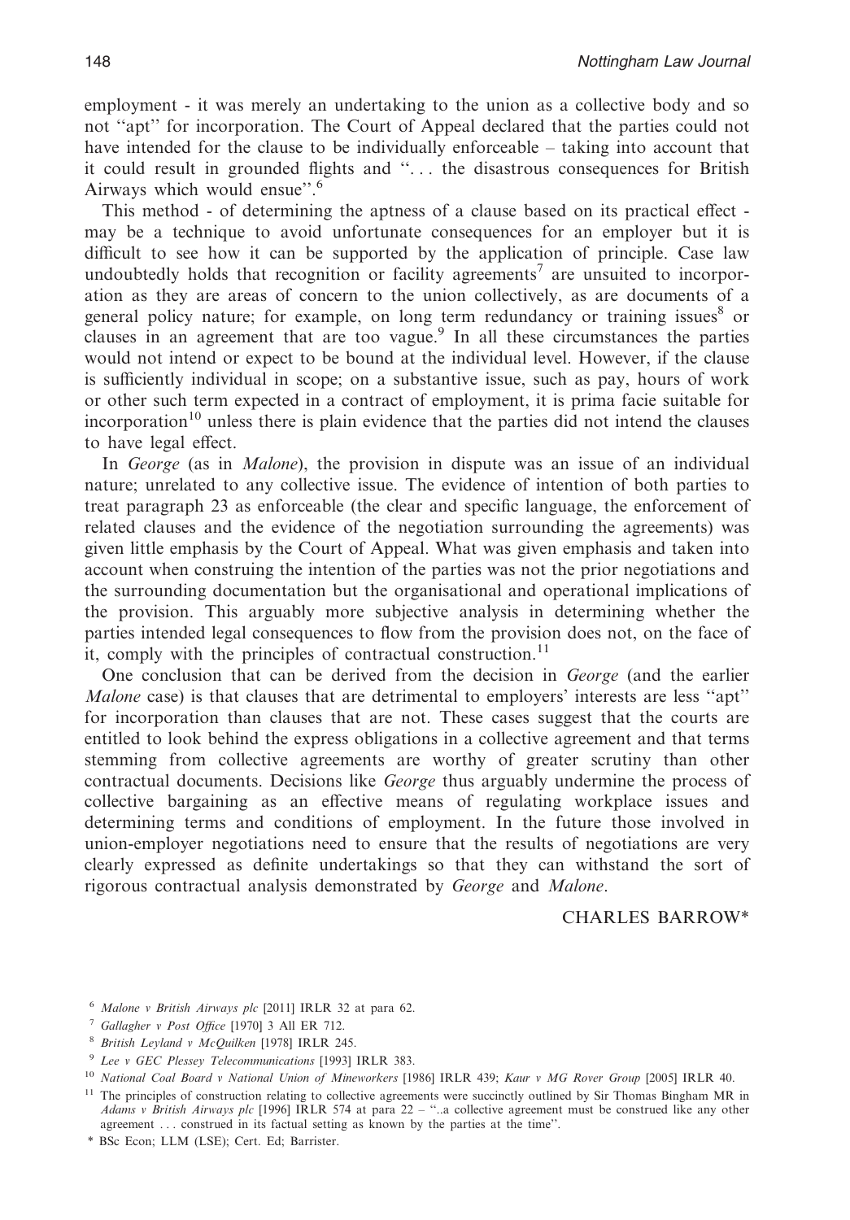employment - it was merely an undertaking to the union as a collective body and so not "apt" for incorporation. The Court of Appeal declared that the parties could not have intended for the clause to be individually enforceable – taking into account that it could result in grounded flights and ". . . the disastrous consequences for British Airways which would ensue".[6]

This method - of determining the aptness of a clause based on its practical effect - may be a technique to avoid unfortunate consequences for an employer but it is difficult to see how it can be supported by the application of principle. Case law undoubtedly holds that recognition or facility agreements[7] are unsuited to incorporation as they are areas of concern to the union collectively, as are documents of a general policy nature; for example, on long term redundancy or training issues[8] or clauses in an agreement that are too vague.[9] In all these circumstances the parties would not intend or expect to be bound at the individual level. However, if the clause is sufficiently individual in scope; on a substantive issue, such as pay, hours of work or other such term expected in a contract of employment, it is prima facie suitable for incorporation[10] unless there is plain evidence that the parties did not intend the clauses to have legal effect.

In *George* (as in *Malone*), the provision in dispute was an issue of an individual nature; unrelated to any collective issue. The evidence of intention of both parties to treat paragraph 23 as enforceable (the clear and specific language, the enforcement of related clauses and the evidence of the negotiation surrounding the agreements) was given little emphasis by the Court of Appeal. What was given emphasis and taken into account when construing the intention of the parties was not the prior negotiations and the surrounding documentation but the organisational and operational implications of the provision. This arguably more subjective analysis in determining whether the parties intended legal consequences to flow from the provision does not, on the face of it, comply with the principles of contractual construction.[11]

One conclusion that can be derived from the decision in *George* (and the earlier *Malone* case) is that clauses that are detrimental to employers' interests are less "apt" for incorporation than clauses that are not. These cases suggest that the courts are entitled to look behind the express obligations in a collective agreement and that terms stemming from collective agreements are worthy of greater scrutiny than other contractual documents. Decisions like *George* thus arguably undermine the process of collective bargaining as an effective means of regulating workplace issues and determining terms and conditions of employment. In the future those involved in union-employer negotiations need to ensure that the results of negotiations are very clearly expressed as definite undertakings so that they can withstand the sort of rigorous contractual analysis demonstrated by *George* and *Malone*.

CHARLES BARROW*

---

[6] *Malone v British Airways plc* [2011] IRLR 32 at para 62.

[7] *Gallagher v Post Office* [1970] 3 All ER 712.

[8] *British Leyland v McQuilken* [1978] IRLR 245.

[9] *Lee v GEC Plessey Telecommunications* [1993] IRLR 383.

[10] *National Coal Board v National Union of Mineworkers* [1986] IRLR 439; *Kaur v MG Rover Group* [2005] IRLR 40.

[11] The principles of construction relating to collective agreements were succinctly outlined by Sir Thomas Bingham MR in *Adams v British Airways plc* [1996] IRLR 574 at para 22 – "..a collective agreement must be construed like any other agreement . . . construed in its factual setting as known by the parties at the time".

\* BSc Econ; LLM (LSE); Cert. Ed; Barrister.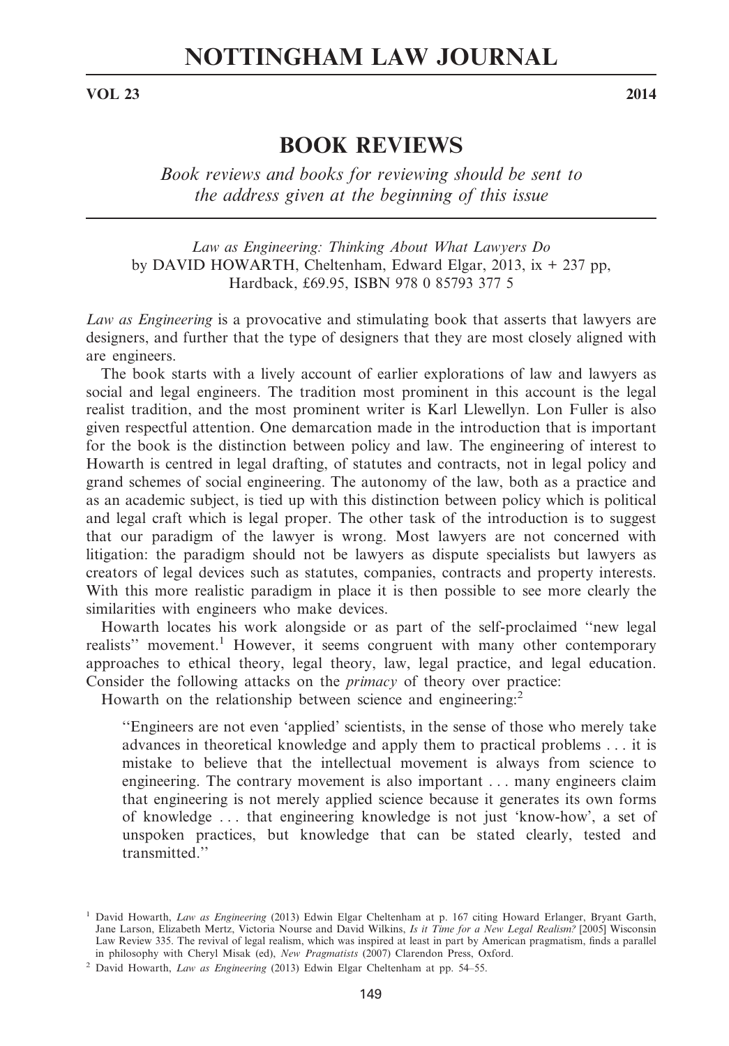# NOTTINGHAM LAW JOURNAL

**VOL 23** **2014**

## BOOK REVIEWS

*Book reviews and books for reviewing should be sent to the address given at the beginning of this issue*

*Law as Engineering: Thinking About What Lawyers Do*
by DAVID HOWARTH, Cheltenham, Edward Elgar, 2013, ix + 237 pp, Hardback, £69.95, ISBN 978 0 85793 377 5

*Law as Engineering* is a provocative and stimulating book that asserts that lawyers are designers, and further that the type of designers that they are most closely aligned with are engineers.

The book starts with a lively account of earlier explorations of law and lawyers as social and legal engineers. The tradition most prominent in this account is the legal realist tradition, and the most prominent writer is Karl Llewellyn. Lon Fuller is also given respectful attention. One demarcation made in the introduction that is important for the book is the distinction between policy and law. The engineering of interest to Howarth is centred in legal drafting, of statutes and contracts, not in legal policy and grand schemes of social engineering. The autonomy of the law, both as a practice and as an academic subject, is tied up with this distinction between policy which is political and legal craft which is legal proper. The other task of the introduction is to suggest that our paradigm of the lawyer is wrong. Most lawyers are not concerned with litigation: the paradigm should not be lawyers as dispute specialists but lawyers as creators of legal devices such as statutes, companies, contracts and property interests. With this more realistic paradigm in place it is then possible to see more clearly the similarities with engineers who make devices.

Howarth locates his work alongside or as part of the self-proclaimed ''new legal realists'' movement.[1] However, it seems congruent with many other contemporary approaches to ethical theory, legal theory, law, legal practice, and legal education. Consider the following attacks on the *primacy* of theory over practice:

Howarth on the relationship between science and engineering:[2]

> ''Engineers are not even 'applied' scientists, in the sense of those who merely take advances in theoretical knowledge and apply them to practical problems . . . it is mistake to believe that the intellectual movement is always from science to engineering. The contrary movement is also important . . . many engineers claim that engineering is not merely applied science because it generates its own forms of knowledge . . . that engineering knowledge is not just 'know-how', a set of unspoken practices, but knowledge that can be stated clearly, tested and transmitted.''

---

[1] David Howarth, *Law as Engineering* (2013) Edwin Elgar Cheltenham at p. 167 citing Howard Erlanger, Bryant Garth, Jane Larson, Elizabeth Mertz, Victoria Nourse and David Wilkins, *Is it Time for a New Legal Realism?* [2005] Wisconsin Law Review 335. The revival of legal realism, which was inspired at least in part by American pragmatism, finds a parallel in philosophy with Cheryl Misak (ed), *New Pragmatists* (2007) Clarendon Press, Oxford.

[2] David Howarth, *Law as Engineering* (2013) Edwin Elgar Cheltenham at pp. 54–55.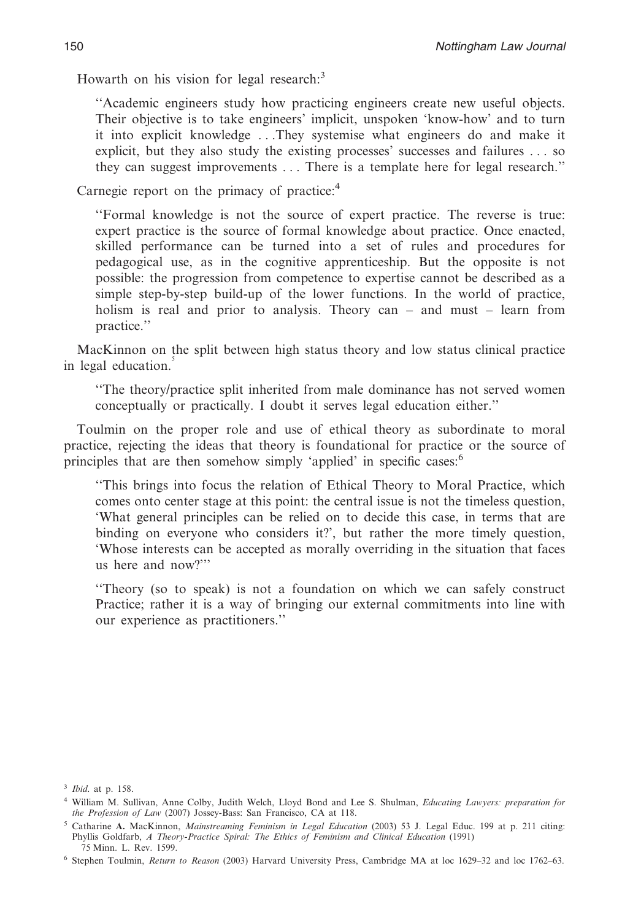Howarth on his vision for legal research:[3]

> "Academic engineers study how practicing engineers create new useful objects. Their objective is to take engineers' implicit, unspoken 'know-how' and to turn it into explicit knowledge . . .They systemise what engineers do and make it explicit, but they also study the existing processes' successes and failures . . . so they can suggest improvements . . . There is a template here for legal research."

Carnegie report on the primacy of practice:[4]

> "Formal knowledge is not the source of expert practice. The reverse is true: expert practice is the source of formal knowledge about practice. Once enacted, skilled performance can be turned into a set of rules and procedures for pedagogical use, as in the cognitive apprenticeship. But the opposite is not possible: the progression from competence to expertise cannot be described as a simple step-by-step build-up of the lower functions. In the world of practice, holism is real and prior to analysis. Theory can – and must – learn from practice."

MacKinnon on the split between high status theory and low status clinical practice in legal education.[5]

> "The theory/practice split inherited from male dominance has not served women conceptually or practically. I doubt it serves legal education either."

Toulmin on the proper role and use of ethical theory as subordinate to moral practice, rejecting the ideas that theory is foundational for practice or the source of principles that are then somehow simply 'applied' in specific cases:[6]

> "This brings into focus the relation of Ethical Theory to Moral Practice, which comes onto center stage at this point: the central issue is not the timeless question, 'What general principles can be relied on to decide this case, in terms that are binding on everyone who considers it?', but rather the more timely question, 'Whose interests can be accepted as morally overriding in the situation that faces us here and now?'"
>
> "Theory (so to speak) is not a foundation on which we can safely construct Practice; rather it is a way of bringing our external commitments into line with our experience as practitioners."

---

[3] *Ibid.* at p. 158.

[4] William M. Sullivan, Anne Colby, Judith Welch, Lloyd Bond and Lee S. Shulman, *Educating Lawyers: preparation for the Profession of Law* (2007) Jossey-Bass: San Francisco, CA at 118.

[5] Catharine **A.** MacKinnon, *Mainstreaming Feminism in Legal Education* (2003) 53 J. Legal Educ. 199 at p. 211 citing: Phyllis Goldfarb, *A Theory-Practice Spiral: The Ethics of Feminism and Clinical Education* (1991) 75 Minn. L. Rev. 1599.

[6] Stephen Toulmin, *Return to Reason* (2003) Harvard University Press, Cambridge MA at loc 1629–32 and loc 1762–63.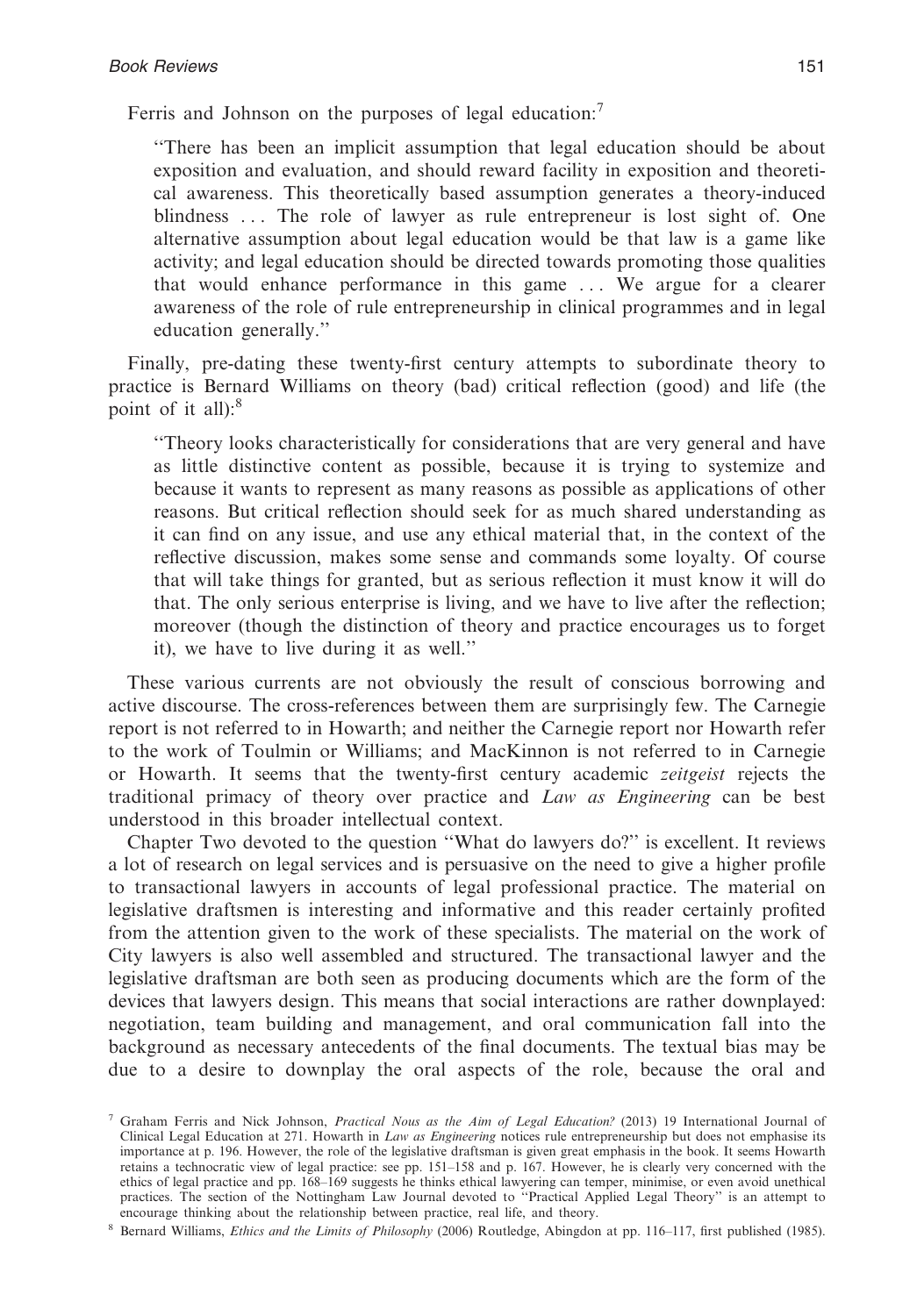Ferris and Johnson on the purposes of legal education:[7]

> "There has been an implicit assumption that legal education should be about exposition and evaluation, and should reward facility in exposition and theoretical awareness. This theoretically based assumption generates a theory-induced blindness . . . The role of lawyer as rule entrepreneur is lost sight of. One alternative assumption about legal education would be that law is a game like activity; and legal education should be directed towards promoting those qualities that would enhance performance in this game . . . We argue for a clearer awareness of the role of rule entrepreneurship in clinical programmes and in legal education generally."

Finally, pre-dating these twenty-first century attempts to subordinate theory to practice is Bernard Williams on theory (bad) critical reflection (good) and life (the point of it all):[8]

> "Theory looks characteristically for considerations that are very general and have as little distinctive content as possible, because it is trying to systemize and because it wants to represent as many reasons as possible as applications of other reasons. But critical reflection should seek for as much shared understanding as it can find on any issue, and use any ethical material that, in the context of the reflective discussion, makes some sense and commands some loyalty. Of course that will take things for granted, but as serious reflection it must know it will do that. The only serious enterprise is living, and we have to live after the reflection; moreover (though the distinction of theory and practice encourages us to forget it), we have to live during it as well."

These various currents are not obviously the result of conscious borrowing and active discourse. The cross-references between them are surprisingly few. The Carnegie report is not referred to in Howarth; and neither the Carnegie report nor Howarth refer to the work of Toulmin or Williams; and MacKinnon is not referred to in Carnegie or Howarth. It seems that the twenty-first century academic *zeitgeist* rejects the traditional primacy of theory over practice and *Law as Engineering* can be best understood in this broader intellectual context.

Chapter Two devoted to the question "What do lawyers do?" is excellent. It reviews a lot of research on legal services and is persuasive on the need to give a higher profile to transactional lawyers in accounts of legal professional practice. The material on legislative draftsmen is interesting and informative and this reader certainly profited from the attention given to the work of these specialists. The material on the work of City lawyers is also well assembled and structured. The transactional lawyer and the legislative draftsman are both seen as producing documents which are the form of the devices that lawyers design. This means that social interactions are rather downplayed: negotiation, team building and management, and oral communication fall into the background as necessary antecedents of the final documents. The textual bias may be due to a desire to downplay the oral aspects of the role, because the oral and

---

[7] Graham Ferris and Nick Johnson, *Practical Nous as the Aim of Legal Education?* (2013) 19 International Journal of Clinical Legal Education at 271. Howarth in *Law as Engineering* notices rule entrepreneurship but does not emphasise its importance at p. 196. However, the role of the legislative draftsman is given great emphasis in the book. It seems Howarth retains a technocratic view of legal practice: see pp. 151–158 and p. 167. However, he is clearly very concerned with the ethics of legal practice and pp. 168–169 suggests he thinks ethical lawyering can temper, minimise, or even avoid unethical practices. The section of the Nottingham Law Journal devoted to "Practical Applied Legal Theory" is an attempt to encourage thinking about the relationship between practice, real life, and theory.

[8] Bernard Williams, *Ethics and the Limits of Philosophy* (2006) Routledge, Abingdon at pp. 116–117, first published (1985).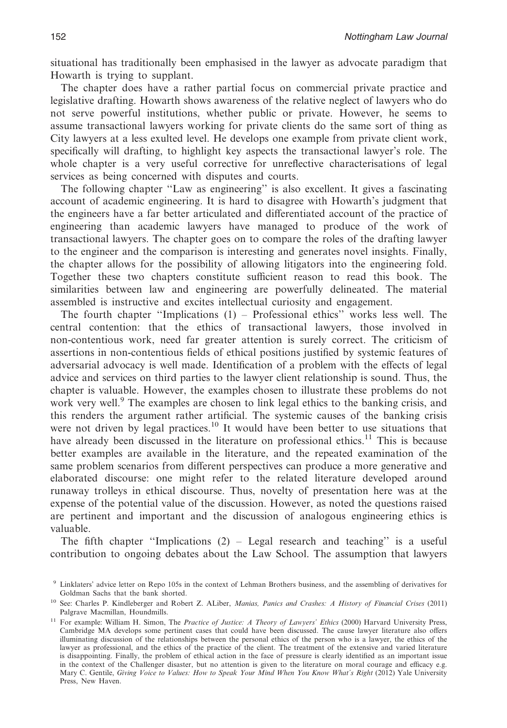situational has traditionally been emphasised in the lawyer as advocate paradigm that Howarth is trying to supplant.

The chapter does have a rather partial focus on commercial private practice and legislative drafting. Howarth shows awareness of the relative neglect of lawyers who do not serve powerful institutions, whether public or private. However, he seems to assume transactional lawyers working for private clients do the same sort of thing as City lawyers at a less exulted level. He develops one example from private client work, specifically will drafting, to highlight key aspects the transactional lawyer's role. The whole chapter is a very useful corrective for unreflective characterisations of legal services as being concerned with disputes and courts.

The following chapter "Law as engineering" is also excellent. It gives a fascinating account of academic engineering. It is hard to disagree with Howarth's judgment that the engineers have a far better articulated and differentiated account of the practice of engineering than academic lawyers have managed to produce of the work of transactional lawyers. The chapter goes on to compare the roles of the drafting lawyer to the engineer and the comparison is interesting and generates novel insights. Finally, the chapter allows for the possibility of allowing litigators into the engineering fold. Together these two chapters constitute sufficient reason to read this book. The similarities between law and engineering are powerfully delineated. The material assembled is instructive and excites intellectual curiosity and engagement.

The fourth chapter "Implications (1) – Professional ethics" works less well. The central contention: that the ethics of transactional lawyers, those involved in non-contentious work, need far greater attention is surely correct. The criticism of assertions in non-contentious fields of ethical positions justified by systemic features of adversarial advocacy is well made. Identification of a problem with the effects of legal advice and services on third parties to the lawyer client relationship is sound. Thus, the chapter is valuable. However, the examples chosen to illustrate these problems do not work very well.[9] The examples are chosen to link legal ethics to the banking crisis, and this renders the argument rather artificial. The systemic causes of the banking crisis were not driven by legal practices.[10] It would have been better to use situations that have already been discussed in the literature on professional ethics.[11] This is because better examples are available in the literature, and the repeated examination of the same problem scenarios from different perspectives can produce a more generative and elaborated discourse: one might refer to the related literature developed around runaway trolleys in ethical discourse. Thus, novelty of presentation here was at the expense of the potential value of the discussion. However, as noted the questions raised are pertinent and important and the discussion of analogous engineering ethics is valuable.

The fifth chapter "Implications (2) – Legal research and teaching" is a useful contribution to ongoing debates about the Law School. The assumption that lawyers

---

[9] Linklaters' advice letter on Repo 105s in the context of Lehman Brothers business, and the assembling of derivatives for Goldman Sachs that the bank shorted.

[10] See: Charles P. Kindleberger and Robert Z. ALiber, *Manias, Panics and Crashes: A History of Financial Crises* (2011) Palgrave Macmillan, Houndmills.

[11] For example: William H. Simon, The *Practice of Justice: A Theory of Lawyers' Ethics* (2000) Harvard University Press, Cambridge MA develops some pertinent cases that could have been discussed. The cause lawyer literature also offers illuminating discussion of the relationships between the personal ethics of the person who is a lawyer, the ethics of the lawyer as professional, and the ethics of the practice of the client. The treatment of the extensive and varied literature is disappointing. Finally, the problem of ethical action in the face of pressure is clearly identified as an important issue in the context of the Challenger disaster, but no attention is given to the literature on moral courage and efficacy e.g. Mary C. Gentile, *Giving Voice to Values: How to Speak Your Mind When You Know What's Right* (2012) Yale University Press, New Haven.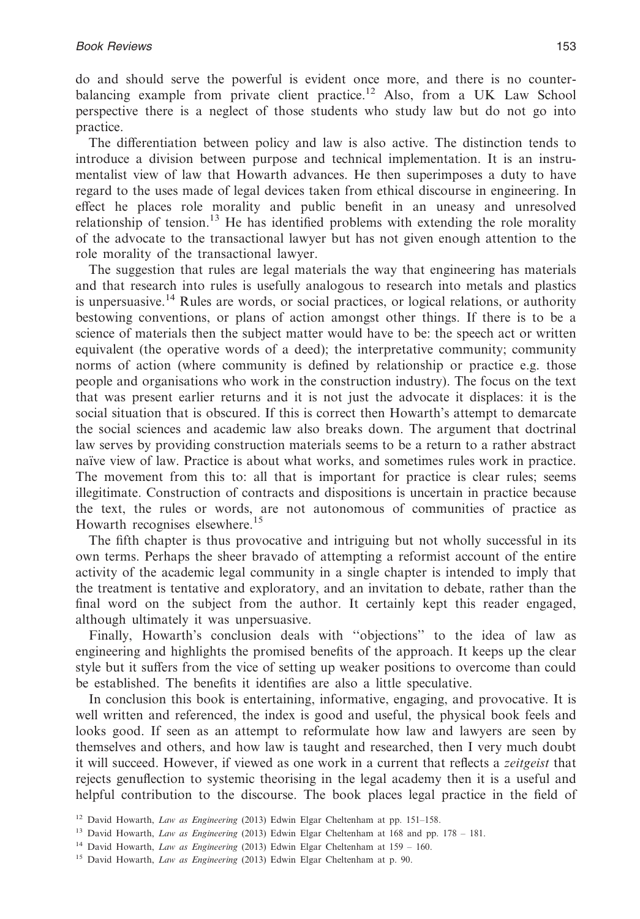do and should serve the powerful is evident once more, and there is no counter-balancing example from private client practice.[12] Also, from a UK Law School perspective there is a neglect of those students who study law but do not go into practice.

The differentiation between policy and law is also active. The distinction tends to introduce a division between purpose and technical implementation. It is an instrumentalist view of law that Howarth advances. He then superimposes a duty to have regard to the uses made of legal devices taken from ethical discourse in engineering. In effect he places role morality and public benefit in an uneasy and unresolved relationship of tension.[13] He has identified problems with extending the role morality of the advocate to the transactional lawyer but has not given enough attention to the role morality of the transactional lawyer.

The suggestion that rules are legal materials the way that engineering has materials and that research into rules is usefully analogous to research into metals and plastics is unpersuasive.[14] Rules are words, or social practices, or logical relations, or authority bestowing conventions, or plans of action amongst other things. If there is to be a science of materials then the subject matter would have to be: the speech act or written equivalent (the operative words of a deed); the interpretative community; community norms of action (where community is defined by relationship or practice e.g. those people and organisations who work in the construction industry). The focus on the text that was present earlier returns and it is not just the advocate it displaces: it is the social situation that is obscured. If this is correct then Howarth's attempt to demarcate the social sciences and academic law also breaks down. The argument that doctrinal law serves by providing construction materials seems to be a return to a rather abstract naïve view of law. Practice is about what works, and sometimes rules work in practice. The movement from this to: all that is important for practice is clear rules; seems illegitimate. Construction of contracts and dispositions is uncertain in practice because the text, the rules or words, are not autonomous of communities of practice as Howarth recognises elsewhere.[15]

The fifth chapter is thus provocative and intriguing but not wholly successful in its own terms. Perhaps the sheer bravado of attempting a reformist account of the entire activity of the academic legal community in a single chapter is intended to imply that the treatment is tentative and exploratory, and an invitation to debate, rather than the final word on the subject from the author. It certainly kept this reader engaged, although ultimately it was unpersuasive.

Finally, Howarth's conclusion deals with ''objections'' to the idea of law as engineering and highlights the promised benefits of the approach. It keeps up the clear style but it suffers from the vice of setting up weaker positions to overcome than could be established. The benefits it identifies are also a little speculative.

In conclusion this book is entertaining, informative, engaging, and provocative. It is well written and referenced, the index is good and useful, the physical book feels and looks good. If seen as an attempt to reformulate how law and lawyers are seen by themselves and others, and how law is taught and researched, then I very much doubt it will succeed. However, if viewed as one work in a current that reflects a *zeitgeist* that rejects genuflection to systemic theorising in the legal academy then it is a useful and helpful contribution to the discourse. The book places legal practice in the field of

---

[12] David Howarth, *Law as Engineering* (2013) Edwin Elgar Cheltenham at pp. 151–158.

[13] David Howarth, *Law as Engineering* (2013) Edwin Elgar Cheltenham at 168 and pp. 178 – 181.

[14] David Howarth, *Law as Engineering* (2013) Edwin Elgar Cheltenham at 159 – 160.

[15] David Howarth, *Law as Engineering* (2013) Edwin Elgar Cheltenham at p. 90.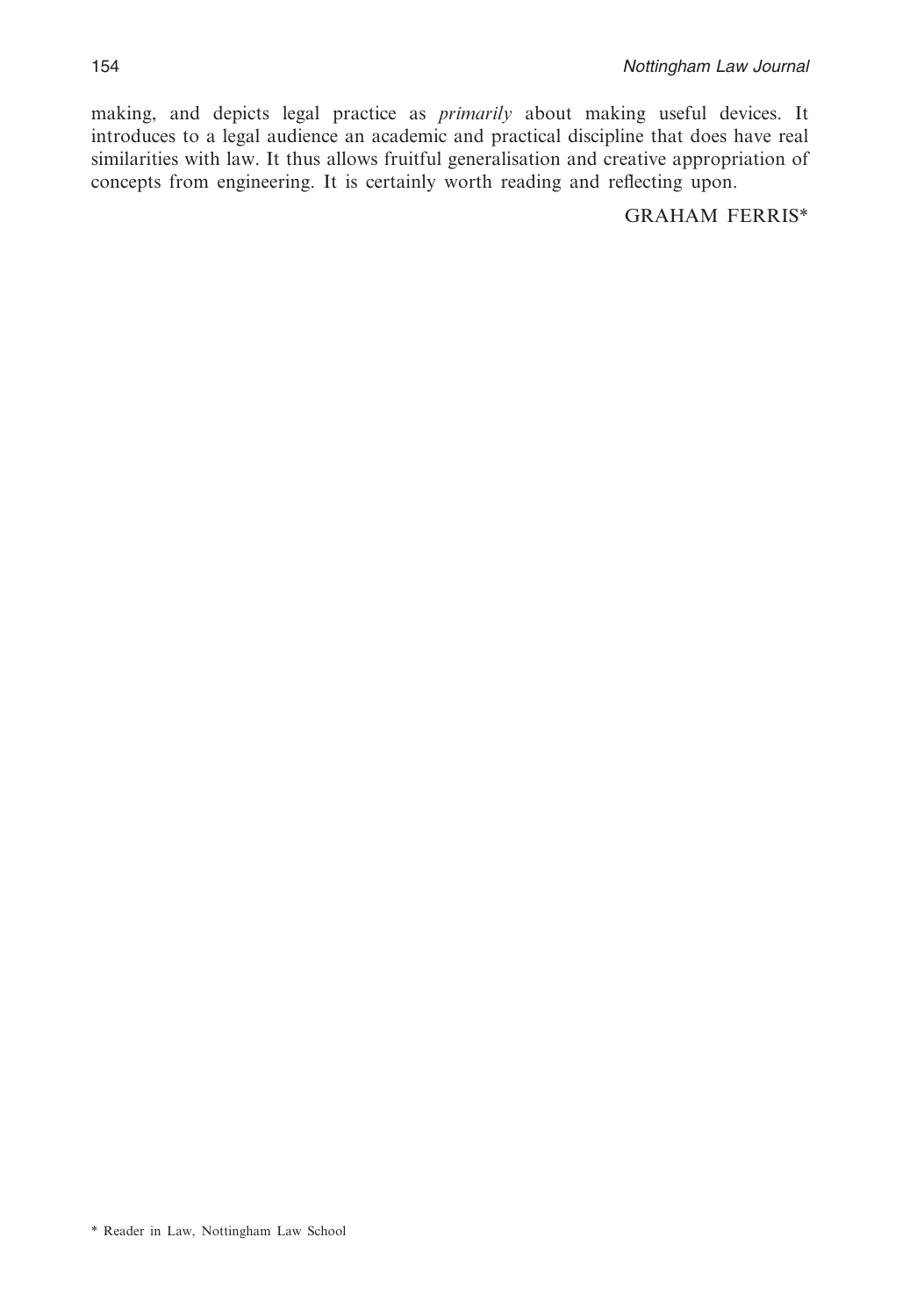making, and depicts legal practice as *primarily* about making useful devices. It introduces to a legal audience an academic and practical discipline that does have real similarities with law. It thus allows fruitful generalisation and creative appropriation of concepts from engineering. It is certainly worth reading and reflecting upon.

GRAHAM FERRIS*

\* Reader in Law, Nottingham Law School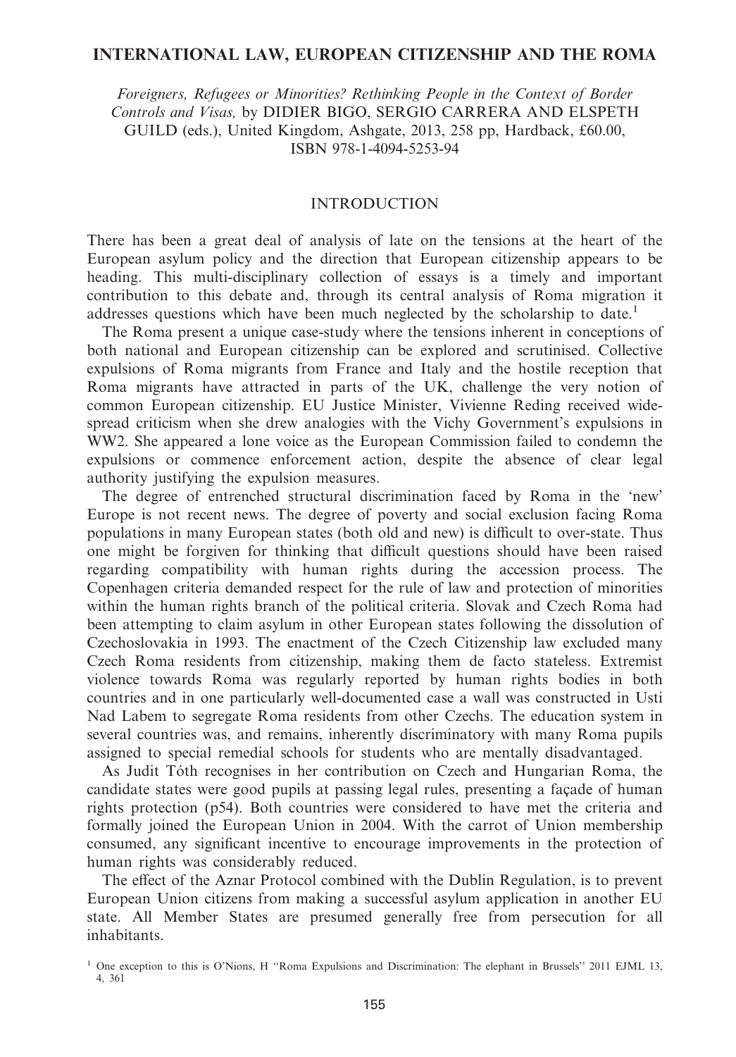# INTERNATIONAL LAW, EUROPEAN CITIZENSHIP AND THE ROMA

*Foreigners, Refugees or Minorities? Rethinking People in the Context of Border Controls and Visas,* by DIDIER BIGO, SERGIO CARRERA AND ELSPETH GUILD (eds.), United Kingdom, Ashgate, 2013, 258 pp, Hardback, £60.00, ISBN 978-1-4094-5253-94

## INTRODUCTION

There has been a great deal of analysis of late on the tensions at the heart of the European asylum policy and the direction that European citizenship appears to be heading. This multi-disciplinary collection of essays is a timely and important contribution to this debate and, through its central analysis of Roma migration it addresses questions which have been much neglected by the scholarship to date.[1]

The Roma present a unique case-study where the tensions inherent in conceptions of both national and European citizenship can be explored and scrutinised. Collective expulsions of Roma migrants from France and Italy and the hostile reception that Roma migrants have attracted in parts of the UK, challenge the very notion of common European citizenship. EU Justice Minister, Vivienne Reding received widespread criticism when she drew analogies with the Vichy Government's expulsions in WW2. She appeared a lone voice as the European Commission failed to condemn the expulsions or commence enforcement action, despite the absence of clear legal authority justifying the expulsion measures.

The degree of entrenched structural discrimination faced by Roma in the 'new' Europe is not recent news. The degree of poverty and social exclusion facing Roma populations in many European states (both old and new) is difficult to over-state. Thus one might be forgiven for thinking that difficult questions should have been raised regarding compatibility with human rights during the accession process. The Copenhagen criteria demanded respect for the rule of law and protection of minorities within the human rights branch of the political criteria. Slovak and Czech Roma had been attempting to claim asylum in other European states following the dissolution of Czechoslovakia in 1993. The enactment of the Czech Citizenship law excluded many Czech Roma residents from citizenship, making them de facto stateless. Extremist violence towards Roma was regularly reported by human rights bodies in both countries and in one particularly well-documented case a wall was constructed in Usti Nad Labem to segregate Roma residents from other Czechs. The education system in several countries was, and remains, inherently discriminatory with many Roma pupils assigned to special remedial schools for students who are mentally disadvantaged.

As Judit Tóth recognises in her contribution on Czech and Hungarian Roma, the candidate states were good pupils at passing legal rules, presenting a façade of human rights protection (p54). Both countries were considered to have met the criteria and formally joined the European Union in 2004. With the carrot of Union membership consumed, any significant incentive to encourage improvements in the protection of human rights was considerably reduced.

The effect of the Aznar Protocol combined with the Dublin Regulation, is to prevent European Union citizens from making a successful asylum application in another EU state. All Member States are presumed generally free from persecution for all inhabitants.

[1] One exception to this is O'Nions, H ''Roma Expulsions and Discrimination: The elephant in Brussels'' 2011 EJML 13, 4, 361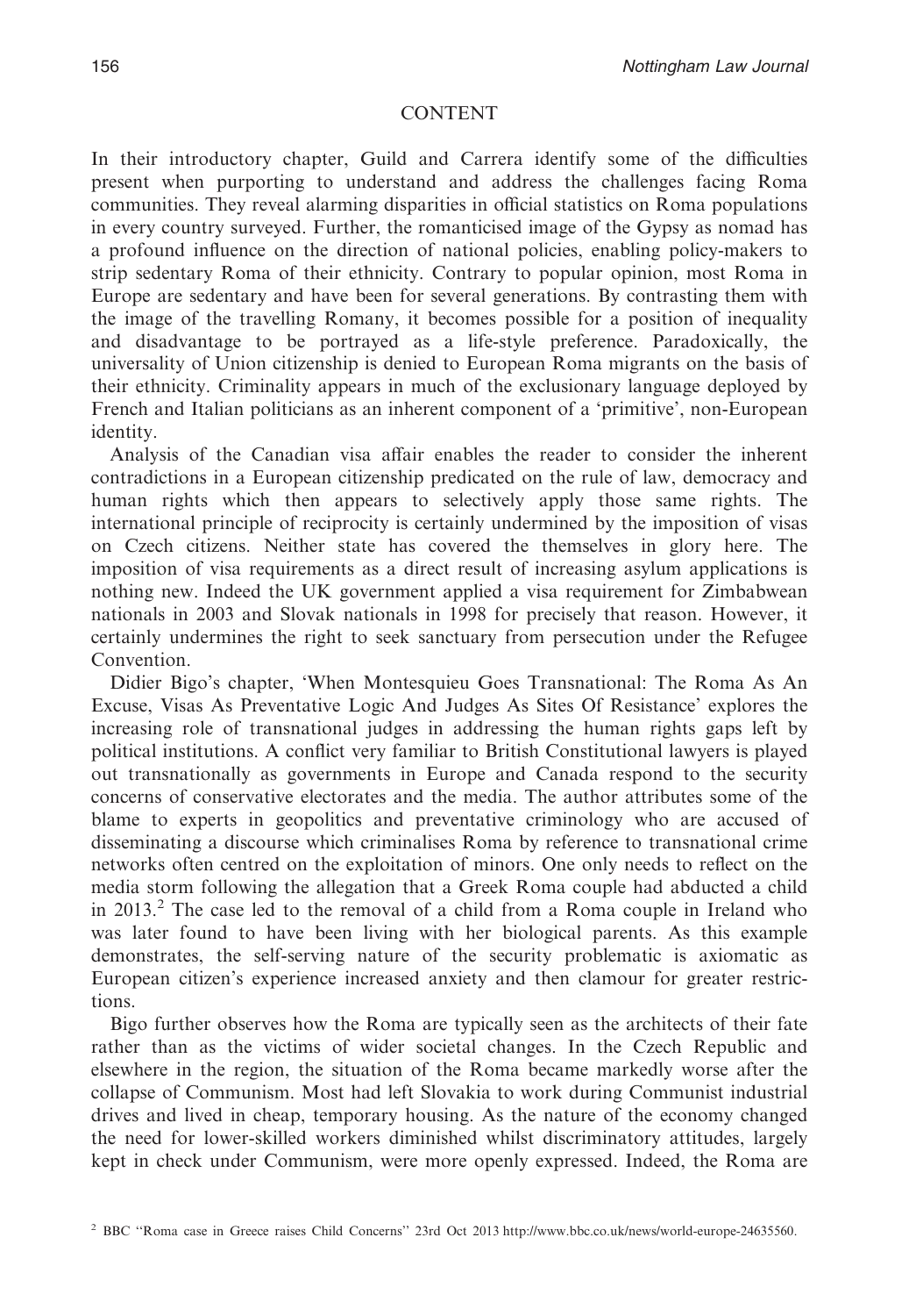## CONTENT

In their introductory chapter, Guild and Carrera identify some of the difficulties present when purporting to understand and address the challenges facing Roma communities. They reveal alarming disparities in official statistics on Roma populations in every country surveyed. Further, the romanticised image of the Gypsy as nomad has a profound influence on the direction of national policies, enabling policy-makers to strip sedentary Roma of their ethnicity. Contrary to popular opinion, most Roma in Europe are sedentary and have been for several generations. By contrasting them with the image of the travelling Romany, it becomes possible for a position of inequality and disadvantage to be portrayed as a life-style preference. Paradoxically, the universality of Union citizenship is denied to European Roma migrants on the basis of their ethnicity. Criminality appears in much of the exclusionary language deployed by French and Italian politicians as an inherent component of a 'primitive', non-European identity.

Analysis of the Canadian visa affair enables the reader to consider the inherent contradictions in a European citizenship predicated on the rule of law, democracy and human rights which then appears to selectively apply those same rights. The international principle of reciprocity is certainly undermined by the imposition of visas on Czech citizens. Neither state has covered the themselves in glory here. The imposition of visa requirements as a direct result of increasing asylum applications is nothing new. Indeed the UK government applied a visa requirement for Zimbabwean nationals in 2003 and Slovak nationals in 1998 for precisely that reason. However, it certainly undermines the right to seek sanctuary from persecution under the Refugee Convention.

Didier Bigo's chapter, 'When Montesquieu Goes Transnational: The Roma As An Excuse, Visas As Preventative Logic And Judges As Sites Of Resistance' explores the increasing role of transnational judges in addressing the human rights gaps left by political institutions. A conflict very familiar to British Constitutional lawyers is played out transnationally as governments in Europe and Canada respond to the security concerns of conservative electorates and the media. The author attributes some of the blame to experts in geopolitics and preventative criminology who are accused of disseminating a discourse which criminalises Roma by reference to transnational crime networks often centred on the exploitation of minors. One only needs to reflect on the media storm following the allegation that a Greek Roma couple had abducted a child in 2013.[2] The case led to the removal of a child from a Roma couple in Ireland who was later found to have been living with her biological parents. As this example demonstrates, the self-serving nature of the security problematic is axiomatic as European citizen's experience increased anxiety and then clamour for greater restrictions.

Bigo further observes how the Roma are typically seen as the architects of their fate rather than as the victims of wider societal changes. In the Czech Republic and elsewhere in the region, the situation of the Roma became markedly worse after the collapse of Communism. Most had left Slovakia to work during Communist industrial drives and lived in cheap, temporary housing. As the nature of the economy changed the need for lower-skilled workers diminished whilst discriminatory attitudes, largely kept in check under Communism, were more openly expressed. Indeed, the Roma are

[2] BBC "Roma case in Greece raises Child Concerns" 23rd Oct 2013 http://www.bbc.co.uk/news/world-europe-24635560.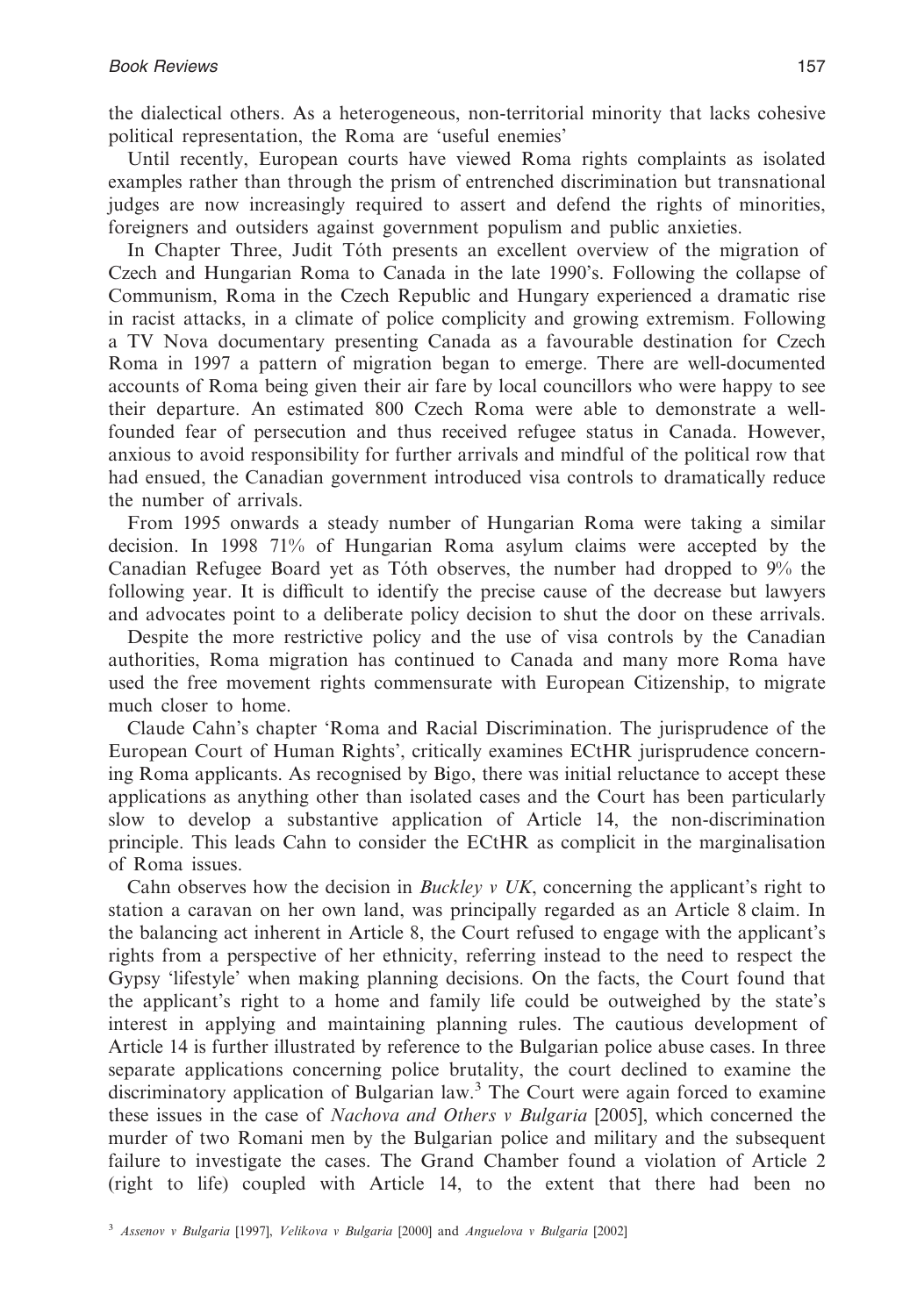the dialectical others. As a heterogeneous, non-territorial minority that lacks cohesive political representation, the Roma are 'useful enemies'

Until recently, European courts have viewed Roma rights complaints as isolated examples rather than through the prism of entrenched discrimination but transnational judges are now increasingly required to assert and defend the rights of minorities, foreigners and outsiders against government populism and public anxieties.

In Chapter Three, Judit Tóth presents an excellent overview of the migration of Czech and Hungarian Roma to Canada in the late 1990's. Following the collapse of Communism, Roma in the Czech Republic and Hungary experienced a dramatic rise in racist attacks, in a climate of police complicity and growing extremism. Following a TV Nova documentary presenting Canada as a favourable destination for Czech Roma in 1997 a pattern of migration began to emerge. There are well-documented accounts of Roma being given their air fare by local councillors who were happy to see their departure. An estimated 800 Czech Roma were able to demonstrate a well-founded fear of persecution and thus received refugee status in Canada. However, anxious to avoid responsibility for further arrivals and mindful of the political row that had ensued, the Canadian government introduced visa controls to dramatically reduce the number of arrivals.

From 1995 onwards a steady number of Hungarian Roma were taking a similar decision. In 1998 71% of Hungarian Roma asylum claims were accepted by the Canadian Refugee Board yet as Tóth observes, the number had dropped to 9% the following year. It is difficult to identify the precise cause of the decrease but lawyers and advocates point to a deliberate policy decision to shut the door on these arrivals.

Despite the more restrictive policy and the use of visa controls by the Canadian authorities, Roma migration has continued to Canada and many more Roma have used the free movement rights commensurate with European Citizenship, to migrate much closer to home.

Claude Cahn's chapter 'Roma and Racial Discrimination. The jurisprudence of the European Court of Human Rights', critically examines ECtHR jurisprudence concerning Roma applicants. As recognised by Bigo, there was initial reluctance to accept these applications as anything other than isolated cases and the Court has been particularly slow to develop a substantive application of Article 14, the non-discrimination principle. This leads Cahn to consider the ECtHR as complicit in the marginalisation of Roma issues.

Cahn observes how the decision in *Buckley v UK*, concerning the applicant's right to station a caravan on her own land, was principally regarded as an Article 8 claim. In the balancing act inherent in Article 8, the Court refused to engage with the applicant's rights from a perspective of her ethnicity, referring instead to the need to respect the Gypsy 'lifestyle' when making planning decisions. On the facts, the Court found that the applicant's right to a home and family life could be outweighed by the state's interest in applying and maintaining planning rules. The cautious development of Article 14 is further illustrated by reference to the Bulgarian police abuse cases. In three separate applications concerning police brutality, the court declined to examine the discriminatory application of Bulgarian law.[3] The Court were again forced to examine these issues in the case of *Nachova and Others v Bulgaria* [2005], which concerned the murder of two Romani men by the Bulgarian police and military and the subsequent failure to investigate the cases. The Grand Chamber found a violation of Article 2 (right to life) coupled with Article 14, to the extent that there had been no

[3] *Assenov v Bulgaria* [1997], *Velikova v Bulgaria* [2000] and *Anguelova v Bulgaria* [2002]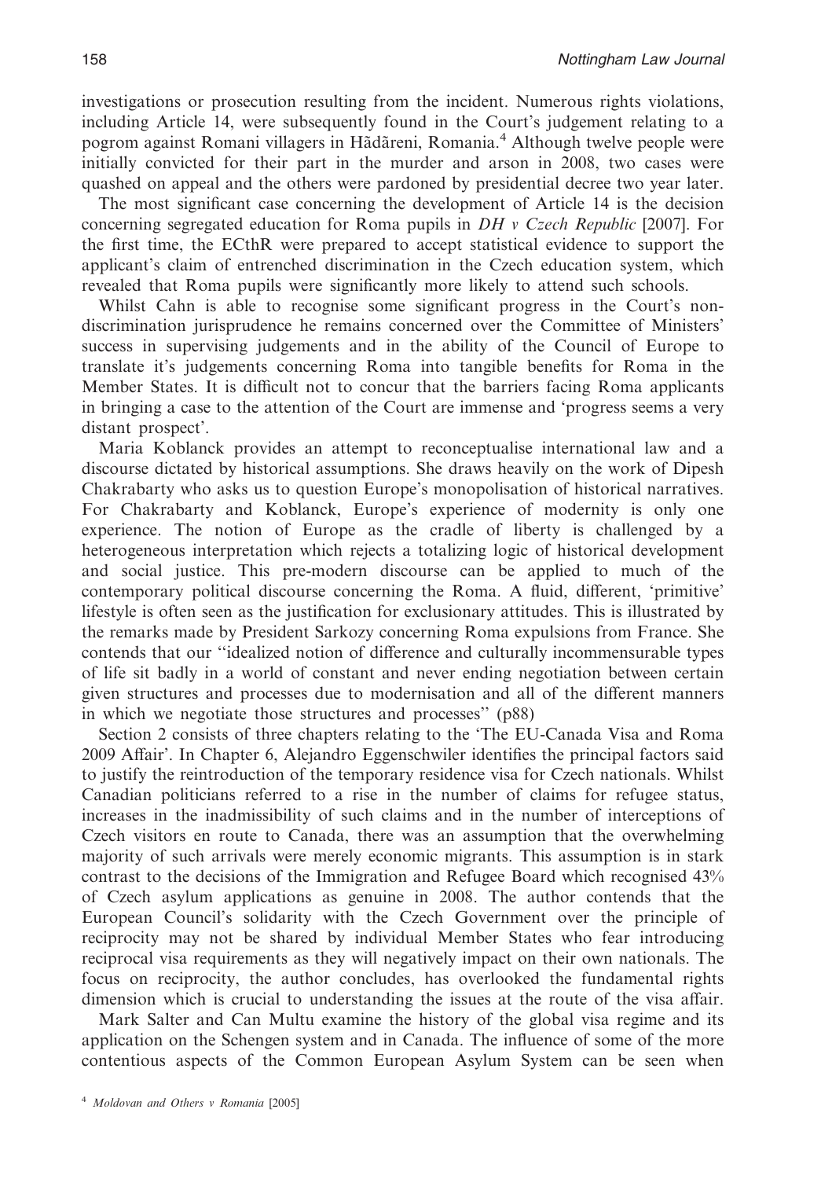investigations or prosecution resulting from the incident. Numerous rights violations, including Article 14, were subsequently found in the Court's judgement relating to a pogrom against Romani villagers in Hădăreni, Romania.[4] Although twelve people were initially convicted for their part in the murder and arson in 2008, two cases were quashed on appeal and the others were pardoned by presidential decree two year later.

The most significant case concerning the development of Article 14 is the decision concerning segregated education for Roma pupils in *DH v Czech Republic* [2007]. For the first time, the ECthR were prepared to accept statistical evidence to support the applicant's claim of entrenched discrimination in the Czech education system, which revealed that Roma pupils were significantly more likely to attend such schools.

Whilst Cahn is able to recognise some significant progress in the Court's non-discrimination jurisprudence he remains concerned over the Committee of Ministers' success in supervising judgements and in the ability of the Council of Europe to translate it's judgements concerning Roma into tangible benefits for Roma in the Member States. It is difficult not to concur that the barriers facing Roma applicants in bringing a case to the attention of the Court are immense and 'progress seems a very distant prospect'.

Maria Koblanck provides an attempt to reconceptualise international law and a discourse dictated by historical assumptions. She draws heavily on the work of Dipesh Chakrabarty who asks us to question Europe's monopolisation of historical narratives. For Chakrabarty and Koblanck, Europe's experience of modernity is only one experience. The notion of Europe as the cradle of liberty is challenged by a heterogeneous interpretation which rejects a totalizing logic of historical development and social justice. This pre-modern discourse can be applied to much of the contemporary political discourse concerning the Roma. A fluid, different, 'primitive' lifestyle is often seen as the justification for exclusionary attitudes. This is illustrated by the remarks made by President Sarkozy concerning Roma expulsions from France. She contends that our "idealized notion of difference and culturally incommensurable types of life sit badly in a world of constant and never ending negotiation between certain given structures and processes due to modernisation and all of the different manners in which we negotiate those structures and processes" (p88)

Section 2 consists of three chapters relating to the 'The EU-Canada Visa and Roma 2009 Affair'. In Chapter 6, Alejandro Eggenschwiler identifies the principal factors said to justify the reintroduction of the temporary residence visa for Czech nationals. Whilst Canadian politicians referred to a rise in the number of claims for refugee status, increases in the inadmissibility of such claims and in the number of interceptions of Czech visitors en route to Canada, there was an assumption that the overwhelming majority of such arrivals were merely economic migrants. This assumption is in stark contrast to the decisions of the Immigration and Refugee Board which recognised 43% of Czech asylum applications as genuine in 2008. The author contends that the European Council's solidarity with the Czech Government over the principle of reciprocity may not be shared by individual Member States who fear introducing reciprocal visa requirements as they will negatively impact on their own nationals. The focus on reciprocity, the author concludes, has overlooked the fundamental rights dimension which is crucial to understanding the issues at the route of the visa affair.

Mark Salter and Can Multu examine the history of the global visa regime and its application on the Schengen system and in Canada. The influence of some of the more contentious aspects of the Common European Asylum System can be seen when

[4] *Moldovan and Others v Romania* [2005]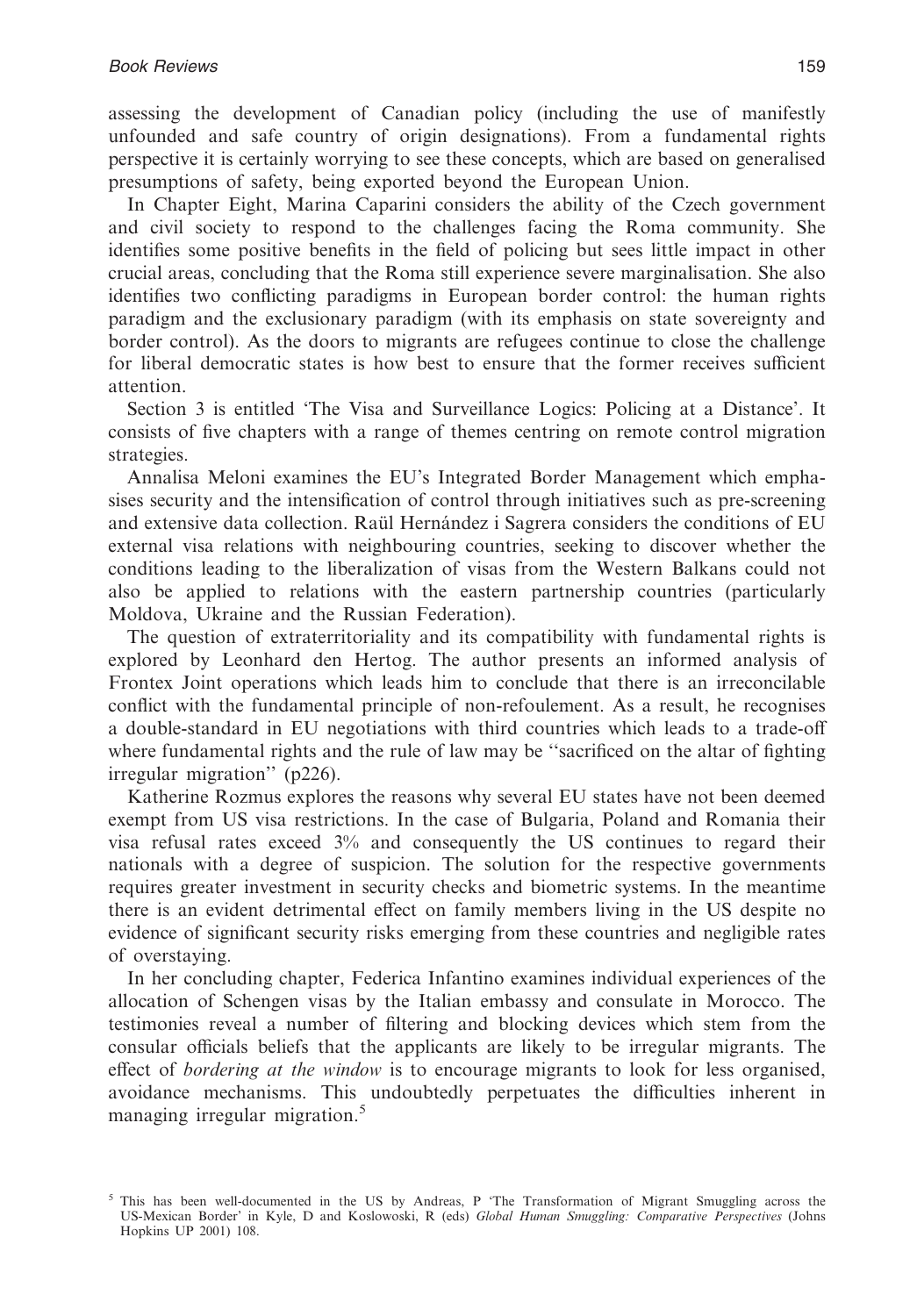assessing the development of Canadian policy (including the use of manifestly unfounded and safe country of origin designations). From a fundamental rights perspective it is certainly worrying to see these concepts, which are based on generalised presumptions of safety, being exported beyond the European Union.

In Chapter Eight, Marina Caparini considers the ability of the Czech government and civil society to respond to the challenges facing the Roma community. She identifies some positive benefits in the field of policing but sees little impact in other crucial areas, concluding that the Roma still experience severe marginalisation. She also identifies two conflicting paradigms in European border control: the human rights paradigm and the exclusionary paradigm (with its emphasis on state sovereignty and border control). As the doors to migrants are refugees continue to close the challenge for liberal democratic states is how best to ensure that the former receives sufficient attention.

Section 3 is entitled 'The Visa and Surveillance Logics: Policing at a Distance'. It consists of five chapters with a range of themes centring on remote control migration strategies.

Annalisa Meloni examines the EU's Integrated Border Management which emphasises security and the intensification of control through initiatives such as pre-screening and extensive data collection. Raül Hernández i Sagrera considers the conditions of EU external visa relations with neighbouring countries, seeking to discover whether the conditions leading to the liberalization of visas from the Western Balkans could not also be applied to relations with the eastern partnership countries (particularly Moldova, Ukraine and the Russian Federation).

The question of extraterritoriality and its compatibility with fundamental rights is explored by Leonhard den Hertog. The author presents an informed analysis of Frontex Joint operations which leads him to conclude that there is an irreconcilable conflict with the fundamental principle of non-refoulement. As a result, he recognises a double-standard in EU negotiations with third countries which leads to a trade-off where fundamental rights and the rule of law may be "sacrificed on the altar of fighting irregular migration" (p226).

Katherine Rozmus explores the reasons why several EU states have not been deemed exempt from US visa restrictions. In the case of Bulgaria, Poland and Romania their visa refusal rates exceed 3% and consequently the US continues to regard their nationals with a degree of suspicion. The solution for the respective governments requires greater investment in security checks and biometric systems. In the meantime there is an evident detrimental effect on family members living in the US despite no evidence of significant security risks emerging from these countries and negligible rates of overstaying.

In her concluding chapter, Federica Infantino examines individual experiences of the allocation of Schengen visas by the Italian embassy and consulate in Morocco. The testimonies reveal a number of filtering and blocking devices which stem from the consular officials beliefs that the applicants are likely to be irregular migrants. The effect of *bordering at the window* is to encourage migrants to look for less organised, avoidance mechanisms. This undoubtedly perpetuates the difficulties inherent in managing irregular migration.[5]

[5] This has been well-documented in the US by Andreas, P 'The Transformation of Migrant Smuggling across the US-Mexican Border' in Kyle, D and Koslowoski, R (eds) *Global Human Smuggling: Comparative Perspectives* (Johns Hopkins UP 2001) 108.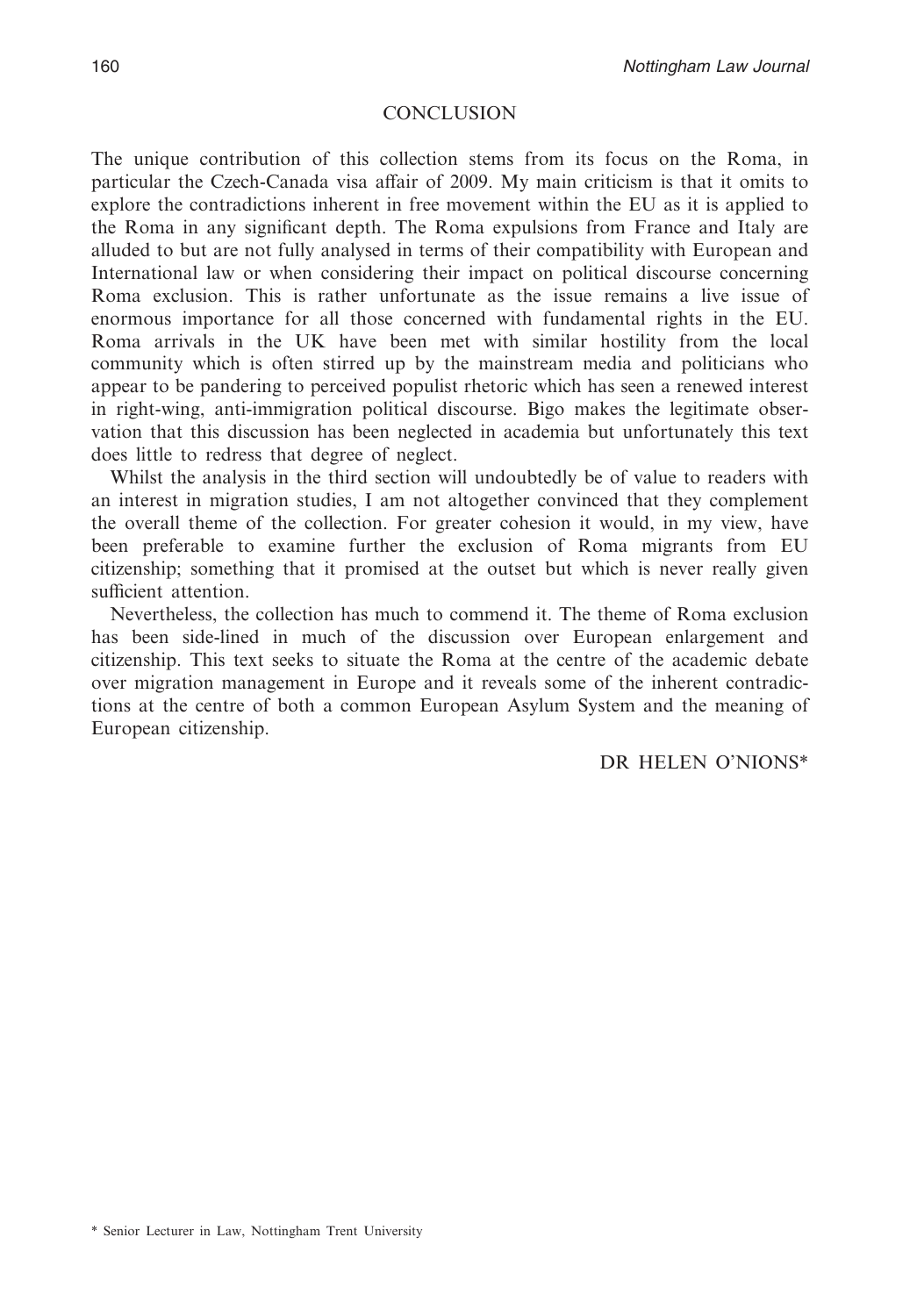## CONCLUSION

The unique contribution of this collection stems from its focus on the Roma, in particular the Czech-Canada visa affair of 2009. My main criticism is that it omits to explore the contradictions inherent in free movement within the EU as it is applied to the Roma in any significant depth. The Roma expulsions from France and Italy are alluded to but are not fully analysed in terms of their compatibility with European and International law or when considering their impact on political discourse concerning Roma exclusion. This is rather unfortunate as the issue remains a live issue of enormous importance for all those concerned with fundamental rights in the EU. Roma arrivals in the UK have been met with similar hostility from the local community which is often stirred up by the mainstream media and politicians who appear to be pandering to perceived populist rhetoric which has seen a renewed interest in right-wing, anti-immigration political discourse. Bigo makes the legitimate observation that this discussion has been neglected in academia but unfortunately this text does little to redress that degree of neglect.

Whilst the analysis in the third section will undoubtedly be of value to readers with an interest in migration studies, I am not altogether convinced that they complement the overall theme of the collection. For greater cohesion it would, in my view, have been preferable to examine further the exclusion of Roma migrants from EU citizenship; something that it promised at the outset but which is never really given sufficient attention.

Nevertheless, the collection has much to commend it. The theme of Roma exclusion has been side-lined in much of the discussion over European enlargement and citizenship. This text seeks to situate the Roma at the centre of the academic debate over migration management in Europe and it reveals some of the inherent contradictions at the centre of both a common European Asylum System and the meaning of European citizenship.

DR HELEN O'NIONS*

\* Senior Lecturer in Law, Nottingham Trent University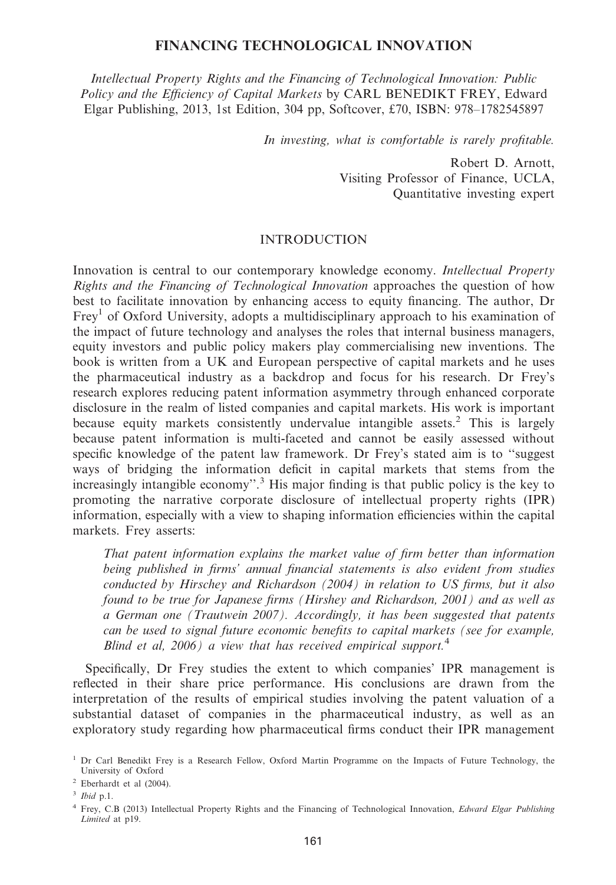# FINANCING TECHNOLOGICAL INNOVATION

*Intellectual Property Rights and the Financing of Technological Innovation: Public Policy and the Efficiency of Capital Markets* by CARL BENEDIKT FREY, Edward Elgar Publishing, 2013, 1st Edition, 304 pp, Softcover, £70, ISBN: 978–1782545897

> *In investing, what is comfortable is rarely profitable.*
>
> Robert D. Arnott,
> Visiting Professor of Finance, UCLA,
> Quantitative investing expert

## INTRODUCTION

Innovation is central to our contemporary knowledge economy. *Intellectual Property Rights and the Financing of Technological Innovation* approaches the question of how best to facilitate innovation by enhancing access to equity financing. The author, Dr Frey[1] of Oxford University, adopts a multidisciplinary approach to his examination of the impact of future technology and analyses the roles that internal business managers, equity investors and public policy makers play commercialising new inventions. The book is written from a UK and European perspective of capital markets and he uses the pharmaceutical industry as a backdrop and focus for his research. Dr Frey's research explores reducing patent information asymmetry through enhanced corporate disclosure in the realm of listed companies and capital markets. His work is important because equity markets consistently undervalue intangible assets.[2] This is largely because patent information is multi-faceted and cannot be easily assessed without specific knowledge of the patent law framework. Dr Frey's stated aim is to "suggest ways of bridging the information deficit in capital markets that stems from the increasingly intangible economy".[3] His major finding is that public policy is the key to promoting the narrative corporate disclosure of intellectual property rights (IPR) information, especially with a view to shaping information efficiencies within the capital markets. Frey asserts:

> *That patent information explains the market value of firm better than information being published in firms' annual financial statements is also evident from studies conducted by Hirschey and Richardson (2004) in relation to US firms, but it also found to be true for Japanese firms (Hirshey and Richardson, 2001) and as well as a German one (Trautwein 2007). Accordingly, it has been suggested that patents can be used to signal future economic benefits to capital markets (see for example, Blind et al, 2006) a view that has received empirical support.*[4]

Specifically, Dr Frey studies the extent to which companies' IPR management is reflected in their share price performance. His conclusions are drawn from the interpretation of the results of empirical studies involving the patent valuation of a substantial dataset of companies in the pharmaceutical industry, as well as an exploratory study regarding how pharmaceutical firms conduct their IPR management

---

[1] Dr Carl Benedikt Frey is a Research Fellow, Oxford Martin Programme on the Impacts of Future Technology, the University of Oxford

[2] Eberhardt et al (2004).

[3] *Ibid* p.1.

[4] Frey, C.B (2013) Intellectual Property Rights and the Financing of Technological Innovation, *Edward Elgar Publishing Limited* at p19.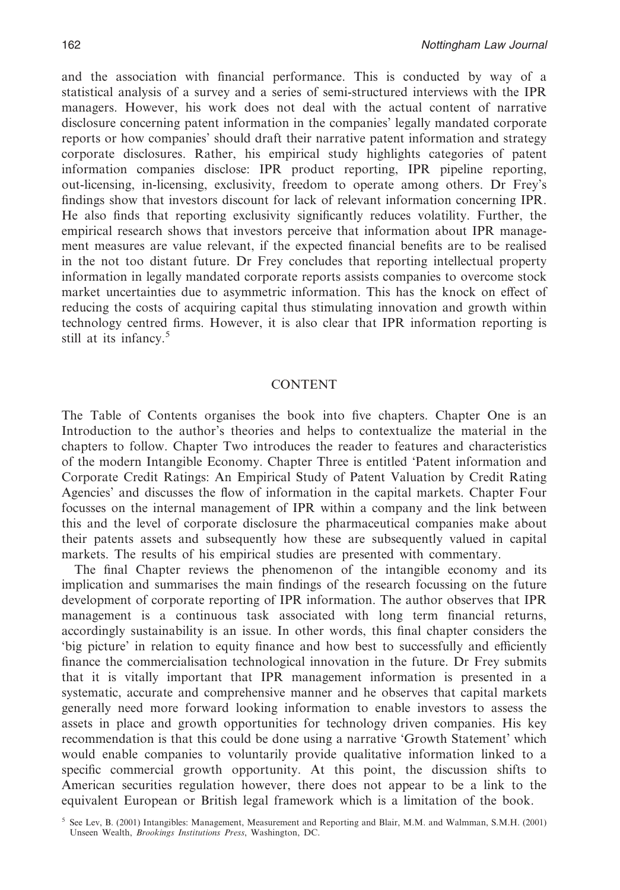and the association with financial performance. This is conducted by way of a statistical analysis of a survey and a series of semi-structured interviews with the IPR managers. However, his work does not deal with the actual content of narrative disclosure concerning patent information in the companies' legally mandated corporate reports or how companies' should draft their narrative patent information and strategy corporate disclosures. Rather, his empirical study highlights categories of patent information companies disclose: IPR product reporting, IPR pipeline reporting, out-licensing, in-licensing, exclusivity, freedom to operate among others. Dr Frey's findings show that investors discount for lack of relevant information concerning IPR. He also finds that reporting exclusivity significantly reduces volatility. Further, the empirical research shows that investors perceive that information about IPR management measures are value relevant, if the expected financial benefits are to be realised in the not too distant future. Dr Frey concludes that reporting intellectual property information in legally mandated corporate reports assists companies to overcome stock market uncertainties due to asymmetric information. This has the knock on effect of reducing the costs of acquiring capital thus stimulating innovation and growth within technology centred firms. However, it is also clear that IPR information reporting is still at its infancy.[5]

## CONTENT

The Table of Contents organises the book into five chapters. Chapter One is an Introduction to the author's theories and helps to contextualize the material in the chapters to follow. Chapter Two introduces the reader to features and characteristics of the modern Intangible Economy. Chapter Three is entitled 'Patent information and Corporate Credit Ratings: An Empirical Study of Patent Valuation by Credit Rating Agencies' and discusses the flow of information in the capital markets. Chapter Four focusses on the internal management of IPR within a company and the link between this and the level of corporate disclosure the pharmaceutical companies make about their patents assets and subsequently how these are subsequently valued in capital markets. The results of his empirical studies are presented with commentary.

The final Chapter reviews the phenomenon of the intangible economy and its implication and summarises the main findings of the research focussing on the future development of corporate reporting of IPR information. The author observes that IPR management is a continuous task associated with long term financial returns, accordingly sustainability is an issue. In other words, this final chapter considers the 'big picture' in relation to equity finance and how best to successfully and efficiently finance the commercialisation technological innovation in the future. Dr Frey submits that it is vitally important that IPR management information is presented in a systematic, accurate and comprehensive manner and he observes that capital markets generally need more forward looking information to enable investors to assess the assets in place and growth opportunities for technology driven companies. His key recommendation is that this could be done using a narrative 'Growth Statement' which would enable companies to voluntarily provide qualitative information linked to a specific commercial growth opportunity. At this point, the discussion shifts to American securities regulation however, there does not appear to be a link to the equivalent European or British legal framework which is a limitation of the book.

[5] See Lev, B. (2001) Intangibles: Management, Measurement and Reporting and Blair, M.M. and Walmman, S.M.H. (2001) Unseen Wealth, *Brookings Institutions Press*, Washington, DC.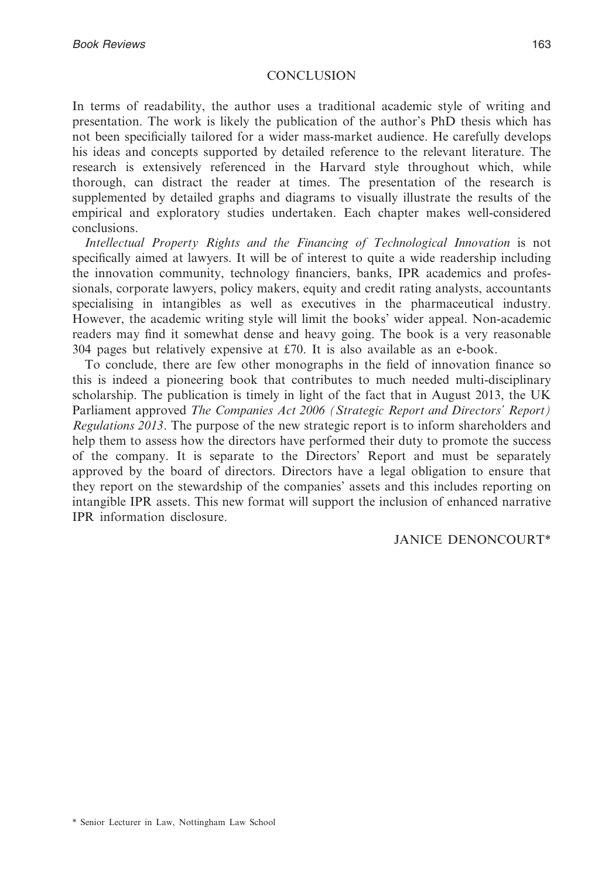## CONCLUSION

In terms of readability, the author uses a traditional academic style of writing and presentation. The work is likely the publication of the author's PhD thesis which has not been specificially tailored for a wider mass-market audience. He carefully develops his ideas and concepts supported by detailed reference to the relevant literature. The research is extensively referenced in the Harvard style throughout which, while thorough, can distract the reader at times. The presentation of the research is supplemented by detailed graphs and diagrams to visually illustrate the results of the empirical and exploratory studies undertaken. Each chapter makes well-considered conclusions.

*Intellectual Property Rights and the Financing of Technological Innovation* is not specifically aimed at lawyers. It will be of interest to quite a wide readership including the innovation community, technology financiers, banks, IPR academics and professionals, corporate lawyers, policy makers, equity and credit rating analysts, accountants specialising in intangibles as well as executives in the pharmaceutical industry. However, the academic writing style will limit the books' wider appeal. Non-academic readers may find it somewhat dense and heavy going. The book is a very reasonable 304 pages but relatively expensive at £70. It is also available as an e-book.

To conclude, there are few other monographs in the field of innovation finance so this is indeed a pioneering book that contributes to much needed multi-disciplinary scholarship. The publication is timely in light of the fact that in August 2013, the UK Parliament approved *The Companies Act 2006 (Strategic Report and Directors' Report) Regulations 2013*. The purpose of the new strategic report is to inform shareholders and help them to assess how the directors have performed their duty to promote the success of the company. It is separate to the Directors' Report and must be separately approved by the board of directors. Directors have a legal obligation to ensure that they report on the stewardship of the companies' assets and this includes reporting on intangible IPR assets. This new format will support the inclusion of enhanced narrative IPR information disclosure.

JANICE DENONCOURT*

\* Senior Lecturer in Law, Nottingham Law School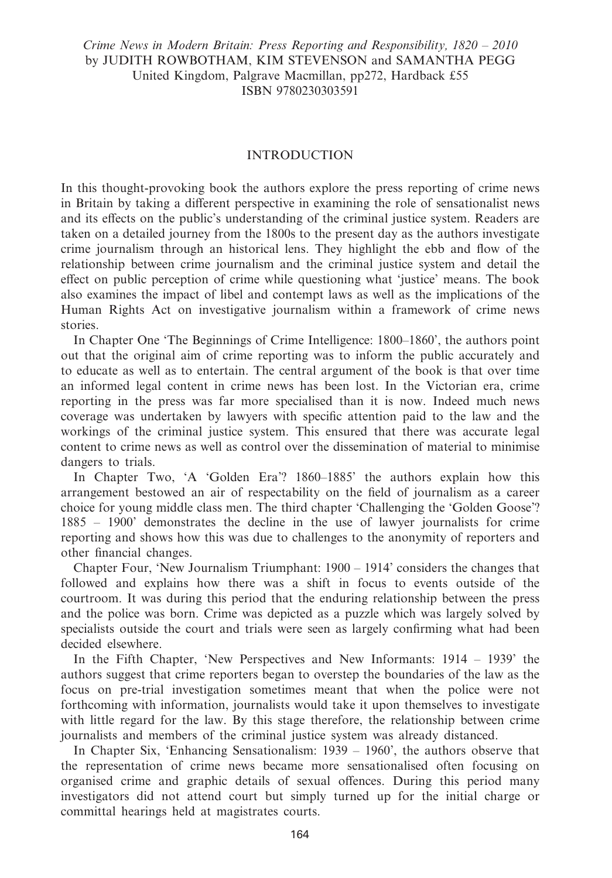*Crime News in Modern Britain: Press Reporting and Responsibility, 1820 – 2010*
by JUDITH ROWBOTHAM, KIM STEVENSON and SAMANTHA PEGG
United Kingdom, Palgrave Macmillan, pp272, Hardback £55
ISBN 9780230303591

## INTRODUCTION

In this thought-provoking book the authors explore the press reporting of crime news in Britain by taking a different perspective in examining the role of sensationalist news and its effects on the public's understanding of the criminal justice system. Readers are taken on a detailed journey from the 1800s to the present day as the authors investigate crime journalism through an historical lens. They highlight the ebb and flow of the relationship between crime journalism and the criminal justice system and detail the effect on public perception of crime while questioning what 'justice' means. The book also examines the impact of libel and contempt laws as well as the implications of the Human Rights Act on investigative journalism within a framework of crime news stories.

In Chapter One 'The Beginnings of Crime Intelligence: 1800–1860', the authors point out that the original aim of crime reporting was to inform the public accurately and to educate as well as to entertain. The central argument of the book is that over time an informed legal content in crime news has been lost. In the Victorian era, crime reporting in the press was far more specialised than it is now. Indeed much news coverage was undertaken by lawyers with specific attention paid to the law and the workings of the criminal justice system. This ensured that there was accurate legal content to crime news as well as control over the dissemination of material to minimise dangers to trials.

In Chapter Two, 'A 'Golden Era'? 1860–1885' the authors explain how this arrangement bestowed an air of respectability on the field of journalism as a career choice for young middle class men. The third chapter 'Challenging the 'Golden Goose'? 1885 – 1900' demonstrates the decline in the use of lawyer journalists for crime reporting and shows how this was due to challenges to the anonymity of reporters and other financial changes.

Chapter Four, 'New Journalism Triumphant: 1900 – 1914' considers the changes that followed and explains how there was a shift in focus to events outside of the courtroom. It was during this period that the enduring relationship between the press and the police was born. Crime was depicted as a puzzle which was largely solved by specialists outside the court and trials were seen as largely confirming what had been decided elsewhere.

In the Fifth Chapter, 'New Perspectives and New Informants: 1914 – 1939' the authors suggest that crime reporters began to overstep the boundaries of the law as the focus on pre-trial investigation sometimes meant that when the police were not forthcoming with information, journalists would take it upon themselves to investigate with little regard for the law. By this stage therefore, the relationship between crime journalists and members of the criminal justice system was already distanced.

In Chapter Six, 'Enhancing Sensationalism: 1939 – 1960', the authors observe that the representation of crime news became more sensationalised often focusing on organised crime and graphic details of sexual offences. During this period many investigators did not attend court but simply turned up for the initial charge or committal hearings held at magistrates courts.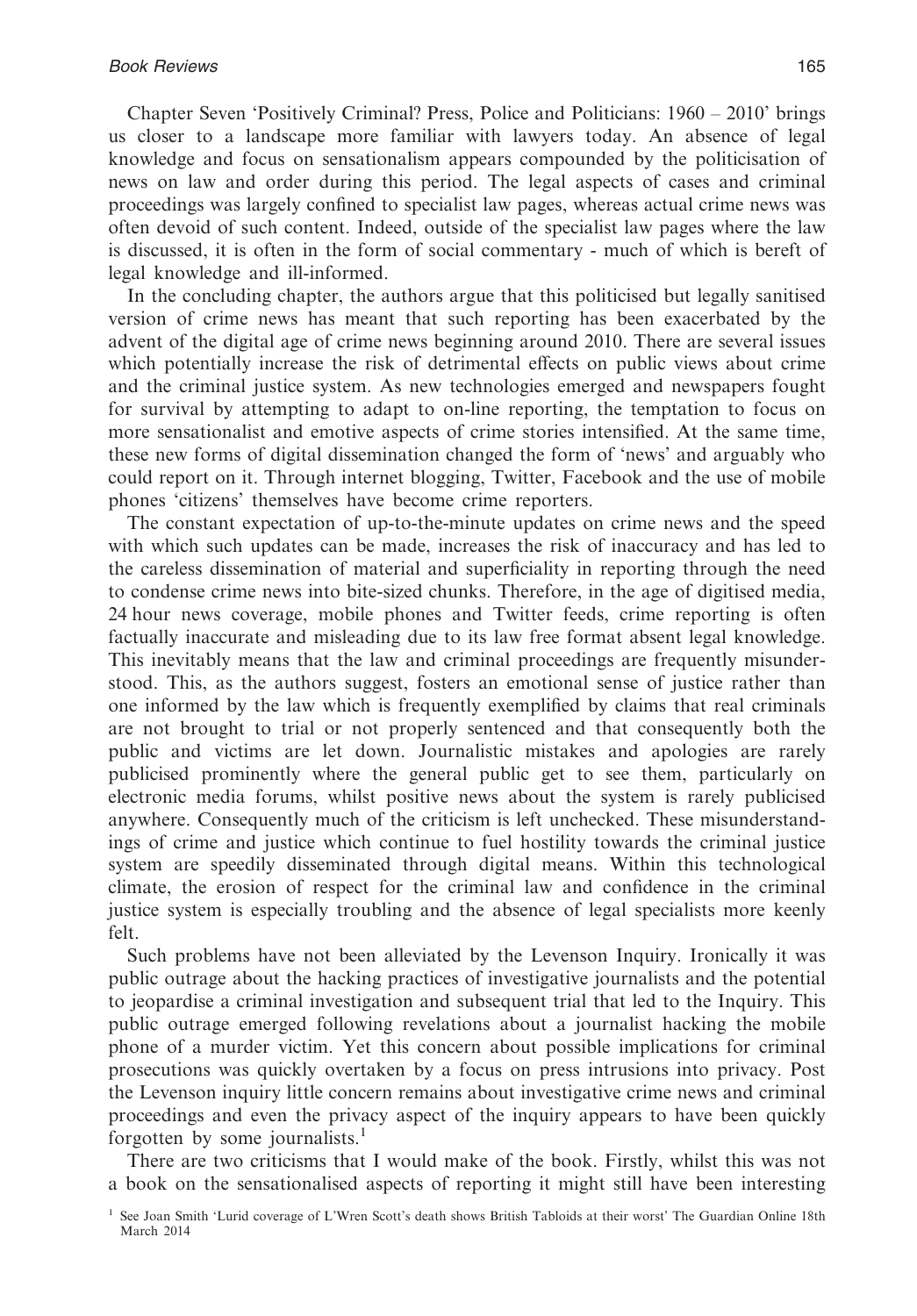Chapter Seven 'Positively Criminal? Press, Police and Politicians: 1960 – 2010' brings us closer to a landscape more familiar with lawyers today. An absence of legal knowledge and focus on sensationalism appears compounded by the politicisation of news on law and order during this period. The legal aspects of cases and criminal proceedings was largely confined to specialist law pages, whereas actual crime news was often devoid of such content. Indeed, outside of the specialist law pages where the law is discussed, it is often in the form of social commentary - much of which is bereft of legal knowledge and ill-informed.

In the concluding chapter, the authors argue that this politicised but legally sanitised version of crime news has meant that such reporting has been exacerbated by the advent of the digital age of crime news beginning around 2010. There are several issues which potentially increase the risk of detrimental effects on public views about crime and the criminal justice system. As new technologies emerged and newspapers fought for survival by attempting to adapt to on-line reporting, the temptation to focus on more sensationalist and emotive aspects of crime stories intensified. At the same time, these new forms of digital dissemination changed the form of 'news' and arguably who could report on it. Through internet blogging, Twitter, Facebook and the use of mobile phones 'citizens' themselves have become crime reporters.

The constant expectation of up-to-the-minute updates on crime news and the speed with which such updates can be made, increases the risk of inaccuracy and has led to the careless dissemination of material and superficiality in reporting through the need to condense crime news into bite-sized chunks. Therefore, in the age of digitised media, 24 hour news coverage, mobile phones and Twitter feeds, crime reporting is often factually inaccurate and misleading due to its law free format absent legal knowledge. This inevitably means that the law and criminal proceedings are frequently misunderstood. This, as the authors suggest, fosters an emotional sense of justice rather than one informed by the law which is frequently exemplified by claims that real criminals are not brought to trial or not properly sentenced and that consequently both the public and victims are let down. Journalistic mistakes and apologies are rarely publicised prominently where the general public get to see them, particularly on electronic media forums, whilst positive news about the system is rarely publicised anywhere. Consequently much of the criticism is left unchecked. These misunderstandings of crime and justice which continue to fuel hostility towards the criminal justice system are speedily disseminated through digital means. Within this technological climate, the erosion of respect for the criminal law and confidence in the criminal justice system is especially troubling and the absence of legal specialists more keenly felt.

Such problems have not been alleviated by the Levenson Inquiry. Ironically it was public outrage about the hacking practices of investigative journalists and the potential to jeopardise a criminal investigation and subsequent trial that led to the Inquiry. This public outrage emerged following revelations about a journalist hacking the mobile phone of a murder victim. Yet this concern about possible implications for criminal prosecutions was quickly overtaken by a focus on press intrusions into privacy. Post the Levenson inquiry little concern remains about investigative crime news and criminal proceedings and even the privacy aspect of the inquiry appears to have been quickly forgotten by some journalists.[1]

There are two criticisms that I would make of the book. Firstly, whilst this was not a book on the sensationalised aspects of reporting it might still have been interesting

[1] See Joan Smith 'Lurid coverage of L'Wren Scott's death shows British Tabloids at their worst' The Guardian Online 18th March 2014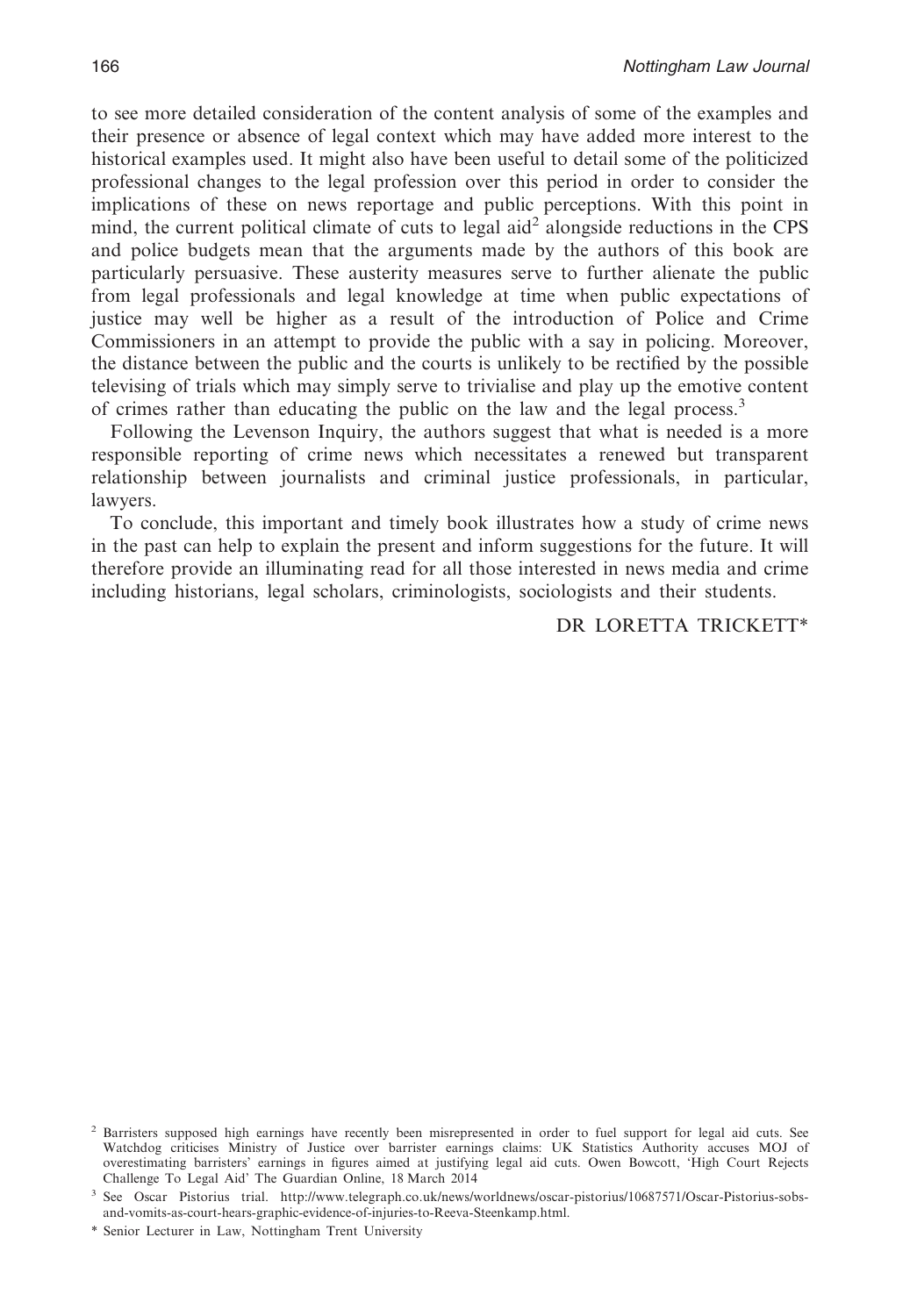to see more detailed consideration of the content analysis of some of the examples and their presence or absence of legal context which may have added more interest to the historical examples used. It might also have been useful to detail some of the politicized professional changes to the legal profession over this period in order to consider the implications of these on news reportage and public perceptions. With this point in mind, the current political climate of cuts to legal aid[2] alongside reductions in the CPS and police budgets mean that the arguments made by the authors of this book are particularly persuasive. These austerity measures serve to further alienate the public from legal professionals and legal knowledge at time when public expectations of justice may well be higher as a result of the introduction of Police and Crime Commissioners in an attempt to provide the public with a say in policing. Moreover, the distance between the public and the courts is unlikely to be rectified by the possible televising of trials which may simply serve to trivialise and play up the emotive content of crimes rather than educating the public on the law and the legal process.[3]

Following the Levenson Inquiry, the authors suggest that what is needed is a more responsible reporting of crime news which necessitates a renewed but transparent relationship between journalists and criminal justice professionals, in particular, lawyers.

To conclude, this important and timely book illustrates how a study of crime news in the past can help to explain the present and inform suggestions for the future. It will therefore provide an illuminating read for all those interested in news media and crime including historians, legal scholars, criminologists, sociologists and their students.

DR LORETTA TRICKETT*

---

[2] Barristers supposed high earnings have recently been misrepresented in order to fuel support for legal aid cuts. See Watchdog criticises Ministry of Justice over barrister earnings claims: UK Statistics Authority accuses MOJ of overestimating barristers' earnings in figures aimed at justifying legal aid cuts. Owen Bowcott, 'High Court Rejects Challenge To Legal Aid' The Guardian Online, 18 March 2014

[3] See Oscar Pistorius trial. http://www.telegraph.co.uk/news/worldnews/oscar-pistorius/10687571/Oscar-Pistorius-sobs-and-vomits-as-court-hears-graphic-evidence-of-injuries-to-Reeva-Steenkamp.html.

* Senior Lecturer in Law, Nottingham Trent University